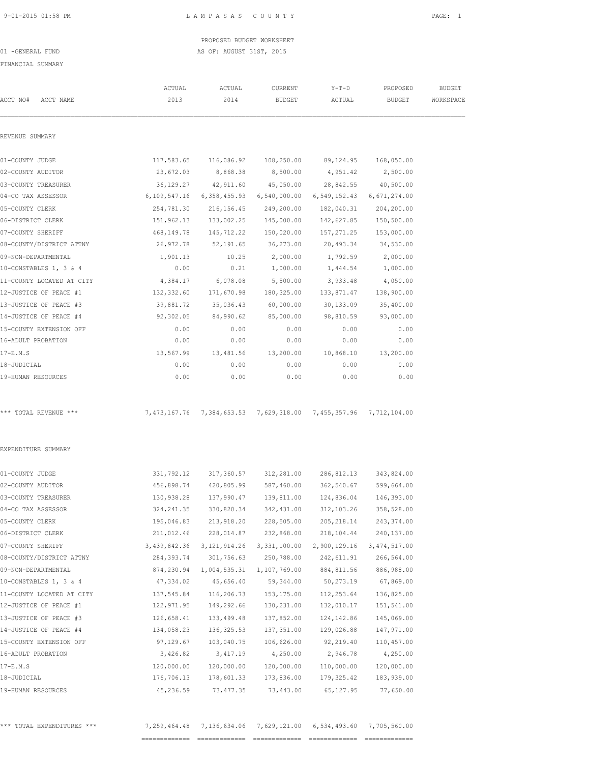PROPOSED BUDGET WORKSHEET

01 -GENERAL FUND

AS OF: AUGUST 31ST, 2015

FINANCIAL SUMMARY

| ACCT NO# ACCT NAME | ACTUAL 2013 | ACTUAL 2014 | CURRENT BUDGET | Y-T-D ACTUAL | PROPOSED BUDGET | BUDGET WORKSPACE |
|---|---|---|---|---|---|---|
| **REVENUE SUMMARY** | | | | | | |
| 01-COUNTY JUDGE | 117,583.65 | 116,086.92 | 108,250.00 | 89,124.95 | 168,050.00 | |
| 02-COUNTY AUDITOR | 23,672.03 | 8,868.38 | 8,500.00 | 4,951.42 | 2,500.00 | |
| 03-COUNTY TREASURER | 36,129.27 | 42,911.60 | 45,050.00 | 28,842.55 | 40,500.00 | |
| 04-CO TAX ASSESSOR | 6,109,547.16 | 6,358,455.93 | 6,540,000.00 | 6,549,152.43 | 6,671,274.00 | |
| 05-COUNTY CLERK | 254,781.30 | 216,156.45 | 249,200.00 | 182,040.31 | 204,200.00 | |
| 06-DISTRICT CLERK | 151,962.13 | 133,002.25 | 145,000.00 | 142,627.85 | 150,500.00 | |
| 07-COUNTY SHERIFF | 468,149.78 | 145,712.22 | 150,020.00 | 157,271.25 | 153,000.00 | |
| 08-COUNTY/DISTRICT ATTNY | 26,972.78 | 52,191.65 | 36,273.00 | 20,493.34 | 34,530.00 | |
| 09-NON-DEPARTMENTAL | 1,901.13 | 10.25 | 2,000.00 | 1,792.59 | 2,000.00 | |
| 10-CONSTABLES 1, 3 & 4 | 0.00 | 0.21 | 1,000.00 | 1,444.54 | 1,000.00 | |
| 11-COUNTY LOCATED AT CITY | 4,384.17 | 6,078.08 | 5,500.00 | 3,933.48 | 4,050.00 | |
| 12-JUSTICE OF PEACE #1 | 132,332.60 | 171,670.98 | 180,325.00 | 133,871.47 | 138,900.00 | |
| 13-JUSTICE OF PEACE #3 | 39,881.72 | 35,036.43 | 60,000.00 | 30,133.09 | 35,400.00 | |
| 14-JUSTICE OF PEACE #4 | 92,302.05 | 84,990.62 | 85,000.00 | 98,810.59 | 93,000.00 | |
| 15-COUNTY EXTENSION OFF | 0.00 | 0.00 | 0.00 | 0.00 | 0.00 | |
| 16-ADULT PROBATION | 0.00 | 0.00 | 0.00 | 0.00 | 0.00 | |
| 17-E.M.S | 13,567.99 | 13,481.56 | 13,200.00 | 10,868.10 | 13,200.00 | |
| 18-JUDICIAL | 0.00 | 0.00 | 0.00 | 0.00 | 0.00 | |
| 19-HUMAN RESOURCES | 0.00 | 0.00 | 0.00 | 0.00 | 0.00 | |
| *** TOTAL REVENUE *** | 7,473,167.76 | 7,384,653.53 | 7,629,318.00 | 7,455,357.96 | 7,712,104.00 | |
| **EXPENDITURE SUMMARY** | | | | | | |
| 01-COUNTY JUDGE | 331,792.12 | 317,360.57 | 312,281.00 | 286,812.13 | 343,824.00 | |
| 02-COUNTY AUDITOR | 456,898.74 | 420,805.99 | 587,460.00 | 362,540.67 | 599,664.00 | |
| 03-COUNTY TREASURER | 130,938.28 | 137,990.47 | 139,811.00 | 124,836.04 | 146,393.00 | |
| 04-CO TAX ASSESSOR | 324,241.35 | 330,820.34 | 342,431.00 | 312,103.26 | 358,528.00 | |
| 05-COUNTY CLERK | 195,046.83 | 213,918.20 | 228,505.00 | 205,218.14 | 243,374.00 | |
| 06-DISTRICT CLERK | 211,012.46 | 228,014.87 | 232,868.00 | 218,104.44 | 240,137.00 | |
| 07-COUNTY SHERIFF | 3,439,842.36 | 3,121,914.26 | 3,331,100.00 | 2,900,129.16 | 3,474,517.00 | |
| 08-COUNTY/DISTRICT ATTNY | 284,393.74 | 301,756.63 | 250,788.00 | 242,611.91 | 266,564.00 | |
| 09-NON-DEPARTMENTAL | 874,230.94 | 1,004,535.31 | 1,107,769.00 | 884,811.56 | 886,988.00 | |
| 10-CONSTABLES 1, 3 & 4 | 47,334.02 | 45,656.40 | 59,344.00 | 50,273.19 | 67,869.00 | |
| 11-COUNTY LOCATED AT CITY | 137,545.84 | 116,206.73 | 153,175.00 | 112,253.64 | 136,825.00 | |
| 12-JUSTICE OF PEACE #1 | 122,971.95 | 149,292.66 | 130,231.00 | 132,010.17 | 151,541.00 | |
| 13-JUSTICE OF PEACE #3 | 126,658.41 | 133,499.48 | 137,852.00 | 124,142.86 | 145,069.00 | |
| 14-JUSTICE OF PEACE #4 | 134,058.23 | 136,325.53 | 137,351.00 | 129,026.88 | 147,971.00 | |
| 15-COUNTY EXTENSION OFF | 97,129.67 | 103,040.75 | 106,626.00 | 92,219.40 | 110,457.00 | |
| 16-ADULT PROBATION | 3,426.82 | 3,417.19 | 4,250.00 | 2,946.78 | 4,250.00 | |
| 17-E.M.S | 120,000.00 | 120,000.00 | 120,000.00 | 110,000.00 | 120,000.00 | |
| 18-JUDICIAL | 176,706.13 | 178,601.33 | 173,836.00 | 179,325.42 | 183,939.00 | |
| 19-HUMAN RESOURCES | 45,236.59 | 73,477.35 | 73,443.00 | 65,127.95 | 77,650.00 | |
| *** TOTAL EXPENDITURES *** | 7,259,464.48 | 7,136,634.06 | 7,629,121.00 | 6,534,493.60 | 7,705,560.00 | |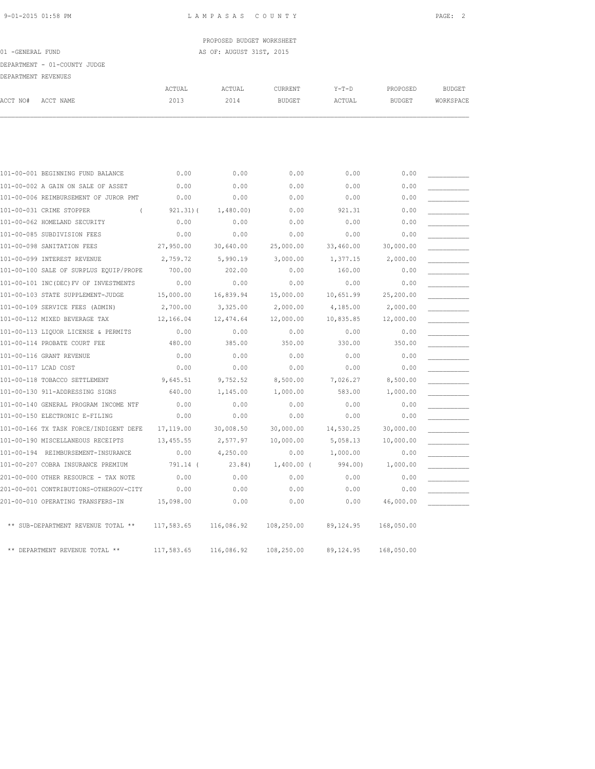PROPOSED BUDGET WORKSHEET

01 -GENERAL FUND AS OF: AUGUST 31ST, 2015

DEPARTMENT - 01-COUNTY JUDGE

DEPARTMENT REVENUES

| ACCT NO# | ACCT NAME | ACTUAL 2013 | ACTUAL 2014 | CURRENT BUDGET | Y-T-D ACTUAL | PROPOSED BUDGET | BUDGET WORKSPACE |
|---|---|---|---|---|---|---|---|
| 101-00-001 | BEGINNING FUND BALANCE | 0.00 | 0.00 | 0.00 | 0.00 | 0.00 | __________ |
| 101-00-002 | A GAIN ON SALE OF ASSET | 0.00 | 0.00 | 0.00 | 0.00 | 0.00 | __________ |
| 101-00-006 | REIMBURSEMENT OF JUROR PMT | 0.00 | 0.00 | 0.00 | 0.00 | 0.00 | __________ |
| 101-00-031 | CRIME STOPPER | ( 921.31) | ( 1,480.00) | 0.00 | 921.31 | 0.00 | __________ |
| 101-00-062 | HOMELAND SECURITY | 0.00 | 0.00 | 0.00 | 0.00 | 0.00 | __________ |
| 101-00-085 | SUBDIVISION FEES | 0.00 | 0.00 | 0.00 | 0.00 | 0.00 | __________ |
| 101-00-098 | SANITATION FEES | 27,950.00 | 30,640.00 | 25,000.00 | 33,460.00 | 30,000.00 | __________ |
| 101-00-099 | INTEREST REVENUE | 2,759.72 | 5,990.19 | 3,000.00 | 1,377.15 | 2,000.00 | __________ |
| 101-00-100 | SALE OF SURPLUS EQUIP/PROPE | 700.00 | 202.00 | 0.00 | 160.00 | 0.00 | __________ |
| 101-00-101 | INC(DEC)FV OF INVESTMENTS | 0.00 | 0.00 | 0.00 | 0.00 | 0.00 | __________ |
| 101-00-103 | STATE SUPPLEMENT-JUDGE | 15,000.00 | 16,839.94 | 15,000.00 | 10,651.99 | 25,200.00 | __________ |
| 101-00-109 | SERVICE FEES (ADMIN) | 2,700.00 | 3,325.00 | 2,000.00 | 4,185.00 | 2,000.00 | __________ |
| 101-00-112 | MIXED BEVERAGE TAX | 12,166.04 | 12,474.64 | 12,000.00 | 10,835.85 | 12,000.00 | __________ |
| 101-00-113 | LIQUOR LICENSE & PERMITS | 0.00 | 0.00 | 0.00 | 0.00 | 0.00 | __________ |
| 101-00-114 | PROBATE COURT FEE | 480.00 | 385.00 | 350.00 | 330.00 | 350.00 | __________ |
| 101-00-116 | GRANT REVENUE | 0.00 | 0.00 | 0.00 | 0.00 | 0.00 | __________ |
| 101-00-117 | LCAD COST | 0.00 | 0.00 | 0.00 | 0.00 | 0.00 | __________ |
| 101-00-118 | TOBACCO SETTLEMENT | 9,645.51 | 9,752.52 | 8,500.00 | 7,026.27 | 8,500.00 | __________ |
| 101-00-130 | 911-ADDRESSING SIGNS | 640.00 | 1,145.00 | 1,000.00 | 583.00 | 1,000.00 | __________ |
| 101-00-140 | GENERAL PROGRAM INCOME NTF | 0.00 | 0.00 | 0.00 | 0.00 | 0.00 | __________ |
| 101-00-150 | ELECTRONIC E-FILING | 0.00 | 0.00 | 0.00 | 0.00 | 0.00 | __________ |
| 101-00-166 | TX TASK FORCE/INDIGENT DEFE | 17,119.00 | 30,008.50 | 30,000.00 | 14,530.25 | 30,000.00 | __________ |
| 101-00-190 | MISCELLANEOUS RECEIPTS | 13,455.55 | 2,577.97 | 10,000.00 | 5,058.13 | 10,000.00 | __________ |
| 101-00-194 | REIMBURSEMENT-INSURANCE | 0.00 | 4,250.00 | 0.00 | 1,000.00 | 0.00 | __________ |
| 101-00-207 | COBRA INSURANCE PREMIUM | 791.14 | ( 23.84) | 1,400.00 | ( 994.00) | 1,000.00 | __________ |
| 201-00-000 | OTHER RESOURCE - TAX NOTE | 0.00 | 0.00 | 0.00 | 0.00 | 0.00 | __________ |
| 201-00-001 | CONTRIBUTIONS-OTHERGOV-CITY | 0.00 | 0.00 | 0.00 | 0.00 | 0.00 | __________ |
| 201-00-010 | OPERATING TRANSFERS-IN | 15,098.00 | 0.00 | 0.00 | 0.00 | 46,000.00 | __________ |
| | ** SUB-DEPARTMENT REVENUE TOTAL ** | 117,583.65 | 116,086.92 | 108,250.00 | 89,124.95 | 168,050.00 | |
| | ** DEPARTMENT REVENUE TOTAL ** | 117,583.65 | 116,086.92 | 108,250.00 | 89,124.95 | 168,050.00 | |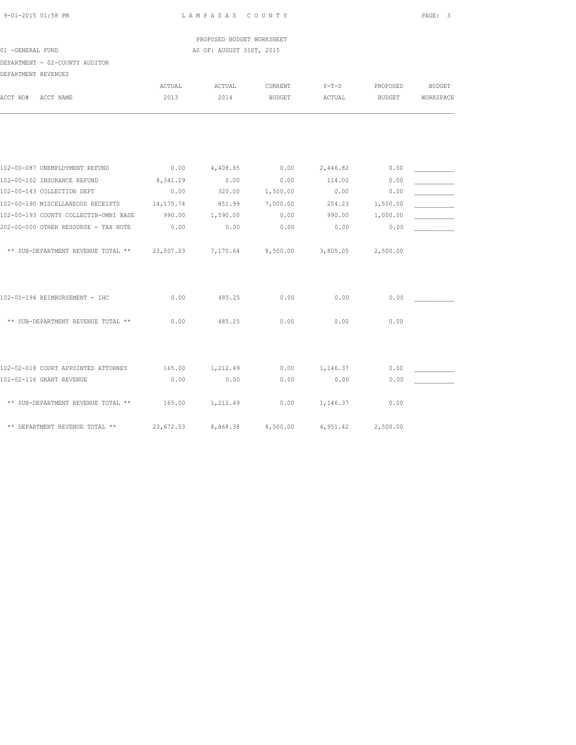PROPOSED BUDGET WORKSHEET

01 -GENERAL FUND — AS OF: AUGUST 31ST, 2015

DEPARTMENT - 02-COUNTY AUDITOR

DEPARTMENT REVENUES

| ACCT NO# ACCT NAME | ACTUAL 2013 | ACTUAL 2014 | CURRENT BUDGET | Y-T-D ACTUAL | PROPOSED BUDGET | BUDGET WORKSPACE |
|---|---|---|---|---|---|---|
| 102-00-087 UNEMPLOYMENT REFUND | 0.00 | 4,408.65 | 0.00 | 2,446.82 | 0.00 | ___________ |
| 102-00-102 INSURANCE REFUND | 8,341.29 | 0.00 | 0.00 | 114.00 | 0.00 | ___________ |
| 102-00-143 COLLECTION DEPT | 0.00 | 320.00 | 1,500.00 | 0.00 | 0.00 | ___________ |
| 102-00-190 MISCELLANEOUS RECEIPTS | 14,175.74 | 851.99 | 7,000.00 | 254.23 | 1,500.00 | ___________ |
| 102-00-193 COUNTY COLLECTIN-OMNI BASE | 990.00 | 1,590.00 | 0.00 | 990.00 | 1,000.00 | ___________ |
| 202-00-000 OTHER RESOURSE - TAX NOTE | 0.00 | 0.00 | 0.00 | 0.00 | 0.00 | ___________ |
| ** SUB-DEPARTMENT REVENUE TOTAL ** | 23,507.03 | 7,170.64 | 8,500.00 | 3,805.05 | 2,500.00 | |
| 102-01-194 REIMBURSEMENT - IHC | 0.00 | 485.25 | 0.00 | 0.00 | 0.00 | ___________ |
| ** SUB-DEPARTMENT REVENUE TOTAL ** | 0.00 | 485.25 | 0.00 | 0.00 | 0.00 | |
| 102-02-018 COURT APPOINTED ATTORNEY | 165.00 | 1,212.49 | 0.00 | 1,146.37 | 0.00 | ___________ |
| 102-02-116 GRANT REVENUE | 0.00 | 0.00 | 0.00 | 0.00 | 0.00 | ___________ |
| ** SUB-DEPARTMENT REVENUE TOTAL ** | 165.00 | 1,212.49 | 0.00 | 1,146.37 | 0.00 | |
| ** DEPARTMENT REVENUE TOTAL ** | 23,672.03 | 8,868.38 | 8,500.00 | 4,951.42 | 2,500.00 | |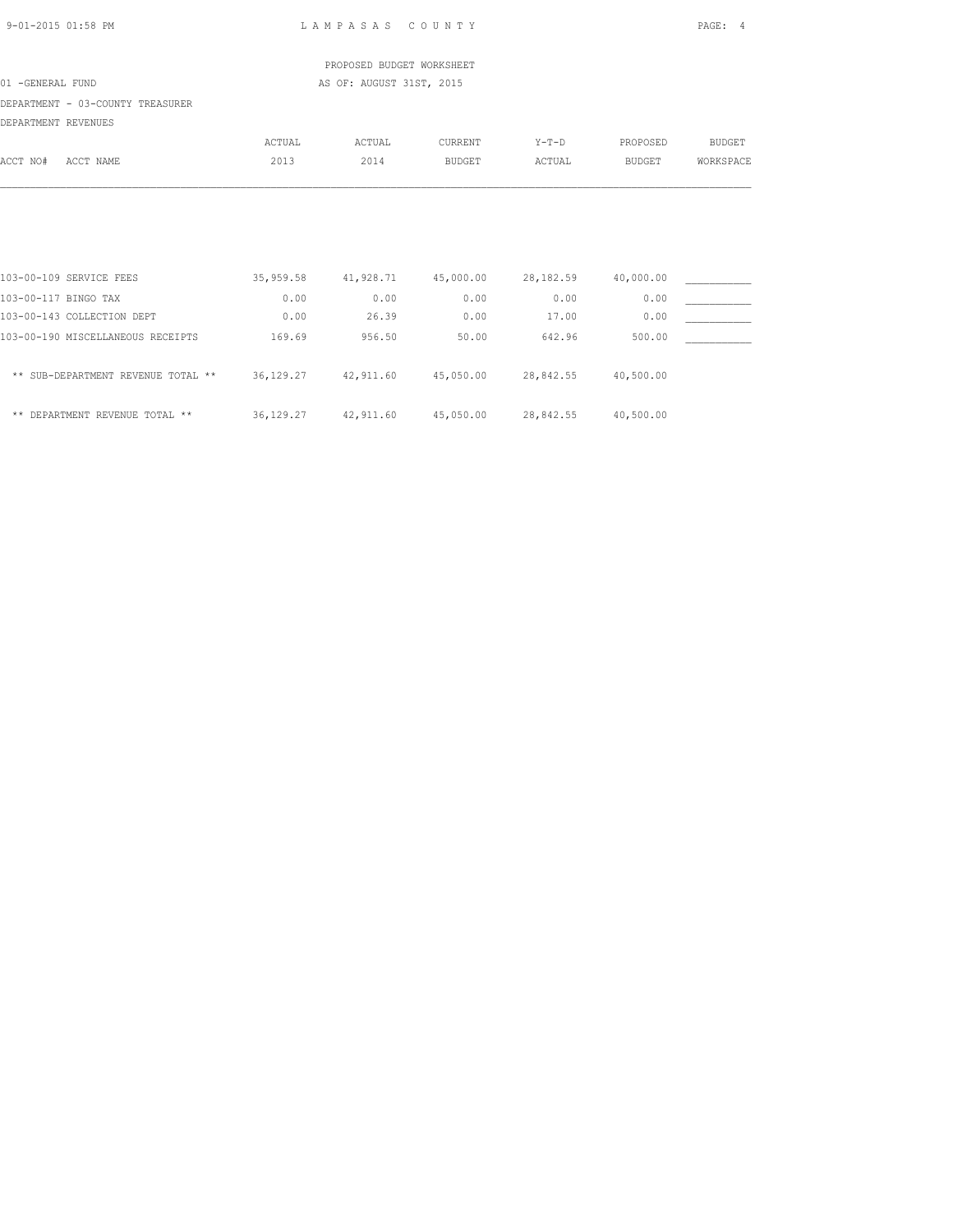PROPOSED BUDGET WORKSHEET

01 -GENERAL FUND — AS OF: AUGUST 31ST, 2015

DEPARTMENT - 03-COUNTY TREASURER

DEPARTMENT REVENUES

| ACCT NO# ACCT NAME | ACTUAL 2013 | ACTUAL 2014 | CURRENT BUDGET | Y-T-D ACTUAL | PROPOSED BUDGET | BUDGET WORKSPACE |
|---|---|---|---|---|---|---|
| 103-00-109 SERVICE FEES | 35,959.58 | 41,928.71 | 45,000.00 | 28,182.59 | 40,000.00 | ___________ |
| 103-00-117 BINGO TAX | 0.00 | 0.00 | 0.00 | 0.00 | 0.00 | ___________ |
| 103-00-143 COLLECTION DEPT | 0.00 | 26.39 | 0.00 | 17.00 | 0.00 | ___________ |
| 103-00-190 MISCELLANEOUS RECEIPTS | 169.69 | 956.50 | 50.00 | 642.96 | 500.00 | ___________ |
| ** SUB-DEPARTMENT REVENUE TOTAL ** | 36,129.27 | 42,911.60 | 45,050.00 | 28,842.55 | 40,500.00 | |
| ** DEPARTMENT REVENUE TOTAL ** | 36,129.27 | 42,911.60 | 45,050.00 | 28,842.55 | 40,500.00 | |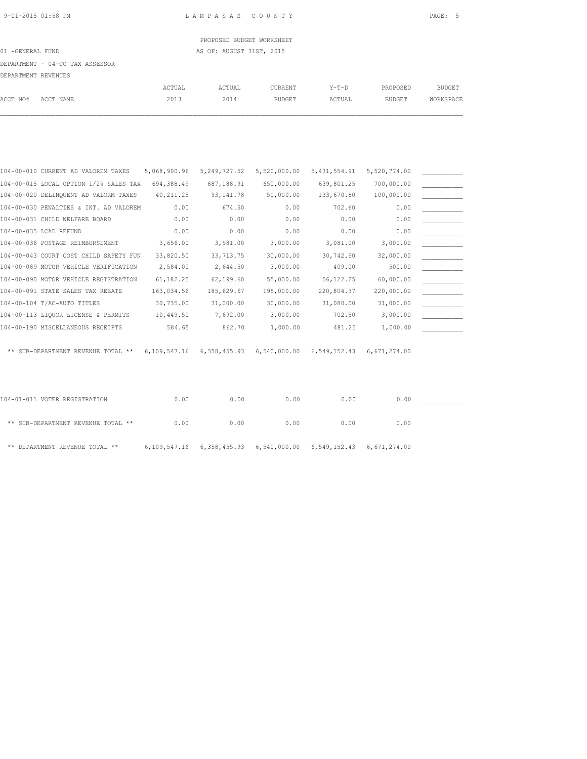LAMPASAS COUNTY

PROPOSED BUDGET WORKSHEET

01 -GENERAL FUND

AS OF: AUGUST 31ST, 2015

DEPARTMENT - 04-CO TAX ASSESSOR

DEPARTMENT REVENUES

| ACCT NO# | ACCT NAME | ACTUAL 2013 | ACTUAL 2014 | CURRENT BUDGET | Y-T-D ACTUAL | PROPOSED BUDGET | BUDGET WORKSPACE |
|---|---|---|---|---|---|---|---|
| 104-00-010 | CURRENT AD VALOREM TAXES | 5,068,900.96 | 5,249,727.52 | 5,520,000.00 | 5,431,554.91 | 5,520,774.00 | __________ |
| 104-00-015 | LOCAL OPTION 1/2% SALES TAX | 694,388.49 | 687,188.91 | 650,000.00 | 639,801.25 | 700,000.00 | __________ |
| 104-00-020 | DELINQUENT AD VALORM TAXES | 40,211.25 | 93,141.78 | 50,000.00 | 133,670.80 | 100,000.00 | __________ |
| 104-00-030 | PENALTIES & INT. AD VALOREM | 0.00 | 674.50 | 0.00 | 702.60 | 0.00 | __________ |
| 104-00-031 | CHILD WELFARE BOARD | 0.00 | 0.00 | 0.00 | 0.00 | 0.00 | __________ |
| 104-00-035 | LCAD REFUND | 0.00 | 0.00 | 0.00 | 0.00 | 0.00 | __________ |
| 104-00-036 | POSTAGE REIMBURSEMENT | 3,656.00 | 3,981.00 | 3,000.00 | 3,081.00 | 3,000.00 | __________ |
| 104-00-043 | COURT COST CHILD SAFETY FUN | 33,820.50 | 33,713.75 | 30,000.00 | 30,742.50 | 32,000.00 | __________ |
| 104-00-089 | MOTOR VEHICLE VERIFICATION | 2,584.00 | 2,644.50 | 3,000.00 | 409.00 | 500.00 | __________ |
| 104-00-090 | MOTOR VEHICLE REGISTRATION | 61,182.25 | 62,199.60 | 55,000.00 | 56,122.25 | 60,000.00 | __________ |
| 104-00-091 | STATE SALES TAX REBATE | 163,034.56 | 185,629.67 | 195,000.00 | 220,804.37 | 220,000.00 | __________ |
| 104-00-104 | T/AC-AUTO TITLES | 30,735.00 | 31,000.00 | 30,000.00 | 31,080.00 | 31,000.00 | __________ |
| 104-00-113 | LIQUOR LICENSE & PERMITS | 10,449.50 | 7,692.00 | 3,000.00 | 702.50 | 3,000.00 | __________ |
| 104-00-190 | MISCELLANEOUS RECEIPTS | 584.65 | 862.70 | 1,000.00 | 481.25 | 1,000.00 | __________ |
| | ** SUB-DEPARTMENT REVENUE TOTAL ** | 6,109,547.16 | 6,358,455.93 | 6,540,000.00 | 6,549,152.43 | 6,671,274.00 | |
| 104-01-011 | VOTER REGISTRATION | 0.00 | 0.00 | 0.00 | 0.00 | 0.00 | __________ |
| | ** SUB-DEPARTMENT REVENUE TOTAL ** | 0.00 | 0.00 | 0.00 | 0.00 | 0.00 | |
| | ** DEPARTMENT REVENUE TOTAL ** | 6,109,547.16 | 6,358,455.93 | 6,540,000.00 | 6,549,152.43 | 6,671,274.00 | |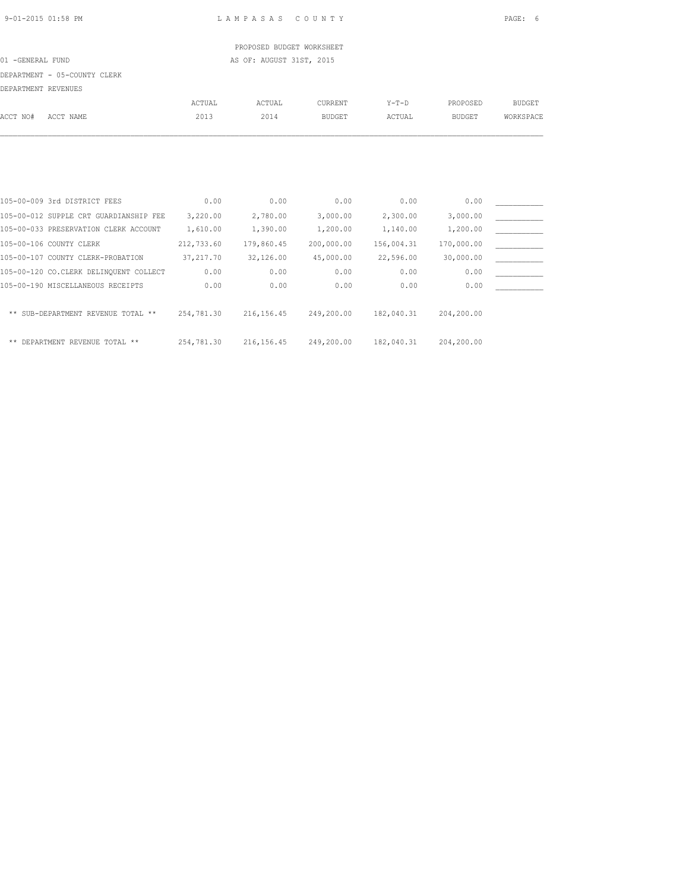PROPOSED BUDGET WORKSHEET

01 -GENERAL FUND AS OF: AUGUST 31ST, 2015

DEPARTMENT - 05-COUNTY CLERK

DEPARTMENT REVENUES

| ACCT NO# | ACCT NAME | ACTUAL 2013 | ACTUAL 2014 | CURRENT BUDGET | Y-T-D ACTUAL | PROPOSED BUDGET | BUDGET WORKSPACE |
|---|---|---|---|---|---|---|---|
| 105-00-009 | 3rd DISTRICT FEES | 0.00 | 0.00 | 0.00 | 0.00 | 0.00 | ___________ |
| 105-00-012 | SUPPLE CRT GUARDIANSHIP FEE | 3,220.00 | 2,780.00 | 3,000.00 | 2,300.00 | 3,000.00 | ___________ |
| 105-00-033 | PRESERVATION CLERK ACCOUNT | 1,610.00 | 1,390.00 | 1,200.00 | 1,140.00 | 1,200.00 | ___________ |
| 105-00-106 | COUNTY CLERK | 212,733.60 | 179,860.45 | 200,000.00 | 156,004.31 | 170,000.00 | ___________ |
| 105-00-107 | COUNTY CLERK-PROBATION | 37,217.70 | 32,126.00 | 45,000.00 | 22,596.00 | 30,000.00 | ___________ |
| 105-00-120 | CO.CLERK DELINQUENT COLLECT | 0.00 | 0.00 | 0.00 | 0.00 | 0.00 | ___________ |
| 105-00-190 | MISCELLANEOUS RECEIPTS | 0.00 | 0.00 | 0.00 | 0.00 | 0.00 | ___________ |
| | ** SUB-DEPARTMENT REVENUE TOTAL ** | 254,781.30 | 216,156.45 | 249,200.00 | 182,040.31 | 204,200.00 | |
| | ** DEPARTMENT REVENUE TOTAL ** | 254,781.30 | 216,156.45 | 249,200.00 | 182,040.31 | 204,200.00 | |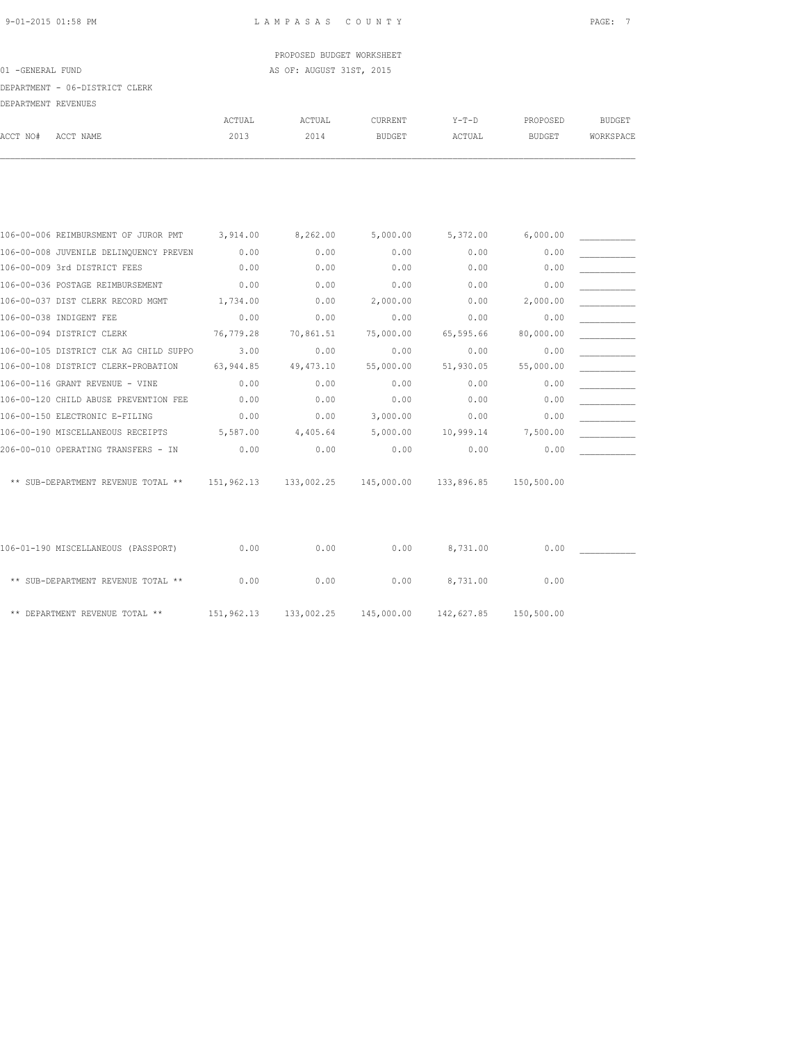LAMPASAS COUNTY

PROPOSED BUDGET WORKSHEET

01 -GENERAL FUND — AS OF: AUGUST 31ST, 2015

DEPARTMENT - 06-DISTRICT CLERK

DEPARTMENT REVENUES

| ACCT NO# | ACCT NAME | ACTUAL 2013 | ACTUAL 2014 | CURRENT BUDGET | Y-T-D ACTUAL | PROPOSED BUDGET | BUDGET WORKSPACE |
|---|---|---|---|---|---|---|---|
| 106-00-006 | REIMBURSMENT OF JUROR PMT | 3,914.00 | 8,262.00 | 5,000.00 | 5,372.00 | 6,000.00 | ___________ |
| 106-00-008 | JUVENILE DELINQUENCY PREVEN | 0.00 | 0.00 | 0.00 | 0.00 | 0.00 | ___________ |
| 106-00-009 | 3rd DISTRICT FEES | 0.00 | 0.00 | 0.00 | 0.00 | 0.00 | ___________ |
| 106-00-036 | POSTAGE REIMBURSEMENT | 0.00 | 0.00 | 0.00 | 0.00 | 0.00 | ___________ |
| 106-00-037 | DIST CLERK RECORD MGMT | 1,734.00 | 0.00 | 2,000.00 | 0.00 | 2,000.00 | ___________ |
| 106-00-038 | INDIGENT FEE | 0.00 | 0.00 | 0.00 | 0.00 | 0.00 | ___________ |
| 106-00-094 | DISTRICT CLERK | 76,779.28 | 70,861.51 | 75,000.00 | 65,595.66 | 80,000.00 | ___________ |
| 106-00-105 | DISTRICT CLK AG CHILD SUPPO | 3.00 | 0.00 | 0.00 | 0.00 | 0.00 | ___________ |
| 106-00-108 | DISTRICT CLERK-PROBATION | 63,944.85 | 49,473.10 | 55,000.00 | 51,930.05 | 55,000.00 | ___________ |
| 106-00-116 | GRANT REVENUE - VINE | 0.00 | 0.00 | 0.00 | 0.00 | 0.00 | ___________ |
| 106-00-120 | CHILD ABUSE PREVENTION FEE | 0.00 | 0.00 | 0.00 | 0.00 | 0.00 | ___________ |
| 106-00-150 | ELECTRONIC E-FILING | 0.00 | 0.00 | 3,000.00 | 0.00 | 0.00 | ___________ |
| 106-00-190 | MISCELLANEOUS RECEIPTS | 5,587.00 | 4,405.64 | 5,000.00 | 10,999.14 | 7,500.00 | ___________ |
| 206-00-010 | OPERATING TRANSFERS - IN | 0.00 | 0.00 | 0.00 | 0.00 | 0.00 | ___________ |
| | ** SUB-DEPARTMENT REVENUE TOTAL ** | 151,962.13 | 133,002.25 | 145,000.00 | 133,896.85 | 150,500.00 | |
| 106-01-190 | MISCELLANEOUS (PASSPORT) | 0.00 | 0.00 | 0.00 | 8,731.00 | 0.00 | ___________ |
| | ** SUB-DEPARTMENT REVENUE TOTAL ** | 0.00 | 0.00 | 0.00 | 8,731.00 | 0.00 | |
| | ** DEPARTMENT REVENUE TOTAL ** | 151,962.13 | 133,002.25 | 145,000.00 | 142,627.85 | 150,500.00 | |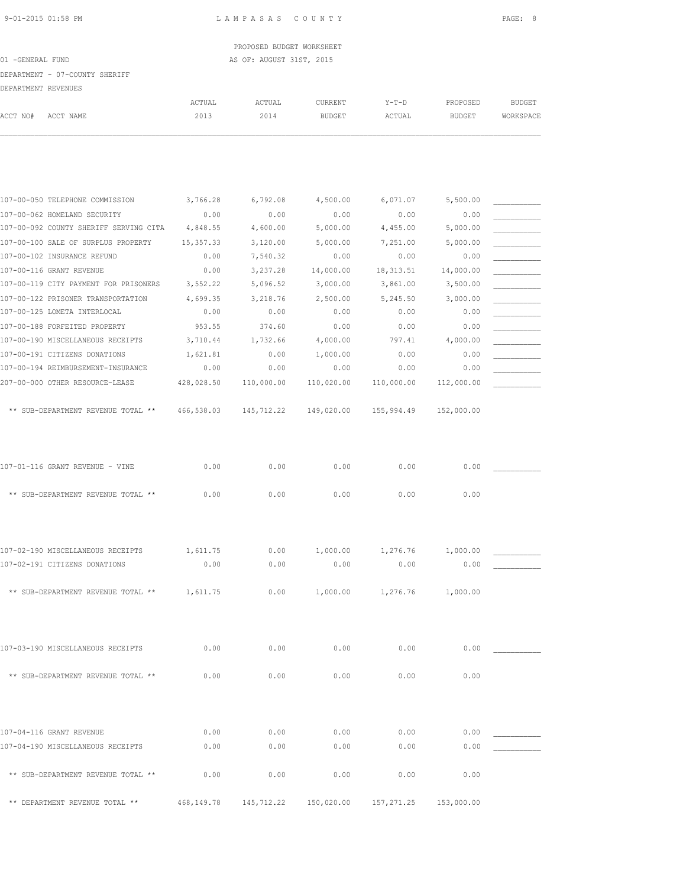PROPOSED BUDGET WORKSHEET

01 -GENERAL FUND AS OF: AUGUST 31ST, 2015

DEPARTMENT - 07-COUNTY SHERIFF

DEPARTMENT REVENUES

| ACCT NO# | ACCT NAME | ACTUAL 2013 | ACTUAL 2014 | CURRENT BUDGET | Y-T-D ACTUAL | PROPOSED BUDGET | BUDGET WORKSPACE |
|---|---|---|---|---|---|---|---|
| 107-00-050 | TELEPHONE COMMISSION | 3,766.28 | 6,792.08 | 4,500.00 | 6,071.07 | 5,500.00 | ___________ |
| 107-00-062 | HOMELAND SECURITY | 0.00 | 0.00 | 0.00 | 0.00 | 0.00 | ___________ |
| 107-00-092 | COUNTY SHERIFF SERVING CITA | 4,848.55 | 4,600.00 | 5,000.00 | 4,455.00 | 5,000.00 | ___________ |
| 107-00-100 | SALE OF SURPLUS PROPERTY | 15,357.33 | 3,120.00 | 5,000.00 | 7,251.00 | 5,000.00 | ___________ |
| 107-00-102 | INSURANCE REFUND | 0.00 | 7,540.32 | 0.00 | 0.00 | 0.00 | ___________ |
| 107-00-116 | GRANT REVENUE | 0.00 | 3,237.28 | 14,000.00 | 18,313.51 | 14,000.00 | ___________ |
| 107-00-119 | CITY PAYMENT FOR PRISONERS | 3,552.22 | 5,096.52 | 3,000.00 | 3,861.00 | 3,500.00 | ___________ |
| 107-00-122 | PRISONER TRANSPORTATION | 4,699.35 | 3,218.76 | 2,500.00 | 5,245.50 | 3,000.00 | ___________ |
| 107-00-125 | LOMETA INTERLOCAL | 0.00 | 0.00 | 0.00 | 0.00 | 0.00 | ___________ |
| 107-00-188 | FORFEITED PROPERTY | 953.55 | 374.60 | 0.00 | 0.00 | 0.00 | ___________ |
| 107-00-190 | MISCELLANEOUS RECEIPTS | 3,710.44 | 1,732.66 | 4,000.00 | 797.41 | 4,000.00 | ___________ |
| 107-00-191 | CITIZENS DONATIONS | 1,621.81 | 0.00 | 1,000.00 | 0.00 | 0.00 | ___________ |
| 107-00-194 | REIMBURSEMENT-INSURANCE | 0.00 | 0.00 | 0.00 | 0.00 | 0.00 | ___________ |
| 207-00-000 | OTHER RESOURCE-LEASE | 428,028.50 | 110,000.00 | 110,020.00 | 110,000.00 | 112,000.00 | ___________ |
| | ** SUB-DEPARTMENT REVENUE TOTAL ** | 466,538.03 | 145,712.22 | 149,020.00 | 155,994.49 | 152,000.00 | |
| 107-01-116 | GRANT REVENUE - VINE | 0.00 | 0.00 | 0.00 | 0.00 | 0.00 | ___________ |
| | ** SUB-DEPARTMENT REVENUE TOTAL ** | 0.00 | 0.00 | 0.00 | 0.00 | 0.00 | |
| 107-02-190 | MISCELLANEOUS RECEIPTS | 1,611.75 | 0.00 | 1,000.00 | 1,276.76 | 1,000.00 | ___________ |
| 107-02-191 | CITIZENS DONATIONS | 0.00 | 0.00 | 0.00 | 0.00 | 0.00 | ___________ |
| | ** SUB-DEPARTMENT REVENUE TOTAL ** | 1,611.75 | 0.00 | 1,000.00 | 1,276.76 | 1,000.00 | |
| 107-03-190 | MISCELLANEOUS RECEIPTS | 0.00 | 0.00 | 0.00 | 0.00 | 0.00 | ___________ |
| | ** SUB-DEPARTMENT REVENUE TOTAL ** | 0.00 | 0.00 | 0.00 | 0.00 | 0.00 | |
| 107-04-116 | GRANT REVENUE | 0.00 | 0.00 | 0.00 | 0.00 | 0.00 | ___________ |
| 107-04-190 | MISCELLANEOUS RECEIPTS | 0.00 | 0.00 | 0.00 | 0.00 | 0.00 | ___________ |
| | ** SUB-DEPARTMENT REVENUE TOTAL ** | 0.00 | 0.00 | 0.00 | 0.00 | 0.00 | |
| | ** DEPARTMENT REVENUE TOTAL ** | 468,149.78 | 145,712.22 | 150,020.00 | 157,271.25 | 153,000.00 | |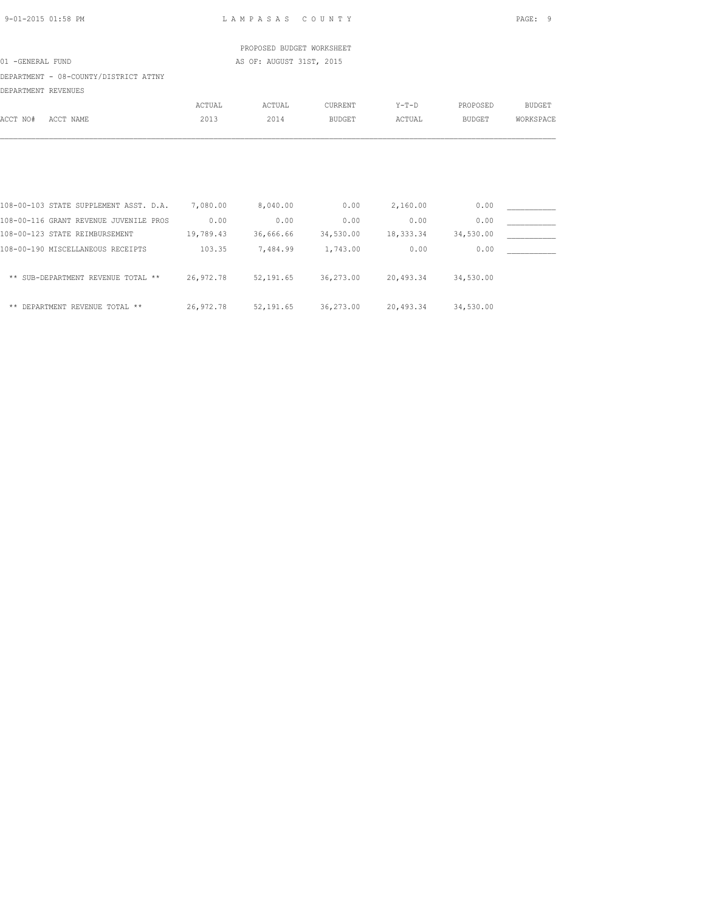PROPOSED BUDGET WORKSHEET

01 -GENERAL FUND — AS OF: AUGUST 31ST, 2015

DEPARTMENT - 08-COUNTY/DISTRICT ATTNY

DEPARTMENT REVENUES

| ACCT NO# ACCT NAME | ACTUAL 2013 | ACTUAL 2014 | CURRENT BUDGET | Y-T-D ACTUAL | PROPOSED BUDGET | BUDGET WORKSPACE |
|---|---|---|---|---|---|---|
| 108-00-103 STATE SUPPLEMENT ASST. D.A. | 7,080.00 | 8,040.00 | 0.00 | 2,160.00 | 0.00 | ___________ |
| 108-00-116 GRANT REVENUE JUVENILE PROS | 0.00 | 0.00 | 0.00 | 0.00 | 0.00 | ___________ |
| 108-00-123 STATE REIMBURSEMENT | 19,789.43 | 36,666.66 | 34,530.00 | 18,333.34 | 34,530.00 | ___________ |
| 108-00-190 MISCELLANEOUS RECEIPTS | 103.35 | 7,484.99 | 1,743.00 | 0.00 | 0.00 | ___________ |
| ** SUB-DEPARTMENT REVENUE TOTAL ** | 26,972.78 | 52,191.65 | 36,273.00 | 20,493.34 | 34,530.00 | |
| ** DEPARTMENT REVENUE TOTAL ** | 26,972.78 | 52,191.65 | 36,273.00 | 20,493.34 | 34,530.00 | |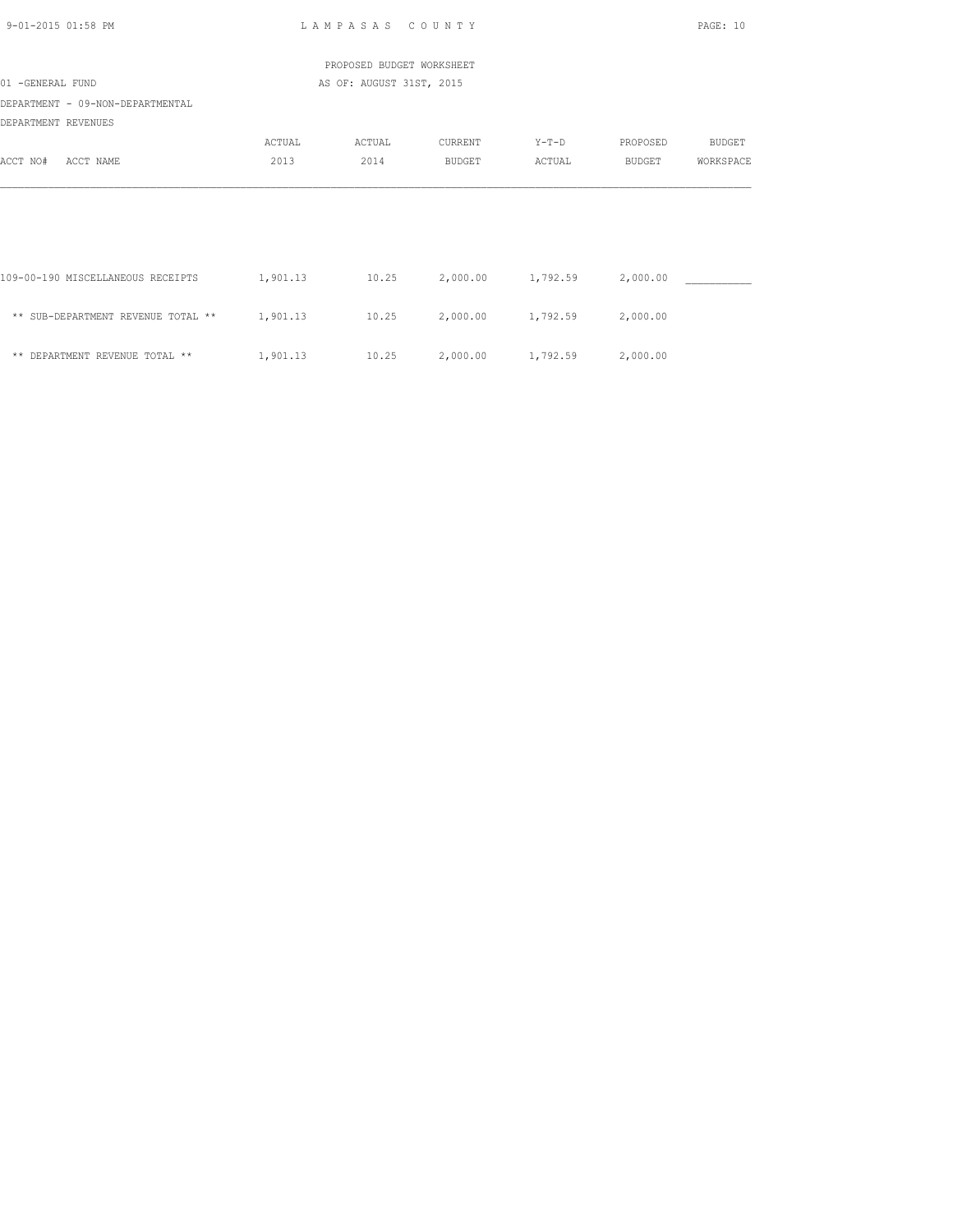PROPOSED BUDGET WORKSHEET

01 -GENERAL FUND

AS OF: AUGUST 31ST, 2015

DEPARTMENT - 09-NON-DEPARTMENTAL

DEPARTMENT REVENUES

| ACCT NO# ACCT NAME | ACTUAL 2013 | ACTUAL 2014 | CURRENT BUDGET | Y-T-D ACTUAL | PROPOSED BUDGET | BUDGET WORKSPACE |
|---|---|---|---|---|---|---|
| 109-00-190 MISCELLANEOUS RECEIPTS | 1,901.13 | 10.25 | 2,000.00 | 1,792.59 | 2,000.00 | ___________ |
| ** SUB-DEPARTMENT REVENUE TOTAL ** | 1,901.13 | 10.25 | 2,000.00 | 1,792.59 | 2,000.00 | |
| ** DEPARTMENT REVENUE TOTAL ** | 1,901.13 | 10.25 | 2,000.00 | 1,792.59 | 2,000.00 | |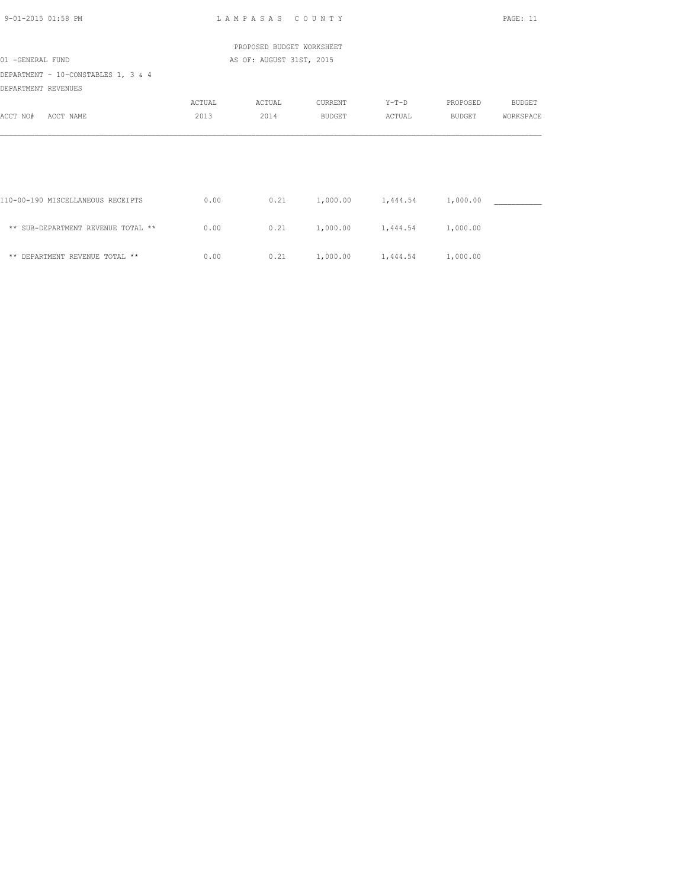LAMPASAS COUNTY

PROPOSED BUDGET WORKSHEET

AS OF: AUGUST 31ST, 2015

01 -GENERAL FUND

DEPARTMENT - 10-CONSTABLES 1, 3 & 4

DEPARTMENT REVENUES

| ACCT NO# ACCT NAME | ACTUAL 2013 | ACTUAL 2014 | CURRENT BUDGET | Y-T-D ACTUAL | PROPOSED BUDGET | BUDGET WORKSPACE |
|---|---|---|---|---|---|---|
| 110-00-190 MISCELLANEOUS RECEIPTS | 0.00 | 0.21 | 1,000.00 | 1,444.54 | 1,000.00 | ___________ |
| ** SUB-DEPARTMENT REVENUE TOTAL ** | 0.00 | 0.21 | 1,000.00 | 1,444.54 | 1,000.00 | |
| ** DEPARTMENT REVENUE TOTAL ** | 0.00 | 0.21 | 1,000.00 | 1,444.54 | 1,000.00 | |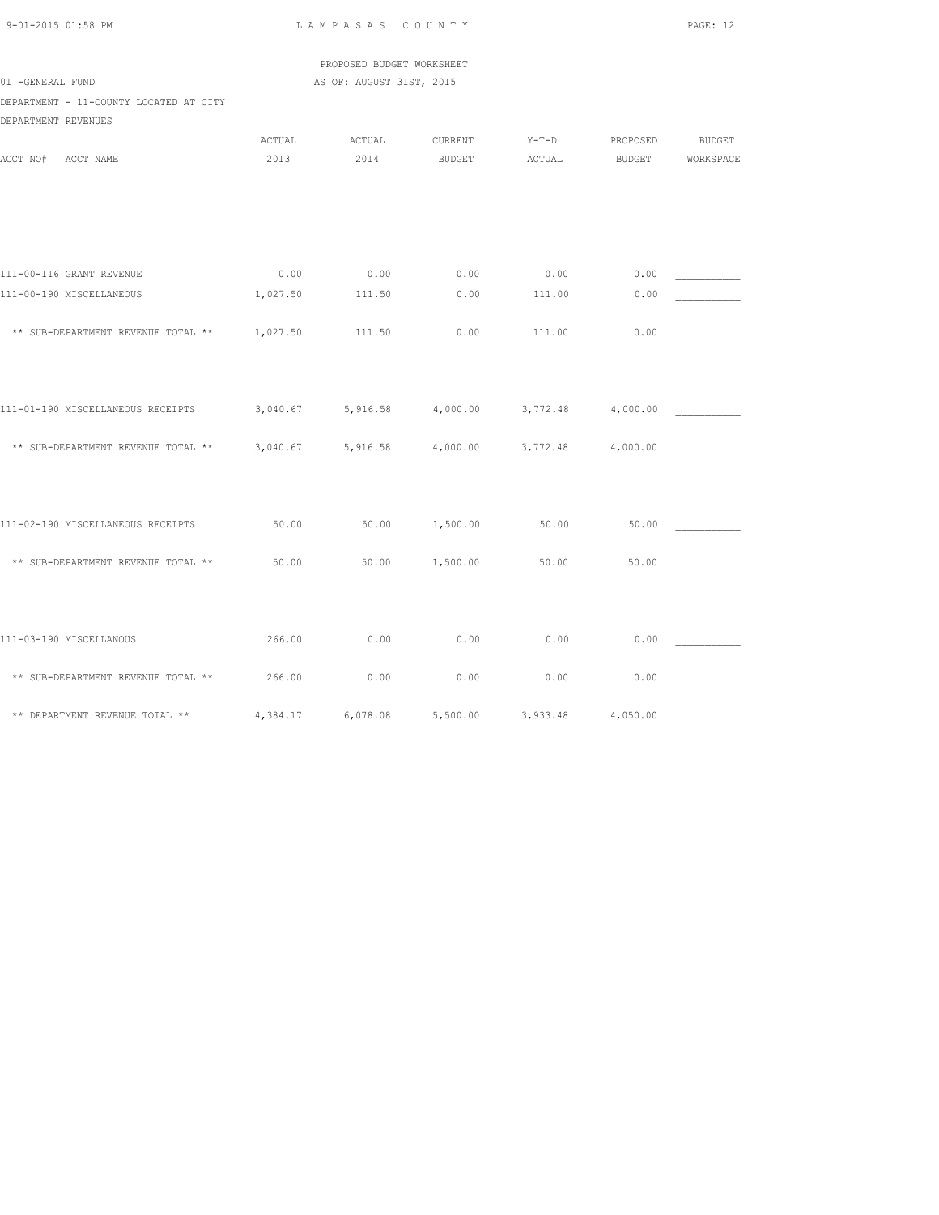LAMPASAS COUNTY

PROPOSED BUDGET WORKSHEET

01 -GENERAL FUND — AS OF: AUGUST 31ST, 2015

DEPARTMENT - 11-COUNTY LOCATED AT CITY

DEPARTMENT REVENUES

| ACCT NO# ACCT NAME | ACTUAL 2013 | ACTUAL 2014 | CURRENT BUDGET | Y-T-D ACTUAL | PROPOSED BUDGET | BUDGET WORKSPACE |
|---|---|---|---|---|---|---|
| 111-00-116 GRANT REVENUE | 0.00 | 0.00 | 0.00 | 0.00 | 0.00 | ___________ |
| 111-00-190 MISCELLANEOUS | 1,027.50 | 111.50 | 0.00 | 111.00 | 0.00 | ___________ |
| ** SUB-DEPARTMENT REVENUE TOTAL ** | 1,027.50 | 111.50 | 0.00 | 111.00 | 0.00 | |
| 111-01-190 MISCELLANEOUS RECEIPTS | 3,040.67 | 5,916.58 | 4,000.00 | 3,772.48 | 4,000.00 | ___________ |
| ** SUB-DEPARTMENT REVENUE TOTAL ** | 3,040.67 | 5,916.58 | 4,000.00 | 3,772.48 | 4,000.00 | |
| 111-02-190 MISCELLANEOUS RECEIPTS | 50.00 | 50.00 | 1,500.00 | 50.00 | 50.00 | ___________ |
| ** SUB-DEPARTMENT REVENUE TOTAL ** | 50.00 | 50.00 | 1,500.00 | 50.00 | 50.00 | |
| 111-03-190 MISCELLANOUS | 266.00 | 0.00 | 0.00 | 0.00 | 0.00 | ___________ |
| ** SUB-DEPARTMENT REVENUE TOTAL ** | 266.00 | 0.00 | 0.00 | 0.00 | 0.00 | |
| ** DEPARTMENT REVENUE TOTAL ** | 4,384.17 | 6,078.08 | 5,500.00 | 3,933.48 | 4,050.00 | |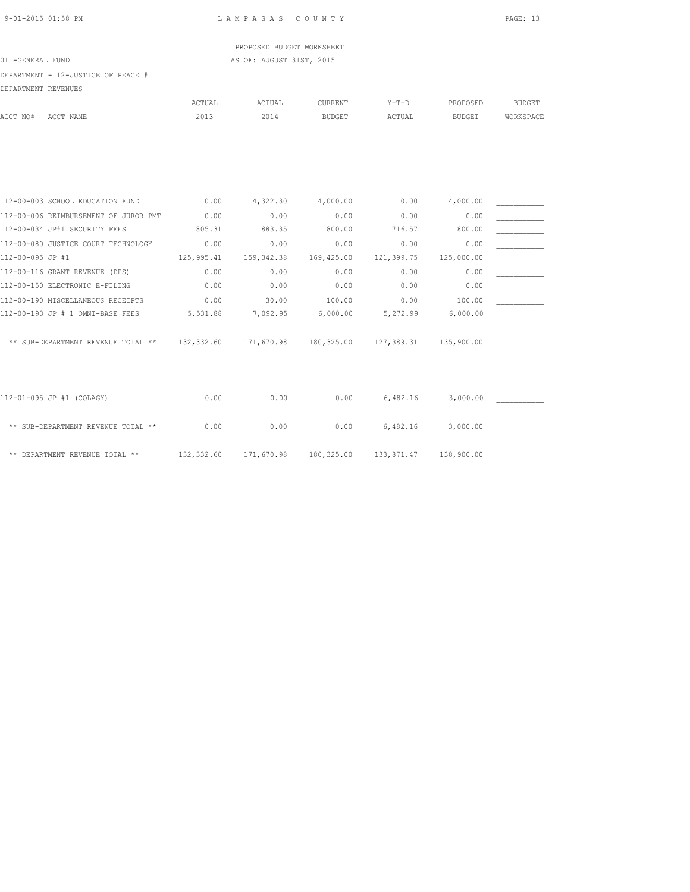LAMPASAS COUNTY

PROPOSED BUDGET WORKSHEET

01 -GENERAL FUND

AS OF: AUGUST 31ST, 2015

DEPARTMENT - 12-JUSTICE OF PEACE #1

DEPARTMENT REVENUES

| ACCT NO# ACCT NAME | ACTUAL 2013 | ACTUAL 2014 | CURRENT BUDGET | Y-T-D ACTUAL | PROPOSED BUDGET | BUDGET WORKSPACE |
|---|---|---|---|---|---|---|
| 112-00-003 SCHOOL EDUCATION FUND | 0.00 | 4,322.30 | 4,000.00 | 0.00 | 4,000.00 | ___________ |
| 112-00-006 REIMBURSEMENT OF JUROR PMT | 0.00 | 0.00 | 0.00 | 0.00 | 0.00 | ___________ |
| 112-00-034 JP#1 SECURITY FEES | 805.31 | 883.35 | 800.00 | 716.57 | 800.00 | ___________ |
| 112-00-080 JUSTICE COURT TECHNOLOGY | 0.00 | 0.00 | 0.00 | 0.00 | 0.00 | ___________ |
| 112-00-095 JP #1 | 125,995.41 | 159,342.38 | 169,425.00 | 121,399.75 | 125,000.00 | ___________ |
| 112-00-116 GRANT REVENUE (DPS) | 0.00 | 0.00 | 0.00 | 0.00 | 0.00 | ___________ |
| 112-00-150 ELECTRONIC E-FILING | 0.00 | 0.00 | 0.00 | 0.00 | 0.00 | ___________ |
| 112-00-190 MISCELLANEOUS RECEIPTS | 0.00 | 30.00 | 100.00 | 0.00 | 100.00 | ___________ |
| 112-00-193 JP # 1 OMNI-BASE FEES | 5,531.88 | 7,092.95 | 6,000.00 | 5,272.99 | 6,000.00 | ___________ |
| ** SUB-DEPARTMENT REVENUE TOTAL ** | 132,332.60 | 171,670.98 | 180,325.00 | 127,389.31 | 135,900.00 | |
| 112-01-095 JP #1 (COLAGY) | 0.00 | 0.00 | 0.00 | 6,482.16 | 3,000.00 | ___________ |
| ** SUB-DEPARTMENT REVENUE TOTAL ** | 0.00 | 0.00 | 0.00 | 6,482.16 | 3,000.00 | |
| ** DEPARTMENT REVENUE TOTAL ** | 132,332.60 | 171,670.98 | 180,325.00 | 133,871.47 | 138,900.00 | |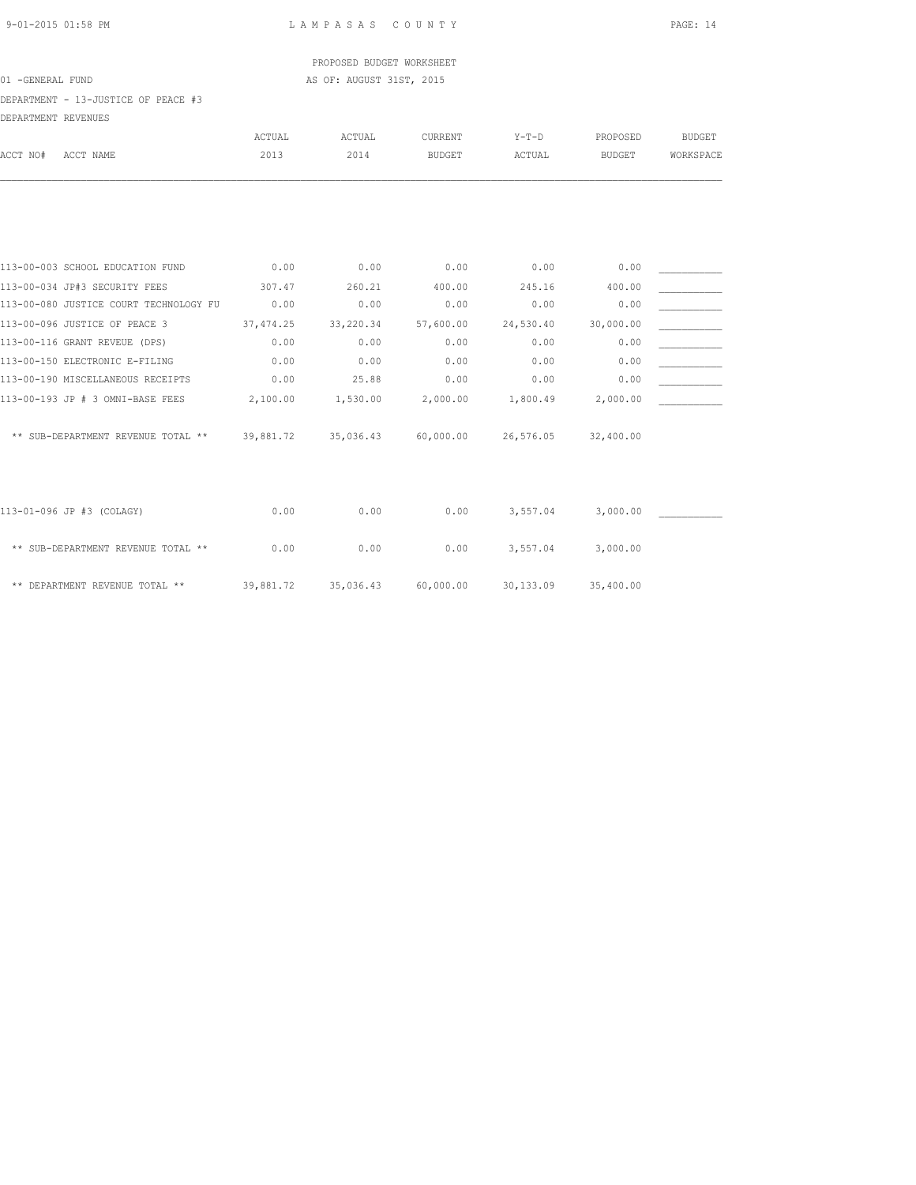LAMPASAS COUNTY

PROPOSED BUDGET WORKSHEET

AS OF: AUGUST 31ST, 2015

01 -GENERAL FUND

DEPARTMENT - 13-JUSTICE OF PEACE #3

DEPARTMENT REVENUES

| ACCT NO# ACCT NAME | ACTUAL 2013 | ACTUAL 2014 | CURRENT BUDGET | Y-T-D ACTUAL | PROPOSED BUDGET | BUDGET WORKSPACE |
|---|---|---|---|---|---|---|
| 113-00-003 SCHOOL EDUCATION FUND | 0.00 | 0.00 | 0.00 | 0.00 | 0.00 | ___________ |
| 113-00-034 JP#3 SECURITY FEES | 307.47 | 260.21 | 400.00 | 245.16 | 400.00 | ___________ |
| 113-00-080 JUSTICE COURT TECHNOLOGY FU | 0.00 | 0.00 | 0.00 | 0.00 | 0.00 | ___________ |
| 113-00-096 JUSTICE OF PEACE 3 | 37,474.25 | 33,220.34 | 57,600.00 | 24,530.40 | 30,000.00 | ___________ |
| 113-00-116 GRANT REVEUE (DPS) | 0.00 | 0.00 | 0.00 | 0.00 | 0.00 | ___________ |
| 113-00-150 ELECTRONIC E-FILING | 0.00 | 0.00 | 0.00 | 0.00 | 0.00 | ___________ |
| 113-00-190 MISCELLANEOUS RECEIPTS | 0.00 | 25.88 | 0.00 | 0.00 | 0.00 | ___________ |
| 113-00-193 JP # 3 OMNI-BASE FEES | 2,100.00 | 1,530.00 | 2,000.00 | 1,800.49 | 2,000.00 | ___________ |
| ** SUB-DEPARTMENT REVENUE TOTAL ** | 39,881.72 | 35,036.43 | 60,000.00 | 26,576.05 | 32,400.00 | |
| 113-01-096 JP #3 (COLAGY) | 0.00 | 0.00 | 0.00 | 3,557.04 | 3,000.00 | ___________ |
| ** SUB-DEPARTMENT REVENUE TOTAL ** | 0.00 | 0.00 | 0.00 | 3,557.04 | 3,000.00 | |
| ** DEPARTMENT REVENUE TOTAL ** | 39,881.72 | 35,036.43 | 60,000.00 | 30,133.09 | 35,400.00 | |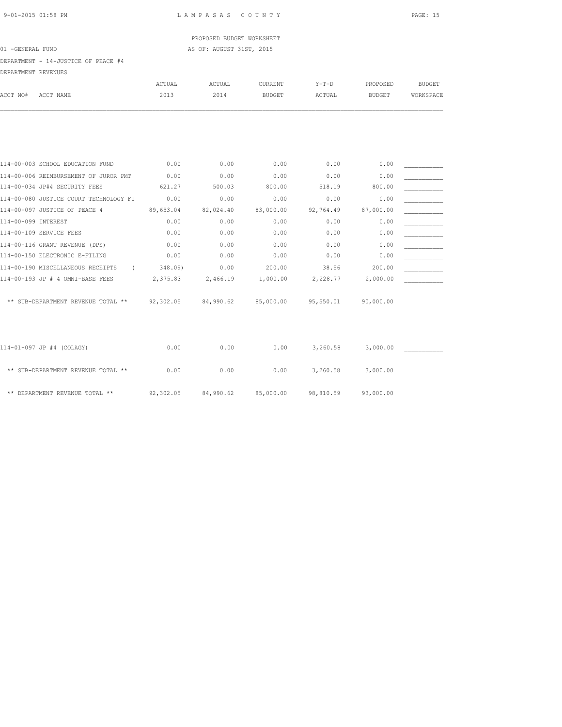LAMPASAS COUNTY

PROPOSED BUDGET WORKSHEET

01 -GENERAL FUND

AS OF: AUGUST 31ST, 2015

DEPARTMENT - 14-JUSTICE OF PEACE #4

DEPARTMENT REVENUES

| ACCT NO# | ACCT NAME | ACTUAL 2013 | ACTUAL 2014 | CURRENT BUDGET | Y-T-D ACTUAL | PROPOSED BUDGET | BUDGET WORKSPACE |
|---|---|---|---|---|---|---|---|
| 114-00-003 | SCHOOL EDUCATION FUND | 0.00 | 0.00 | 0.00 | 0.00 | 0.00 | ___________ |
| 114-00-006 | REIMBURSEMENT OF JUROR PMT | 0.00 | 0.00 | 0.00 | 0.00 | 0.00 | ___________ |
| 114-00-034 | JP#4 SECURITY FEES | 621.27 | 500.03 | 800.00 | 518.19 | 800.00 | ___________ |
| 114-00-080 | JUSTICE COURT TECHNOLOGY FU | 0.00 | 0.00 | 0.00 | 0.00 | 0.00 | ___________ |
| 114-00-097 | JUSTICE OF PEACE 4 | 89,653.04 | 82,024.40 | 83,000.00 | 92,764.49 | 87,000.00 | ___________ |
| 114-00-099 | INTEREST | 0.00 | 0.00 | 0.00 | 0.00 | 0.00 | ___________ |
| 114-00-109 | SERVICE FEES | 0.00 | 0.00 | 0.00 | 0.00 | 0.00 | ___________ |
| 114-00-116 | GRANT REVENUE (DPS) | 0.00 | 0.00 | 0.00 | 0.00 | 0.00 | ___________ |
| 114-00-150 | ELECTRONIC E-FILING | 0.00 | 0.00 | 0.00 | 0.00 | 0.00 | ___________ |
| 114-00-190 | MISCELLANEOUS RECEIPTS | ( 348.09) | 0.00 | 200.00 | 38.56 | 200.00 | ___________ |
| 114-00-193 | JP # 4 OMNI-BASE FEES | 2,375.83 | 2,466.19 | 1,000.00 | 2,228.77 | 2,000.00 | ___________ |
| | ** SUB-DEPARTMENT REVENUE TOTAL ** | 92,302.05 | 84,990.62 | 85,000.00 | 95,550.01 | 90,000.00 | |
| 114-01-097 | JP #4 (COLAGY) | 0.00 | 0.00 | 0.00 | 3,260.58 | 3,000.00 | ___________ |
| | ** SUB-DEPARTMENT REVENUE TOTAL ** | 0.00 | 0.00 | 0.00 | 3,260.58 | 3,000.00 | |
| | ** DEPARTMENT REVENUE TOTAL ** | 92,302.05 | 84,990.62 | 85,000.00 | 98,810.59 | 93,000.00 | |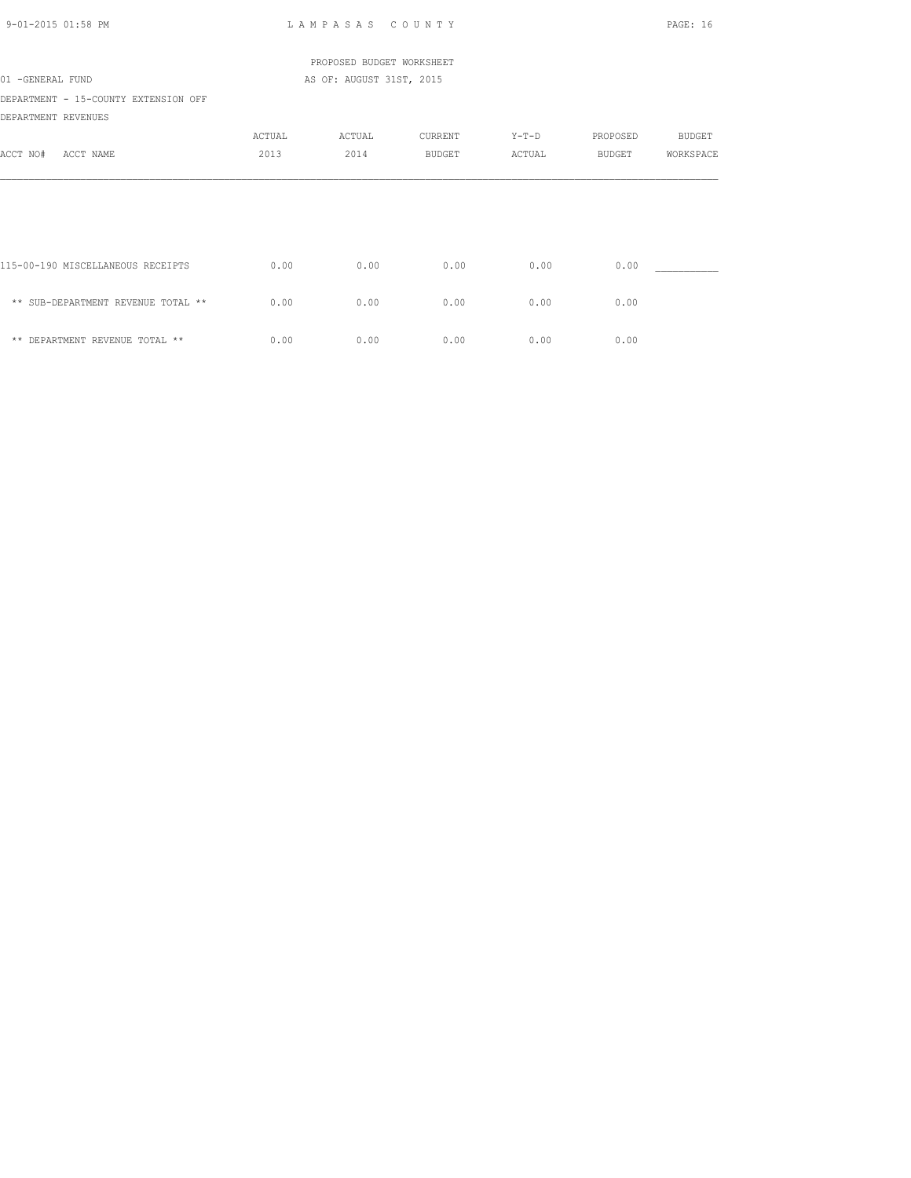PROPOSED BUDGET WORKSHEET

01 -GENERAL FUND AS OF: AUGUST 31ST, 2015

DEPARTMENT - 15-COUNTY EXTENSION OFF

DEPARTMENT REVENUES

| ACCT NO# ACCT NAME | ACTUAL 2013 | ACTUAL 2014 | CURRENT BUDGET | Y-T-D ACTUAL | PROPOSED BUDGET | BUDGET WORKSPACE |
|---|---|---|---|---|---|---|
| 115-00-190 MISCELLANEOUS RECEIPTS | 0.00 | 0.00 | 0.00 | 0.00 | 0.00 | ___________ |
| ** SUB-DEPARTMENT REVENUE TOTAL ** | 0.00 | 0.00 | 0.00 | 0.00 | 0.00 | |
| ** DEPARTMENT REVENUE TOTAL ** | 0.00 | 0.00 | 0.00 | 0.00 | 0.00 | |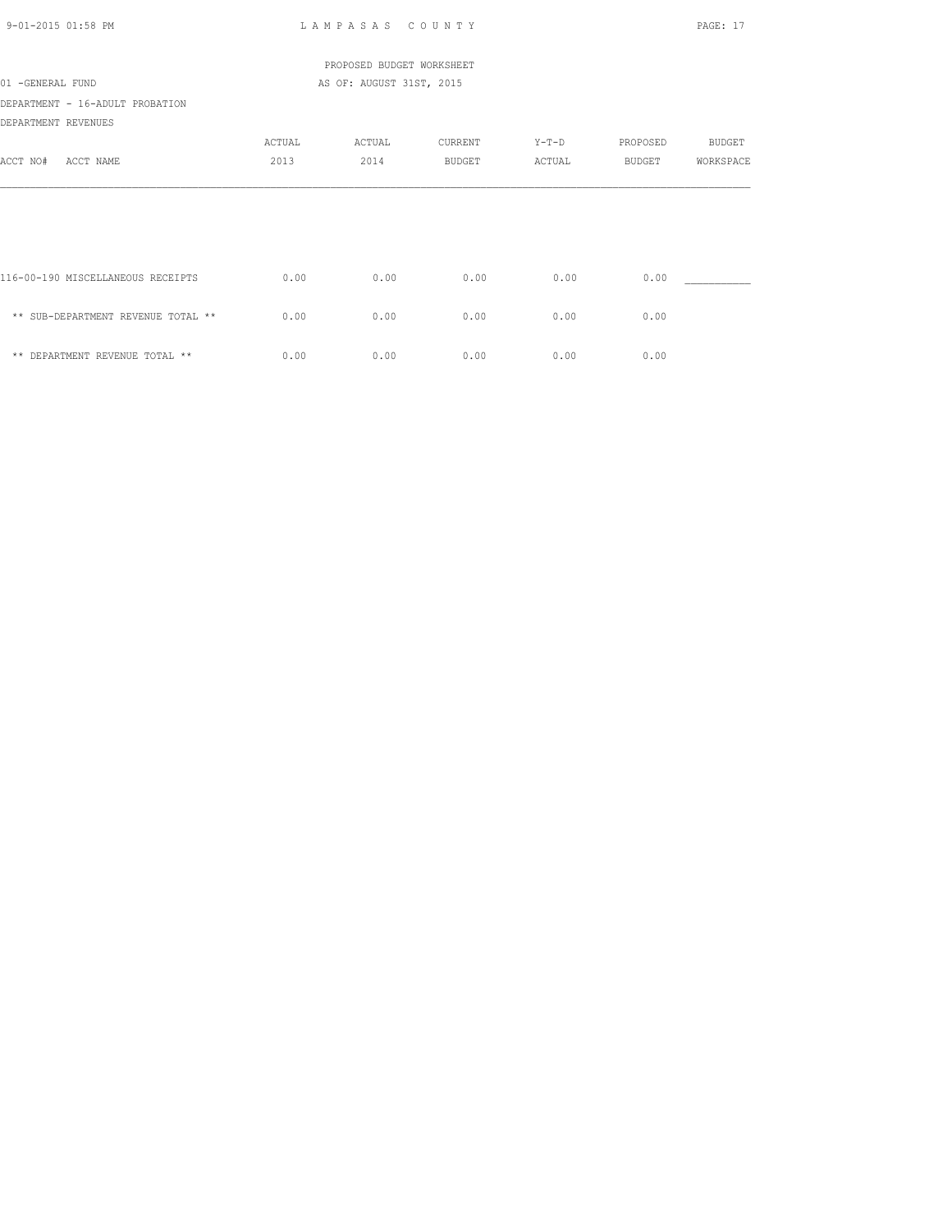PROPOSED BUDGET WORKSHEET

01 -GENERAL FUND AS OF: AUGUST 31ST, 2015

DEPARTMENT - 16-ADULT PROBATION

DEPARTMENT REVENUES

| ACCT NO# ACCT NAME | ACTUAL 2013 | ACTUAL 2014 | CURRENT BUDGET | Y-T-D ACTUAL | PROPOSED BUDGET | BUDGET WORKSPACE |
|---|---|---|---|---|---|---|
| 116-00-190 MISCELLANEOUS RECEIPTS | 0.00 | 0.00 | 0.00 | 0.00 | 0.00 | \_\_\_\_\_\_\_\_\_\_\_ |
| ** SUB-DEPARTMENT REVENUE TOTAL ** | 0.00 | 0.00 | 0.00 | 0.00 | 0.00 | |
| ** DEPARTMENT REVENUE TOTAL ** | 0.00 | 0.00 | 0.00 | 0.00 | 0.00 | |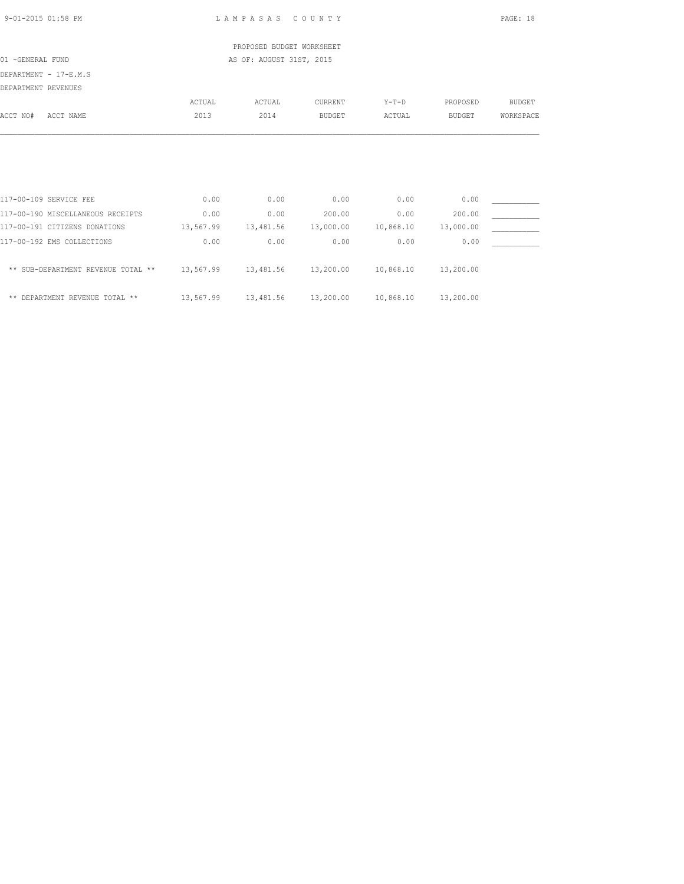LAMPASAS COUNTY

PROPOSED BUDGET WORKSHEET

01 -GENERAL FUND

AS OF: AUGUST 31ST, 2015

DEPARTMENT - 17-E.M.S

DEPARTMENT REVENUES

| ACCT NO# ACCT NAME | ACTUAL 2013 | ACTUAL 2014 | CURRENT BUDGET | Y-T-D ACTUAL | PROPOSED BUDGET | BUDGET WORKSPACE |
|---|---|---|---|---|---|---|
| 117-00-109 SERVICE FEE | 0.00 | 0.00 | 0.00 | 0.00 | 0.00 | ___________ |
| 117-00-190 MISCELLANEOUS RECEIPTS | 0.00 | 0.00 | 200.00 | 0.00 | 200.00 | ___________ |
| 117-00-191 CITIZENS DONATIONS | 13,567.99 | 13,481.56 | 13,000.00 | 10,868.10 | 13,000.00 | ___________ |
| 117-00-192 EMS COLLECTIONS | 0.00 | 0.00 | 0.00 | 0.00 | 0.00 | ___________ |
| ** SUB-DEPARTMENT REVENUE TOTAL ** | 13,567.99 | 13,481.56 | 13,200.00 | 10,868.10 | 13,200.00 | |
| ** DEPARTMENT REVENUE TOTAL ** | 13,567.99 | 13,481.56 | 13,200.00 | 10,868.10 | 13,200.00 | |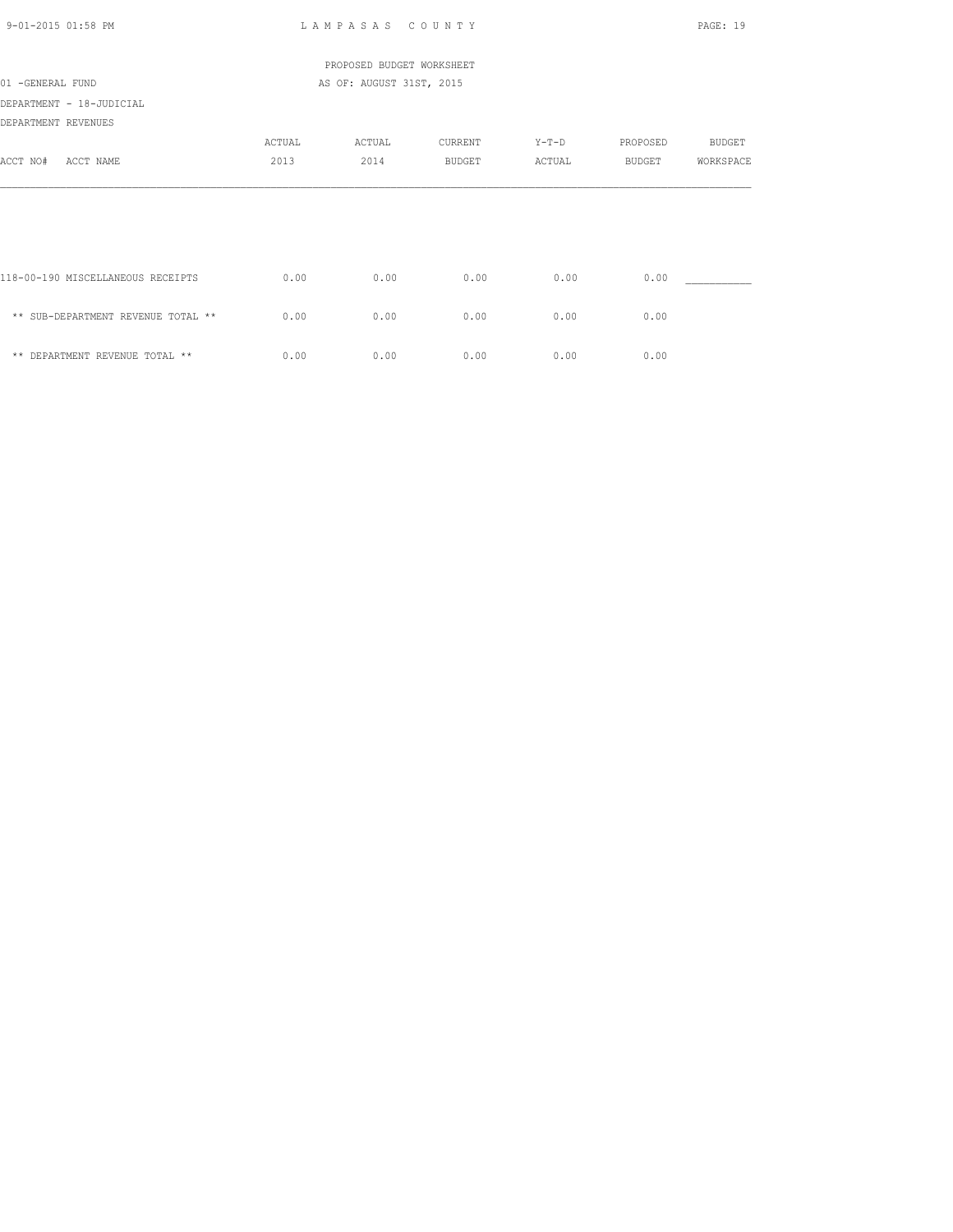PROPOSED BUDGET WORKSHEET

01 -GENERAL FUND — AS OF: AUGUST 31ST, 2015

DEPARTMENT - 18-JUDICIAL

DEPARTMENT REVENUES

| ACCT NO# ACCT NAME | ACTUAL 2013 | ACTUAL 2014 | CURRENT BUDGET | Y-T-D ACTUAL | PROPOSED BUDGET | BUDGET WORKSPACE |
|---|---|---|---|---|---|---|
| 118-00-190 MISCELLANEOUS RECEIPTS | 0.00 | 0.00 | 0.00 | 0.00 | 0.00 | ___________ |
| ** SUB-DEPARTMENT REVENUE TOTAL ** | 0.00 | 0.00 | 0.00 | 0.00 | 0.00 | |
| ** DEPARTMENT REVENUE TOTAL ** | 0.00 | 0.00 | 0.00 | 0.00 | 0.00 | |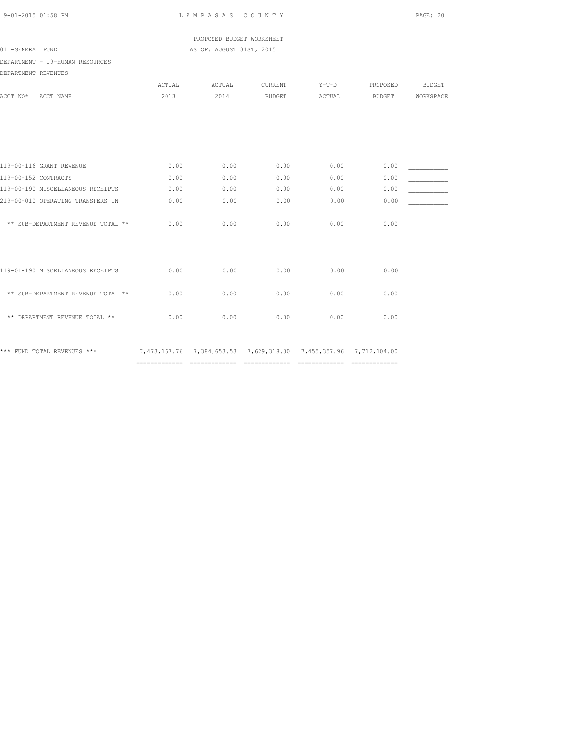PROPOSED BUDGET WORKSHEET

01 -GENERAL FUND — AS OF: AUGUST 31ST, 2015

DEPARTMENT - 19-HUMAN RESOURCES

DEPARTMENT REVENUES

| ACCT NO# ACCT NAME | ACTUAL 2013 | ACTUAL 2014 | CURRENT BUDGET | Y-T-D ACTUAL | PROPOSED BUDGET | BUDGET WORKSPACE |
|---|---|---|---|---|---|---|
| 119-00-116 GRANT REVENUE | 0.00 | 0.00 | 0.00 | 0.00 | 0.00 | ___________ |
| 119-00-152 CONTRACTS | 0.00 | 0.00 | 0.00 | 0.00 | 0.00 | ___________ |
| 119-00-190 MISCELLANEOUS RECEIPTS | 0.00 | 0.00 | 0.00 | 0.00 | 0.00 | ___________ |
| 219-00-010 OPERATING TRANSFERS IN | 0.00 | 0.00 | 0.00 | 0.00 | 0.00 | ___________ |
| ** SUB-DEPARTMENT REVENUE TOTAL ** | 0.00 | 0.00 | 0.00 | 0.00 | 0.00 | |
| 119-01-190 MISCELLANEOUS RECEIPTS | 0.00 | 0.00 | 0.00 | 0.00 | 0.00 | ___________ |
| ** SUB-DEPARTMENT REVENUE TOTAL ** | 0.00 | 0.00 | 0.00 | 0.00 | 0.00 | |
| ** DEPARTMENT REVENUE TOTAL ** | 0.00 | 0.00 | 0.00 | 0.00 | 0.00 | |
| *** FUND TOTAL REVENUES *** | 7,473,167.76 | 7,384,653.53 | 7,629,318.00 | 7,455,357.96 | 7,712,104.00 | |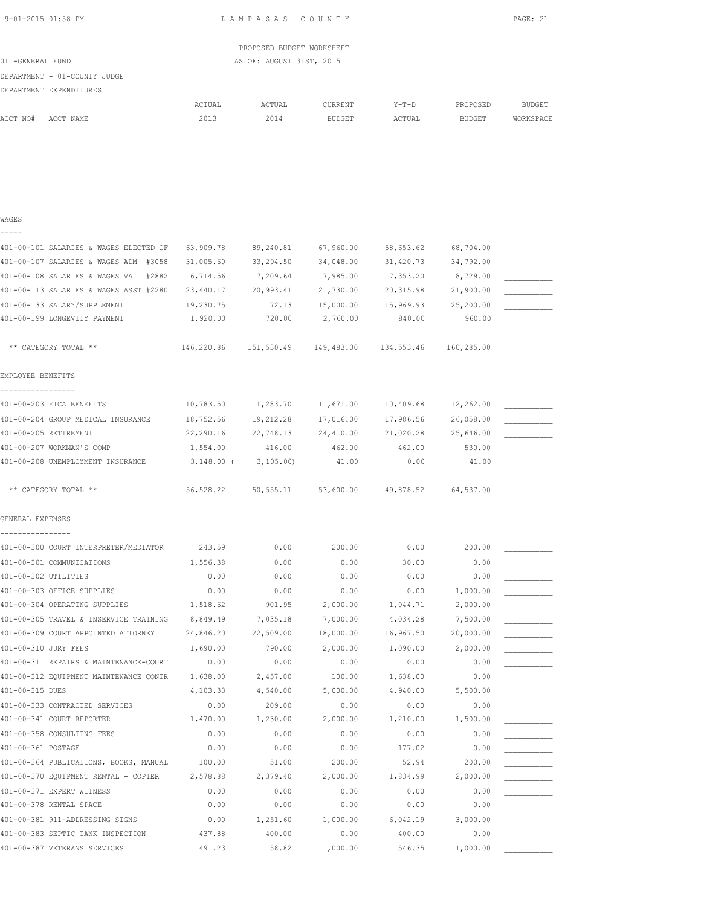PROPOSED BUDGET WORKSHEET

01 -GENERAL FUND

AS OF: AUGUST 31ST, 2015

DEPARTMENT - 01-COUNTY JUDGE

DEPARTMENT EXPENDITURES

| ACCT NO# ACCT NAME | ACTUAL 2013 | ACTUAL 2014 | CURRENT BUDGET | Y-T-D ACTUAL | PROPOSED BUDGET | BUDGET WORKSPACE |
|---|---|---|---|---|---|---|
| **WAGES** | | | | | | |
| 401-00-101 SALARIES & WAGES ELECTED OF | 63,909.78 | 89,240.81 | 67,960.00 | 58,653.62 | 68,704.00 | ___________ |
| 401-00-107 SALARIES & WAGES ADM #3058 | 31,005.60 | 33,294.50 | 34,048.00 | 31,420.73 | 34,792.00 | ___________ |
| 401-00-108 SALARIES & WAGES VA #2882 | 6,714.56 | 7,209.64 | 7,985.00 | 7,353.20 | 8,729.00 | ___________ |
| 401-00-113 SALARIES & WAGES ASST #2280 | 23,440.17 | 20,993.41 | 21,730.00 | 20,315.98 | 21,900.00 | ___________ |
| 401-00-133 SALARY/SUPPLEMENT | 19,230.75 | 72.13 | 15,000.00 | 15,969.93 | 25,200.00 | ___________ |
| 401-00-199 LONGEVITY PAYMENT | 1,920.00 | 720.00 | 2,760.00 | 840.00 | 960.00 | ___________ |
| ** CATEGORY TOTAL ** | 146,220.86 | 151,530.49 | 149,483.00 | 134,553.46 | 160,285.00 | |
| **EMPLOYEE BENEFITS** | | | | | | |
| 401-00-203 FICA BENEFITS | 10,783.50 | 11,283.70 | 11,671.00 | 10,409.68 | 12,262.00 | ___________ |
| 401-00-204 GROUP MEDICAL INSURANCE | 18,752.56 | 19,212.28 | 17,016.00 | 17,986.56 | 26,058.00 | ___________ |
| 401-00-205 RETIREMENT | 22,290.16 | 22,748.13 | 24,410.00 | 21,020.28 | 25,646.00 | ___________ |
| 401-00-207 WORKMAN'S COMP | 1,554.00 | 416.00 | 462.00 | 462.00 | 530.00 | ___________ |
| 401-00-208 UNEMPLOYMENT INSURANCE | 3,148.00 | ( 3,105.00) | 41.00 | 0.00 | 41.00 | ___________ |
| ** CATEGORY TOTAL ** | 56,528.22 | 50,555.11 | 53,600.00 | 49,878.52 | 64,537.00 | |
| **GENERAL EXPENSES** | | | | | | |
| 401-00-300 COURT INTERPRETER/MEDIATOR | 243.59 | 0.00 | 200.00 | 0.00 | 200.00 | ___________ |
| 401-00-301 COMMUNICATIONS | 1,556.38 | 0.00 | 0.00 | 30.00 | 0.00 | ___________ |
| 401-00-302 UTILITIES | 0.00 | 0.00 | 0.00 | 0.00 | 0.00 | ___________ |
| 401-00-303 OFFICE SUPPLIES | 0.00 | 0.00 | 0.00 | 0.00 | 1,000.00 | ___________ |
| 401-00-304 OPERATING SUPPLIES | 1,518.62 | 901.95 | 2,000.00 | 1,044.71 | 2,000.00 | ___________ |
| 401-00-305 TRAVEL & INSERVICE TRAINING | 8,849.49 | 7,035.18 | 7,000.00 | 4,034.28 | 7,500.00 | ___________ |
| 401-00-309 COURT APPOINTED ATTORNEY | 24,846.20 | 22,509.00 | 18,000.00 | 16,967.50 | 20,000.00 | ___________ |
| 401-00-310 JURY FEES | 1,690.00 | 790.00 | 2,000.00 | 1,090.00 | 2,000.00 | ___________ |
| 401-00-311 REPAIRS & MAINTENANCE-COURT | 0.00 | 0.00 | 0.00 | 0.00 | 0.00 | ___________ |
| 401-00-312 EQUIPMENT MAINTENANCE CONTR | 1,638.00 | 2,457.00 | 100.00 | 1,638.00 | 0.00 | ___________ |
| 401-00-315 DUES | 4,103.33 | 4,540.00 | 5,000.00 | 4,940.00 | 5,500.00 | ___________ |
| 401-00-333 CONTRACTED SERVICES | 0.00 | 209.00 | 0.00 | 0.00 | 0.00 | ___________ |
| 401-00-341 COURT REPORTER | 1,470.00 | 1,230.00 | 2,000.00 | 1,210.00 | 1,500.00 | ___________ |
| 401-00-358 CONSULTING FEES | 0.00 | 0.00 | 0.00 | 0.00 | 0.00 | ___________ |
| 401-00-361 POSTAGE | 0.00 | 0.00 | 0.00 | 177.02 | 0.00 | ___________ |
| 401-00-364 PUBLICATIONS, BOOKS, MANUAL | 100.00 | 51.00 | 200.00 | 52.94 | 200.00 | ___________ |
| 401-00-370 EQUIPMENT RENTAL - COPIER | 2,578.88 | 2,379.40 | 2,000.00 | 1,834.99 | 2,000.00 | ___________ |
| 401-00-371 EXPERT WITNESS | 0.00 | 0.00 | 0.00 | 0.00 | 0.00 | ___________ |
| 401-00-378 RENTAL SPACE | 0.00 | 0.00 | 0.00 | 0.00 | 0.00 | ___________ |
| 401-00-381 911-ADDRESSING SIGNS | 0.00 | 1,251.60 | 1,000.00 | 6,042.19 | 3,000.00 | ___________ |
| 401-00-383 SEPTIC TANK INSPECTION | 437.88 | 400.00 | 0.00 | 400.00 | 0.00 | ___________ |
| 401-00-387 VETERANS SERVICES | 491.23 | 58.82 | 1,000.00 | 546.35 | 1,000.00 | ___________ |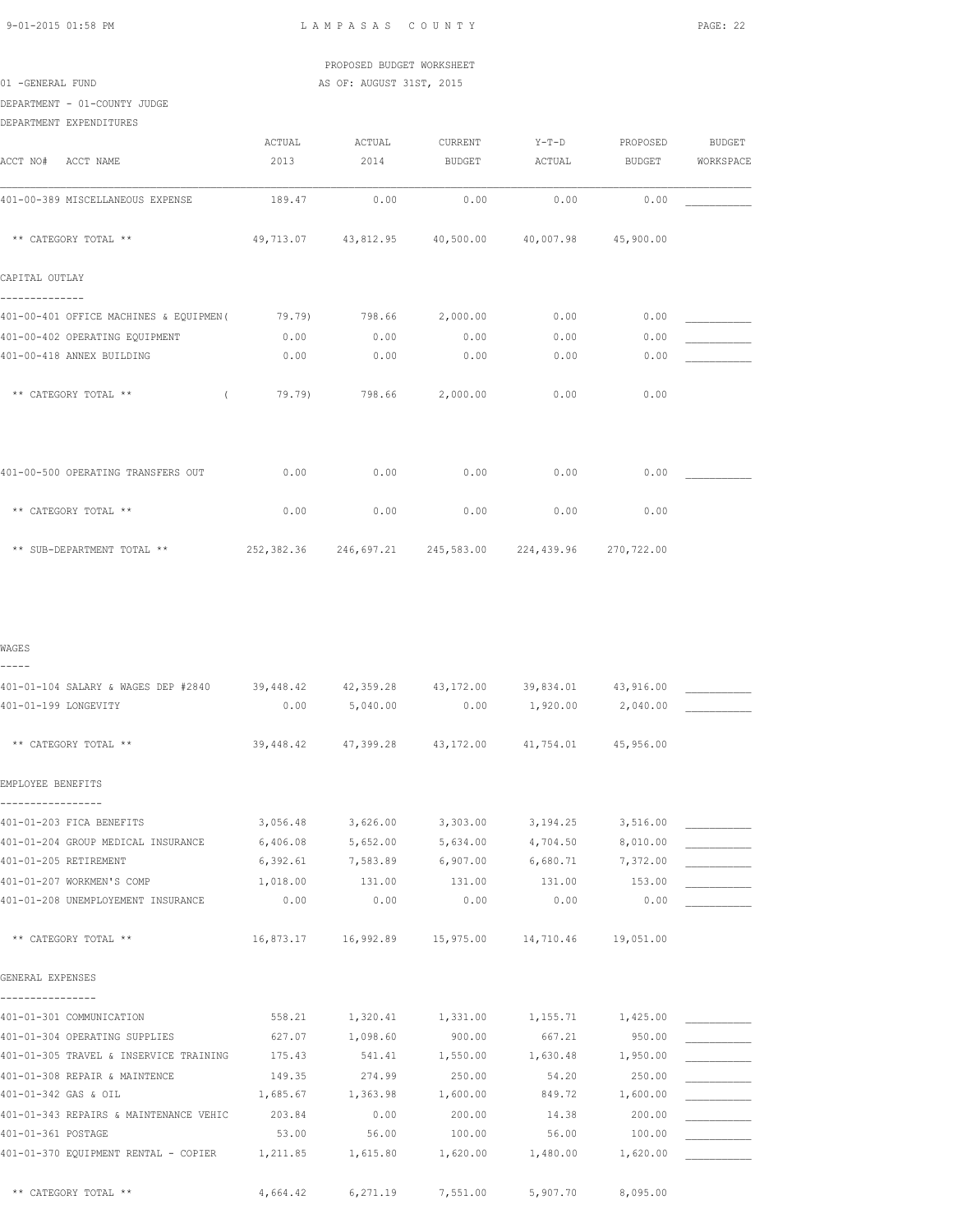PROPOSED BUDGET WORKSHEET

01 -GENERAL FUND AS OF: AUGUST 31ST, 2015

DEPARTMENT - 01-COUNTY JUDGE

DEPARTMENT EXPENDITURES

| ACCT NO# ACCT NAME | ACTUAL 2013 | ACTUAL 2014 | CURRENT BUDGET | Y-T-D ACTUAL | PROPOSED BUDGET | BUDGET WORKSPACE |
|---|---|---|---|---|---|---|
| 401-00-389 MISCELLANEOUS EXPENSE | 189.47 | 0.00 | 0.00 | 0.00 | 0.00 | ___________ |
| ** CATEGORY TOTAL ** | 49,713.07 | 43,812.95 | 40,500.00 | 40,007.98 | 45,900.00 | |
| **CAPITAL OUTLAY** | | | | | | |
| 401-00-401 OFFICE MACHINES & EQUIPMEN( | 79.79) | 798.66 | 2,000.00 | 0.00 | 0.00 | ___________ |
| 401-00-402 OPERATING EQUIPMENT | 0.00 | 0.00 | 0.00 | 0.00 | 0.00 | ___________ |
| 401-00-418 ANNEX BUILDING | 0.00 | 0.00 | 0.00 | 0.00 | 0.00 | ___________ |
| ** CATEGORY TOTAL ** | ( 79.79) | 798.66 | 2,000.00 | 0.00 | 0.00 | |
| 401-00-500 OPERATING TRANSFERS OUT | 0.00 | 0.00 | 0.00 | 0.00 | 0.00 | ___________ |
| ** CATEGORY TOTAL ** | 0.00 | 0.00 | 0.00 | 0.00 | 0.00 | |
| ** SUB-DEPARTMENT TOTAL ** | 252,382.36 | 246,697.21 | 245,583.00 | 224,439.96 | 270,722.00 | |
| **WAGES** | | | | | | |
| 401-01-104 SALARY & WAGES DEP #2840 | 39,448.42 | 42,359.28 | 43,172.00 | 39,834.01 | 43,916.00 | ___________ |
| 401-01-199 LONGEVITY | 0.00 | 5,040.00 | 0.00 | 1,920.00 | 2,040.00 | ___________ |
| ** CATEGORY TOTAL ** | 39,448.42 | 47,399.28 | 43,172.00 | 41,754.01 | 45,956.00 | |
| **EMPLOYEE BENEFITS** | | | | | | |
| 401-01-203 FICA BENEFITS | 3,056.48 | 3,626.00 | 3,303.00 | 3,194.25 | 3,516.00 | ___________ |
| 401-01-204 GROUP MEDICAL INSURANCE | 6,406.08 | 5,652.00 | 5,634.00 | 4,704.50 | 8,010.00 | ___________ |
| 401-01-205 RETIREMENT | 6,392.61 | 7,583.89 | 6,907.00 | 6,680.71 | 7,372.00 | ___________ |
| 401-01-207 WORKMEN'S COMP | 1,018.00 | 131.00 | 131.00 | 131.00 | 153.00 | ___________ |
| 401-01-208 UNEMPLOYEMENT INSURANCE | 0.00 | 0.00 | 0.00 | 0.00 | 0.00 | ___________ |
| ** CATEGORY TOTAL ** | 16,873.17 | 16,992.89 | 15,975.00 | 14,710.46 | 19,051.00 | |
| **GENERAL EXPENSES** | | | | | | |
| 401-01-301 COMMUNICATION | 558.21 | 1,320.41 | 1,331.00 | 1,155.71 | 1,425.00 | ___________ |
| 401-01-304 OPERATING SUPPLIES | 627.07 | 1,098.60 | 900.00 | 667.21 | 950.00 | ___________ |
| 401-01-305 TRAVEL & INSERVICE TRAINING | 175.43 | 541.41 | 1,550.00 | 1,630.48 | 1,950.00 | ___________ |
| 401-01-308 REPAIR & MAINTENCE | 149.35 | 274.99 | 250.00 | 54.20 | 250.00 | ___________ |
| 401-01-342 GAS & OIL | 1,685.67 | 1,363.98 | 1,600.00 | 849.72 | 1,600.00 | ___________ |
| 401-01-343 REPAIRS & MAINTENANCE VEHIC | 203.84 | 0.00 | 200.00 | 14.38 | 200.00 | ___________ |
| 401-01-361 POSTAGE | 53.00 | 56.00 | 100.00 | 56.00 | 100.00 | ___________ |
| 401-01-370 EQUIPMENT RENTAL - COPIER | 1,211.85 | 1,615.80 | 1,620.00 | 1,480.00 | 1,620.00 | ___________ |
| ** CATEGORY TOTAL ** | 4,664.42 | 6,271.19 | 7,551.00 | 5,907.70 | 8,095.00 | |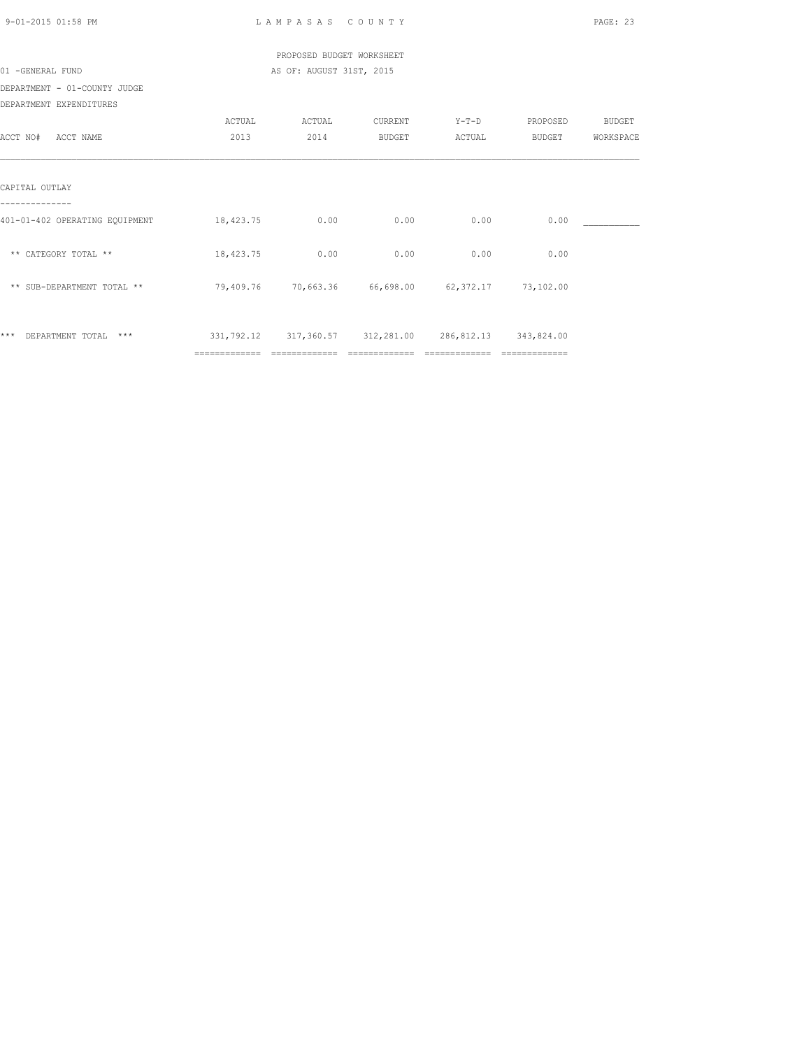PROPOSED BUDGET WORKSHEET

01 -GENERAL FUND — AS OF: AUGUST 31ST, 2015

DEPARTMENT - 01-COUNTY JUDGE

DEPARTMENT EXPENDITURES

| ACCT NO# ACCT NAME | ACTUAL 2013 | ACTUAL 2014 | CURRENT BUDGET | Y-T-D ACTUAL | PROPOSED BUDGET | BUDGET WORKSPACE |
|---|---|---|---|---|---|---|
| **CAPITAL OUTLAY** | | | | | | |
| 401-01-402 OPERATING EQUIPMENT | 18,423.75 | 0.00 | 0.00 | 0.00 | 0.00 | ___________ |
| ** CATEGORY TOTAL ** | 18,423.75 | 0.00 | 0.00 | 0.00 | 0.00 | |
| ** SUB-DEPARTMENT TOTAL ** | 79,409.76 | 70,663.36 | 66,698.00 | 62,372.17 | 73,102.00 | |
| *** DEPARTMENT TOTAL *** | 331,792.12 | 317,360.57 | 312,281.00 | 286,812.13 | 343,824.00 | |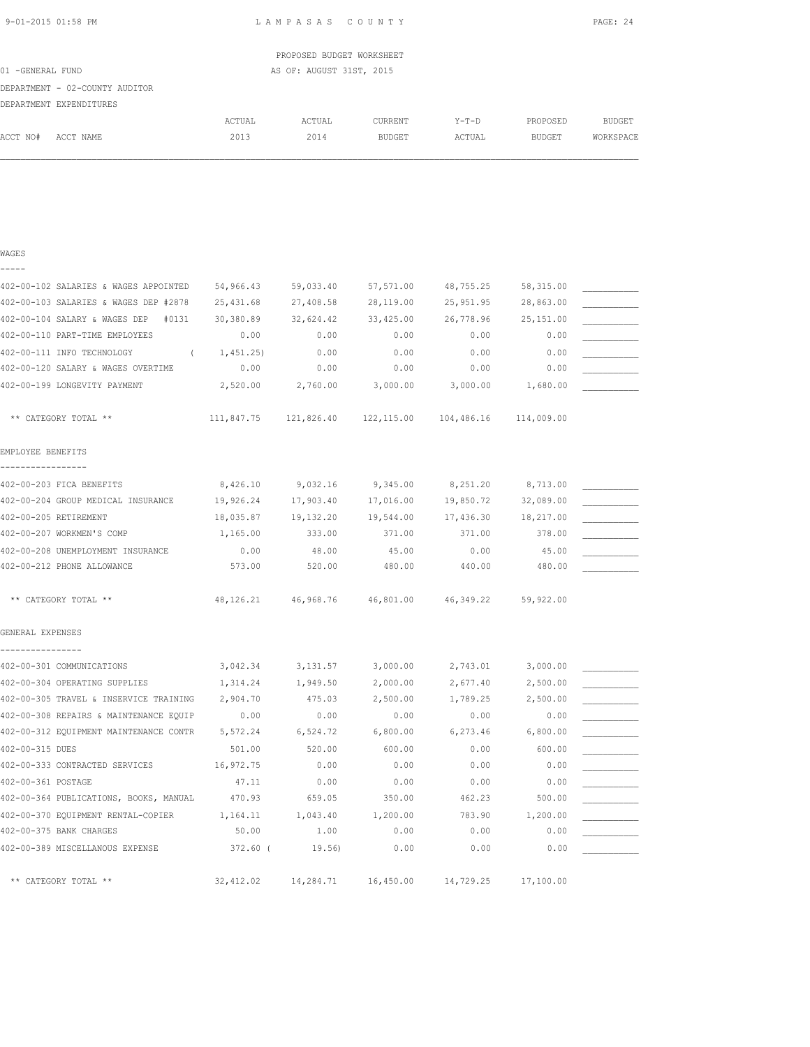PROPOSED BUDGET WORKSHEET

01 -GENERAL FUND — AS OF: AUGUST 31ST, 2015

DEPARTMENT - 02-COUNTY AUDITOR

DEPARTMENT EXPENDITURES

| ACCT NO# | ACCT NAME | ACTUAL 2013 | ACTUAL 2014 | CURRENT BUDGET | Y-T-D ACTUAL | PROPOSED BUDGET | BUDGET WORKSPACE |
|---|---|---|---|---|---|---|---|
| **WAGES** | | | | | | | |
| 402-00-102 | SALARIES & WAGES APPOINTED | 54,966.43 | 59,033.40 | 57,571.00 | 48,755.25 | 58,315.00 | __________ |
| 402-00-103 | SALARIES & WAGES DEP #2878 | 25,431.68 | 27,408.58 | 28,119.00 | 25,951.95 | 28,863.00 | __________ |
| 402-00-104 | SALARY & WAGES DEP #0131 | 30,380.89 | 32,624.42 | 33,425.00 | 26,778.96 | 25,151.00 | __________ |
| 402-00-110 | PART-TIME EMPLOYEES | 0.00 | 0.00 | 0.00 | 0.00 | 0.00 | __________ |
| 402-00-111 | INFO TECHNOLOGY | ( 1,451.25) | 0.00 | 0.00 | 0.00 | 0.00 | __________ |
| 402-00-120 | SALARY & WAGES OVERTIME | 0.00 | 0.00 | 0.00 | 0.00 | 0.00 | __________ |
| 402-00-199 | LONGEVITY PAYMENT | 2,520.00 | 2,760.00 | 3,000.00 | 3,000.00 | 1,680.00 | __________ |
| | ** CATEGORY TOTAL ** | 111,847.75 | 121,826.40 | 122,115.00 | 104,486.16 | 114,009.00 | |
| **EMPLOYEE BENEFITS** | | | | | | | |
| 402-00-203 | FICA BENEFITS | 8,426.10 | 9,032.16 | 9,345.00 | 8,251.20 | 8,713.00 | __________ |
| 402-00-204 | GROUP MEDICAL INSURANCE | 19,926.24 | 17,903.40 | 17,016.00 | 19,850.72 | 32,089.00 | __________ |
| 402-00-205 | RETIREMENT | 18,035.87 | 19,132.20 | 19,544.00 | 17,436.30 | 18,217.00 | __________ |
| 402-00-207 | WORKMEN'S COMP | 1,165.00 | 333.00 | 371.00 | 371.00 | 378.00 | __________ |
| 402-00-208 | UNEMPLOYMENT INSURANCE | 0.00 | 48.00 | 45.00 | 0.00 | 45.00 | __________ |
| 402-00-212 | PHONE ALLOWANCE | 573.00 | 520.00 | 480.00 | 440.00 | 480.00 | __________ |
| | ** CATEGORY TOTAL ** | 48,126.21 | 46,968.76 | 46,801.00 | 46,349.22 | 59,922.00 | |
| **GENERAL EXPENSES** | | | | | | | |
| 402-00-301 | COMMUNICATIONS | 3,042.34 | 3,131.57 | 3,000.00 | 2,743.01 | 3,000.00 | __________ |
| 402-00-304 | OPERATING SUPPLIES | 1,314.24 | 1,949.50 | 2,000.00 | 2,677.40 | 2,500.00 | __________ |
| 402-00-305 | TRAVEL & INSERVICE TRAINING | 2,904.70 | 475.03 | 2,500.00 | 1,789.25 | 2,500.00 | __________ |
| 402-00-308 | REPAIRS & MAINTENANCE EQUIP | 0.00 | 0.00 | 0.00 | 0.00 | 0.00 | __________ |
| 402-00-312 | EQUIPMENT MAINTENANCE CONTR | 5,572.24 | 6,524.72 | 6,800.00 | 6,273.46 | 6,800.00 | __________ |
| 402-00-315 | DUES | 501.00 | 520.00 | 600.00 | 0.00 | 600.00 | __________ |
| 402-00-333 | CONTRACTED SERVICES | 16,972.75 | 0.00 | 0.00 | 0.00 | 0.00 | __________ |
| 402-00-361 | POSTAGE | 47.11 | 0.00 | 0.00 | 0.00 | 0.00 | __________ |
| 402-00-364 | PUBLICATIONS, BOOKS, MANUAL | 470.93 | 659.05 | 350.00 | 462.23 | 500.00 | __________ |
| 402-00-370 | EQUIPMENT RENTAL-COPIER | 1,164.11 | 1,043.40 | 1,200.00 | 783.90 | 1,200.00 | __________ |
| 402-00-375 | BANK CHARGES | 50.00 | 1.00 | 0.00 | 0.00 | 0.00 | __________ |
| 402-00-389 | MISCELLANOUS EXPENSE | 372.60 | ( 19.56) | 0.00 | 0.00 | 0.00 | __________ |
| | ** CATEGORY TOTAL ** | 32,412.02 | 14,284.71 | 16,450.00 | 14,729.25 | 17,100.00 | |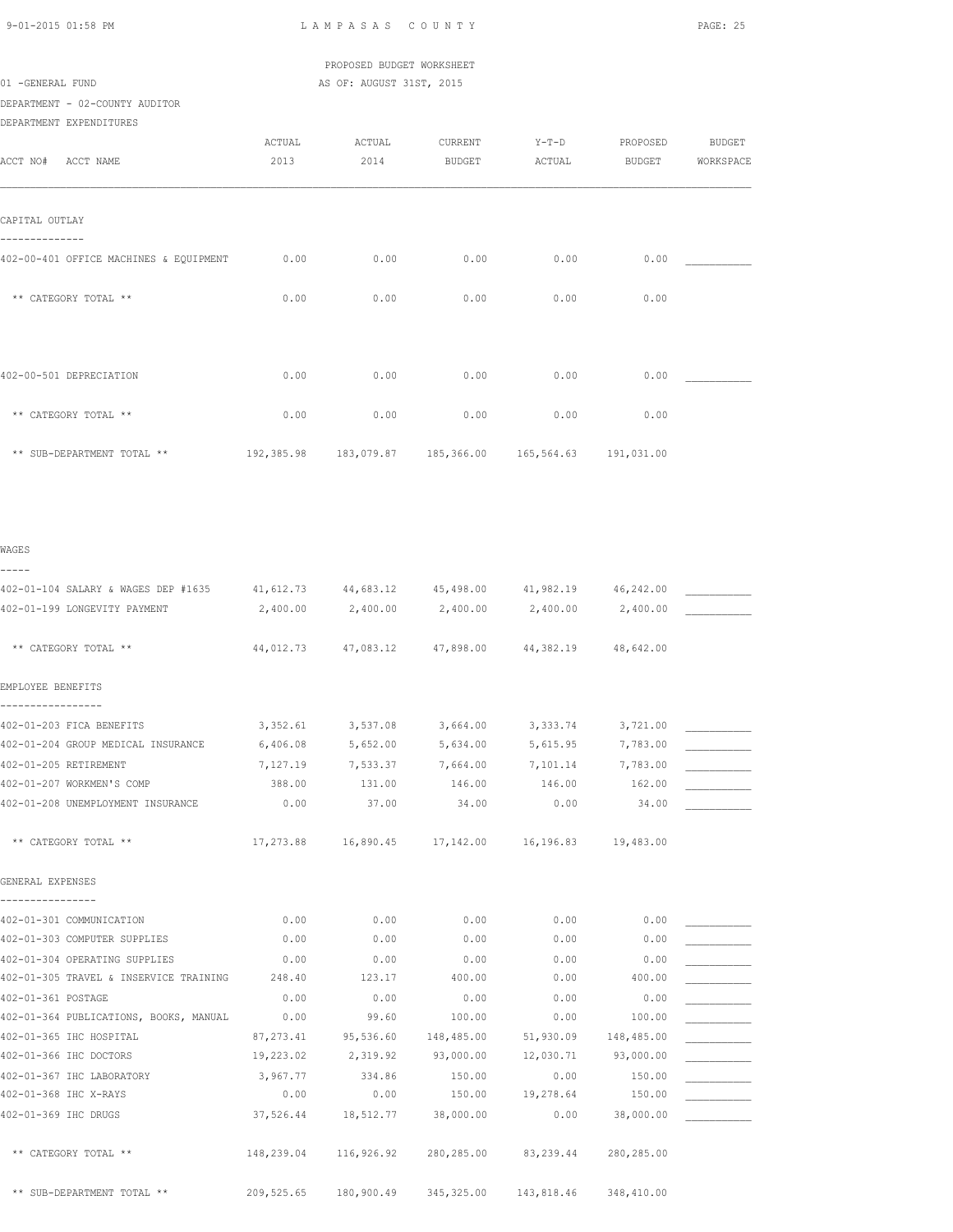PROPOSED BUDGET WORKSHEET

01 -GENERAL FUND AS OF: AUGUST 31ST, 2015

DEPARTMENT - 02-COUNTY AUDITOR

DEPARTMENT EXPENDITURES

| ACCT NO# ACCT NAME | ACTUAL 2013 | ACTUAL 2014 | CURRENT BUDGET | Y-T-D ACTUAL | PROPOSED BUDGET | BUDGET WORKSPACE |
|---|---|---|---|---|---|---|
| **CAPITAL OUTLAY** | | | | | | |
| 402-00-401 OFFICE MACHINES & EQUIPMENT | 0.00 | 0.00 | 0.00 | 0.00 | 0.00 | ___________ |
| ** CATEGORY TOTAL ** | 0.00 | 0.00 | 0.00 | 0.00 | 0.00 | |
| 402-00-501 DEPRECIATION | 0.00 | 0.00 | 0.00 | 0.00 | 0.00 | ___________ |
| ** CATEGORY TOTAL ** | 0.00 | 0.00 | 0.00 | 0.00 | 0.00 | |
| ** SUB-DEPARTMENT TOTAL ** | 192,385.98 | 183,079.87 | 185,366.00 | 165,564.63 | 191,031.00 | |
| **WAGES** | | | | | | |
| 402-01-104 SALARY & WAGES DEP #1635 | 41,612.73 | 44,683.12 | 45,498.00 | 41,982.19 | 46,242.00 | ___________ |
| 402-01-199 LONGEVITY PAYMENT | 2,400.00 | 2,400.00 | 2,400.00 | 2,400.00 | 2,400.00 | ___________ |
| ** CATEGORY TOTAL ** | 44,012.73 | 47,083.12 | 47,898.00 | 44,382.19 | 48,642.00 | |
| **EMPLOYEE BENEFITS** | | | | | | |
| 402-01-203 FICA BENEFITS | 3,352.61 | 3,537.08 | 3,664.00 | 3,333.74 | 3,721.00 | ___________ |
| 402-01-204 GROUP MEDICAL INSURANCE | 6,406.08 | 5,652.00 | 5,634.00 | 5,615.95 | 7,783.00 | ___________ |
| 402-01-205 RETIREMENT | 7,127.19 | 7,533.37 | 7,664.00 | 7,101.14 | 7,783.00 | ___________ |
| 402-01-207 WORKMEN'S COMP | 388.00 | 131.00 | 146.00 | 146.00 | 162.00 | ___________ |
| 402-01-208 UNEMPLOYMENT INSURANCE | 0.00 | 37.00 | 34.00 | 0.00 | 34.00 | ___________ |
| ** CATEGORY TOTAL ** | 17,273.88 | 16,890.45 | 17,142.00 | 16,196.83 | 19,483.00 | |
| **GENERAL EXPENSES** | | | | | | |
| 402-01-301 COMMUNICATION | 0.00 | 0.00 | 0.00 | 0.00 | 0.00 | ___________ |
| 402-01-303 COMPUTER SUPPLIES | 0.00 | 0.00 | 0.00 | 0.00 | 0.00 | ___________ |
| 402-01-304 OPERATING SUPPLIES | 0.00 | 0.00 | 0.00 | 0.00 | 0.00 | ___________ |
| 402-01-305 TRAVEL & INSERVICE TRAINING | 248.40 | 123.17 | 400.00 | 0.00 | 400.00 | ___________ |
| 402-01-361 POSTAGE | 0.00 | 0.00 | 0.00 | 0.00 | 0.00 | ___________ |
| 402-01-364 PUBLICATIONS, BOOKS, MANUAL | 0.00 | 99.60 | 100.00 | 0.00 | 100.00 | ___________ |
| 402-01-365 IHC HOSPITAL | 87,273.41 | 95,536.60 | 148,485.00 | 51,930.09 | 148,485.00 | ___________ |
| 402-01-366 IHC DOCTORS | 19,223.02 | 2,319.92 | 93,000.00 | 12,030.71 | 93,000.00 | ___________ |
| 402-01-367 IHC LABORATORY | 3,967.77 | 334.86 | 150.00 | 0.00 | 150.00 | ___________ |
| 402-01-368 IHC X-RAYS | 0.00 | 0.00 | 150.00 | 19,278.64 | 150.00 | ___________ |
| 402-01-369 IHC DRUGS | 37,526.44 | 18,512.77 | 38,000.00 | 0.00 | 38,000.00 | ___________ |
| ** CATEGORY TOTAL ** | 148,239.04 | 116,926.92 | 280,285.00 | 83,239.44 | 280,285.00 | |
| ** SUB-DEPARTMENT TOTAL ** | 209,525.65 | 180,900.49 | 345,325.00 | 143,818.46 | 348,410.00 | |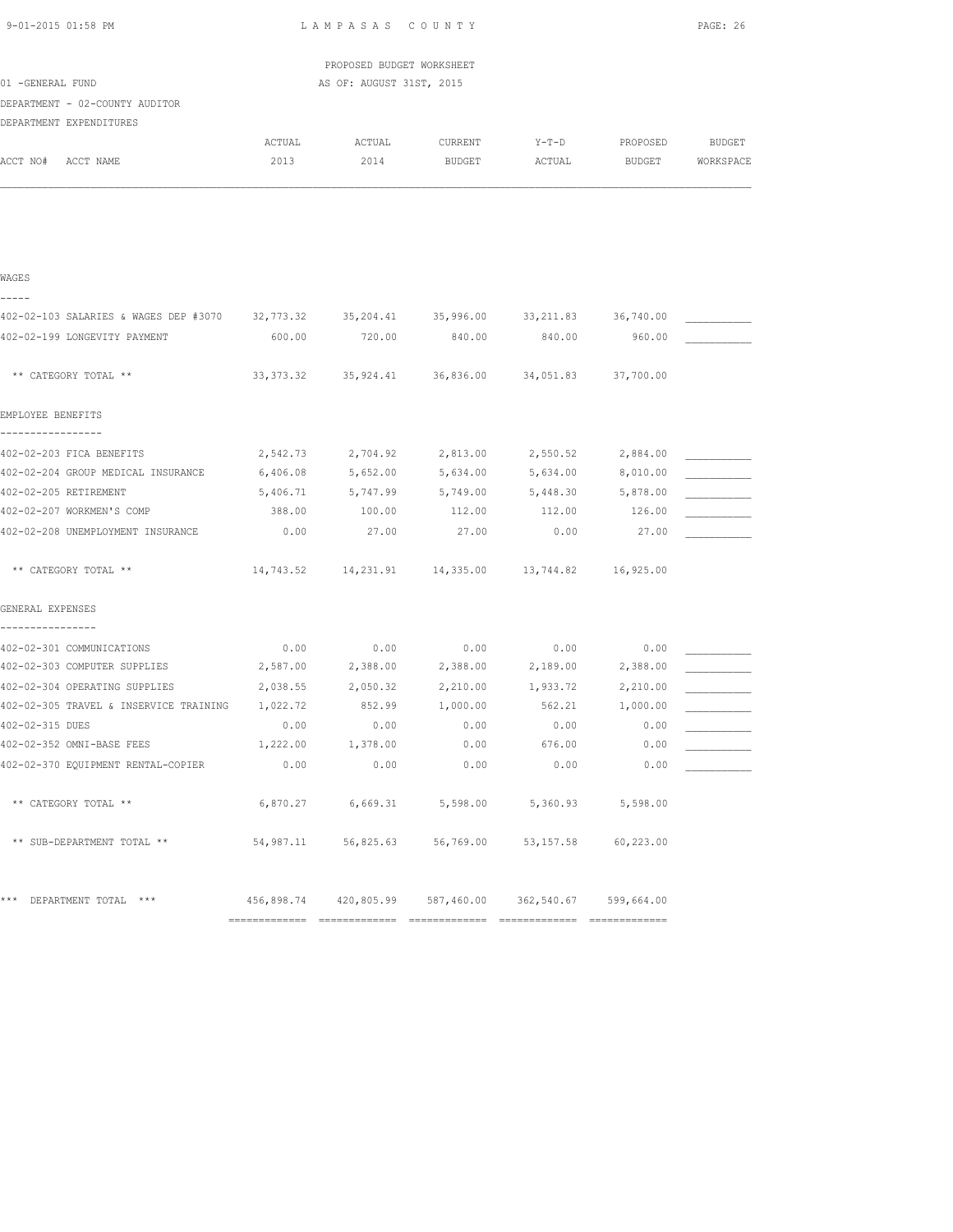PROPOSED BUDGET WORKSHEET

01 -GENERAL FUND — AS OF: AUGUST 31ST, 2015

DEPARTMENT - 02-COUNTY AUDITOR

DEPARTMENT EXPENDITURES

| ACCT NO# ACCT NAME | ACTUAL 2013 | ACTUAL 2014 | CURRENT BUDGET | Y-T-D ACTUAL | PROPOSED BUDGET | BUDGET WORKSPACE |
|---|---|---|---|---|---|---|
| **WAGES** | | | | | | |
| 402-02-103 SALARIES & WAGES DEP #3070 | 32,773.32 | 35,204.41 | 35,996.00 | 33,211.83 | 36,740.00 | ___________ |
| 402-02-199 LONGEVITY PAYMENT | 600.00 | 720.00 | 840.00 | 840.00 | 960.00 | ___________ |
| ** CATEGORY TOTAL ** | 33,373.32 | 35,924.41 | 36,836.00 | 34,051.83 | 37,700.00 | |
| **EMPLOYEE BENEFITS** | | | | | | |
| 402-02-203 FICA BENEFITS | 2,542.73 | 2,704.92 | 2,813.00 | 2,550.52 | 2,884.00 | ___________ |
| 402-02-204 GROUP MEDICAL INSURANCE | 6,406.08 | 5,652.00 | 5,634.00 | 5,634.00 | 8,010.00 | ___________ |
| 402-02-205 RETIREMENT | 5,406.71 | 5,747.99 | 5,749.00 | 5,448.30 | 5,878.00 | ___________ |
| 402-02-207 WORKMEN'S COMP | 388.00 | 100.00 | 112.00 | 112.00 | 126.00 | ___________ |
| 402-02-208 UNEMPLOYMENT INSURANCE | 0.00 | 27.00 | 27.00 | 0.00 | 27.00 | ___________ |
| ** CATEGORY TOTAL ** | 14,743.52 | 14,231.91 | 14,335.00 | 13,744.82 | 16,925.00 | |
| **GENERAL EXPENSES** | | | | | | |
| 402-02-301 COMMUNICATIONS | 0.00 | 0.00 | 0.00 | 0.00 | 0.00 | ___________ |
| 402-02-303 COMPUTER SUPPLIES | 2,587.00 | 2,388.00 | 2,388.00 | 2,189.00 | 2,388.00 | ___________ |
| 402-02-304 OPERATING SUPPLIES | 2,038.55 | 2,050.32 | 2,210.00 | 1,933.72 | 2,210.00 | ___________ |
| 402-02-305 TRAVEL & INSERVICE TRAINING | 1,022.72 | 852.99 | 1,000.00 | 562.21 | 1,000.00 | ___________ |
| 402-02-315 DUES | 0.00 | 0.00 | 0.00 | 0.00 | 0.00 | ___________ |
| 402-02-352 OMNI-BASE FEES | 1,222.00 | 1,378.00 | 0.00 | 676.00 | 0.00 | ___________ |
| 402-02-370 EQUIPMENT RENTAL-COPIER | 0.00 | 0.00 | 0.00 | 0.00 | 0.00 | ___________ |
| ** CATEGORY TOTAL ** | 6,870.27 | 6,669.31 | 5,598.00 | 5,360.93 | 5,598.00 | |
| ** SUB-DEPARTMENT TOTAL ** | 54,987.11 | 56,825.63 | 56,769.00 | 53,157.58 | 60,223.00 | |
| *** DEPARTMENT TOTAL *** | 456,898.74 | 420,805.99 | 587,460.00 | 362,540.67 | 599,664.00 | |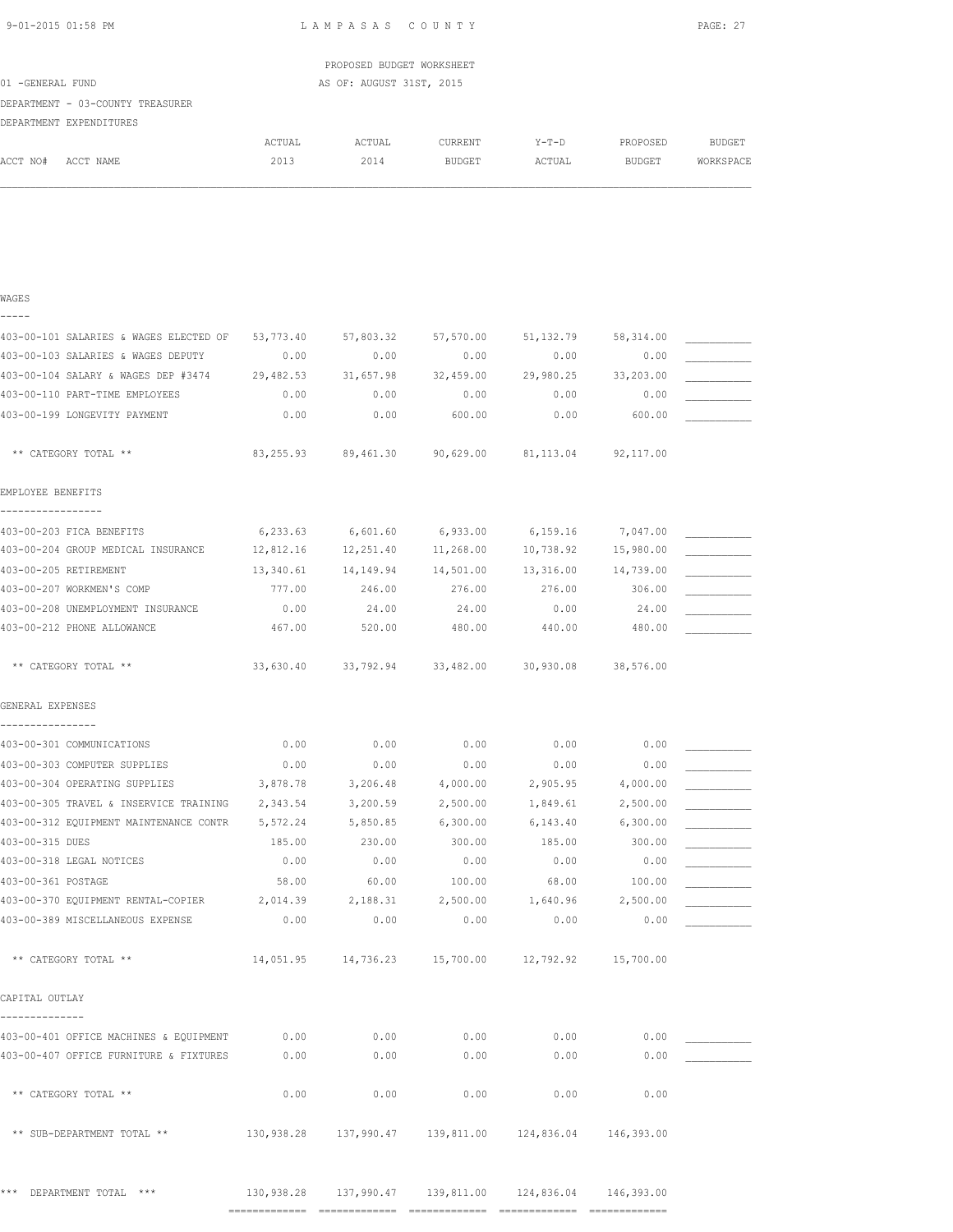PROPOSED BUDGET WORKSHEET

01 -GENERAL FUND — AS OF: AUGUST 31ST, 2015

DEPARTMENT - 03-COUNTY TREASURER

DEPARTMENT EXPENDITURES

| ACCT NO# ACCT NAME | ACTUAL 2013 | ACTUAL 2014 | CURRENT BUDGET | Y-T-D ACTUAL | PROPOSED BUDGET | BUDGET WORKSPACE |
|---|---|---|---|---|---|---|
| **WAGES** | | | | | | |
| 403-00-101 SALARIES & WAGES ELECTED OF | 53,773.40 | 57,803.32 | 57,570.00 | 51,132.79 | 58,314.00 | __________ |
| 403-00-103 SALARIES & WAGES DEPUTY | 0.00 | 0.00 | 0.00 | 0.00 | 0.00 | __________ |
| 403-00-104 SALARY & WAGES DEP #3474 | 29,482.53 | 31,657.98 | 32,459.00 | 29,980.25 | 33,203.00 | __________ |
| 403-00-110 PART-TIME EMPLOYEES | 0.00 | 0.00 | 0.00 | 0.00 | 0.00 | __________ |
| 403-00-199 LONGEVITY PAYMENT | 0.00 | 0.00 | 600.00 | 0.00 | 600.00 | __________ |
| ** CATEGORY TOTAL ** | 83,255.93 | 89,461.30 | 90,629.00 | 81,113.04 | 92,117.00 | |
| **EMPLOYEE BENEFITS** | | | | | | |
| 403-00-203 FICA BENEFITS | 6,233.63 | 6,601.60 | 6,933.00 | 6,159.16 | 7,047.00 | __________ |
| 403-00-204 GROUP MEDICAL INSURANCE | 12,812.16 | 12,251.40 | 11,268.00 | 10,738.92 | 15,980.00 | __________ |
| 403-00-205 RETIREMENT | 13,340.61 | 14,149.94 | 14,501.00 | 13,316.00 | 14,739.00 | __________ |
| 403-00-207 WORKMEN'S COMP | 777.00 | 246.00 | 276.00 | 276.00 | 306.00 | __________ |
| 403-00-208 UNEMPLOYMENT INSURANCE | 0.00 | 24.00 | 24.00 | 0.00 | 24.00 | __________ |
| 403-00-212 PHONE ALLOWANCE | 467.00 | 520.00 | 480.00 | 440.00 | 480.00 | __________ |
| ** CATEGORY TOTAL ** | 33,630.40 | 33,792.94 | 33,482.00 | 30,930.08 | 38,576.00 | |
| **GENERAL EXPENSES** | | | | | | |
| 403-00-301 COMMUNICATIONS | 0.00 | 0.00 | 0.00 | 0.00 | 0.00 | __________ |
| 403-00-303 COMPUTER SUPPLIES | 0.00 | 0.00 | 0.00 | 0.00 | 0.00 | __________ |
| 403-00-304 OPERATING SUPPLIES | 3,878.78 | 3,206.48 | 4,000.00 | 2,905.95 | 4,000.00 | __________ |
| 403-00-305 TRAVEL & INSERVICE TRAINING | 2,343.54 | 3,200.59 | 2,500.00 | 1,849.61 | 2,500.00 | __________ |
| 403-00-312 EQUIPMENT MAINTENANCE CONTR | 5,572.24 | 5,850.85 | 6,300.00 | 6,143.40 | 6,300.00 | __________ |
| 403-00-315 DUES | 185.00 | 230.00 | 300.00 | 185.00 | 300.00 | __________ |
| 403-00-318 LEGAL NOTICES | 0.00 | 0.00 | 0.00 | 0.00 | 0.00 | __________ |
| 403-00-361 POSTAGE | 58.00 | 60.00 | 100.00 | 68.00 | 100.00 | __________ |
| 403-00-370 EQUIPMENT RENTAL-COPIER | 2,014.39 | 2,188.31 | 2,500.00 | 1,640.96 | 2,500.00 | __________ |
| 403-00-389 MISCELLANEOUS EXPENSE | 0.00 | 0.00 | 0.00 | 0.00 | 0.00 | __________ |
| ** CATEGORY TOTAL ** | 14,051.95 | 14,736.23 | 15,700.00 | 12,792.92 | 15,700.00 | |
| **CAPITAL OUTLAY** | | | | | | |
| 403-00-401 OFFICE MACHINES & EQUIPMENT | 0.00 | 0.00 | 0.00 | 0.00 | 0.00 | __________ |
| 403-00-407 OFFICE FURNITURE & FIXTURES | 0.00 | 0.00 | 0.00 | 0.00 | 0.00 | __________ |
| ** CATEGORY TOTAL ** | 0.00 | 0.00 | 0.00 | 0.00 | 0.00 | |
| ** SUB-DEPARTMENT TOTAL ** | 130,938.28 | 137,990.47 | 139,811.00 | 124,836.04 | 146,393.00 | |
| *** DEPARTMENT TOTAL *** | 130,938.28 | 137,990.47 | 139,811.00 | 124,836.04 | 146,393.00 | |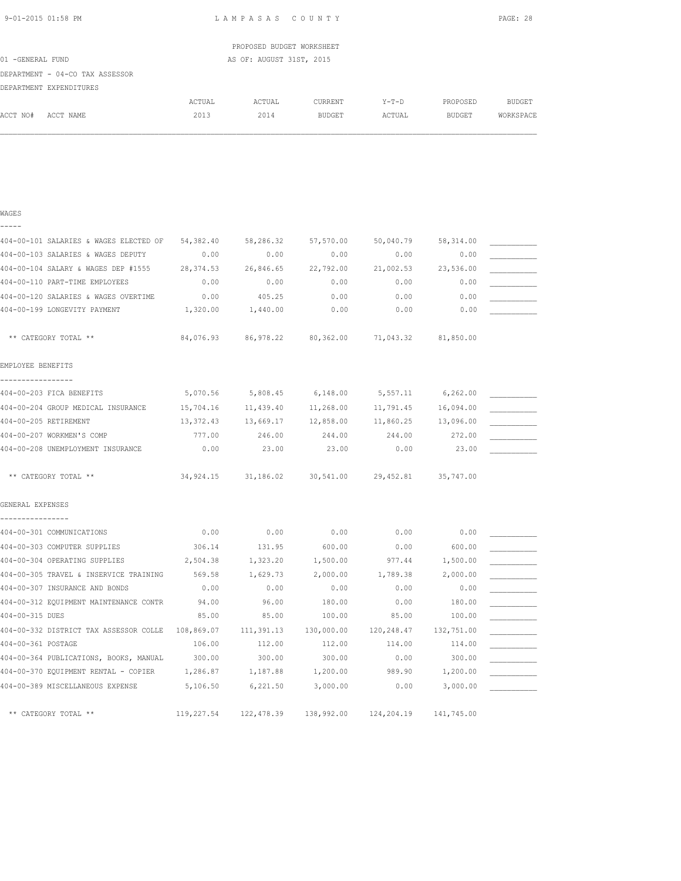LAMPASAS COUNTY

PROPOSED BUDGET WORKSHEET

AS OF: AUGUST 31ST, 2015

01 -GENERAL FUND

DEPARTMENT - 04-CO TAX ASSESSOR

DEPARTMENT EXPENDITURES

| ACCT NO# ACCT NAME | ACTUAL 2013 | ACTUAL 2014 | CURRENT BUDGET | Y-T-D ACTUAL | PROPOSED BUDGET | BUDGET WORKSPACE |
|---|---|---|---|---|---|---|
| **WAGES** | | | | | | |
| 404-00-101 SALARIES & WAGES ELECTED OF | 54,382.40 | 58,286.32 | 57,570.00 | 50,040.79 | 58,314.00 | ___________ |
| 404-00-103 SALARIES & WAGES DEPUTY | 0.00 | 0.00 | 0.00 | 0.00 | 0.00 | ___________ |
| 404-00-104 SALARY & WAGES DEP #1555 | 28,374.53 | 26,846.65 | 22,792.00 | 21,002.53 | 23,536.00 | ___________ |
| 404-00-110 PART-TIME EMPLOYEES | 0.00 | 0.00 | 0.00 | 0.00 | 0.00 | ___________ |
| 404-00-120 SALARIES & WAGES OVERTIME | 0.00 | 405.25 | 0.00 | 0.00 | 0.00 | ___________ |
| 404-00-199 LONGEVITY PAYMENT | 1,320.00 | 1,440.00 | 0.00 | 0.00 | 0.00 | ___________ |
| ** CATEGORY TOTAL ** | 84,076.93 | 86,978.22 | 80,362.00 | 71,043.32 | 81,850.00 | |
| **EMPLOYEE BENEFITS** | | | | | | |
| 404-00-203 FICA BENEFITS | 5,070.56 | 5,808.45 | 6,148.00 | 5,557.11 | 6,262.00 | ___________ |
| 404-00-204 GROUP MEDICAL INSURANCE | 15,704.16 | 11,439.40 | 11,268.00 | 11,791.45 | 16,094.00 | ___________ |
| 404-00-205 RETIREMENT | 13,372.43 | 13,669.17 | 12,858.00 | 11,860.25 | 13,096.00 | ___________ |
| 404-00-207 WORKMEN'S COMP | 777.00 | 246.00 | 244.00 | 244.00 | 272.00 | ___________ |
| 404-00-208 UNEMPLOYMENT INSURANCE | 0.00 | 23.00 | 23.00 | 0.00 | 23.00 | ___________ |
| ** CATEGORY TOTAL ** | 34,924.15 | 31,186.02 | 30,541.00 | 29,452.81 | 35,747.00 | |
| **GENERAL EXPENSES** | | | | | | |
| 404-00-301 COMMUNICATIONS | 0.00 | 0.00 | 0.00 | 0.00 | 0.00 | ___________ |
| 404-00-303 COMPUTER SUPPLIES | 306.14 | 131.95 | 600.00 | 0.00 | 600.00 | ___________ |
| 404-00-304 OPERATING SUPPLIES | 2,504.38 | 1,323.20 | 1,500.00 | 977.44 | 1,500.00 | ___________ |
| 404-00-305 TRAVEL & INSERVICE TRAINING | 569.58 | 1,629.73 | 2,000.00 | 1,789.38 | 2,000.00 | ___________ |
| 404-00-307 INSURANCE AND BONDS | 0.00 | 0.00 | 0.00 | 0.00 | 0.00 | ___________ |
| 404-00-312 EQUIPMENT MAINTENANCE CONTR | 94.00 | 96.00 | 180.00 | 0.00 | 180.00 | ___________ |
| 404-00-315 DUES | 85.00 | 85.00 | 100.00 | 85.00 | 100.00 | ___________ |
| 404-00-332 DISTRICT TAX ASSESSOR COLLE | 108,869.07 | 111,391.13 | 130,000.00 | 120,248.47 | 132,751.00 | ___________ |
| 404-00-361 POSTAGE | 106.00 | 112.00 | 112.00 | 114.00 | 114.00 | ___________ |
| 404-00-364 PUBLICATIONS, BOOKS, MANUAL | 300.00 | 300.00 | 300.00 | 0.00 | 300.00 | ___________ |
| 404-00-370 EQUIPMENT RENTAL - COPIER | 1,286.87 | 1,187.88 | 1,200.00 | 989.90 | 1,200.00 | ___________ |
| 404-00-389 MISCELLANEOUS EXPENSE | 5,106.50 | 6,221.50 | 3,000.00 | 0.00 | 3,000.00 | ___________ |
| ** CATEGORY TOTAL ** | 119,227.54 | 122,478.39 | 138,992.00 | 124,204.19 | 141,745.00 | |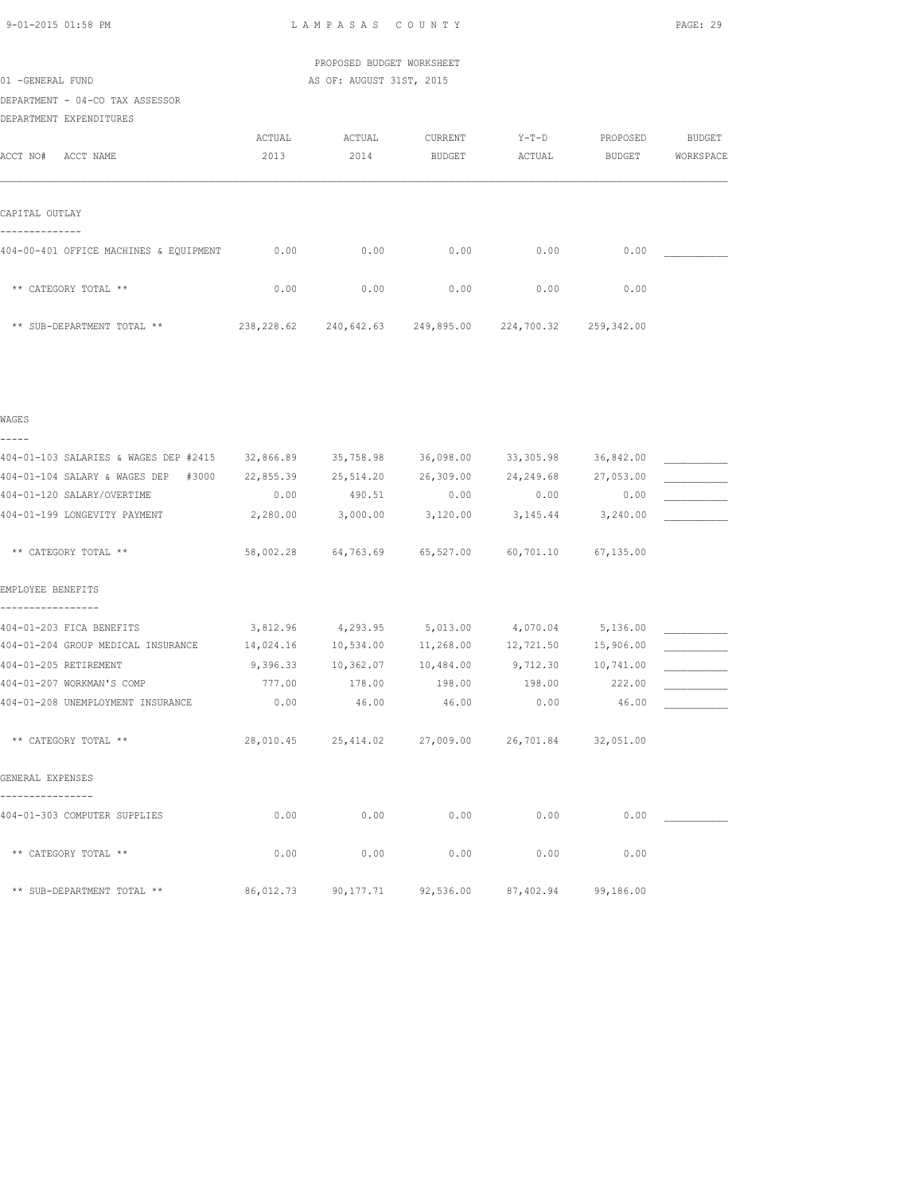LAMPASAS COUNTY

PROPOSED BUDGET WORKSHEET
AS OF: AUGUST 31ST, 2015

01 -GENERAL FUND

DEPARTMENT - 04-CO TAX ASSESSOR

DEPARTMENT EXPENDITURES

| ACCT NO# ACCT NAME | ACTUAL 2013 | ACTUAL 2014 | CURRENT BUDGET | Y-T-D ACTUAL | PROPOSED BUDGET | BUDGET WORKSPACE |
|---|---|---|---|---|---|---|
| **CAPITAL OUTLAY** | | | | | | |
| 404-00-401 OFFICE MACHINES & EQUIPMENT | 0.00 | 0.00 | 0.00 | 0.00 | 0.00 | ___________ |
| ** CATEGORY TOTAL ** | 0.00 | 0.00 | 0.00 | 0.00 | 0.00 | |
| ** SUB-DEPARTMENT TOTAL ** | 238,228.62 | 240,642.63 | 249,895.00 | 224,700.32 | 259,342.00 | |
| **WAGES** | | | | | | |
| 404-01-103 SALARIES & WAGES DEP #2415 | 32,866.89 | 35,758.98 | 36,098.00 | 33,305.98 | 36,842.00 | ___________ |
| 404-01-104 SALARY & WAGES DEP #3000 | 22,855.39 | 25,514.20 | 26,309.00 | 24,249.68 | 27,053.00 | ___________ |
| 404-01-120 SALARY/OVERTIME | 0.00 | 490.51 | 0.00 | 0.00 | 0.00 | ___________ |
| 404-01-199 LONGEVITY PAYMENT | 2,280.00 | 3,000.00 | 3,120.00 | 3,145.44 | 3,240.00 | ___________ |
| ** CATEGORY TOTAL ** | 58,002.28 | 64,763.69 | 65,527.00 | 60,701.10 | 67,135.00 | |
| **EMPLOYEE BENEFITS** | | | | | | |
| 404-01-203 FICA BENEFITS | 3,812.96 | 4,293.95 | 5,013.00 | 4,070.04 | 5,136.00 | ___________ |
| 404-01-204 GROUP MEDICAL INSURANCE | 14,024.16 | 10,534.00 | 11,268.00 | 12,721.50 | 15,906.00 | ___________ |
| 404-01-205 RETIREMENT | 9,396.33 | 10,362.07 | 10,484.00 | 9,712.30 | 10,741.00 | ___________ |
| 404-01-207 WORKMAN'S COMP | 777.00 | 178.00 | 198.00 | 198.00 | 222.00 | ___________ |
| 404-01-208 UNEMPLOYMENT INSURANCE | 0.00 | 46.00 | 46.00 | 0.00 | 46.00 | ___________ |
| ** CATEGORY TOTAL ** | 28,010.45 | 25,414.02 | 27,009.00 | 26,701.84 | 32,051.00 | |
| **GENERAL EXPENSES** | | | | | | |
| 404-01-303 COMPUTER SUPPLIES | 0.00 | 0.00 | 0.00 | 0.00 | 0.00 | ___________ |
| ** CATEGORY TOTAL ** | 0.00 | 0.00 | 0.00 | 0.00 | 0.00 | |
| ** SUB-DEPARTMENT TOTAL ** | 86,012.73 | 90,177.71 | 92,536.00 | 87,402.94 | 99,186.00 | |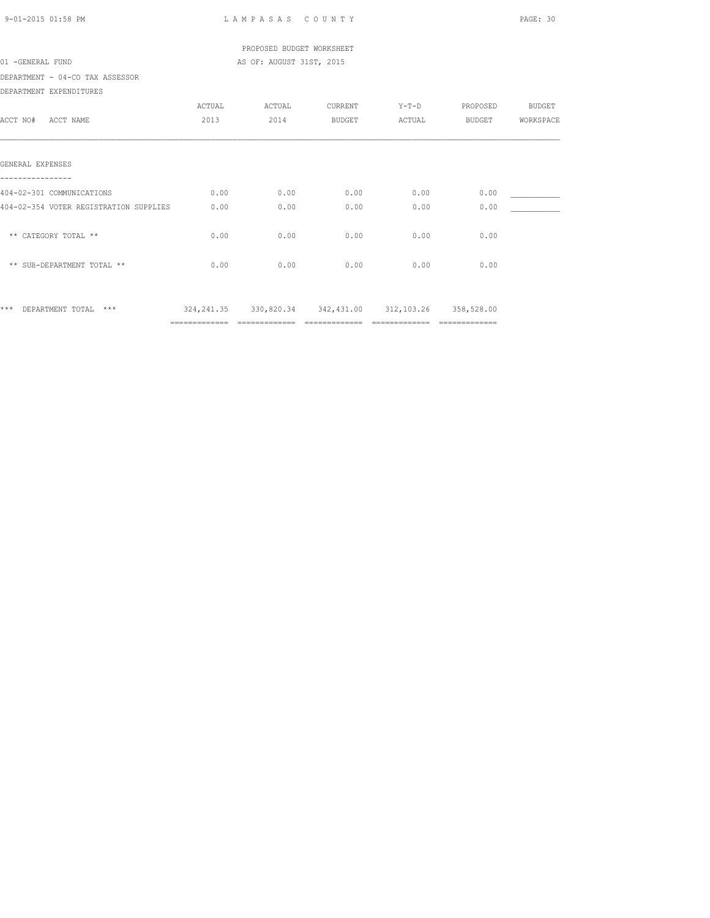LAMPASAS COUNTY

PROPOSED BUDGET WORKSHEET

01 -GENERAL FUND

AS OF: AUGUST 31ST, 2015

DEPARTMENT - 04-CO TAX ASSESSOR

DEPARTMENT EXPENDITURES

| ACCT NO# ACCT NAME | ACTUAL 2013 | ACTUAL 2014 | CURRENT BUDGET | Y-T-D ACTUAL | PROPOSED BUDGET | BUDGET WORKSPACE |
|---|---|---|---|---|---|---|
| GENERAL EXPENSES | | | | | | |
| 404-02-301 COMMUNICATIONS | 0.00 | 0.00 | 0.00 | 0.00 | 0.00 | ___________ |
| 404-02-354 VOTER REGISTRATION SUPPLIES | 0.00 | 0.00 | 0.00 | 0.00 | 0.00 | ___________ |
| ** CATEGORY TOTAL ** | 0.00 | 0.00 | 0.00 | 0.00 | 0.00 | |
| ** SUB-DEPARTMENT TOTAL ** | 0.00 | 0.00 | 0.00 | 0.00 | 0.00 | |
| *** DEPARTMENT TOTAL *** | 324,241.35 | 330,820.34 | 342,431.00 | 312,103.26 | 358,528.00 | |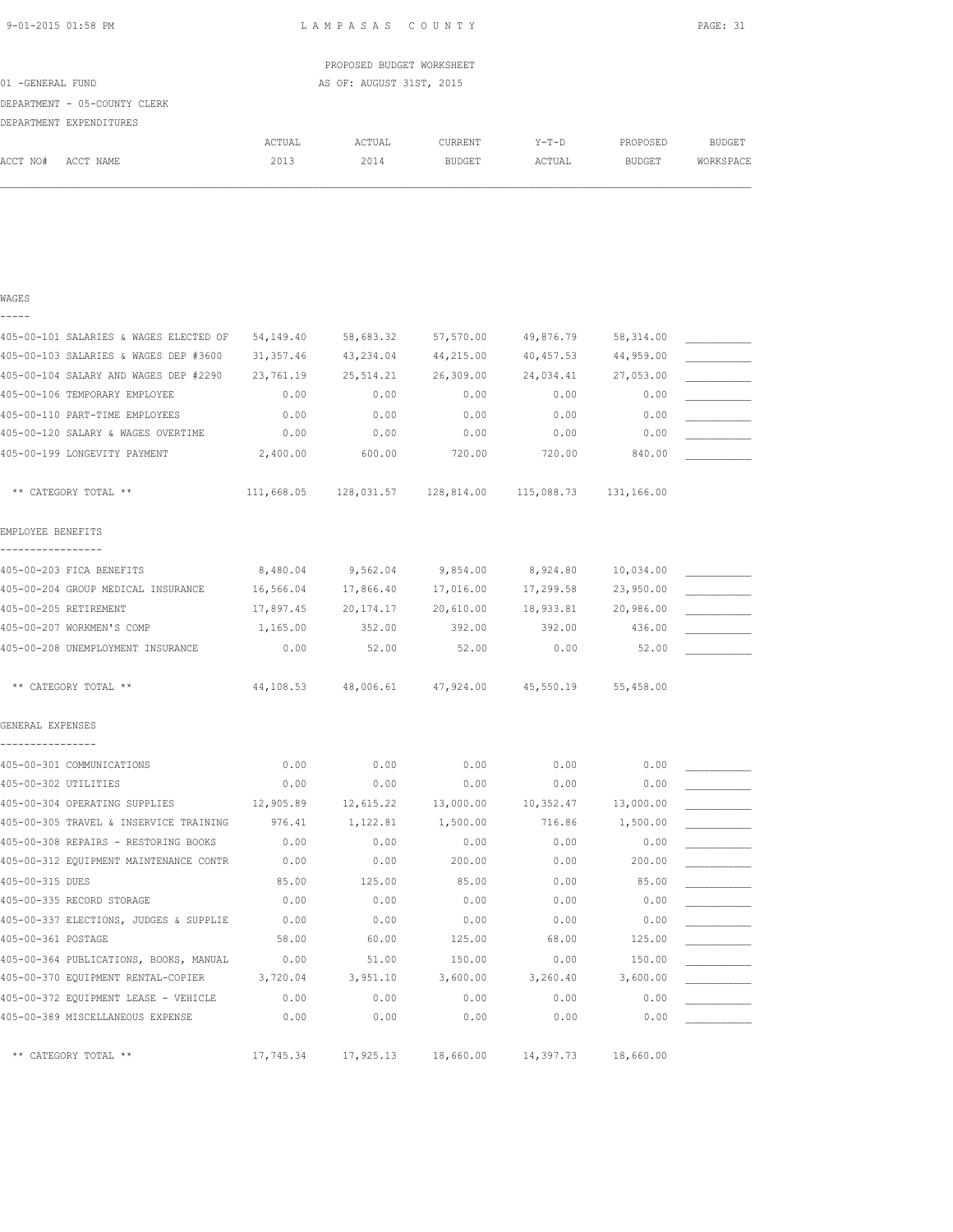PROPOSED BUDGET WORKSHEET

01 -GENERAL FUND — AS OF: AUGUST 31ST, 2015

DEPARTMENT - 05-COUNTY CLERK

DEPARTMENT EXPENDITURES

| ACCT NO# ACCT NAME | ACTUAL 2013 | ACTUAL 2014 | CURRENT BUDGET | Y-T-D ACTUAL | PROPOSED BUDGET | BUDGET WORKSPACE |
|---|---|---|---|---|---|---|
| **WAGES** | | | | | | |
| 405-00-101 SALARIES & WAGES ELECTED OF | 54,149.40 | 58,683.32 | 57,570.00 | 49,876.79 | 58,314.00 | ___________ |
| 405-00-103 SALARIES & WAGES DEP #3600 | 31,357.46 | 43,234.04 | 44,215.00 | 40,457.53 | 44,959.00 | ___________ |
| 405-00-104 SALARY AND WAGES DEP #2290 | 23,761.19 | 25,514.21 | 26,309.00 | 24,034.41 | 27,053.00 | ___________ |
| 405-00-106 TEMPORARY EMPLOYEE | 0.00 | 0.00 | 0.00 | 0.00 | 0.00 | ___________ |
| 405-00-110 PART-TIME EMPLOYEES | 0.00 | 0.00 | 0.00 | 0.00 | 0.00 | ___________ |
| 405-00-120 SALARY & WAGES OVERTIME | 0.00 | 0.00 | 0.00 | 0.00 | 0.00 | ___________ |
| 405-00-199 LONGEVITY PAYMENT | 2,400.00 | 600.00 | 720.00 | 720.00 | 840.00 | ___________ |
| ** CATEGORY TOTAL ** | 111,668.05 | 128,031.57 | 128,814.00 | 115,088.73 | 131,166.00 | |
| **EMPLOYEE BENEFITS** | | | | | | |
| 405-00-203 FICA BENEFITS | 8,480.04 | 9,562.04 | 9,854.00 | 8,924.80 | 10,034.00 | ___________ |
| 405-00-204 GROUP MEDICAL INSURANCE | 16,566.04 | 17,866.40 | 17,016.00 | 17,299.58 | 23,950.00 | ___________ |
| 405-00-205 RETIREMENT | 17,897.45 | 20,174.17 | 20,610.00 | 18,933.81 | 20,986.00 | ___________ |
| 405-00-207 WORKMEN'S COMP | 1,165.00 | 352.00 | 392.00 | 392.00 | 436.00 | ___________ |
| 405-00-208 UNEMPLOYMENT INSURANCE | 0.00 | 52.00 | 52.00 | 0.00 | 52.00 | ___________ |
| ** CATEGORY TOTAL ** | 44,108.53 | 48,006.61 | 47,924.00 | 45,550.19 | 55,458.00 | |
| **GENERAL EXPENSES** | | | | | | |
| 405-00-301 COMMUNICATIONS | 0.00 | 0.00 | 0.00 | 0.00 | 0.00 | ___________ |
| 405-00-302 UTILITIES | 0.00 | 0.00 | 0.00 | 0.00 | 0.00 | ___________ |
| 405-00-304 OPERATING SUPPLIES | 12,905.89 | 12,615.22 | 13,000.00 | 10,352.47 | 13,000.00 | ___________ |
| 405-00-305 TRAVEL & INSERVICE TRAINING | 976.41 | 1,122.81 | 1,500.00 | 716.86 | 1,500.00 | ___________ |
| 405-00-308 REPAIRS - RESTORING BOOKS | 0.00 | 0.00 | 0.00 | 0.00 | 0.00 | ___________ |
| 405-00-312 EQUIPMENT MAINTENANCE CONTR | 0.00 | 0.00 | 200.00 | 0.00 | 200.00 | ___________ |
| 405-00-315 DUES | 85.00 | 125.00 | 85.00 | 0.00 | 85.00 | ___________ |
| 405-00-335 RECORD STORAGE | 0.00 | 0.00 | 0.00 | 0.00 | 0.00 | ___________ |
| 405-00-337 ELECTIONS, JUDGES & SUPPLIE | 0.00 | 0.00 | 0.00 | 0.00 | 0.00 | ___________ |
| 405-00-361 POSTAGE | 58.00 | 60.00 | 125.00 | 68.00 | 125.00 | ___________ |
| 405-00-364 PUBLICATIONS, BOOKS, MANUAL | 0.00 | 51.00 | 150.00 | 0.00 | 150.00 | ___________ |
| 405-00-370 EQUIPMENT RENTAL-COPIER | 3,720.04 | 3,951.10 | 3,600.00 | 3,260.40 | 3,600.00 | ___________ |
| 405-00-372 EQUIPMENT LEASE - VEHICLE | 0.00 | 0.00 | 0.00 | 0.00 | 0.00 | ___________ |
| 405-00-389 MISCELLANEOUS EXPENSE | 0.00 | 0.00 | 0.00 | 0.00 | 0.00 | ___________ |
| ** CATEGORY TOTAL ** | 17,745.34 | 17,925.13 | 18,660.00 | 14,397.73 | 18,660.00 | |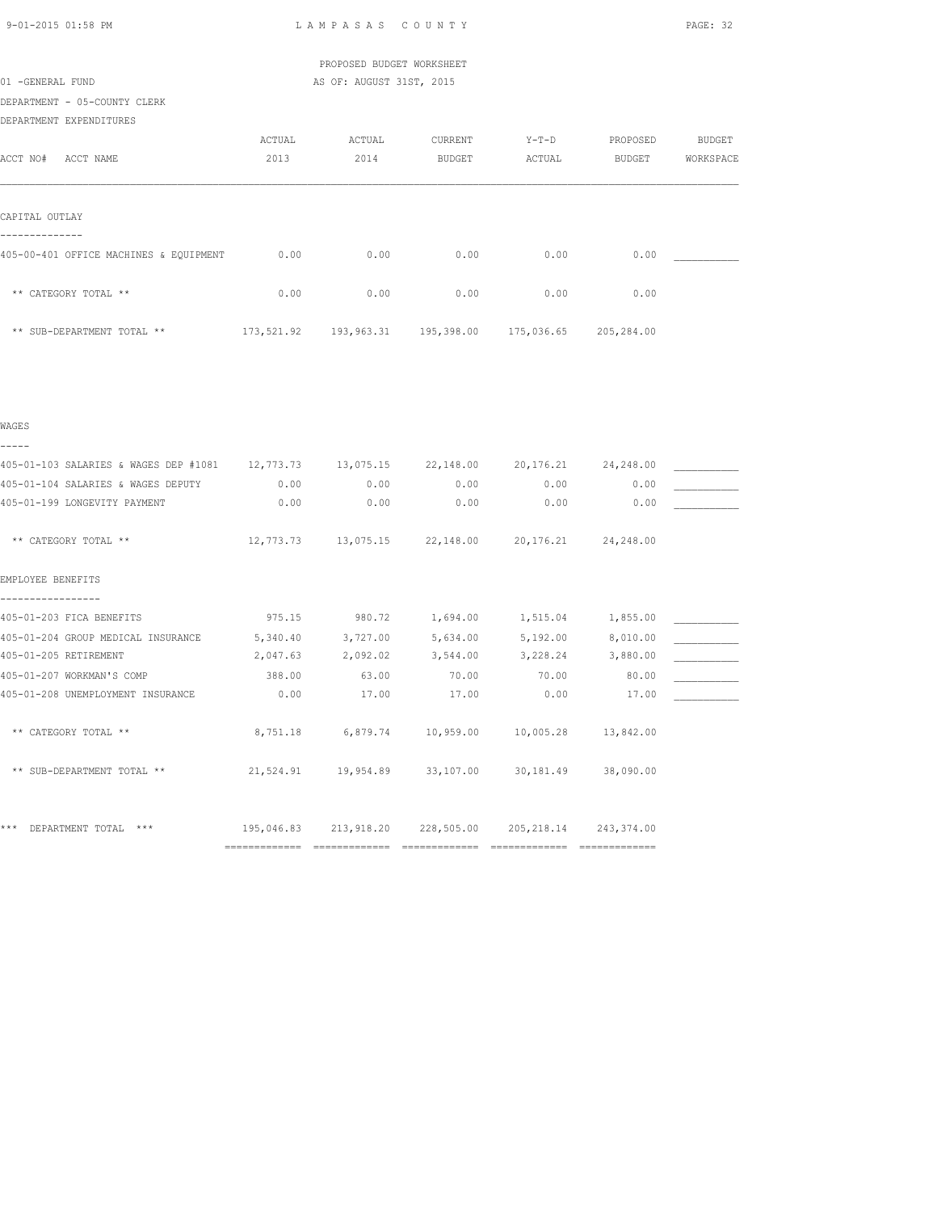LAMPASAS COUNTY

PROPOSED BUDGET WORKSHEET

AS OF: AUGUST 31ST, 2015

01 -GENERAL FUND

DEPARTMENT - 05-COUNTY CLERK

DEPARTMENT EXPENDITURES

| ACCT NO# ACCT NAME | ACTUAL 2013 | ACTUAL 2014 | CURRENT BUDGET | Y-T-D ACTUAL | PROPOSED BUDGET | BUDGET WORKSPACE |
|---|---|---|---|---|---|---|
| **CAPITAL OUTLAY** | | | | | | |
| 405-00-401 OFFICE MACHINES & EQUIPMENT | 0.00 | 0.00 | 0.00 | 0.00 | 0.00 | ___________ |
| ** CATEGORY TOTAL ** | 0.00 | 0.00 | 0.00 | 0.00 | 0.00 | |
| ** SUB-DEPARTMENT TOTAL ** | 173,521.92 | 193,963.31 | 195,398.00 | 175,036.65 | 205,284.00 | |
| **WAGES** | | | | | | |
| 405-01-103 SALARIES & WAGES DEP #1081 | 12,773.73 | 13,075.15 | 22,148.00 | 20,176.21 | 24,248.00 | ___________ |
| 405-01-104 SALARIES & WAGES DEPUTY | 0.00 | 0.00 | 0.00 | 0.00 | 0.00 | ___________ |
| 405-01-199 LONGEVITY PAYMENT | 0.00 | 0.00 | 0.00 | 0.00 | 0.00 | ___________ |
| ** CATEGORY TOTAL ** | 12,773.73 | 13,075.15 | 22,148.00 | 20,176.21 | 24,248.00 | |
| **EMPLOYEE BENEFITS** | | | | | | |
| 405-01-203 FICA BENEFITS | 975.15 | 980.72 | 1,694.00 | 1,515.04 | 1,855.00 | ___________ |
| 405-01-204 GROUP MEDICAL INSURANCE | 5,340.40 | 3,727.00 | 5,634.00 | 5,192.00 | 8,010.00 | ___________ |
| 405-01-205 RETIREMENT | 2,047.63 | 2,092.02 | 3,544.00 | 3,228.24 | 3,880.00 | ___________ |
| 405-01-207 WORKMAN'S COMP | 388.00 | 63.00 | 70.00 | 70.00 | 80.00 | ___________ |
| 405-01-208 UNEMPLOYMENT INSURANCE | 0.00 | 17.00 | 17.00 | 0.00 | 17.00 | ___________ |
| ** CATEGORY TOTAL ** | 8,751.18 | 6,879.74 | 10,959.00 | 10,005.28 | 13,842.00 | |
| ** SUB-DEPARTMENT TOTAL ** | 21,524.91 | 19,954.89 | 33,107.00 | 30,181.49 | 38,090.00 | |
| *** DEPARTMENT TOTAL *** | 195,046.83 | 213,918.20 | 228,505.00 | 205,218.14 | 243,374.00 | |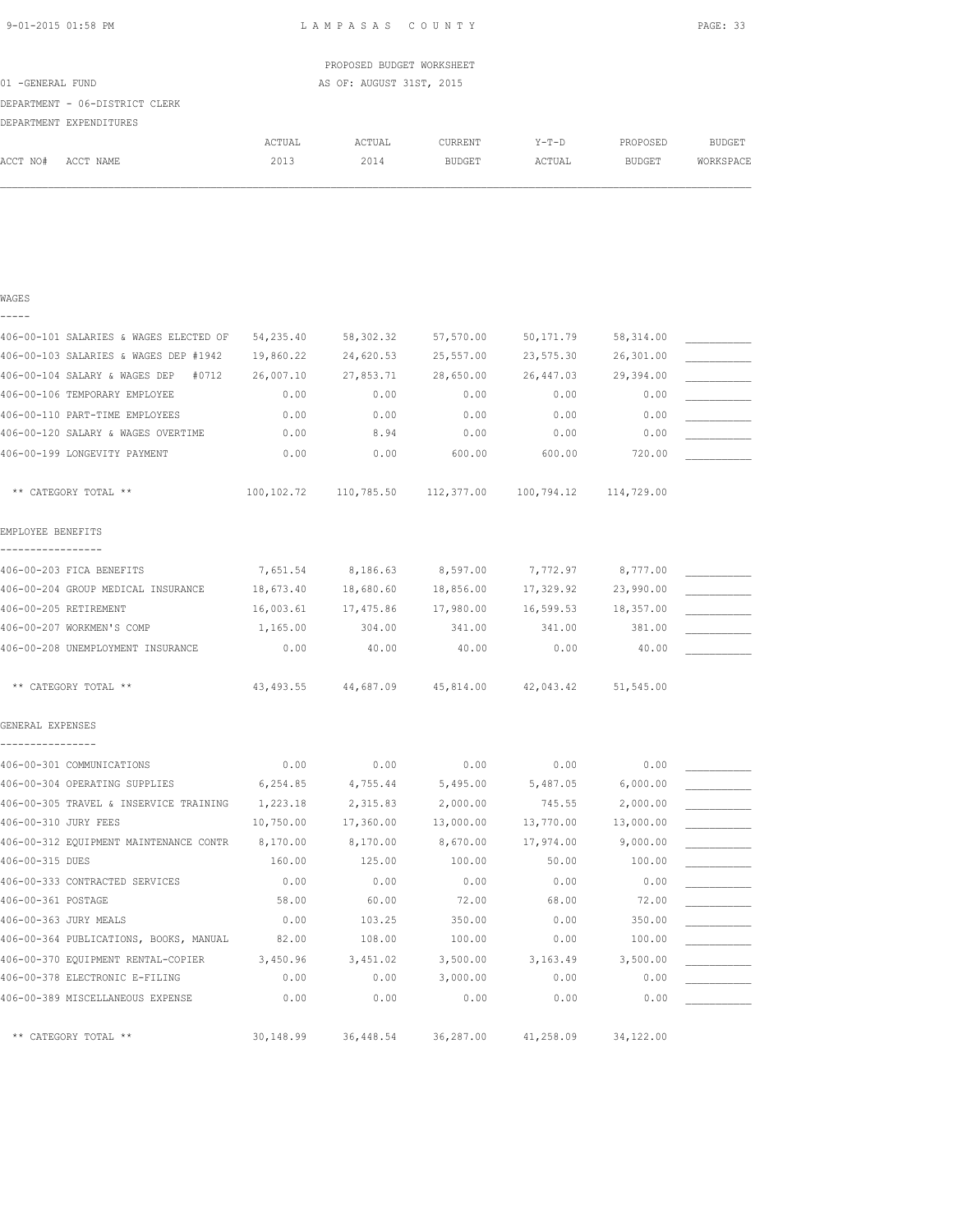LAMPASAS COUNTY

PROPOSED BUDGET WORKSHEET

AS OF: AUGUST 31ST, 2015

01 -GENERAL FUND

DEPARTMENT - 06-DISTRICT CLERK

DEPARTMENT EXPENDITURES

| ACCT NO# ACCT NAME | ACTUAL 2013 | ACTUAL 2014 | CURRENT BUDGET | Y-T-D ACTUAL | PROPOSED BUDGET | BUDGET WORKSPACE |
|---|---|---|---|---|---|---|
| **WAGES** | | | | | | |
| 406-00-101 SALARIES & WAGES ELECTED OF | 54,235.40 | 58,302.32 | 57,570.00 | 50,171.79 | 58,314.00 | ___________ |
| 406-00-103 SALARIES & WAGES DEP #1942 | 19,860.22 | 24,620.53 | 25,557.00 | 23,575.30 | 26,301.00 | ___________ |
| 406-00-104 SALARY & WAGES DEP #0712 | 26,007.10 | 27,853.71 | 28,650.00 | 26,447.03 | 29,394.00 | ___________ |
| 406-00-106 TEMPORARY EMPLOYEE | 0.00 | 0.00 | 0.00 | 0.00 | 0.00 | ___________ |
| 406-00-110 PART-TIME EMPLOYEES | 0.00 | 0.00 | 0.00 | 0.00 | 0.00 | ___________ |
| 406-00-120 SALARY & WAGES OVERTIME | 0.00 | 8.94 | 0.00 | 0.00 | 0.00 | ___________ |
| 406-00-199 LONGEVITY PAYMENT | 0.00 | 0.00 | 600.00 | 600.00 | 720.00 | ___________ |
| ** CATEGORY TOTAL ** | 100,102.72 | 110,785.50 | 112,377.00 | 100,794.12 | 114,729.00 | |
| **EMPLOYEE BENEFITS** | | | | | | |
| 406-00-203 FICA BENEFITS | 7,651.54 | 8,186.63 | 8,597.00 | 7,772.97 | 8,777.00 | ___________ |
| 406-00-204 GROUP MEDICAL INSURANCE | 18,673.40 | 18,680.60 | 18,856.00 | 17,329.92 | 23,990.00 | ___________ |
| 406-00-205 RETIREMENT | 16,003.61 | 17,475.86 | 17,980.00 | 16,599.53 | 18,357.00 | ___________ |
| 406-00-207 WORKMEN'S COMP | 1,165.00 | 304.00 | 341.00 | 341.00 | 381.00 | ___________ |
| 406-00-208 UNEMPLOYMENT INSURANCE | 0.00 | 40.00 | 40.00 | 0.00 | 40.00 | ___________ |
| ** CATEGORY TOTAL ** | 43,493.55 | 44,687.09 | 45,814.00 | 42,043.42 | 51,545.00 | |
| **GENERAL EXPENSES** | | | | | | |
| 406-00-301 COMMUNICATIONS | 0.00 | 0.00 | 0.00 | 0.00 | 0.00 | ___________ |
| 406-00-304 OPERATING SUPPLIES | 6,254.85 | 4,755.44 | 5,495.00 | 5,487.05 | 6,000.00 | ___________ |
| 406-00-305 TRAVEL & INSERVICE TRAINING | 1,223.18 | 2,315.83 | 2,000.00 | 745.55 | 2,000.00 | ___________ |
| 406-00-310 JURY FEES | 10,750.00 | 17,360.00 | 13,000.00 | 13,770.00 | 13,000.00 | ___________ |
| 406-00-312 EQUIPMENT MAINTENANCE CONTR | 8,170.00 | 8,170.00 | 8,670.00 | 17,974.00 | 9,000.00 | ___________ |
| 406-00-315 DUES | 160.00 | 125.00 | 100.00 | 50.00 | 100.00 | ___________ |
| 406-00-333 CONTRACTED SERVICES | 0.00 | 0.00 | 0.00 | 0.00 | 0.00 | ___________ |
| 406-00-361 POSTAGE | 58.00 | 60.00 | 72.00 | 68.00 | 72.00 | ___________ |
| 406-00-363 JURY MEALS | 0.00 | 103.25 | 350.00 | 0.00 | 350.00 | ___________ |
| 406-00-364 PUBLICATIONS, BOOKS, MANUAL | 82.00 | 108.00 | 100.00 | 0.00 | 100.00 | ___________ |
| 406-00-370 EQUIPMENT RENTAL-COPIER | 3,450.96 | 3,451.02 | 3,500.00 | 3,163.49 | 3,500.00 | ___________ |
| 406-00-378 ELECTRONIC E-FILING | 0.00 | 0.00 | 3,000.00 | 0.00 | 0.00 | ___________ |
| 406-00-389 MISCELLANEOUS EXPENSE | 0.00 | 0.00 | 0.00 | 0.00 | 0.00 | ___________ |
| ** CATEGORY TOTAL ** | 30,148.99 | 36,448.54 | 36,287.00 | 41,258.09 | 34,122.00 | |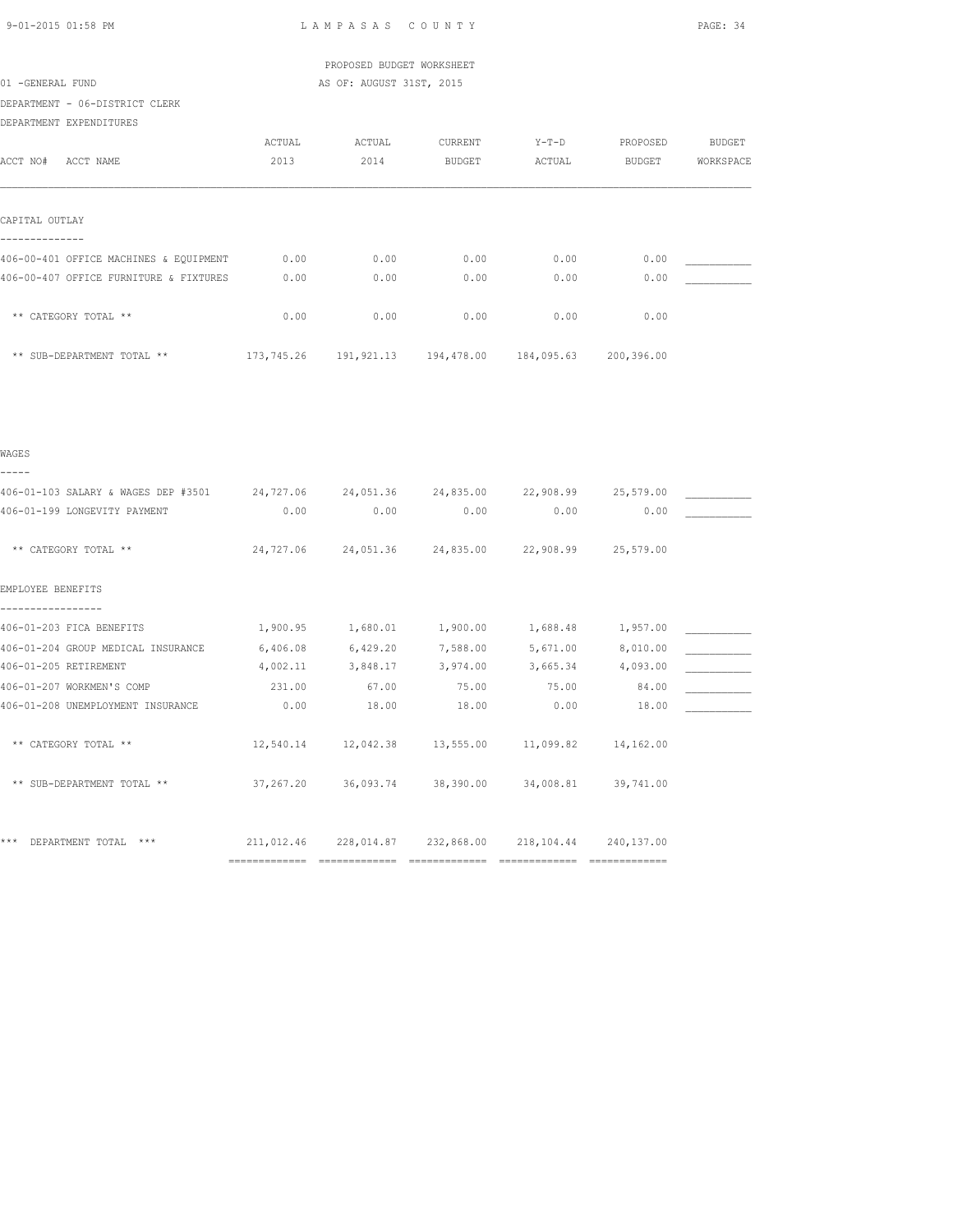PROPOSED BUDGET WORKSHEET

01 -GENERAL FUND AS OF: AUGUST 31ST, 2015

DEPARTMENT - 06-DISTRICT CLERK

DEPARTMENT EXPENDITURES

| ACCT NO# ACCT NAME | ACTUAL 2013 | ACTUAL 2014 | CURRENT BUDGET | Y-T-D ACTUAL | PROPOSED BUDGET | BUDGET WORKSPACE |
|---|---|---|---|---|---|---|
| **CAPITAL OUTLAY** | | | | | | |
| 406-00-401 OFFICE MACHINES & EQUIPMENT | 0.00 | 0.00 | 0.00 | 0.00 | 0.00 | ___________ |
| 406-00-407 OFFICE FURNITURE & FIXTURES | 0.00 | 0.00 | 0.00 | 0.00 | 0.00 | ___________ |
| ** CATEGORY TOTAL ** | 0.00 | 0.00 | 0.00 | 0.00 | 0.00 | |
| ** SUB-DEPARTMENT TOTAL ** | 173,745.26 | 191,921.13 | 194,478.00 | 184,095.63 | 200,396.00 | |
| **WAGES** | | | | | | |
| 406-01-103 SALARY & WAGES DEP #3501 | 24,727.06 | 24,051.36 | 24,835.00 | 22,908.99 | 25,579.00 | ___________ |
| 406-01-199 LONGEVITY PAYMENT | 0.00 | 0.00 | 0.00 | 0.00 | 0.00 | ___________ |
| ** CATEGORY TOTAL ** | 24,727.06 | 24,051.36 | 24,835.00 | 22,908.99 | 25,579.00 | |
| **EMPLOYEE BENEFITS** | | | | | | |
| 406-01-203 FICA BENEFITS | 1,900.95 | 1,680.01 | 1,900.00 | 1,688.48 | 1,957.00 | ___________ |
| 406-01-204 GROUP MEDICAL INSURANCE | 6,406.08 | 6,429.20 | 7,588.00 | 5,671.00 | 8,010.00 | ___________ |
| 406-01-205 RETIREMENT | 4,002.11 | 3,848.17 | 3,974.00 | 3,665.34 | 4,093.00 | ___________ |
| 406-01-207 WORKMEN'S COMP | 231.00 | 67.00 | 75.00 | 75.00 | 84.00 | ___________ |
| 406-01-208 UNEMPLOYMENT INSURANCE | 0.00 | 18.00 | 18.00 | 0.00 | 18.00 | ___________ |
| ** CATEGORY TOTAL ** | 12,540.14 | 12,042.38 | 13,555.00 | 11,099.82 | 14,162.00 | |
| ** SUB-DEPARTMENT TOTAL ** | 37,267.20 | 36,093.74 | 38,390.00 | 34,008.81 | 39,741.00 | |
| *** DEPARTMENT TOTAL *** | 211,012.46 | 228,014.87 | 232,868.00 | 218,104.44 | 240,137.00 | |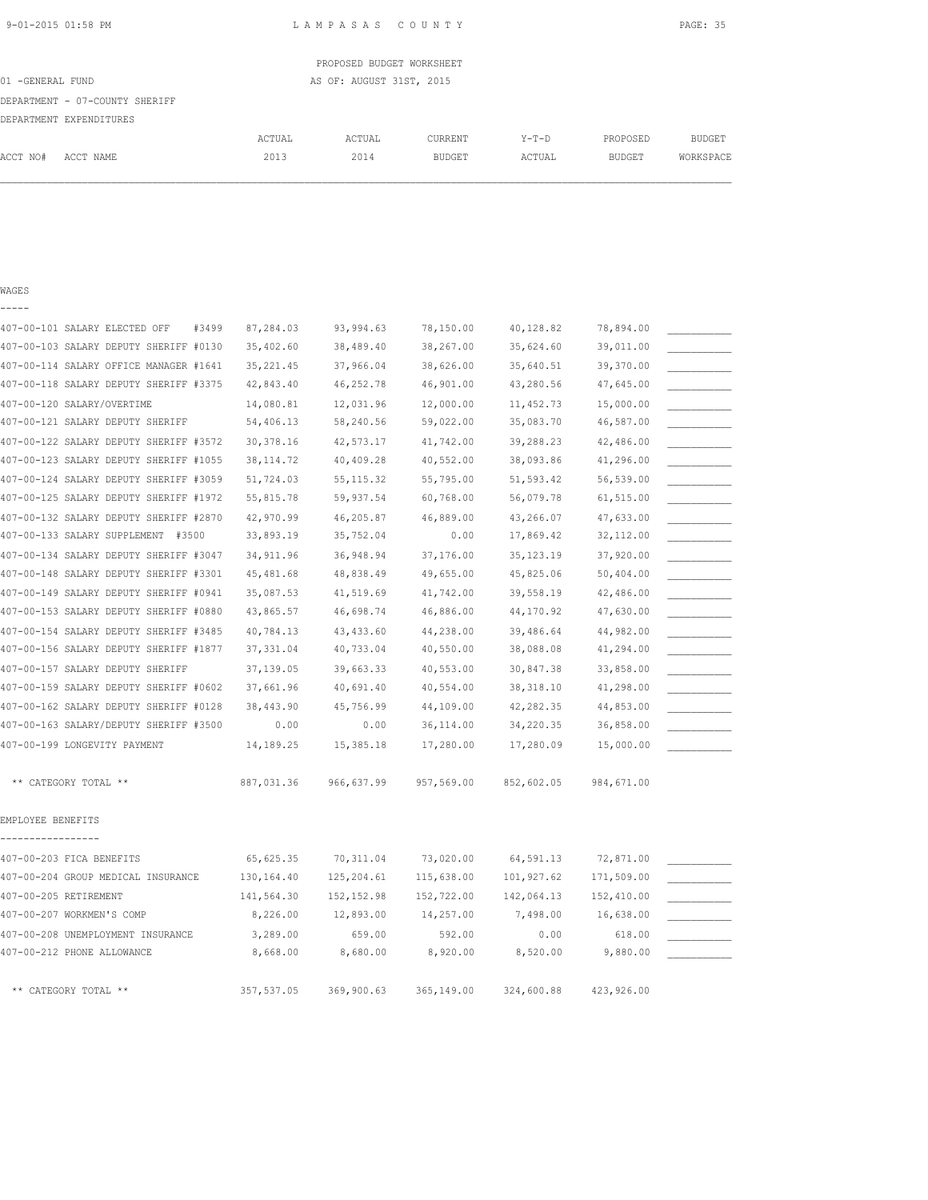PROPOSED BUDGET WORKSHEET

01 -GENERAL FUND — AS OF: AUGUST 31ST, 2015

DEPARTMENT - 07-COUNTY SHERIFF

DEPARTMENT EXPENDITURES

| ACCT NO# | ACCT NAME | ACTUAL 2013 | ACTUAL 2014 | CURRENT BUDGET | Y-T-D ACTUAL | PROPOSED BUDGET | BUDGET WORKSPACE |
|---|---|---|---|---|---|---|---|
| **WAGES** | | | | | | | |
| 407-00-101 | SALARY ELECTED OFF #3499 | 87,284.03 | 93,994.63 | 78,150.00 | 40,128.82 | 78,894.00 | ___________ |
| 407-00-103 | SALARY DEPUTY SHERIFF #0130 | 35,402.60 | 38,489.40 | 38,267.00 | 35,624.60 | 39,011.00 | ___________ |
| 407-00-114 | SALARY OFFICE MANAGER #1641 | 35,221.45 | 37,966.04 | 38,626.00 | 35,640.51 | 39,370.00 | ___________ |
| 407-00-118 | SALARY DEPUTY SHERIFF #3375 | 42,843.40 | 46,252.78 | 46,901.00 | 43,280.56 | 47,645.00 | ___________ |
| 407-00-120 | SALARY/OVERTIME | 14,080.81 | 12,031.96 | 12,000.00 | 11,452.73 | 15,000.00 | ___________ |
| 407-00-121 | SALARY DEPUTY SHERIFF | 54,406.13 | 58,240.56 | 59,022.00 | 35,083.70 | 46,587.00 | ___________ |
| 407-00-122 | SALARY DEPUTY SHERIFF #3572 | 30,378.16 | 42,573.17 | 41,742.00 | 39,288.23 | 42,486.00 | ___________ |
| 407-00-123 | SALARY DEPUTY SHERIFF #1055 | 38,114.72 | 40,409.28 | 40,552.00 | 38,093.86 | 41,296.00 | ___________ |
| 407-00-124 | SALARY DEPUTY SHERIFF #3059 | 51,724.03 | 55,115.32 | 55,795.00 | 51,593.42 | 56,539.00 | ___________ |
| 407-00-125 | SALARY DEPUTY SHERIFF #1972 | 55,815.78 | 59,937.54 | 60,768.00 | 56,079.78 | 61,515.00 | ___________ |
| 407-00-132 | SALARY DEPUTY SHERIFF #2870 | 42,970.99 | 46,205.87 | 46,889.00 | 43,266.07 | 47,633.00 | ___________ |
| 407-00-133 | SALARY SUPPLEMENT #3500 | 33,893.19 | 35,752.04 | 0.00 | 17,869.42 | 32,112.00 | ___________ |
| 407-00-134 | SALARY DEPUTY SHERIFF #3047 | 34,911.96 | 36,948.94 | 37,176.00 | 35,123.19 | 37,920.00 | ___________ |
| 407-00-148 | SALARY DEPUTY SHERIFF #3301 | 45,481.68 | 48,838.49 | 49,655.00 | 45,825.06 | 50,404.00 | ___________ |
| 407-00-149 | SALARY DEPUTY SHERIFF #0941 | 35,087.53 | 41,519.69 | 41,742.00 | 39,558.19 | 42,486.00 | ___________ |
| 407-00-153 | SALARY DEPUTY SHERIFF #0880 | 43,865.57 | 46,698.74 | 46,886.00 | 44,170.92 | 47,630.00 | ___________ |
| 407-00-154 | SALARY DEPUTY SHERIFF #3485 | 40,784.13 | 43,433.60 | 44,238.00 | 39,486.64 | 44,982.00 | ___________ |
| 407-00-156 | SALARY DEPUTY SHERIFF #1877 | 37,331.04 | 40,733.04 | 40,550.00 | 38,088.08 | 41,294.00 | ___________ |
| 407-00-157 | SALARY DEPUTY SHERIFF | 37,139.05 | 39,663.33 | 40,553.00 | 30,847.38 | 33,858.00 | ___________ |
| 407-00-159 | SALARY DEPUTY SHERIFF #0602 | 37,661.96 | 40,691.40 | 40,554.00 | 38,318.10 | 41,298.00 | ___________ |
| 407-00-162 | SALARY DEPUTY SHERIFF #0128 | 38,443.90 | 45,756.99 | 44,109.00 | 42,282.35 | 44,853.00 | ___________ |
| 407-00-163 | SALARY/DEPUTY SHERIFF #3500 | 0.00 | 0.00 | 36,114.00 | 34,220.35 | 36,858.00 | ___________ |
| 407-00-199 | LONGEVITY PAYMENT | 14,189.25 | 15,385.18 | 17,280.00 | 17,280.09 | 15,000.00 | ___________ |
| | ** CATEGORY TOTAL ** | 887,031.36 | 966,637.99 | 957,569.00 | 852,602.05 | 984,671.00 | |
| **EMPLOYEE BENEFITS** | | | | | | | |
| 407-00-203 | FICA BENEFITS | 65,625.35 | 70,311.04 | 73,020.00 | 64,591.13 | 72,871.00 | ___________ |
| 407-00-204 | GROUP MEDICAL INSURANCE | 130,164.40 | 125,204.61 | 115,638.00 | 101,927.62 | 171,509.00 | ___________ |
| 407-00-205 | RETIREMENT | 141,564.30 | 152,152.98 | 152,722.00 | 142,064.13 | 152,410.00 | ___________ |
| 407-00-207 | WORKMEN'S COMP | 8,226.00 | 12,893.00 | 14,257.00 | 7,498.00 | 16,638.00 | ___________ |
| 407-00-208 | UNEMPLOYMENT INSURANCE | 3,289.00 | 659.00 | 592.00 | 0.00 | 618.00 | ___________ |
| 407-00-212 | PHONE ALLOWANCE | 8,668.00 | 8,680.00 | 8,920.00 | 8,520.00 | 9,880.00 | ___________ |
| | ** CATEGORY TOTAL ** | 357,537.05 | 369,900.63 | 365,149.00 | 324,600.88 | 423,926.00 | |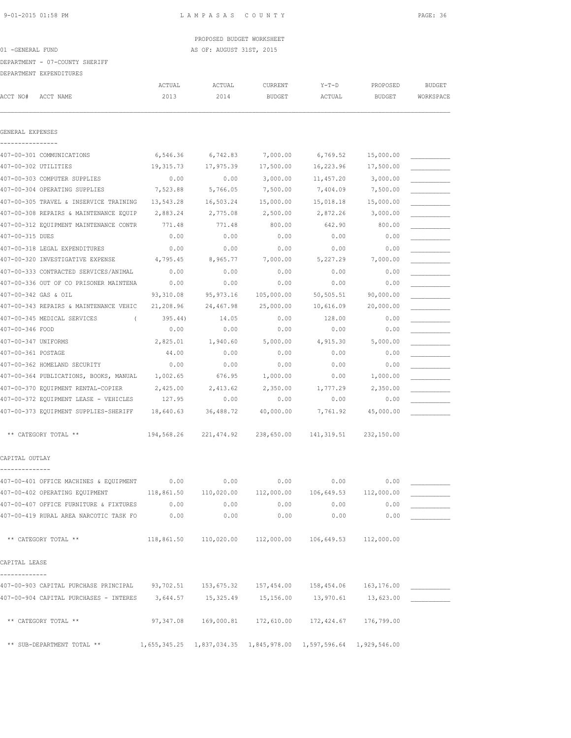PROPOSED BUDGET WORKSHEET

01 -GENERAL FUND AS OF: AUGUST 31ST, 2015

DEPARTMENT - 07-COUNTY SHERIFF

DEPARTMENT EXPENDITURES

| ACCT NO# ACCT NAME | ACTUAL 2013 | ACTUAL 2014 | CURRENT BUDGET | Y-T-D ACTUAL | PROPOSED BUDGET | BUDGET WORKSPACE |
|---|---|---|---|---|---|---|
| **GENERAL EXPENSES** | | | | | | |
| 407-00-301 COMMUNICATIONS | 6,546.36 | 6,742.83 | 7,000.00 | 6,769.52 | 15,000.00 | ___________ |
| 407-00-302 UTILITIES | 19,315.73 | 17,975.39 | 17,500.00 | 16,223.96 | 17,500.00 | ___________ |
| 407-00-303 COMPUTER SUPPLIES | 0.00 | 0.00 | 3,000.00 | 11,457.20 | 3,000.00 | ___________ |
| 407-00-304 OPERATING SUPPLIES | 7,523.88 | 5,766.05 | 7,500.00 | 7,404.09 | 7,500.00 | ___________ |
| 407-00-305 TRAVEL & INSERVICE TRAINING | 13,543.28 | 16,503.24 | 15,000.00 | 15,018.18 | 15,000.00 | ___________ |
| 407-00-308 REPAIRS & MAINTENANCE EQUIP | 2,883.24 | 2,775.08 | 2,500.00 | 2,872.26 | 3,000.00 | ___________ |
| 407-00-312 EQUIPMENT MAINTENANCE CONTR | 771.48 | 771.48 | 800.00 | 642.90 | 800.00 | ___________ |
| 407-00-315 DUES | 0.00 | 0.00 | 0.00 | 0.00 | 0.00 | ___________ |
| 407-00-318 LEGAL EXPENDITURES | 0.00 | 0.00 | 0.00 | 0.00 | 0.00 | ___________ |
| 407-00-320 INVESTIGATIVE EXPENSE | 4,795.45 | 8,965.77 | 7,000.00 | 5,227.29 | 7,000.00 | ___________ |
| 407-00-333 CONTRACTED SERVICES/ANIMAL | 0.00 | 0.00 | 0.00 | 0.00 | 0.00 | ___________ |
| 407-00-336 OUT OF CO PRISONER MAINTENA | 0.00 | 0.00 | 0.00 | 0.00 | 0.00 | ___________ |
| 407-00-342 GAS & OIL | 93,310.08 | 95,973.16 | 105,000.00 | 50,505.51 | 90,000.00 | ___________ |
| 407-00-343 REPAIRS & MAINTENANCE VEHIC | 21,208.96 | 24,467.98 | 25,000.00 | 10,616.09 | 20,000.00 | ___________ |
| 407-00-345 MEDICAL SERVICES | ( 395.44) | 14.05 | 0.00 | 128.00 | 0.00 | ___________ |
| 407-00-346 FOOD | 0.00 | 0.00 | 0.00 | 0.00 | 0.00 | ___________ |
| 407-00-347 UNIFORMS | 2,825.01 | 1,940.60 | 5,000.00 | 4,915.30 | 5,000.00 | ___________ |
| 407-00-361 POSTAGE | 44.00 | 0.00 | 0.00 | 0.00 | 0.00 | ___________ |
| 407-00-362 HOMELAND SECURITY | 0.00 | 0.00 | 0.00 | 0.00 | 0.00 | ___________ |
| 407-00-364 PUBLICATIONS, BOOKS, MANUAL | 1,002.65 | 676.95 | 1,000.00 | 0.00 | 1,000.00 | ___________ |
| 407-00-370 EQUIPMENT RENTAL-COPIER | 2,425.00 | 2,413.62 | 2,350.00 | 1,777.29 | 2,350.00 | ___________ |
| 407-00-372 EQUIPMENT LEASE - VEHICLES | 127.95 | 0.00 | 0.00 | 0.00 | 0.00 | ___________ |
| 407-00-373 EQUIPMENT SUPPLIES-SHERIFF | 18,640.63 | 36,488.72 | 40,000.00 | 7,761.92 | 45,000.00 | ___________ |
| ** CATEGORY TOTAL ** | 194,568.26 | 221,474.92 | 238,650.00 | 141,319.51 | 232,150.00 | |
| **CAPITAL OUTLAY** | | | | | | |
| 407-00-401 OFFICE MACHINES & EQUIPMENT | 0.00 | 0.00 | 0.00 | 0.00 | 0.00 | ___________ |
| 407-00-402 OPERATING EQUIPMENT | 118,861.50 | 110,020.00 | 112,000.00 | 106,649.53 | 112,000.00 | ___________ |
| 407-00-407 OFFICE FURNITURE & FIXTURES | 0.00 | 0.00 | 0.00 | 0.00 | 0.00 | ___________ |
| 407-00-419 RURAL AREA NARCOTIC TASK FO | 0.00 | 0.00 | 0.00 | 0.00 | 0.00 | ___________ |
| ** CATEGORY TOTAL ** | 118,861.50 | 110,020.00 | 112,000.00 | 106,649.53 | 112,000.00 | |
| **CAPITAL LEASE** | | | | | | |
| 407-00-903 CAPITAL PURCHASE PRINCIPAL | 93,702.51 | 153,675.32 | 157,454.00 | 158,454.06 | 163,176.00 | ___________ |
| 407-00-904 CAPITAL PURCHASES - INTERES | 3,644.57 | 15,325.49 | 15,156.00 | 13,970.61 | 13,623.00 | ___________ |
| ** CATEGORY TOTAL ** | 97,347.08 | 169,000.81 | 172,610.00 | 172,424.67 | 176,799.00 | |
| ** SUB-DEPARTMENT TOTAL ** | 1,655,345.25 | 1,837,034.35 | 1,845,978.00 | 1,597,596.64 | 1,929,546.00 | |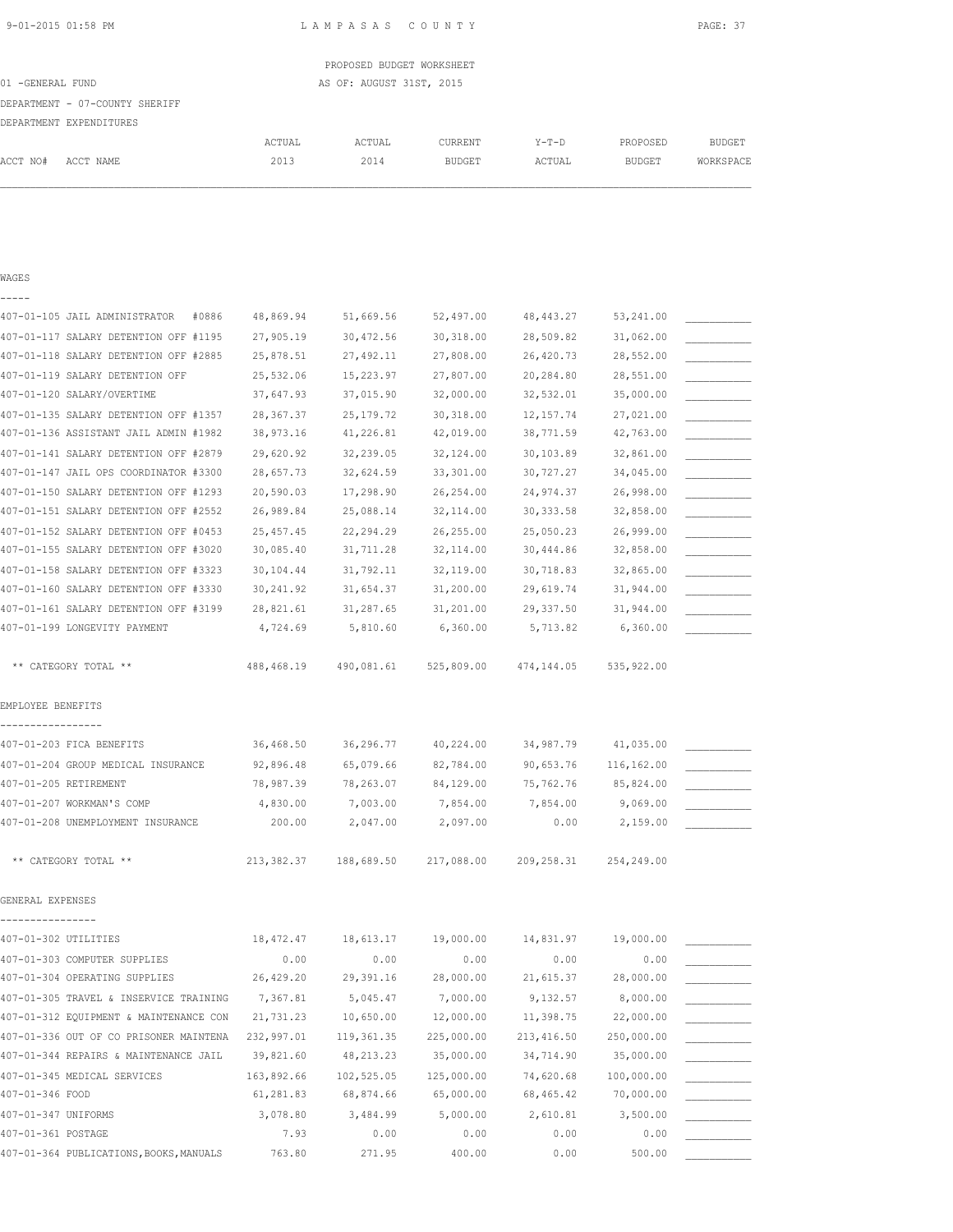PROPOSED BUDGET WORKSHEET

01 -GENERAL FUND AS OF: AUGUST 31ST, 2015

DEPARTMENT - 07-COUNTY SHERIFF

DEPARTMENT EXPENDITURES

| ACCT NO# ACCT NAME | ACTUAL 2013 | ACTUAL 2014 | CURRENT BUDGET | Y-T-D ACTUAL | PROPOSED BUDGET | BUDGET WORKSPACE |
|---|---|---|---|---|---|---|
| **WAGES** | | | | | | |
| 407-01-105 JAIL ADMINISTRATOR #0886 | 48,869.94 | 51,669.56 | 52,497.00 | 48,443.27 | 53,241.00 | ___________ |
| 407-01-117 SALARY DETENTION OFF #1195 | 27,905.19 | 30,472.56 | 30,318.00 | 28,509.82 | 31,062.00 | ___________ |
| 407-01-118 SALARY DETENTION OFF #2885 | 25,878.51 | 27,492.11 | 27,808.00 | 26,420.73 | 28,552.00 | ___________ |
| 407-01-119 SALARY DETENTION OFF | 25,532.06 | 15,223.97 | 27,807.00 | 20,284.80 | 28,551.00 | ___________ |
| 407-01-120 SALARY/OVERTIME | 37,647.93 | 37,015.90 | 32,000.00 | 32,532.01 | 35,000.00 | ___________ |
| 407-01-135 SALARY DETENTION OFF #1357 | 28,367.37 | 25,179.72 | 30,318.00 | 12,157.74 | 27,021.00 | ___________ |
| 407-01-136 ASSISTANT JAIL ADMIN #1982 | 38,973.16 | 41,226.81 | 42,019.00 | 38,771.59 | 42,763.00 | ___________ |
| 407-01-141 SALARY DETENTION OFF #2879 | 29,620.92 | 32,239.05 | 32,124.00 | 30,103.89 | 32,861.00 | ___________ |
| 407-01-147 JAIL OPS COORDINATOR #3300 | 28,657.73 | 32,624.59 | 33,301.00 | 30,727.27 | 34,045.00 | ___________ |
| 407-01-150 SALARY DETENTION OFF #1293 | 20,590.03 | 17,298.90 | 26,254.00 | 24,974.37 | 26,998.00 | ___________ |
| 407-01-151 SALARY DETENTION OFF #2552 | 26,989.84 | 25,088.14 | 32,114.00 | 30,333.58 | 32,858.00 | ___________ |
| 407-01-152 SALARY DETENTION OFF #0453 | 25,457.45 | 22,294.29 | 26,255.00 | 25,050.23 | 26,999.00 | ___________ |
| 407-01-155 SALARY DETENTION OFF #3020 | 30,085.40 | 31,711.28 | 32,114.00 | 30,444.86 | 32,858.00 | ___________ |
| 407-01-158 SALARY DETENTION OFF #3323 | 30,104.44 | 31,792.11 | 32,119.00 | 30,718.83 | 32,865.00 | ___________ |
| 407-01-160 SALARY DETENTION OFF #3330 | 30,241.92 | 31,654.37 | 31,200.00 | 29,619.74 | 31,944.00 | ___________ |
| 407-01-161 SALARY DETENTION OFF #3199 | 28,821.61 | 31,287.65 | 31,201.00 | 29,337.50 | 31,944.00 | ___________ |
| 407-01-199 LONGEVITY PAYMENT | 4,724.69 | 5,810.60 | 6,360.00 | 5,713.82 | 6,360.00 | ___________ |
| ** CATEGORY TOTAL ** | 488,468.19 | 490,081.61 | 525,809.00 | 474,144.05 | 535,922.00 | |
| **EMPLOYEE BENEFITS** | | | | | | |
| 407-01-203 FICA BENEFITS | 36,468.50 | 36,296.77 | 40,224.00 | 34,987.79 | 41,035.00 | ___________ |
| 407-01-204 GROUP MEDICAL INSURANCE | 92,896.48 | 65,079.66 | 82,784.00 | 90,653.76 | 116,162.00 | ___________ |
| 407-01-205 RETIREMENT | 78,987.39 | 78,263.07 | 84,129.00 | 75,762.76 | 85,824.00 | ___________ |
| 407-01-207 WORKMAN'S COMP | 4,830.00 | 7,003.00 | 7,854.00 | 7,854.00 | 9,069.00 | ___________ |
| 407-01-208 UNEMPLOYMENT INSURANCE | 200.00 | 2,047.00 | 2,097.00 | 0.00 | 2,159.00 | ___________ |
| ** CATEGORY TOTAL ** | 213,382.37 | 188,689.50 | 217,088.00 | 209,258.31 | 254,249.00 | |
| **GENERAL EXPENSES** | | | | | | |
| 407-01-302 UTILITIES | 18,472.47 | 18,613.17 | 19,000.00 | 14,831.97 | 19,000.00 | ___________ |
| 407-01-303 COMPUTER SUPPLIES | 0.00 | 0.00 | 0.00 | 0.00 | 0.00 | ___________ |
| 407-01-304 OPERATING SUPPLIES | 26,429.20 | 29,391.16 | 28,000.00 | 21,615.37 | 28,000.00 | ___________ |
| 407-01-305 TRAVEL & INSERVICE TRAINING | 7,367.81 | 5,045.47 | 7,000.00 | 9,132.57 | 8,000.00 | ___________ |
| 407-01-312 EQUIPMENT & MAINTENANCE CON | 21,731.23 | 10,650.00 | 12,000.00 | 11,398.75 | 22,000.00 | ___________ |
| 407-01-336 OUT OF CO PRISONER MAINTENA | 232,997.01 | 119,361.35 | 225,000.00 | 213,416.50 | 250,000.00 | ___________ |
| 407-01-344 REPAIRS & MAINTENANCE JAIL | 39,821.60 | 48,213.23 | 35,000.00 | 34,714.90 | 35,000.00 | ___________ |
| 407-01-345 MEDICAL SERVICES | 163,892.66 | 102,525.05 | 125,000.00 | 74,620.68 | 100,000.00 | ___________ |
| 407-01-346 FOOD | 61,281.83 | 68,874.66 | 65,000.00 | 68,465.42 | 70,000.00 | ___________ |
| 407-01-347 UNIFORMS | 3,078.80 | 3,484.99 | 5,000.00 | 2,610.81 | 3,500.00 | ___________ |
| 407-01-361 POSTAGE | 7.93 | 0.00 | 0.00 | 0.00 | 0.00 | ___________ |
| 407-01-364 PUBLICATIONS,BOOKS,MANUALS | 763.80 | 271.95 | 400.00 | 0.00 | 500.00 | ___________ |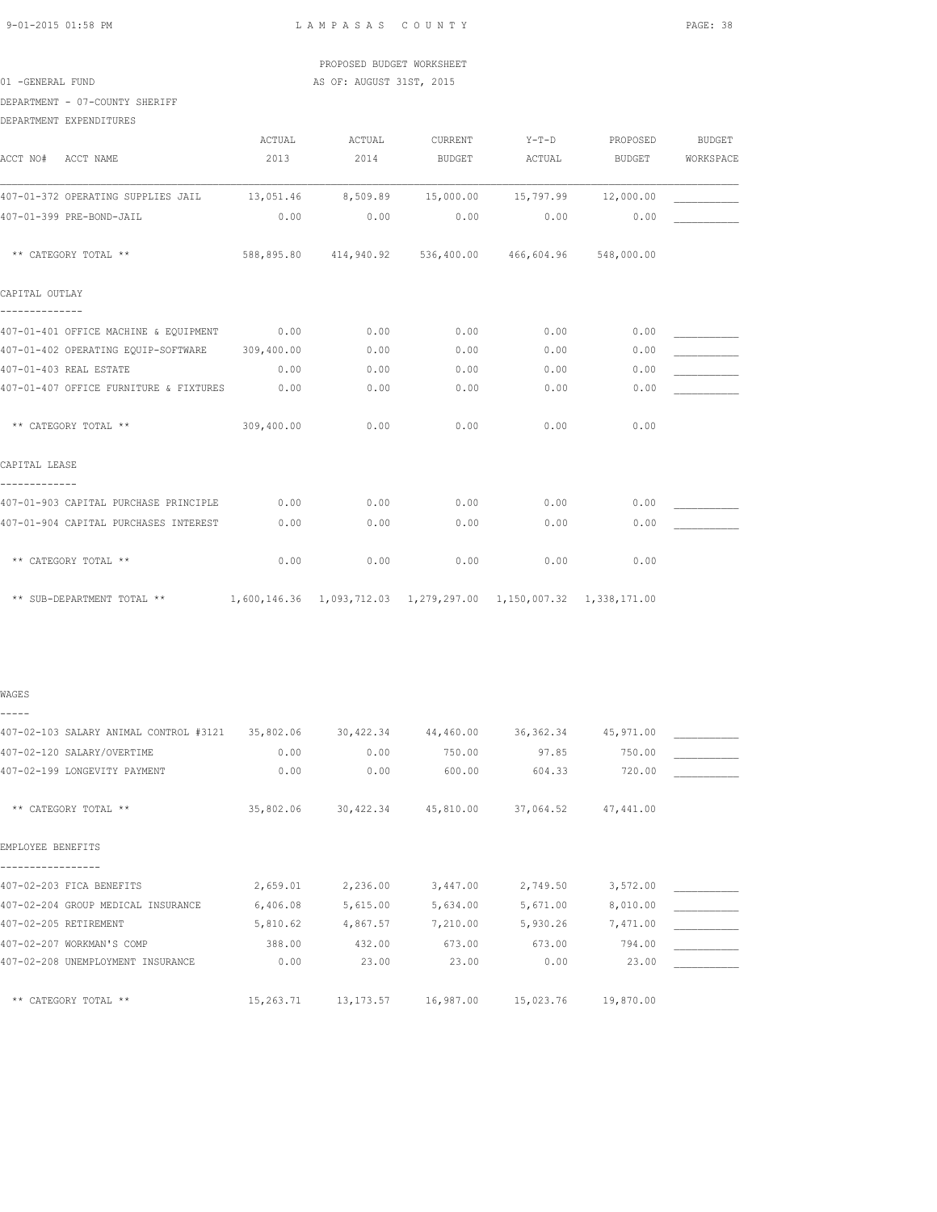PROPOSED BUDGET WORKSHEET

01 -GENERAL FUND — AS OF: AUGUST 31ST, 2015

DEPARTMENT - 07-COUNTY SHERIFF

DEPARTMENT EXPENDITURES

| ACCT NO# ACCT NAME | ACTUAL 2013 | ACTUAL 2014 | CURRENT BUDGET | Y-T-D ACTUAL | PROPOSED BUDGET | BUDGET WORKSPACE |
|---|---|---|---|---|---|---|
| 407-01-372 OPERATING SUPPLIES JAIL | 13,051.46 | 8,509.89 | 15,000.00 | 15,797.99 | 12,000.00 | ___________ |
| 407-01-399 PRE-BOND-JAIL | 0.00 | 0.00 | 0.00 | 0.00 | 0.00 | ___________ |
| ** CATEGORY TOTAL ** | 588,895.80 | 414,940.92 | 536,400.00 | 466,604.96 | 548,000.00 | |
| **CAPITAL OUTLAY** | | | | | | |
| 407-01-401 OFFICE MACHINE & EQUIPMENT | 0.00 | 0.00 | 0.00 | 0.00 | 0.00 | ___________ |
| 407-01-402 OPERATING EQUIP-SOFTWARE | 309,400.00 | 0.00 | 0.00 | 0.00 | 0.00 | ___________ |
| 407-01-403 REAL ESTATE | 0.00 | 0.00 | 0.00 | 0.00 | 0.00 | ___________ |
| 407-01-407 OFFICE FURNITURE & FIXTURES | 0.00 | 0.00 | 0.00 | 0.00 | 0.00 | ___________ |
| ** CATEGORY TOTAL ** | 309,400.00 | 0.00 | 0.00 | 0.00 | 0.00 | |
| **CAPITAL LEASE** | | | | | | |
| 407-01-903 CAPITAL PURCHASE PRINCIPLE | 0.00 | 0.00 | 0.00 | 0.00 | 0.00 | ___________ |
| 407-01-904 CAPITAL PURCHASES INTEREST | 0.00 | 0.00 | 0.00 | 0.00 | 0.00 | ___________ |
| ** CATEGORY TOTAL ** | 0.00 | 0.00 | 0.00 | 0.00 | 0.00 | |
| ** SUB-DEPARTMENT TOTAL ** | 1,600,146.36 | 1,093,712.03 | 1,279,297.00 | 1,150,007.32 | 1,338,171.00 | |

| ACCT NO# ACCT NAME | ACTUAL 2013 | ACTUAL 2014 | CURRENT BUDGET | Y-T-D ACTUAL | PROPOSED BUDGET | BUDGET WORKSPACE |
|---|---|---|---|---|---|---|
| **WAGES** | | | | | | |
| 407-02-103 SALARY ANIMAL CONTROL #3121 | 35,802.06 | 30,422.34 | 44,460.00 | 36,362.34 | 45,971.00 | ___________ |
| 407-02-120 SALARY/OVERTIME | 0.00 | 0.00 | 750.00 | 97.85 | 750.00 | ___________ |
| 407-02-199 LONGEVITY PAYMENT | 0.00 | 0.00 | 600.00 | 604.33 | 720.00 | ___________ |
| ** CATEGORY TOTAL ** | 35,802.06 | 30,422.34 | 45,810.00 | 37,064.52 | 47,441.00 | |
| **EMPLOYEE BENEFITS** | | | | | | |
| 407-02-203 FICA BENEFITS | 2,659.01 | 2,236.00 | 3,447.00 | 2,749.50 | 3,572.00 | ___________ |
| 407-02-204 GROUP MEDICAL INSURANCE | 6,406.08 | 5,615.00 | 5,634.00 | 5,671.00 | 8,010.00 | ___________ |
| 407-02-205 RETIREMENT | 5,810.62 | 4,867.57 | 7,210.00 | 5,930.26 | 7,471.00 | ___________ |
| 407-02-207 WORKMAN'S COMP | 388.00 | 432.00 | 673.00 | 673.00 | 794.00 | ___________ |
| 407-02-208 UNEMPLOYMENT INSURANCE | 0.00 | 23.00 | 23.00 | 0.00 | 23.00 | ___________ |
| ** CATEGORY TOTAL ** | 15,263.71 | 13,173.57 | 16,987.00 | 15,023.76 | 19,870.00 | |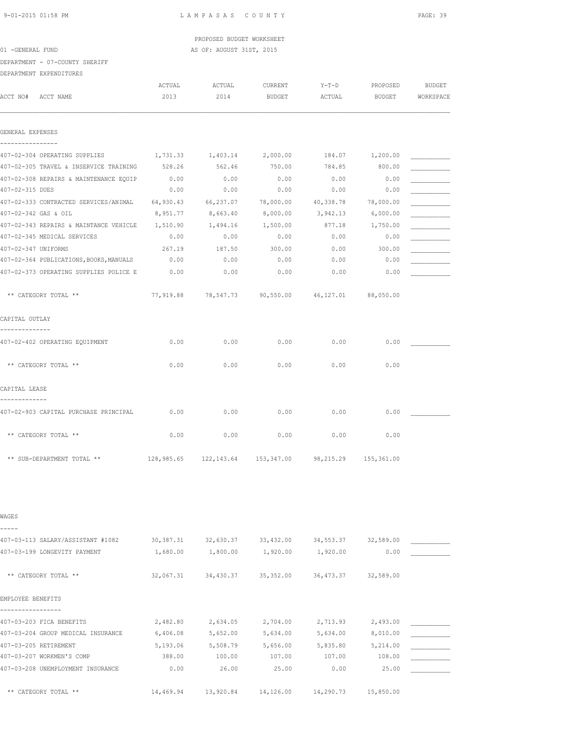LAMPASAS COUNTY

PROPOSED BUDGET WORKSHEET

AS OF: AUGUST 31ST, 2015

01 -GENERAL FUND

DEPARTMENT - 07-COUNTY SHERIFF

DEPARTMENT EXPENDITURES

| ACCT NO# ACCT NAME | ACTUAL 2013 | ACTUAL 2014 | CURRENT BUDGET | Y-T-D ACTUAL | PROPOSED BUDGET | BUDGET WORKSPACE |
|---|---|---|---|---|---|---|
| **GENERAL EXPENSES** | | | | | | |
| 407-02-304 OPERATING SUPPLIES | 1,731.33 | 1,403.14 | 2,000.00 | 184.07 | 1,200.00 | ___________ |
| 407-02-305 TRAVEL & INSERVICE TRAINING | 528.26 | 562.46 | 750.00 | 784.85 | 800.00 | ___________ |
| 407-02-308 REPAIRS & MAINTENANCE EQUIP | 0.00 | 0.00 | 0.00 | 0.00 | 0.00 | ___________ |
| 407-02-315 DUES | 0.00 | 0.00 | 0.00 | 0.00 | 0.00 | ___________ |
| 407-02-333 CONTRACTED SERVICES/ANIMAL | 64,930.43 | 66,237.07 | 78,000.00 | 40,338.78 | 78,000.00 | ___________ |
| 407-02-342 GAS & OIL | 8,951.77 | 8,663.40 | 8,000.00 | 3,942.13 | 6,000.00 | ___________ |
| 407-02-343 REPAIRS & MAINTANCE VEHICLE | 1,510.90 | 1,494.16 | 1,500.00 | 877.18 | 1,750.00 | ___________ |
| 407-02-345 MEDICAL SERVICES | 0.00 | 0.00 | 0.00 | 0.00 | 0.00 | ___________ |
| 407-02-347 UNIFORMS | 267.19 | 187.50 | 300.00 | 0.00 | 300.00 | ___________ |
| 407-02-364 PUBLICATIONS,BOOKS,MANUALS | 0.00 | 0.00 | 0.00 | 0.00 | 0.00 | ___________ |
| 407-02-373 OPERATING SUPPLIES POLICE E | 0.00 | 0.00 | 0.00 | 0.00 | 0.00 | ___________ |
| ** CATEGORY TOTAL ** | 77,919.88 | 78,547.73 | 90,550.00 | 46,127.01 | 88,050.00 | |
| **CAPITAL OUTLAY** | | | | | | |
| 407-02-402 OPERATING EQUIPMENT | 0.00 | 0.00 | 0.00 | 0.00 | 0.00 | ___________ |
| ** CATEGORY TOTAL ** | 0.00 | 0.00 | 0.00 | 0.00 | 0.00 | |
| **CAPITAL LEASE** | | | | | | |
| 407-02-903 CAPITAL PURCHASE PRINCIPAL | 0.00 | 0.00 | 0.00 | 0.00 | 0.00 | ___________ |
| ** CATEGORY TOTAL ** | 0.00 | 0.00 | 0.00 | 0.00 | 0.00 | |
| ** SUB-DEPARTMENT TOTAL ** | 128,985.65 | 122,143.64 | 153,347.00 | 98,215.29 | 155,361.00 | |
| **WAGES** | | | | | | |
| 407-03-113 SALARY/ASSISTANT #1082 | 30,387.31 | 32,630.37 | 33,432.00 | 34,553.37 | 32,589.00 | ___________ |
| 407-03-199 LONGEVITY PAYMENT | 1,680.00 | 1,800.00 | 1,920.00 | 1,920.00 | 0.00 | ___________ |
| ** CATEGORY TOTAL ** | 32,067.31 | 34,430.37 | 35,352.00 | 36,473.37 | 32,589.00 | |
| **EMPLOYEE BENEFITS** | | | | | | |
| 407-03-203 FICA BENEFITS | 2,482.80 | 2,634.05 | 2,704.00 | 2,713.93 | 2,493.00 | ___________ |
| 407-03-204 GROUP MEDICAL INSURANCE | 6,406.08 | 5,652.00 | 5,634.00 | 5,634.00 | 8,010.00 | ___________ |
| 407-03-205 RETIREMENT | 5,193.06 | 5,508.79 | 5,656.00 | 5,835.80 | 5,214.00 | ___________ |
| 407-03-207 WORKMEN'S COMP | 388.00 | 100.00 | 107.00 | 107.00 | 108.00 | ___________ |
| 407-03-208 UNEMPLOYMENT INSURANCE | 0.00 | 26.00 | 25.00 | 0.00 | 25.00 | ___________ |
| ** CATEGORY TOTAL ** | 14,469.94 | 13,920.84 | 14,126.00 | 14,290.73 | 15,850.00 | |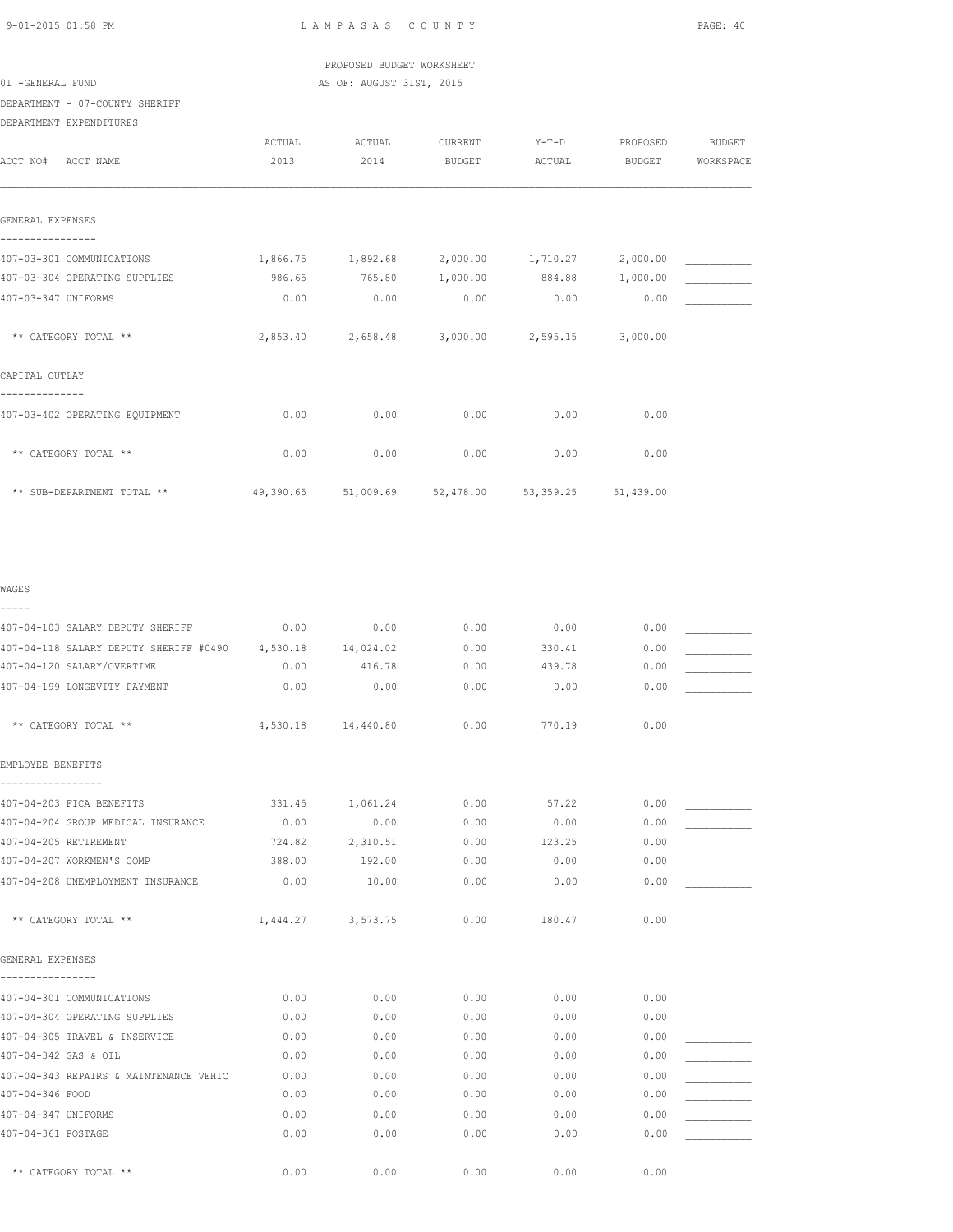PROPOSED BUDGET WORKSHEET

01 -GENERAL FUND AS OF: AUGUST 31ST, 2015

DEPARTMENT - 07-COUNTY SHERIFF

DEPARTMENT EXPENDITURES

| ACCT NO# ACCT NAME | ACTUAL 2013 | ACTUAL 2014 | CURRENT BUDGET | Y-T-D ACTUAL | PROPOSED BUDGET | BUDGET WORKSPACE |
|---|---|---|---|---|---|---|
| **GENERAL EXPENSES** | | | | | | |
| 407-03-301 COMMUNICATIONS | 1,866.75 | 1,892.68 | 2,000.00 | 1,710.27 | 2,000.00 | ___________ |
| 407-03-304 OPERATING SUPPLIES | 986.65 | 765.80 | 1,000.00 | 884.88 | 1,000.00 | ___________ |
| 407-03-347 UNIFORMS | 0.00 | 0.00 | 0.00 | 0.00 | 0.00 | ___________ |
| ** CATEGORY TOTAL ** | 2,853.40 | 2,658.48 | 3,000.00 | 2,595.15 | 3,000.00 | |
| **CAPITAL OUTLAY** | | | | | | |
| 407-03-402 OPERATING EQUIPMENT | 0.00 | 0.00 | 0.00 | 0.00 | 0.00 | ___________ |
| ** CATEGORY TOTAL ** | 0.00 | 0.00 | 0.00 | 0.00 | 0.00 | |
| ** SUB-DEPARTMENT TOTAL ** | 49,390.65 | 51,009.69 | 52,478.00 | 53,359.25 | 51,439.00 | |
| **WAGES** | | | | | | |
| 407-04-103 SALARY DEPUTY SHERIFF | 0.00 | 0.00 | 0.00 | 0.00 | 0.00 | ___________ |
| 407-04-118 SALARY DEPUTY SHERIFF #0490 | 4,530.18 | 14,024.02 | 0.00 | 330.41 | 0.00 | ___________ |
| 407-04-120 SALARY/OVERTIME | 0.00 | 416.78 | 0.00 | 439.78 | 0.00 | ___________ |
| 407-04-199 LONGEVITY PAYMENT | 0.00 | 0.00 | 0.00 | 0.00 | 0.00 | ___________ |
| ** CATEGORY TOTAL ** | 4,530.18 | 14,440.80 | 0.00 | 770.19 | 0.00 | |
| **EMPLOYEE BENEFITS** | | | | | | |
| 407-04-203 FICA BENEFITS | 331.45 | 1,061.24 | 0.00 | 57.22 | 0.00 | ___________ |
| 407-04-204 GROUP MEDICAL INSURANCE | 0.00 | 0.00 | 0.00 | 0.00 | 0.00 | ___________ |
| 407-04-205 RETIREMENT | 724.82 | 2,310.51 | 0.00 | 123.25 | 0.00 | ___________ |
| 407-04-207 WORKMEN'S COMP | 388.00 | 192.00 | 0.00 | 0.00 | 0.00 | ___________ |
| 407-04-208 UNEMPLOYMENT INSURANCE | 0.00 | 10.00 | 0.00 | 0.00 | 0.00 | ___________ |
| ** CATEGORY TOTAL ** | 1,444.27 | 3,573.75 | 0.00 | 180.47 | 0.00 | |
| **GENERAL EXPENSES** | | | | | | |
| 407-04-301 COMMUNICATIONS | 0.00 | 0.00 | 0.00 | 0.00 | 0.00 | ___________ |
| 407-04-304 OPERATING SUPPLIES | 0.00 | 0.00 | 0.00 | 0.00 | 0.00 | ___________ |
| 407-04-305 TRAVEL & INSERVICE | 0.00 | 0.00 | 0.00 | 0.00 | 0.00 | ___________ |
| 407-04-342 GAS & OIL | 0.00 | 0.00 | 0.00 | 0.00 | 0.00 | ___________ |
| 407-04-343 REPAIRS & MAINTENANCE VEHIC | 0.00 | 0.00 | 0.00 | 0.00 | 0.00 | ___________ |
| 407-04-346 FOOD | 0.00 | 0.00 | 0.00 | 0.00 | 0.00 | ___________ |
| 407-04-347 UNIFORMS | 0.00 | 0.00 | 0.00 | 0.00 | 0.00 | ___________ |
| 407-04-361 POSTAGE | 0.00 | 0.00 | 0.00 | 0.00 | 0.00 | ___________ |
| ** CATEGORY TOTAL ** | 0.00 | 0.00 | 0.00 | 0.00 | 0.00 | |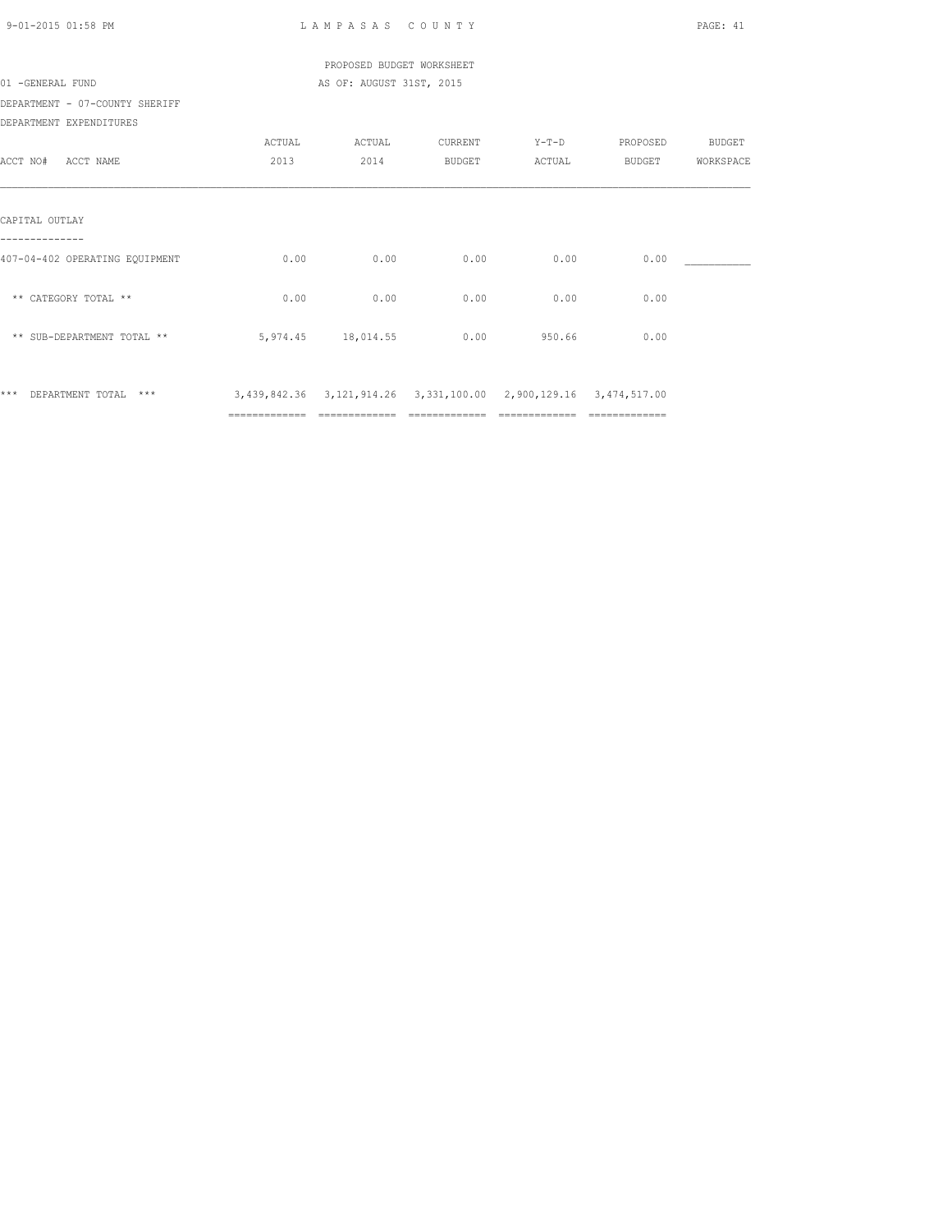PROPOSED BUDGET WORKSHEET

01 -GENERAL FUND — AS OF: AUGUST 31ST, 2015

DEPARTMENT - 07-COUNTY SHERIFF

DEPARTMENT EXPENDITURES

| ACCT NO# ACCT NAME | ACTUAL 2013 | ACTUAL 2014 | CURRENT BUDGET | Y-T-D ACTUAL | PROPOSED BUDGET | BUDGET WORKSPACE |
|---|---|---|---|---|---|---|
| **CAPITAL OUTLAY** | | | | | | |
| 407-04-402 OPERATING EQUIPMENT | 0.00 | 0.00 | 0.00 | 0.00 | 0.00 | ___________ |
| ** CATEGORY TOTAL ** | 0.00 | 0.00 | 0.00 | 0.00 | 0.00 | |
| ** SUB-DEPARTMENT TOTAL ** | 5,974.45 | 18,014.55 | 0.00 | 950.66 | 0.00 | |
| *** DEPARTMENT TOTAL *** | 3,439,842.36 | 3,121,914.26 | 3,331,100.00 | 2,900,129.16 | 3,474,517.00 | |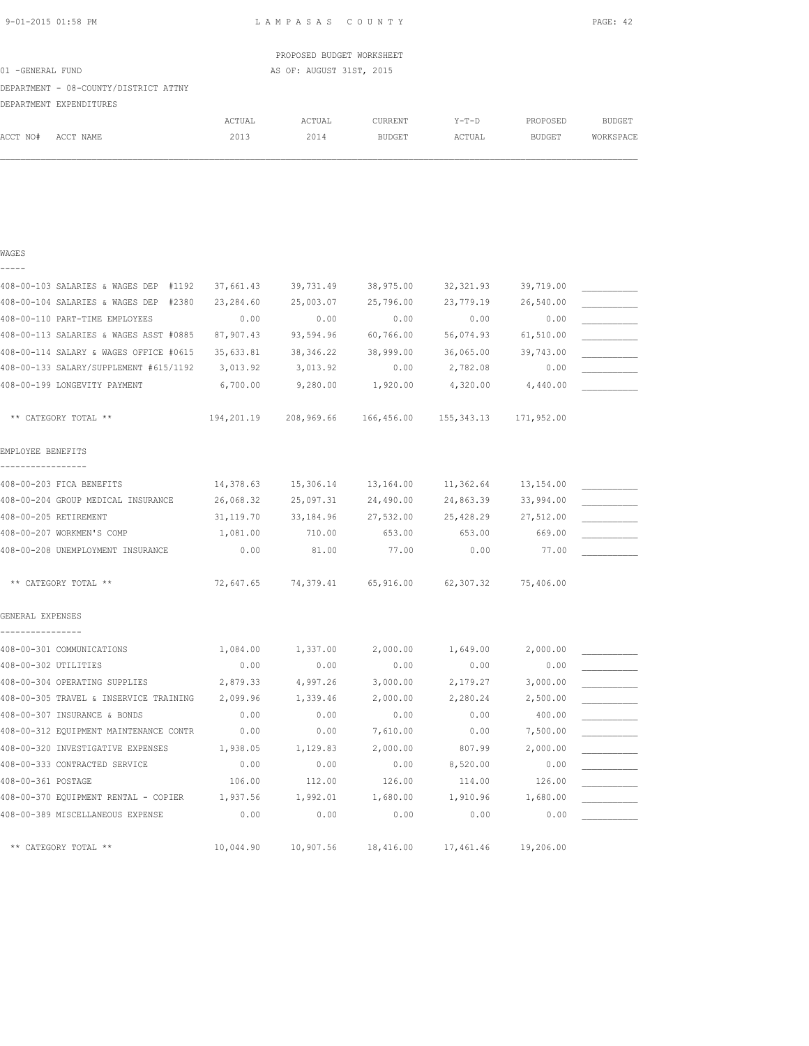LAMPASAS COUNTY

PROPOSED BUDGET WORKSHEET

01 -GENERAL FUND AS OF: AUGUST 31ST, 2015

DEPARTMENT - 08-COUNTY/DISTRICT ATTNY

DEPARTMENT EXPENDITURES

| ACCT NO# ACCT NAME | ACTUAL 2013 | ACTUAL 2014 | CURRENT BUDGET | Y-T-D ACTUAL | PROPOSED BUDGET | BUDGET WORKSPACE |
|---|---|---|---|---|---|---|
| **WAGES** | | | | | | |
| 408-00-103 SALARIES & WAGES DEP #1192 | 37,661.43 | 39,731.49 | 38,975.00 | 32,321.93 | 39,719.00 | ___________ |
| 408-00-104 SALARIES & WAGES DEP #2380 | 23,284.60 | 25,003.07 | 25,796.00 | 23,779.19 | 26,540.00 | ___________ |
| 408-00-110 PART-TIME EMPLOYEES | 0.00 | 0.00 | 0.00 | 0.00 | 0.00 | ___________ |
| 408-00-113 SALARIES & WAGES ASST #0885 | 87,907.43 | 93,594.96 | 60,766.00 | 56,074.93 | 61,510.00 | ___________ |
| 408-00-114 SALARY & WAGES OFFICE #0615 | 35,633.81 | 38,346.22 | 38,999.00 | 36,065.00 | 39,743.00 | ___________ |
| 408-00-133 SALARY/SUPPLEMENT #615/1192 | 3,013.92 | 3,013.92 | 0.00 | 2,782.08 | 0.00 | ___________ |
| 408-00-199 LONGEVITY PAYMENT | 6,700.00 | 9,280.00 | 1,920.00 | 4,320.00 | 4,440.00 | ___________ |
| ** CATEGORY TOTAL ** | 194,201.19 | 208,969.66 | 166,456.00 | 155,343.13 | 171,952.00 | |
| **EMPLOYEE BENEFITS** | | | | | | |
| 408-00-203 FICA BENEFITS | 14,378.63 | 15,306.14 | 13,164.00 | 11,362.64 | 13,154.00 | ___________ |
| 408-00-204 GROUP MEDICAL INSURANCE | 26,068.32 | 25,097.31 | 24,490.00 | 24,863.39 | 33,994.00 | ___________ |
| 408-00-205 RETIREMENT | 31,119.70 | 33,184.96 | 27,532.00 | 25,428.29 | 27,512.00 | ___________ |
| 408-00-207 WORKMEN'S COMP | 1,081.00 | 710.00 | 653.00 | 653.00 | 669.00 | ___________ |
| 408-00-208 UNEMPLOYMENT INSURANCE | 0.00 | 81.00 | 77.00 | 0.00 | 77.00 | ___________ |
| ** CATEGORY TOTAL ** | 72,647.65 | 74,379.41 | 65,916.00 | 62,307.32 | 75,406.00 | |
| **GENERAL EXPENSES** | | | | | | |
| 408-00-301 COMMUNICATIONS | 1,084.00 | 1,337.00 | 2,000.00 | 1,649.00 | 2,000.00 | ___________ |
| 408-00-302 UTILITIES | 0.00 | 0.00 | 0.00 | 0.00 | 0.00 | ___________ |
| 408-00-304 OPERATING SUPPLIES | 2,879.33 | 4,997.26 | 3,000.00 | 2,179.27 | 3,000.00 | ___________ |
| 408-00-305 TRAVEL & INSERVICE TRAINING | 2,099.96 | 1,339.46 | 2,000.00 | 2,280.24 | 2,500.00 | ___________ |
| 408-00-307 INSURANCE & BONDS | 0.00 | 0.00 | 0.00 | 0.00 | 400.00 | ___________ |
| 408-00-312 EQUIPMENT MAINTENANCE CONTR | 0.00 | 0.00 | 7,610.00 | 0.00 | 7,500.00 | ___________ |
| 408-00-320 INVESTIGATIVE EXPENSES | 1,938.05 | 1,129.83 | 2,000.00 | 807.99 | 2,000.00 | ___________ |
| 408-00-333 CONTRACTED SERVICE | 0.00 | 0.00 | 0.00 | 8,520.00 | 0.00 | ___________ |
| 408-00-361 POSTAGE | 106.00 | 112.00 | 126.00 | 114.00 | 126.00 | ___________ |
| 408-00-370 EQUIPMENT RENTAL - COPIER | 1,937.56 | 1,992.01 | 1,680.00 | 1,910.96 | 1,680.00 | ___________ |
| 408-00-389 MISCELLANEOUS EXPENSE | 0.00 | 0.00 | 0.00 | 0.00 | 0.00 | ___________ |
| ** CATEGORY TOTAL ** | 10,044.90 | 10,907.56 | 18,416.00 | 17,461.46 | 19,206.00 | |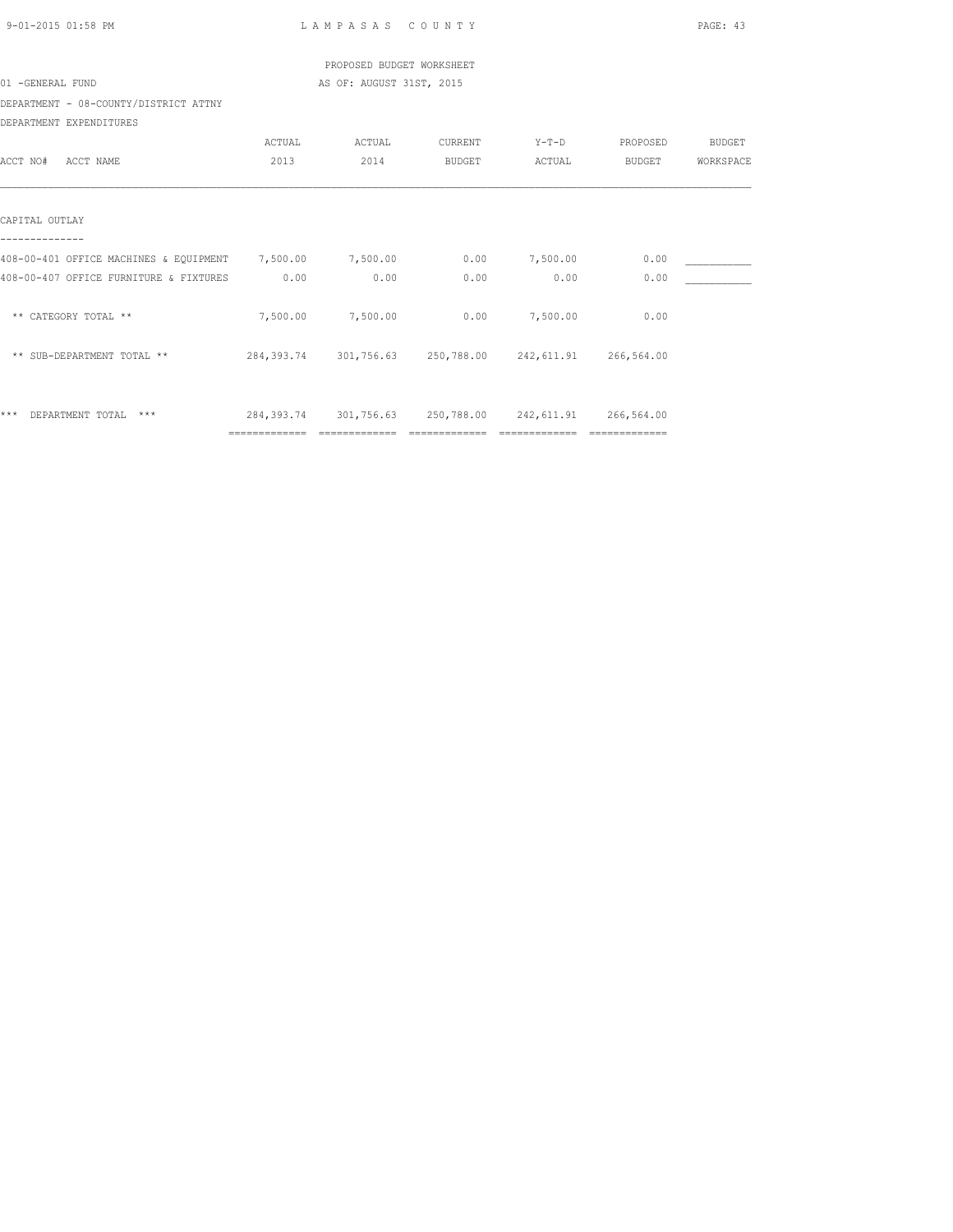PROPOSED BUDGET WORKSHEET

01 -GENERAL FUND

AS OF: AUGUST 31ST, 2015

DEPARTMENT - 08-COUNTY/DISTRICT ATTNY

DEPARTMENT EXPENDITURES

| ACCT NO# ACCT NAME | ACTUAL 2013 | ACTUAL 2014 | CURRENT BUDGET | Y-T-D ACTUAL | PROPOSED BUDGET | BUDGET WORKSPACE |
|---|---|---|---|---|---|---|
| **CAPITAL OUTLAY** | | | | | | |
| 408-00-401 OFFICE MACHINES & EQUIPMENT | 7,500.00 | 7,500.00 | 0.00 | 7,500.00 | 0.00 | ___________ |
| 408-00-407 OFFICE FURNITURE & FIXTURES | 0.00 | 0.00 | 0.00 | 0.00 | 0.00 | ___________ |
| ** CATEGORY TOTAL ** | 7,500.00 | 7,500.00 | 0.00 | 7,500.00 | 0.00 | |
| ** SUB-DEPARTMENT TOTAL ** | 284,393.74 | 301,756.63 | 250,788.00 | 242,611.91 | 266,564.00 | |
| *** DEPARTMENT TOTAL *** | 284,393.74 | 301,756.63 | 250,788.00 | 242,611.91 | 266,564.00 | |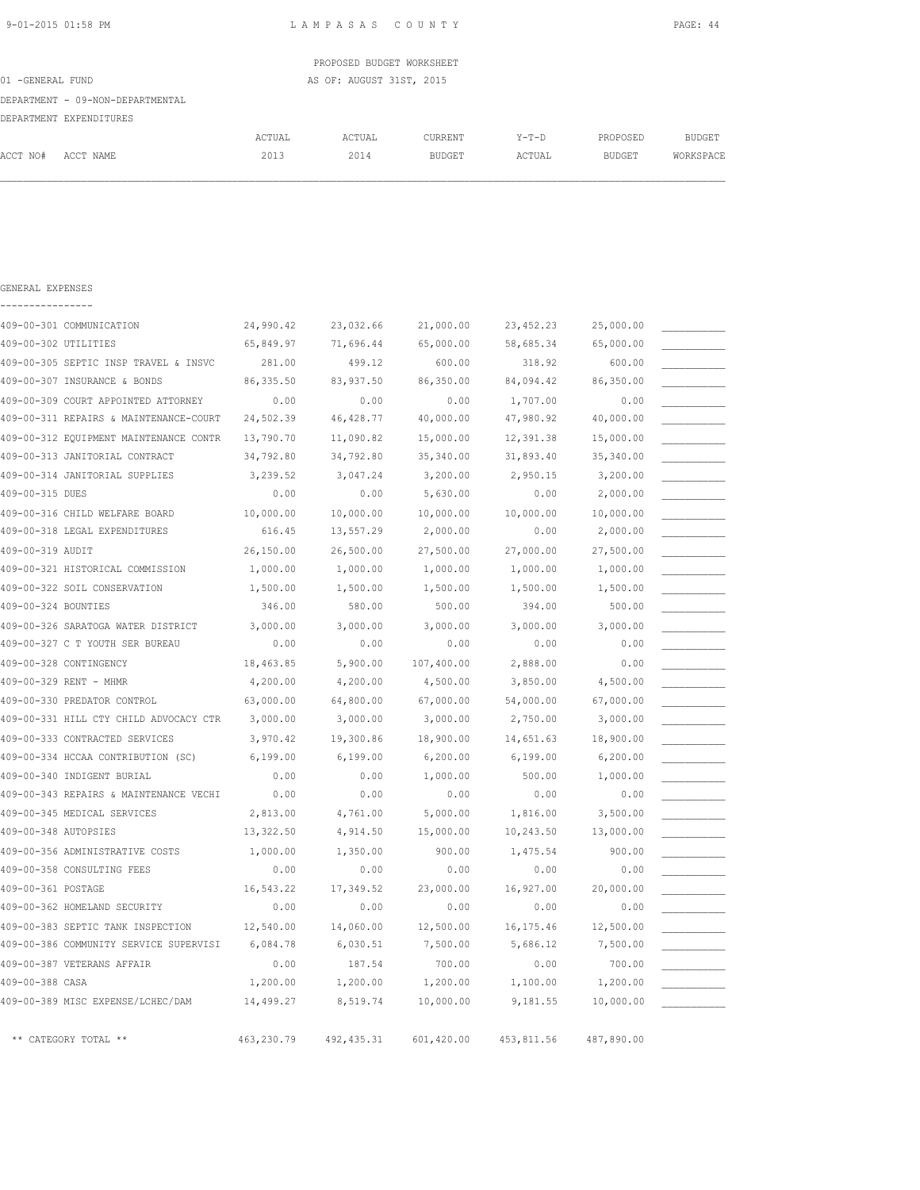LAMPASAS COUNTY

PROPOSED BUDGET WORKSHEET
AS OF: AUGUST 31ST, 2015

01 -GENERAL FUND
DEPARTMENT - 09-NON-DEPARTMENTAL
DEPARTMENT EXPENDITURES

GENERAL EXPENSES

| ACCT NO# | ACCT NAME | ACTUAL 2013 | ACTUAL 2014 | CURRENT BUDGET | Y-T-D ACTUAL | PROPOSED BUDGET | BUDGET WORKSPACE |
|---|---|---|---|---|---|---|---|
| 409-00-301 | COMMUNICATION | 24,990.42 | 23,032.66 | 21,000.00 | 23,452.23 | 25,000.00 | __________ |
| 409-00-302 | UTILITIES | 65,849.97 | 71,696.44 | 65,000.00 | 58,685.34 | 65,000.00 | __________ |
| 409-00-305 | SEPTIC INSP TRAVEL & INSVC | 281.00 | 499.12 | 600.00 | 318.92 | 600.00 | __________ |
| 409-00-307 | INSURANCE & BONDS | 86,335.50 | 83,937.50 | 86,350.00 | 84,094.42 | 86,350.00 | __________ |
| 409-00-309 | COURT APPOINTED ATTORNEY | 0.00 | 0.00 | 0.00 | 1,707.00 | 0.00 | __________ |
| 409-00-311 | REPAIRS & MAINTENANCE-COURT | 24,502.39 | 46,428.77 | 40,000.00 | 47,980.92 | 40,000.00 | __________ |
| 409-00-312 | EQUIPMENT MAINTENANCE CONTR | 13,790.70 | 11,090.82 | 15,000.00 | 12,391.38 | 15,000.00 | __________ |
| 409-00-313 | JANITORIAL CONTRACT | 34,792.80 | 34,792.80 | 35,340.00 | 31,893.40 | 35,340.00 | __________ |
| 409-00-314 | JANITORIAL SUPPLIES | 3,239.52 | 3,047.24 | 3,200.00 | 2,950.15 | 3,200.00 | __________ |
| 409-00-315 | DUES | 0.00 | 0.00 | 5,630.00 | 0.00 | 2,000.00 | __________ |
| 409-00-316 | CHILD WELFARE BOARD | 10,000.00 | 10,000.00 | 10,000.00 | 10,000.00 | 10,000.00 | __________ |
| 409-00-318 | LEGAL EXPENDITURES | 616.45 | 13,557.29 | 2,000.00 | 0.00 | 2,000.00 | __________ |
| 409-00-319 | AUDIT | 26,150.00 | 26,500.00 | 27,500.00 | 27,000.00 | 27,500.00 | __________ |
| 409-00-321 | HISTORICAL COMMISSION | 1,000.00 | 1,000.00 | 1,000.00 | 1,000.00 | 1,000.00 | __________ |
| 409-00-322 | SOIL CONSERVATION | 1,500.00 | 1,500.00 | 1,500.00 | 1,500.00 | 1,500.00 | __________ |
| 409-00-324 | BOUNTIES | 346.00 | 580.00 | 500.00 | 394.00 | 500.00 | __________ |
| 409-00-326 | SARATOGA WATER DISTRICT | 3,000.00 | 3,000.00 | 3,000.00 | 3,000.00 | 3,000.00 | __________ |
| 409-00-327 | C T YOUTH SER BUREAU | 0.00 | 0.00 | 0.00 | 0.00 | 0.00 | __________ |
| 409-00-328 | CONTINGENCY | 18,463.85 | 5,900.00 | 107,400.00 | 2,888.00 | 0.00 | __________ |
| 409-00-329 | RENT - MHMR | 4,200.00 | 4,200.00 | 4,500.00 | 3,850.00 | 4,500.00 | __________ |
| 409-00-330 | PREDATOR CONTROL | 63,000.00 | 64,800.00 | 67,000.00 | 54,000.00 | 67,000.00 | __________ |
| 409-00-331 | HILL CTY CHILD ADVOCACY CTR | 3,000.00 | 3,000.00 | 3,000.00 | 2,750.00 | 3,000.00 | __________ |
| 409-00-333 | CONTRACTED SERVICES | 3,970.42 | 19,300.86 | 18,900.00 | 14,651.63 | 18,900.00 | __________ |
| 409-00-334 | HCCAA CONTRIBUTION (SC) | 6,199.00 | 6,199.00 | 6,200.00 | 6,199.00 | 6,200.00 | __________ |
| 409-00-340 | INDIGENT BURIAL | 0.00 | 0.00 | 1,000.00 | 500.00 | 1,000.00 | __________ |
| 409-00-343 | REPAIRS & MAINTENANCE VECHI | 0.00 | 0.00 | 0.00 | 0.00 | 0.00 | __________ |
| 409-00-345 | MEDICAL SERVICES | 2,813.00 | 4,761.00 | 5,000.00 | 1,816.00 | 3,500.00 | __________ |
| 409-00-348 | AUTOPSIES | 13,322.50 | 4,914.50 | 15,000.00 | 10,243.50 | 13,000.00 | __________ |
| 409-00-356 | ADMINISTRATIVE COSTS | 1,000.00 | 1,350.00 | 900.00 | 1,475.54 | 900.00 | __________ |
| 409-00-358 | CONSULTING FEES | 0.00 | 0.00 | 0.00 | 0.00 | 0.00 | __________ |
| 409-00-361 | POSTAGE | 16,543.22 | 17,349.52 | 23,000.00 | 16,927.00 | 20,000.00 | __________ |
| 409-00-362 | HOMELAND SECURITY | 0.00 | 0.00 | 0.00 | 0.00 | 0.00 | __________ |
| 409-00-383 | SEPTIC TANK INSPECTION | 12,540.00 | 14,060.00 | 12,500.00 | 16,175.46 | 12,500.00 | __________ |
| 409-00-386 | COMMUNITY SERVICE SUPERVISI | 6,084.78 | 6,030.51 | 7,500.00 | 5,686.12 | 7,500.00 | __________ |
| 409-00-387 | VETERANS AFFAIR | 0.00 | 187.54 | 700.00 | 0.00 | 700.00 | __________ |
| 409-00-388 | CASA | 1,200.00 | 1,200.00 | 1,200.00 | 1,100.00 | 1,200.00 | __________ |
| 409-00-389 | MISC EXPENSE/LCHEC/DAM | 14,499.27 | 8,519.74 | 10,000.00 | 9,181.55 | 10,000.00 | __________ |
| | ** CATEGORY TOTAL ** | 463,230.79 | 492,435.31 | 601,420.00 | 453,811.56 | 487,890.00 | |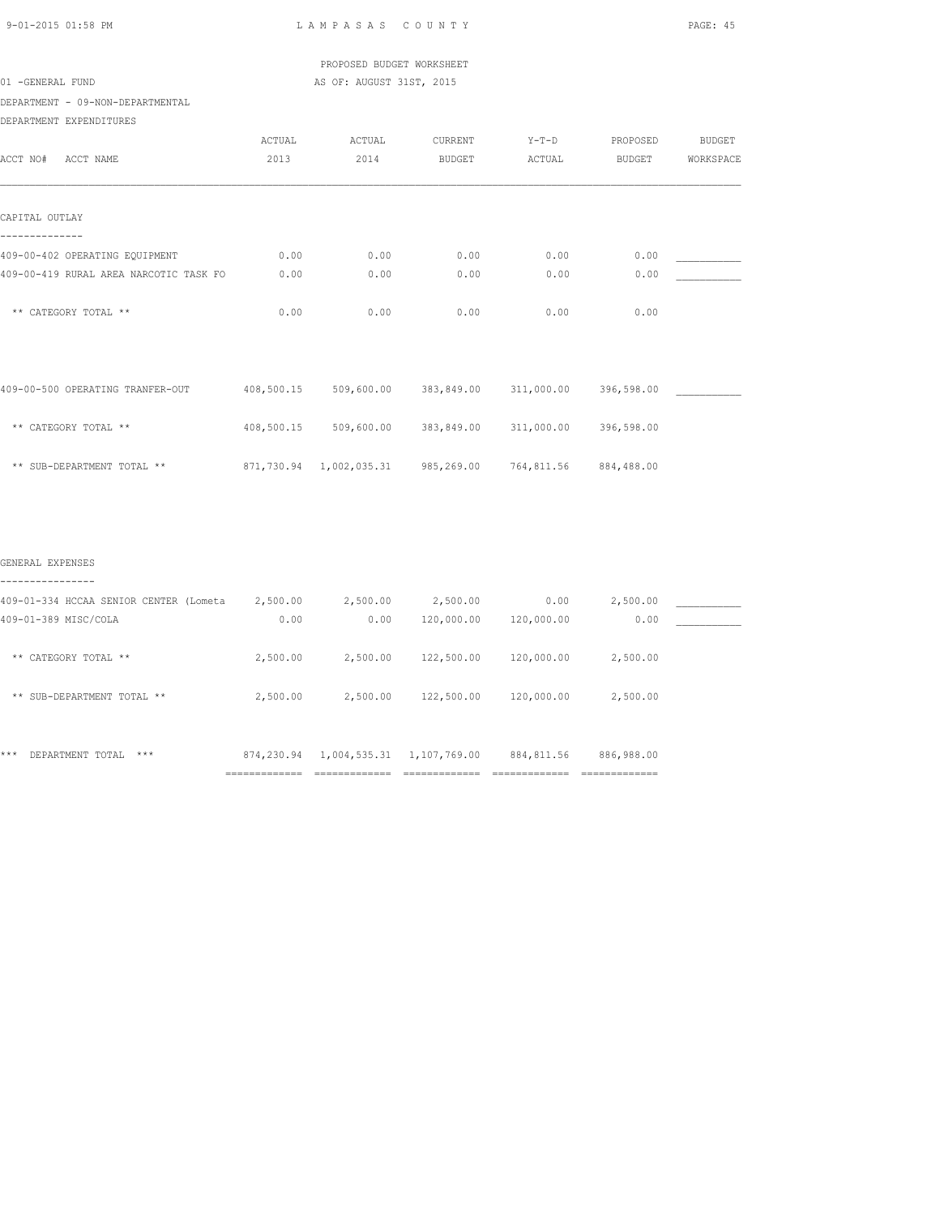LAMPASAS COUNTY

PROPOSED BUDGET WORKSHEET
AS OF: AUGUST 31ST, 2015

01 -GENERAL FUND
DEPARTMENT - 09-NON-DEPARTMENTAL
DEPARTMENT EXPENDITURES

| ACCT NO# ACCT NAME | ACTUAL 2013 | ACTUAL 2014 | CURRENT BUDGET | Y-T-D ACTUAL | PROPOSED BUDGET | BUDGET WORKSPACE |
|---|---|---|---|---|---|---|
| **CAPITAL OUTLAY** | | | | | | |
| 409-00-402 OPERATING EQUIPMENT | 0.00 | 0.00 | 0.00 | 0.00 | 0.00 | ___________ |
| 409-00-419 RURAL AREA NARCOTIC TASK FO | 0.00 | 0.00 | 0.00 | 0.00 | 0.00 | ___________ |
| ** CATEGORY TOTAL ** | 0.00 | 0.00 | 0.00 | 0.00 | 0.00 | |
| 409-00-500 OPERATING TRANFER-OUT | 408,500.15 | 509,600.00 | 383,849.00 | 311,000.00 | 396,598.00 | ___________ |
| ** CATEGORY TOTAL ** | 408,500.15 | 509,600.00 | 383,849.00 | 311,000.00 | 396,598.00 | |
| ** SUB-DEPARTMENT TOTAL ** | 871,730.94 | 1,002,035.31 | 985,269.00 | 764,811.56 | 884,488.00 | |
| **GENERAL EXPENSES** | | | | | | |
| 409-01-334 HCCAA SENIOR CENTER (Lometa | 2,500.00 | 2,500.00 | 2,500.00 | 0.00 | 2,500.00 | ___________ |
| 409-01-389 MISC/COLA | 0.00 | 0.00 | 120,000.00 | 120,000.00 | 0.00 | ___________ |
| ** CATEGORY TOTAL ** | 2,500.00 | 2,500.00 | 122,500.00 | 120,000.00 | 2,500.00 | |
| ** SUB-DEPARTMENT TOTAL ** | 2,500.00 | 2,500.00 | 122,500.00 | 120,000.00 | 2,500.00 | |
| *** DEPARTMENT TOTAL *** | 874,230.94 | 1,004,535.31 | 1,107,769.00 | 884,811.56 | 886,988.00 | |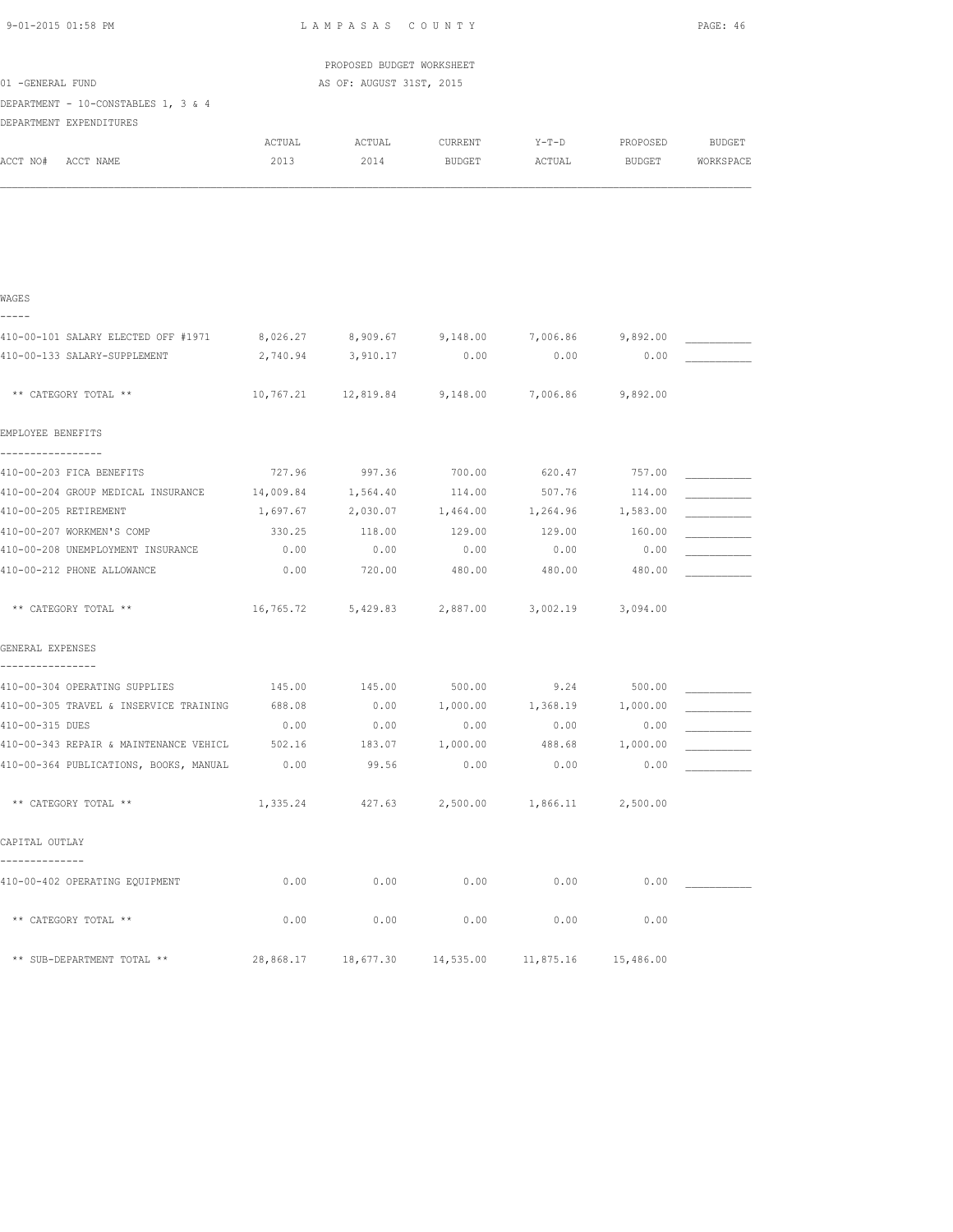PROPOSED BUDGET WORKSHEET

01 -GENERAL FUND — AS OF: AUGUST 31ST, 2015

DEPARTMENT - 10-CONSTABLES 1, 3 & 4

DEPARTMENT EXPENDITURES

| ACCT NO# ACCT NAME | ACTUAL 2013 | ACTUAL 2014 | CURRENT BUDGET | Y-T-D ACTUAL | PROPOSED BUDGET | BUDGET WORKSPACE |
|---|---|---|---|---|---|---|
| **WAGES** | | | | | | |
| 410-00-101 SALARY ELECTED OFF #1971 | 8,026.27 | 8,909.67 | 9,148.00 | 7,006.86 | 9,892.00 | ___________ |
| 410-00-133 SALARY-SUPPLEMENT | 2,740.94 | 3,910.17 | 0.00 | 0.00 | 0.00 | ___________ |
| ** CATEGORY TOTAL ** | 10,767.21 | 12,819.84 | 9,148.00 | 7,006.86 | 9,892.00 | |
| **EMPLOYEE BENEFITS** | | | | | | |
| 410-00-203 FICA BENEFITS | 727.96 | 997.36 | 700.00 | 620.47 | 757.00 | ___________ |
| 410-00-204 GROUP MEDICAL INSURANCE | 14,009.84 | 1,564.40 | 114.00 | 507.76 | 114.00 | ___________ |
| 410-00-205 RETIREMENT | 1,697.67 | 2,030.07 | 1,464.00 | 1,264.96 | 1,583.00 | ___________ |
| 410-00-207 WORKMEN'S COMP | 330.25 | 118.00 | 129.00 | 129.00 | 160.00 | ___________ |
| 410-00-208 UNEMPLOYMENT INSURANCE | 0.00 | 0.00 | 0.00 | 0.00 | 0.00 | ___________ |
| 410-00-212 PHONE ALLOWANCE | 0.00 | 720.00 | 480.00 | 480.00 | 480.00 | ___________ |
| ** CATEGORY TOTAL ** | 16,765.72 | 5,429.83 | 2,887.00 | 3,002.19 | 3,094.00 | |
| **GENERAL EXPENSES** | | | | | | |
| 410-00-304 OPERATING SUPPLIES | 145.00 | 145.00 | 500.00 | 9.24 | 500.00 | ___________ |
| 410-00-305 TRAVEL & INSERVICE TRAINING | 688.08 | 0.00 | 1,000.00 | 1,368.19 | 1,000.00 | ___________ |
| 410-00-315 DUES | 0.00 | 0.00 | 0.00 | 0.00 | 0.00 | ___________ |
| 410-00-343 REPAIR & MAINTENANCE VEHICL | 502.16 | 183.07 | 1,000.00 | 488.68 | 1,000.00 | ___________ |
| 410-00-364 PUBLICATIONS, BOOKS, MANUAL | 0.00 | 99.56 | 0.00 | 0.00 | 0.00 | ___________ |
| ** CATEGORY TOTAL ** | 1,335.24 | 427.63 | 2,500.00 | 1,866.11 | 2,500.00 | |
| **CAPITAL OUTLAY** | | | | | | |
| 410-00-402 OPERATING EQUIPMENT | 0.00 | 0.00 | 0.00 | 0.00 | 0.00 | ___________ |
| ** CATEGORY TOTAL ** | 0.00 | 0.00 | 0.00 | 0.00 | 0.00 | |
| ** SUB-DEPARTMENT TOTAL ** | 28,868.17 | 18,677.30 | 14,535.00 | 11,875.16 | 15,486.00 | |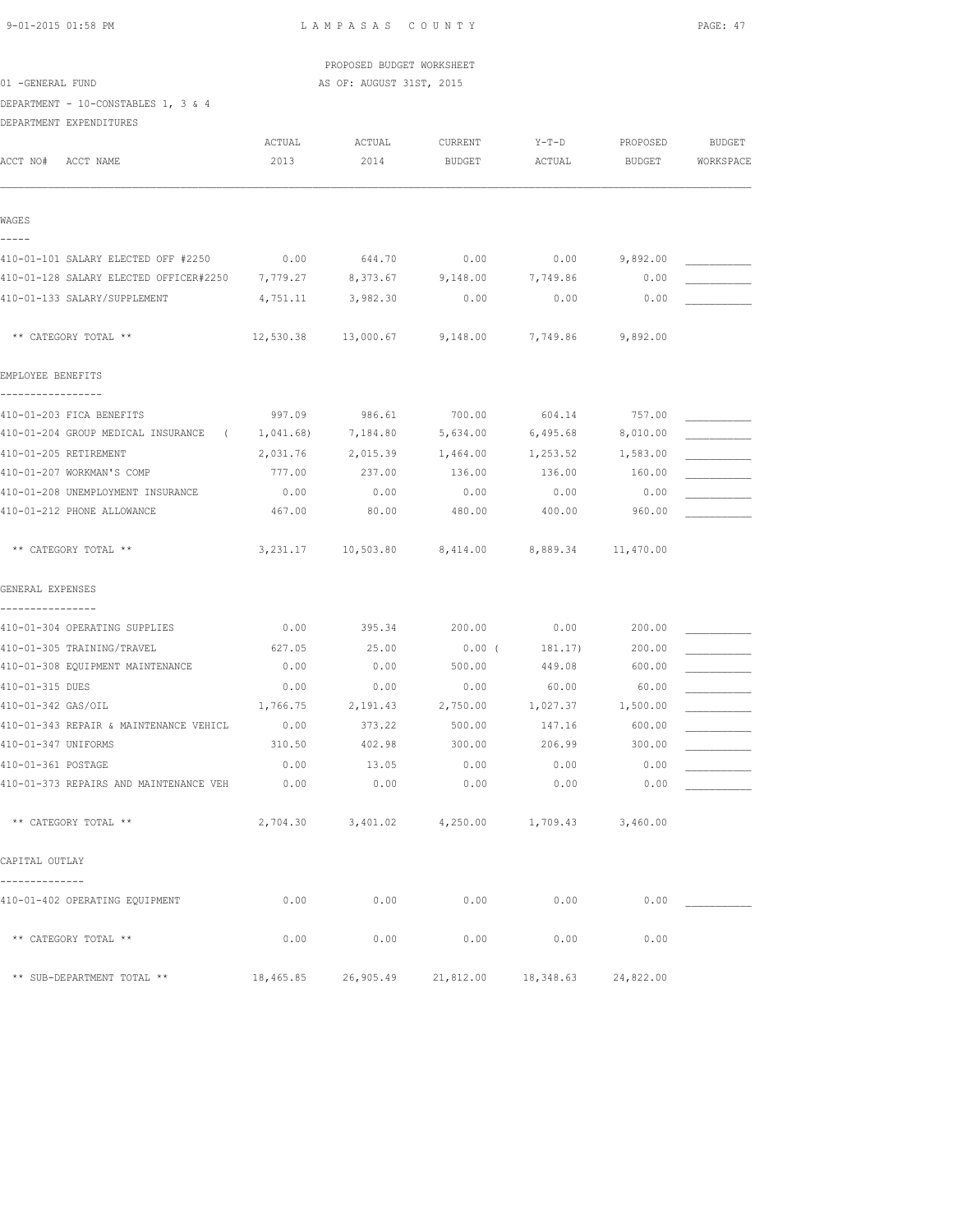LAMPASAS COUNTY

PROPOSED BUDGET WORKSHEET

AS OF: AUGUST 31ST, 2015

01 -GENERAL FUND

DEPARTMENT - 10-CONSTABLES 1, 3 & 4

DEPARTMENT EXPENDITURES

| ACCT NO# ACCT NAME | ACTUAL 2013 | ACTUAL 2014 | CURRENT BUDGET | Y-T-D ACTUAL | PROPOSED BUDGET | BUDGET WORKSPACE |
|---|---|---|---|---|---|---|
| **WAGES** | | | | | | |
| 410-01-101 SALARY ELECTED OFF #2250 | 0.00 | 644.70 | 0.00 | 0.00 | 9,892.00 | ___________ |
| 410-01-128 SALARY ELECTED OFFICER#2250 | 7,779.27 | 8,373.67 | 9,148.00 | 7,749.86 | 0.00 | ___________ |
| 410-01-133 SALARY/SUPPLEMENT | 4,751.11 | 3,982.30 | 0.00 | 0.00 | 0.00 | ___________ |
| ** CATEGORY TOTAL ** | 12,530.38 | 13,000.67 | 9,148.00 | 7,749.86 | 9,892.00 | |
| **EMPLOYEE BENEFITS** | | | | | | |
| 410-01-203 FICA BENEFITS | 997.09 | 986.61 | 700.00 | 604.14 | 757.00 | ___________ |
| 410-01-204 GROUP MEDICAL INSURANCE | ( 1,041.68) | 7,184.80 | 5,634.00 | 6,495.68 | 8,010.00 | ___________ |
| 410-01-205 RETIREMENT | 2,031.76 | 2,015.39 | 1,464.00 | 1,253.52 | 1,583.00 | ___________ |
| 410-01-207 WORKMAN'S COMP | 777.00 | 237.00 | 136.00 | 136.00 | 160.00 | ___________ |
| 410-01-208 UNEMPLOYMENT INSURANCE | 0.00 | 0.00 | 0.00 | 0.00 | 0.00 | ___________ |
| 410-01-212 PHONE ALLOWANCE | 467.00 | 80.00 | 480.00 | 400.00 | 960.00 | ___________ |
| ** CATEGORY TOTAL ** | 3,231.17 | 10,503.80 | 8,414.00 | 8,889.34 | 11,470.00 | |
| **GENERAL EXPENSES** | | | | | | |
| 410-01-304 OPERATING SUPPLIES | 0.00 | 395.34 | 200.00 | 0.00 | 200.00 | ___________ |
| 410-01-305 TRAINING/TRAVEL | 627.05 | 25.00 | 0.00 | ( 181.17) | 200.00 | ___________ |
| 410-01-308 EQUIPMENT MAINTENANCE | 0.00 | 0.00 | 500.00 | 449.08 | 600.00 | ___________ |
| 410-01-315 DUES | 0.00 | 0.00 | 0.00 | 60.00 | 60.00 | ___________ |
| 410-01-342 GAS/OIL | 1,766.75 | 2,191.43 | 2,750.00 | 1,027.37 | 1,500.00 | ___________ |
| 410-01-343 REPAIR & MAINTENANCE VEHICL | 0.00 | 373.22 | 500.00 | 147.16 | 600.00 | ___________ |
| 410-01-347 UNIFORMS | 310.50 | 402.98 | 300.00 | 206.99 | 300.00 | ___________ |
| 410-01-361 POSTAGE | 0.00 | 13.05 | 0.00 | 0.00 | 0.00 | ___________ |
| 410-01-373 REPAIRS AND MAINTENANCE VEH | 0.00 | 0.00 | 0.00 | 0.00 | 0.00 | ___________ |
| ** CATEGORY TOTAL ** | 2,704.30 | 3,401.02 | 4,250.00 | 1,709.43 | 3,460.00 | |
| **CAPITAL OUTLAY** | | | | | | |
| 410-01-402 OPERATING EQUIPMENT | 0.00 | 0.00 | 0.00 | 0.00 | 0.00 | ___________ |
| ** CATEGORY TOTAL ** | 0.00 | 0.00 | 0.00 | 0.00 | 0.00 | |
| ** SUB-DEPARTMENT TOTAL ** | 18,465.85 | 26,905.49 | 21,812.00 | 18,348.63 | 24,822.00 | |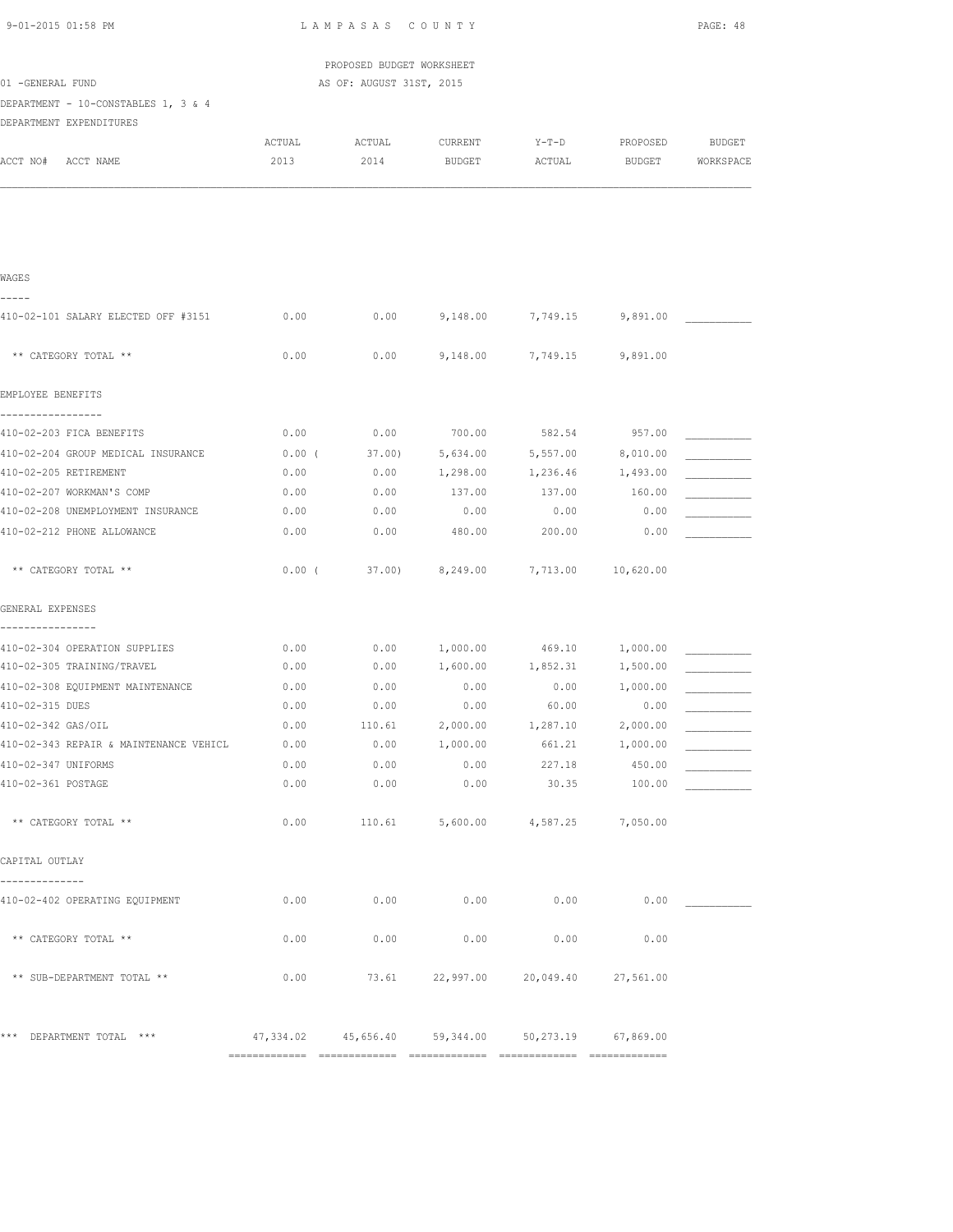LAMPASAS COUNTY

PROPOSED BUDGET WORKSHEET
AS OF: AUGUST 31ST, 2015

01 -GENERAL FUND
DEPARTMENT - 10-CONSTABLES 1, 3 & 4
DEPARTMENT EXPENDITURES

| ACCT NO# ACCT NAME | ACTUAL 2013 | ACTUAL 2014 | CURRENT BUDGET | Y-T-D ACTUAL | PROPOSED BUDGET | BUDGET WORKSPACE |
|---|---|---|---|---|---|---|
| **WAGES** | | | | | | |
| 410-02-101 SALARY ELECTED OFF #3151 | 0.00 | 0.00 | 9,148.00 | 7,749.15 | 9,891.00 | ___________ |
| ** CATEGORY TOTAL ** | 0.00 | 0.00 | 9,148.00 | 7,749.15 | 9,891.00 | |
| **EMPLOYEE BENEFITS** | | | | | | |
| 410-02-203 FICA BENEFITS | 0.00 | 0.00 | 700.00 | 582.54 | 957.00 | ___________ |
| 410-02-204 GROUP MEDICAL INSURANCE | 0.00 | ( 37.00) | 5,634.00 | 5,557.00 | 8,010.00 | ___________ |
| 410-02-205 RETIREMENT | 0.00 | 0.00 | 1,298.00 | 1,236.46 | 1,493.00 | ___________ |
| 410-02-207 WORKMAN'S COMP | 0.00 | 0.00 | 137.00 | 137.00 | 160.00 | ___________ |
| 410-02-208 UNEMPLOYMENT INSURANCE | 0.00 | 0.00 | 0.00 | 0.00 | 0.00 | ___________ |
| 410-02-212 PHONE ALLOWANCE | 0.00 | 0.00 | 480.00 | 200.00 | 0.00 | ___________ |
| ** CATEGORY TOTAL ** | 0.00 | ( 37.00) | 8,249.00 | 7,713.00 | 10,620.00 | |
| **GENERAL EXPENSES** | | | | | | |
| 410-02-304 OPERATION SUPPLIES | 0.00 | 0.00 | 1,000.00 | 469.10 | 1,000.00 | ___________ |
| 410-02-305 TRAINING/TRAVEL | 0.00 | 0.00 | 1,600.00 | 1,852.31 | 1,500.00 | ___________ |
| 410-02-308 EQUIPMENT MAINTENANCE | 0.00 | 0.00 | 0.00 | 0.00 | 1,000.00 | ___________ |
| 410-02-315 DUES | 0.00 | 0.00 | 0.00 | 60.00 | 0.00 | ___________ |
| 410-02-342 GAS/OIL | 0.00 | 110.61 | 2,000.00 | 1,287.10 | 2,000.00 | ___________ |
| 410-02-343 REPAIR & MAINTENANCE VEHICL | 0.00 | 0.00 | 1,000.00 | 661.21 | 1,000.00 | ___________ |
| 410-02-347 UNIFORMS | 0.00 | 0.00 | 0.00 | 227.18 | 450.00 | ___________ |
| 410-02-361 POSTAGE | 0.00 | 0.00 | 0.00 | 30.35 | 100.00 | ___________ |
| ** CATEGORY TOTAL ** | 0.00 | 110.61 | 5,600.00 | 4,587.25 | 7,050.00 | |
| **CAPITAL OUTLAY** | | | | | | |
| 410-02-402 OPERATING EQUIPMENT | 0.00 | 0.00 | 0.00 | 0.00 | 0.00 | ___________ |
| ** CATEGORY TOTAL ** | 0.00 | 0.00 | 0.00 | 0.00 | 0.00 | |
| ** SUB-DEPARTMENT TOTAL ** | 0.00 | 73.61 | 22,997.00 | 20,049.40 | 27,561.00 | |
| *** DEPARTMENT TOTAL *** | 47,334.02 | 45,656.40 | 59,344.00 | 50,273.19 | 67,869.00 | |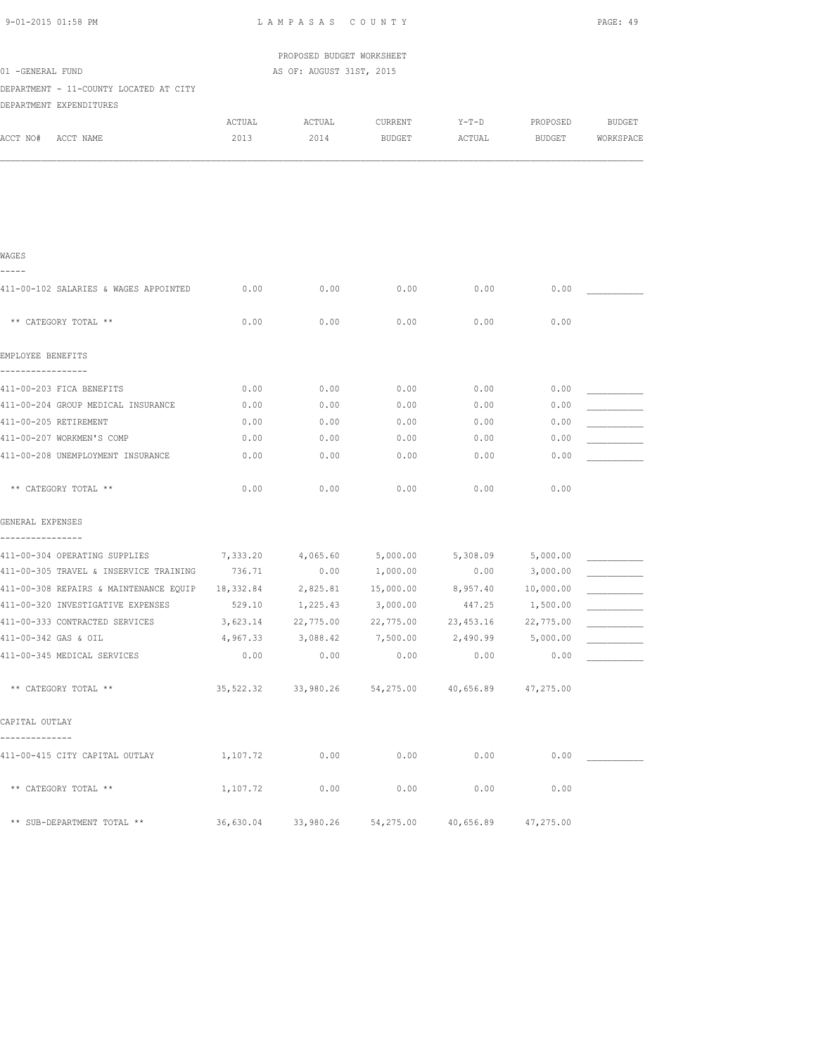PROPOSED BUDGET WORKSHEET

01 -GENERAL FUND — AS OF: AUGUST 31ST, 2015

DEPARTMENT - 11-COUNTY LOCATED AT CITY

DEPARTMENT EXPENDITURES

| ACCT NO# ACCT NAME | ACTUAL 2013 | ACTUAL 2014 | CURRENT BUDGET | Y-T-D ACTUAL | PROPOSED BUDGET | BUDGET WORKSPACE |
|---|---|---|---|---|---|---|
| **WAGES** | | | | | | |
| 411-00-102 SALARIES & WAGES APPOINTED | 0.00 | 0.00 | 0.00 | 0.00 | 0.00 | ___________ |
| ** CATEGORY TOTAL ** | 0.00 | 0.00 | 0.00 | 0.00 | 0.00 | |
| **EMPLOYEE BENEFITS** | | | | | | |
| 411-00-203 FICA BENEFITS | 0.00 | 0.00 | 0.00 | 0.00 | 0.00 | ___________ |
| 411-00-204 GROUP MEDICAL INSURANCE | 0.00 | 0.00 | 0.00 | 0.00 | 0.00 | ___________ |
| 411-00-205 RETIREMENT | 0.00 | 0.00 | 0.00 | 0.00 | 0.00 | ___________ |
| 411-00-207 WORKMEN'S COMP | 0.00 | 0.00 | 0.00 | 0.00 | 0.00 | ___________ |
| 411-00-208 UNEMPLOYMENT INSURANCE | 0.00 | 0.00 | 0.00 | 0.00 | 0.00 | ___________ |
| ** CATEGORY TOTAL ** | 0.00 | 0.00 | 0.00 | 0.00 | 0.00 | |
| **GENERAL EXPENSES** | | | | | | |
| 411-00-304 OPERATING SUPPLIES | 7,333.20 | 4,065.60 | 5,000.00 | 5,308.09 | 5,000.00 | ___________ |
| 411-00-305 TRAVEL & INSERVICE TRAINING | 736.71 | 0.00 | 1,000.00 | 0.00 | 3,000.00 | ___________ |
| 411-00-308 REPAIRS & MAINTENANCE EQUIP | 18,332.84 | 2,825.81 | 15,000.00 | 8,957.40 | 10,000.00 | ___________ |
| 411-00-320 INVESTIGATIVE EXPENSES | 529.10 | 1,225.43 | 3,000.00 | 447.25 | 1,500.00 | ___________ |
| 411-00-333 CONTRACTED SERVICES | 3,623.14 | 22,775.00 | 22,775.00 | 23,453.16 | 22,775.00 | ___________ |
| 411-00-342 GAS & OIL | 4,967.33 | 3,088.42 | 7,500.00 | 2,490.99 | 5,000.00 | ___________ |
| 411-00-345 MEDICAL SERVICES | 0.00 | 0.00 | 0.00 | 0.00 | 0.00 | ___________ |
| ** CATEGORY TOTAL ** | 35,522.32 | 33,980.26 | 54,275.00 | 40,656.89 | 47,275.00 | |
| **CAPITAL OUTLAY** | | | | | | |
| 411-00-415 CITY CAPITAL OUTLAY | 1,107.72 | 0.00 | 0.00 | 0.00 | 0.00 | ___________ |
| ** CATEGORY TOTAL ** | 1,107.72 | 0.00 | 0.00 | 0.00 | 0.00 | |
| ** SUB-DEPARTMENT TOTAL ** | 36,630.04 | 33,980.26 | 54,275.00 | 40,656.89 | 47,275.00 | |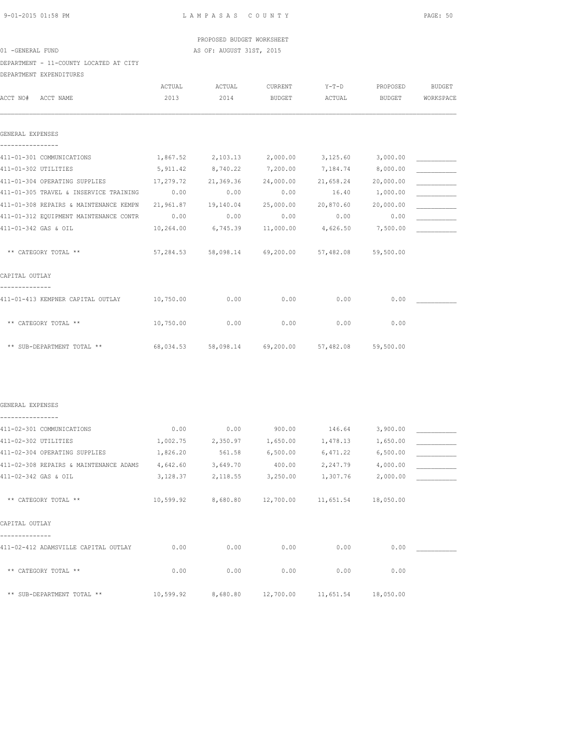PROPOSED BUDGET WORKSHEET

01 -GENERAL FUND — AS OF: AUGUST 31ST, 2015

DEPARTMENT - 11-COUNTY LOCATED AT CITY

DEPARTMENT EXPENDITURES

| ACCT NO# ACCT NAME | ACTUAL 2013 | ACTUAL 2014 | CURRENT BUDGET | Y-T-D ACTUAL | PROPOSED BUDGET | BUDGET WORKSPACE |
|---|---|---|---|---|---|---|
| **GENERAL EXPENSES** | | | | | | |
| 411-01-301 COMMUNICATIONS | 1,867.52 | 2,103.13 | 2,000.00 | 3,125.60 | 3,000.00 | ___________ |
| 411-01-302 UTILITIES | 5,911.42 | 8,740.22 | 7,200.00 | 7,184.74 | 8,000.00 | ___________ |
| 411-01-304 OPERATING SUPPLIES | 17,279.72 | 21,369.36 | 24,000.00 | 21,658.24 | 20,000.00 | ___________ |
| 411-01-305 TRAVEL & INSERVICE TRAINING | 0.00 | 0.00 | 0.00 | 16.40 | 1,000.00 | ___________ |
| 411-01-308 REPAIRS & MAINTENANCE KEMPN | 21,961.87 | 19,140.04 | 25,000.00 | 20,870.60 | 20,000.00 | ___________ |
| 411-01-312 EQUIPMENT MAINTENANCE CONTR | 0.00 | 0.00 | 0.00 | 0.00 | 0.00 | ___________ |
| 411-01-342 GAS & OIL | 10,264.00 | 6,745.39 | 11,000.00 | 4,626.50 | 7,500.00 | ___________ |
| ** CATEGORY TOTAL ** | 57,284.53 | 58,098.14 | 69,200.00 | 57,482.08 | 59,500.00 | |
| **CAPITAL OUTLAY** | | | | | | |
| 411-01-413 KEMPNER CAPITAL OUTLAY | 10,750.00 | 0.00 | 0.00 | 0.00 | 0.00 | ___________ |
| ** CATEGORY TOTAL ** | 10,750.00 | 0.00 | 0.00 | 0.00 | 0.00 | |
| ** SUB-DEPARTMENT TOTAL ** | 68,034.53 | 58,098.14 | 69,200.00 | 57,482.08 | 59,500.00 | |
| **GENERAL EXPENSES** | | | | | | |
| 411-02-301 COMMUNICATIONS | 0.00 | 0.00 | 900.00 | 146.64 | 3,900.00 | ___________ |
| 411-02-302 UTILITIES | 1,002.75 | 2,350.97 | 1,650.00 | 1,478.13 | 1,650.00 | ___________ |
| 411-02-304 OPERATING SUPPLIES | 1,826.20 | 561.58 | 6,500.00 | 6,471.22 | 6,500.00 | ___________ |
| 411-02-308 REPAIRS & MAINTENANCE ADAMS | 4,642.60 | 3,649.70 | 400.00 | 2,247.79 | 4,000.00 | ___________ |
| 411-02-342 GAS & OIL | 3,128.37 | 2,118.55 | 3,250.00 | 1,307.76 | 2,000.00 | ___________ |
| ** CATEGORY TOTAL ** | 10,599.92 | 8,680.80 | 12,700.00 | 11,651.54 | 18,050.00 | |
| **CAPITAL OUTLAY** | | | | | | |
| 411-02-412 ADAMSVILLE CAPITAL OUTLAY | 0.00 | 0.00 | 0.00 | 0.00 | 0.00 | ___________ |
| ** CATEGORY TOTAL ** | 0.00 | 0.00 | 0.00 | 0.00 | 0.00 | |
| ** SUB-DEPARTMENT TOTAL ** | 10,599.92 | 8,680.80 | 12,700.00 | 11,651.54 | 18,050.00 | |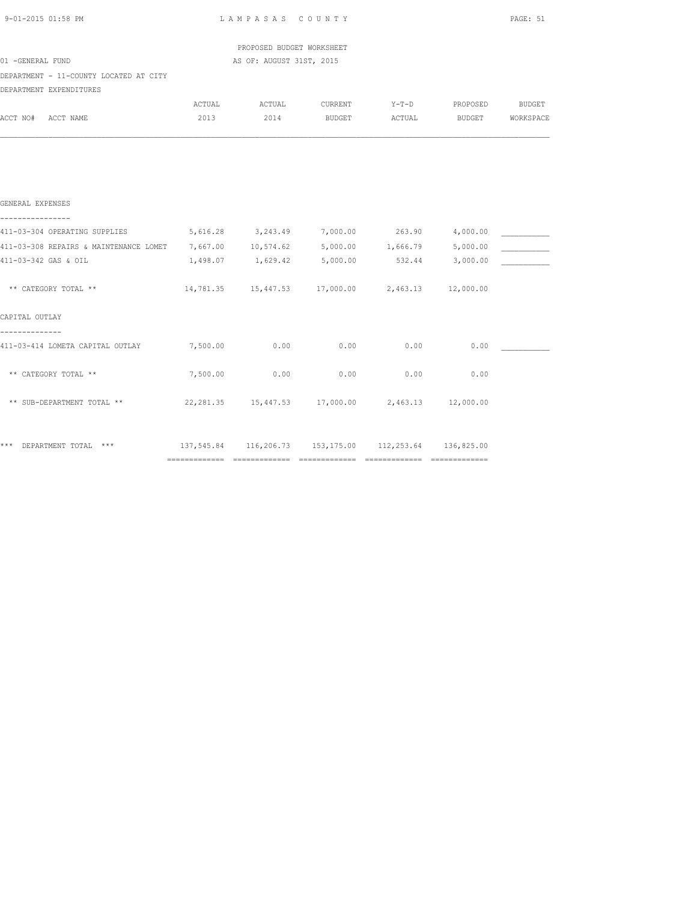LAMPASAS COUNTY

PROPOSED BUDGET WORKSHEET

AS OF: AUGUST 31ST, 2015

01 -GENERAL FUND

DEPARTMENT - 11-COUNTY LOCATED AT CITY

DEPARTMENT EXPENDITURES

| ACCT NO# ACCT NAME | ACTUAL 2013 | ACTUAL 2014 | CURRENT BUDGET | Y-T-D ACTUAL | PROPOSED BUDGET | BUDGET WORKSPACE |
|---|---|---|---|---|---|---|
| **GENERAL EXPENSES** | | | | | | |
| 411-03-304 OPERATING SUPPLIES | 5,616.28 | 3,243.49 | 7,000.00 | 263.90 | 4,000.00 | ___________ |
| 411-03-308 REPAIRS & MAINTENANCE LOMET | 7,667.00 | 10,574.62 | 5,000.00 | 1,666.79 | 5,000.00 | ___________ |
| 411-03-342 GAS & OIL | 1,498.07 | 1,629.42 | 5,000.00 | 532.44 | 3,000.00 | ___________ |
| ** CATEGORY TOTAL ** | 14,781.35 | 15,447.53 | 17,000.00 | 2,463.13 | 12,000.00 | |
| **CAPITAL OUTLAY** | | | | | | |
| 411-03-414 LOMETA CAPITAL OUTLAY | 7,500.00 | 0.00 | 0.00 | 0.00 | 0.00 | ___________ |
| ** CATEGORY TOTAL ** | 7,500.00 | 0.00 | 0.00 | 0.00 | 0.00 | |
| ** SUB-DEPARTMENT TOTAL ** | 22,281.35 | 15,447.53 | 17,000.00 | 2,463.13 | 12,000.00 | |
| *** DEPARTMENT TOTAL *** | 137,545.84 | 116,206.73 | 153,175.00 | 112,253.64 | 136,825.00 | |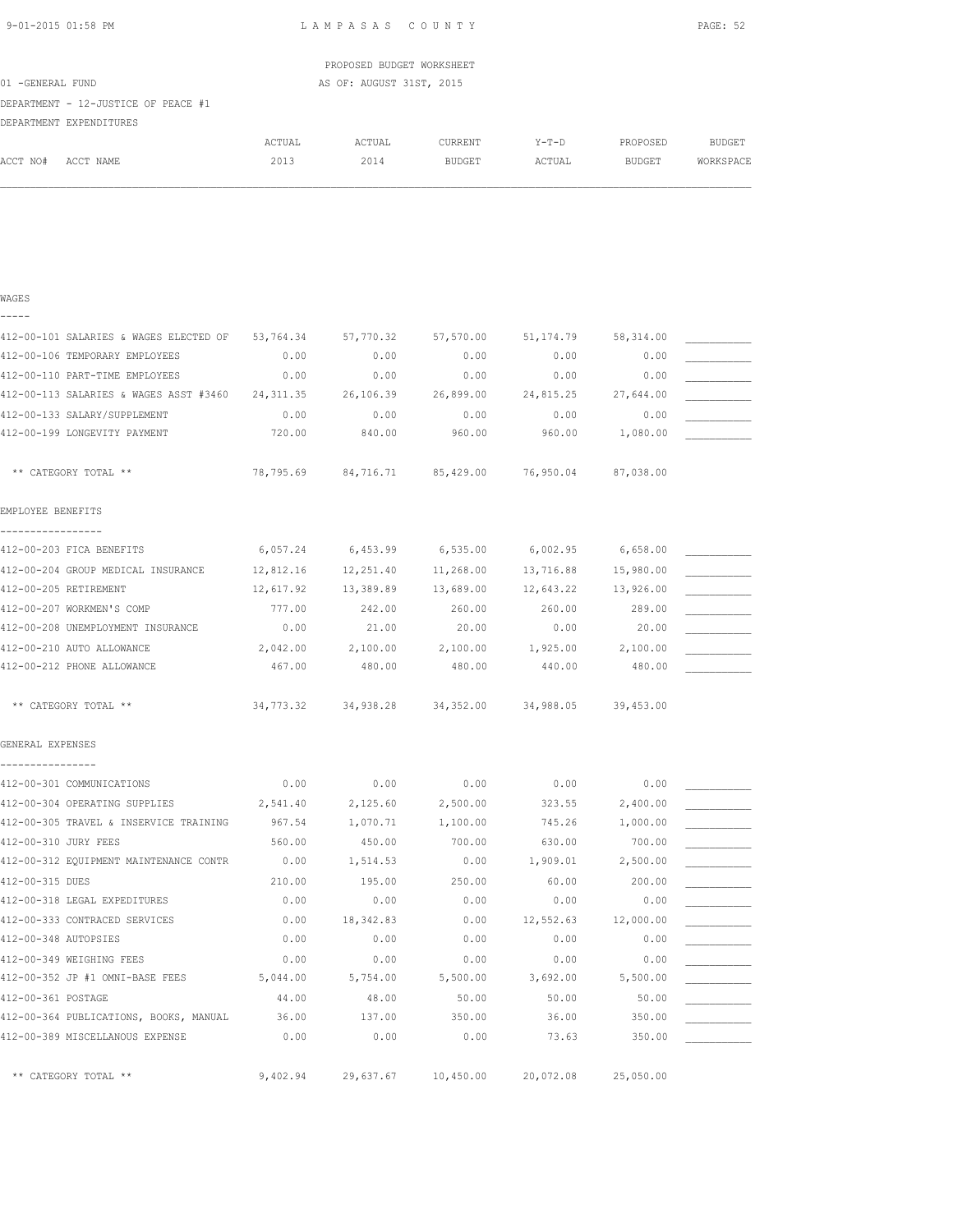PROPOSED BUDGET WORKSHEET

01 -GENERAL FUND — AS OF: AUGUST 31ST, 2015

DEPARTMENT - 12-JUSTICE OF PEACE #1

DEPARTMENT EXPENDITURES

| ACCT NO# ACCT NAME | ACTUAL 2013 | ACTUAL 2014 | CURRENT BUDGET | Y-T-D ACTUAL | PROPOSED BUDGET | BUDGET WORKSPACE |
|---|---|---|---|---|---|---|
| **WAGES** | | | | | | |
| 412-00-101 SALARIES & WAGES ELECTED OF | 53,764.34 | 57,770.32 | 57,570.00 | 51,174.79 | 58,314.00 | ___________ |
| 412-00-106 TEMPORARY EMPLOYEES | 0.00 | 0.00 | 0.00 | 0.00 | 0.00 | ___________ |
| 412-00-110 PART-TIME EMPLOYEES | 0.00 | 0.00 | 0.00 | 0.00 | 0.00 | ___________ |
| 412-00-113 SALARIES & WAGES ASST #3460 | 24,311.35 | 26,106.39 | 26,899.00 | 24,815.25 | 27,644.00 | ___________ |
| 412-00-133 SALARY/SUPPLEMENT | 0.00 | 0.00 | 0.00 | 0.00 | 0.00 | ___________ |
| 412-00-199 LONGEVITY PAYMENT | 720.00 | 840.00 | 960.00 | 960.00 | 1,080.00 | ___________ |
| ** CATEGORY TOTAL ** | 78,795.69 | 84,716.71 | 85,429.00 | 76,950.04 | 87,038.00 | |
| **EMPLOYEE BENEFITS** | | | | | | |
| 412-00-203 FICA BENEFITS | 6,057.24 | 6,453.99 | 6,535.00 | 6,002.95 | 6,658.00 | ___________ |
| 412-00-204 GROUP MEDICAL INSURANCE | 12,812.16 | 12,251.40 | 11,268.00 | 13,716.88 | 15,980.00 | ___________ |
| 412-00-205 RETIREMENT | 12,617.92 | 13,389.89 | 13,689.00 | 12,643.22 | 13,926.00 | ___________ |
| 412-00-207 WORKMEN'S COMP | 777.00 | 242.00 | 260.00 | 260.00 | 289.00 | ___________ |
| 412-00-208 UNEMPLOYMENT INSURANCE | 0.00 | 21.00 | 20.00 | 0.00 | 20.00 | ___________ |
| 412-00-210 AUTO ALLOWANCE | 2,042.00 | 2,100.00 | 2,100.00 | 1,925.00 | 2,100.00 | ___________ |
| 412-00-212 PHONE ALLOWANCE | 467.00 | 480.00 | 480.00 | 440.00 | 480.00 | ___________ |
| ** CATEGORY TOTAL ** | 34,773.32 | 34,938.28 | 34,352.00 | 34,988.05 | 39,453.00 | |
| **GENERAL EXPENSES** | | | | | | |
| 412-00-301 COMMUNICATIONS | 0.00 | 0.00 | 0.00 | 0.00 | 0.00 | ___________ |
| 412-00-304 OPERATING SUPPLIES | 2,541.40 | 2,125.60 | 2,500.00 | 323.55 | 2,400.00 | ___________ |
| 412-00-305 TRAVEL & INSERVICE TRAINING | 967.54 | 1,070.71 | 1,100.00 | 745.26 | 1,000.00 | ___________ |
| 412-00-310 JURY FEES | 560.00 | 450.00 | 700.00 | 630.00 | 700.00 | ___________ |
| 412-00-312 EQUIPMENT MAINTENANCE CONTR | 0.00 | 1,514.53 | 0.00 | 1,909.01 | 2,500.00 | ___________ |
| 412-00-315 DUES | 210.00 | 195.00 | 250.00 | 60.00 | 200.00 | ___________ |
| 412-00-318 LEGAL EXPEDITURES | 0.00 | 0.00 | 0.00 | 0.00 | 0.00 | ___________ |
| 412-00-333 CONTRACED SERVICES | 0.00 | 18,342.83 | 0.00 | 12,552.63 | 12,000.00 | ___________ |
| 412-00-348 AUTOPSIES | 0.00 | 0.00 | 0.00 | 0.00 | 0.00 | ___________ |
| 412-00-349 WEIGHING FEES | 0.00 | 0.00 | 0.00 | 0.00 | 0.00 | ___________ |
| 412-00-352 JP #1 OMNI-BASE FEES | 5,044.00 | 5,754.00 | 5,500.00 | 3,692.00 | 5,500.00 | ___________ |
| 412-00-361 POSTAGE | 44.00 | 48.00 | 50.00 | 50.00 | 50.00 | ___________ |
| 412-00-364 PUBLICATIONS, BOOKS, MANUAL | 36.00 | 137.00 | 350.00 | 36.00 | 350.00 | ___________ |
| 412-00-389 MISCELLANOUS EXPENSE | 0.00 | 0.00 | 0.00 | 73.63 | 350.00 | ___________ |
| ** CATEGORY TOTAL ** | 9,402.94 | 29,637.67 | 10,450.00 | 20,072.08 | 25,050.00 | |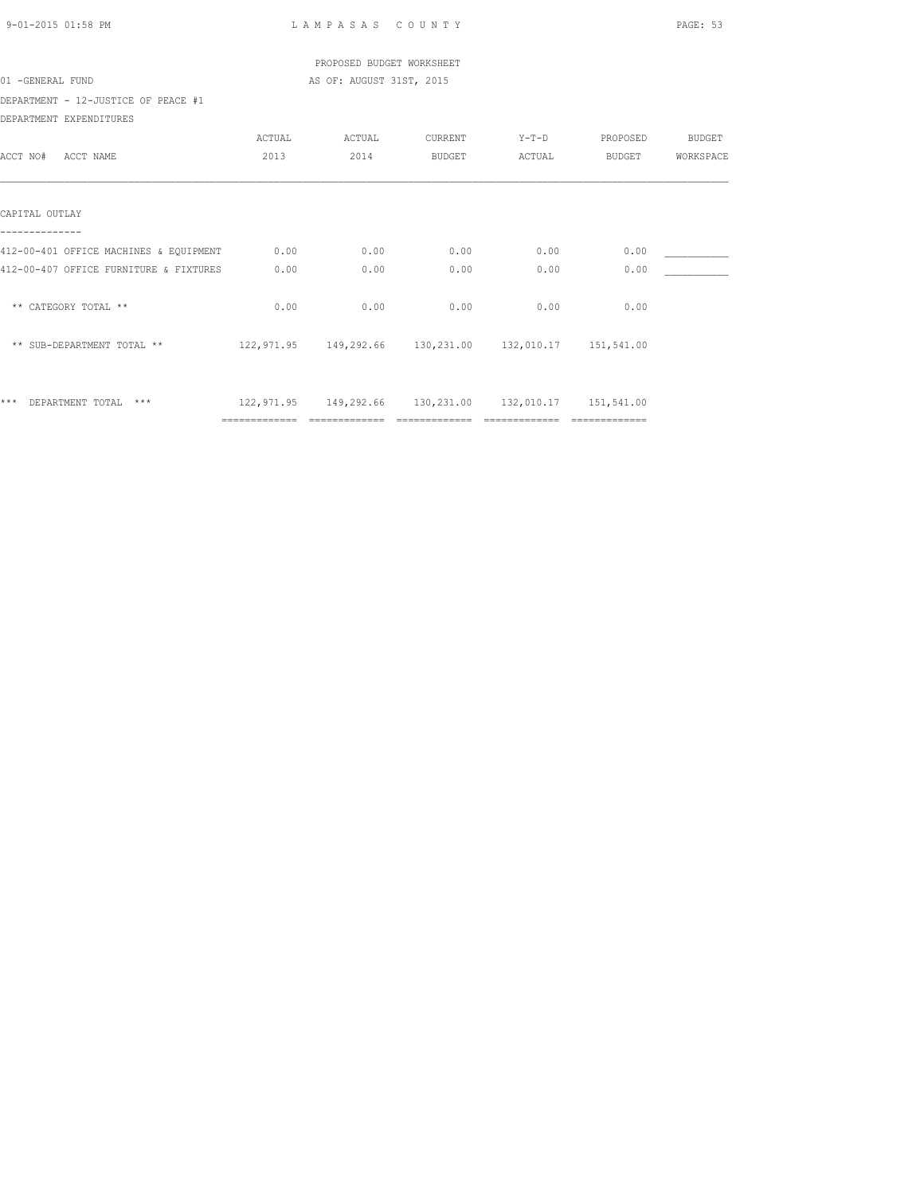PROPOSED BUDGET WORKSHEET

01 -GENERAL FUND — AS OF: AUGUST 31ST, 2015

DEPARTMENT - 12-JUSTICE OF PEACE #1

DEPARTMENT EXPENDITURES

| ACCT NO# ACCT NAME | ACTUAL 2013 | ACTUAL 2014 | CURRENT BUDGET | Y-T-D ACTUAL | PROPOSED BUDGET | BUDGET WORKSPACE |
|---|---|---|---|---|---|---|
| **CAPITAL OUTLAY** | | | | | | |
| 412-00-401 OFFICE MACHINES & EQUIPMENT | 0.00 | 0.00 | 0.00 | 0.00 | 0.00 | ___________ |
| 412-00-407 OFFICE FURNITURE & FIXTURES | 0.00 | 0.00 | 0.00 | 0.00 | 0.00 | ___________ |
| ** CATEGORY TOTAL ** | 0.00 | 0.00 | 0.00 | 0.00 | 0.00 | |
| ** SUB-DEPARTMENT TOTAL ** | 122,971.95 | 149,292.66 | 130,231.00 | 132,010.17 | 151,541.00 | |
| *** DEPARTMENT TOTAL *** | 122,971.95 | 149,292.66 | 130,231.00 | 132,010.17 | 151,541.00 | |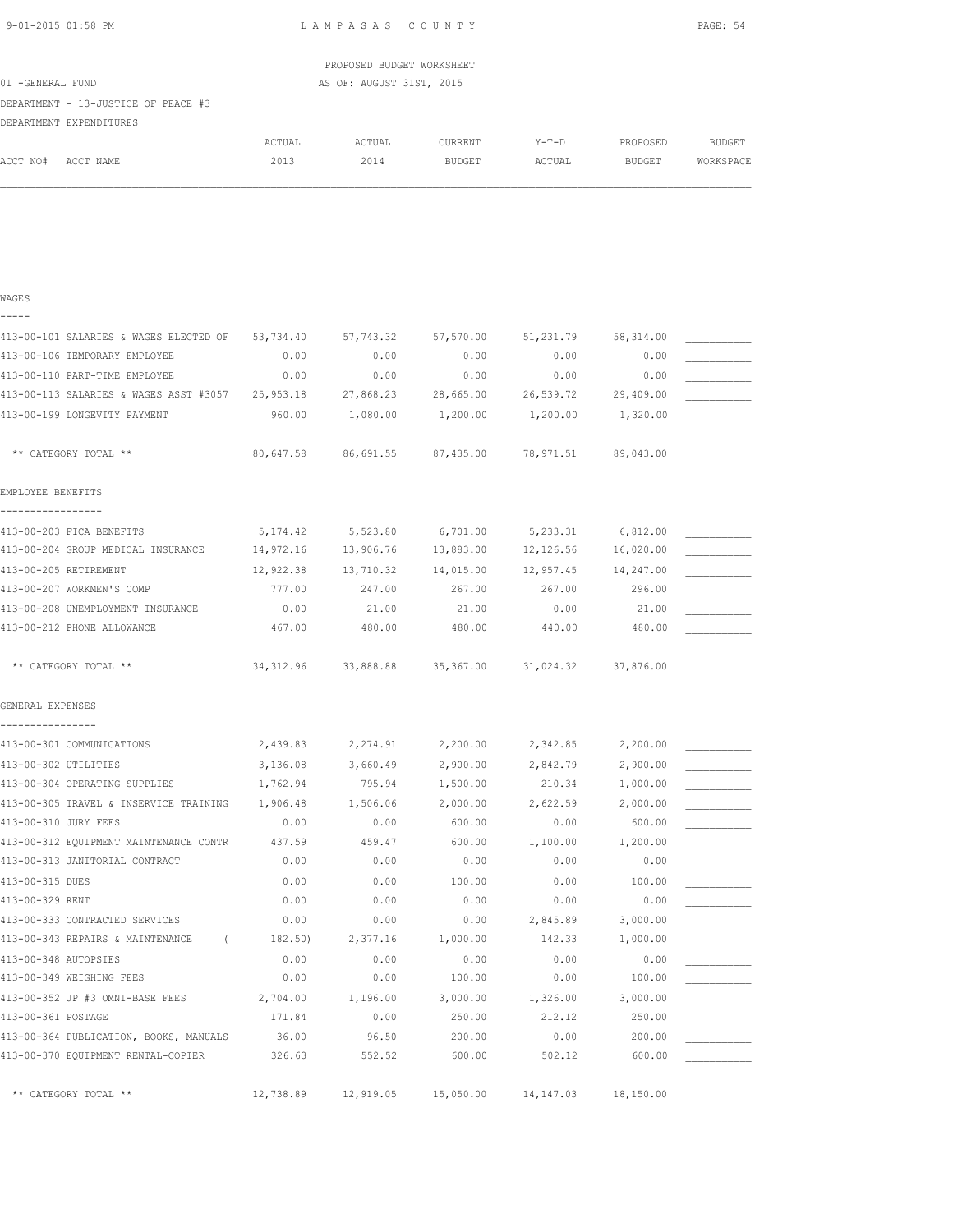PROPOSED BUDGET WORKSHEET

01 -GENERAL FUND AS OF: AUGUST 31ST, 2015

DEPARTMENT - 13-JUSTICE OF PEACE #3

DEPARTMENT EXPENDITURES

| ACCT NO# ACCT NAME | ACTUAL 2013 | ACTUAL 2014 | CURRENT BUDGET | Y-T-D ACTUAL | PROPOSED BUDGET | BUDGET WORKSPACE |
|---|---|---|---|---|---|---|
| **WAGES** | | | | | | |
| 413-00-101 SALARIES & WAGES ELECTED OF | 53,734.40 | 57,743.32 | 57,570.00 | 51,231.79 | 58,314.00 | ___________ |
| 413-00-106 TEMPORARY EMPLOYEE | 0.00 | 0.00 | 0.00 | 0.00 | 0.00 | ___________ |
| 413-00-110 PART-TIME EMPLOYEE | 0.00 | 0.00 | 0.00 | 0.00 | 0.00 | ___________ |
| 413-00-113 SALARIES & WAGES ASST #3057 | 25,953.18 | 27,868.23 | 28,665.00 | 26,539.72 | 29,409.00 | ___________ |
| 413-00-199 LONGEVITY PAYMENT | 960.00 | 1,080.00 | 1,200.00 | 1,200.00 | 1,320.00 | ___________ |
| ** CATEGORY TOTAL ** | 80,647.58 | 86,691.55 | 87,435.00 | 78,971.51 | 89,043.00 | |
| **EMPLOYEE BENEFITS** | | | | | | |
| 413-00-203 FICA BENEFITS | 5,174.42 | 5,523.80 | 6,701.00 | 5,233.31 | 6,812.00 | ___________ |
| 413-00-204 GROUP MEDICAL INSURANCE | 14,972.16 | 13,906.76 | 13,883.00 | 12,126.56 | 16,020.00 | ___________ |
| 413-00-205 RETIREMENT | 12,922.38 | 13,710.32 | 14,015.00 | 12,957.45 | 14,247.00 | ___________ |
| 413-00-207 WORKMEN'S COMP | 777.00 | 247.00 | 267.00 | 267.00 | 296.00 | ___________ |
| 413-00-208 UNEMPLOYMENT INSURANCE | 0.00 | 21.00 | 21.00 | 0.00 | 21.00 | ___________ |
| 413-00-212 PHONE ALLOWANCE | 467.00 | 480.00 | 480.00 | 440.00 | 480.00 | ___________ |
| ** CATEGORY TOTAL ** | 34,312.96 | 33,888.88 | 35,367.00 | 31,024.32 | 37,876.00 | |
| **GENERAL EXPENSES** | | | | | | |
| 413-00-301 COMMUNICATIONS | 2,439.83 | 2,274.91 | 2,200.00 | 2,342.85 | 2,200.00 | ___________ |
| 413-00-302 UTILITIES | 3,136.08 | 3,660.49 | 2,900.00 | 2,842.79 | 2,900.00 | ___________ |
| 413-00-304 OPERATING SUPPLIES | 1,762.94 | 795.94 | 1,500.00 | 210.34 | 1,000.00 | ___________ |
| 413-00-305 TRAVEL & INSERVICE TRAINING | 1,906.48 | 1,506.06 | 2,000.00 | 2,622.59 | 2,000.00 | ___________ |
| 413-00-310 JURY FEES | 0.00 | 0.00 | 600.00 | 0.00 | 600.00 | ___________ |
| 413-00-312 EQUIPMENT MAINTENANCE CONTR | 437.59 | 459.47 | 600.00 | 1,100.00 | 1,200.00 | ___________ |
| 413-00-313 JANITORIAL CONTRACT | 0.00 | 0.00 | 0.00 | 0.00 | 0.00 | ___________ |
| 413-00-315 DUES | 0.00 | 0.00 | 100.00 | 0.00 | 100.00 | ___________ |
| 413-00-329 RENT | 0.00 | 0.00 | 0.00 | 0.00 | 0.00 | ___________ |
| 413-00-333 CONTRACTED SERVICES | 0.00 | 0.00 | 0.00 | 2,845.89 | 3,000.00 | ___________ |
| 413-00-343 REPAIRS & MAINTENANCE | ( 182.50) | 2,377.16 | 1,000.00 | 142.33 | 1,000.00 | ___________ |
| 413-00-348 AUTOPSIES | 0.00 | 0.00 | 0.00 | 0.00 | 0.00 | ___________ |
| 413-00-349 WEIGHING FEES | 0.00 | 0.00 | 100.00 | 0.00 | 100.00 | ___________ |
| 413-00-352 JP #3 OMNI-BASE FEES | 2,704.00 | 1,196.00 | 3,000.00 | 1,326.00 | 3,000.00 | ___________ |
| 413-00-361 POSTAGE | 171.84 | 0.00 | 250.00 | 212.12 | 250.00 | ___________ |
| 413-00-364 PUBLICATION, BOOKS, MANUALS | 36.00 | 96.50 | 200.00 | 0.00 | 200.00 | ___________ |
| 413-00-370 EQUIPMENT RENTAL-COPIER | 326.63 | 552.52 | 600.00 | 502.12 | 600.00 | ___________ |
| ** CATEGORY TOTAL ** | 12,738.89 | 12,919.05 | 15,050.00 | 14,147.03 | 18,150.00 | |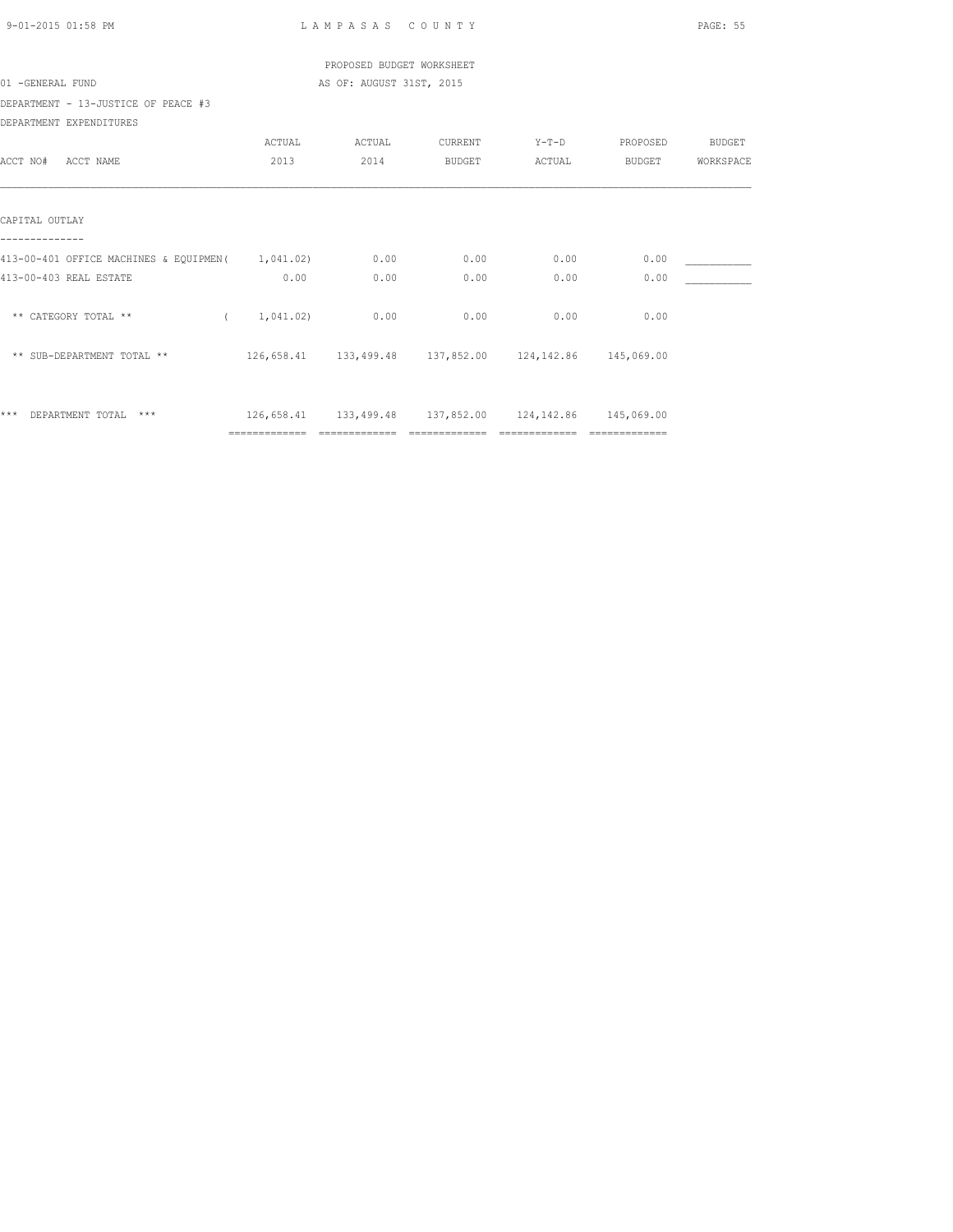PROPOSED BUDGET WORKSHEET

01 -GENERAL FUND — AS OF: AUGUST 31ST, 2015

DEPARTMENT - 13-JUSTICE OF PEACE #3

DEPARTMENT EXPENDITURES

| ACCT NO# ACCT NAME | ACTUAL 2013 | ACTUAL 2014 | CURRENT BUDGET | Y-T-D ACTUAL | PROPOSED BUDGET | BUDGET WORKSPACE |
|---|---|---|---|---|---|---|
| **CAPITAL OUTLAY** | | | | | | |
| 413-00-401 OFFICE MACHINES & EQUIPMEN | ( 1,041.02) | 0.00 | 0.00 | 0.00 | 0.00 | ___________ |
| 413-00-403 REAL ESTATE | 0.00 | 0.00 | 0.00 | 0.00 | 0.00 | ___________ |
| ** CATEGORY TOTAL ** | ( 1,041.02) | 0.00 | 0.00 | 0.00 | 0.00 | |
| ** SUB-DEPARTMENT TOTAL ** | 126,658.41 | 133,499.48 | 137,852.00 | 124,142.86 | 145,069.00 | |
| *** DEPARTMENT TOTAL *** | 126,658.41 | 133,499.48 | 137,852.00 | 124,142.86 | 145,069.00 | |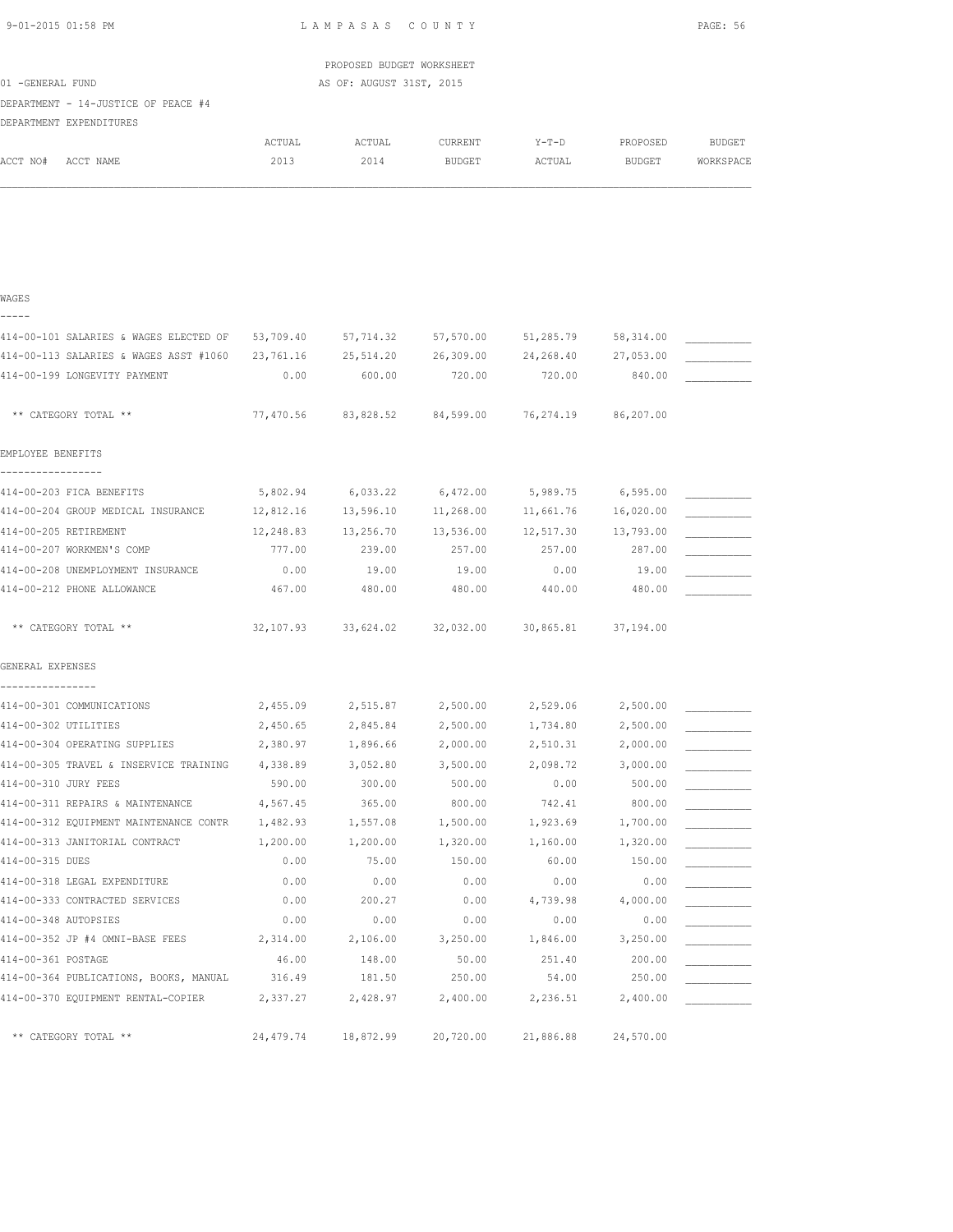PROPOSED BUDGET WORKSHEET

01 -GENERAL FUND — AS OF: AUGUST 31ST, 2015

DEPARTMENT - 14-JUSTICE OF PEACE #4

DEPARTMENT EXPENDITURES

| ACCT NO# ACCT NAME | ACTUAL 2013 | ACTUAL 2014 | CURRENT BUDGET | Y-T-D ACTUAL | PROPOSED BUDGET | BUDGET WORKSPACE |
|---|---|---|---|---|---|---|
| **WAGES** | | | | | | |
| 414-00-101 SALARIES & WAGES ELECTED OF | 53,709.40 | 57,714.32 | 57,570.00 | 51,285.79 | 58,314.00 | ___________ |
| 414-00-113 SALARIES & WAGES ASST #1060 | 23,761.16 | 25,514.20 | 26,309.00 | 24,268.40 | 27,053.00 | ___________ |
| 414-00-199 LONGEVITY PAYMENT | 0.00 | 600.00 | 720.00 | 720.00 | 840.00 | ___________ |
| ** CATEGORY TOTAL ** | 77,470.56 | 83,828.52 | 84,599.00 | 76,274.19 | 86,207.00 | |
| **EMPLOYEE BENEFITS** | | | | | | |
| 414-00-203 FICA BENEFITS | 5,802.94 | 6,033.22 | 6,472.00 | 5,989.75 | 6,595.00 | ___________ |
| 414-00-204 GROUP MEDICAL INSURANCE | 12,812.16 | 13,596.10 | 11,268.00 | 11,661.76 | 16,020.00 | ___________ |
| 414-00-205 RETIREMENT | 12,248.83 | 13,256.70 | 13,536.00 | 12,517.30 | 13,793.00 | ___________ |
| 414-00-207 WORKMEN'S COMP | 777.00 | 239.00 | 257.00 | 257.00 | 287.00 | ___________ |
| 414-00-208 UNEMPLOYMENT INSURANCE | 0.00 | 19.00 | 19.00 | 0.00 | 19.00 | ___________ |
| 414-00-212 PHONE ALLOWANCE | 467.00 | 480.00 | 480.00 | 440.00 | 480.00 | ___________ |
| ** CATEGORY TOTAL ** | 32,107.93 | 33,624.02 | 32,032.00 | 30,865.81 | 37,194.00 | |
| **GENERAL EXPENSES** | | | | | | |
| 414-00-301 COMMUNICATIONS | 2,455.09 | 2,515.87 | 2,500.00 | 2,529.06 | 2,500.00 | ___________ |
| 414-00-302 UTILITIES | 2,450.65 | 2,845.84 | 2,500.00 | 1,734.80 | 2,500.00 | ___________ |
| 414-00-304 OPERATING SUPPLIES | 2,380.97 | 1,896.66 | 2,000.00 | 2,510.31 | 2,000.00 | ___________ |
| 414-00-305 TRAVEL & INSERVICE TRAINING | 4,338.89 | 3,052.80 | 3,500.00 | 2,098.72 | 3,000.00 | ___________ |
| 414-00-310 JURY FEES | 590.00 | 300.00 | 500.00 | 0.00 | 500.00 | ___________ |
| 414-00-311 REPAIRS & MAINTENANCE | 4,567.45 | 365.00 | 800.00 | 742.41 | 800.00 | ___________ |
| 414-00-312 EQUIPMENT MAINTENANCE CONTR | 1,482.93 | 1,557.08 | 1,500.00 | 1,923.69 | 1,700.00 | ___________ |
| 414-00-313 JANITORIAL CONTRACT | 1,200.00 | 1,200.00 | 1,320.00 | 1,160.00 | 1,320.00 | ___________ |
| 414-00-315 DUES | 0.00 | 75.00 | 150.00 | 60.00 | 150.00 | ___________ |
| 414-00-318 LEGAL EXPENDITURE | 0.00 | 0.00 | 0.00 | 0.00 | 0.00 | ___________ |
| 414-00-333 CONTRACTED SERVICES | 0.00 | 200.27 | 0.00 | 4,739.98 | 4,000.00 | ___________ |
| 414-00-348 AUTOPSIES | 0.00 | 0.00 | 0.00 | 0.00 | 0.00 | ___________ |
| 414-00-352 JP #4 OMNI-BASE FEES | 2,314.00 | 2,106.00 | 3,250.00 | 1,846.00 | 3,250.00 | ___________ |
| 414-00-361 POSTAGE | 46.00 | 148.00 | 50.00 | 251.40 | 200.00 | ___________ |
| 414-00-364 PUBLICATIONS, BOOKS, MANUAL | 316.49 | 181.50 | 250.00 | 54.00 | 250.00 | ___________ |
| 414-00-370 EQUIPMENT RENTAL-COPIER | 2,337.27 | 2,428.97 | 2,400.00 | 2,236.51 | 2,400.00 | ___________ |
| ** CATEGORY TOTAL ** | 24,479.74 | 18,872.99 | 20,720.00 | 21,886.88 | 24,570.00 | |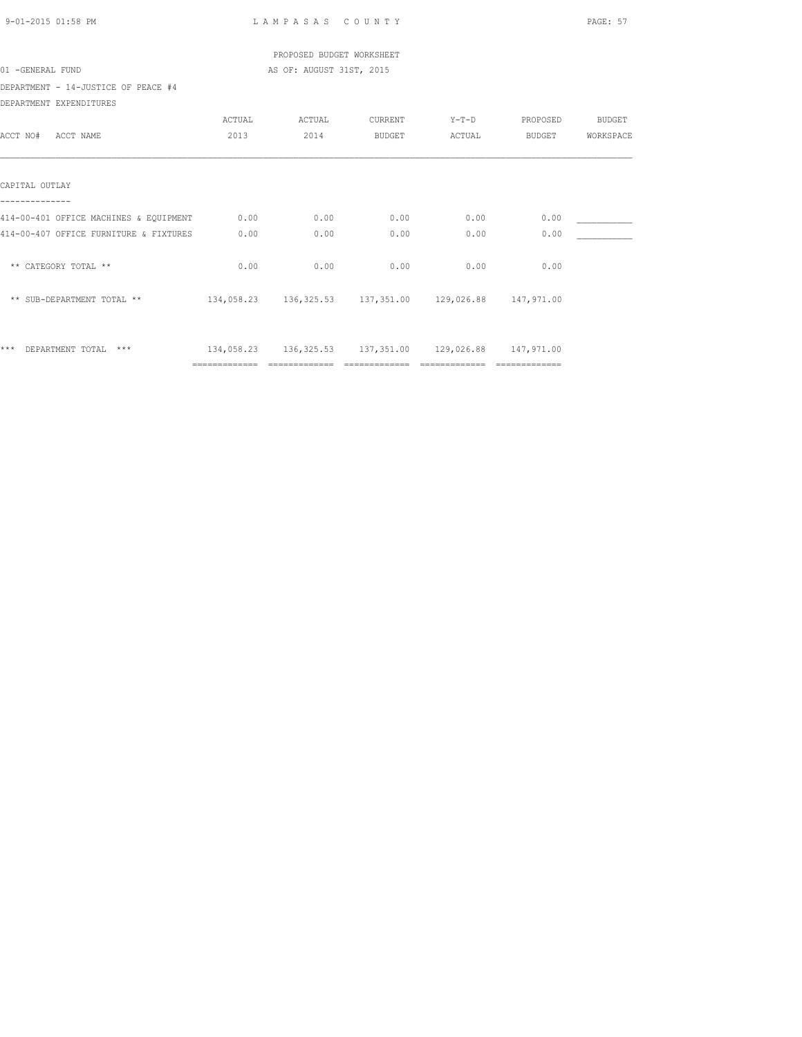LAMPASAS COUNTY

PROPOSED BUDGET WORKSHEET

AS OF: AUGUST 31ST, 2015

01 -GENERAL FUND

DEPARTMENT - 14-JUSTICE OF PEACE #4

DEPARTMENT EXPENDITURES

| ACCT NO# ACCT NAME | ACTUAL 2013 | ACTUAL 2014 | CURRENT BUDGET | Y-T-D ACTUAL | PROPOSED BUDGET | BUDGET WORKSPACE |
|---|---|---|---|---|---|---|
| CAPITAL OUTLAY | | | | | | |
| 414-00-401 OFFICE MACHINES & EQUIPMENT | 0.00 | 0.00 | 0.00 | 0.00 | 0.00 | ___________ |
| 414-00-407 OFFICE FURNITURE & FIXTURES | 0.00 | 0.00 | 0.00 | 0.00 | 0.00 | ___________ |
| ** CATEGORY TOTAL ** | 0.00 | 0.00 | 0.00 | 0.00 | 0.00 | |
| ** SUB-DEPARTMENT TOTAL ** | 134,058.23 | 136,325.53 | 137,351.00 | 129,026.88 | 147,971.00 | |
| *** DEPARTMENT TOTAL *** | 134,058.23 | 136,325.53 | 137,351.00 | 129,026.88 | 147,971.00 | |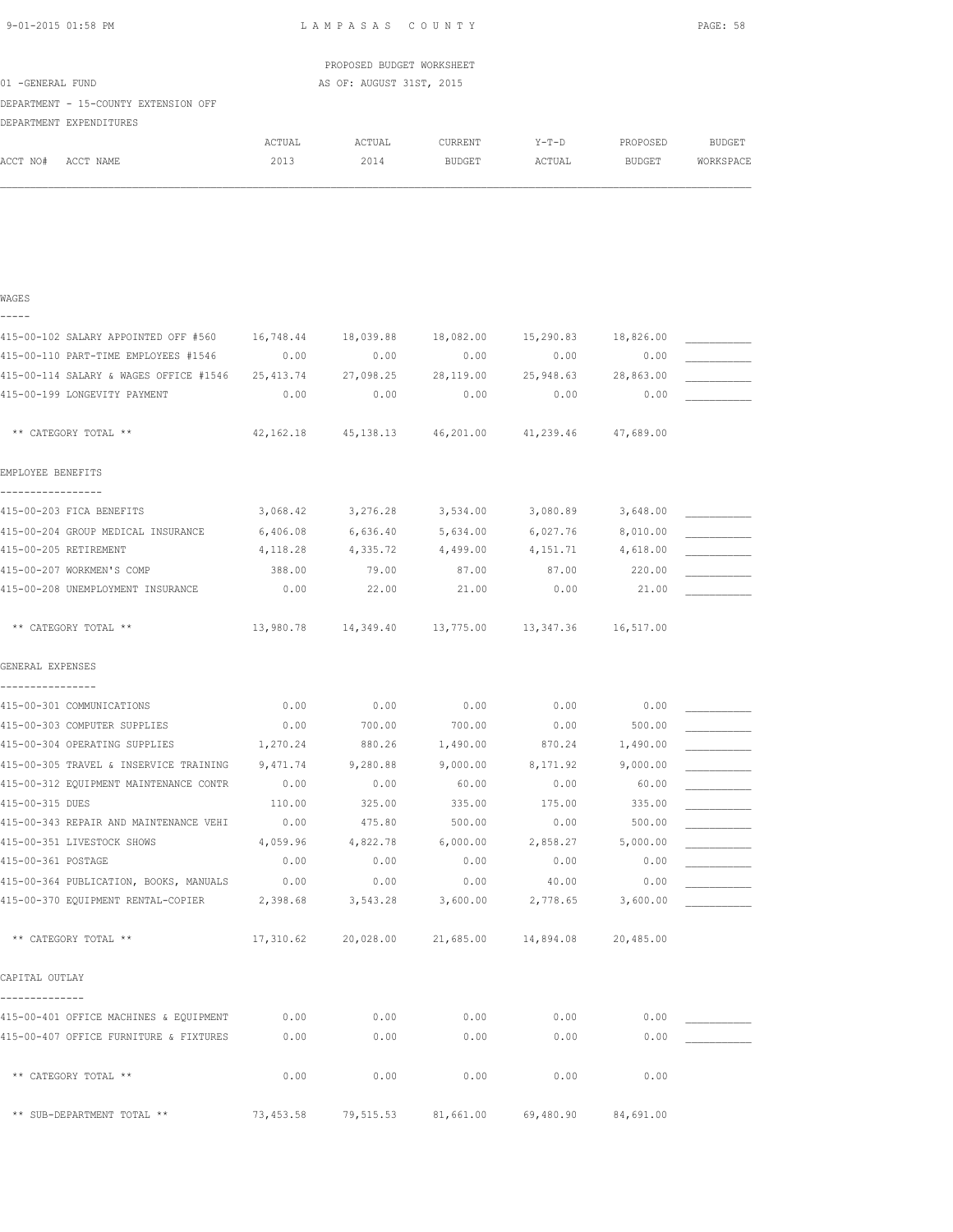PROPOSED BUDGET WORKSHEET

01 -GENERAL FUND — AS OF: AUGUST 31ST, 2015

DEPARTMENT - 15-COUNTY EXTENSION OFF

DEPARTMENT EXPENDITURES

| ACCT NO# ACCT NAME | ACTUAL 2013 | ACTUAL 2014 | CURRENT BUDGET | Y-T-D ACTUAL | PROPOSED BUDGET | BUDGET WORKSPACE |
|---|---|---|---|---|---|---|
| **WAGES** | | | | | | |
| 415-00-102 SALARY APPOINTED OFF #560 | 16,748.44 | 18,039.88 | 18,082.00 | 15,290.83 | 18,826.00 | __________ |
| 415-00-110 PART-TIME EMPLOYEES #1546 | 0.00 | 0.00 | 0.00 | 0.00 | 0.00 | __________ |
| 415-00-114 SALARY & WAGES OFFICE #1546 | 25,413.74 | 27,098.25 | 28,119.00 | 25,948.63 | 28,863.00 | __________ |
| 415-00-199 LONGEVITY PAYMENT | 0.00 | 0.00 | 0.00 | 0.00 | 0.00 | __________ |
| ** CATEGORY TOTAL ** | 42,162.18 | 45,138.13 | 46,201.00 | 41,239.46 | 47,689.00 | |
| **EMPLOYEE BENEFITS** | | | | | | |
| 415-00-203 FICA BENEFITS | 3,068.42 | 3,276.28 | 3,534.00 | 3,080.89 | 3,648.00 | __________ |
| 415-00-204 GROUP MEDICAL INSURANCE | 6,406.08 | 6,636.40 | 5,634.00 | 6,027.76 | 8,010.00 | __________ |
| 415-00-205 RETIREMENT | 4,118.28 | 4,335.72 | 4,499.00 | 4,151.71 | 4,618.00 | __________ |
| 415-00-207 WORKMEN'S COMP | 388.00 | 79.00 | 87.00 | 87.00 | 220.00 | __________ |
| 415-00-208 UNEMPLOYMENT INSURANCE | 0.00 | 22.00 | 21.00 | 0.00 | 21.00 | __________ |
| ** CATEGORY TOTAL ** | 13,980.78 | 14,349.40 | 13,775.00 | 13,347.36 | 16,517.00 | |
| **GENERAL EXPENSES** | | | | | | |
| 415-00-301 COMMUNICATIONS | 0.00 | 0.00 | 0.00 | 0.00 | 0.00 | __________ |
| 415-00-303 COMPUTER SUPPLIES | 0.00 | 700.00 | 700.00 | 0.00 | 500.00 | __________ |
| 415-00-304 OPERATING SUPPLIES | 1,270.24 | 880.26 | 1,490.00 | 870.24 | 1,490.00 | __________ |
| 415-00-305 TRAVEL & INSERVICE TRAINING | 9,471.74 | 9,280.88 | 9,000.00 | 8,171.92 | 9,000.00 | __________ |
| 415-00-312 EQUIPMENT MAINTENANCE CONTR | 0.00 | 0.00 | 60.00 | 0.00 | 60.00 | __________ |
| 415-00-315 DUES | 110.00 | 325.00 | 335.00 | 175.00 | 335.00 | __________ |
| 415-00-343 REPAIR AND MAINTENANCE VEHI | 0.00 | 475.80 | 500.00 | 0.00 | 500.00 | __________ |
| 415-00-351 LIVESTOCK SHOWS | 4,059.96 | 4,822.78 | 6,000.00 | 2,858.27 | 5,000.00 | __________ |
| 415-00-361 POSTAGE | 0.00 | 0.00 | 0.00 | 0.00 | 0.00 | __________ |
| 415-00-364 PUBLICATION, BOOKS, MANUALS | 0.00 | 0.00 | 0.00 | 40.00 | 0.00 | __________ |
| 415-00-370 EQUIPMENT RENTAL-COPIER | 2,398.68 | 3,543.28 | 3,600.00 | 2,778.65 | 3,600.00 | __________ |
| ** CATEGORY TOTAL ** | 17,310.62 | 20,028.00 | 21,685.00 | 14,894.08 | 20,485.00 | |
| **CAPITAL OUTLAY** | | | | | | |
| 415-00-401 OFFICE MACHINES & EQUIPMENT | 0.00 | 0.00 | 0.00 | 0.00 | 0.00 | __________ |
| 415-00-407 OFFICE FURNITURE & FIXTURES | 0.00 | 0.00 | 0.00 | 0.00 | 0.00 | __________ |
| ** CATEGORY TOTAL ** | 0.00 | 0.00 | 0.00 | 0.00 | 0.00 | |
| ** SUB-DEPARTMENT TOTAL ** | 73,453.58 | 79,515.53 | 81,661.00 | 69,480.90 | 84,691.00 | |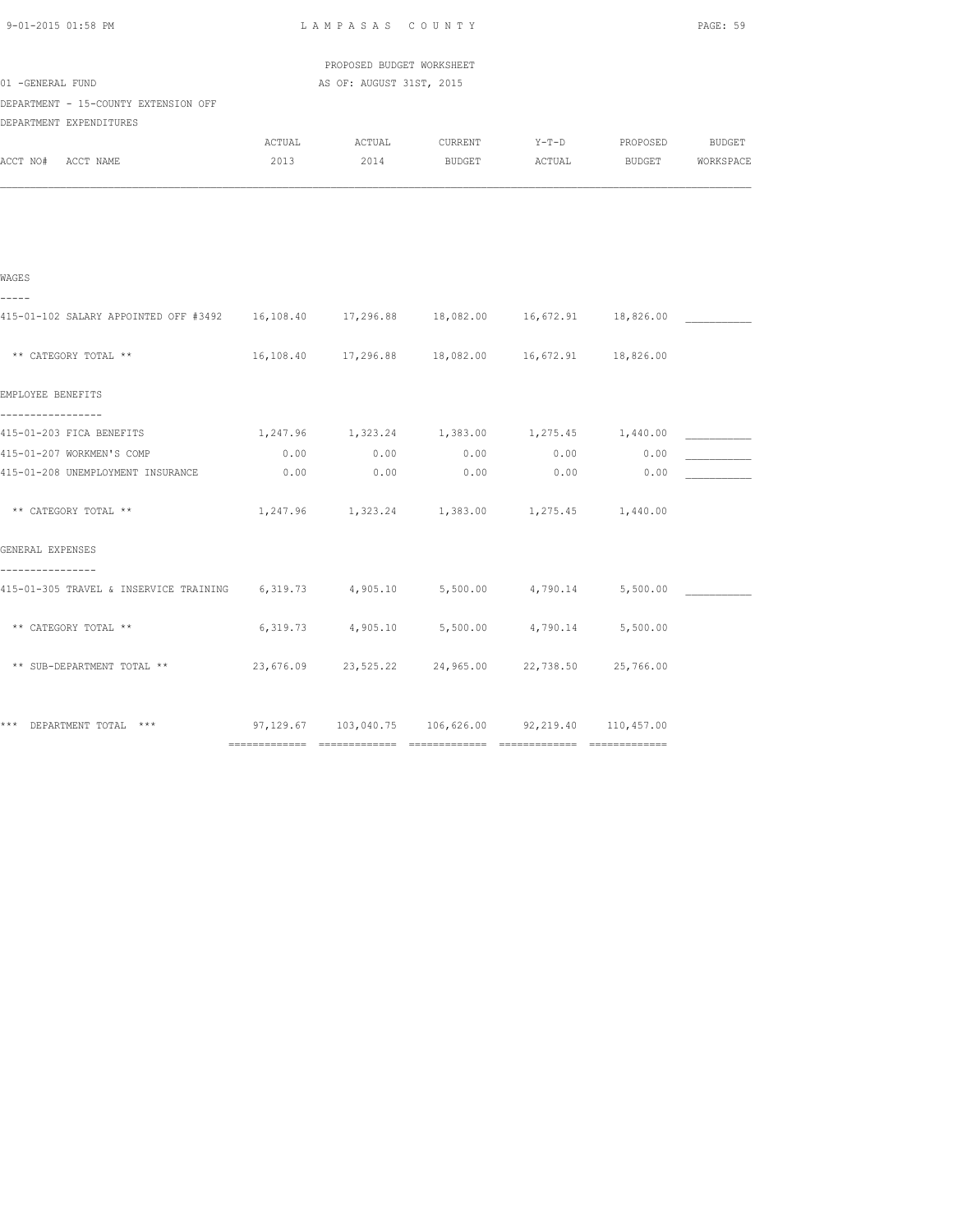LAMPASAS COUNTY

PROPOSED BUDGET WORKSHEET

AS OF: AUGUST 31ST, 2015

01 -GENERAL FUND

DEPARTMENT - 15-COUNTY EXTENSION OFF

DEPARTMENT EXPENDITURES

| ACCT NO# ACCT NAME | ACTUAL 2013 | ACTUAL 2014 | CURRENT BUDGET | Y-T-D ACTUAL | PROPOSED BUDGET | BUDGET WORKSPACE |
|---|---|---|---|---|---|---|
| **WAGES** | | | | | | |
| 415-01-102 SALARY APPOINTED OFF #3492 | 16,108.40 | 17,296.88 | 18,082.00 | 16,672.91 | 18,826.00 | ___________ |
| ** CATEGORY TOTAL ** | 16,108.40 | 17,296.88 | 18,082.00 | 16,672.91 | 18,826.00 | |
| **EMPLOYEE BENEFITS** | | | | | | |
| 415-01-203 FICA BENEFITS | 1,247.96 | 1,323.24 | 1,383.00 | 1,275.45 | 1,440.00 | ___________ |
| 415-01-207 WORKMEN'S COMP | 0.00 | 0.00 | 0.00 | 0.00 | 0.00 | ___________ |
| 415-01-208 UNEMPLOYMENT INSURANCE | 0.00 | 0.00 | 0.00 | 0.00 | 0.00 | ___________ |
| ** CATEGORY TOTAL ** | 1,247.96 | 1,323.24 | 1,383.00 | 1,275.45 | 1,440.00 | |
| **GENERAL EXPENSES** | | | | | | |
| 415-01-305 TRAVEL & INSERVICE TRAINING | 6,319.73 | 4,905.10 | 5,500.00 | 4,790.14 | 5,500.00 | ___________ |
| ** CATEGORY TOTAL ** | 6,319.73 | 4,905.10 | 5,500.00 | 4,790.14 | 5,500.00 | |
| ** SUB-DEPARTMENT TOTAL ** | 23,676.09 | 23,525.22 | 24,965.00 | 22,738.50 | 25,766.00 | |
| *** DEPARTMENT TOTAL *** | 97,129.67 | 103,040.75 | 106,626.00 | 92,219.40 | 110,457.00 | |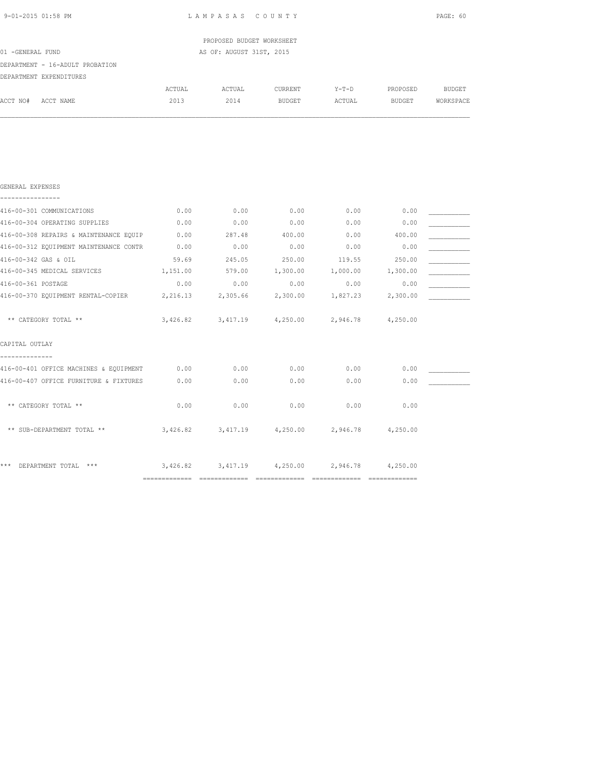LAMPASAS COUNTY

PROPOSED BUDGET WORKSHEET

AS OF: AUGUST 31ST, 2015

01 -GENERAL FUND

DEPARTMENT - 16-ADULT PROBATION

DEPARTMENT EXPENDITURES

| ACCT NO# ACCT NAME | ACTUAL 2013 | ACTUAL 2014 | CURRENT BUDGET | Y-T-D ACTUAL | PROPOSED BUDGET | BUDGET WORKSPACE |
|---|---|---|---|---|---|---|
| **GENERAL EXPENSES** | | | | | | |
| 416-00-301 COMMUNICATIONS | 0.00 | 0.00 | 0.00 | 0.00 | 0.00 | ___________ |
| 416-00-304 OPERATING SUPPLIES | 0.00 | 0.00 | 0.00 | 0.00 | 0.00 | ___________ |
| 416-00-308 REPAIRS & MAINTENANCE EQUIP | 0.00 | 287.48 | 400.00 | 0.00 | 400.00 | ___________ |
| 416-00-312 EQUIPMENT MAINTENANCE CONTR | 0.00 | 0.00 | 0.00 | 0.00 | 0.00 | ___________ |
| 416-00-342 GAS & OIL | 59.69 | 245.05 | 250.00 | 119.55 | 250.00 | ___________ |
| 416-00-345 MEDICAL SERVICES | 1,151.00 | 579.00 | 1,300.00 | 1,000.00 | 1,300.00 | ___________ |
| 416-00-361 POSTAGE | 0.00 | 0.00 | 0.00 | 0.00 | 0.00 | ___________ |
| 416-00-370 EQUIPMENT RENTAL-COPIER | 2,216.13 | 2,305.66 | 2,300.00 | 1,827.23 | 2,300.00 | ___________ |
| ** CATEGORY TOTAL ** | 3,426.82 | 3,417.19 | 4,250.00 | 2,946.78 | 4,250.00 | |
| **CAPITAL OUTLAY** | | | | | | |
| 416-00-401 OFFICE MACHINES & EQUIPMENT | 0.00 | 0.00 | 0.00 | 0.00 | 0.00 | ___________ |
| 416-00-407 OFFICE FURNITURE & FIXTURES | 0.00 | 0.00 | 0.00 | 0.00 | 0.00 | ___________ |
| ** CATEGORY TOTAL ** | 0.00 | 0.00 | 0.00 | 0.00 | 0.00 | |
| ** SUB-DEPARTMENT TOTAL ** | 3,426.82 | 3,417.19 | 4,250.00 | 2,946.78 | 4,250.00 | |
| *** DEPARTMENT TOTAL *** | 3,426.82 | 3,417.19 | 4,250.00 | 2,946.78 | 4,250.00 | |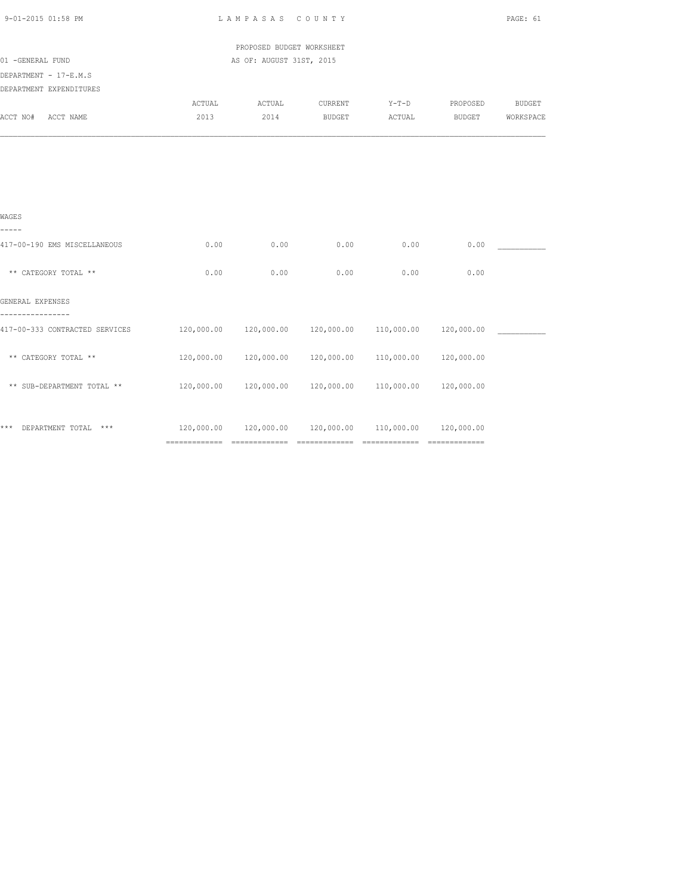LAMPASAS COUNTY

PROPOSED BUDGET WORKSHEET

AS OF: AUGUST 31ST, 2015

01 -GENERAL FUND

DEPARTMENT - 17-E.M.S

DEPARTMENT EXPENDITURES

| ACCT NO# ACCT NAME | ACTUAL 2013 | ACTUAL 2014 | CURRENT BUDGET | Y-T-D ACTUAL | PROPOSED BUDGET | BUDGET WORKSPACE |
|---|---|---|---|---|---|---|
| **WAGES** | | | | | | |
| 417-00-190 EMS MISCELLANEOUS | 0.00 | 0.00 | 0.00 | 0.00 | 0.00 | ___________ |
| ** CATEGORY TOTAL ** | 0.00 | 0.00 | 0.00 | 0.00 | 0.00 | |
| **GENERAL EXPENSES** | | | | | | |
| 417-00-333 CONTRACTED SERVICES | 120,000.00 | 120,000.00 | 120,000.00 | 110,000.00 | 120,000.00 | ___________ |
| ** CATEGORY TOTAL ** | 120,000.00 | 120,000.00 | 120,000.00 | 110,000.00 | 120,000.00 | |
| ** SUB-DEPARTMENT TOTAL ** | 120,000.00 | 120,000.00 | 120,000.00 | 110,000.00 | 120,000.00 | |
| *** DEPARTMENT TOTAL *** | 120,000.00 | 120,000.00 | 120,000.00 | 110,000.00 | 120,000.00 | |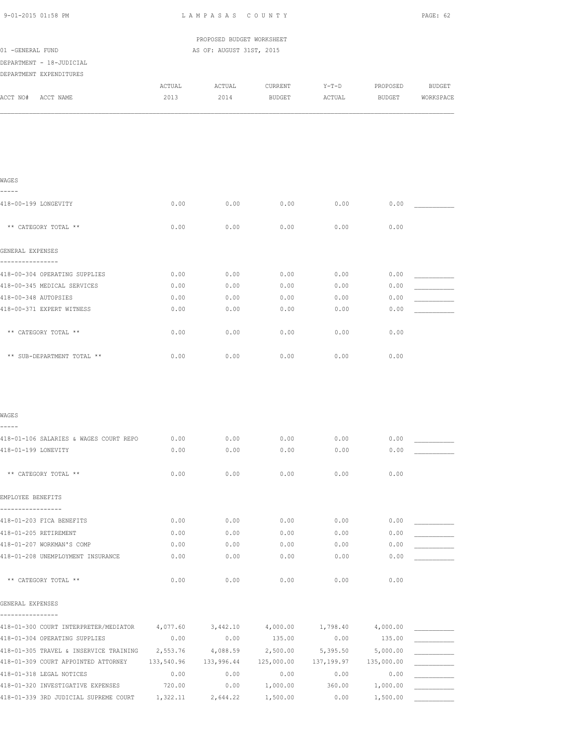PROPOSED BUDGET WORKSHEET

01 -GENERAL FUND — AS OF: AUGUST 31ST, 2015

DEPARTMENT - 18-JUDICIAL

DEPARTMENT EXPENDITURES

| ACCT NO# ACCT NAME | ACTUAL 2013 | ACTUAL 2014 | CURRENT BUDGET | Y-T-D ACTUAL | PROPOSED BUDGET | BUDGET WORKSPACE |
|---|---|---|---|---|---|---|
| **WAGES** | | | | | | |
| 418-00-199 LONGEVITY | 0.00 | 0.00 | 0.00 | 0.00 | 0.00 | ___________ |
| ** CATEGORY TOTAL ** | 0.00 | 0.00 | 0.00 | 0.00 | 0.00 | |
| **GENERAL EXPENSES** | | | | | | |
| 418-00-304 OPERATING SUPPLIES | 0.00 | 0.00 | 0.00 | 0.00 | 0.00 | ___________ |
| 418-00-345 MEDICAL SERVICES | 0.00 | 0.00 | 0.00 | 0.00 | 0.00 | ___________ |
| 418-00-348 AUTOPSIES | 0.00 | 0.00 | 0.00 | 0.00 | 0.00 | ___________ |
| 418-00-371 EXPERT WITNESS | 0.00 | 0.00 | 0.00 | 0.00 | 0.00 | ___________ |
| ** CATEGORY TOTAL ** | 0.00 | 0.00 | 0.00 | 0.00 | 0.00 | |
| ** SUB-DEPARTMENT TOTAL ** | 0.00 | 0.00 | 0.00 | 0.00 | 0.00 | |
| **WAGES** | | | | | | |
| 418-01-106 SALARIES & WAGES COURT REPO | 0.00 | 0.00 | 0.00 | 0.00 | 0.00 | ___________ |
| 418-01-199 LONEVITY | 0.00 | 0.00 | 0.00 | 0.00 | 0.00 | ___________ |
| ** CATEGORY TOTAL ** | 0.00 | 0.00 | 0.00 | 0.00 | 0.00 | |
| **EMPLOYEE BENEFITS** | | | | | | |
| 418-01-203 FICA BENEFITS | 0.00 | 0.00 | 0.00 | 0.00 | 0.00 | ___________ |
| 418-01-205 RETIREMENT | 0.00 | 0.00 | 0.00 | 0.00 | 0.00 | ___________ |
| 418-01-207 WORKMAN'S COMP | 0.00 | 0.00 | 0.00 | 0.00 | 0.00 | ___________ |
| 418-01-208 UNEMPLOYMENT INSURANCE | 0.00 | 0.00 | 0.00 | 0.00 | 0.00 | ___________ |
| ** CATEGORY TOTAL ** | 0.00 | 0.00 | 0.00 | 0.00 | 0.00 | |
| **GENERAL EXPENSES** | | | | | | |
| 418-01-300 COURT INTERPRETER/MEDIATOR | 4,077.60 | 3,442.10 | 4,000.00 | 1,798.40 | 4,000.00 | ___________ |
| 418-01-304 OPERATING SUPPLIES | 0.00 | 0.00 | 135.00 | 0.00 | 135.00 | ___________ |
| 418-01-305 TRAVEL & INSERVICE TRAINING | 2,553.76 | 4,088.59 | 2,500.00 | 5,395.50 | 5,000.00 | ___________ |
| 418-01-309 COURT APPOINTED ATTORNEY | 133,540.96 | 133,996.44 | 125,000.00 | 137,199.97 | 135,000.00 | ___________ |
| 418-01-318 LEGAL NOTICES | 0.00 | 0.00 | 0.00 | 0.00 | 0.00 | ___________ |
| 418-01-320 INVESTIGATIVE EXPENSES | 720.00 | 0.00 | 1,000.00 | 360.00 | 1,000.00 | ___________ |
| 418-01-339 3RD JUDICIAL SUPREME COURT | 1,322.11 | 2,644.22 | 1,500.00 | 0.00 | 1,500.00 | ___________ |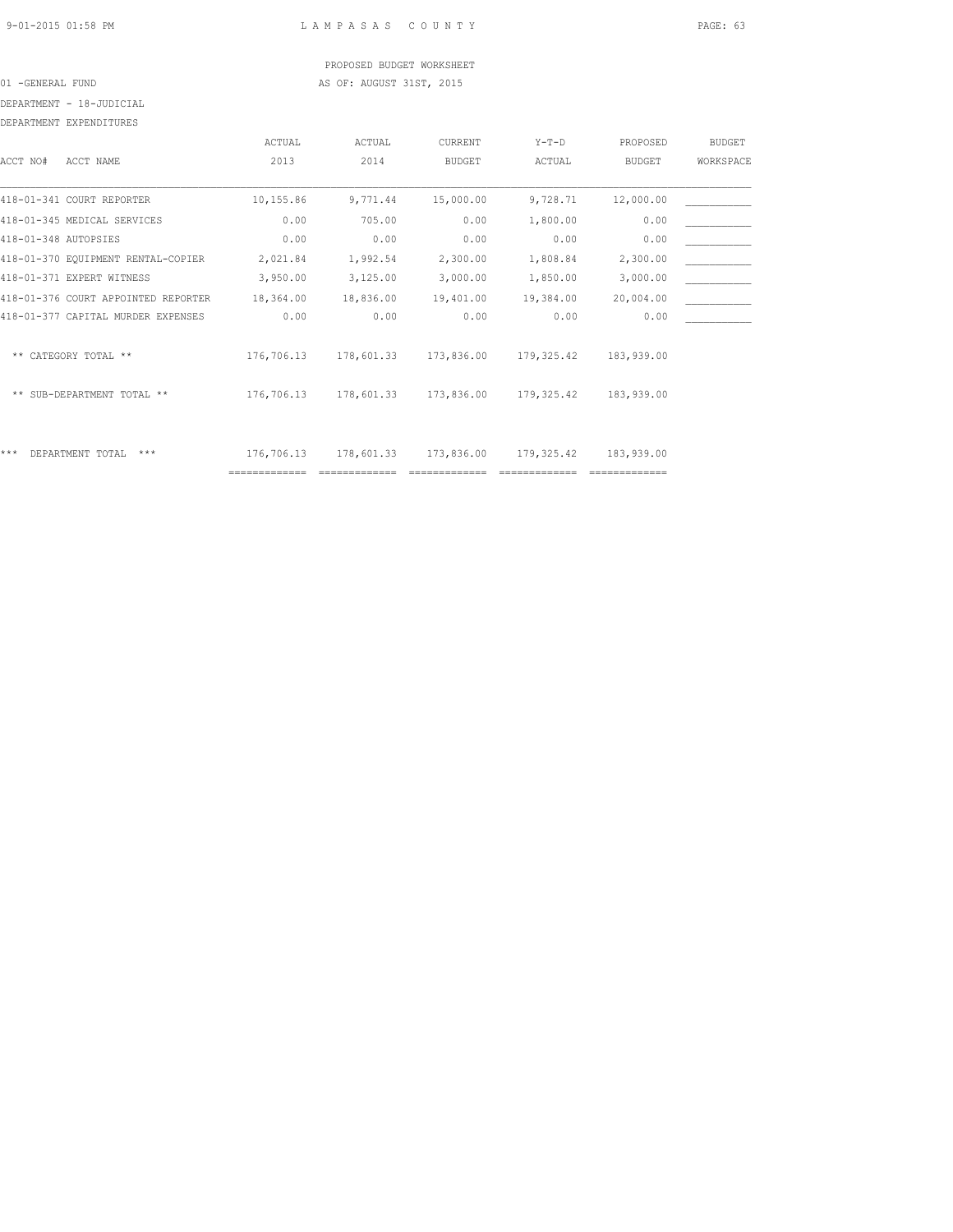PROPOSED BUDGET WORKSHEET

01 -GENERAL FUND AS OF: AUGUST 31ST, 2015

DEPARTMENT - 18-JUDICIAL

DEPARTMENT EXPENDITURES

| ACCT NO# ACCT NAME | ACTUAL 2013 | ACTUAL 2014 | CURRENT BUDGET | Y-T-D ACTUAL | PROPOSED BUDGET | BUDGET WORKSPACE |
|---|---|---|---|---|---|---|
| 418-01-341 COURT REPORTER | 10,155.86 | 9,771.44 | 15,000.00 | 9,728.71 | 12,000.00 | ___________ |
| 418-01-345 MEDICAL SERVICES | 0.00 | 705.00 | 0.00 | 1,800.00 | 0.00 | ___________ |
| 418-01-348 AUTOPSIES | 0.00 | 0.00 | 0.00 | 0.00 | 0.00 | ___________ |
| 418-01-370 EQUIPMENT RENTAL-COPIER | 2,021.84 | 1,992.54 | 2,300.00 | 1,808.84 | 2,300.00 | ___________ |
| 418-01-371 EXPERT WITNESS | 3,950.00 | 3,125.00 | 3,000.00 | 1,850.00 | 3,000.00 | ___________ |
| 418-01-376 COURT APPOINTED REPORTER | 18,364.00 | 18,836.00 | 19,401.00 | 19,384.00 | 20,004.00 | ___________ |
| 418-01-377 CAPITAL MURDER EXPENSES | 0.00 | 0.00 | 0.00 | 0.00 | 0.00 | ___________ |
| ** CATEGORY TOTAL ** | 176,706.13 | 178,601.33 | 173,836.00 | 179,325.42 | 183,939.00 | |
| ** SUB-DEPARTMENT TOTAL ** | 176,706.13 | 178,601.33 | 173,836.00 | 179,325.42 | 183,939.00 | |
| *** DEPARTMENT TOTAL *** | 176,706.13 | 178,601.33 | 173,836.00 | 179,325.42 | 183,939.00 | |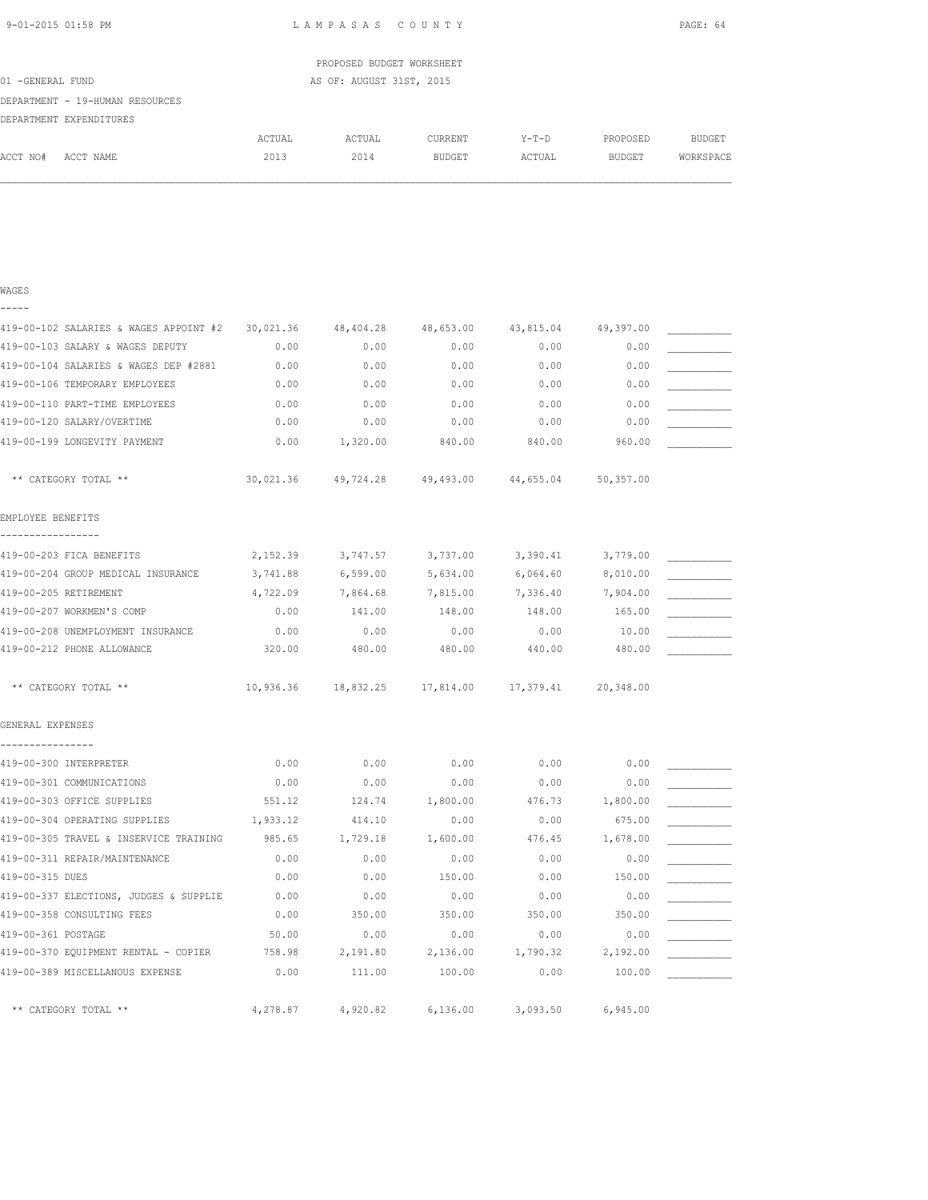PROPOSED BUDGET WORKSHEET

01 -GENERAL FUND

AS OF: AUGUST 31ST, 2015

DEPARTMENT - 19-HUMAN RESOURCES

DEPARTMENT EXPENDITURES

| ACCT NO# ACCT NAME | ACTUAL 2013 | ACTUAL 2014 | CURRENT BUDGET | Y-T-D ACTUAL | PROPOSED BUDGET | BUDGET WORKSPACE |
|---|---|---|---|---|---|---|
| **WAGES** | | | | | | |
| 419-00-102 SALARIES & WAGES APPOINT #2 | 30,021.36 | 48,404.28 | 48,653.00 | 43,815.04 | 49,397.00 | ___________ |
| 419-00-103 SALARY & WAGES DEPUTY | 0.00 | 0.00 | 0.00 | 0.00 | 0.00 | ___________ |
| 419-00-104 SALARIES & WAGES DEP #2881 | 0.00 | 0.00 | 0.00 | 0.00 | 0.00 | ___________ |
| 419-00-106 TEMPORARY EMPLOYEES | 0.00 | 0.00 | 0.00 | 0.00 | 0.00 | ___________ |
| 419-00-110 PART-TIME EMPLOYEES | 0.00 | 0.00 | 0.00 | 0.00 | 0.00 | ___________ |
| 419-00-120 SALARY/OVERTIME | 0.00 | 0.00 | 0.00 | 0.00 | 0.00 | ___________ |
| 419-00-199 LONGEVITY PAYMENT | 0.00 | 1,320.00 | 840.00 | 840.00 | 960.00 | ___________ |
| ** CATEGORY TOTAL ** | 30,021.36 | 49,724.28 | 49,493.00 | 44,655.04 | 50,357.00 | |
| **EMPLOYEE BENEFITS** | | | | | | |
| 419-00-203 FICA BENEFITS | 2,152.39 | 3,747.57 | 3,737.00 | 3,390.41 | 3,779.00 | ___________ |
| 419-00-204 GROUP MEDICAL INSURANCE | 3,741.88 | 6,599.00 | 5,634.00 | 6,064.60 | 8,010.00 | ___________ |
| 419-00-205 RETIREMENT | 4,722.09 | 7,864.68 | 7,815.00 | 7,336.40 | 7,904.00 | ___________ |
| 419-00-207 WORKMEN'S COMP | 0.00 | 141.00 | 148.00 | 148.00 | 165.00 | ___________ |
| 419-00-208 UNEMPLOYMENT INSURANCE | 0.00 | 0.00 | 0.00 | 0.00 | 10.00 | ___________ |
| 419-00-212 PHONE ALLOWANCE | 320.00 | 480.00 | 480.00 | 440.00 | 480.00 | ___________ |
| ** CATEGORY TOTAL ** | 10,936.36 | 18,832.25 | 17,814.00 | 17,379.41 | 20,348.00 | |
| **GENERAL EXPENSES** | | | | | | |
| 419-00-300 INTERPRETER | 0.00 | 0.00 | 0.00 | 0.00 | 0.00 | ___________ |
| 419-00-301 COMMUNICATIONS | 0.00 | 0.00 | 0.00 | 0.00 | 0.00 | ___________ |
| 419-00-303 OFFICE SUPPLIES | 551.12 | 124.74 | 1,800.00 | 476.73 | 1,800.00 | ___________ |
| 419-00-304 OPERATING SUPPLIES | 1,933.12 | 414.10 | 0.00 | 0.00 | 675.00 | ___________ |
| 419-00-305 TRAVEL & INSERVICE TRAINING | 985.65 | 1,729.18 | 1,600.00 | 476.45 | 1,678.00 | ___________ |
| 419-00-311 REPAIR/MAINTENANCE | 0.00 | 0.00 | 0.00 | 0.00 | 0.00 | ___________ |
| 419-00-315 DUES | 0.00 | 0.00 | 150.00 | 0.00 | 150.00 | ___________ |
| 419-00-337 ELECTIONS, JUDGES & SUPPLIE | 0.00 | 0.00 | 0.00 | 0.00 | 0.00 | ___________ |
| 419-00-358 CONSULTING FEES | 0.00 | 350.00 | 350.00 | 350.00 | 350.00 | ___________ |
| 419-00-361 POSTAGE | 50.00 | 0.00 | 0.00 | 0.00 | 0.00 | ___________ |
| 419-00-370 EQUIPMENT RENTAL - COPIER | 758.98 | 2,191.80 | 2,136.00 | 1,790.32 | 2,192.00 | ___________ |
| 419-00-389 MISCELLANOUS EXPENSE | 0.00 | 111.00 | 100.00 | 0.00 | 100.00 | ___________ |
| ** CATEGORY TOTAL ** | 4,278.87 | 4,920.82 | 6,136.00 | 3,093.50 | 6,945.00 | |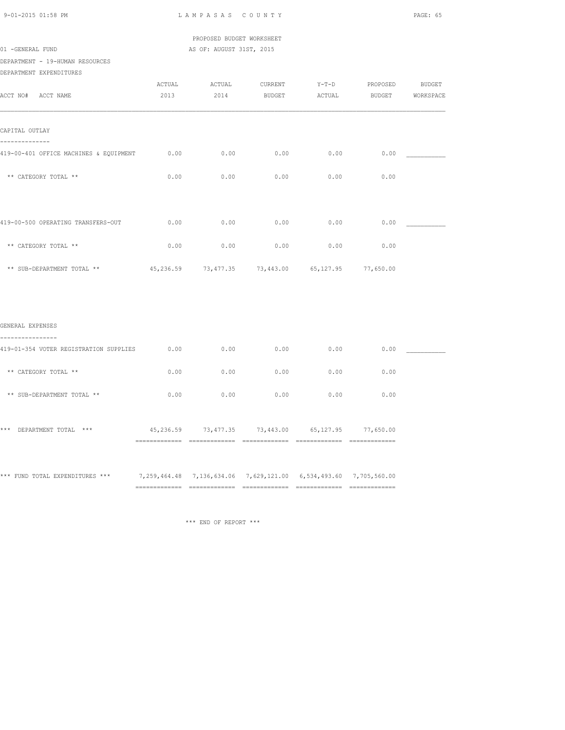LAMPASAS COUNTY

PROPOSED BUDGET WORKSHEET

AS OF: AUGUST 31ST, 2015

01 -GENERAL FUND

DEPARTMENT - 19-HUMAN RESOURCES

DEPARTMENT EXPENDITURES

| ACCT NO# ACCT NAME | ACTUAL 2013 | ACTUAL 2014 | CURRENT BUDGET | Y-T-D ACTUAL | PROPOSED BUDGET | BUDGET WORKSPACE |
|---|---|---|---|---|---|---|
| **CAPITAL OUTLAY** | | | | | | |
| 419-00-401 OFFICE MACHINES & EQUIPMENT | 0.00 | 0.00 | 0.00 | 0.00 | 0.00 | ___________ |
| ** CATEGORY TOTAL ** | 0.00 | 0.00 | 0.00 | 0.00 | 0.00 | |
| 419-00-500 OPERATING TRANSFERS-OUT | 0.00 | 0.00 | 0.00 | 0.00 | 0.00 | ___________ |
| ** CATEGORY TOTAL ** | 0.00 | 0.00 | 0.00 | 0.00 | 0.00 | |
| ** SUB-DEPARTMENT TOTAL ** | 45,236.59 | 73,477.35 | 73,443.00 | 65,127.95 | 77,650.00 | |
| **GENERAL EXPENSES** | | | | | | |
| 419-01-354 VOTER REGISTRATION SUPPLIES | 0.00 | 0.00 | 0.00 | 0.00 | 0.00 | ___________ |
| ** CATEGORY TOTAL ** | 0.00 | 0.00 | 0.00 | 0.00 | 0.00 | |
| ** SUB-DEPARTMENT TOTAL ** | 0.00 | 0.00 | 0.00 | 0.00 | 0.00 | |
| *** DEPARTMENT TOTAL *** | 45,236.59 | 73,477.35 | 73,443.00 | 65,127.95 | 77,650.00 | |
| *** FUND TOTAL EXPENDITURES *** | 7,259,464.48 | 7,136,634.06 | 7,629,121.00 | 6,534,493.60 | 7,705,560.00 | |

*** END OF REPORT ***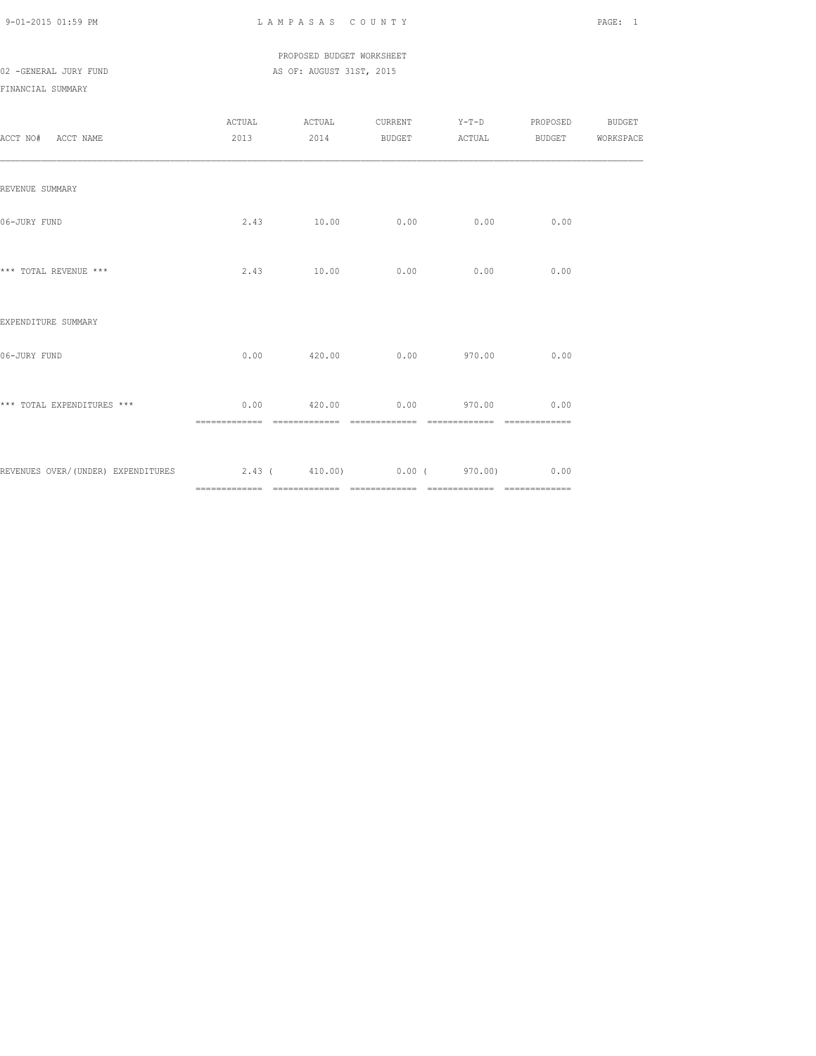LAMPASAS COUNTY

PROPOSED BUDGET WORKSHEET

02 -GENERAL JURY FUND — AS OF: AUGUST 31ST, 2015

FINANCIAL SUMMARY

| ACCT NO# ACCT NAME | ACTUAL 2013 | ACTUAL 2014 | CURRENT BUDGET | Y-T-D ACTUAL | PROPOSED BUDGET | BUDGET WORKSPACE |
|---|---|---|---|---|---|---|
| REVENUE SUMMARY | | | | | | |
| 06-JURY FUND | 2.43 | 10.00 | 0.00 | 0.00 | 0.00 | |
| *** TOTAL REVENUE *** | 2.43 | 10.00 | 0.00 | 0.00 | 0.00 | |
| EXPENDITURE SUMMARY | | | | | | |
| 06-JURY FUND | 0.00 | 420.00 | 0.00 | 970.00 | 0.00 | |
| *** TOTAL EXPENDITURES *** | 0.00 | 420.00 | 0.00 | 970.00 | 0.00 | |
| REVENUES OVER/(UNDER) EXPENDITURES | 2.43 | ( 410.00) | 0.00 | ( 970.00) | 0.00 | |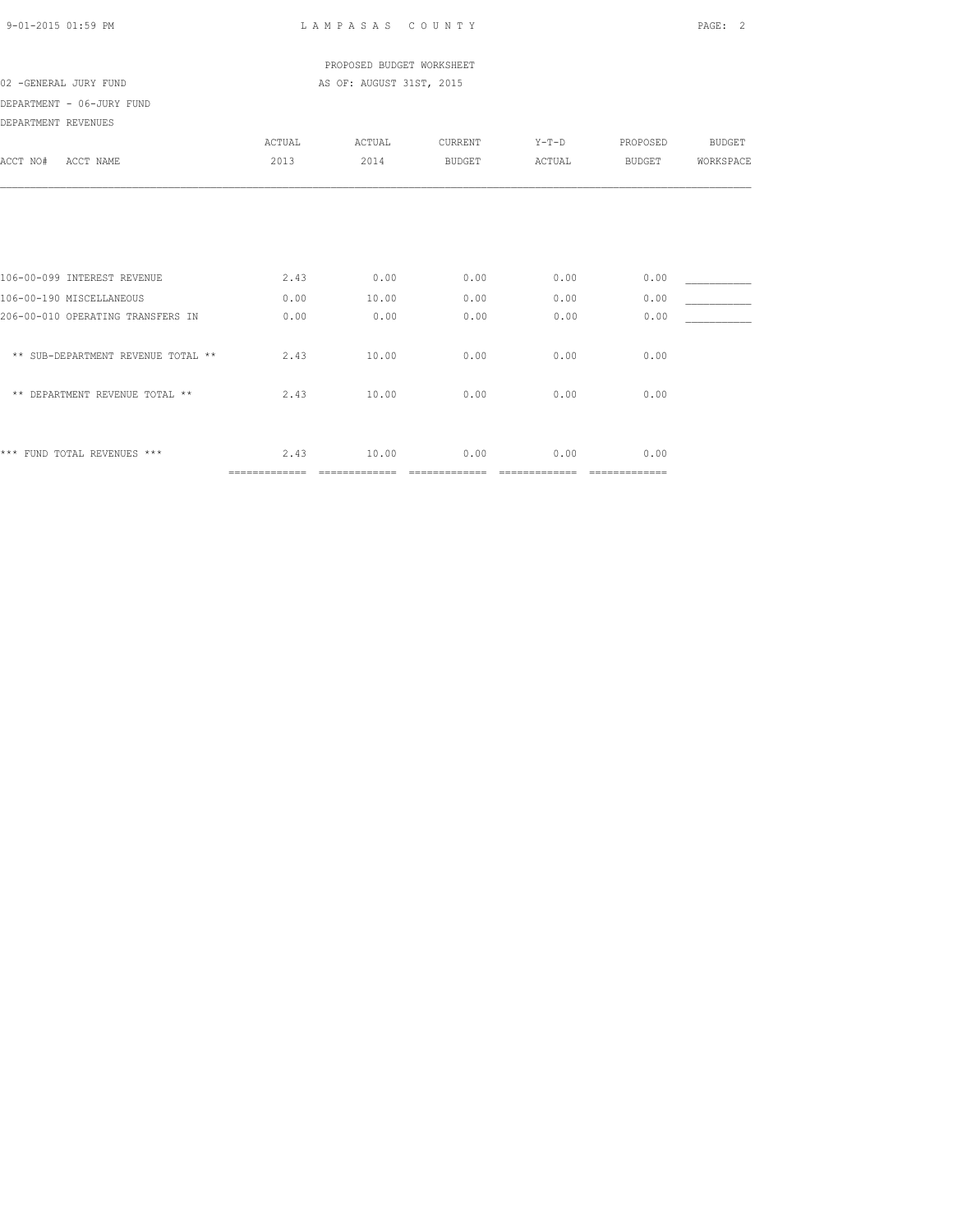LAMPASAS COUNTY

PROPOSED BUDGET WORKSHEET

02 -GENERAL JURY FUND — AS OF: AUGUST 31ST, 2015

DEPARTMENT - 06-JURY FUND

DEPARTMENT REVENUES

| ACCT NO# ACCT NAME | ACTUAL 2013 | ACTUAL 2014 | CURRENT BUDGET | Y-T-D ACTUAL | PROPOSED BUDGET | BUDGET WORKSPACE |
|---|---|---|---|---|---|---|
| 106-00-099 INTEREST REVENUE | 2.43 | 0.00 | 0.00 | 0.00 | 0.00 | ___________ |
| 106-00-190 MISCELLANEOUS | 0.00 | 10.00 | 0.00 | 0.00 | 0.00 | ___________ |
| 206-00-010 OPERATING TRANSFERS IN | 0.00 | 0.00 | 0.00 | 0.00 | 0.00 | ___________ |
| ** SUB-DEPARTMENT REVENUE TOTAL ** | 2.43 | 10.00 | 0.00 | 0.00 | 0.00 | |
| ** DEPARTMENT REVENUE TOTAL ** | 2.43 | 10.00 | 0.00 | 0.00 | 0.00 | |
| *** FUND TOTAL REVENUES *** | 2.43 | 10.00 | 0.00 | 0.00 | 0.00 | |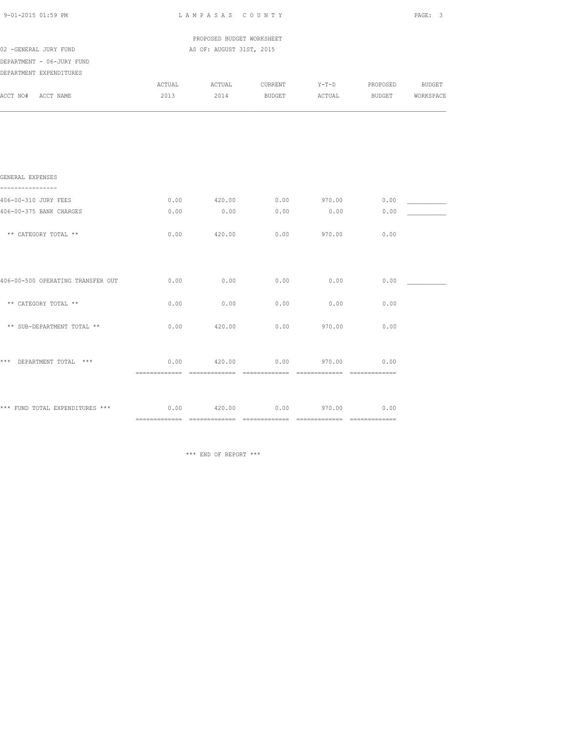PROPOSED BUDGET WORKSHEET

02 -GENERAL JURY FUND

AS OF: AUGUST 31ST, 2015

DEPARTMENT - 06-JURY FUND

DEPARTMENT EXPENDITURES

| ACCT NO# ACCT NAME | ACTUAL 2013 | ACTUAL 2014 | CURRENT BUDGET | Y-T-D ACTUAL | PROPOSED BUDGET | BUDGET WORKSPACE |
|---|---|---|---|---|---|---|
| **GENERAL EXPENSES** | | | | | | |
| 406-00-310 JURY FEES | 0.00 | 420.00 | 0.00 | 970.00 | 0.00 | ___________ |
| 406-00-375 BANK CHARGES | 0.00 | 0.00 | 0.00 | 0.00 | 0.00 | ___________ |
| ** CATEGORY TOTAL ** | 0.00 | 420.00 | 0.00 | 970.00 | 0.00 | |
| 406-00-500 OPERATING TRANSFER OUT | 0.00 | 0.00 | 0.00 | 0.00 | 0.00 | ___________ |
| ** CATEGORY TOTAL ** | 0.00 | 0.00 | 0.00 | 0.00 | 0.00 | |
| ** SUB-DEPARTMENT TOTAL ** | 0.00 | 420.00 | 0.00 | 970.00 | 0.00 | |
| *** DEPARTMENT TOTAL *** | 0.00 | 420.00 | 0.00 | 970.00 | 0.00 | |
| *** FUND TOTAL EXPENDITURES *** | 0.00 | 420.00 | 0.00 | 970.00 | 0.00 | |

*** END OF REPORT ***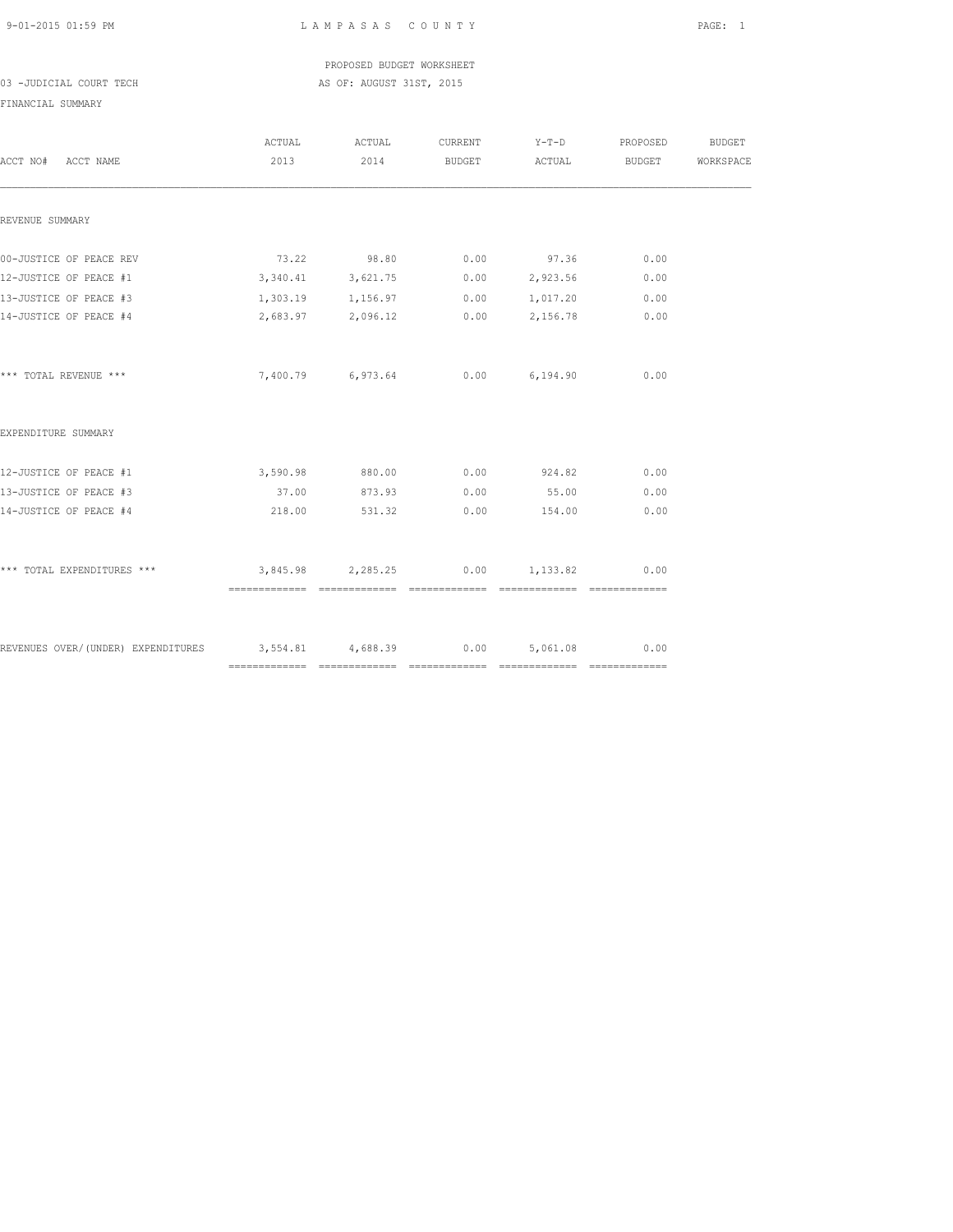PROPOSED BUDGET WORKSHEET

03 -JUDICIAL COURT TECH

AS OF: AUGUST 31ST, 2015

FINANCIAL SUMMARY

| ACCT NO# ACCT NAME | ACTUAL 2013 | ACTUAL 2014 | CURRENT BUDGET | Y-T-D ACTUAL | PROPOSED BUDGET | BUDGET WORKSPACE |
|---|---|---|---|---|---|---|
| REVENUE SUMMARY | | | | | | |
| 00-JUSTICE OF PEACE REV | 73.22 | 98.80 | 0.00 | 97.36 | 0.00 | |
| 12-JUSTICE OF PEACE #1 | 3,340.41 | 3,621.75 | 0.00 | 2,923.56 | 0.00 | |
| 13-JUSTICE OF PEACE #3 | 1,303.19 | 1,156.97 | 0.00 | 1,017.20 | 0.00 | |
| 14-JUSTICE OF PEACE #4 | 2,683.97 | 2,096.12 | 0.00 | 2,156.78 | 0.00 | |
| *** TOTAL REVENUE *** | 7,400.79 | 6,973.64 | 0.00 | 6,194.90 | 0.00 | |
| EXPENDITURE SUMMARY | | | | | | |
| 12-JUSTICE OF PEACE #1 | 3,590.98 | 880.00 | 0.00 | 924.82 | 0.00 | |
| 13-JUSTICE OF PEACE #3 | 37.00 | 873.93 | 0.00 | 55.00 | 0.00 | |
| 14-JUSTICE OF PEACE #4 | 218.00 | 531.32 | 0.00 | 154.00 | 0.00 | |
| *** TOTAL EXPENDITURES *** | 3,845.98 | 2,285.25 | 0.00 | 1,133.82 | 0.00 | |
| REVENUES OVER/(UNDER) EXPENDITURES | 3,554.81 | 4,688.39 | 0.00 | 5,061.08 | 0.00 | |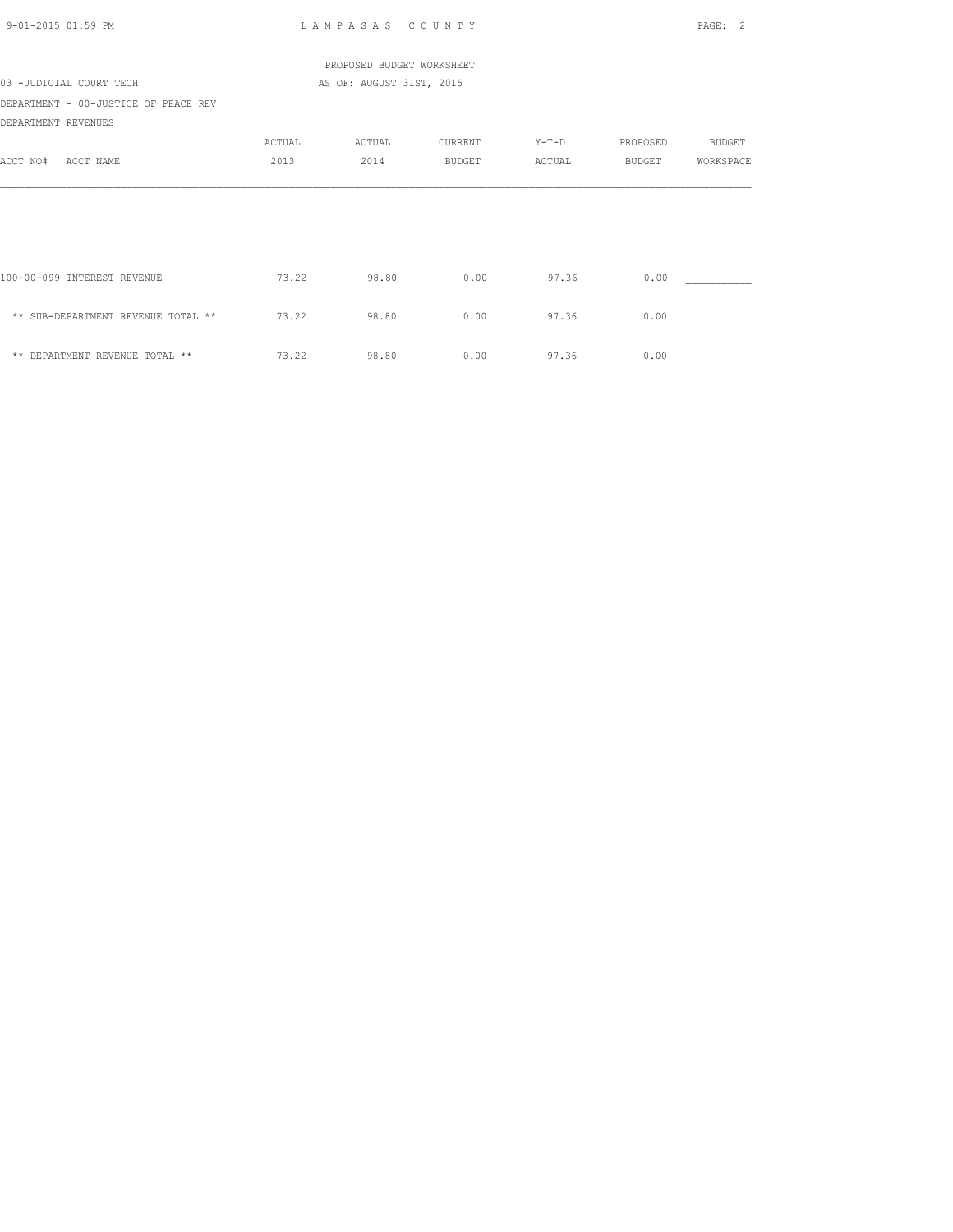LAMPASAS COUNTY

PROPOSED BUDGET WORKSHEET

AS OF: AUGUST 31ST, 2015

03 -JUDICIAL COURT TECH

DEPARTMENT - 00-JUSTICE OF PEACE REV

DEPARTMENT REVENUES

| ACCT NO# ACCT NAME | ACTUAL 2013 | ACTUAL 2014 | CURRENT BUDGET | Y-T-D ACTUAL | PROPOSED BUDGET | BUDGET WORKSPACE |
|---|---|---|---|---|---|---|
| 100-00-099 INTEREST REVENUE | 73.22 | 98.80 | 0.00 | 97.36 | 0.00 | ___________ |
| ** SUB-DEPARTMENT REVENUE TOTAL ** | 73.22 | 98.80 | 0.00 | 97.36 | 0.00 | |
| ** DEPARTMENT REVENUE TOTAL ** | 73.22 | 98.80 | 0.00 | 97.36 | 0.00 | |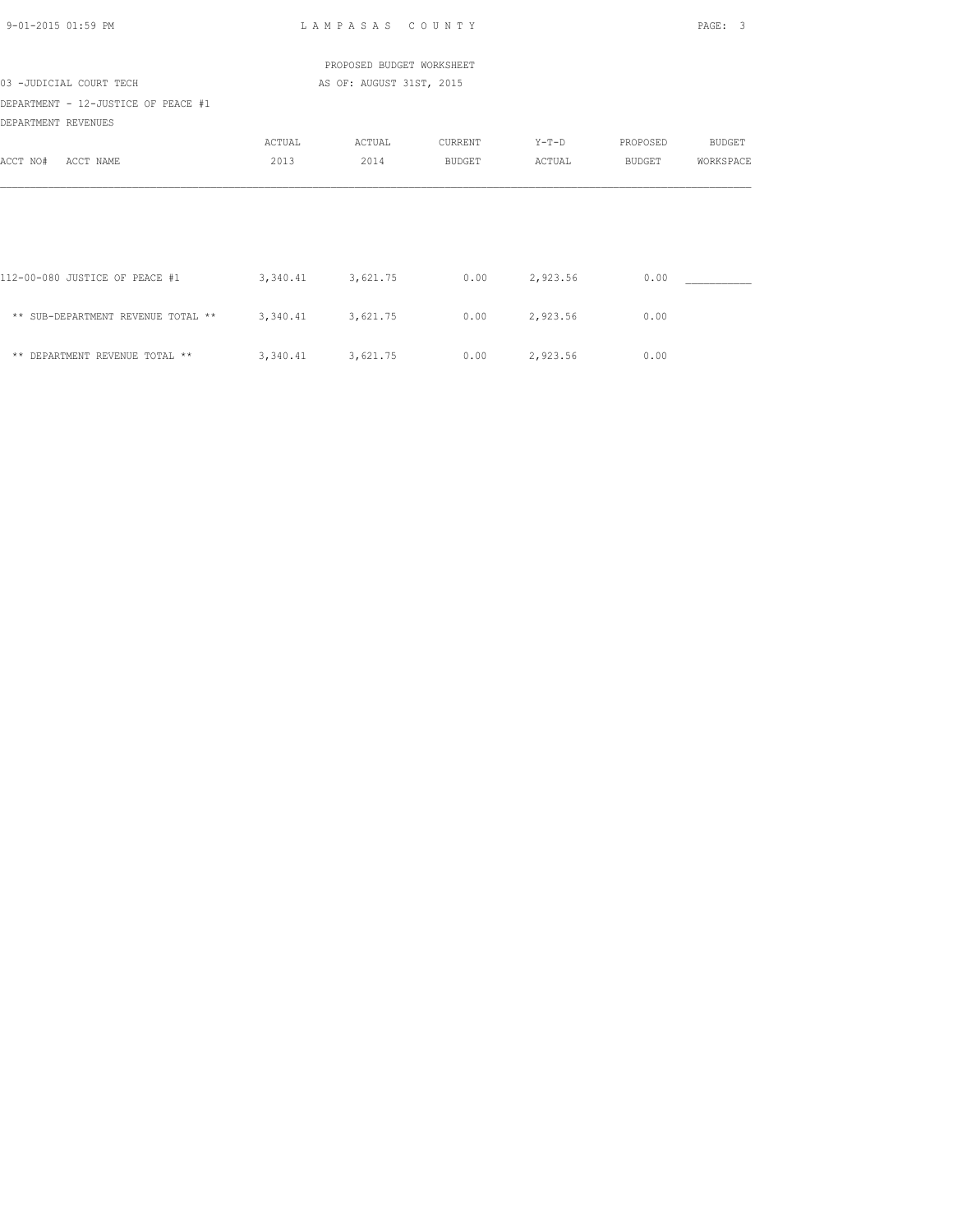PROPOSED BUDGET WORKSHEET

03 -JUDICIAL COURT TECH

AS OF: AUGUST 31ST, 2015

DEPARTMENT - 12-JUSTICE OF PEACE #1

DEPARTMENT REVENUES

| ACCT NO# ACCT NAME | ACTUAL 2013 | ACTUAL 2014 | CURRENT BUDGET | Y-T-D ACTUAL | PROPOSED BUDGET | BUDGET WORKSPACE |
|---|---|---|---|---|---|---|
| 112-00-080 JUSTICE OF PEACE #1 | 3,340.41 | 3,621.75 | 0.00 | 2,923.56 | 0.00 | ___________ |
| ** SUB-DEPARTMENT REVENUE TOTAL ** | 3,340.41 | 3,621.75 | 0.00 | 2,923.56 | 0.00 | |
| ** DEPARTMENT REVENUE TOTAL ** | 3,340.41 | 3,621.75 | 0.00 | 2,923.56 | 0.00 | |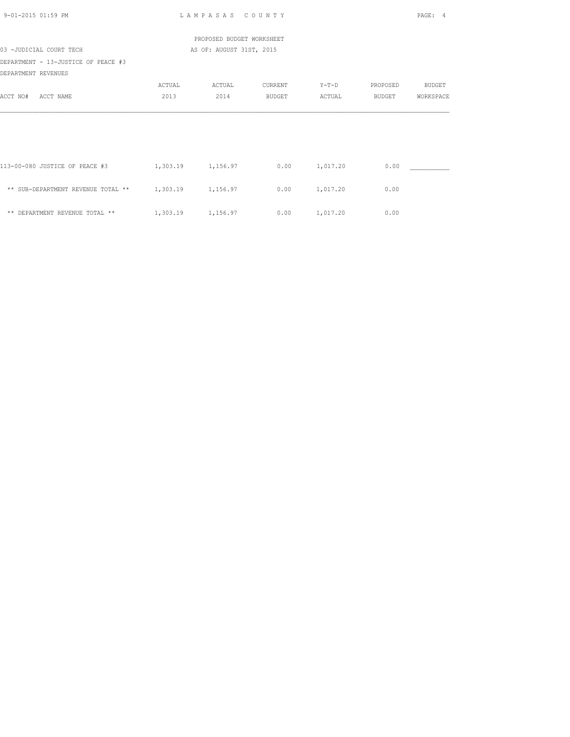PROPOSED BUDGET WORKSHEET

03 -JUDICIAL COURT TECH — AS OF: AUGUST 31ST, 2015

DEPARTMENT - 13-JUSTICE OF PEACE #3

DEPARTMENT REVENUES

| ACCT NO# ACCT NAME | ACTUAL 2013 | ACTUAL 2014 | CURRENT BUDGET | Y-T-D ACTUAL | PROPOSED BUDGET | BUDGET WORKSPACE |
|---|---|---|---|---|---|---|
| 113-00-080 JUSTICE OF PEACE #3 | 1,303.19 | 1,156.97 | 0.00 | 1,017.20 | 0.00 | ___________ |
| ** SUB-DEPARTMENT REVENUE TOTAL ** | 1,303.19 | 1,156.97 | 0.00 | 1,017.20 | 0.00 | |
| ** DEPARTMENT REVENUE TOTAL ** | 1,303.19 | 1,156.97 | 0.00 | 1,017.20 | 0.00 | |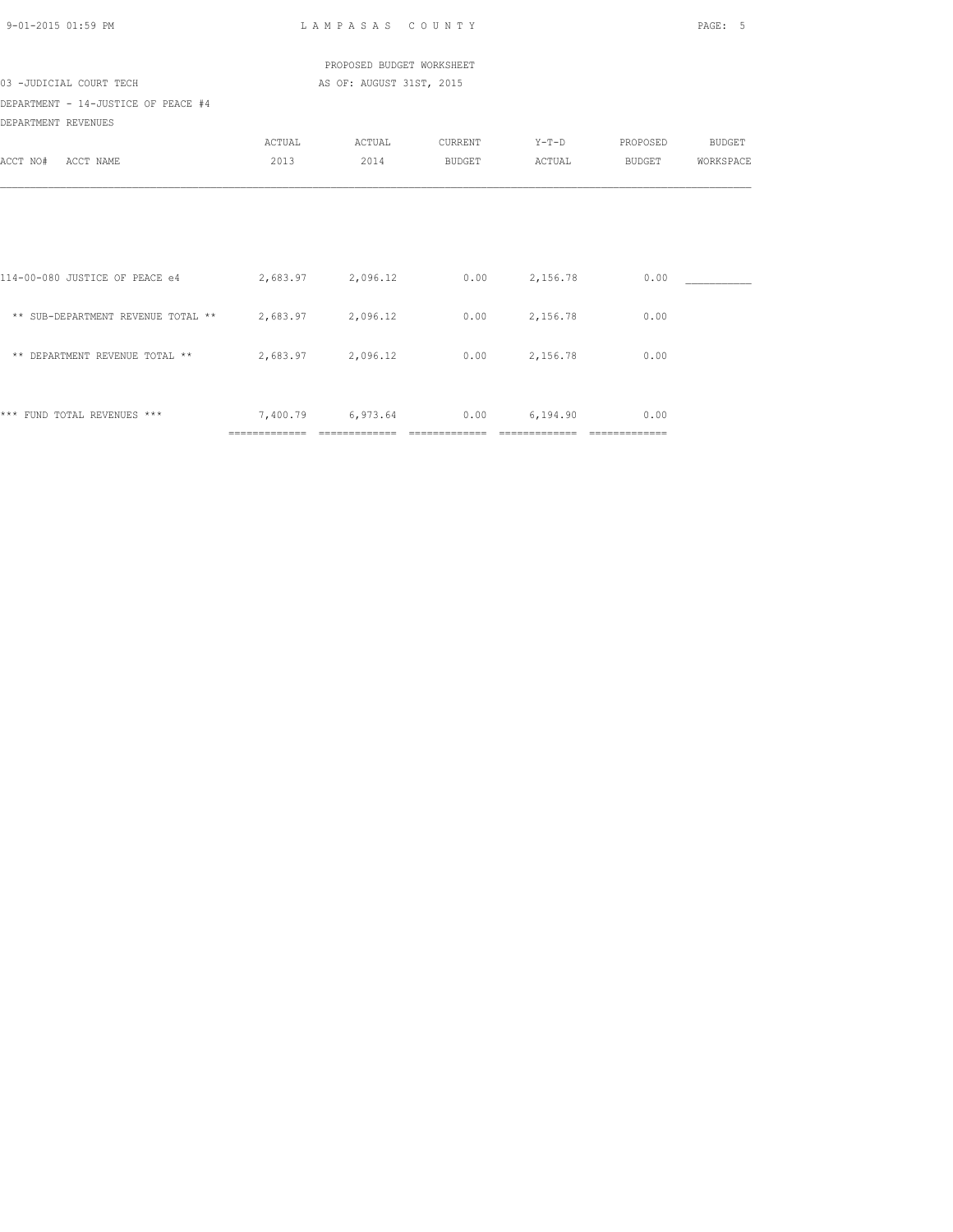PROPOSED BUDGET WORKSHEET

03 -JUDICIAL COURT TECH — AS OF: AUGUST 31ST, 2015

DEPARTMENT - 14-JUSTICE OF PEACE #4

DEPARTMENT REVENUES

| ACCT NO# ACCT NAME | ACTUAL 2013 | ACTUAL 2014 | CURRENT BUDGET | Y-T-D ACTUAL | PROPOSED BUDGET | BUDGET WORKSPACE |
|---|---|---|---|---|---|---|
| 114-00-080 JUSTICE OF PEACE e4 | 2,683.97 | 2,096.12 | 0.00 | 2,156.78 | 0.00 | ___________ |
| ** SUB-DEPARTMENT REVENUE TOTAL ** | 2,683.97 | 2,096.12 | 0.00 | 2,156.78 | 0.00 | |
| ** DEPARTMENT REVENUE TOTAL ** | 2,683.97 | 2,096.12 | 0.00 | 2,156.78 | 0.00 | |
| *** FUND TOTAL REVENUES *** | 7,400.79 | 6,973.64 | 0.00 | 6,194.90 | 0.00 | |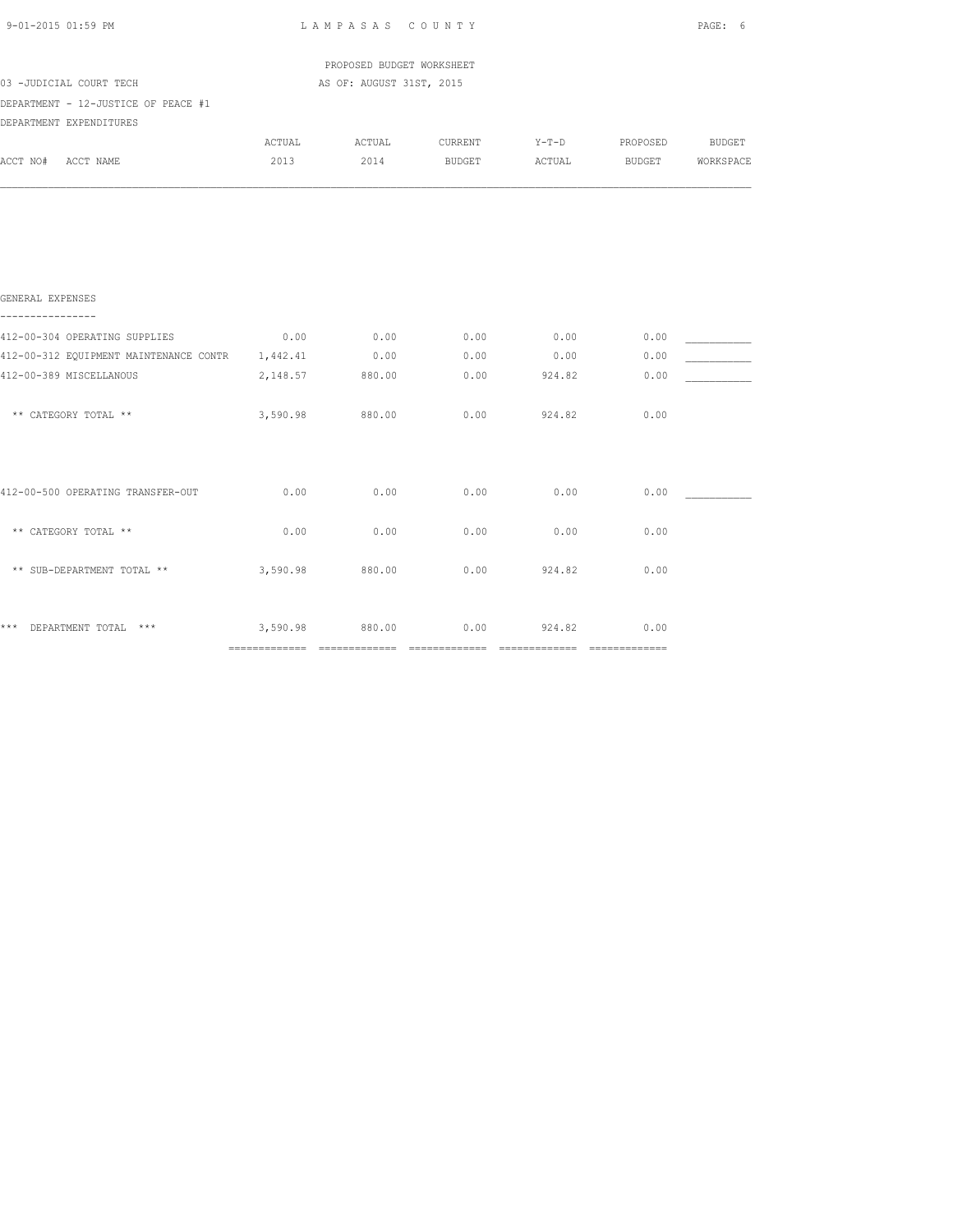LAMPASAS COUNTY

PROPOSED BUDGET WORKSHEET

AS OF: AUGUST 31ST, 2015

03 -JUDICIAL COURT TECH

DEPARTMENT - 12-JUSTICE OF PEACE #1

DEPARTMENT EXPENDITURES

| ACCT NO# ACCT NAME | ACTUAL 2013 | ACTUAL 2014 | CURRENT BUDGET | Y-T-D ACTUAL | PROPOSED BUDGET | BUDGET WORKSPACE |
|---|---|---|---|---|---|---|
| **GENERAL EXPENSES** | | | | | | |
| 412-00-304 OPERATING SUPPLIES | 0.00 | 0.00 | 0.00 | 0.00 | 0.00 | ___________ |
| 412-00-312 EQUIPMENT MAINTENANCE CONTR | 1,442.41 | 0.00 | 0.00 | 0.00 | 0.00 | ___________ |
| 412-00-389 MISCELLANOUS | 2,148.57 | 880.00 | 0.00 | 924.82 | 0.00 | ___________ |
| ** CATEGORY TOTAL ** | 3,590.98 | 880.00 | 0.00 | 924.82 | 0.00 | |
| 412-00-500 OPERATING TRANSFER-OUT | 0.00 | 0.00 | 0.00 | 0.00 | 0.00 | ___________ |
| ** CATEGORY TOTAL ** | 0.00 | 0.00 | 0.00 | 0.00 | 0.00 | |
| ** SUB-DEPARTMENT TOTAL ** | 3,590.98 | 880.00 | 0.00 | 924.82 | 0.00 | |
| *** DEPARTMENT TOTAL *** | 3,590.98 | 880.00 | 0.00 | 924.82 | 0.00 | |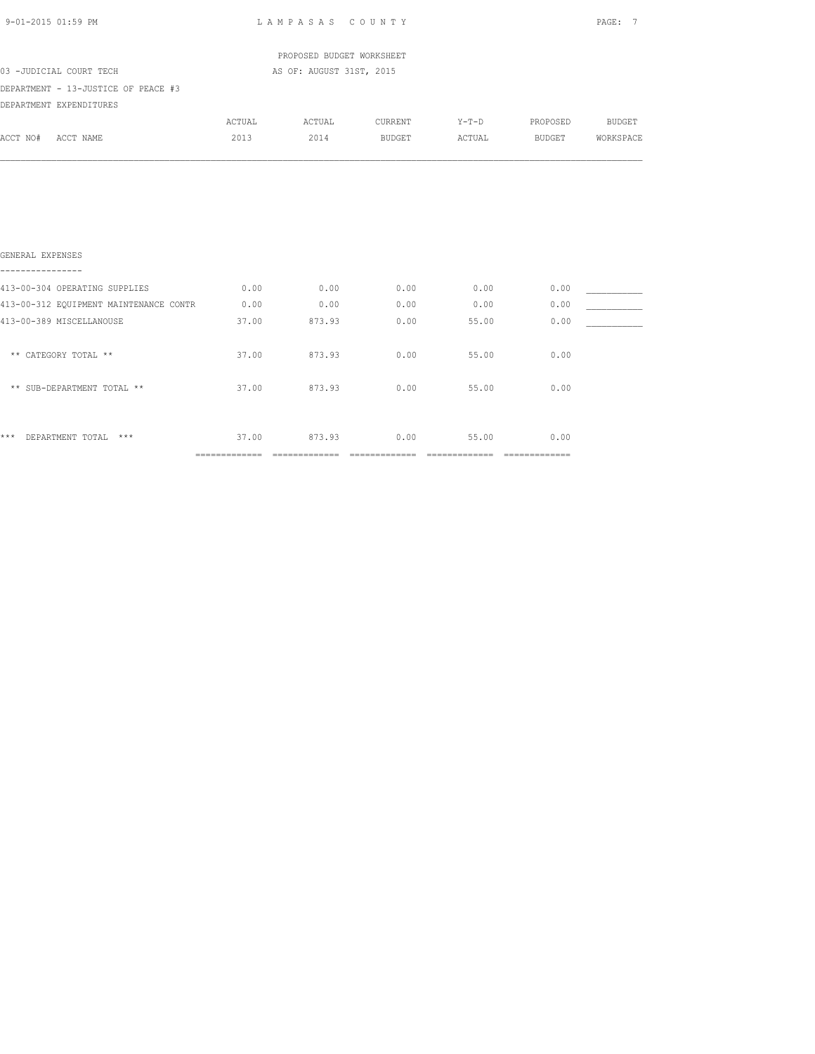PROPOSED BUDGET WORKSHEET

03 -JUDICIAL COURT TECH — AS OF: AUGUST 31ST, 2015

DEPARTMENT - 13-JUSTICE OF PEACE #3

DEPARTMENT EXPENDITURES

| ACCT NO# ACCT NAME | ACTUAL 2013 | ACTUAL 2014 | CURRENT BUDGET | Y-T-D ACTUAL | PROPOSED BUDGET | BUDGET WORKSPACE |
|---|---|---|---|---|---|---|
| **GENERAL EXPENSES** | | | | | | |
| 413-00-304 OPERATING SUPPLIES | 0.00 | 0.00 | 0.00 | 0.00 | 0.00 | ___________ |
| 413-00-312 EQUIPMENT MAINTENANCE CONTR | 0.00 | 0.00 | 0.00 | 0.00 | 0.00 | ___________ |
| 413-00-389 MISCELLANOUSE | 37.00 | 873.93 | 0.00 | 55.00 | 0.00 | ___________ |
| ** CATEGORY TOTAL ** | 37.00 | 873.93 | 0.00 | 55.00 | 0.00 | |
| ** SUB-DEPARTMENT TOTAL ** | 37.00 | 873.93 | 0.00 | 55.00 | 0.00 | |
| *** DEPARTMENT TOTAL *** | 37.00 | 873.93 | 0.00 | 55.00 | 0.00 | |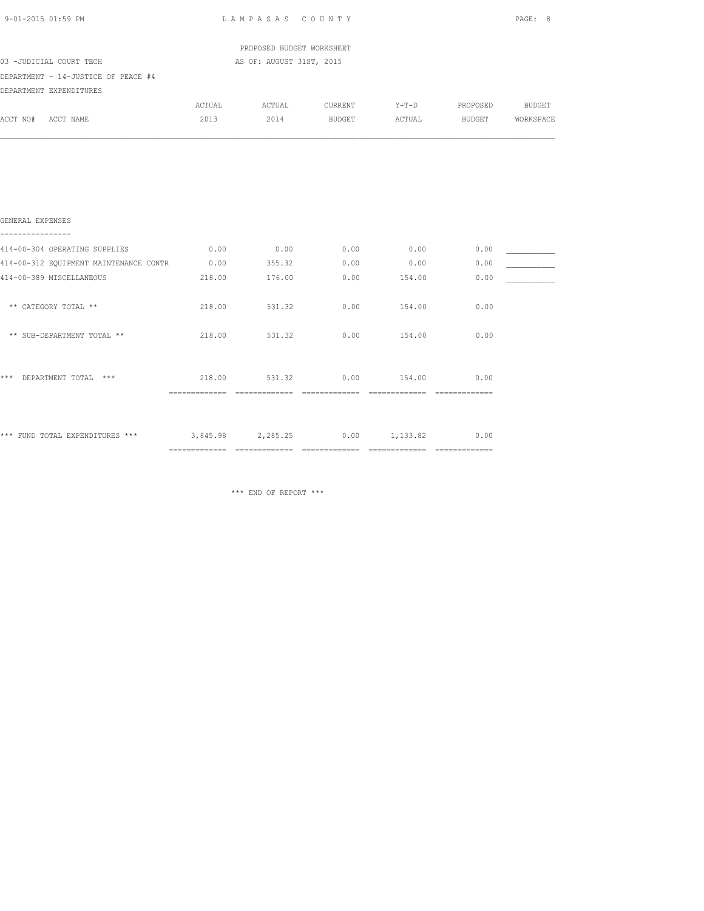LAMPASAS COUNTY

PROPOSED BUDGET WORKSHEET

AS OF: AUGUST 31ST, 2015

03 -JUDICIAL COURT TECH

DEPARTMENT - 14-JUSTICE OF PEACE #4

DEPARTMENT EXPENDITURES

| ACCT NO# ACCT NAME | ACTUAL 2013 | ACTUAL 2014 | CURRENT BUDGET | Y-T-D ACTUAL | PROPOSED BUDGET | BUDGET WORKSPACE |
|---|---|---|---|---|---|---|
| **GENERAL EXPENSES** | | | | | | |
| 414-00-304 OPERATING SUPPLIES | 0.00 | 0.00 | 0.00 | 0.00 | 0.00 | ___________ |
| 414-00-312 EQUIPMENT MAINTENANCE CONTR | 0.00 | 355.32 | 0.00 | 0.00 | 0.00 | ___________ |
| 414-00-389 MISCELLANEOUS | 218.00 | 176.00 | 0.00 | 154.00 | 0.00 | ___________ |
| ** CATEGORY TOTAL ** | 218.00 | 531.32 | 0.00 | 154.00 | 0.00 | |
| ** SUB-DEPARTMENT TOTAL ** | 218.00 | 531.32 | 0.00 | 154.00 | 0.00 | |
| *** DEPARTMENT TOTAL *** | 218.00 | 531.32 | 0.00 | 154.00 | 0.00 | |
| *** FUND TOTAL EXPENDITURES *** | 3,845.98 | 2,285.25 | 0.00 | 1,133.82 | 0.00 | |

*** END OF REPORT ***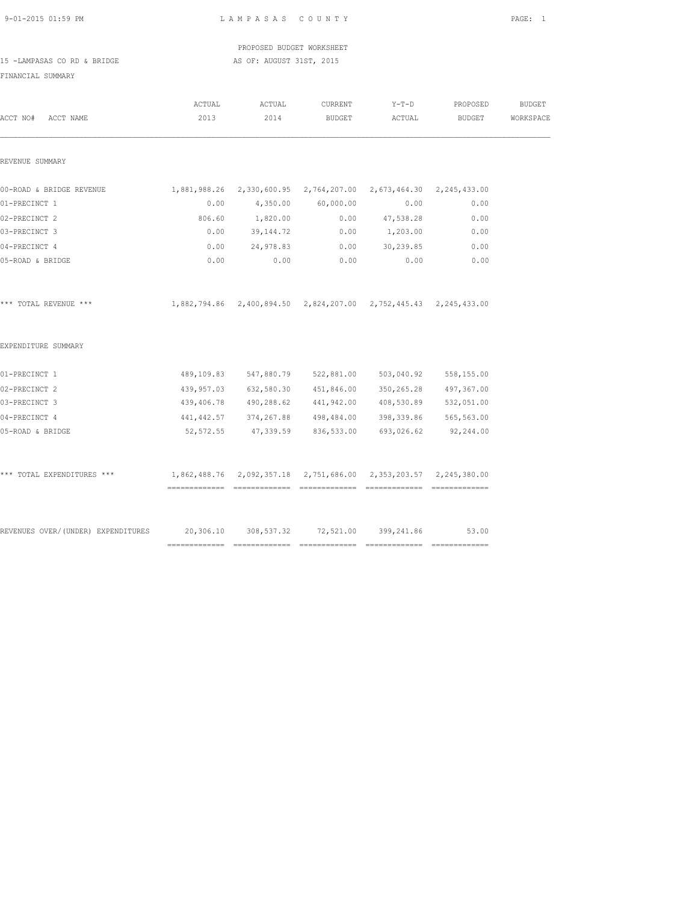LAMPASAS COUNTY

PROPOSED BUDGET WORKSHEET

15 -LAMPASAS CO RD & BRIDGE AS OF: AUGUST 31ST, 2015

FINANCIAL SUMMARY

| ACCT NO# ACCT NAME | ACTUAL 2013 | ACTUAL 2014 | CURRENT BUDGET | Y-T-D ACTUAL | PROPOSED BUDGET | BUDGET WORKSPACE |
|---|---|---|---|---|---|---|
| REVENUE SUMMARY | | | | | | |
| 00-ROAD & BRIDGE REVENUE | 1,881,988.26 | 2,330,600.95 | 2,764,207.00 | 2,673,464.30 | 2,245,433.00 | |
| 01-PRECINCT 1 | 0.00 | 4,350.00 | 60,000.00 | 0.00 | 0.00 | |
| 02-PRECINCT 2 | 806.60 | 1,820.00 | 0.00 | 47,538.28 | 0.00 | |
| 03-PRECINCT 3 | 0.00 | 39,144.72 | 0.00 | 1,203.00 | 0.00 | |
| 04-PRECINCT 4 | 0.00 | 24,978.83 | 0.00 | 30,239.85 | 0.00 | |
| 05-ROAD & BRIDGE | 0.00 | 0.00 | 0.00 | 0.00 | 0.00 | |
| *** TOTAL REVENUE *** | 1,882,794.86 | 2,400,894.50 | 2,824,207.00 | 2,752,445.43 | 2,245,433.00 | |
| EXPENDITURE SUMMARY | | | | | | |
| 01-PRECINCT 1 | 489,109.83 | 547,880.79 | 522,881.00 | 503,040.92 | 558,155.00 | |
| 02-PRECINCT 2 | 439,957.03 | 632,580.30 | 451,846.00 | 350,265.28 | 497,367.00 | |
| 03-PRECINCT 3 | 439,406.78 | 490,288.62 | 441,942.00 | 408,530.89 | 532,051.00 | |
| 04-PRECINCT 4 | 441,442.57 | 374,267.88 | 498,484.00 | 398,339.86 | 565,563.00 | |
| 05-ROAD & BRIDGE | 52,572.55 | 47,339.59 | 836,533.00 | 693,026.62 | 92,244.00 | |
| *** TOTAL EXPENDITURES *** | 1,862,488.76 | 2,092,357.18 | 2,751,686.00 | 2,353,203.57 | 2,245,380.00 | |
| REVENUES OVER/(UNDER) EXPENDITURES | 20,306.10 | 308,537.32 | 72,521.00 | 399,241.86 | 53.00 | |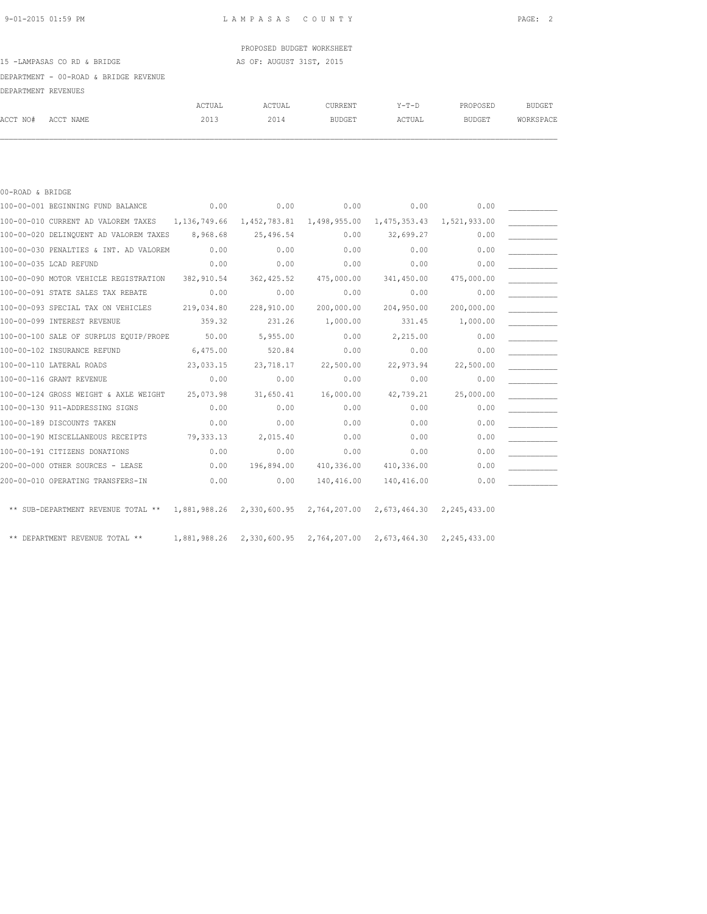PROPOSED BUDGET WORKSHEET

15 -LAMPASAS CO RD & BRIDGE — AS OF: AUGUST 31ST, 2015

DEPARTMENT - 00-ROAD & BRIDGE REVENUE

DEPARTMENT REVENUES

| ACCT NO# | ACCT NAME | ACTUAL 2013 | ACTUAL 2014 | CURRENT BUDGET | Y-T-D ACTUAL | PROPOSED BUDGET | BUDGET WORKSPACE |
|---|---|---|---|---|---|---|---|
| 00-ROAD & BRIDGE | | | | | | | |
| 100-00-001 | BEGINNING FUND BALANCE | 0.00 | 0.00 | 0.00 | 0.00 | 0.00 | ___________ |
| 100-00-010 | CURRENT AD VALOREM TAXES | 1,136,749.66 | 1,452,783.81 | 1,498,955.00 | 1,475,353.43 | 1,521,933.00 | ___________ |
| 100-00-020 | DELINQUENT AD VALOREM TAXES | 8,968.68 | 25,496.54 | 0.00 | 32,699.27 | 0.00 | ___________ |
| 100-00-030 | PENALTIES & INT. AD VALOREM | 0.00 | 0.00 | 0.00 | 0.00 | 0.00 | ___________ |
| 100-00-035 | LCAD REFUND | 0.00 | 0.00 | 0.00 | 0.00 | 0.00 | ___________ |
| 100-00-090 | MOTOR VEHICLE REGISTRATION | 382,910.54 | 362,425.52 | 475,000.00 | 341,450.00 | 475,000.00 | ___________ |
| 100-00-091 | STATE SALES TAX REBATE | 0.00 | 0.00 | 0.00 | 0.00 | 0.00 | ___________ |
| 100-00-093 | SPECIAL TAX ON VEHICLES | 219,034.80 | 228,910.00 | 200,000.00 | 204,950.00 | 200,000.00 | ___________ |
| 100-00-099 | INTEREST REVENUE | 359.32 | 231.26 | 1,000.00 | 331.45 | 1,000.00 | ___________ |
| 100-00-100 | SALE OF SURPLUS EQUIP/PROPE | 50.00 | 5,955.00 | 0.00 | 2,215.00 | 0.00 | ___________ |
| 100-00-102 | INSURANCE REFUND | 6,475.00 | 520.84 | 0.00 | 0.00 | 0.00 | ___________ |
| 100-00-110 | LATERAL ROADS | 23,033.15 | 23,718.17 | 22,500.00 | 22,973.94 | 22,500.00 | ___________ |
| 100-00-116 | GRANT REVENUE | 0.00 | 0.00 | 0.00 | 0.00 | 0.00 | ___________ |
| 100-00-124 | GROSS WEIGHT & AXLE WEIGHT | 25,073.98 | 31,650.41 | 16,000.00 | 42,739.21 | 25,000.00 | ___________ |
| 100-00-130 | 911-ADDRESSING SIGNS | 0.00 | 0.00 | 0.00 | 0.00 | 0.00 | ___________ |
| 100-00-189 | DISCOUNTS TAKEN | 0.00 | 0.00 | 0.00 | 0.00 | 0.00 | ___________ |
| 100-00-190 | MISCELLANEOUS RECEIPTS | 79,333.13 | 2,015.40 | 0.00 | 0.00 | 0.00 | ___________ |
| 100-00-191 | CITIZENS DONATIONS | 0.00 | 0.00 | 0.00 | 0.00 | 0.00 | ___________ |
| 200-00-000 | OTHER SOURCES - LEASE | 0.00 | 196,894.00 | 410,336.00 | 410,336.00 | 0.00 | ___________ |
| 200-00-010 | OPERATING TRANSFERS-IN | 0.00 | 0.00 | 140,416.00 | 140,416.00 | 0.00 | ___________ |
| | ** SUB-DEPARTMENT REVENUE TOTAL ** | 1,881,988.26 | 2,330,600.95 | 2,764,207.00 | 2,673,464.30 | 2,245,433.00 | |
| | ** DEPARTMENT REVENUE TOTAL ** | 1,881,988.26 | 2,330,600.95 | 2,764,207.00 | 2,673,464.30 | 2,245,433.00 | |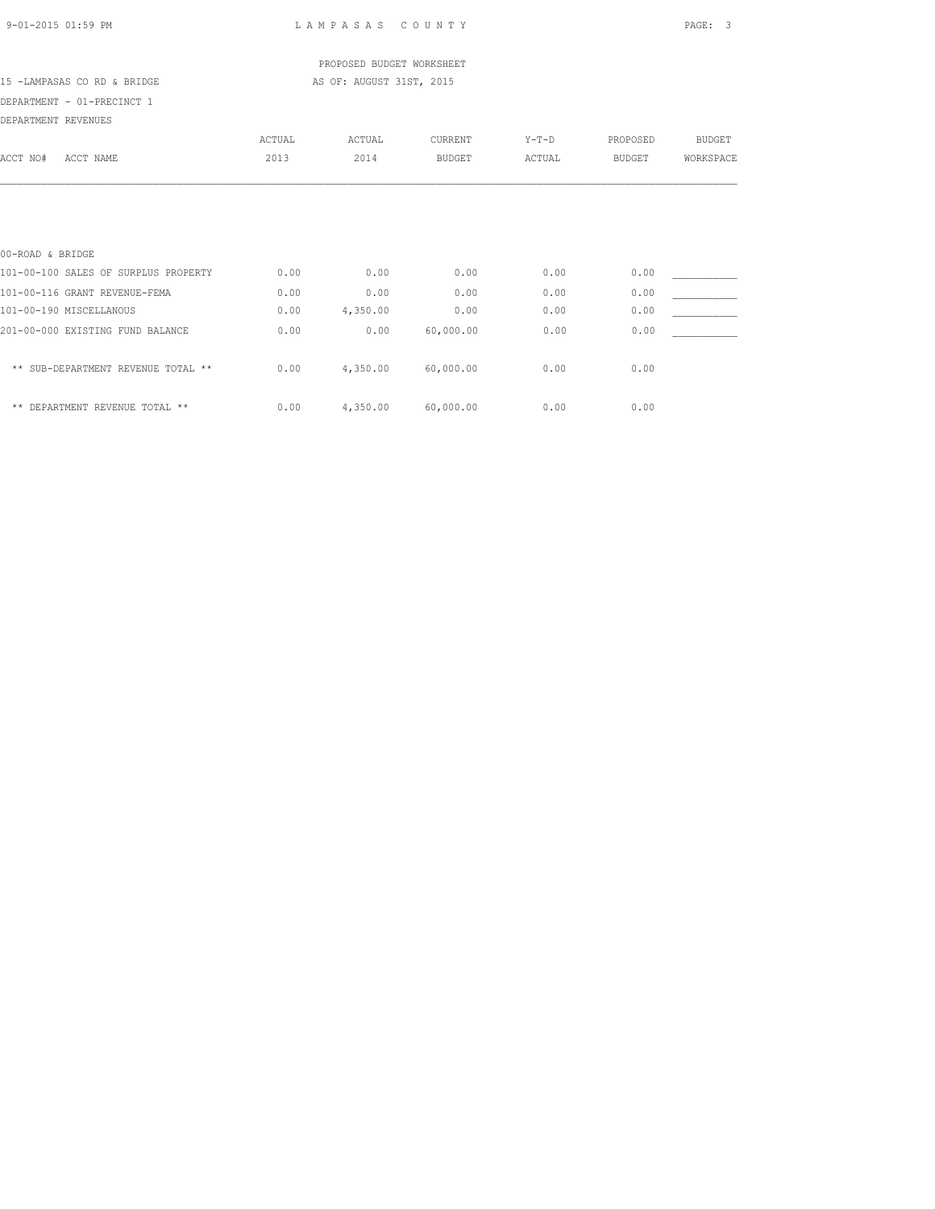LAMPASAS COUNTY

PROPOSED BUDGET WORKSHEET

15 -LAMPASAS CO RD & BRIDGE — AS OF: AUGUST 31ST, 2015

DEPARTMENT - 01-PRECINCT 1

DEPARTMENT REVENUES

| ACCT NO# ACCT NAME | ACTUAL 2013 | ACTUAL 2014 | CURRENT BUDGET | Y-T-D ACTUAL | PROPOSED BUDGET | BUDGET WORKSPACE |
|---|---|---|---|---|---|---|
| 00-ROAD & BRIDGE | | | | | | |
| 101-00-100 SALES OF SURPLUS PROPERTY | 0.00 | 0.00 | 0.00 | 0.00 | 0.00 | ___________ |
| 101-00-116 GRANT REVENUE-FEMA | 0.00 | 0.00 | 0.00 | 0.00 | 0.00 | ___________ |
| 101-00-190 MISCELLANOUS | 0.00 | 4,350.00 | 0.00 | 0.00 | 0.00 | ___________ |
| 201-00-000 EXISTING FUND BALANCE | 0.00 | 0.00 | 60,000.00 | 0.00 | 0.00 | ___________ |
| ** SUB-DEPARTMENT REVENUE TOTAL ** | 0.00 | 4,350.00 | 60,000.00 | 0.00 | 0.00 | |
| ** DEPARTMENT REVENUE TOTAL ** | 0.00 | 4,350.00 | 60,000.00 | 0.00 | 0.00 | |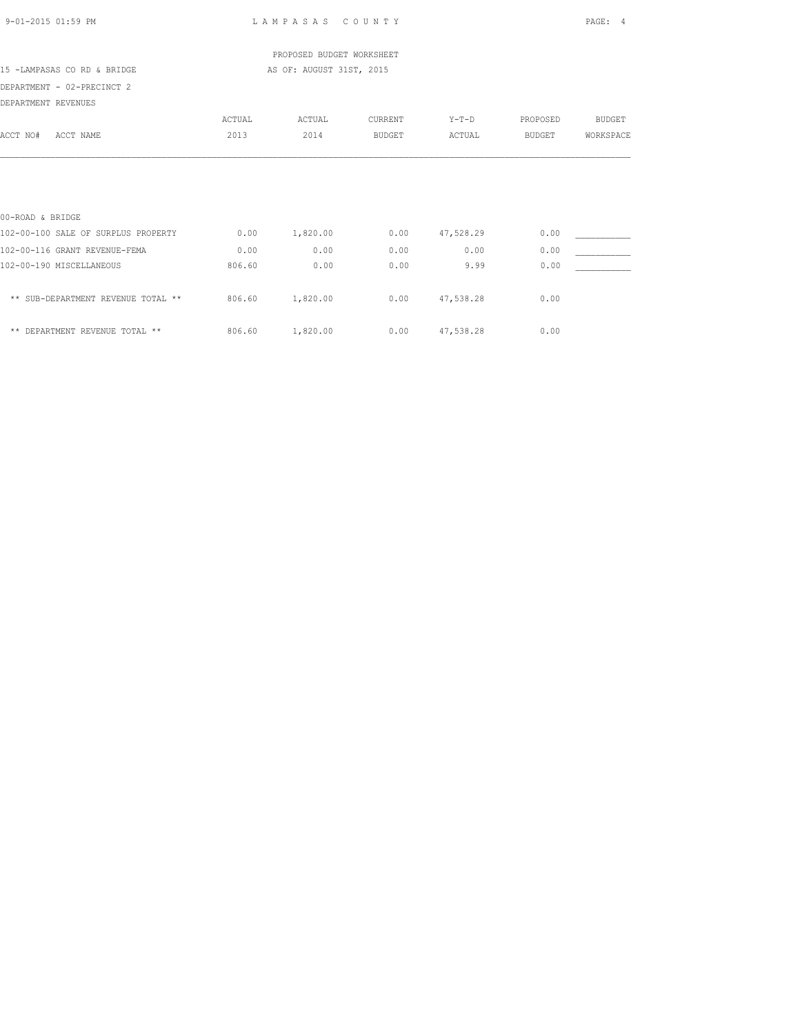PROPOSED BUDGET WORKSHEET

15 -LAMPASAS CO RD & BRIDGE — AS OF: AUGUST 31ST, 2015

DEPARTMENT - 02-PRECINCT 2

DEPARTMENT REVENUES

| ACCT NO# ACCT NAME | ACTUAL 2013 | ACTUAL 2014 | CURRENT BUDGET | Y-T-D ACTUAL | PROPOSED BUDGET | BUDGET WORKSPACE |
|---|---|---|---|---|---|---|
| 00-ROAD & BRIDGE | | | | | | |
| 102-00-100 SALE OF SURPLUS PROPERTY | 0.00 | 1,820.00 | 0.00 | 47,528.29 | 0.00 | ___________ |
| 102-00-116 GRANT REVENUE-FEMA | 0.00 | 0.00 | 0.00 | 0.00 | 0.00 | ___________ |
| 102-00-190 MISCELLANEOUS | 806.60 | 0.00 | 0.00 | 9.99 | 0.00 | ___________ |
| ** SUB-DEPARTMENT REVENUE TOTAL ** | 806.60 | 1,820.00 | 0.00 | 47,538.28 | 0.00 | |
| ** DEPARTMENT REVENUE TOTAL ** | 806.60 | 1,820.00 | 0.00 | 47,538.28 | 0.00 | |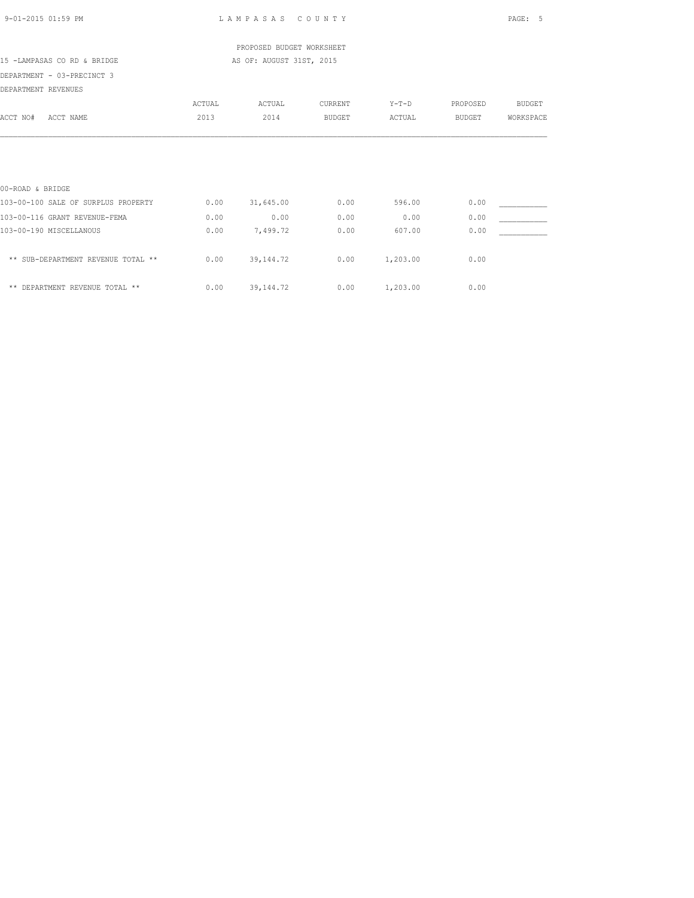PROPOSED BUDGET WORKSHEET

15 -LAMPASAS CO RD & BRIDGE — AS OF: AUGUST 31ST, 2015

DEPARTMENT - 03-PRECINCT 3

DEPARTMENT REVENUES

| ACCT NO# ACCT NAME | ACTUAL 2013 | ACTUAL 2014 | CURRENT BUDGET | Y-T-D ACTUAL | PROPOSED BUDGET | BUDGET WORKSPACE |
|---|---|---|---|---|---|---|
| 00-ROAD & BRIDGE | | | | | | |
| 103-00-100 SALE OF SURPLUS PROPERTY | 0.00 | 31,645.00 | 0.00 | 596.00 | 0.00 | ___________ |
| 103-00-116 GRANT REVENUE-FEMA | 0.00 | 0.00 | 0.00 | 0.00 | 0.00 | ___________ |
| 103-00-190 MISCELLANOUS | 0.00 | 7,499.72 | 0.00 | 607.00 | 0.00 | ___________ |
| ** SUB-DEPARTMENT REVENUE TOTAL ** | 0.00 | 39,144.72 | 0.00 | 1,203.00 | 0.00 | |
| ** DEPARTMENT REVENUE TOTAL ** | 0.00 | 39,144.72 | 0.00 | 1,203.00 | 0.00 | |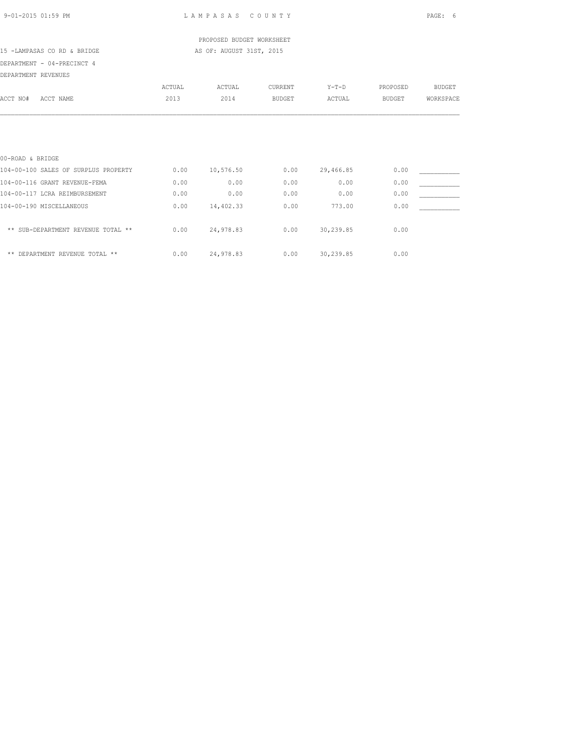PROPOSED BUDGET WORKSHEET

15 -LAMPASAS CO RD & BRIDGE — AS OF: AUGUST 31ST, 2015

DEPARTMENT - 04-PRECINCT 4

DEPARTMENT REVENUES

| ACCT NO# ACCT NAME | ACTUAL 2013 | ACTUAL 2014 | CURRENT BUDGET | Y-T-D ACTUAL | PROPOSED BUDGET | BUDGET WORKSPACE |
|---|---|---|---|---|---|---|
| 00-ROAD & BRIDGE | | | | | | |
| 104-00-100 SALES OF SURPLUS PROPERTY | 0.00 | 10,576.50 | 0.00 | 29,466.85 | 0.00 | ___________ |
| 104-00-116 GRANT REVENUE-FEMA | 0.00 | 0.00 | 0.00 | 0.00 | 0.00 | ___________ |
| 104-00-117 LCRA REIMBURSEMENT | 0.00 | 0.00 | 0.00 | 0.00 | 0.00 | ___________ |
| 104-00-190 MISCELLANEOUS | 0.00 | 14,402.33 | 0.00 | 773.00 | 0.00 | ___________ |
| ** SUB-DEPARTMENT REVENUE TOTAL ** | 0.00 | 24,978.83 | 0.00 | 30,239.85 | 0.00 | |
| ** DEPARTMENT REVENUE TOTAL ** | 0.00 | 24,978.83 | 0.00 | 30,239.85 | 0.00 | |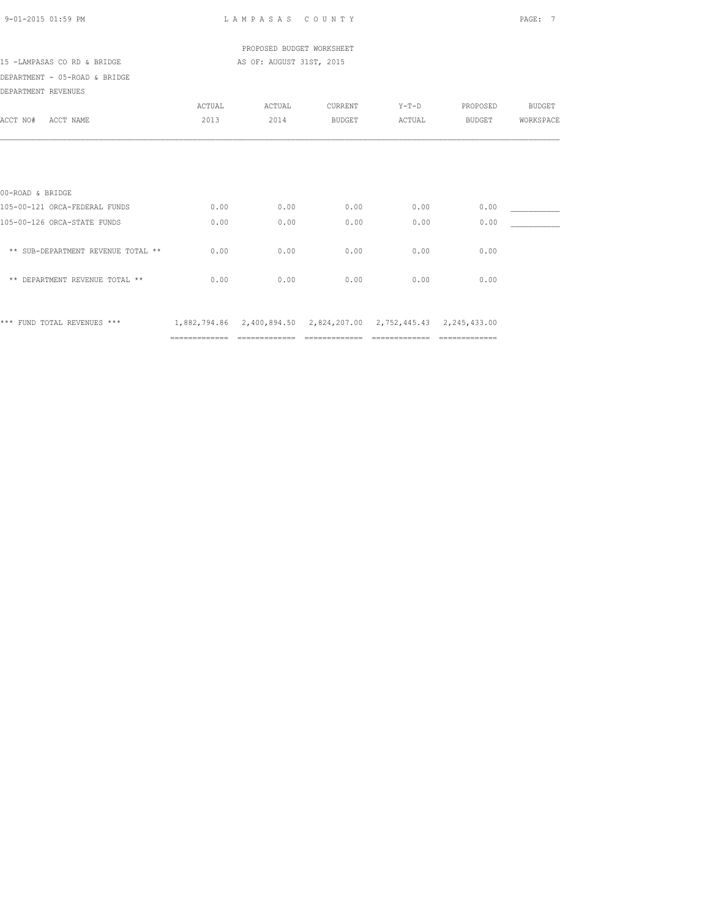PROPOSED BUDGET WORKSHEET

15 -LAMPASAS CO RD & BRIDGE — AS OF: AUGUST 31ST, 2015

DEPARTMENT - 05-ROAD & BRIDGE

DEPARTMENT REVENUES

| ACCT NO# ACCT NAME | ACTUAL 2013 | ACTUAL 2014 | CURRENT BUDGET | Y-T-D ACTUAL | PROPOSED BUDGET | BUDGET WORKSPACE |
|---|---|---|---|---|---|---|
| 00-ROAD & BRIDGE | | | | | | |
| 105-00-121 ORCA-FEDERAL FUNDS | 0.00 | 0.00 | 0.00 | 0.00 | 0.00 | ___________ |
| 105-00-126 ORCA-STATE FUNDS | 0.00 | 0.00 | 0.00 | 0.00 | 0.00 | ___________ |
| ** SUB-DEPARTMENT REVENUE TOTAL ** | 0.00 | 0.00 | 0.00 | 0.00 | 0.00 | |
| ** DEPARTMENT REVENUE TOTAL ** | 0.00 | 0.00 | 0.00 | 0.00 | 0.00 | |
| *** FUND TOTAL REVENUES *** | 1,882,794.86 | 2,400,894.50 | 2,824,207.00 | 2,752,445.43 | 2,245,433.00 | |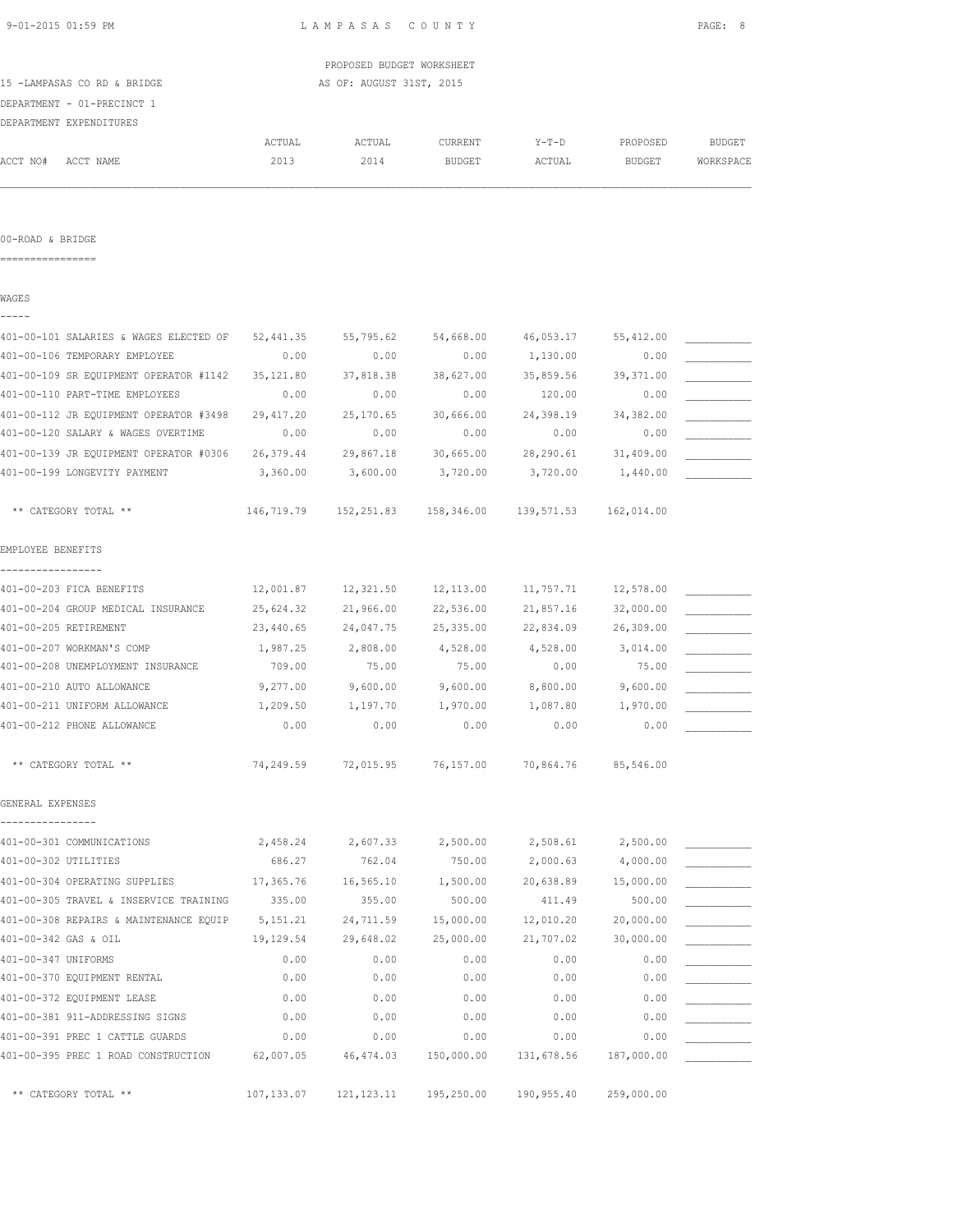LAMPASAS COUNTY

PROPOSED BUDGET WORKSHEET

15 -LAMPASAS CO RD & BRIDGE — AS OF: AUGUST 31ST, 2015

DEPARTMENT - 01-PRECINCT 1

DEPARTMENT EXPENDITURES

## 00-ROAD & BRIDGE

### WAGES

| ACCT NO# ACCT NAME | ACTUAL 2013 | ACTUAL 2014 | CURRENT BUDGET | Y-T-D ACTUAL | PROPOSED BUDGET | BUDGET WORKSPACE |
|---|---|---|---|---|---|---|
| 401-00-101 SALARIES & WAGES ELECTED OF | 52,441.35 | 55,795.62 | 54,668.00 | 46,053.17 | 55,412.00 | ___________ |
| 401-00-106 TEMPORARY EMPLOYEE | 0.00 | 0.00 | 0.00 | 1,130.00 | 0.00 | ___________ |
| 401-00-109 SR EQUIPMENT OPERATOR #1142 | 35,121.80 | 37,818.38 | 38,627.00 | 35,859.56 | 39,371.00 | ___________ |
| 401-00-110 PART-TIME EMPLOYEES | 0.00 | 0.00 | 0.00 | 120.00 | 0.00 | ___________ |
| 401-00-112 JR EQUIPMENT OPERATOR #3498 | 29,417.20 | 25,170.65 | 30,666.00 | 24,398.19 | 34,382.00 | ___________ |
| 401-00-120 SALARY & WAGES OVERTIME | 0.00 | 0.00 | 0.00 | 0.00 | 0.00 | ___________ |
| 401-00-139 JR EQUIPMENT OPERATOR #0306 | 26,379.44 | 29,867.18 | 30,665.00 | 28,290.61 | 31,409.00 | ___________ |
| 401-00-199 LONGEVITY PAYMENT | 3,360.00 | 3,600.00 | 3,720.00 | 3,720.00 | 1,440.00 | ___________ |
| ** CATEGORY TOTAL ** | 146,719.79 | 152,251.83 | 158,346.00 | 139,571.53 | 162,014.00 | |

### EMPLOYEE BENEFITS

| ACCT NO# ACCT NAME | ACTUAL 2013 | ACTUAL 2014 | CURRENT BUDGET | Y-T-D ACTUAL | PROPOSED BUDGET | BUDGET WORKSPACE |
|---|---|---|---|---|---|---|
| 401-00-203 FICA BENEFITS | 12,001.87 | 12,321.50 | 12,113.00 | 11,757.71 | 12,578.00 | ___________ |
| 401-00-204 GROUP MEDICAL INSURANCE | 25,624.32 | 21,966.00 | 22,536.00 | 21,857.16 | 32,000.00 | ___________ |
| 401-00-205 RETIREMENT | 23,440.65 | 24,047.75 | 25,335.00 | 22,834.09 | 26,309.00 | ___________ |
| 401-00-207 WORKMAN'S COMP | 1,987.25 | 2,808.00 | 4,528.00 | 4,528.00 | 3,014.00 | ___________ |
| 401-00-208 UNEMPLOYMENT INSURANCE | 709.00 | 75.00 | 75.00 | 0.00 | 75.00 | ___________ |
| 401-00-210 AUTO ALLOWANCE | 9,277.00 | 9,600.00 | 9,600.00 | 8,800.00 | 9,600.00 | ___________ |
| 401-00-211 UNIFORM ALLOWANCE | 1,209.50 | 1,197.70 | 1,970.00 | 1,087.80 | 1,970.00 | ___________ |
| 401-00-212 PHONE ALLOWANCE | 0.00 | 0.00 | 0.00 | 0.00 | 0.00 | ___________ |
| ** CATEGORY TOTAL ** | 74,249.59 | 72,015.95 | 76,157.00 | 70,864.76 | 85,546.00 | |

### GENERAL EXPENSES

| ACCT NO# ACCT NAME | ACTUAL 2013 | ACTUAL 2014 | CURRENT BUDGET | Y-T-D ACTUAL | PROPOSED BUDGET | BUDGET WORKSPACE |
|---|---|---|---|---|---|---|
| 401-00-301 COMMUNICATIONS | 2,458.24 | 2,607.33 | 2,500.00 | 2,508.61 | 2,500.00 | ___________ |
| 401-00-302 UTILITIES | 686.27 | 762.04 | 750.00 | 2,000.63 | 4,000.00 | ___________ |
| 401-00-304 OPERATING SUPPLIES | 17,365.76 | 16,565.10 | 1,500.00 | 20,638.89 | 15,000.00 | ___________ |
| 401-00-305 TRAVEL & INSERVICE TRAINING | 335.00 | 355.00 | 500.00 | 411.49 | 500.00 | ___________ |
| 401-00-308 REPAIRS & MAINTENANCE EQUIP | 5,151.21 | 24,711.59 | 15,000.00 | 12,010.20 | 20,000.00 | ___________ |
| 401-00-342 GAS & OIL | 19,129.54 | 29,648.02 | 25,000.00 | 21,707.02 | 30,000.00 | ___________ |
| 401-00-347 UNIFORMS | 0.00 | 0.00 | 0.00 | 0.00 | 0.00 | ___________ |
| 401-00-370 EQUIPMENT RENTAL | 0.00 | 0.00 | 0.00 | 0.00 | 0.00 | ___________ |
| 401-00-372 EQUIPMENT LEASE | 0.00 | 0.00 | 0.00 | 0.00 | 0.00 | ___________ |
| 401-00-381 911-ADDRESSING SIGNS | 0.00 | 0.00 | 0.00 | 0.00 | 0.00 | ___________ |
| 401-00-391 PREC 1 CATTLE GUARDS | 0.00 | 0.00 | 0.00 | 0.00 | 0.00 | ___________ |
| 401-00-395 PREC 1 ROAD CONSTRUCTION | 62,007.05 | 46,474.03 | 150,000.00 | 131,678.56 | 187,000.00 | ___________ |
| ** CATEGORY TOTAL ** | 107,133.07 | 121,123.11 | 195,250.00 | 190,955.40 | 259,000.00 | |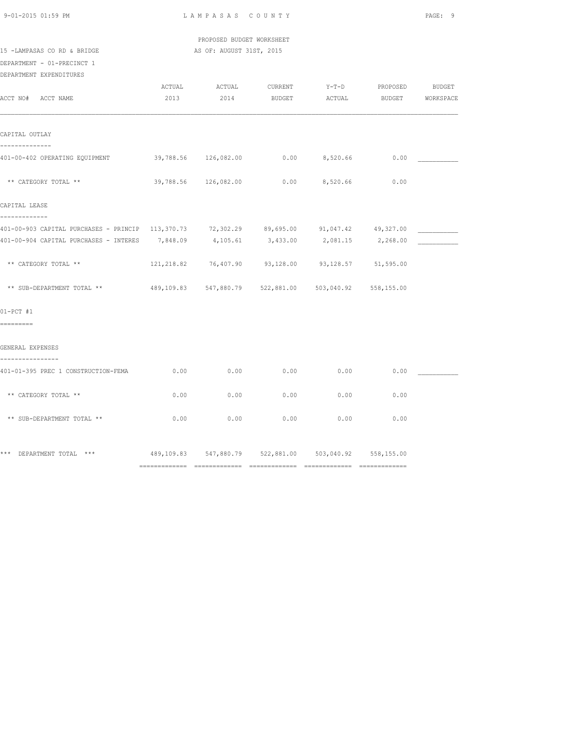PROPOSED BUDGET WORKSHEET

15 -LAMPASAS CO RD & BRIDGE — AS OF: AUGUST 31ST, 2015

DEPARTMENT - 01-PRECINCT 1

DEPARTMENT EXPENDITURES

| ACCT NO# ACCT NAME | ACTUAL 2013 | ACTUAL 2014 | CURRENT BUDGET | Y-T-D ACTUAL | PROPOSED BUDGET | BUDGET WORKSPACE |
|---|---|---|---|---|---|---|
| **CAPITAL OUTLAY** | | | | | | |
| 401-00-402 OPERATING EQUIPMENT | 39,788.56 | 126,082.00 | 0.00 | 8,520.66 | 0.00 | ___________ |
| ** CATEGORY TOTAL ** | 39,788.56 | 126,082.00 | 0.00 | 8,520.66 | 0.00 | |
| **CAPITAL LEASE** | | | | | | |
| 401-00-903 CAPITAL PURCHASES - PRINCIP | 113,370.73 | 72,302.29 | 89,695.00 | 91,047.42 | 49,327.00 | ___________ |
| 401-00-904 CAPITAL PURCHASES - INTERES | 7,848.09 | 4,105.61 | 3,433.00 | 2,081.15 | 2,268.00 | ___________ |
| ** CATEGORY TOTAL ** | 121,218.82 | 76,407.90 | 93,128.00 | 93,128.57 | 51,595.00 | |
| ** SUB-DEPARTMENT TOTAL ** | 489,109.83 | 547,880.79 | 522,881.00 | 503,040.92 | 558,155.00 | |
| **01-PCT #1** | | | | | | |
| **GENERAL EXPENSES** | | | | | | |
| 401-01-395 PREC 1 CONSTRUCTION-FEMA | 0.00 | 0.00 | 0.00 | 0.00 | 0.00 | ___________ |
| ** CATEGORY TOTAL ** | 0.00 | 0.00 | 0.00 | 0.00 | 0.00 | |
| ** SUB-DEPARTMENT TOTAL ** | 0.00 | 0.00 | 0.00 | 0.00 | 0.00 | |
| *** DEPARTMENT TOTAL *** | 489,109.83 | 547,880.79 | 522,881.00 | 503,040.92 | 558,155.00 | |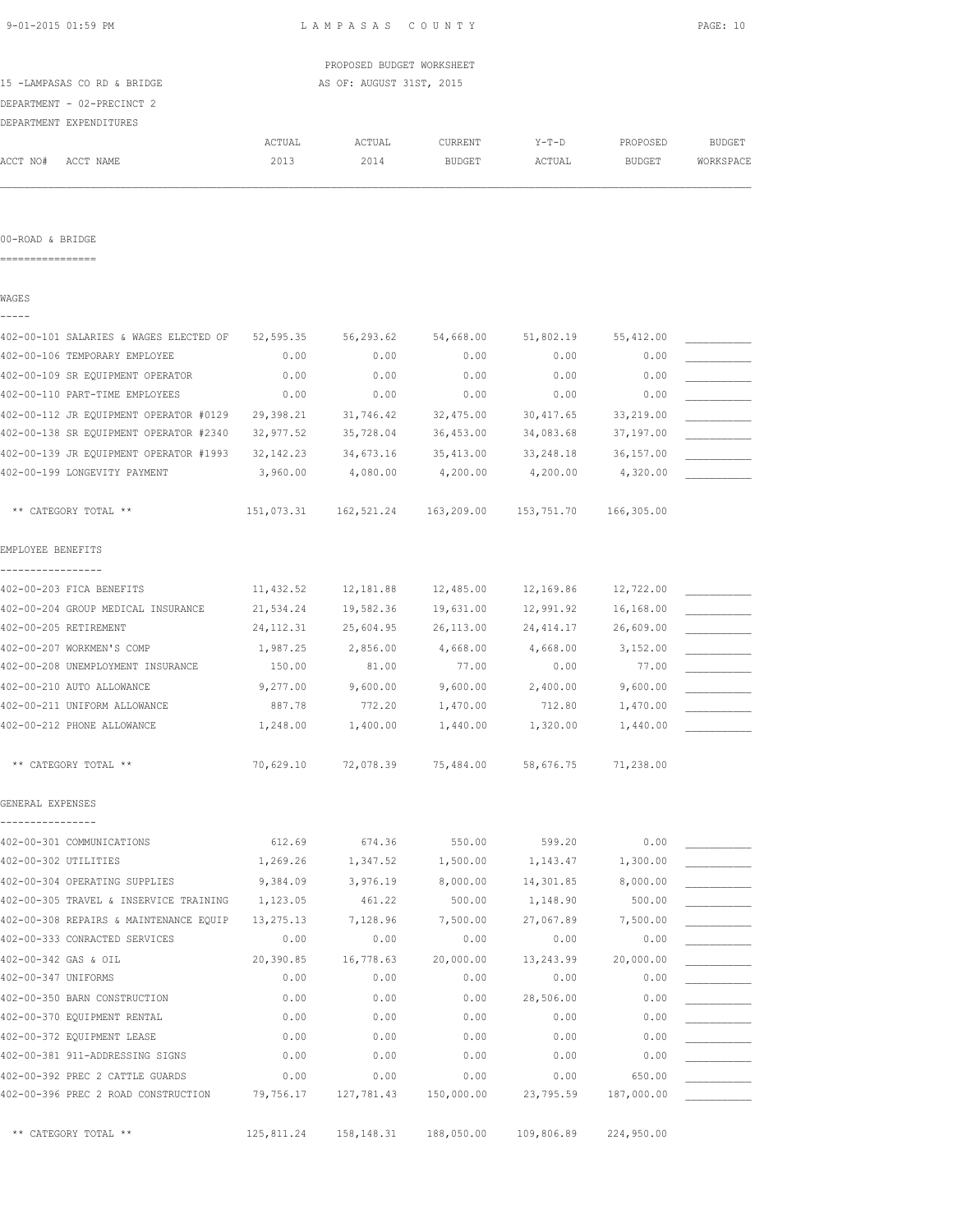PROPOSED BUDGET WORKSHEET

15 -LAMPASAS CO RD & BRIDGE — AS OF: AUGUST 31ST, 2015

DEPARTMENT - 02-PRECINCT 2

DEPARTMENT EXPENDITURES

## 00-ROAD & BRIDGE

| ACCT NO# ACCT NAME | ACTUAL 2013 | ACTUAL 2014 | CURRENT BUDGET | Y-T-D ACTUAL | PROPOSED BUDGET | BUDGET WORKSPACE |
|---|---|---|---|---|---|---|
| **WAGES** | | | | | | |
| 402-00-101 SALARIES & WAGES ELECTED OF | 52,595.35 | 56,293.62 | 54,668.00 | 51,802.19 | 55,412.00 | ___________ |
| 402-00-106 TEMPORARY EMPLOYEE | 0.00 | 0.00 | 0.00 | 0.00 | 0.00 | ___________ |
| 402-00-109 SR EQUIPMENT OPERATOR | 0.00 | 0.00 | 0.00 | 0.00 | 0.00 | ___________ |
| 402-00-110 PART-TIME EMPLOYEES | 0.00 | 0.00 | 0.00 | 0.00 | 0.00 | ___________ |
| 402-00-112 JR EQUIPMENT OPERATOR #0129 | 29,398.21 | 31,746.42 | 32,475.00 | 30,417.65 | 33,219.00 | ___________ |
| 402-00-138 SR EQUIPMENT OPERATOR #2340 | 32,977.52 | 35,728.04 | 36,453.00 | 34,083.68 | 37,197.00 | ___________ |
| 402-00-139 JR EQUIPMENT OPERATOR #1993 | 32,142.23 | 34,673.16 | 35,413.00 | 33,248.18 | 36,157.00 | ___________ |
| 402-00-199 LONGEVITY PAYMENT | 3,960.00 | 4,080.00 | 4,200.00 | 4,200.00 | 4,320.00 | ___________ |
| ** CATEGORY TOTAL ** | 151,073.31 | 162,521.24 | 163,209.00 | 153,751.70 | 166,305.00 | |
| **EMPLOYEE BENEFITS** | | | | | | |
| 402-00-203 FICA BENEFITS | 11,432.52 | 12,181.88 | 12,485.00 | 12,169.86 | 12,722.00 | ___________ |
| 402-00-204 GROUP MEDICAL INSURANCE | 21,534.24 | 19,582.36 | 19,631.00 | 12,991.92 | 16,168.00 | ___________ |
| 402-00-205 RETIREMENT | 24,112.31 | 25,604.95 | 26,113.00 | 24,414.17 | 26,609.00 | ___________ |
| 402-00-207 WORKMEN'S COMP | 1,987.25 | 2,856.00 | 4,668.00 | 4,668.00 | 3,152.00 | ___________ |
| 402-00-208 UNEMPLOYMENT INSURANCE | 150.00 | 81.00 | 77.00 | 0.00 | 77.00 | ___________ |
| 402-00-210 AUTO ALLOWANCE | 9,277.00 | 9,600.00 | 9,600.00 | 2,400.00 | 9,600.00 | ___________ |
| 402-00-211 UNIFORM ALLOWANCE | 887.78 | 772.20 | 1,470.00 | 712.80 | 1,470.00 | ___________ |
| 402-00-212 PHONE ALLOWANCE | 1,248.00 | 1,400.00 | 1,440.00 | 1,320.00 | 1,440.00 | ___________ |
| ** CATEGORY TOTAL ** | 70,629.10 | 72,078.39 | 75,484.00 | 58,676.75 | 71,238.00 | |
| **GENERAL EXPENSES** | | | | | | |
| 402-00-301 COMMUNICATIONS | 612.69 | 674.36 | 550.00 | 599.20 | 0.00 | ___________ |
| 402-00-302 UTILITIES | 1,269.26 | 1,347.52 | 1,500.00 | 1,143.47 | 1,300.00 | ___________ |
| 402-00-304 OPERATING SUPPLIES | 9,384.09 | 3,976.19 | 8,000.00 | 14,301.85 | 8,000.00 | ___________ |
| 402-00-305 TRAVEL & INSERVICE TRAINING | 1,123.05 | 461.22 | 500.00 | 1,148.90 | 500.00 | ___________ |
| 402-00-308 REPAIRS & MAINTENANCE EQUIP | 13,275.13 | 7,128.96 | 7,500.00 | 27,067.89 | 7,500.00 | ___________ |
| 402-00-333 CONRACTED SERVICES | 0.00 | 0.00 | 0.00 | 0.00 | 0.00 | ___________ |
| 402-00-342 GAS & OIL | 20,390.85 | 16,778.63 | 20,000.00 | 13,243.99 | 20,000.00 | ___________ |
| 402-00-347 UNIFORMS | 0.00 | 0.00 | 0.00 | 0.00 | 0.00 | ___________ |
| 402-00-350 BARN CONSTRUCTION | 0.00 | 0.00 | 0.00 | 28,506.00 | 0.00 | ___________ |
| 402-00-370 EQUIPMENT RENTAL | 0.00 | 0.00 | 0.00 | 0.00 | 0.00 | ___________ |
| 402-00-372 EQUIPMENT LEASE | 0.00 | 0.00 | 0.00 | 0.00 | 0.00 | ___________ |
| 402-00-381 911-ADDRESSING SIGNS | 0.00 | 0.00 | 0.00 | 0.00 | 0.00 | ___________ |
| 402-00-392 PREC 2 CATTLE GUARDS | 0.00 | 0.00 | 0.00 | 0.00 | 650.00 | ___________ |
| 402-00-396 PREC 2 ROAD CONSTRUCTION | 79,756.17 | 127,781.43 | 150,000.00 | 23,795.59 | 187,000.00 | ___________ |
| ** CATEGORY TOTAL ** | 125,811.24 | 158,148.31 | 188,050.00 | 109,806.89 | 224,950.00 | |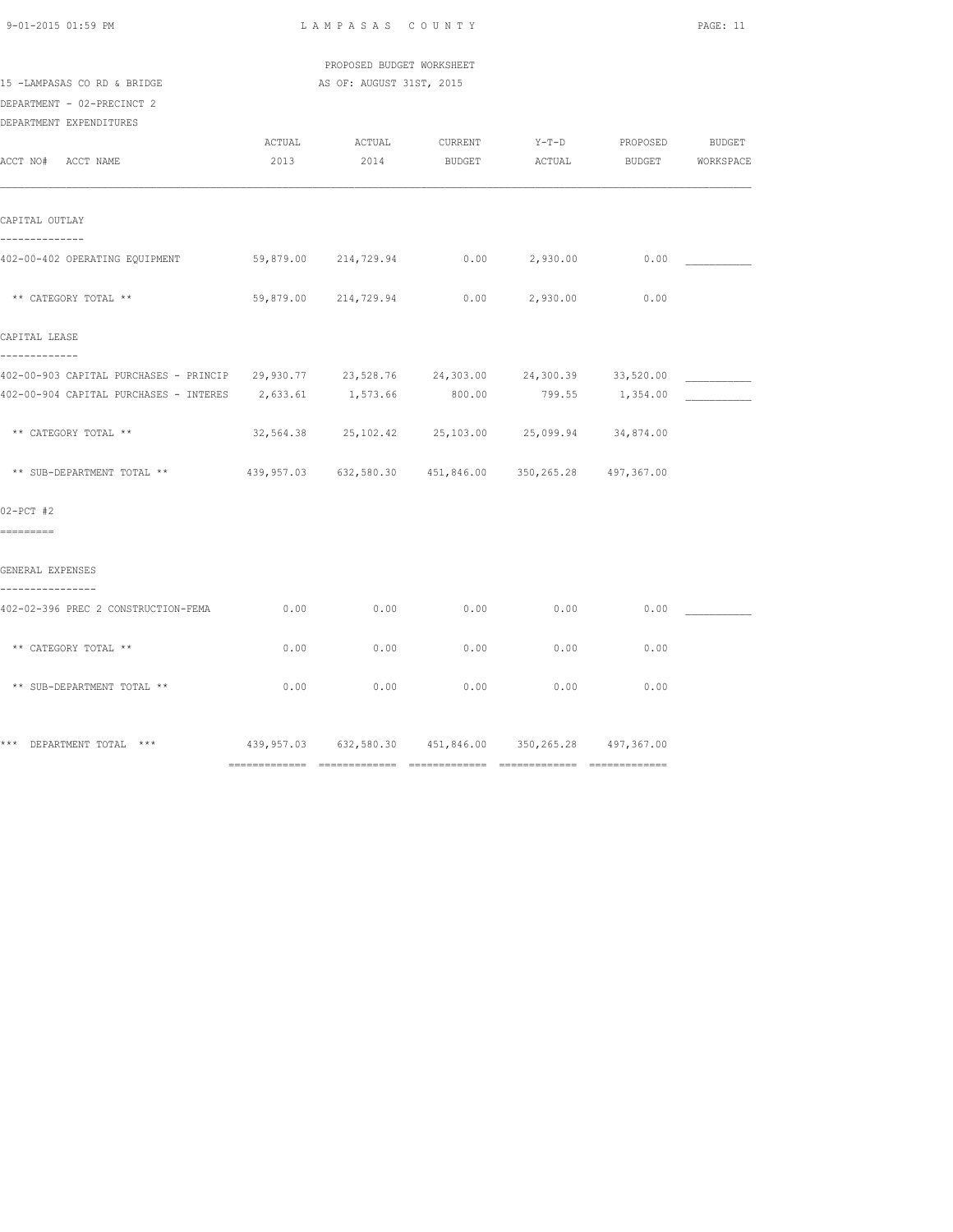PROPOSED BUDGET WORKSHEET

15 -LAMPASAS CO RD & BRIDGE — AS OF: AUGUST 31ST, 2015

DEPARTMENT - 02-PRECINCT 2

DEPARTMENT EXPENDITURES

| ACCT NO# ACCT NAME | ACTUAL 2013 | ACTUAL 2014 | CURRENT BUDGET | Y-T-D ACTUAL | PROPOSED BUDGET | BUDGET WORKSPACE |
|---|---|---|---|---|---|---|
| **CAPITAL OUTLAY** | | | | | | |
| 402-00-402 OPERATING EQUIPMENT | 59,879.00 | 214,729.94 | 0.00 | 2,930.00 | 0.00 | ___________ |
| ** CATEGORY TOTAL ** | 59,879.00 | 214,729.94 | 0.00 | 2,930.00 | 0.00 | |
| **CAPITAL LEASE** | | | | | | |
| 402-00-903 CAPITAL PURCHASES - PRINCIP | 29,930.77 | 23,528.76 | 24,303.00 | 24,300.39 | 33,520.00 | ___________ |
| 402-00-904 CAPITAL PURCHASES - INTERES | 2,633.61 | 1,573.66 | 800.00 | 799.55 | 1,354.00 | ___________ |
| ** CATEGORY TOTAL ** | 32,564.38 | 25,102.42 | 25,103.00 | 25,099.94 | 34,874.00 | |
| ** SUB-DEPARTMENT TOTAL ** | 439,957.03 | 632,580.30 | 451,846.00 | 350,265.28 | 497,367.00 | |
| **02-PCT #2** | | | | | | |
| **GENERAL EXPENSES** | | | | | | |
| 402-02-396 PREC 2 CONSTRUCTION-FEMA | 0.00 | 0.00 | 0.00 | 0.00 | 0.00 | ___________ |
| ** CATEGORY TOTAL ** | 0.00 | 0.00 | 0.00 | 0.00 | 0.00 | |
| ** SUB-DEPARTMENT TOTAL ** | 0.00 | 0.00 | 0.00 | 0.00 | 0.00 | |
| *** DEPARTMENT TOTAL *** | 439,957.03 | 632,580.30 | 451,846.00 | 350,265.28 | 497,367.00 | |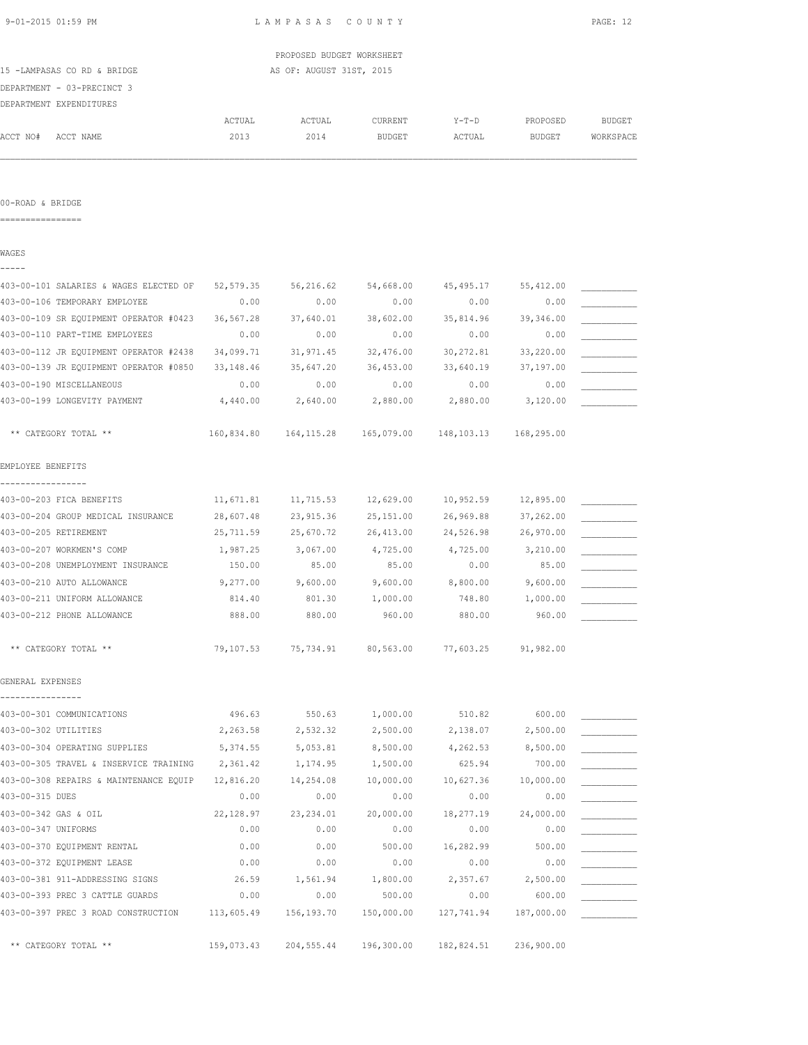LAMPASAS COUNTY

PROPOSED BUDGET WORKSHEET

15 -LAMPASAS CO RD & BRIDGE — AS OF: AUGUST 31ST, 2015

DEPARTMENT - 03-PRECINCT 3

DEPARTMENT EXPENDITURES

## 00-ROAD & BRIDGE

### WAGES

| ACCT NO# | ACCT NAME | ACTUAL 2013 | ACTUAL 2014 | CURRENT BUDGET | Y-T-D ACTUAL | PROPOSED BUDGET | BUDGET WORKSPACE |
|---|---|---|---|---|---|---|---|
| 403-00-101 | SALARIES & WAGES ELECTED OF | 52,579.35 | 56,216.62 | 54,668.00 | 45,495.17 | 55,412.00 | ___________ |
| 403-00-106 | TEMPORARY EMPLOYEE | 0.00 | 0.00 | 0.00 | 0.00 | 0.00 | ___________ |
| 403-00-109 | SR EQUIPMENT OPERATOR #0423 | 36,567.28 | 37,640.01 | 38,602.00 | 35,814.96 | 39,346.00 | ___________ |
| 403-00-110 | PART-TIME EMPLOYEES | 0.00 | 0.00 | 0.00 | 0.00 | 0.00 | ___________ |
| 403-00-112 | JR EQUIPMENT OPERATOR #2438 | 34,099.71 | 31,971.45 | 32,476.00 | 30,272.81 | 33,220.00 | ___________ |
| 403-00-139 | JR EQUIPMENT OPERATOR #0850 | 33,148.46 | 35,647.20 | 36,453.00 | 33,640.19 | 37,197.00 | ___________ |
| 403-00-190 | MISCELLANEOUS | 0.00 | 0.00 | 0.00 | 0.00 | 0.00 | ___________ |
| 403-00-199 | LONGEVITY PAYMENT | 4,440.00 | 2,640.00 | 2,880.00 | 2,880.00 | 3,120.00 | ___________ |
| | ** CATEGORY TOTAL ** | 160,834.80 | 164,115.28 | 165,079.00 | 148,103.13 | 168,295.00 | |

### EMPLOYEE BENEFITS

| ACCT NO# | ACCT NAME | ACTUAL 2013 | ACTUAL 2014 | CURRENT BUDGET | Y-T-D ACTUAL | PROPOSED BUDGET | BUDGET WORKSPACE |
|---|---|---|---|---|---|---|---|
| 403-00-203 | FICA BENEFITS | 11,671.81 | 11,715.53 | 12,629.00 | 10,952.59 | 12,895.00 | ___________ |
| 403-00-204 | GROUP MEDICAL INSURANCE | 28,607.48 | 23,915.36 | 25,151.00 | 26,969.88 | 37,262.00 | ___________ |
| 403-00-205 | RETIREMENT | 25,711.59 | 25,670.72 | 26,413.00 | 24,526.98 | 26,970.00 | ___________ |
| 403-00-207 | WORKMEN'S COMP | 1,987.25 | 3,067.00 | 4,725.00 | 4,725.00 | 3,210.00 | ___________ |
| 403-00-208 | UNEMPLOYMENT INSURANCE | 150.00 | 85.00 | 85.00 | 0.00 | 85.00 | ___________ |
| 403-00-210 | AUTO ALLOWANCE | 9,277.00 | 9,600.00 | 9,600.00 | 8,800.00 | 9,600.00 | ___________ |
| 403-00-211 | UNIFORM ALLOWANCE | 814.40 | 801.30 | 1,000.00 | 748.80 | 1,000.00 | ___________ |
| 403-00-212 | PHONE ALLOWANCE | 888.00 | 880.00 | 960.00 | 880.00 | 960.00 | ___________ |
| | ** CATEGORY TOTAL ** | 79,107.53 | 75,734.91 | 80,563.00 | 77,603.25 | 91,982.00 | |

### GENERAL EXPENSES

| ACCT NO# | ACCT NAME | ACTUAL 2013 | ACTUAL 2014 | CURRENT BUDGET | Y-T-D ACTUAL | PROPOSED BUDGET | BUDGET WORKSPACE |
|---|---|---|---|---|---|---|---|
| 403-00-301 | COMMUNICATIONS | 496.63 | 550.63 | 1,000.00 | 510.82 | 600.00 | ___________ |
| 403-00-302 | UTILITIES | 2,263.58 | 2,532.32 | 2,500.00 | 2,138.07 | 2,500.00 | ___________ |
| 403-00-304 | OPERATING SUPPLIES | 5,374.55 | 5,053.81 | 8,500.00 | 4,262.53 | 8,500.00 | ___________ |
| 403-00-305 | TRAVEL & INSERVICE TRAINING | 2,361.42 | 1,174.95 | 1,500.00 | 625.94 | 700.00 | ___________ |
| 403-00-308 | REPAIRS & MAINTENANCE EQUIP | 12,816.20 | 14,254.08 | 10,000.00 | 10,627.36 | 10,000.00 | ___________ |
| 403-00-315 | DUES | 0.00 | 0.00 | 0.00 | 0.00 | 0.00 | ___________ |
| 403-00-342 | GAS & OIL | 22,128.97 | 23,234.01 | 20,000.00 | 18,277.19 | 24,000.00 | ___________ |
| 403-00-347 | UNIFORMS | 0.00 | 0.00 | 0.00 | 0.00 | 0.00 | ___________ |
| 403-00-370 | EQUIPMENT RENTAL | 0.00 | 0.00 | 500.00 | 16,282.99 | 500.00 | ___________ |
| 403-00-372 | EQUIPMENT LEASE | 0.00 | 0.00 | 0.00 | 0.00 | 0.00 | ___________ |
| 403-00-381 | 911-ADDRESSING SIGNS | 26.59 | 1,561.94 | 1,800.00 | 2,357.67 | 2,500.00 | ___________ |
| 403-00-393 | PREC 3 CATTLE GUARDS | 0.00 | 0.00 | 500.00 | 0.00 | 600.00 | ___________ |
| 403-00-397 | PREC 3 ROAD CONSTRUCTION | 113,605.49 | 156,193.70 | 150,000.00 | 127,741.94 | 187,000.00 | ___________ |
| | ** CATEGORY TOTAL ** | 159,073.43 | 204,555.44 | 196,300.00 | 182,824.51 | 236,900.00 | |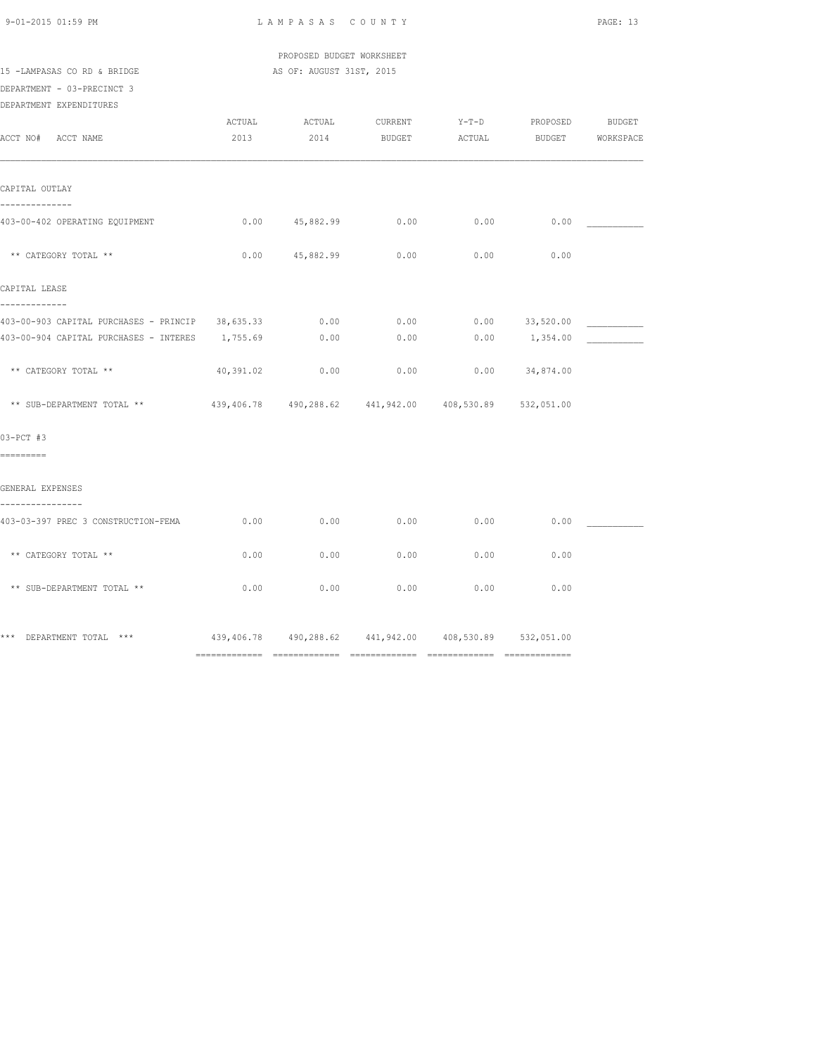PROPOSED BUDGET WORKSHEET

15 -LAMPASAS CO RD & BRIDGE — AS OF: AUGUST 31ST, 2015

DEPARTMENT - 03-PRECINCT 3

DEPARTMENT EXPENDITURES

| ACCT NO# ACCT NAME | ACTUAL 2013 | ACTUAL 2014 | CURRENT BUDGET | Y-T-D ACTUAL | PROPOSED BUDGET | BUDGET WORKSPACE |
|---|---|---|---|---|---|---|
| **CAPITAL OUTLAY** | | | | | | |
| 403-00-402 OPERATING EQUIPMENT | 0.00 | 45,882.99 | 0.00 | 0.00 | 0.00 | ___________ |
| ** CATEGORY TOTAL ** | 0.00 | 45,882.99 | 0.00 | 0.00 | 0.00 | |
| **CAPITAL LEASE** | | | | | | |
| 403-00-903 CAPITAL PURCHASES - PRINCIP | 38,635.33 | 0.00 | 0.00 | 0.00 | 33,520.00 | ___________ |
| 403-00-904 CAPITAL PURCHASES - INTERES | 1,755.69 | 0.00 | 0.00 | 0.00 | 1,354.00 | ___________ |
| ** CATEGORY TOTAL ** | 40,391.02 | 0.00 | 0.00 | 0.00 | 34,874.00 | |
| ** SUB-DEPARTMENT TOTAL ** | 439,406.78 | 490,288.62 | 441,942.00 | 408,530.89 | 532,051.00 | |
| **03-PCT #3** | | | | | | |
| **GENERAL EXPENSES** | | | | | | |
| 403-03-397 PREC 3 CONSTRUCTION-FEMA | 0.00 | 0.00 | 0.00 | 0.00 | 0.00 | ___________ |
| ** CATEGORY TOTAL ** | 0.00 | 0.00 | 0.00 | 0.00 | 0.00 | |
| ** SUB-DEPARTMENT TOTAL ** | 0.00 | 0.00 | 0.00 | 0.00 | 0.00 | |
| *** DEPARTMENT TOTAL *** | 439,406.78 | 490,288.62 | 441,942.00 | 408,530.89 | 532,051.00 | |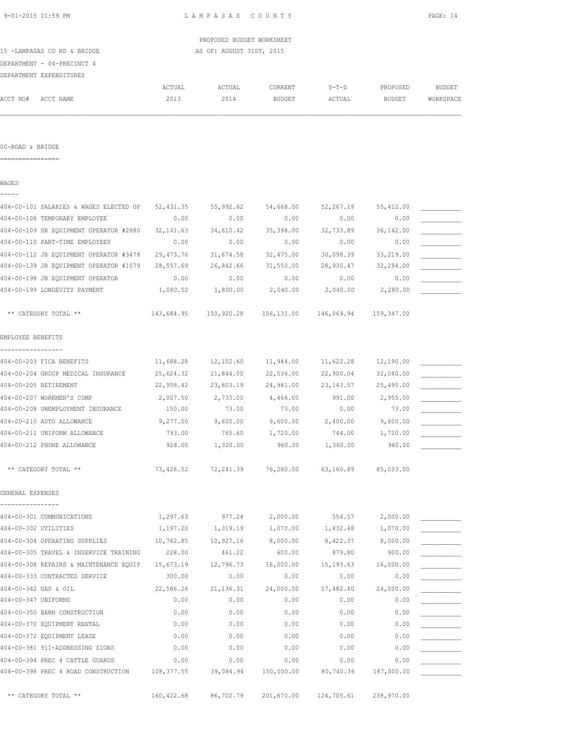PROPOSED BUDGET WORKSHEET

15 -LAMPASAS CO RD & BRIDGE — AS OF: AUGUST 31ST, 2015

DEPARTMENT - 04-PRECINCT 4

DEPARTMENT EXPENDITURES

## 00-ROAD & BRIDGE

### WAGES

| ACCT NO# ACCT NAME | ACTUAL 2013 | ACTUAL 2014 | CURRENT BUDGET | Y-T-D ACTUAL | PROPOSED BUDGET | BUDGET WORKSPACE |
|---|---|---|---|---|---|---|
| 404-00-101 SALARIES & WAGES ELECTED OF | 52,431.35 | 55,992.62 | 54,668.00 | 52,267.19 | 55,412.00 | __________ |
| 404-00-106 TEMPORARY EMPLOYEE | 0.00 | 0.00 | 0.00 | 0.00 | 0.00 | __________ |
| 404-00-109 SR EQUIPMENT OPERATOR #2880 | 32,141.63 | 34,610.42 | 35,398.00 | 32,733.89 | 36,142.00 | __________ |
| 404-00-110 PART-TIME EMPLOYEES | 0.00 | 0.00 | 0.00 | 0.00 | 0.00 | __________ |
| 404-00-112 JR EQUIPMENT OPERATOR #3478 | 29,473.76 | 31,674.58 | 32,475.00 | 30,098.39 | 33,219.00 | __________ |
| 404-00-139 JR EQUIPMENT OPERATOR #1079 | 28,557.69 | 26,842.66 | 31,550.00 | 28,930.47 | 32,294.00 | __________ |
| 404-00-198 JR EQUIPMENT OPERATOR | 0.00 | 0.00 | 0.00 | 0.00 | 0.00 | __________ |
| 404-00-199 LONGEVITY PAYMENT | 1,080.52 | 1,800.00 | 2,040.00 | 2,040.00 | 2,280.00 | __________ |
| ** CATEGORY TOTAL ** | 143,684.95 | 150,920.28 | 156,131.00 | 146,069.94 | 159,347.00 | |

### EMPLOYEE BENEFITS

| ACCT NO# ACCT NAME | ACTUAL 2013 | ACTUAL 2014 | CURRENT BUDGET | Y-T-D ACTUAL | PROPOSED BUDGET | BUDGET WORKSPACE |
|---|---|---|---|---|---|---|
| 404-00-203 FICA BENEFITS | 11,688.28 | 12,102.60 | 11,944.00 | 11,622.28 | 12,190.00 | __________ |
| 404-00-204 GROUP MEDICAL INSURANCE | 25,624.32 | 21,844.00 | 22,536.00 | 22,900.04 | 32,040.00 | __________ |
| 404-00-205 RETIREMENT | 22,958.42 | 23,803.19 | 24,981.00 | 23,143.57 | 25,495.00 | __________ |
| 404-00-207 WORKMEN'S COMP | 2,007.50 | 2,733.00 | 4,466.00 | 991.00 | 2,955.00 | __________ |
| 404-00-208 UNEMPLOYMENT INSURANCE | 150.00 | 73.00 | 73.00 | 0.00 | 73.00 | __________ |
| 404-00-210 AUTO ALLOWANCE | 9,277.00 | 9,600.00 | 9,600.00 | 2,400.00 | 9,600.00 | __________ |
| 404-00-211 UNIFORM ALLOWANCE | 793.00 | 765.60 | 1,720.00 | 744.00 | 1,720.00 | __________ |
| 404-00-212 PHONE ALLOWANCE | 928.00 | 1,320.00 | 960.00 | 1,360.00 | 960.00 | __________ |
| ** CATEGORY TOTAL ** | 73,426.52 | 72,241.39 | 76,280.00 | 63,160.89 | 85,033.00 | |

### GENERAL EXPENSES

| ACCT NO# ACCT NAME | ACTUAL 2013 | ACTUAL 2014 | CURRENT BUDGET | Y-T-D ACTUAL | PROPOSED BUDGET | BUDGET WORKSPACE |
|---|---|---|---|---|---|---|
| 404-00-301 COMMUNICATIONS | 1,297.63 | 977.24 | 2,000.00 | 554.57 | 2,000.00 | __________ |
| 404-00-302 UTILITIES | 1,197.20 | 1,319.19 | 1,070.00 | 1,432.48 | 1,070.00 | __________ |
| 404-00-304 OPERATING SUPPLIES | 10,762.85 | 10,927.16 | 8,000.00 | 8,422.37 | 8,000.00 | __________ |
| 404-00-305 TRAVEL & INSERVICE TRAINING | 228.00 | 461.22 | 600.00 | 879.80 | 900.00 | __________ |
| 404-00-308 REPAIRS & MAINTENANCE EQUIP | 15,673.19 | 12,796.73 | 16,000.00 | 15,193.63 | 16,000.00 | __________ |
| 404-00-333 CONTRACTED SERVICE | 300.00 | 0.00 | 0.00 | 0.00 | 0.00 | __________ |
| 404-00-342 GAS & OIL | 22,586.26 | 21,136.31 | 24,000.00 | 17,482.40 | 24,000.00 | __________ |
| 404-00-347 UNIFORMS | 0.00 | 0.00 | 0.00 | 0.00 | 0.00 | __________ |
| 404-00-350 BARN CONSTRUCTION | 0.00 | 0.00 | 0.00 | 0.00 | 0.00 | __________ |
| 404-00-370 EQUIPMENT RENTAL | 0.00 | 0.00 | 0.00 | 0.00 | 0.00 | __________ |
| 404-00-372 EQUIPMENT LEASE | 0.00 | 0.00 | 0.00 | 0.00 | 0.00 | __________ |
| 404-00-381 911-ADDRESSING SIGNS | 0.00 | 0.00 | 0.00 | 0.00 | 0.00 | __________ |
| 404-00-394 PREC 4 CATTLE GUARDS | 0.00 | 0.00 | 0.00 | 0.00 | 0.00 | __________ |
| 404-00-398 PREC 4 ROAD CONSTRUCTION | 108,377.55 | 39,084.94 | 150,000.00 | 80,740.36 | 187,000.00 | __________ |
| ** CATEGORY TOTAL ** | 160,422.68 | 86,702.79 | 201,670.00 | 124,705.61 | 238,970.00 | |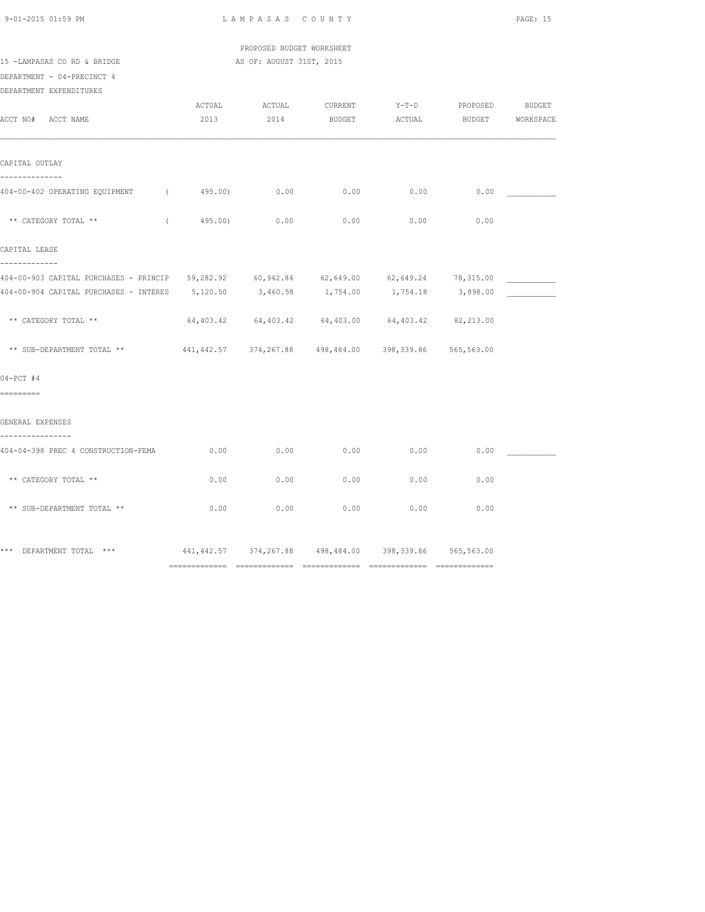PROPOSED BUDGET WORKSHEET

15 -LAMPASAS CO RD & BRIDGE AS OF: AUGUST 31ST, 2015

DEPARTMENT - 04-PRECINCT 4

DEPARTMENT EXPENDITURES

| ACCT NO# ACCT NAME | ACTUAL 2013 | ACTUAL 2014 | CURRENT BUDGET | Y-T-D ACTUAL | PROPOSED BUDGET | BUDGET WORKSPACE |
|---|---|---|---|---|---|---|
| **CAPITAL OUTLAY** | | | | | | |
| 404-00-402 OPERATING EQUIPMENT | ( 495.00) | 0.00 | 0.00 | 0.00 | 0.00 | ___________ |
| ** CATEGORY TOTAL ** | ( 495.00) | 0.00 | 0.00 | 0.00 | 0.00 | |
| **CAPITAL LEASE** | | | | | | |
| 404-00-903 CAPITAL PURCHASES - PRINCIP | 59,282.92 | 60,942.84 | 62,649.00 | 62,649.24 | 78,315.00 | ___________ |
| 404-00-904 CAPITAL PURCHASES - INTERES | 5,120.50 | 3,460.58 | 1,754.00 | 1,754.18 | 3,898.00 | ___________ |
| ** CATEGORY TOTAL ** | 64,403.42 | 64,403.42 | 64,403.00 | 64,403.42 | 82,213.00 | |
| ** SUB-DEPARTMENT TOTAL ** | 441,442.57 | 374,267.88 | 498,484.00 | 398,339.86 | 565,563.00 | |
| **04-PCT #4** | | | | | | |
| **GENERAL EXPENSES** | | | | | | |
| 404-04-398 PREC 4 CONSTRUCTION-FEMA | 0.00 | 0.00 | 0.00 | 0.00 | 0.00 | ___________ |
| ** CATEGORY TOTAL ** | 0.00 | 0.00 | 0.00 | 0.00 | 0.00 | |
| ** SUB-DEPARTMENT TOTAL ** | 0.00 | 0.00 | 0.00 | 0.00 | 0.00 | |
| *** DEPARTMENT TOTAL *** | 441,442.57 | 374,267.88 | 498,484.00 | 398,339.86 | 565,563.00 | |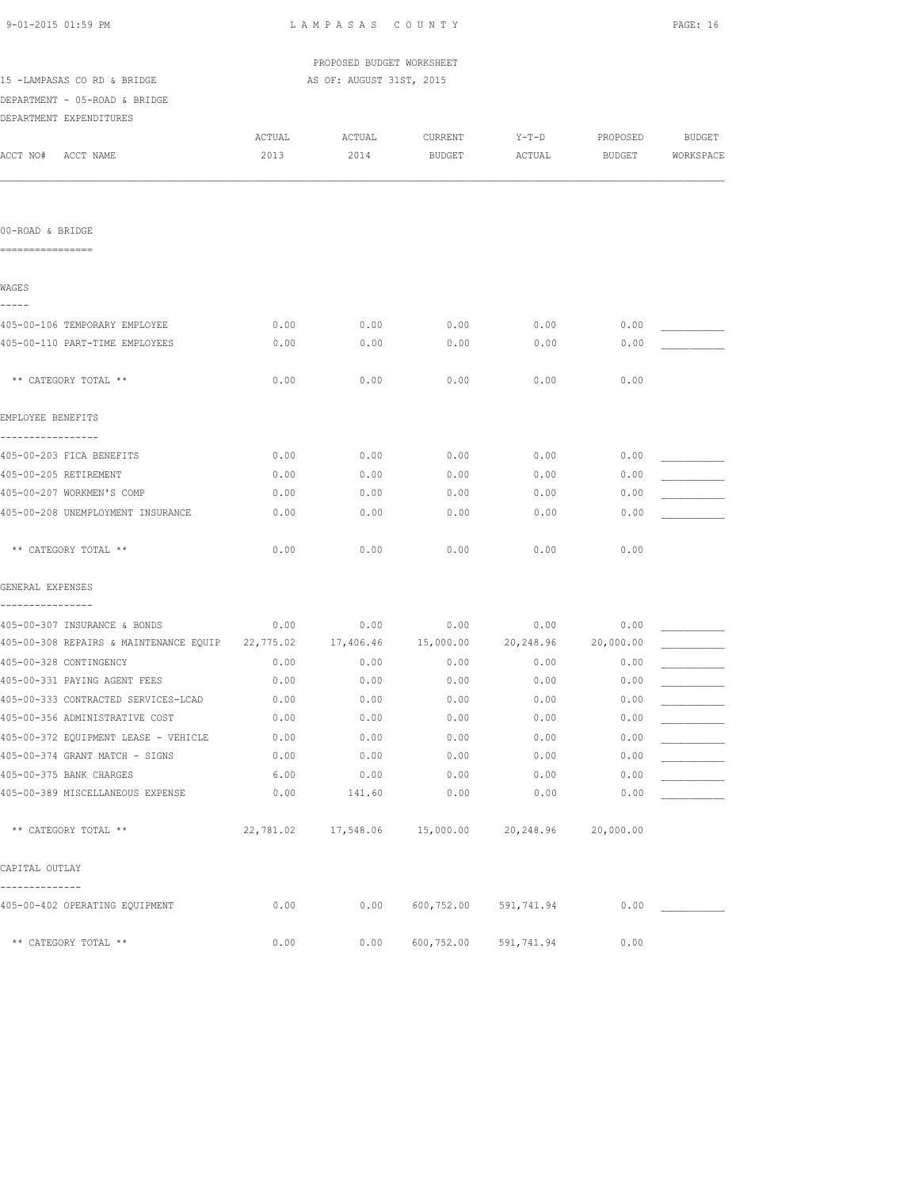LAMPASAS COUNTY

PROPOSED BUDGET WORKSHEET
AS OF: AUGUST 31ST, 2015

15 -LAMPASAS CO RD & BRIDGE
DEPARTMENT - 05-ROAD & BRIDGE
DEPARTMENT EXPENDITURES

| ACCT NO# ACCT NAME | ACTUAL 2013 | ACTUAL 2014 | CURRENT BUDGET | Y-T-D ACTUAL | PROPOSED BUDGET | BUDGET WORKSPACE |
|---|---|---|---|---|---|---|
| **00-ROAD & BRIDGE** | | | | | | |
| **WAGES** | | | | | | |
| 405-00-106 TEMPORARY EMPLOYEE | 0.00 | 0.00 | 0.00 | 0.00 | 0.00 | ___________ |
| 405-00-110 PART-TIME EMPLOYEES | 0.00 | 0.00 | 0.00 | 0.00 | 0.00 | ___________ |
| ** CATEGORY TOTAL ** | 0.00 | 0.00 | 0.00 | 0.00 | 0.00 | |
| **EMPLOYEE BENEFITS** | | | | | | |
| 405-00-203 FICA BENEFITS | 0.00 | 0.00 | 0.00 | 0.00 | 0.00 | ___________ |
| 405-00-205 RETIREMENT | 0.00 | 0.00 | 0.00 | 0.00 | 0.00 | ___________ |
| 405-00-207 WORKMEN'S COMP | 0.00 | 0.00 | 0.00 | 0.00 | 0.00 | ___________ |
| 405-00-208 UNEMPLOYMENT INSURANCE | 0.00 | 0.00 | 0.00 | 0.00 | 0.00 | ___________ |
| ** CATEGORY TOTAL ** | 0.00 | 0.00 | 0.00 | 0.00 | 0.00 | |
| **GENERAL EXPENSES** | | | | | | |
| 405-00-307 INSURANCE & BONDS | 0.00 | 0.00 | 0.00 | 0.00 | 0.00 | ___________ |
| 405-00-308 REPAIRS & MAINTENANCE EQUIP | 22,775.02 | 17,406.46 | 15,000.00 | 20,248.96 | 20,000.00 | ___________ |
| 405-00-328 CONTINGENCY | 0.00 | 0.00 | 0.00 | 0.00 | 0.00 | ___________ |
| 405-00-331 PAYING AGENT FEES | 0.00 | 0.00 | 0.00 | 0.00 | 0.00 | ___________ |
| 405-00-333 CONTRACTED SERVICES-LCAD | 0.00 | 0.00 | 0.00 | 0.00 | 0.00 | ___________ |
| 405-00-356 ADMINISTRATIVE COST | 0.00 | 0.00 | 0.00 | 0.00 | 0.00 | ___________ |
| 405-00-372 EQUIPMENT LEASE - VEHICLE | 0.00 | 0.00 | 0.00 | 0.00 | 0.00 | ___________ |
| 405-00-374 GRANT MATCH - SIGNS | 0.00 | 0.00 | 0.00 | 0.00 | 0.00 | ___________ |
| 405-00-375 BANK CHARGES | 6.00 | 0.00 | 0.00 | 0.00 | 0.00 | ___________ |
| 405-00-389 MISCELLANEOUS EXPENSE | 0.00 | 141.60 | 0.00 | 0.00 | 0.00 | ___________ |
| ** CATEGORY TOTAL ** | 22,781.02 | 17,548.06 | 15,000.00 | 20,248.96 | 20,000.00 | |
| **CAPITAL OUTLAY** | | | | | | |
| 405-00-402 OPERATING EQUIPMENT | 0.00 | 0.00 | 600,752.00 | 591,741.94 | 0.00 | ___________ |
| ** CATEGORY TOTAL ** | 0.00 | 0.00 | 600,752.00 | 591,741.94 | 0.00 | |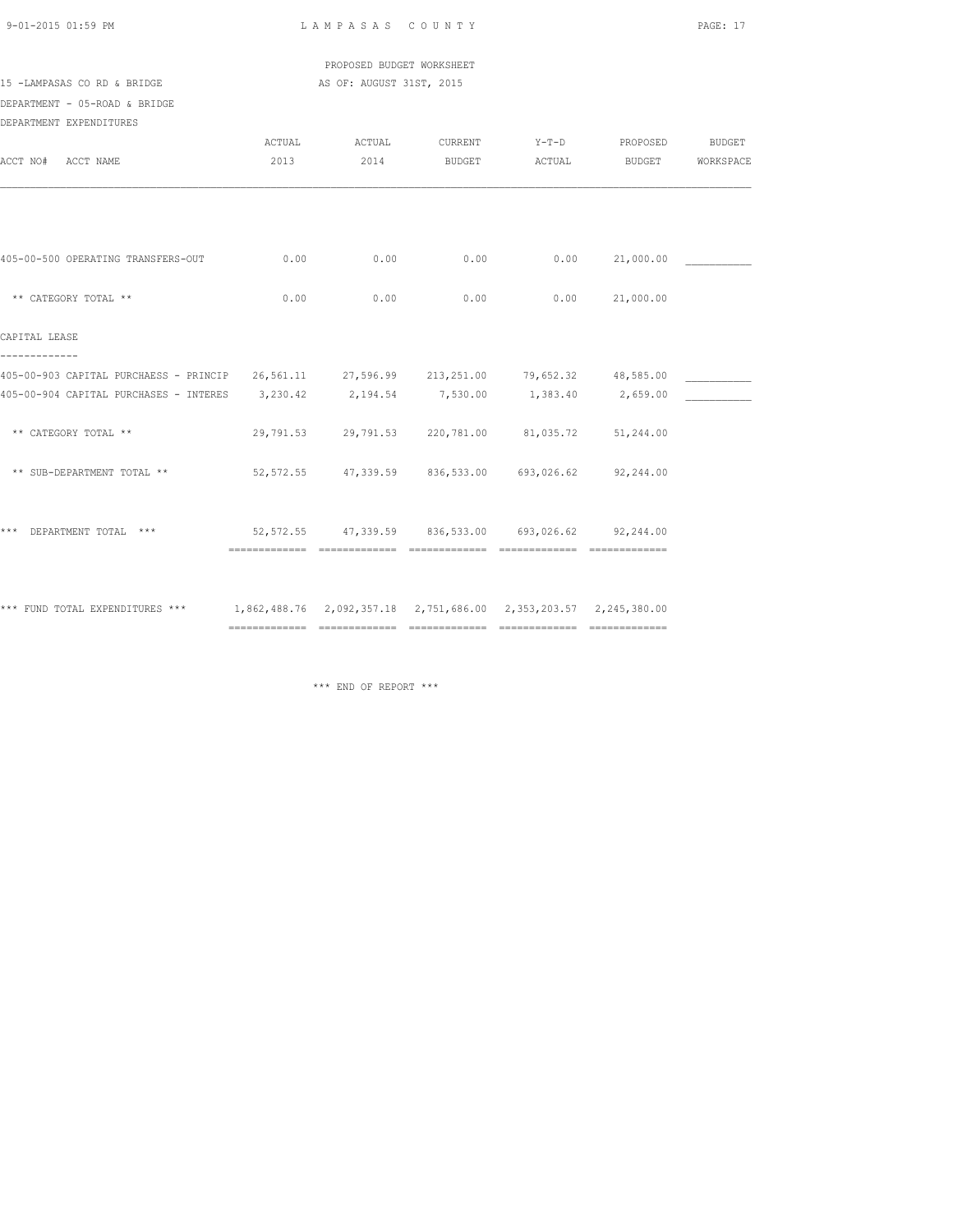PROPOSED BUDGET WORKSHEET

15 -LAMPASAS CO RD & BRIDGE — AS OF: AUGUST 31ST, 2015

DEPARTMENT - 05-ROAD & BRIDGE

DEPARTMENT EXPENDITURES

| ACCT NO# ACCT NAME | ACTUAL 2013 | ACTUAL 2014 | CURRENT BUDGET | Y-T-D ACTUAL | PROPOSED BUDGET | BUDGET WORKSPACE |
|---|---|---|---|---|---|---|
| 405-00-500 OPERATING TRANSFERS-OUT | 0.00 | 0.00 | 0.00 | 0.00 | 21,000.00 | ___________ |
| ** CATEGORY TOTAL ** | 0.00 | 0.00 | 0.00 | 0.00 | 21,000.00 | |
| CAPITAL LEASE | | | | | | |
| 405-00-903 CAPITAL PURCHAESS - PRINCIP | 26,561.11 | 27,596.99 | 213,251.00 | 79,652.32 | 48,585.00 | ___________ |
| 405-00-904 CAPITAL PURCHASES - INTERES | 3,230.42 | 2,194.54 | 7,530.00 | 1,383.40 | 2,659.00 | ___________ |
| ** CATEGORY TOTAL ** | 29,791.53 | 29,791.53 | 220,781.00 | 81,035.72 | 51,244.00 | |
| ** SUB-DEPARTMENT TOTAL ** | 52,572.55 | 47,339.59 | 836,533.00 | 693,026.62 | 92,244.00 | |
| *** DEPARTMENT TOTAL *** | 52,572.55 | 47,339.59 | 836,533.00 | 693,026.62 | 92,244.00 | |
| *** FUND TOTAL EXPENDITURES *** | 1,862,488.76 | 2,092,357.18 | 2,751,686.00 | 2,353,203.57 | 2,245,380.00 | |

*** END OF REPORT ***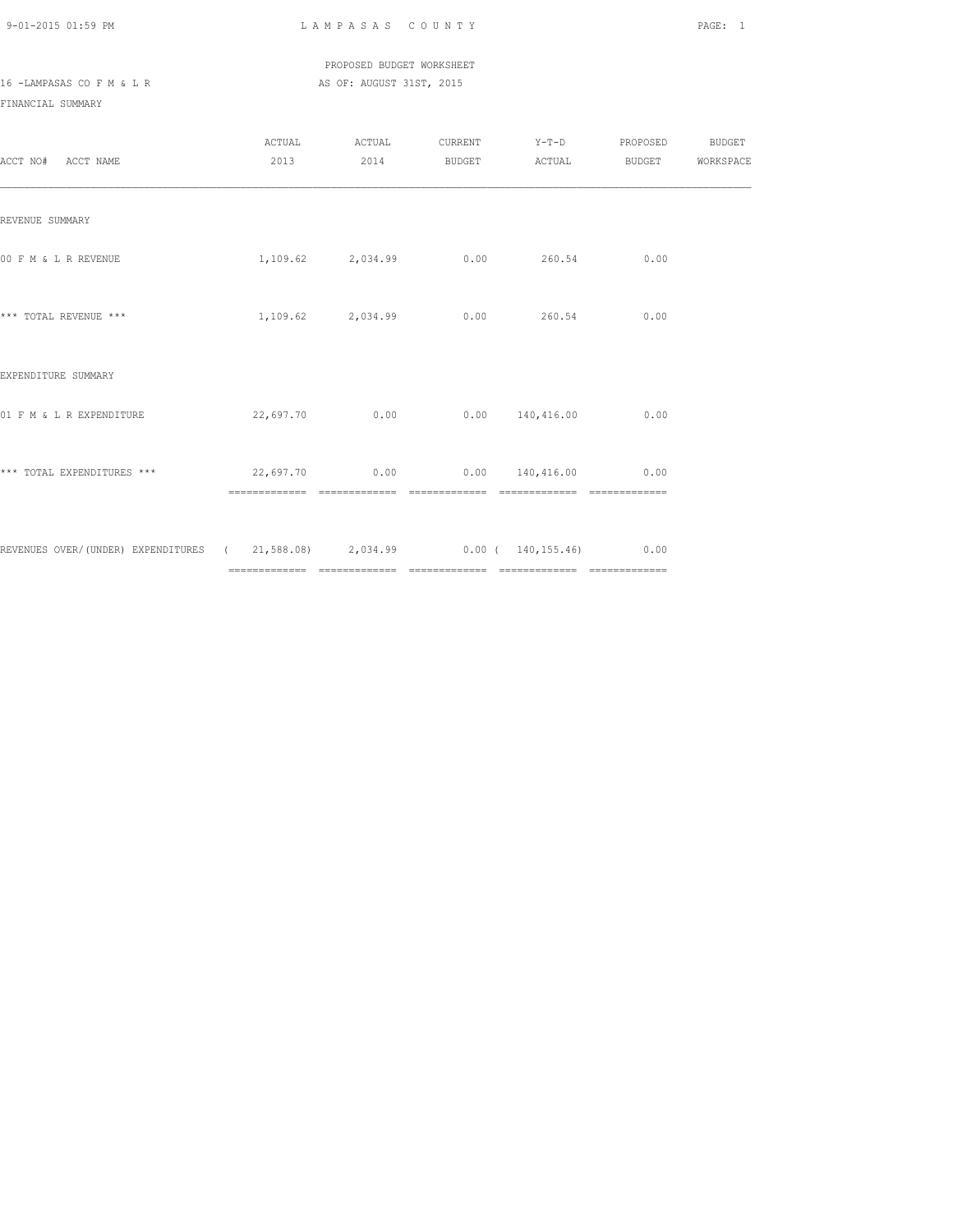PROPOSED BUDGET WORKSHEET

16 -LAMPASAS CO F M & L R AS OF: AUGUST 31ST, 2015

FINANCIAL SUMMARY

| ACCT NO# ACCT NAME | ACTUAL 2013 | ACTUAL 2014 | CURRENT BUDGET | Y-T-D ACTUAL | PROPOSED BUDGET | BUDGET WORKSPACE |
|---|---|---|---|---|---|---|
| REVENUE SUMMARY | | | | | | |
| 00 F M & L R REVENUE | 1,109.62 | 2,034.99 | 0.00 | 260.54 | 0.00 | |
| *** TOTAL REVENUE *** | 1,109.62 | 2,034.99 | 0.00 | 260.54 | 0.00 | |
| EXPENDITURE SUMMARY | | | | | | |
| 01 F M & L R EXPENDITURE | 22,697.70 | 0.00 | 0.00 | 140,416.00 | 0.00 | |
| *** TOTAL EXPENDITURES *** | 22,697.70 | 0.00 | 0.00 | 140,416.00 | 0.00 | |
| REVENUES OVER/(UNDER) EXPENDITURES | ( 21,588.08) | 2,034.99 | 0.00 | ( 140,155.46) | 0.00 | |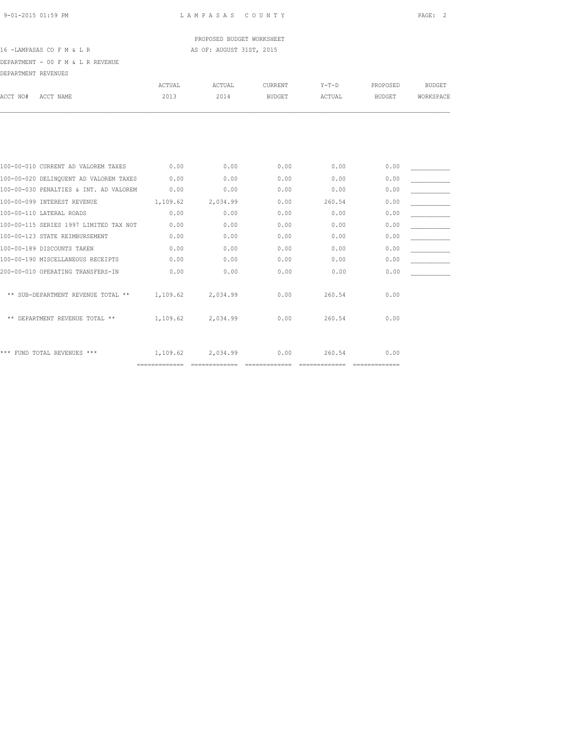PROPOSED BUDGET WORKSHEET

16 -LAMPASAS CO F M & L R — AS OF: AUGUST 31ST, 2015

DEPARTMENT - 00 F M & L R REVENUE

DEPARTMENT REVENUES

| ACCT NO# | ACCT NAME | ACTUAL 2013 | ACTUAL 2014 | CURRENT BUDGET | Y-T-D ACTUAL | PROPOSED BUDGET | BUDGET WORKSPACE |
|---|---|---|---|---|---|---|---|
| 100-00-010 | CURRENT AD VALOREM TAXES | 0.00 | 0.00 | 0.00 | 0.00 | 0.00 | |
| 100-00-020 | DELINQUENT AD VALOREM TAXES | 0.00 | 0.00 | 0.00 | 0.00 | 0.00 | |
| 100-00-030 | PENALTIES & INT. AD VALOREM | 0.00 | 0.00 | 0.00 | 0.00 | 0.00 | |
| 100-00-099 | INTEREST REVENUE | 1,109.62 | 2,034.99 | 0.00 | 260.54 | 0.00 | |
| 100-00-110 | LATERAL ROADS | 0.00 | 0.00 | 0.00 | 0.00 | 0.00 | |
| 100-00-115 | SERIES 1997 LIMITED TAX NOT | 0.00 | 0.00 | 0.00 | 0.00 | 0.00 | |
| 100-00-123 | STATE REIMBURSEMENT | 0.00 | 0.00 | 0.00 | 0.00 | 0.00 | |
| 100-00-189 | DISCOUNTS TAKEN | 0.00 | 0.00 | 0.00 | 0.00 | 0.00 | |
| 100-00-190 | MISCELLANEOUS RECEIPTS | 0.00 | 0.00 | 0.00 | 0.00 | 0.00 | |
| 200-00-010 | OPERATING TRANSFERS-IN | 0.00 | 0.00 | 0.00 | 0.00 | 0.00 | |
| | ** SUB-DEPARTMENT REVENUE TOTAL ** | 1,109.62 | 2,034.99 | 0.00 | 260.54 | 0.00 | |
| | ** DEPARTMENT REVENUE TOTAL ** | 1,109.62 | 2,034.99 | 0.00 | 260.54 | 0.00 | |
| | *** FUND TOTAL REVENUES *** | 1,109.62 | 2,034.99 | 0.00 | 260.54 | 0.00 | |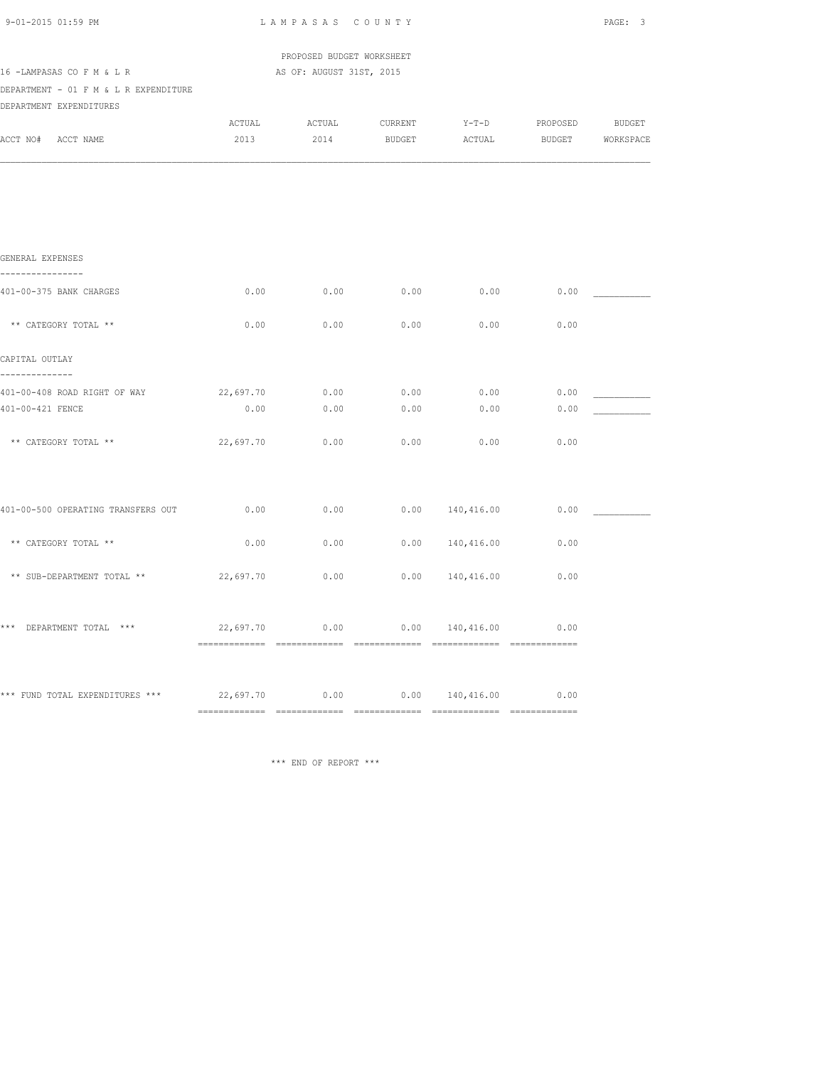PROPOSED BUDGET WORKSHEET

16 -LAMPASAS CO F M & L R — AS OF: AUGUST 31ST, 2015

DEPARTMENT - 01 F M & L R EXPENDITURE

DEPARTMENT EXPENDITURES

| ACCT NO# ACCT NAME | ACTUAL 2013 | ACTUAL 2014 | CURRENT BUDGET | Y-T-D ACTUAL | PROPOSED BUDGET | BUDGET WORKSPACE |
|---|---|---|---|---|---|---|
| **GENERAL EXPENSES** | | | | | | |
| 401-00-375 BANK CHARGES | 0.00 | 0.00 | 0.00 | 0.00 | 0.00 | ___________ |
| ** CATEGORY TOTAL ** | 0.00 | 0.00 | 0.00 | 0.00 | 0.00 | |
| **CAPITAL OUTLAY** | | | | | | |
| 401-00-408 ROAD RIGHT OF WAY | 22,697.70 | 0.00 | 0.00 | 0.00 | 0.00 | ___________ |
| 401-00-421 FENCE | 0.00 | 0.00 | 0.00 | 0.00 | 0.00 | ___________ |
| ** CATEGORY TOTAL ** | 22,697.70 | 0.00 | 0.00 | 0.00 | 0.00 | |
| 401-00-500 OPERATING TRANSFERS OUT | 0.00 | 0.00 | 0.00 | 140,416.00 | 0.00 | ___________ |
| ** CATEGORY TOTAL ** | 0.00 | 0.00 | 0.00 | 140,416.00 | 0.00 | |
| ** SUB-DEPARTMENT TOTAL ** | 22,697.70 | 0.00 | 0.00 | 140,416.00 | 0.00 | |
| *** DEPARTMENT TOTAL *** | 22,697.70 | 0.00 | 0.00 | 140,416.00 | 0.00 | |
| *** FUND TOTAL EXPENDITURES *** | 22,697.70 | 0.00 | 0.00 | 140,416.00 | 0.00 | |

*** END OF REPORT ***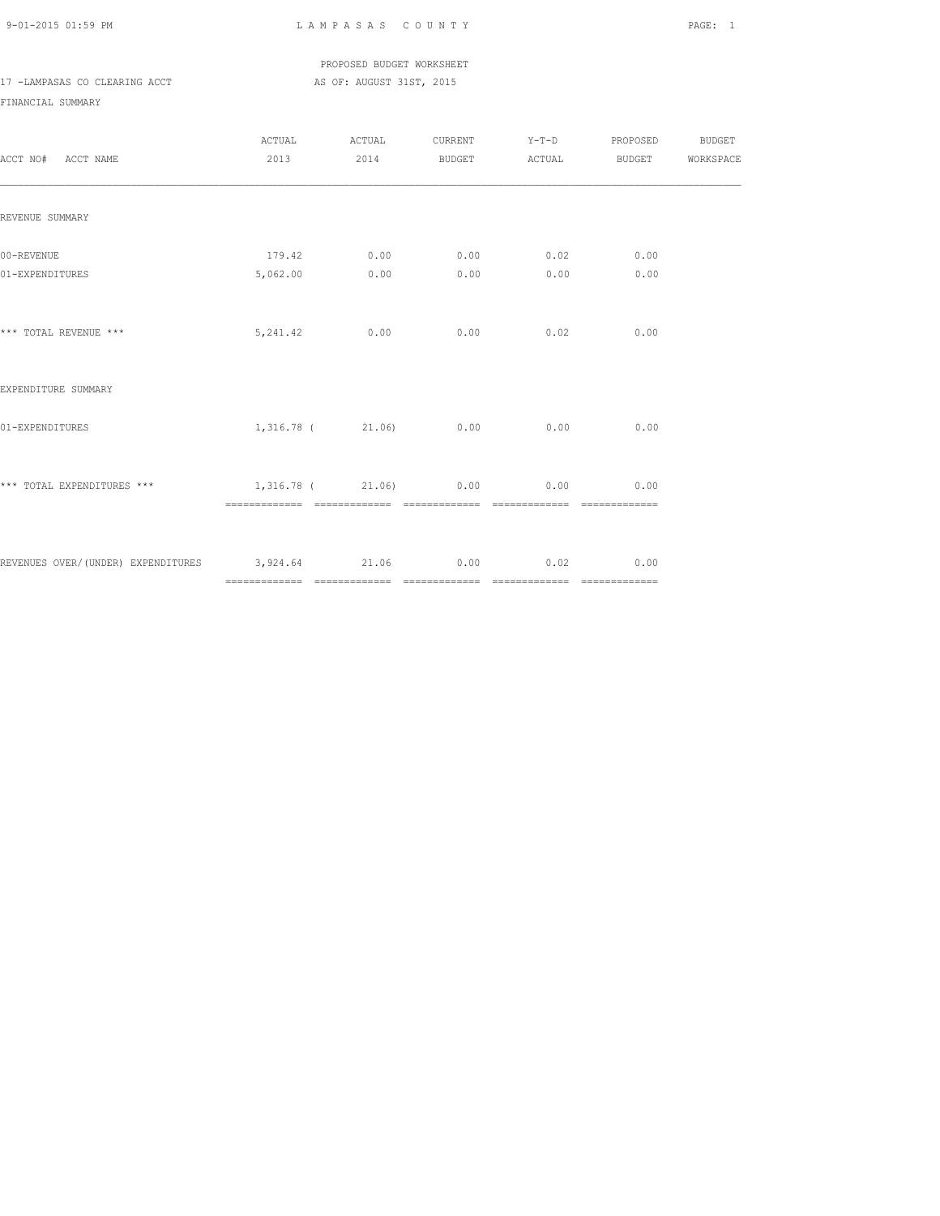PROPOSED BUDGET WORKSHEET

17 -LAMPASAS CO CLEARING ACCT AS OF: AUGUST 31ST, 2015

FINANCIAL SUMMARY

| ACCT NO# ACCT NAME | ACTUAL 2013 | ACTUAL 2014 | CURRENT BUDGET | Y-T-D ACTUAL | PROPOSED BUDGET | BUDGET WORKSPACE |
|---|---|---|---|---|---|---|
| REVENUE SUMMARY | | | | | | |
| 00-REVENUE | 179.42 | 0.00 | 0.00 | 0.02 | 0.00 | |
| 01-EXPENDITURES | 5,062.00 | 0.00 | 0.00 | 0.00 | 0.00 | |
| *** TOTAL REVENUE *** | 5,241.42 | 0.00 | 0.00 | 0.02 | 0.00 | |
| EXPENDITURE SUMMARY | | | | | | |
| 01-EXPENDITURES | 1,316.78 | ( 21.06) | 0.00 | 0.00 | 0.00 | |
| *** TOTAL EXPENDITURES *** | 1,316.78 | ( 21.06) | 0.00 | 0.00 | 0.00 | |
| REVENUES OVER/(UNDER) EXPENDITURES | 3,924.64 | 21.06 | 0.00 | 0.02 | 0.00 | |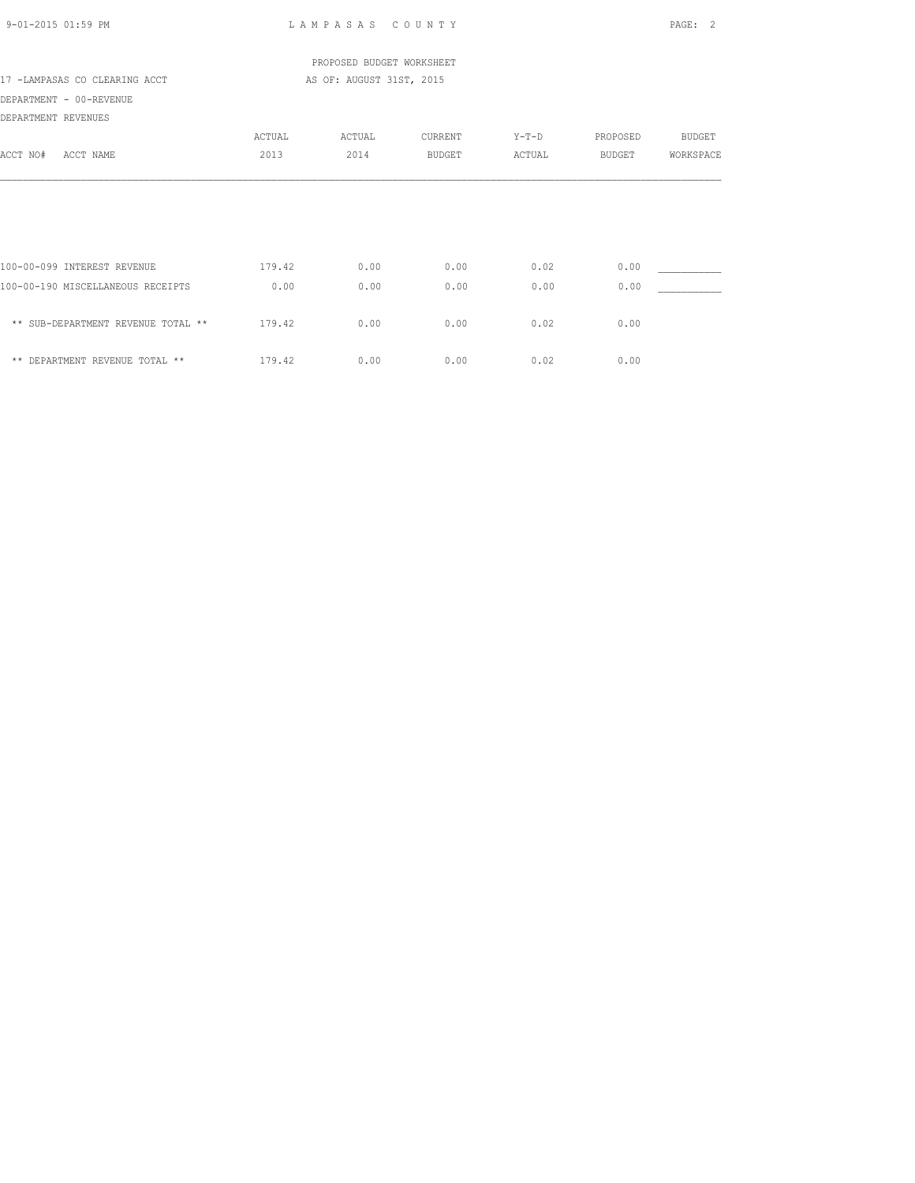PROPOSED BUDGET WORKSHEET

17 -LAMPASAS CO CLEARING ACCT — AS OF: AUGUST 31ST, 2015

DEPARTMENT - 00-REVENUE

DEPARTMENT REVENUES

| ACCT NO# ACCT NAME | ACTUAL 2013 | ACTUAL 2014 | CURRENT BUDGET | Y-T-D ACTUAL | PROPOSED BUDGET | BUDGET WORKSPACE |
|---|---|---|---|---|---|---|
| 100-00-099 INTEREST REVENUE | 179.42 | 0.00 | 0.00 | 0.02 | 0.00 | ___________ |
| 100-00-190 MISCELLANEOUS RECEIPTS | 0.00 | 0.00 | 0.00 | 0.00 | 0.00 | ___________ |
| ** SUB-DEPARTMENT REVENUE TOTAL ** | 179.42 | 0.00 | 0.00 | 0.02 | 0.00 | |
| ** DEPARTMENT REVENUE TOTAL ** | 179.42 | 0.00 | 0.00 | 0.02 | 0.00 | |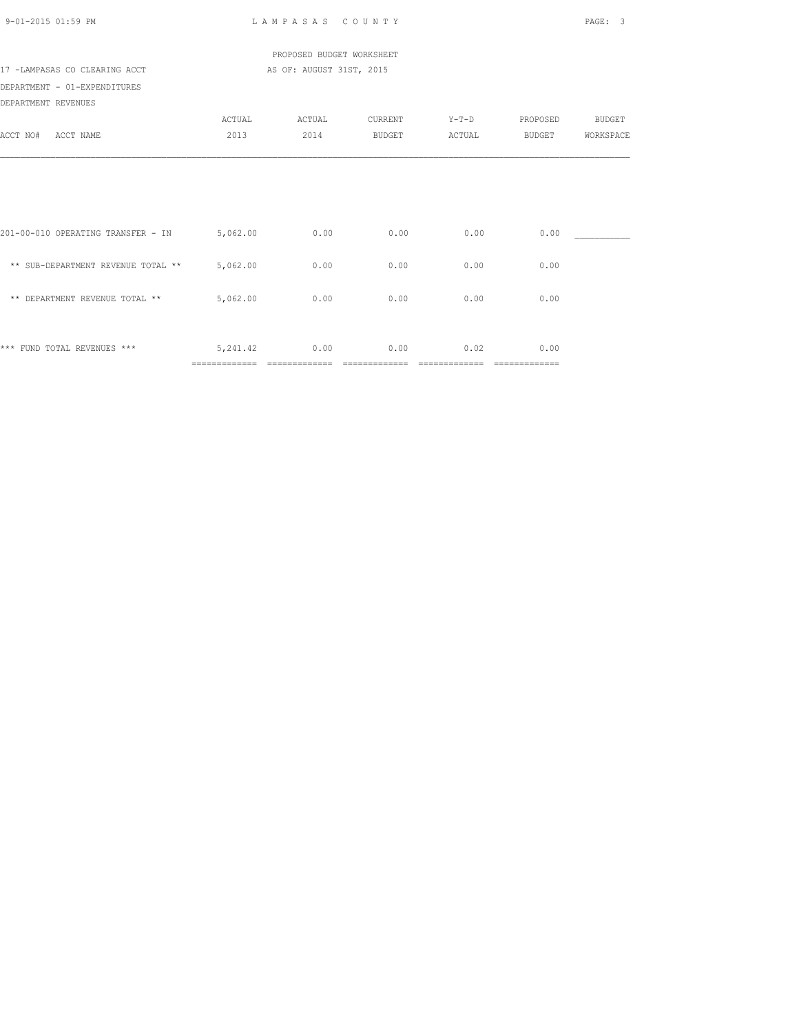PROPOSED BUDGET WORKSHEET

17 -LAMPASAS CO CLEARING ACCT — AS OF: AUGUST 31ST, 2015

DEPARTMENT - 01-EXPENDITURES

DEPARTMENT REVENUES

| ACCT NO# ACCT NAME | ACTUAL 2013 | ACTUAL 2014 | CURRENT BUDGET | Y-T-D ACTUAL | PROPOSED BUDGET | BUDGET WORKSPACE |
|---|---|---|---|---|---|---|
| 201-00-010 OPERATING TRANSFER - IN | 5,062.00 | 0.00 | 0.00 | 0.00 | 0.00 | ___________ |
| ** SUB-DEPARTMENT REVENUE TOTAL ** | 5,062.00 | 0.00 | 0.00 | 0.00 | 0.00 | |
| ** DEPARTMENT REVENUE TOTAL ** | 5,062.00 | 0.00 | 0.00 | 0.00 | 0.00 | |
| *** FUND TOTAL REVENUES *** | 5,241.42 | 0.00 | 0.00 | 0.02 | 0.00 | |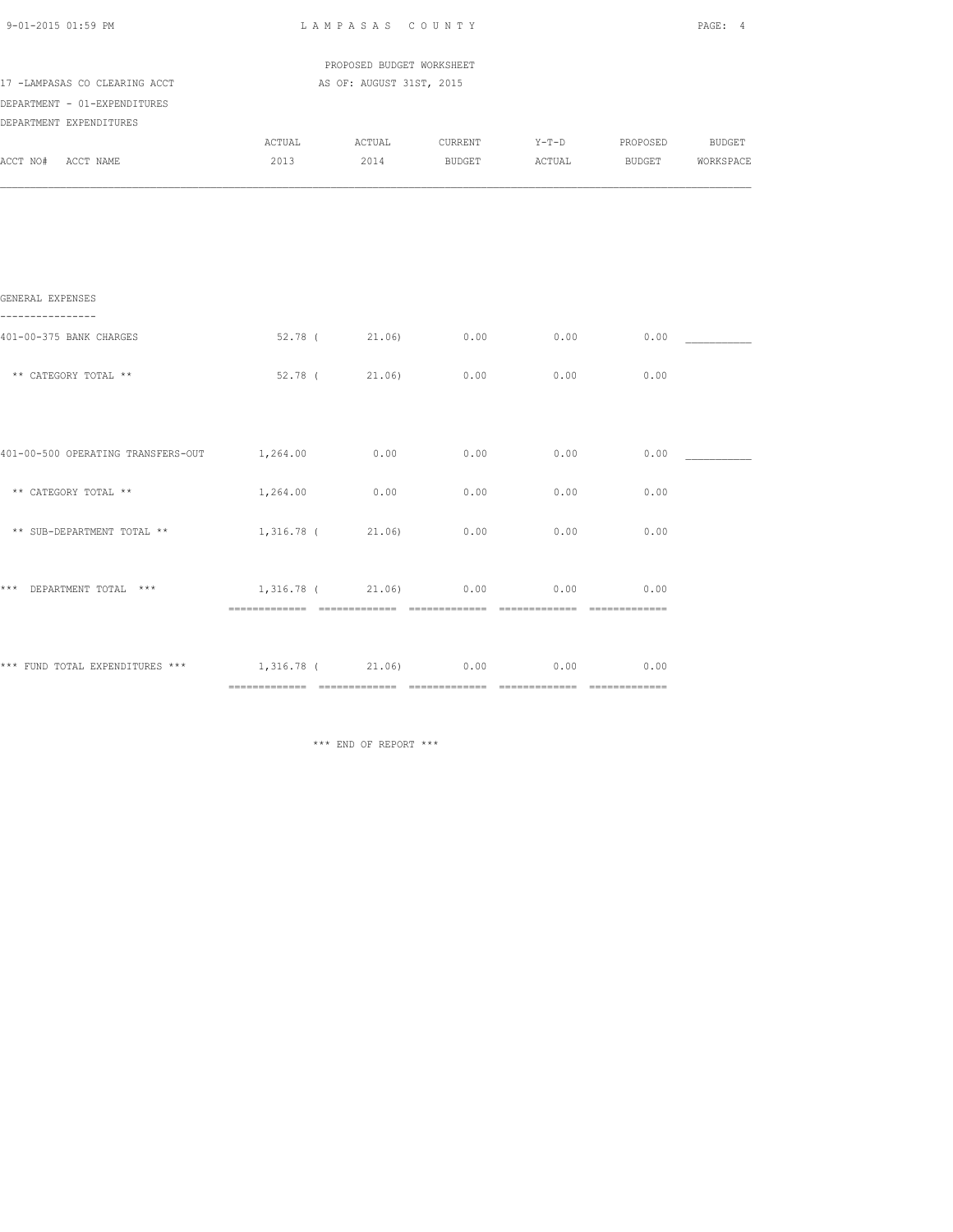LAMPASAS COUNTY

PROPOSED BUDGET WORKSHEET

17 -LAMPASAS CO CLEARING ACCT — AS OF: AUGUST 31ST, 2015

DEPARTMENT - 01-EXPENDITURES

DEPARTMENT EXPENDITURES

| ACCT NO# ACCT NAME | ACTUAL 2013 | ACTUAL 2014 | CURRENT BUDGET | Y-T-D ACTUAL | PROPOSED BUDGET | BUDGET WORKSPACE |
|---|---|---|---|---|---|---|
| **GENERAL EXPENSES** | | | | | | |
| 401-00-375 BANK CHARGES | 52.78 | ( 21.06) | 0.00 | 0.00 | 0.00 | ___________ |
| ** CATEGORY TOTAL ** | 52.78 | ( 21.06) | 0.00 | 0.00 | 0.00 | |
| 401-00-500 OPERATING TRANSFERS-OUT | 1,264.00 | 0.00 | 0.00 | 0.00 | 0.00 | ___________ |
| ** CATEGORY TOTAL ** | 1,264.00 | 0.00 | 0.00 | 0.00 | 0.00 | |
| ** SUB-DEPARTMENT TOTAL ** | 1,316.78 | ( 21.06) | 0.00 | 0.00 | 0.00 | |
| *** DEPARTMENT TOTAL *** | 1,316.78 | ( 21.06) | 0.00 | 0.00 | 0.00 | |
| *** FUND TOTAL EXPENDITURES *** | 1,316.78 | ( 21.06) | 0.00 | 0.00 | 0.00 | |

*** END OF REPORT ***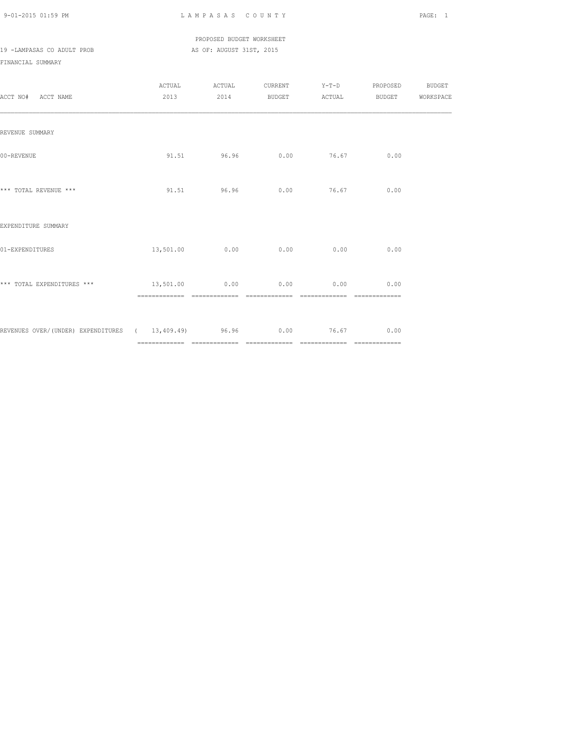PROPOSED BUDGET WORKSHEET

19 -LAMPASAS CO ADULT PROB AS OF: AUGUST 31ST, 2015

FINANCIAL SUMMARY

| ACCT NO# ACCT NAME | ACTUAL 2013 | ACTUAL 2014 | CURRENT BUDGET | Y-T-D ACTUAL | PROPOSED BUDGET | BUDGET WORKSPACE |
|---|---|---|---|---|---|---|
| REVENUE SUMMARY | | | | | | |
| 00-REVENUE | 91.51 | 96.96 | 0.00 | 76.67 | 0.00 | |
| *** TOTAL REVENUE *** | 91.51 | 96.96 | 0.00 | 76.67 | 0.00 | |
| EXPENDITURE SUMMARY | | | | | | |
| 01-EXPENDITURES | 13,501.00 | 0.00 | 0.00 | 0.00 | 0.00 | |
| *** TOTAL EXPENDITURES *** | 13,501.00 | 0.00 | 0.00 | 0.00 | 0.00 | |
| REVENUES OVER/(UNDER) EXPENDITURES | ( 13,409.49) | 96.96 | 0.00 | 76.67 | 0.00 | |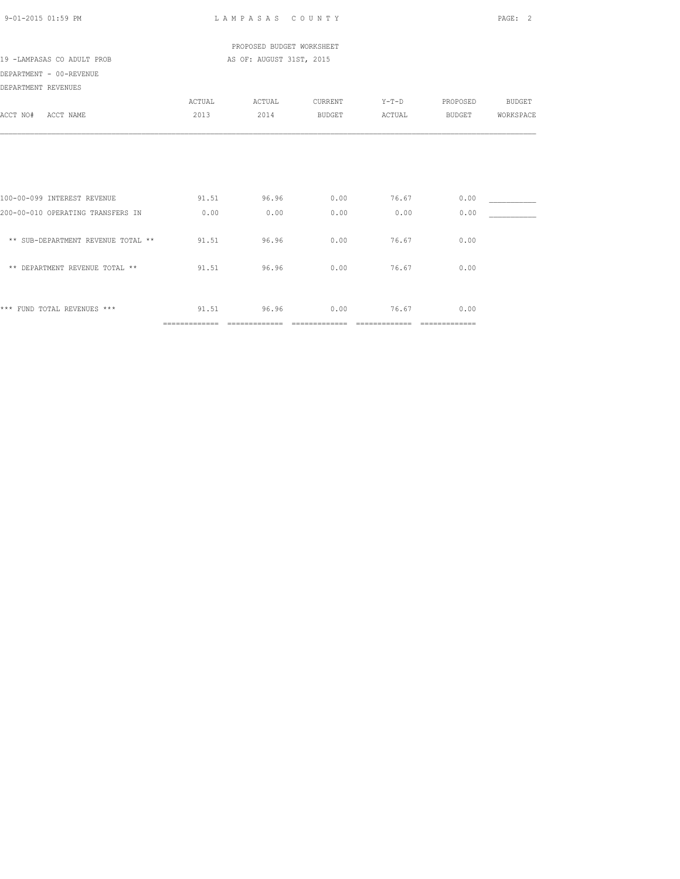PROPOSED BUDGET WORKSHEET

19 -LAMPASAS CO ADULT PROB — AS OF: AUGUST 31ST, 2015

DEPARTMENT - 00-REVENUE

DEPARTMENT REVENUES

| ACCT NO# ACCT NAME | ACTUAL 2013 | ACTUAL 2014 | CURRENT BUDGET | Y-T-D ACTUAL | PROPOSED BUDGET | BUDGET WORKSPACE |
|---|---|---|---|---|---|---|
| 100-00-099 INTEREST REVENUE | 91.51 | 96.96 | 0.00 | 76.67 | 0.00 | ___________ |
| 200-00-010 OPERATING TRANSFERS IN | 0.00 | 0.00 | 0.00 | 0.00 | 0.00 | ___________ |
| ** SUB-DEPARTMENT REVENUE TOTAL ** | 91.51 | 96.96 | 0.00 | 76.67 | 0.00 | |
| ** DEPARTMENT REVENUE TOTAL ** | 91.51 | 96.96 | 0.00 | 76.67 | 0.00 | |
| *** FUND TOTAL REVENUES *** | 91.51 | 96.96 | 0.00 | 76.67 | 0.00 | |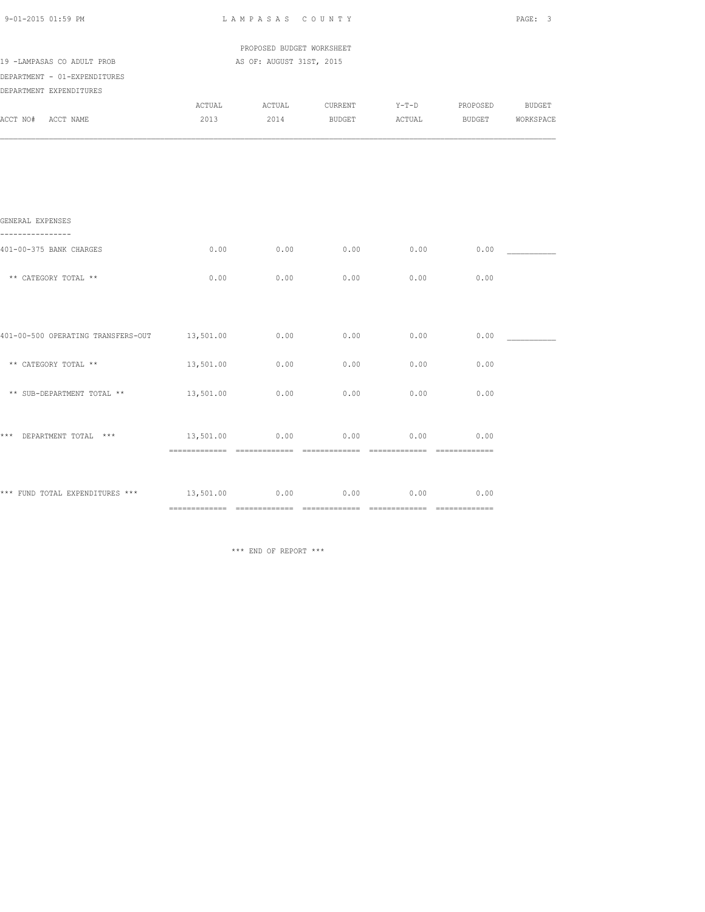LAMPASAS COUNTY

PROPOSED BUDGET WORKSHEET

19 -LAMPASAS CO ADULT PROB AS OF: AUGUST 31ST, 2015

DEPARTMENT - 01-EXPENDITURES

DEPARTMENT EXPENDITURES

| ACCT NO# ACCT NAME | ACTUAL 2013 | ACTUAL 2014 | CURRENT BUDGET | Y-T-D ACTUAL | PROPOSED BUDGET | BUDGET WORKSPACE |
|---|---|---|---|---|---|---|
| **GENERAL EXPENSES** | | | | | | |
| 401-00-375 BANK CHARGES | 0.00 | 0.00 | 0.00 | 0.00 | 0.00 | ___________ |
| ** CATEGORY TOTAL ** | 0.00 | 0.00 | 0.00 | 0.00 | 0.00 | |
| 401-00-500 OPERATING TRANSFERS-OUT | 13,501.00 | 0.00 | 0.00 | 0.00 | 0.00 | ___________ |
| ** CATEGORY TOTAL ** | 13,501.00 | 0.00 | 0.00 | 0.00 | 0.00 | |
| ** SUB-DEPARTMENT TOTAL ** | 13,501.00 | 0.00 | 0.00 | 0.00 | 0.00 | |
| *** DEPARTMENT TOTAL *** | 13,501.00 | 0.00 | 0.00 | 0.00 | 0.00 | |
| *** FUND TOTAL EXPENDITURES *** | 13,501.00 | 0.00 | 0.00 | 0.00 | 0.00 | |

*** END OF REPORT ***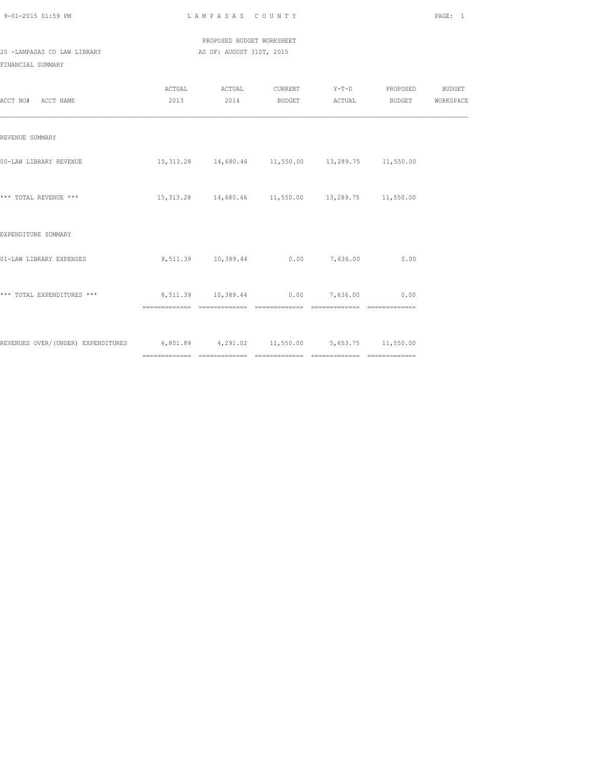PROPOSED BUDGET WORKSHEET

20 -LAMPASAS CO LAW LIBRARY AS OF: AUGUST 31ST, 2015

FINANCIAL SUMMARY

| ACCT NO# ACCT NAME | ACTUAL 2013 | ACTUAL 2014 | CURRENT BUDGET | Y-T-D ACTUAL | PROPOSED BUDGET | BUDGET WORKSPACE |
|---|---|---|---|---|---|---|
| REVENUE SUMMARY | | | | | | |
| 00-LAW LIBRARY REVENUE | 15,313.28 | 14,680.46 | 11,550.00 | 13,289.75 | 11,550.00 | |
| *** TOTAL REVENUE *** | 15,313.28 | 14,680.46 | 11,550.00 | 13,289.75 | 11,550.00 | |
| EXPENDITURE SUMMARY | | | | | | |
| 01-LAW LIBRARY EXPENSES | 8,511.39 | 10,389.44 | 0.00 | 7,636.00 | 0.00 | |
| *** TOTAL EXPENDITURES *** | 8,511.39 | 10,389.44 | 0.00 | 7,636.00 | 0.00 | |
| REVENUES OVER/(UNDER) EXPENDITURES | 6,801.89 | 4,291.02 | 11,550.00 | 5,653.75 | 11,550.00 | |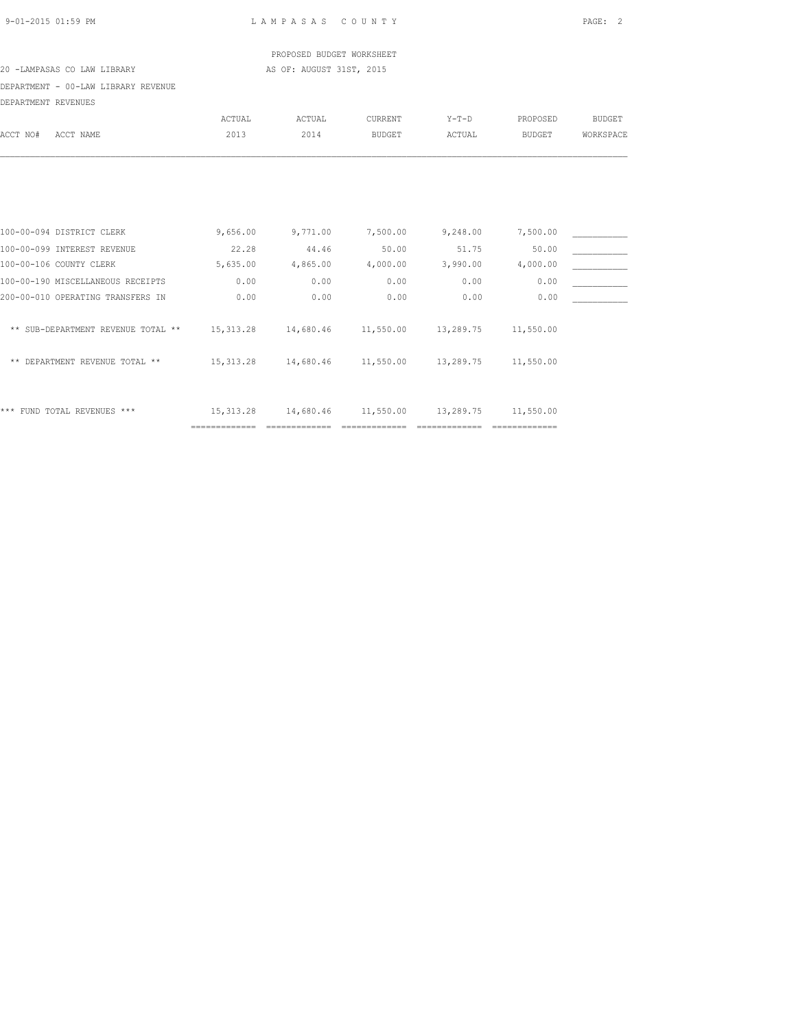LAMPASAS COUNTY

PROPOSED BUDGET WORKSHEET

AS OF: AUGUST 31ST, 2015

20 -LAMPASAS CO LAW LIBRARY

DEPARTMENT - 00-LAW LIBRARY REVENUE

DEPARTMENT REVENUES

| ACCT NO# ACCT NAME | ACTUAL 2013 | ACTUAL 2014 | CURRENT BUDGET | Y-T-D ACTUAL | PROPOSED BUDGET | BUDGET WORKSPACE |
|---|---|---|---|---|---|---|
| 100-00-094 DISTRICT CLERK | 9,656.00 | 9,771.00 | 7,500.00 | 9,248.00 | 7,500.00 | ___________ |
| 100-00-099 INTEREST REVENUE | 22.28 | 44.46 | 50.00 | 51.75 | 50.00 | ___________ |
| 100-00-106 COUNTY CLERK | 5,635.00 | 4,865.00 | 4,000.00 | 3,990.00 | 4,000.00 | ___________ |
| 100-00-190 MISCELLANEOUS RECEIPTS | 0.00 | 0.00 | 0.00 | 0.00 | 0.00 | ___________ |
| 200-00-010 OPERATING TRANSFERS IN | 0.00 | 0.00 | 0.00 | 0.00 | 0.00 | ___________ |
| ** SUB-DEPARTMENT REVENUE TOTAL ** | 15,313.28 | 14,680.46 | 11,550.00 | 13,289.75 | 11,550.00 | |
| ** DEPARTMENT REVENUE TOTAL ** | 15,313.28 | 14,680.46 | 11,550.00 | 13,289.75 | 11,550.00 | |
| *** FUND TOTAL REVENUES *** | 15,313.28 | 14,680.46 | 11,550.00 | 13,289.75 | 11,550.00 | |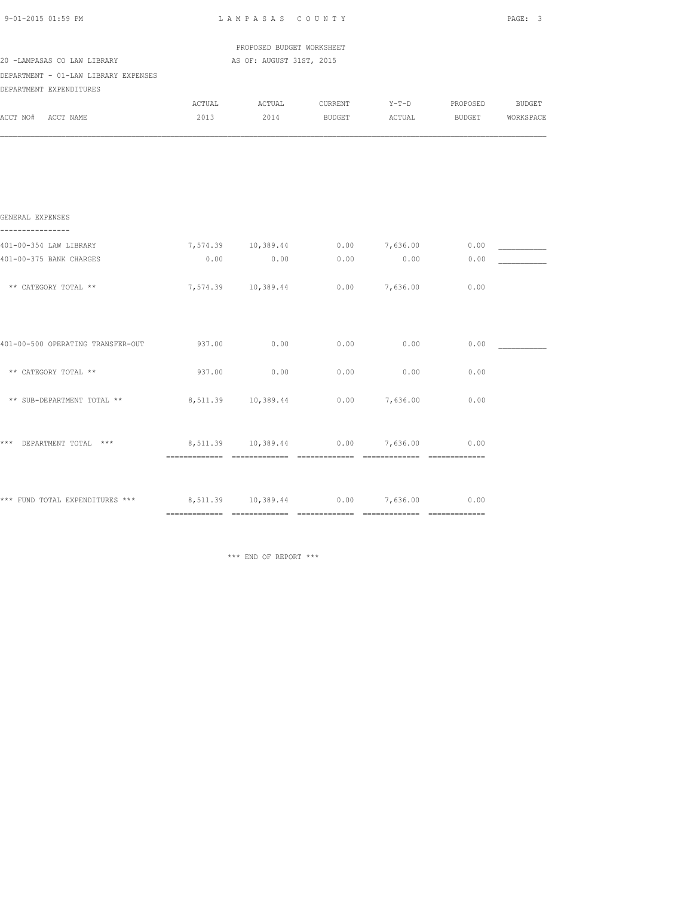PROPOSED BUDGET WORKSHEET

20 -LAMPASAS CO LAW LIBRARY — AS OF: AUGUST 31ST, 2015

DEPARTMENT - 01-LAW LIBRARY EXPENSES

DEPARTMENT EXPENDITURES

| ACCT NO# ACCT NAME | ACTUAL 2013 | ACTUAL 2014 | CURRENT BUDGET | Y-T-D ACTUAL | PROPOSED BUDGET | BUDGET WORKSPACE |
|---|---|---|---|---|---|---|
| **GENERAL EXPENSES** | | | | | | |
| 401-00-354 LAW LIBRARY | 7,574.39 | 10,389.44 | 0.00 | 7,636.00 | 0.00 | ___________ |
| 401-00-375 BANK CHARGES | 0.00 | 0.00 | 0.00 | 0.00 | 0.00 | ___________ |
| ** CATEGORY TOTAL ** | 7,574.39 | 10,389.44 | 0.00 | 7,636.00 | 0.00 | |
| 401-00-500 OPERATING TRANSFER-OUT | 937.00 | 0.00 | 0.00 | 0.00 | 0.00 | ___________ |
| ** CATEGORY TOTAL ** | 937.00 | 0.00 | 0.00 | 0.00 | 0.00 | |
| ** SUB-DEPARTMENT TOTAL ** | 8,511.39 | 10,389.44 | 0.00 | 7,636.00 | 0.00 | |
| *** DEPARTMENT TOTAL *** | 8,511.39 | 10,389.44 | 0.00 | 7,636.00 | 0.00 | |
| *** FUND TOTAL EXPENDITURES *** | 8,511.39 | 10,389.44 | 0.00 | 7,636.00 | 0.00 | |

*** END OF REPORT ***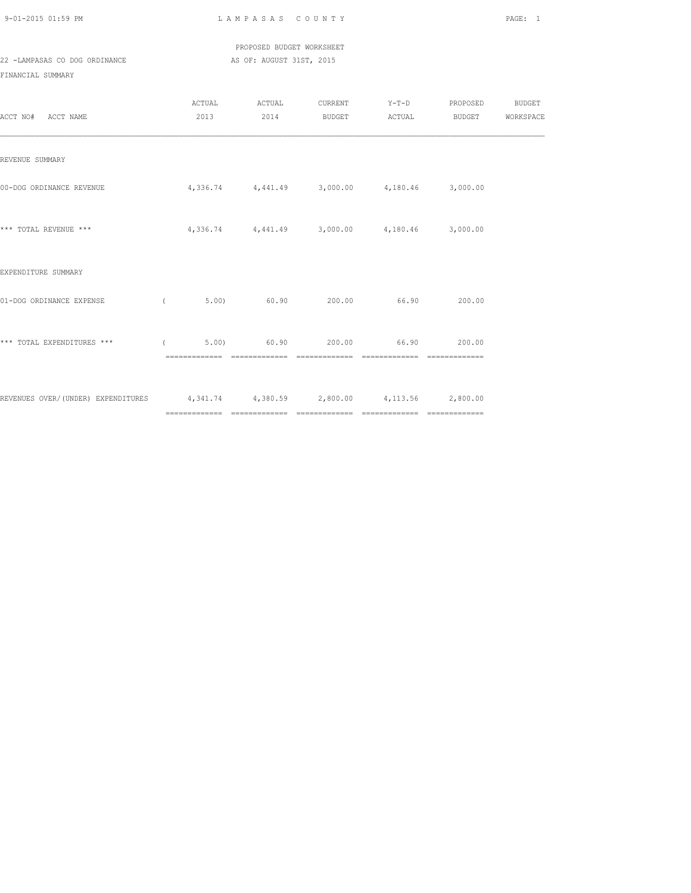PROPOSED BUDGET WORKSHEET

22 -LAMPASAS CO DOG ORDINANCE — AS OF: AUGUST 31ST, 2015

FINANCIAL SUMMARY

| ACCT NO# ACCT NAME | ACTUAL 2013 | ACTUAL 2014 | CURRENT BUDGET | Y-T-D ACTUAL | PROPOSED BUDGET | BUDGET WORKSPACE |
|---|---|---|---|---|---|---|
| REVENUE SUMMARY | | | | | | |
| 00-DOG ORDINANCE REVENUE | 4,336.74 | 4,441.49 | 3,000.00 | 4,180.46 | 3,000.00 | |
| *** TOTAL REVENUE *** | 4,336.74 | 4,441.49 | 3,000.00 | 4,180.46 | 3,000.00 | |
| EXPENDITURE SUMMARY | | | | | | |
| 01-DOG ORDINANCE EXPENSE | ( 5.00) | 60.90 | 200.00 | 66.90 | 200.00 | |
| *** TOTAL EXPENDITURES *** | ( 5.00) | 60.90 | 200.00 | 66.90 | 200.00 | |
| REVENUES OVER/(UNDER) EXPENDITURES | 4,341.74 | 4,380.59 | 2,800.00 | 4,113.56 | 2,800.00 | |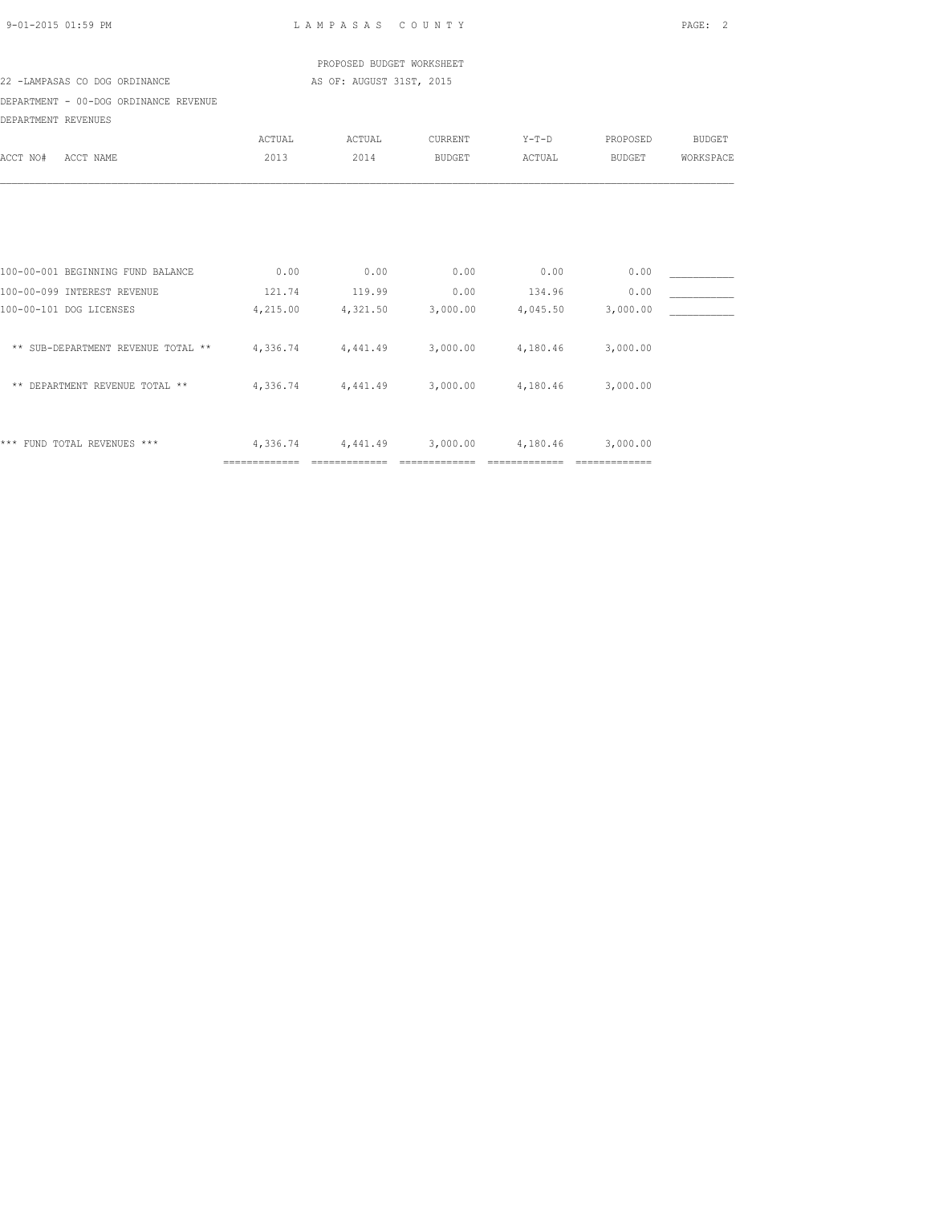PROPOSED BUDGET WORKSHEET

22 -LAMPASAS CO DOG ORDINANCE AS OF: AUGUST 31ST, 2015

DEPARTMENT - 00-DOG ORDINANCE REVENUE

DEPARTMENT REVENUES

| ACCT NO# ACCT NAME | ACTUAL 2013 | ACTUAL 2014 | CURRENT BUDGET | Y-T-D ACTUAL | PROPOSED BUDGET | BUDGET WORKSPACE |
|---|---|---|---|---|---|---|
| 100-00-001 BEGINNING FUND BALANCE | 0.00 | 0.00 | 0.00 | 0.00 | 0.00 | ___________ |
| 100-00-099 INTEREST REVENUE | 121.74 | 119.99 | 0.00 | 134.96 | 0.00 | ___________ |
| 100-00-101 DOG LICENSES | 4,215.00 | 4,321.50 | 3,000.00 | 4,045.50 | 3,000.00 | ___________ |
| ** SUB-DEPARTMENT REVENUE TOTAL ** | 4,336.74 | 4,441.49 | 3,000.00 | 4,180.46 | 3,000.00 | |
| ** DEPARTMENT REVENUE TOTAL ** | 4,336.74 | 4,441.49 | 3,000.00 | 4,180.46 | 3,000.00 | |
| *** FUND TOTAL REVENUES *** | 4,336.74 | 4,441.49 | 3,000.00 | 4,180.46 | 3,000.00 | |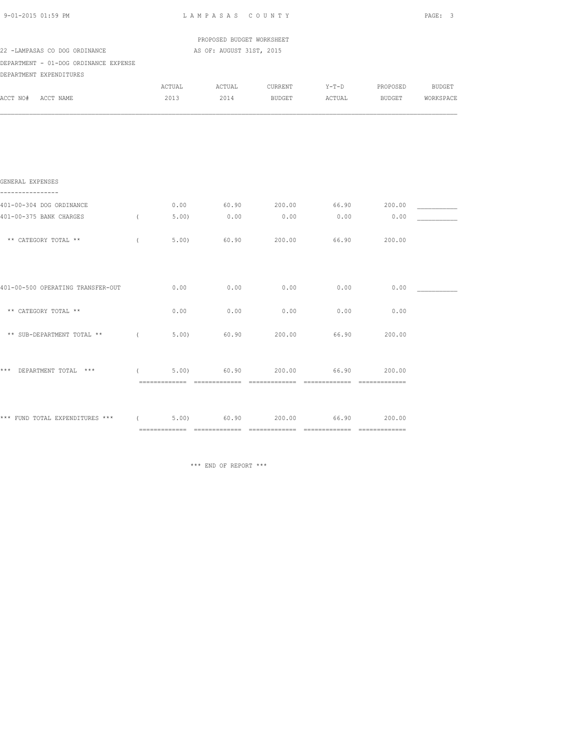PROPOSED BUDGET WORKSHEET

22 -LAMPASAS CO DOG ORDINANCE AS OF: AUGUST 31ST, 2015

DEPARTMENT - 01-DOG ORDINANCE EXPENSE

DEPARTMENT EXPENDITURES

| ACCT NO# ACCT NAME | ACTUAL 2013 | ACTUAL 2014 | CURRENT BUDGET | Y-T-D ACTUAL | PROPOSED BUDGET | BUDGET WORKSPACE |
|---|---|---|---|---|---|---|
| GENERAL EXPENSES | | | | | | |
| 401-00-304 DOG ORDINANCE | 0.00 | 60.90 | 200.00 | 66.90 | 200.00 | ___________ |
| 401-00-375 BANK CHARGES | ( 5.00) | 0.00 | 0.00 | 0.00 | 0.00 | ___________ |
| ** CATEGORY TOTAL ** | ( 5.00) | 60.90 | 200.00 | 66.90 | 200.00 | |
| 401-00-500 OPERATING TRANSFER-OUT | 0.00 | 0.00 | 0.00 | 0.00 | 0.00 | ___________ |
| ** CATEGORY TOTAL ** | 0.00 | 0.00 | 0.00 | 0.00 | 0.00 | |
| ** SUB-DEPARTMENT TOTAL ** | ( 5.00) | 60.90 | 200.00 | 66.90 | 200.00 | |
| *** DEPARTMENT TOTAL *** | ( 5.00) | 60.90 | 200.00 | 66.90 | 200.00 | |
| *** FUND TOTAL EXPENDITURES *** | ( 5.00) | 60.90 | 200.00 | 66.90 | 200.00 | |

*** END OF REPORT ***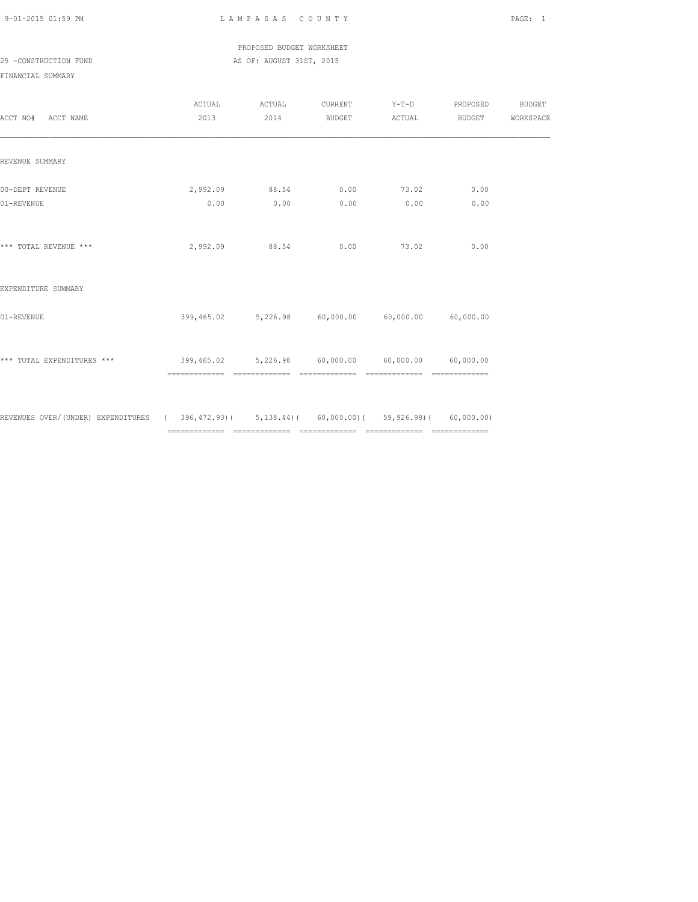PROPOSED BUDGET WORKSHEET

25 -CONSTRUCTION FUND

AS OF: AUGUST 31ST, 2015

FINANCIAL SUMMARY

| ACCT NO# ACCT NAME | ACTUAL 2013 | ACTUAL 2014 | CURRENT BUDGET | Y-T-D ACTUAL | PROPOSED BUDGET | BUDGET WORKSPACE |
|---|---|---|---|---|---|---|
| REVENUE SUMMARY | | | | | | |
| 00-DEPT REVENUE | 2,992.09 | 88.54 | 0.00 | 73.02 | 0.00 | |
| 01-REVENUE | 0.00 | 0.00 | 0.00 | 0.00 | 0.00 | |
| *** TOTAL REVENUE *** | 2,992.09 | 88.54 | 0.00 | 73.02 | 0.00 | |
| EXPENDITURE SUMMARY | | | | | | |
| 01-REVENUE | 399,465.02 | 5,226.98 | 60,000.00 | 60,000.00 | 60,000.00 | |
| *** TOTAL EXPENDITURES *** | 399,465.02 | 5,226.98 | 60,000.00 | 60,000.00 | 60,000.00 | |
| REVENUES OVER/(UNDER) EXPENDITURES | ( 396,472.93) | ( 5,138.44) | ( 60,000.00) | ( 59,926.98) | ( 60,000.00) | |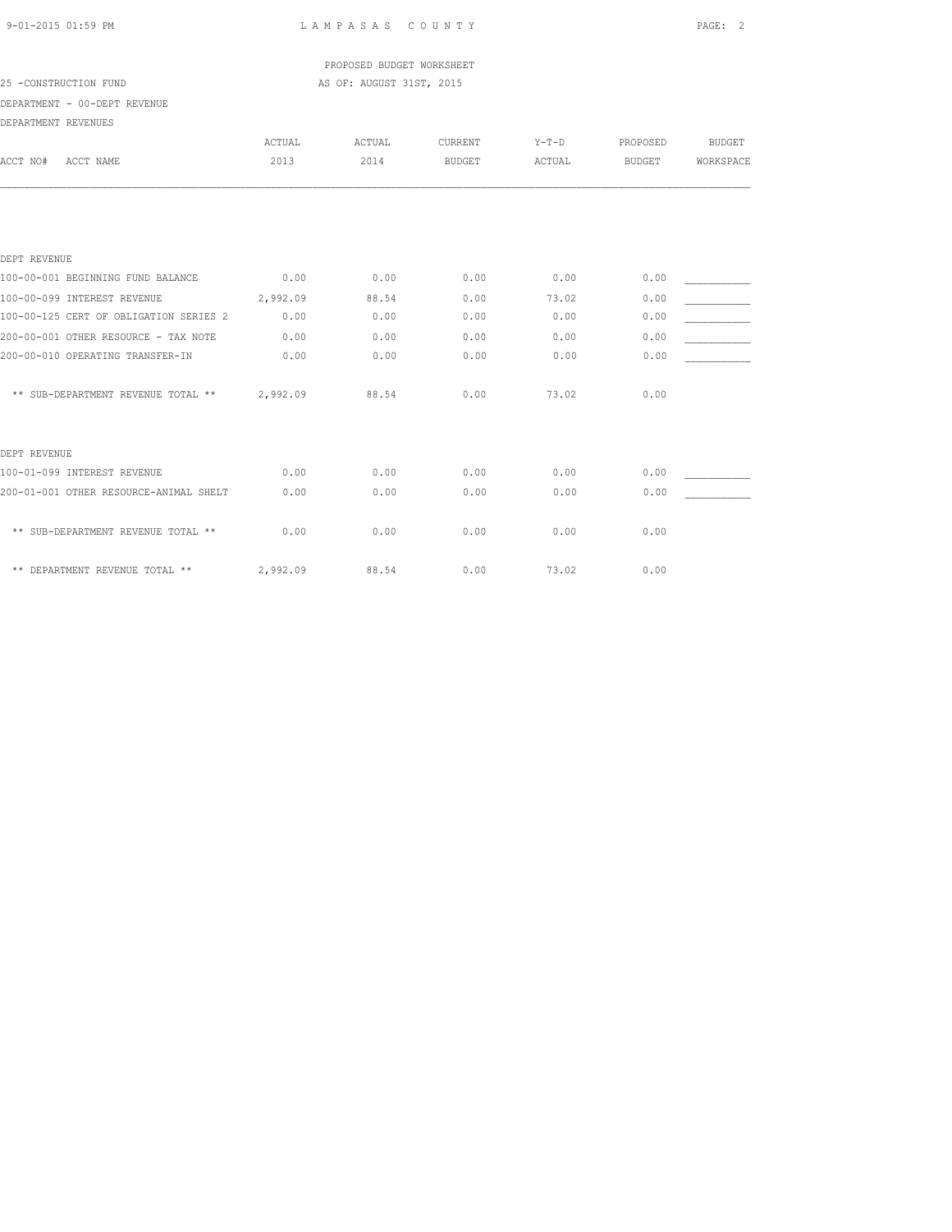PROPOSED BUDGET WORKSHEET

25 -CONSTRUCTION FUND

AS OF: AUGUST 31ST, 2015

DEPARTMENT - 00-DEPT REVENUE

DEPARTMENT REVENUES

| ACCT NO# ACCT NAME | ACTUAL 2013 | ACTUAL 2014 | CURRENT BUDGET | Y-T-D ACTUAL | PROPOSED BUDGET | BUDGET WORKSPACE |
|---|---|---|---|---|---|---|
| **DEPT REVENUE** | | | | | | |
| 100-00-001 BEGINNING FUND BALANCE | 0.00 | 0.00 | 0.00 | 0.00 | 0.00 | ___________ |
| 100-00-099 INTEREST REVENUE | 2,992.09 | 88.54 | 0.00 | 73.02 | 0.00 | ___________ |
| 100-00-125 CERT OF OBLIGATION SERIES 2 | 0.00 | 0.00 | 0.00 | 0.00 | 0.00 | ___________ |
| 200-00-001 OTHER RESOURCE - TAX NOTE | 0.00 | 0.00 | 0.00 | 0.00 | 0.00 | ___________ |
| 200-00-010 OPERATING TRANSFER-IN | 0.00 | 0.00 | 0.00 | 0.00 | 0.00 | ___________ |
| ** SUB-DEPARTMENT REVENUE TOTAL ** | 2,992.09 | 88.54 | 0.00 | 73.02 | 0.00 | |
| **DEPT REVENUE** | | | | | | |
| 100-01-099 INTEREST REVENUE | 0.00 | 0.00 | 0.00 | 0.00 | 0.00 | ___________ |
| 200-01-001 OTHER RESOURCE-ANIMAL SHELT | 0.00 | 0.00 | 0.00 | 0.00 | 0.00 | ___________ |
| ** SUB-DEPARTMENT REVENUE TOTAL ** | 0.00 | 0.00 | 0.00 | 0.00 | 0.00 | |
| ** DEPARTMENT REVENUE TOTAL ** | 2,992.09 | 88.54 | 0.00 | 73.02 | 0.00 | |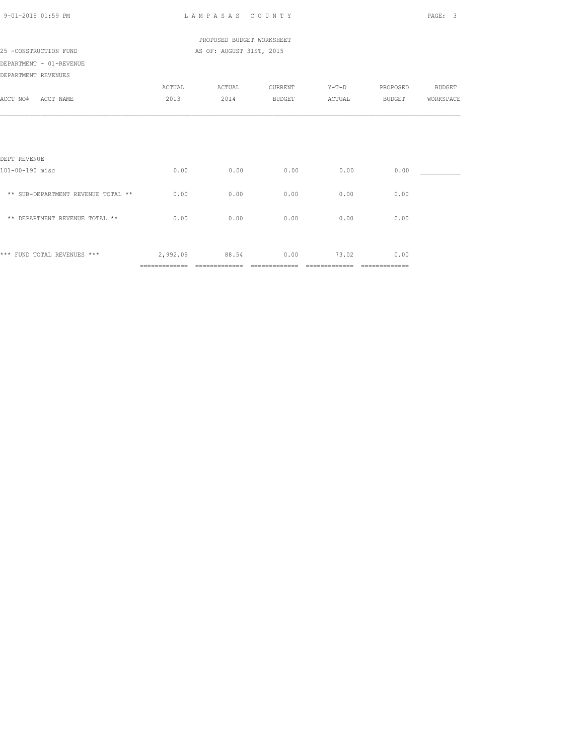PROPOSED BUDGET WORKSHEET

25 -CONSTRUCTION FUND AS OF: AUGUST 31ST, 2015

DEPARTMENT - 01-REVENUE

DEPARTMENT REVENUES

| ACCT NO# ACCT NAME | ACTUAL 2013 | ACTUAL 2014 | CURRENT BUDGET | Y-T-D ACTUAL | PROPOSED BUDGET | BUDGET WORKSPACE |
|---|---|---|---|---|---|---|
| DEPT REVENUE | | | | | | |
| 101-00-190 misc | 0.00 | 0.00 | 0.00 | 0.00 | 0.00 | ___________ |
| ** SUB-DEPARTMENT REVENUE TOTAL ** | 0.00 | 0.00 | 0.00 | 0.00 | 0.00 | |
| ** DEPARTMENT REVENUE TOTAL ** | 0.00 | 0.00 | 0.00 | 0.00 | 0.00 | |
| *** FUND TOTAL REVENUES *** | 2,992.09 | 88.54 | 0.00 | 73.02 | 0.00 | |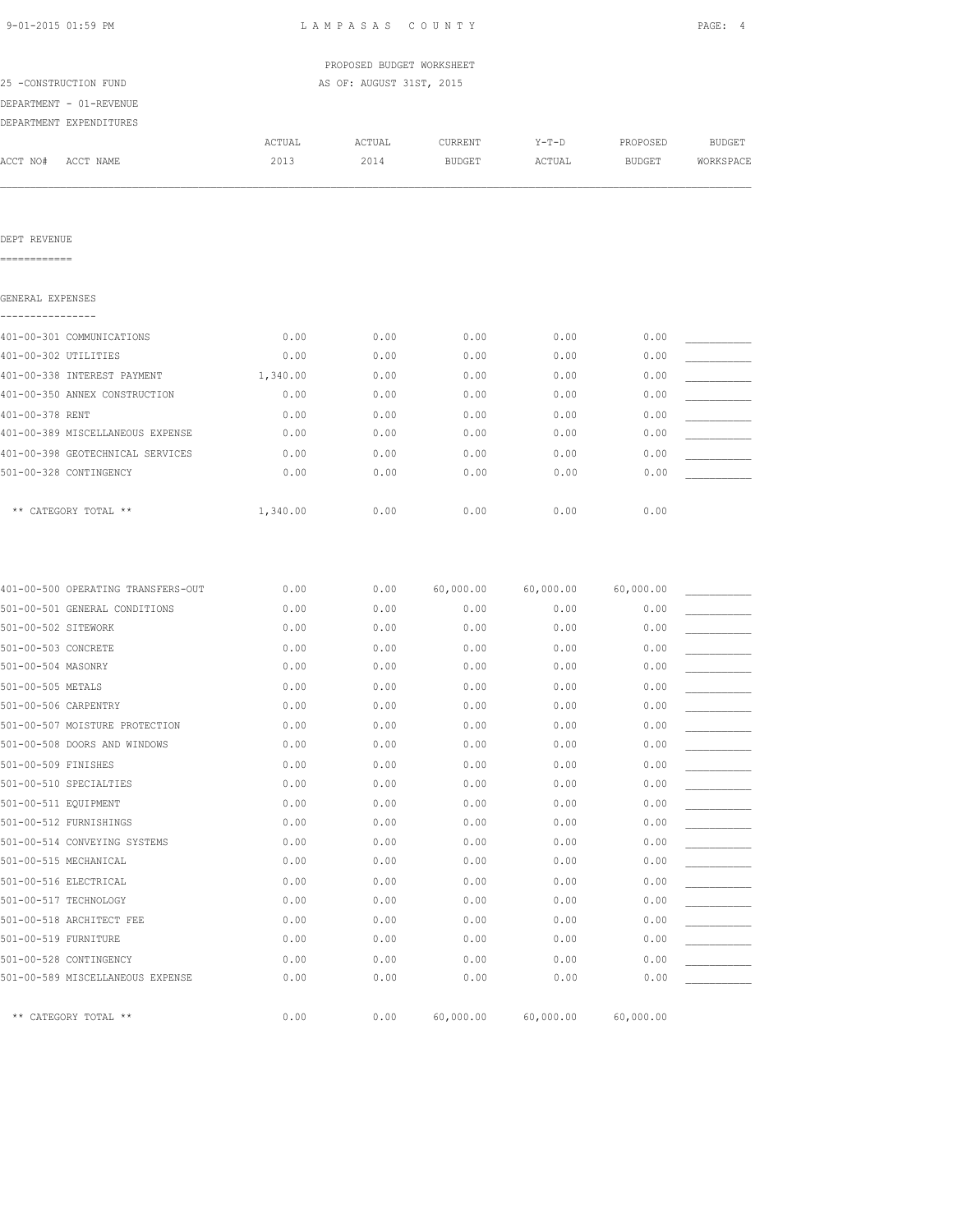LAMPASAS COUNTY

PROPOSED BUDGET WORKSHEET

AS OF: AUGUST 31ST, 2015

25 -CONSTRUCTION FUND

DEPARTMENT - 01-REVENUE

DEPARTMENT EXPENDITURES

| ACCT NO# ACCT NAME | ACTUAL 2013 | ACTUAL 2014 | CURRENT BUDGET | Y-T-D ACTUAL | PROPOSED BUDGET | BUDGET WORKSPACE |
|---|---|---|---|---|---|---|

DEPT REVENUE
============

GENERAL EXPENSES
----------------

| ACCT NO# ACCT NAME | ACTUAL 2013 | ACTUAL 2014 | CURRENT BUDGET | Y-T-D ACTUAL | PROPOSED BUDGET | BUDGET WORKSPACE |
|---|---|---|---|---|---|---|
| 401-00-301 COMMUNICATIONS | 0.00 | 0.00 | 0.00 | 0.00 | 0.00 | __________ |
| 401-00-302 UTILITIES | 0.00 | 0.00 | 0.00 | 0.00 | 0.00 | __________ |
| 401-00-338 INTEREST PAYMENT | 1,340.00 | 0.00 | 0.00 | 0.00 | 0.00 | __________ |
| 401-00-350 ANNEX CONSTRUCTION | 0.00 | 0.00 | 0.00 | 0.00 | 0.00 | __________ |
| 401-00-378 RENT | 0.00 | 0.00 | 0.00 | 0.00 | 0.00 | __________ |
| 401-00-389 MISCELLANEOUS EXPENSE | 0.00 | 0.00 | 0.00 | 0.00 | 0.00 | __________ |
| 401-00-398 GEOTECHNICAL SERVICES | 0.00 | 0.00 | 0.00 | 0.00 | 0.00 | __________ |
| 501-00-328 CONTINGENCY | 0.00 | 0.00 | 0.00 | 0.00 | 0.00 | __________ |
| ** CATEGORY TOTAL ** | 1,340.00 | 0.00 | 0.00 | 0.00 | 0.00 | |

| ACCT NO# ACCT NAME | ACTUAL 2013 | ACTUAL 2014 | CURRENT BUDGET | Y-T-D ACTUAL | PROPOSED BUDGET | BUDGET WORKSPACE |
|---|---|---|---|---|---|---|
| 401-00-500 OPERATING TRANSFERS-OUT | 0.00 | 0.00 | 60,000.00 | 60,000.00 | 60,000.00 | __________ |
| 501-00-501 GENERAL CONDITIONS | 0.00 | 0.00 | 0.00 | 0.00 | 0.00 | __________ |
| 501-00-502 SITEWORK | 0.00 | 0.00 | 0.00 | 0.00 | 0.00 | __________ |
| 501-00-503 CONCRETE | 0.00 | 0.00 | 0.00 | 0.00 | 0.00 | __________ |
| 501-00-504 MASONRY | 0.00 | 0.00 | 0.00 | 0.00 | 0.00 | __________ |
| 501-00-505 METALS | 0.00 | 0.00 | 0.00 | 0.00 | 0.00 | __________ |
| 501-00-506 CARPENTRY | 0.00 | 0.00 | 0.00 | 0.00 | 0.00 | __________ |
| 501-00-507 MOISTURE PROTECTION | 0.00 | 0.00 | 0.00 | 0.00 | 0.00 | __________ |
| 501-00-508 DOORS AND WINDOWS | 0.00 | 0.00 | 0.00 | 0.00 | 0.00 | __________ |
| 501-00-509 FINISHES | 0.00 | 0.00 | 0.00 | 0.00 | 0.00 | __________ |
| 501-00-510 SPECIALTIES | 0.00 | 0.00 | 0.00 | 0.00 | 0.00 | __________ |
| 501-00-511 EQUIPMENT | 0.00 | 0.00 | 0.00 | 0.00 | 0.00 | __________ |
| 501-00-512 FURNISHINGS | 0.00 | 0.00 | 0.00 | 0.00 | 0.00 | __________ |
| 501-00-514 CONVEYING SYSTEMS | 0.00 | 0.00 | 0.00 | 0.00 | 0.00 | __________ |
| 501-00-515 MECHANICAL | 0.00 | 0.00 | 0.00 | 0.00 | 0.00 | __________ |
| 501-00-516 ELECTRICAL | 0.00 | 0.00 | 0.00 | 0.00 | 0.00 | __________ |
| 501-00-517 TECHNOLOGY | 0.00 | 0.00 | 0.00 | 0.00 | 0.00 | __________ |
| 501-00-518 ARCHITECT FEE | 0.00 | 0.00 | 0.00 | 0.00 | 0.00 | __________ |
| 501-00-519 FURNITURE | 0.00 | 0.00 | 0.00 | 0.00 | 0.00 | __________ |
| 501-00-528 CONTINGENCY | 0.00 | 0.00 | 0.00 | 0.00 | 0.00 | __________ |
| 501-00-589 MISCELLANEOUS EXPENSE | 0.00 | 0.00 | 0.00 | 0.00 | 0.00 | __________ |
| ** CATEGORY TOTAL ** | 0.00 | 0.00 | 60,000.00 | 60,000.00 | 60,000.00 | |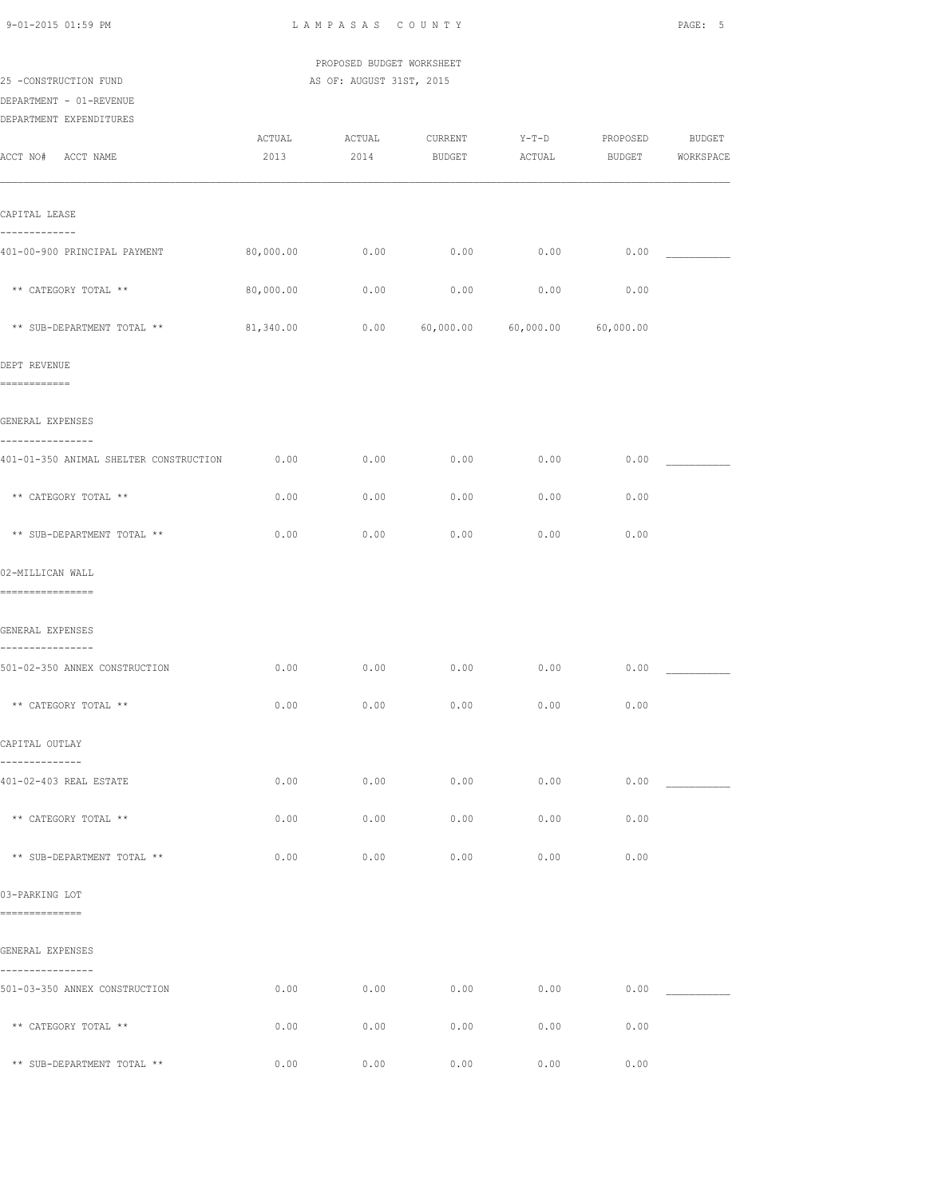PROPOSED BUDGET WORKSHEET

25 -CONSTRUCTION FUND — AS OF: AUGUST 31ST, 2015

DEPARTMENT - 01-REVENUE

DEPARTMENT EXPENDITURES

| ACCT NO# ACCT NAME | ACTUAL 2013 | ACTUAL 2014 | CURRENT BUDGET | Y-T-D ACTUAL | PROPOSED BUDGET | BUDGET WORKSPACE |
|---|---|---|---|---|---|---|
| **CAPITAL LEASE** | | | | | | |
| 401-00-900 PRINCIPAL PAYMENT | 80,000.00 | 0.00 | 0.00 | 0.00 | 0.00 | ___________ |
| ** CATEGORY TOTAL ** | 80,000.00 | 0.00 | 0.00 | 0.00 | 0.00 | |
| ** SUB-DEPARTMENT TOTAL ** | 81,340.00 | 0.00 | 60,000.00 | 60,000.00 | 60,000.00 | |
| **DEPT REVENUE** | | | | | | |
| **GENERAL EXPENSES** | | | | | | |
| 401-01-350 ANIMAL SHELTER CONSTRUCTION | 0.00 | 0.00 | 0.00 | 0.00 | 0.00 | ___________ |
| ** CATEGORY TOTAL ** | 0.00 | 0.00 | 0.00 | 0.00 | 0.00 | |
| ** SUB-DEPARTMENT TOTAL ** | 0.00 | 0.00 | 0.00 | 0.00 | 0.00 | |
| **02-MILLICAN WALL** | | | | | | |
| **GENERAL EXPENSES** | | | | | | |
| 501-02-350 ANNEX CONSTRUCTION | 0.00 | 0.00 | 0.00 | 0.00 | 0.00 | ___________ |
| ** CATEGORY TOTAL ** | 0.00 | 0.00 | 0.00 | 0.00 | 0.00 | |
| **CAPITAL OUTLAY** | | | | | | |
| 401-02-403 REAL ESTATE | 0.00 | 0.00 | 0.00 | 0.00 | 0.00 | ___________ |
| ** CATEGORY TOTAL ** | 0.00 | 0.00 | 0.00 | 0.00 | 0.00 | |
| ** SUB-DEPARTMENT TOTAL ** | 0.00 | 0.00 | 0.00 | 0.00 | 0.00 | |
| **03-PARKING LOT** | | | | | | |
| **GENERAL EXPENSES** | | | | | | |
| 501-03-350 ANNEX CONSTRUCTION | 0.00 | 0.00 | 0.00 | 0.00 | 0.00 | ___________ |
| ** CATEGORY TOTAL ** | 0.00 | 0.00 | 0.00 | 0.00 | 0.00 | |
| ** SUB-DEPARTMENT TOTAL ** | 0.00 | 0.00 | 0.00 | 0.00 | 0.00 | |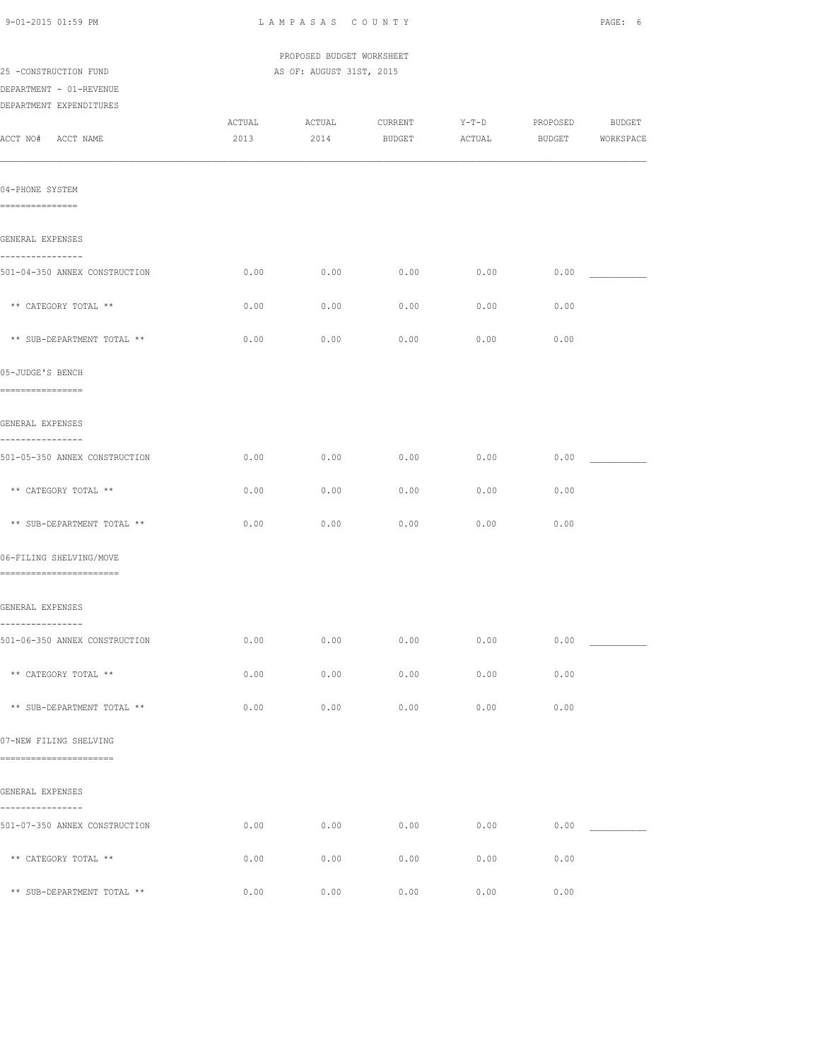PROPOSED BUDGET WORKSHEET

25 -CONSTRUCTION FUND — AS OF: AUGUST 31ST, 2015

DEPARTMENT - 01-REVENUE

DEPARTMENT EXPENDITURES

| ACCT NO# ACCT NAME | ACTUAL 2013 | ACTUAL 2014 | CURRENT BUDGET | Y-T-D ACTUAL | PROPOSED BUDGET | BUDGET WORKSPACE |
|---|---|---|---|---|---|---|
| **04-PHONE SYSTEM** | | | | | | |
| GENERAL EXPENSES | | | | | | |
| 501-04-350 ANNEX CONSTRUCTION | 0.00 | 0.00 | 0.00 | 0.00 | 0.00 | ___________ |
| ** CATEGORY TOTAL ** | 0.00 | 0.00 | 0.00 | 0.00 | 0.00 | |
| ** SUB-DEPARTMENT TOTAL ** | 0.00 | 0.00 | 0.00 | 0.00 | 0.00 | |
| **05-JUDGE'S BENCH** | | | | | | |
| GENERAL EXPENSES | | | | | | |
| 501-05-350 ANNEX CONSTRUCTION | 0.00 | 0.00 | 0.00 | 0.00 | 0.00 | ___________ |
| ** CATEGORY TOTAL ** | 0.00 | 0.00 | 0.00 | 0.00 | 0.00 | |
| ** SUB-DEPARTMENT TOTAL ** | 0.00 | 0.00 | 0.00 | 0.00 | 0.00 | |
| **06-FILING SHELVING/MOVE** | | | | | | |
| GENERAL EXPENSES | | | | | | |
| 501-06-350 ANNEX CONSTRUCTION | 0.00 | 0.00 | 0.00 | 0.00 | 0.00 | ___________ |
| ** CATEGORY TOTAL ** | 0.00 | 0.00 | 0.00 | 0.00 | 0.00 | |
| ** SUB-DEPARTMENT TOTAL ** | 0.00 | 0.00 | 0.00 | 0.00 | 0.00 | |
| **07-NEW FILING SHELVING** | | | | | | |
| GENERAL EXPENSES | | | | | | |
| 501-07-350 ANNEX CONSTRUCTION | 0.00 | 0.00 | 0.00 | 0.00 | 0.00 | ___________ |
| ** CATEGORY TOTAL ** | 0.00 | 0.00 | 0.00 | 0.00 | 0.00 | |
| ** SUB-DEPARTMENT TOTAL ** | 0.00 | 0.00 | 0.00 | 0.00 | 0.00 | |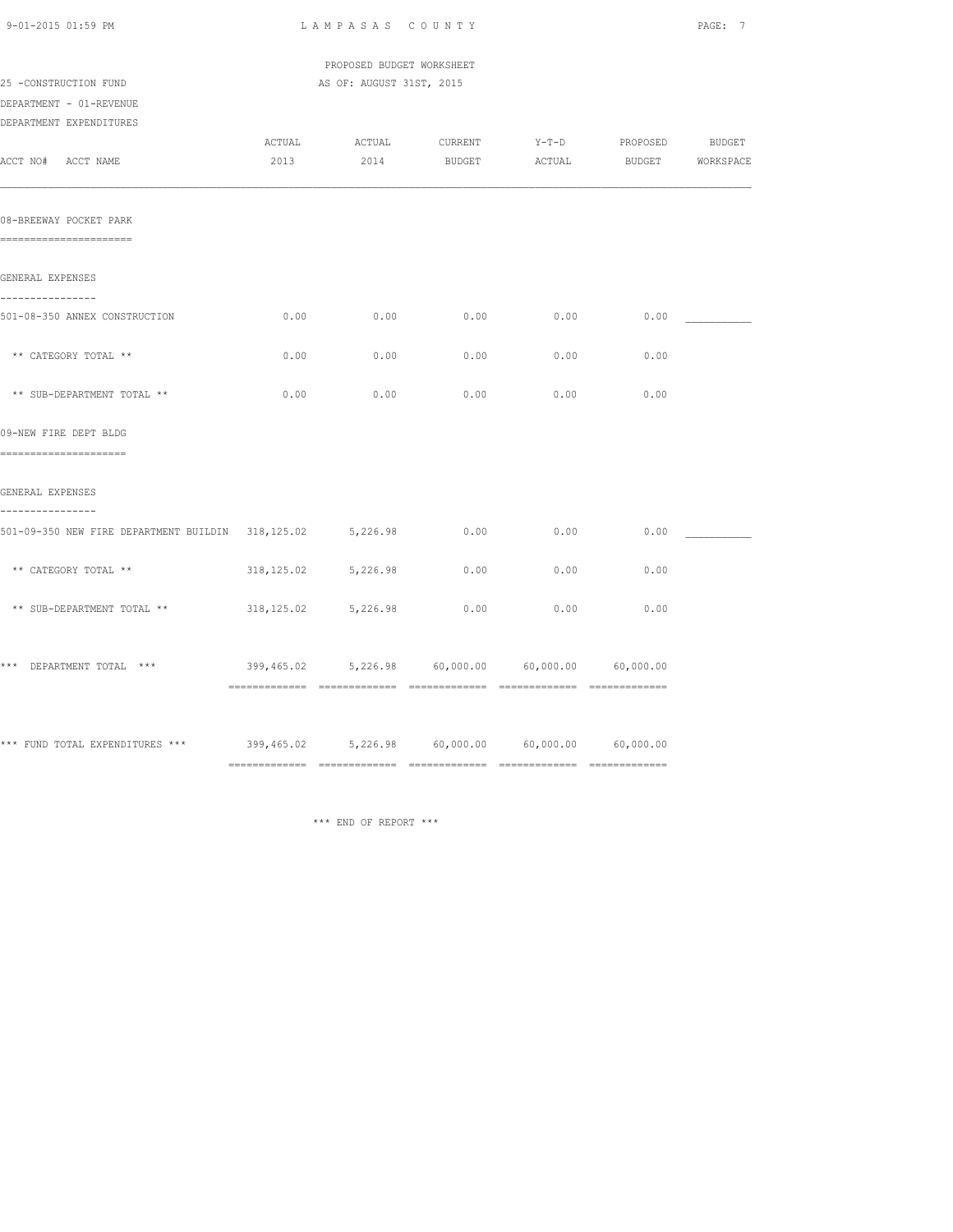PROPOSED BUDGET WORKSHEET

25 -CONSTRUCTION FUND — AS OF: AUGUST 31ST, 2015

DEPARTMENT - 01-REVENUE

DEPARTMENT EXPENDITURES

| ACCT NO# ACCT NAME | ACTUAL 2013 | ACTUAL 2014 | CURRENT BUDGET | Y-T-D ACTUAL | PROPOSED BUDGET | BUDGET WORKSPACE |
|---|---|---|---|---|---|---|
| **08-BREEWAY POCKET PARK** | | | | | | |
| GENERAL EXPENSES | | | | | | |
| 501-08-350 ANNEX CONSTRUCTION | 0.00 | 0.00 | 0.00 | 0.00 | 0.00 | ___________ |
| ** CATEGORY TOTAL ** | 0.00 | 0.00 | 0.00 | 0.00 | 0.00 | |
| ** SUB-DEPARTMENT TOTAL ** | 0.00 | 0.00 | 0.00 | 0.00 | 0.00 | |
| **09-NEW FIRE DEPT BLDG** | | | | | | |
| GENERAL EXPENSES | | | | | | |
| 501-09-350 NEW FIRE DEPARTMENT BUILDIN | 318,125.02 | 5,226.98 | 0.00 | 0.00 | 0.00 | ___________ |
| ** CATEGORY TOTAL ** | 318,125.02 | 5,226.98 | 0.00 | 0.00 | 0.00 | |
| ** SUB-DEPARTMENT TOTAL ** | 318,125.02 | 5,226.98 | 0.00 | 0.00 | 0.00 | |
| *** DEPARTMENT TOTAL *** | 399,465.02 | 5,226.98 | 60,000.00 | 60,000.00 | 60,000.00 | |
| *** FUND TOTAL EXPENDITURES *** | 399,465.02 | 5,226.98 | 60,000.00 | 60,000.00 | 60,000.00 | |

*** END OF REPORT ***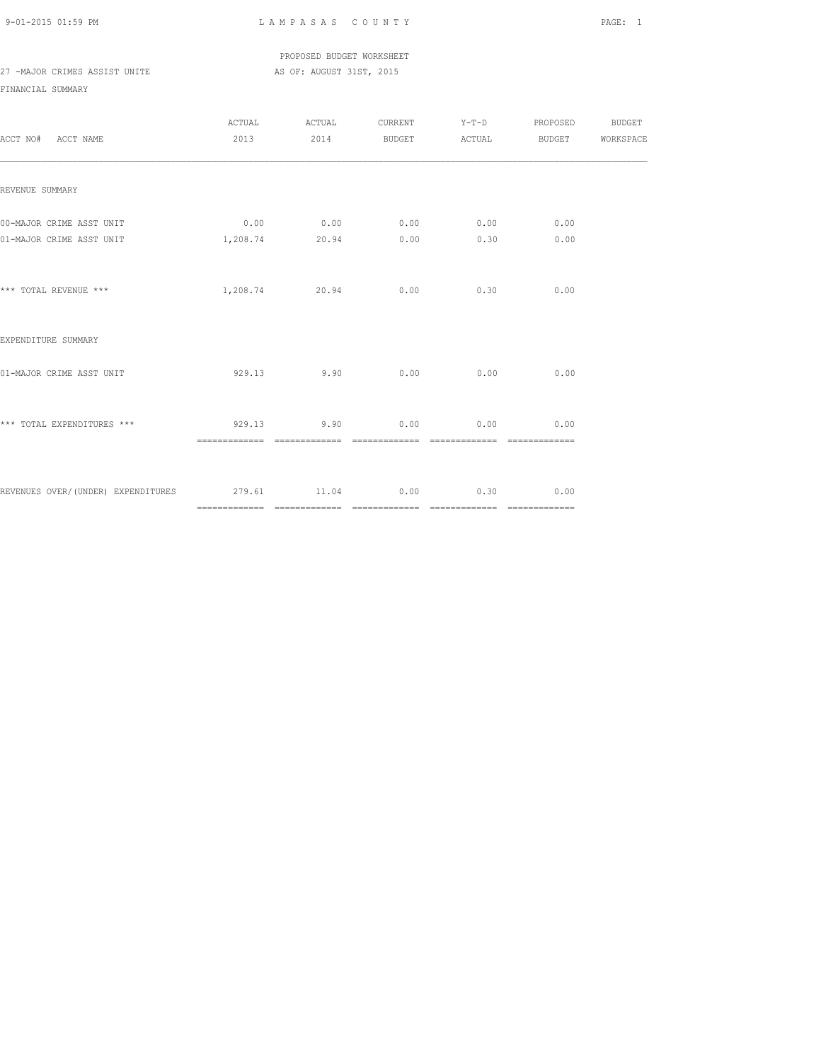PROPOSED BUDGET WORKSHEET

27 -MAJOR CRIMES ASSIST UNITE AS OF: AUGUST 31ST, 2015

FINANCIAL SUMMARY

| ACCT NO# ACCT NAME | ACTUAL 2013 | ACTUAL 2014 | CURRENT BUDGET | Y-T-D ACTUAL | PROPOSED BUDGET | BUDGET WORKSPACE |
|---|---|---|---|---|---|---|
| REVENUE SUMMARY | | | | | | |
| 00-MAJOR CRIME ASST UNIT | 0.00 | 0.00 | 0.00 | 0.00 | 0.00 | |
| 01-MAJOR CRIME ASST UNIT | 1,208.74 | 20.94 | 0.00 | 0.30 | 0.00 | |
| *** TOTAL REVENUE *** | 1,208.74 | 20.94 | 0.00 | 0.30 | 0.00 | |
| EXPENDITURE SUMMARY | | | | | | |
| 01-MAJOR CRIME ASST UNIT | 929.13 | 9.90 | 0.00 | 0.00 | 0.00 | |
| *** TOTAL EXPENDITURES *** | 929.13 | 9.90 | 0.00 | 0.00 | 0.00 | |
| REVENUES OVER/(UNDER) EXPENDITURES | 279.61 | 11.04 | 0.00 | 0.30 | 0.00 | |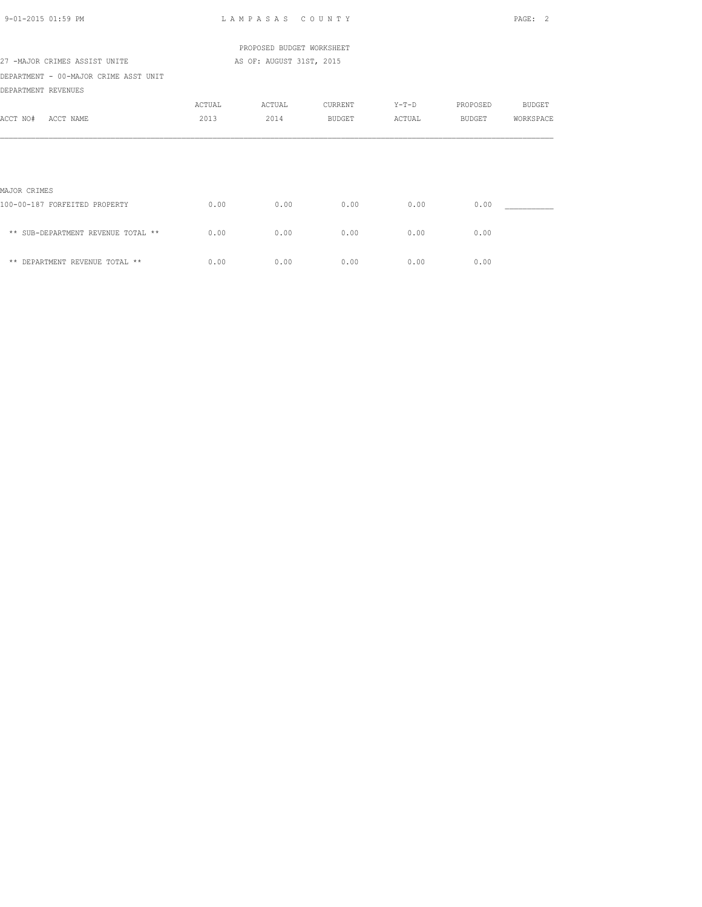PROPOSED BUDGET WORKSHEET

27 -MAJOR CRIMES ASSIST UNITE AS OF: AUGUST 31ST, 2015

DEPARTMENT - 00-MAJOR CRIME ASST UNIT

DEPARTMENT REVENUES

| ACCT NO# ACCT NAME | ACTUAL 2013 | ACTUAL 2014 | CURRENT BUDGET | Y-T-D ACTUAL | PROPOSED BUDGET | BUDGET WORKSPACE |
|---|---|---|---|---|---|---|
| MAJOR CRIMES | | | | | | |
| 100-00-187 FORFEITED PROPERTY | 0.00 | 0.00 | 0.00 | 0.00 | 0.00 | ___________ |
| ** SUB-DEPARTMENT REVENUE TOTAL ** | 0.00 | 0.00 | 0.00 | 0.00 | 0.00 | |
| ** DEPARTMENT REVENUE TOTAL ** | 0.00 | 0.00 | 0.00 | 0.00 | 0.00 | |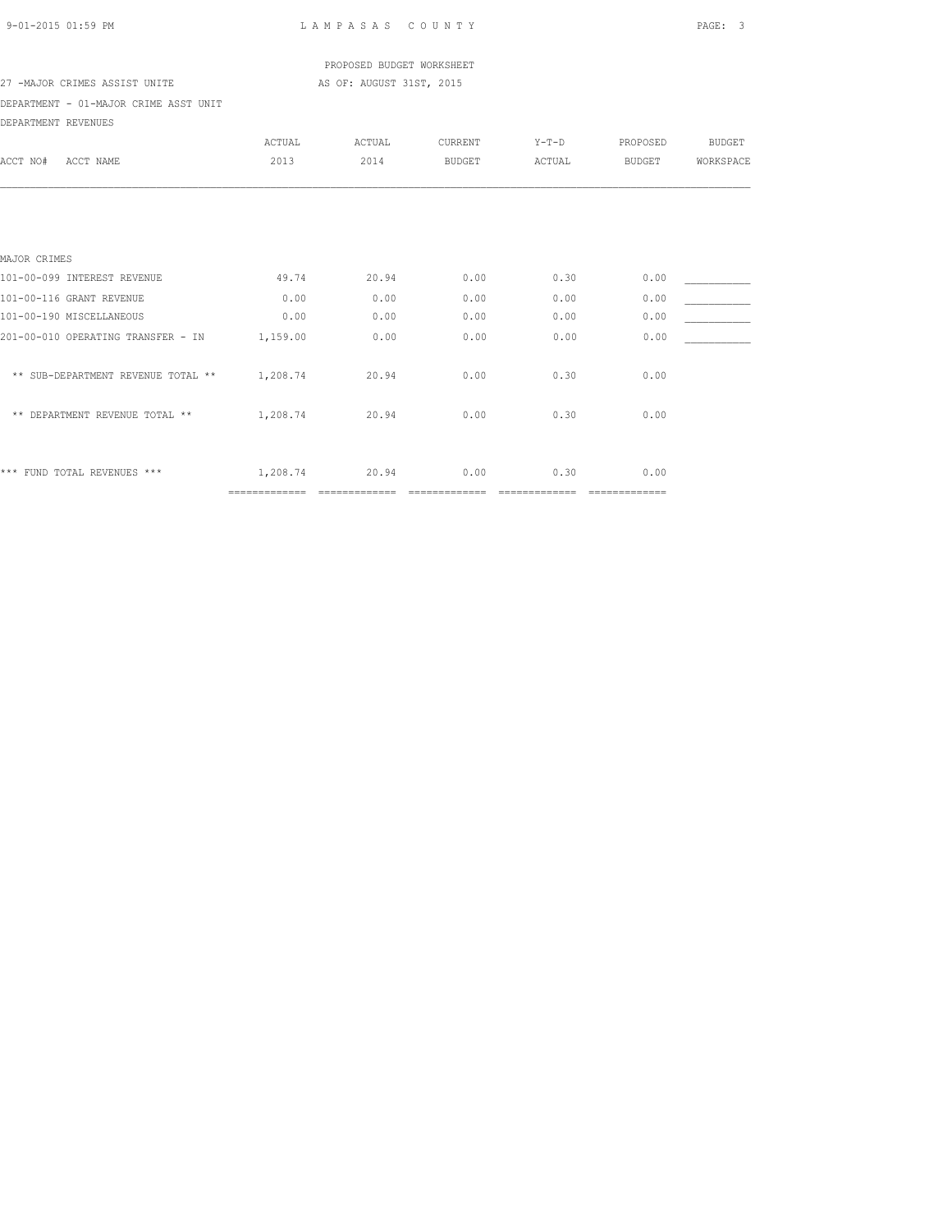LAMPASAS COUNTY

PROPOSED BUDGET WORKSHEET

27 -MAJOR CRIMES ASSIST UNITE — AS OF: AUGUST 31ST, 2015

DEPARTMENT - 01-MAJOR CRIME ASST UNIT

DEPARTMENT REVENUES

| ACCT NO# ACCT NAME | ACTUAL 2013 | ACTUAL 2014 | CURRENT BUDGET | Y-T-D ACTUAL | PROPOSED BUDGET | BUDGET WORKSPACE |
|---|---|---|---|---|---|---|
| MAJOR CRIMES | | | | | | |
| 101-00-099 INTEREST REVENUE | 49.74 | 20.94 | 0.00 | 0.30 | 0.00 | ___________ |
| 101-00-116 GRANT REVENUE | 0.00 | 0.00 | 0.00 | 0.00 | 0.00 | ___________ |
| 101-00-190 MISCELLANEOUS | 0.00 | 0.00 | 0.00 | 0.00 | 0.00 | ___________ |
| 201-00-010 OPERATING TRANSFER - IN | 1,159.00 | 0.00 | 0.00 | 0.00 | 0.00 | ___________ |
| ** SUB-DEPARTMENT REVENUE TOTAL ** | 1,208.74 | 20.94 | 0.00 | 0.30 | 0.00 | |
| ** DEPARTMENT REVENUE TOTAL ** | 1,208.74 | 20.94 | 0.00 | 0.30 | 0.00 | |
| *** FUND TOTAL REVENUES *** | 1,208.74 | 20.94 | 0.00 | 0.30 | 0.00 | |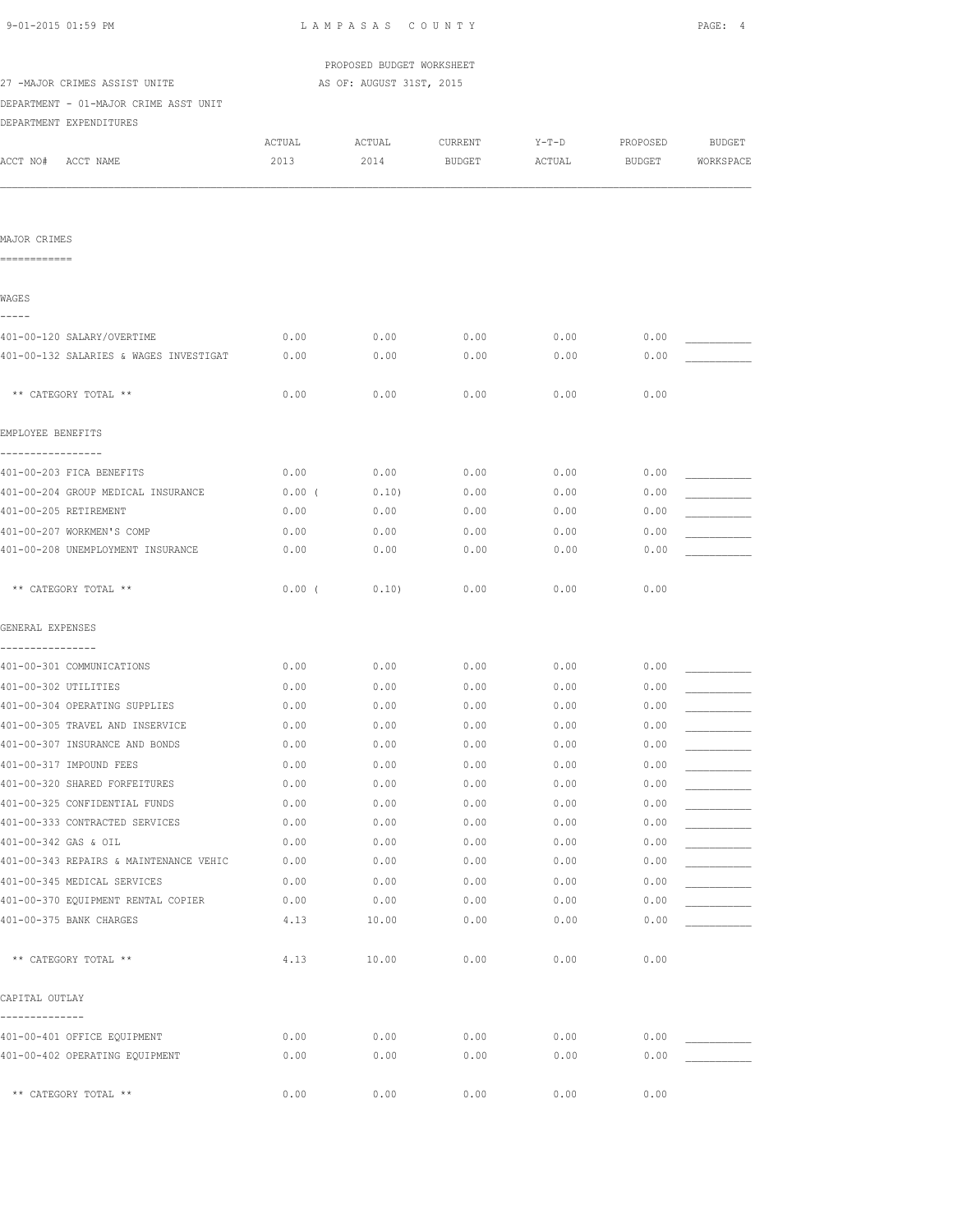LAMPASAS COUNTY

PROPOSED BUDGET WORKSHEET

27 -MAJOR CRIMES ASSIST UNITE AS OF: AUGUST 31ST, 2015

DEPARTMENT - 01-MAJOR CRIME ASST UNIT

DEPARTMENT EXPENDITURES

| ACCT NO# ACCT NAME | ACTUAL 2013 | ACTUAL 2014 | CURRENT BUDGET | Y-T-D ACTUAL | PROPOSED BUDGET | BUDGET WORKSPACE |
|---|---|---|---|---|---|---|
| **MAJOR CRIMES** | | | | | | |
| **WAGES** | | | | | | |
| 401-00-120 SALARY/OVERTIME | 0.00 | 0.00 | 0.00 | 0.00 | 0.00 | ___________ |
| 401-00-132 SALARIES & WAGES INVESTIGAT | 0.00 | 0.00 | 0.00 | 0.00 | 0.00 | ___________ |
| ** CATEGORY TOTAL ** | 0.00 | 0.00 | 0.00 | 0.00 | 0.00 | |
| **EMPLOYEE BENEFITS** | | | | | | |
| 401-00-203 FICA BENEFITS | 0.00 | 0.00 | 0.00 | 0.00 | 0.00 | ___________ |
| 401-00-204 GROUP MEDICAL INSURANCE | 0.00 | ( 0.10) | 0.00 | 0.00 | 0.00 | ___________ |
| 401-00-205 RETIREMENT | 0.00 | 0.00 | 0.00 | 0.00 | 0.00 | ___________ |
| 401-00-207 WORKMEN'S COMP | 0.00 | 0.00 | 0.00 | 0.00 | 0.00 | ___________ |
| 401-00-208 UNEMPLOYMENT INSURANCE | 0.00 | 0.00 | 0.00 | 0.00 | 0.00 | ___________ |
| ** CATEGORY TOTAL ** | 0.00 | ( 0.10) | 0.00 | 0.00 | 0.00 | |
| **GENERAL EXPENSES** | | | | | | |
| 401-00-301 COMMUNICATIONS | 0.00 | 0.00 | 0.00 | 0.00 | 0.00 | ___________ |
| 401-00-302 UTILITIES | 0.00 | 0.00 | 0.00 | 0.00 | 0.00 | ___________ |
| 401-00-304 OPERATING SUPPLIES | 0.00 | 0.00 | 0.00 | 0.00 | 0.00 | ___________ |
| 401-00-305 TRAVEL AND INSERVICE | 0.00 | 0.00 | 0.00 | 0.00 | 0.00 | ___________ |
| 401-00-307 INSURANCE AND BONDS | 0.00 | 0.00 | 0.00 | 0.00 | 0.00 | ___________ |
| 401-00-317 IMPOUND FEES | 0.00 | 0.00 | 0.00 | 0.00 | 0.00 | ___________ |
| 401-00-320 SHARED FORFEITURES | 0.00 | 0.00 | 0.00 | 0.00 | 0.00 | ___________ |
| 401-00-325 CONFIDENTIAL FUNDS | 0.00 | 0.00 | 0.00 | 0.00 | 0.00 | ___________ |
| 401-00-333 CONTRACTED SERVICES | 0.00 | 0.00 | 0.00 | 0.00 | 0.00 | ___________ |
| 401-00-342 GAS & OIL | 0.00 | 0.00 | 0.00 | 0.00 | 0.00 | ___________ |
| 401-00-343 REPAIRS & MAINTENANCE VEHIC | 0.00 | 0.00 | 0.00 | 0.00 | 0.00 | ___________ |
| 401-00-345 MEDICAL SERVICES | 0.00 | 0.00 | 0.00 | 0.00 | 0.00 | ___________ |
| 401-00-370 EQUIPMENT RENTAL COPIER | 0.00 | 0.00 | 0.00 | 0.00 | 0.00 | ___________ |
| 401-00-375 BANK CHARGES | 4.13 | 10.00 | 0.00 | 0.00 | 0.00 | ___________ |
| ** CATEGORY TOTAL ** | 4.13 | 10.00 | 0.00 | 0.00 | 0.00 | |
| **CAPITAL OUTLAY** | | | | | | |
| 401-00-401 OFFICE EQUIPMENT | 0.00 | 0.00 | 0.00 | 0.00 | 0.00 | ___________ |
| 401-00-402 OPERATING EQUIPMENT | 0.00 | 0.00 | 0.00 | 0.00 | 0.00 | ___________ |
| ** CATEGORY TOTAL ** | 0.00 | 0.00 | 0.00 | 0.00 | 0.00 | |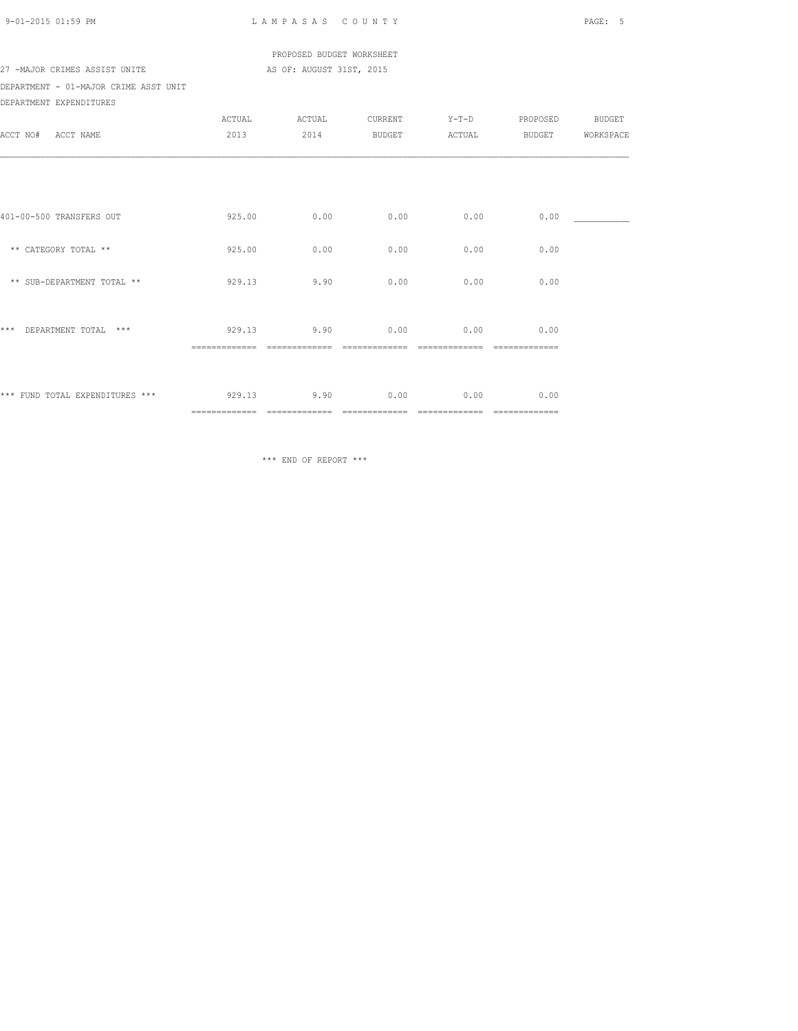PROPOSED BUDGET WORKSHEET

27 -MAJOR CRIMES ASSIST UNITE AS OF: AUGUST 31ST, 2015

DEPARTMENT - 01-MAJOR CRIME ASST UNIT

DEPARTMENT EXPENDITURES

| ACCT NO# ACCT NAME | ACTUAL 2013 | ACTUAL 2014 | CURRENT BUDGET | Y-T-D ACTUAL | PROPOSED BUDGET | BUDGET WORKSPACE |
|---|---|---|---|---|---|---|
| 401-00-500 TRANSFERS OUT | 925.00 | 0.00 | 0.00 | 0.00 | 0.00 | ___________ |
| ** CATEGORY TOTAL ** | 925.00 | 0.00 | 0.00 | 0.00 | 0.00 | |
| ** SUB-DEPARTMENT TOTAL ** | 929.13 | 9.90 | 0.00 | 0.00 | 0.00 | |
| *** DEPARTMENT TOTAL *** | 929.13 | 9.90 | 0.00 | 0.00 | 0.00 | |
| *** FUND TOTAL EXPENDITURES *** | 929.13 | 9.90 | 0.00 | 0.00 | 0.00 | |

*** END OF REPORT ***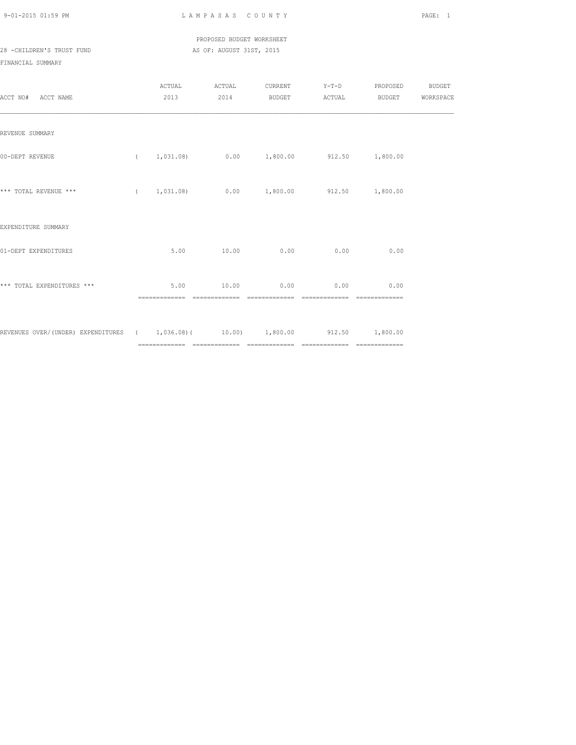LAMPASAS COUNTY

PROPOSED BUDGET WORKSHEET

28 -CHILDREN'S TRUST FUND AS OF: AUGUST 31ST, 2015

FINANCIAL SUMMARY

| ACCT NO# ACCT NAME | ACTUAL 2013 | ACTUAL 2014 | CURRENT BUDGET | Y-T-D ACTUAL | PROPOSED BUDGET | BUDGET WORKSPACE |
|---|---|---|---|---|---|---|
| REVENUE SUMMARY | | | | | | |
| 00-DEPT REVENUE | ( 1,031.08) | 0.00 | 1,800.00 | 912.50 | 1,800.00 | |
| *** TOTAL REVENUE *** | ( 1,031.08) | 0.00 | 1,800.00 | 912.50 | 1,800.00 | |
| EXPENDITURE SUMMARY | | | | | | |
| 01-DEPT EXPENDITURES | 5.00 | 10.00 | 0.00 | 0.00 | 0.00 | |
| *** TOTAL EXPENDITURES *** | 5.00 | 10.00 | 0.00 | 0.00 | 0.00 | |
| REVENUES OVER/(UNDER) EXPENDITURES | ( 1,036.08) | ( 10.00) | 1,800.00 | 912.50 | 1,800.00 | |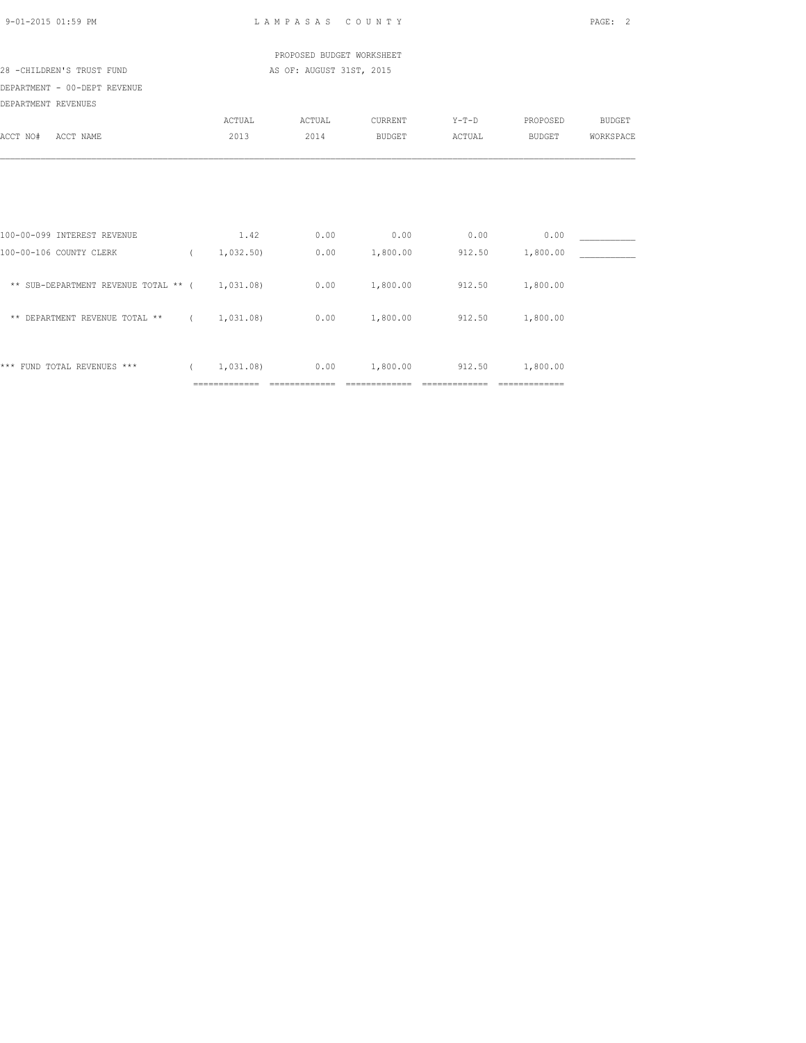PROPOSED BUDGET WORKSHEET

28 -CHILDREN'S TRUST FUND AS OF: AUGUST 31ST, 2015

DEPARTMENT - 00-DEPT REVENUE

DEPARTMENT REVENUES

| ACCT NO# ACCT NAME | ACTUAL 2013 | ACTUAL 2014 | CURRENT BUDGET | Y-T-D ACTUAL | PROPOSED BUDGET | BUDGET WORKSPACE |
|---|---|---|---|---|---|---|
| 100-00-099 INTEREST REVENUE | 1.42 | 0.00 | 0.00 | 0.00 | 0.00 | __________ |
| 100-00-106 COUNTY CLERK | ( 1,032.50) | 0.00 | 1,800.00 | 912.50 | 1,800.00 | __________ |
| ** SUB-DEPARTMENT REVENUE TOTAL ** | ( 1,031.08) | 0.00 | 1,800.00 | 912.50 | 1,800.00 | |
| ** DEPARTMENT REVENUE TOTAL ** | ( 1,031.08) | 0.00 | 1,800.00 | 912.50 | 1,800.00 | |
| *** FUND TOTAL REVENUES *** | ( 1,031.08) | 0.00 | 1,800.00 | 912.50 | 1,800.00 | |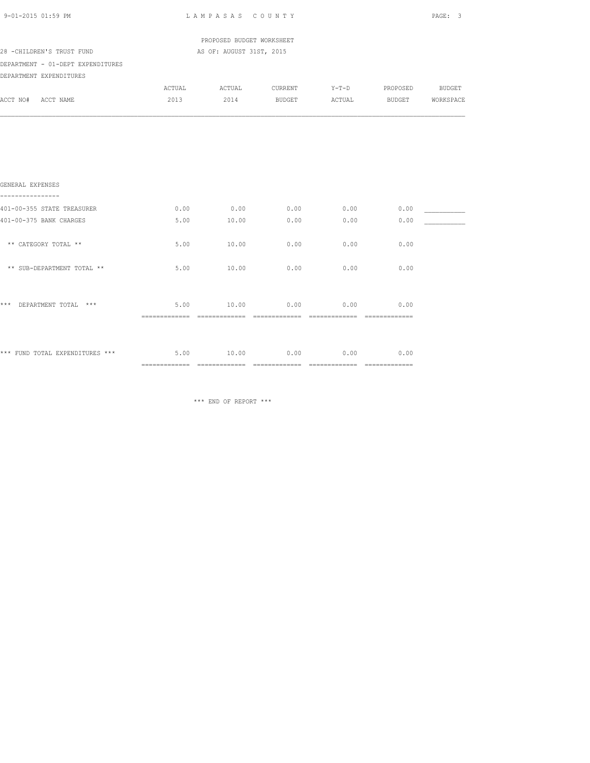PROPOSED BUDGET WORKSHEET

28 -CHILDREN'S TRUST FUND — AS OF: AUGUST 31ST, 2015

DEPARTMENT - 01-DEPT EXPENDITURES

DEPARTMENT EXPENDITURES

| ACCT NO# ACCT NAME | ACTUAL 2013 | ACTUAL 2014 | CURRENT BUDGET | Y-T-D ACTUAL | PROPOSED BUDGET | BUDGET WORKSPACE |
|---|---|---|---|---|---|---|
| **GENERAL EXPENSES** | | | | | | |
| 401-00-355 STATE TREASURER | 0.00 | 0.00 | 0.00 | 0.00 | 0.00 | __________ |
| 401-00-375 BANK CHARGES | 5.00 | 10.00 | 0.00 | 0.00 | 0.00 | __________ |
| ** CATEGORY TOTAL ** | 5.00 | 10.00 | 0.00 | 0.00 | 0.00 | |
| ** SUB-DEPARTMENT TOTAL ** | 5.00 | 10.00 | 0.00 | 0.00 | 0.00 | |
| *** DEPARTMENT TOTAL *** | 5.00 | 10.00 | 0.00 | 0.00 | 0.00 | |
| *** FUND TOTAL EXPENDITURES *** | 5.00 | 10.00 | 0.00 | 0.00 | 0.00 | |

*** END OF REPORT ***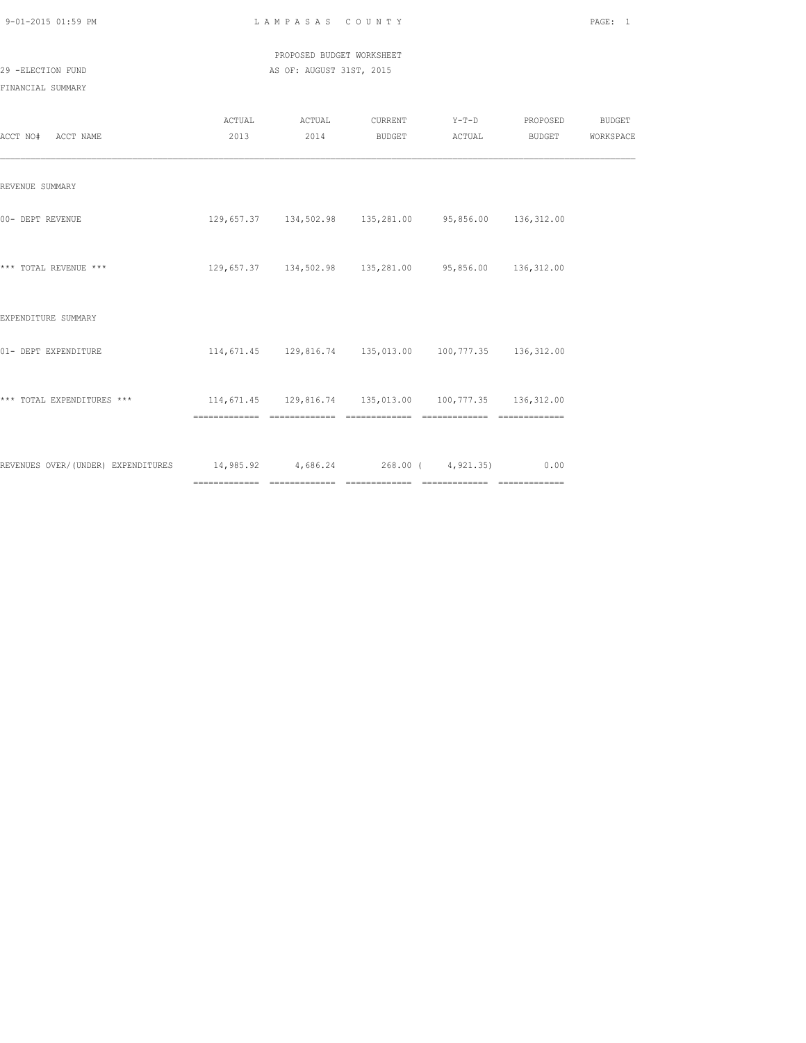LAMPASAS COUNTY

PROPOSED BUDGET WORKSHEET

29 -ELECTION FUND

AS OF: AUGUST 31ST, 2015

FINANCIAL SUMMARY

| ACCT NO# ACCT NAME | ACTUAL 2013 | ACTUAL 2014 | CURRENT BUDGET | Y-T-D ACTUAL | PROPOSED BUDGET | BUDGET WORKSPACE |
|---|---|---|---|---|---|---|
| REVENUE SUMMARY | | | | | | |
| 00- DEPT REVENUE | 129,657.37 | 134,502.98 | 135,281.00 | 95,856.00 | 136,312.00 | |
| *** TOTAL REVENUE *** | 129,657.37 | 134,502.98 | 135,281.00 | 95,856.00 | 136,312.00 | |
| EXPENDITURE SUMMARY | | | | | | |
| 01- DEPT EXPENDITURE | 114,671.45 | 129,816.74 | 135,013.00 | 100,777.35 | 136,312.00 | |
| *** TOTAL EXPENDITURES *** | 114,671.45 | 129,816.74 | 135,013.00 | 100,777.35 | 136,312.00 | |
| REVENUES OVER/(UNDER) EXPENDITURES | 14,985.92 | 4,686.24 | 268.00 | ( 4,921.35) | 0.00 | |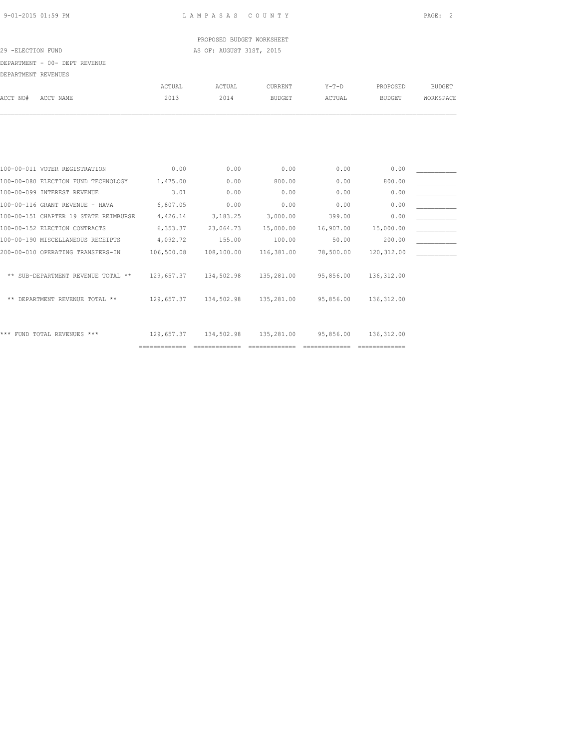LAMPASAS COUNTY

PROPOSED BUDGET WORKSHEET

29 -ELECTION FUND — AS OF: AUGUST 31ST, 2015

DEPARTMENT - 00- DEPT REVENUE

DEPARTMENT REVENUES

| ACCT NO# ACCT NAME | ACTUAL 2013 | ACTUAL 2014 | CURRENT BUDGET | Y-T-D ACTUAL | PROPOSED BUDGET | BUDGET WORKSPACE |
|---|---|---|---|---|---|---|
| 100-00-011 VOTER REGISTRATION | 0.00 | 0.00 | 0.00 | 0.00 | 0.00 | ___________ |
| 100-00-080 ELECTION FUND TECHNOLOGY | 1,475.00 | 0.00 | 800.00 | 0.00 | 800.00 | ___________ |
| 100-00-099 INTEREST REVENUE | 3.01 | 0.00 | 0.00 | 0.00 | 0.00 | ___________ |
| 100-00-116 GRANT REVENUE - HAVA | 6,807.05 | 0.00 | 0.00 | 0.00 | 0.00 | ___________ |
| 100-00-151 CHAPTER 19 STATE REIMBURSE | 4,426.14 | 3,183.25 | 3,000.00 | 399.00 | 0.00 | ___________ |
| 100-00-152 ELECTION CONTRACTS | 6,353.37 | 23,064.73 | 15,000.00 | 16,907.00 | 15,000.00 | ___________ |
| 100-00-190 MISCELLANEOUS RECEIPTS | 4,092.72 | 155.00 | 100.00 | 50.00 | 200.00 | ___________ |
| 200-00-010 OPERATING TRANSFERS-IN | 106,500.08 | 108,100.00 | 116,381.00 | 78,500.00 | 120,312.00 | ___________ |
| ** SUB-DEPARTMENT REVENUE TOTAL ** | 129,657.37 | 134,502.98 | 135,281.00 | 95,856.00 | 136,312.00 | |
| ** DEPARTMENT REVENUE TOTAL ** | 129,657.37 | 134,502.98 | 135,281.00 | 95,856.00 | 136,312.00 | |
| *** FUND TOTAL REVENUES *** | 129,657.37 | 134,502.98 | 135,281.00 | 95,856.00 | 136,312.00 | |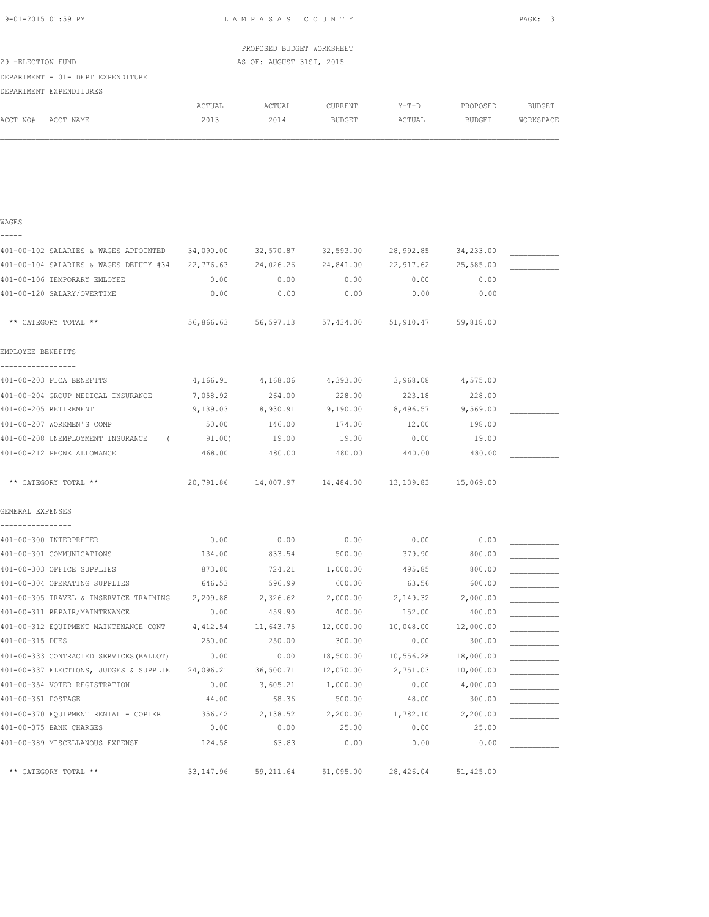LAMPASAS COUNTY

PROPOSED BUDGET WORKSHEET

AS OF: AUGUST 31ST, 2015

29 -ELECTION FUND

DEPARTMENT - 01- DEPT EXPENDITURE

DEPARTMENT EXPENDITURES

| ACCT NO# ACCT NAME | ACTUAL 2013 | ACTUAL 2014 | CURRENT BUDGET | Y-T-D ACTUAL | PROPOSED BUDGET | BUDGET WORKSPACE |
|---|---|---|---|---|---|---|
| **WAGES** | | | | | | |
| 401-00-102 SALARIES & WAGES APPOINTED | 34,090.00 | 32,570.87 | 32,593.00 | 28,992.85 | 34,233.00 | ___________ |
| 401-00-104 SALARIES & WAGES DEPUTY #34 | 22,776.63 | 24,026.26 | 24,841.00 | 22,917.62 | 25,585.00 | ___________ |
| 401-00-106 TEMPORARY EMLOYEE | 0.00 | 0.00 | 0.00 | 0.00 | 0.00 | ___________ |
| 401-00-120 SALARY/OVERTIME | 0.00 | 0.00 | 0.00 | 0.00 | 0.00 | ___________ |
| ** CATEGORY TOTAL ** | 56,866.63 | 56,597.13 | 57,434.00 | 51,910.47 | 59,818.00 | |
| **EMPLOYEE BENEFITS** | | | | | | |
| 401-00-203 FICA BENEFITS | 4,166.91 | 4,168.06 | 4,393.00 | 3,968.08 | 4,575.00 | ___________ |
| 401-00-204 GROUP MEDICAL INSURANCE | 7,058.92 | 264.00 | 228.00 | 223.18 | 228.00 | ___________ |
| 401-00-205 RETIREMENT | 9,139.03 | 8,930.91 | 9,190.00 | 8,496.57 | 9,569.00 | ___________ |
| 401-00-207 WORKMEN'S COMP | 50.00 | 146.00 | 174.00 | 12.00 | 198.00 | ___________ |
| 401-00-208 UNEMPLOYMENT INSURANCE | ( 91.00) | 19.00 | 19.00 | 0.00 | 19.00 | ___________ |
| 401-00-212 PHONE ALLOWANCE | 468.00 | 480.00 | 480.00 | 440.00 | 480.00 | ___________ |
| ** CATEGORY TOTAL ** | 20,791.86 | 14,007.97 | 14,484.00 | 13,139.83 | 15,069.00 | |
| **GENERAL EXPENSES** | | | | | | |
| 401-00-300 INTERPRETER | 0.00 | 0.00 | 0.00 | 0.00 | 0.00 | ___________ |
| 401-00-301 COMMUNICATIONS | 134.00 | 833.54 | 500.00 | 379.90 | 800.00 | ___________ |
| 401-00-303 OFFICE SUPPLIES | 873.80 | 724.21 | 1,000.00 | 495.85 | 800.00 | ___________ |
| 401-00-304 OPERATING SUPPLIES | 646.53 | 596.99 | 600.00 | 63.56 | 600.00 | ___________ |
| 401-00-305 TRAVEL & INSERVICE TRAINING | 2,209.88 | 2,326.62 | 2,000.00 | 2,149.32 | 2,000.00 | ___________ |
| 401-00-311 REPAIR/MAINTENANCE | 0.00 | 459.90 | 400.00 | 152.00 | 400.00 | ___________ |
| 401-00-312 EQUIPMENT MAINTENANCE CONT | 4,412.54 | 11,643.75 | 12,000.00 | 10,048.00 | 12,000.00 | ___________ |
| 401-00-315 DUES | 250.00 | 250.00 | 300.00 | 0.00 | 300.00 | ___________ |
| 401-00-333 CONTRACTED SERVICES(BALLOT) | 0.00 | 0.00 | 18,500.00 | 10,556.28 | 18,000.00 | ___________ |
| 401-00-337 ELECTIONS, JUDGES & SUPPLIE | 24,096.21 | 36,500.71 | 12,070.00 | 2,751.03 | 10,000.00 | ___________ |
| 401-00-354 VOTER REGISTRATION | 0.00 | 3,605.21 | 1,000.00 | 0.00 | 4,000.00 | ___________ |
| 401-00-361 POSTAGE | 44.00 | 68.36 | 500.00 | 48.00 | 300.00 | ___________ |
| 401-00-370 EQUIPMENT RENTAL - COPIER | 356.42 | 2,138.52 | 2,200.00 | 1,782.10 | 2,200.00 | ___________ |
| 401-00-375 BANK CHARGES | 0.00 | 0.00 | 25.00 | 0.00 | 25.00 | ___________ |
| 401-00-389 MISCELLANOUS EXPENSE | 124.58 | 63.83 | 0.00 | 0.00 | 0.00 | ___________ |
| ** CATEGORY TOTAL ** | 33,147.96 | 59,211.64 | 51,095.00 | 28,426.04 | 51,425.00 | |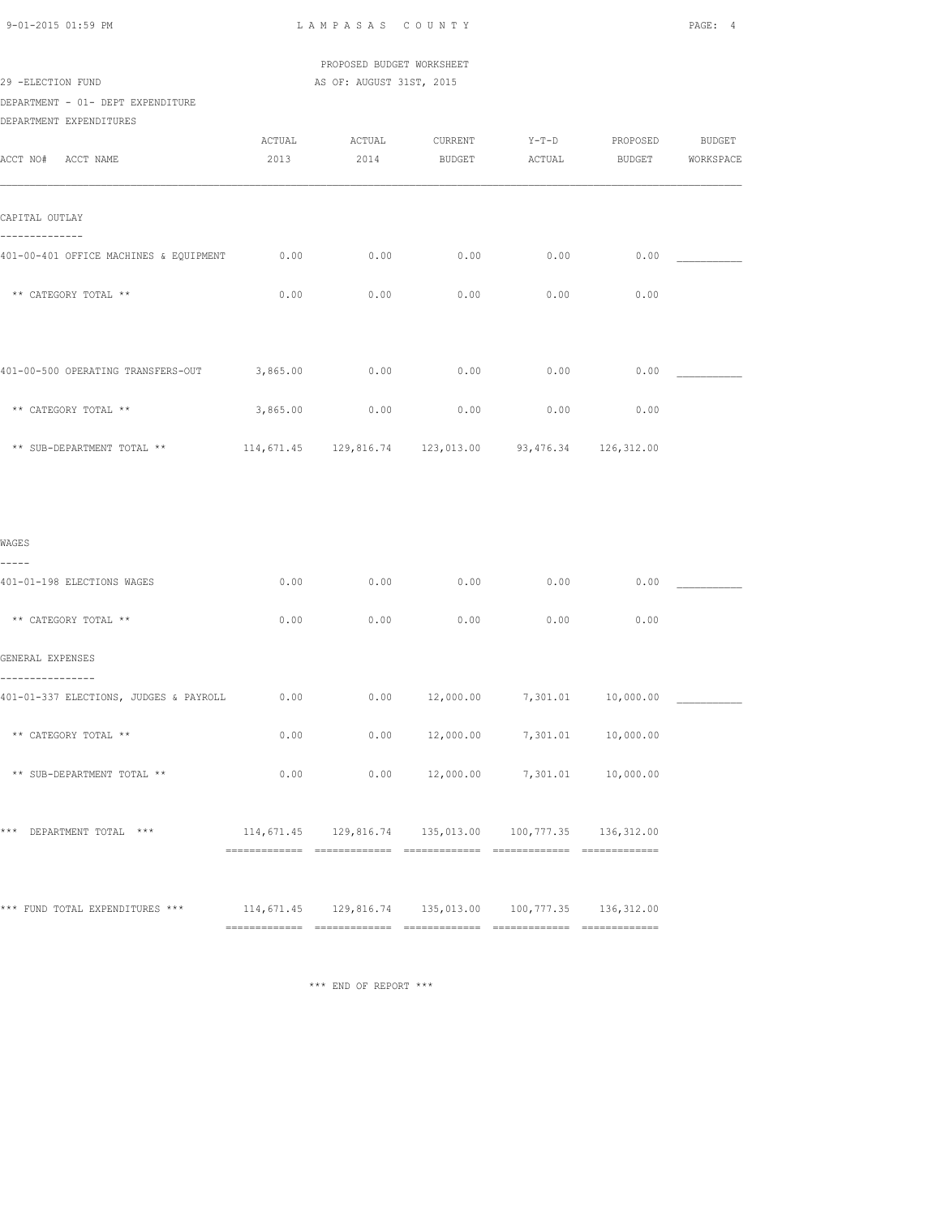# LAMPASAS COUNTY

PROPOSED BUDGET WORKSHEET

29 -ELECTION FUND — AS OF: AUGUST 31ST, 2015

DEPARTMENT - 01- DEPT EXPENDITURE

DEPARTMENT EXPENDITURES

| ACCT NO# ACCT NAME | ACTUAL 2013 | ACTUAL 2014 | CURRENT BUDGET | Y-T-D ACTUAL | PROPOSED BUDGET | BUDGET WORKSPACE |
|---|---|---|---|---|---|---|
| **CAPITAL OUTLAY** | | | | | | |
| 401-00-401 OFFICE MACHINES & EQUIPMENT | 0.00 | 0.00 | 0.00 | 0.00 | 0.00 | ___________ |
| ** CATEGORY TOTAL ** | 0.00 | 0.00 | 0.00 | 0.00 | 0.00 | |
| 401-00-500 OPERATING TRANSFERS-OUT | 3,865.00 | 0.00 | 0.00 | 0.00 | 0.00 | ___________ |
| ** CATEGORY TOTAL ** | 3,865.00 | 0.00 | 0.00 | 0.00 | 0.00 | |
| ** SUB-DEPARTMENT TOTAL ** | 114,671.45 | 129,816.74 | 123,013.00 | 93,476.34 | 126,312.00 | |
| **WAGES** | | | | | | |
| 401-01-198 ELECTIONS WAGES | 0.00 | 0.00 | 0.00 | 0.00 | 0.00 | ___________ |
| ** CATEGORY TOTAL ** | 0.00 | 0.00 | 0.00 | 0.00 | 0.00 | |
| **GENERAL EXPENSES** | | | | | | |
| 401-01-337 ELECTIONS, JUDGES & PAYROLL | 0.00 | 0.00 | 12,000.00 | 7,301.01 | 10,000.00 | ___________ |
| ** CATEGORY TOTAL ** | 0.00 | 0.00 | 12,000.00 | 7,301.01 | 10,000.00 | |
| ** SUB-DEPARTMENT TOTAL ** | 0.00 | 0.00 | 12,000.00 | 7,301.01 | 10,000.00 | |
| *** DEPARTMENT TOTAL *** | 114,671.45 | 129,816.74 | 135,013.00 | 100,777.35 | 136,312.00 | |
| *** FUND TOTAL EXPENDITURES *** | 114,671.45 | 129,816.74 | 135,013.00 | 100,777.35 | 136,312.00 | |

*** END OF REPORT ***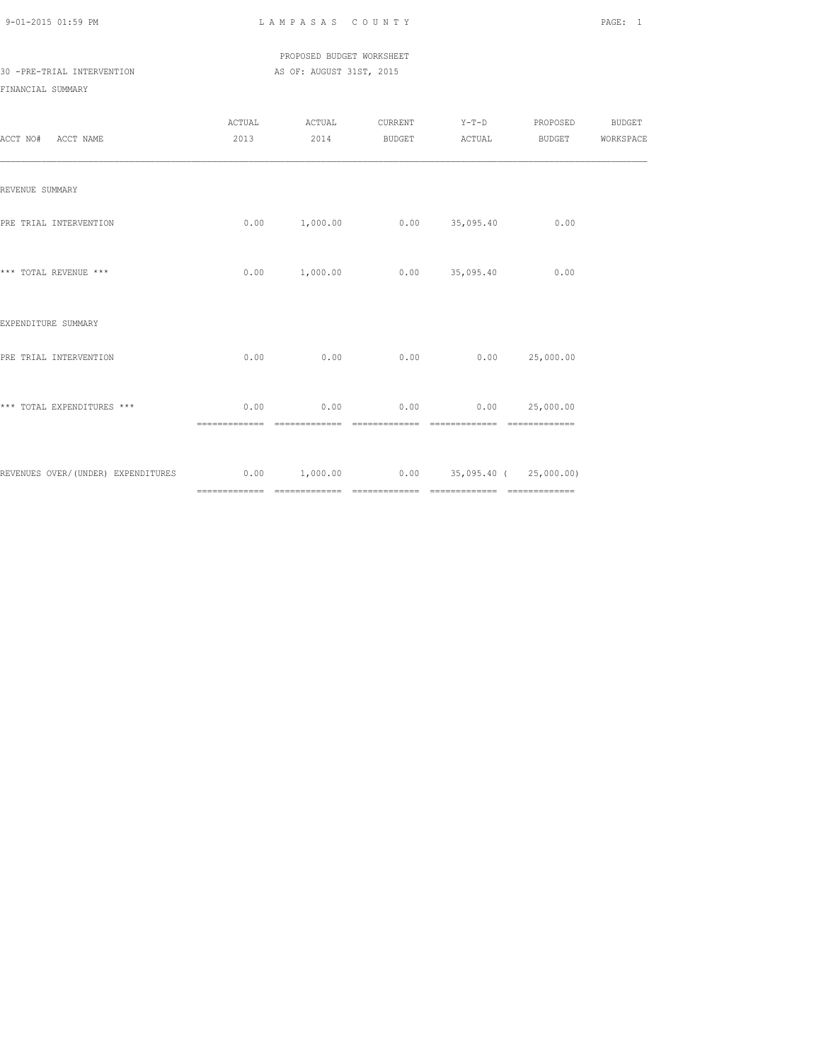PROPOSED BUDGET WORKSHEET

30 -PRE-TRIAL INTERVENTION AS OF: AUGUST 31ST, 2015

FINANCIAL SUMMARY

| ACCT NO# ACCT NAME | ACTUAL 2013 | ACTUAL 2014 | CURRENT BUDGET | Y-T-D ACTUAL | PROPOSED BUDGET | BUDGET WORKSPACE |
|---|---|---|---|---|---|---|
| REVENUE SUMMARY | | | | | | |
| PRE TRIAL INTERVENTION | 0.00 | 1,000.00 | 0.00 | 35,095.40 | 0.00 | |
| *** TOTAL REVENUE *** | 0.00 | 1,000.00 | 0.00 | 35,095.40 | 0.00 | |
| EXPENDITURE SUMMARY | | | | | | |
| PRE TRIAL INTERVENTION | 0.00 | 0.00 | 0.00 | 0.00 | 25,000.00 | |
| *** TOTAL EXPENDITURES *** | 0.00 | 0.00 | 0.00 | 0.00 | 25,000.00 | |
| REVENUES OVER/(UNDER) EXPENDITURES | 0.00 | 1,000.00 | 0.00 | 35,095.40 | ( 25,000.00) | |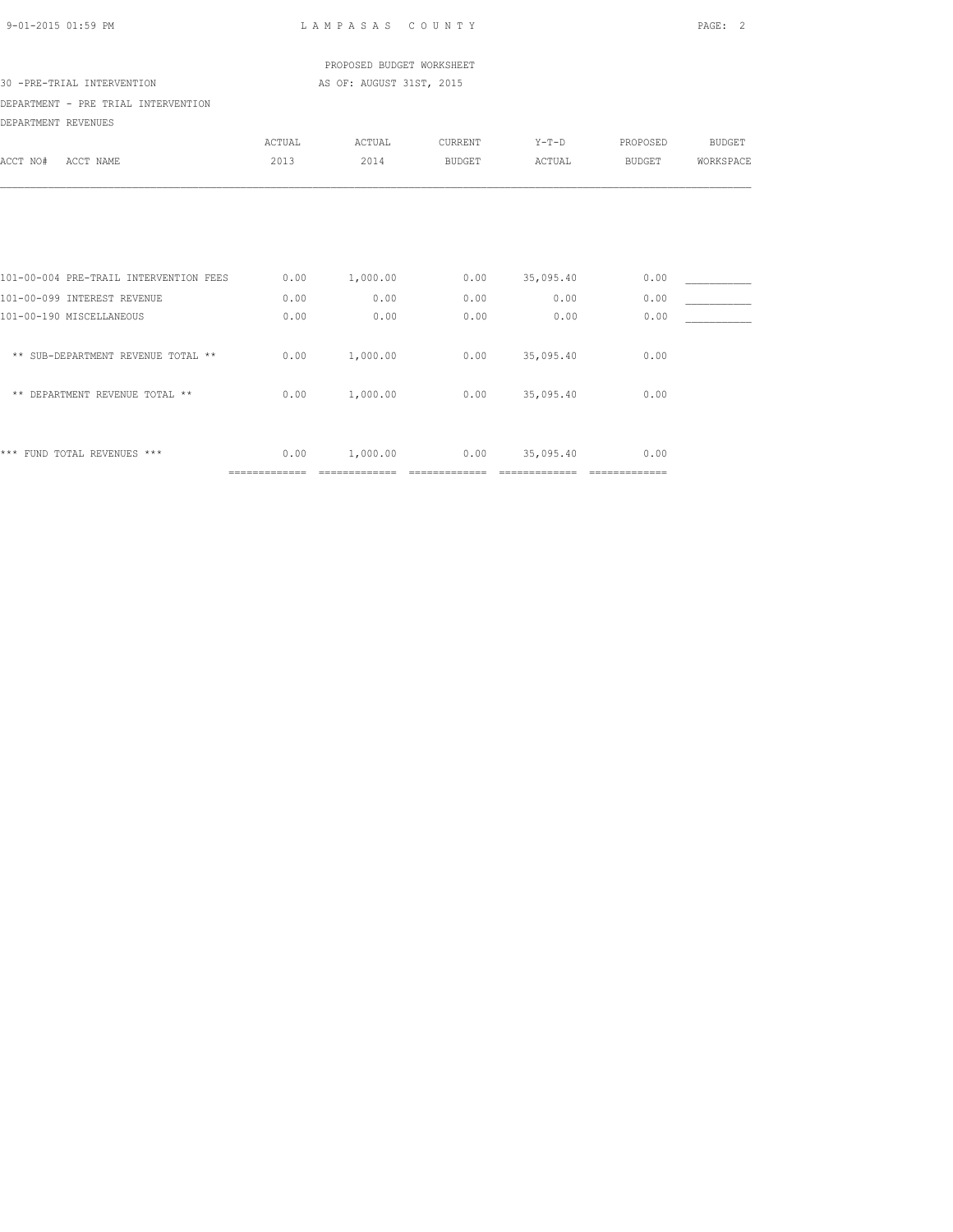PROPOSED BUDGET WORKSHEET

30 -PRE-TRIAL INTERVENTION AS OF: AUGUST 31ST, 2015

DEPARTMENT - PRE TRIAL INTERVENTION

DEPARTMENT REVENUES

| ACCT NO# ACCT NAME | ACTUAL 2013 | ACTUAL 2014 | CURRENT BUDGET | Y-T-D ACTUAL | PROPOSED BUDGET | BUDGET WORKSPACE |
|---|---|---|---|---|---|---|
| 101-00-004 PRE-TRAIL INTERVENTION FEES | 0.00 | 1,000.00 | 0.00 | 35,095.40 | 0.00 | ___________ |
| 101-00-099 INTEREST REVENUE | 0.00 | 0.00 | 0.00 | 0.00 | 0.00 | ___________ |
| 101-00-190 MISCELLANEOUS | 0.00 | 0.00 | 0.00 | 0.00 | 0.00 | ___________ |
| ** SUB-DEPARTMENT REVENUE TOTAL ** | 0.00 | 1,000.00 | 0.00 | 35,095.40 | 0.00 | |
| ** DEPARTMENT REVENUE TOTAL ** | 0.00 | 1,000.00 | 0.00 | 35,095.40 | 0.00 | |
| *** FUND TOTAL REVENUES *** | 0.00 | 1,000.00 | 0.00 | 35,095.40 | 0.00 | |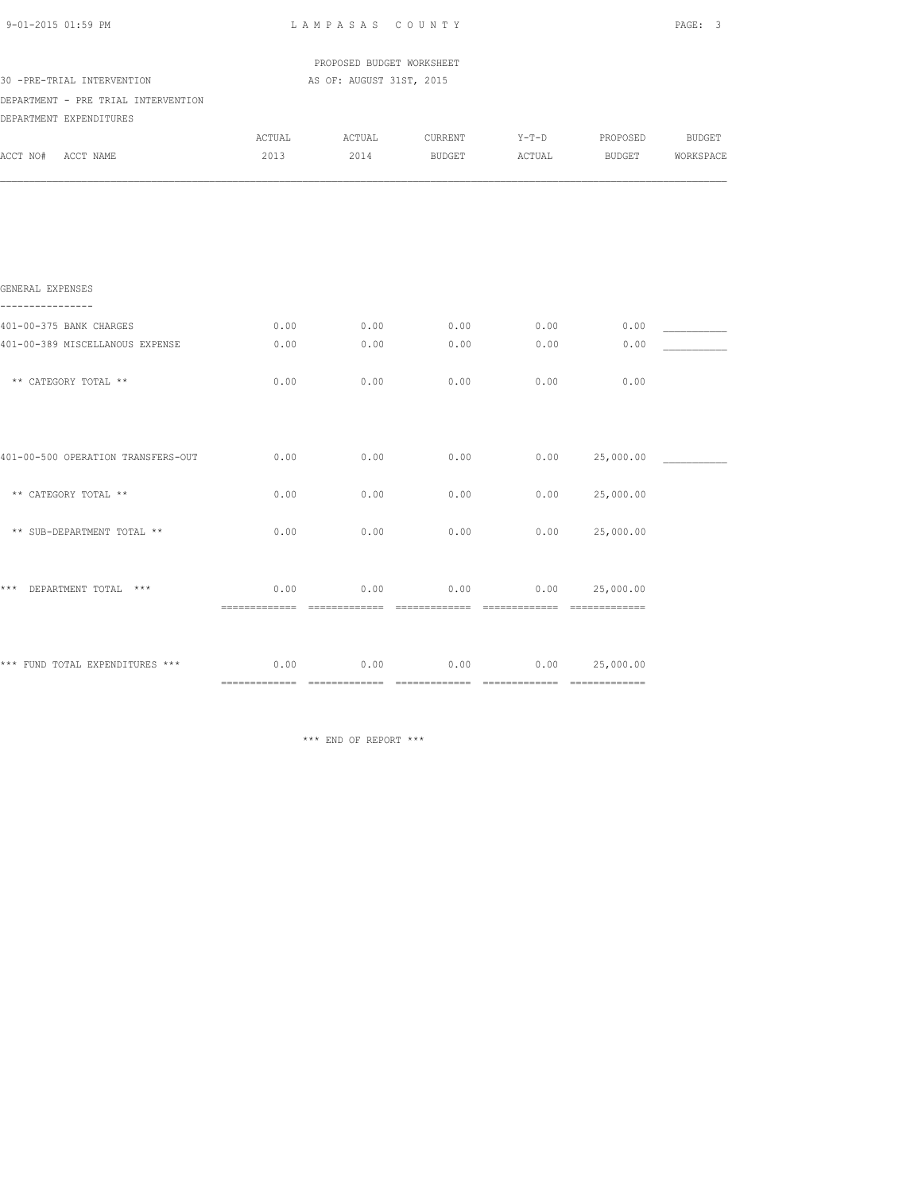LAMPASAS COUNTY

PROPOSED BUDGET WORKSHEET

30 -PRE-TRIAL INTERVENTION

AS OF: AUGUST 31ST, 2015

DEPARTMENT - PRE TRIAL INTERVENTION

DEPARTMENT EXPENDITURES

| ACCT NO# ACCT NAME | ACTUAL 2013 | ACTUAL 2014 | CURRENT BUDGET | Y-T-D ACTUAL | PROPOSED BUDGET | BUDGET WORKSPACE |
|---|---|---|---|---|---|---|
| **GENERAL EXPENSES** | | | | | | |
| 401-00-375 BANK CHARGES | 0.00 | 0.00 | 0.00 | 0.00 | 0.00 | __________ |
| 401-00-389 MISCELLANOUS EXPENSE | 0.00 | 0.00 | 0.00 | 0.00 | 0.00 | __________ |
| ** CATEGORY TOTAL ** | 0.00 | 0.00 | 0.00 | 0.00 | 0.00 | |
| 401-00-500 OPERATION TRANSFERS-OUT | 0.00 | 0.00 | 0.00 | 0.00 | 25,000.00 | __________ |
| ** CATEGORY TOTAL ** | 0.00 | 0.00 | 0.00 | 0.00 | 25,000.00 | |
| ** SUB-DEPARTMENT TOTAL ** | 0.00 | 0.00 | 0.00 | 0.00 | 25,000.00 | |
| *** DEPARTMENT TOTAL *** | 0.00 | 0.00 | 0.00 | 0.00 | 25,000.00 | |
| *** FUND TOTAL EXPENDITURES *** | 0.00 | 0.00 | 0.00 | 0.00 | 25,000.00 | |

*** END OF REPORT ***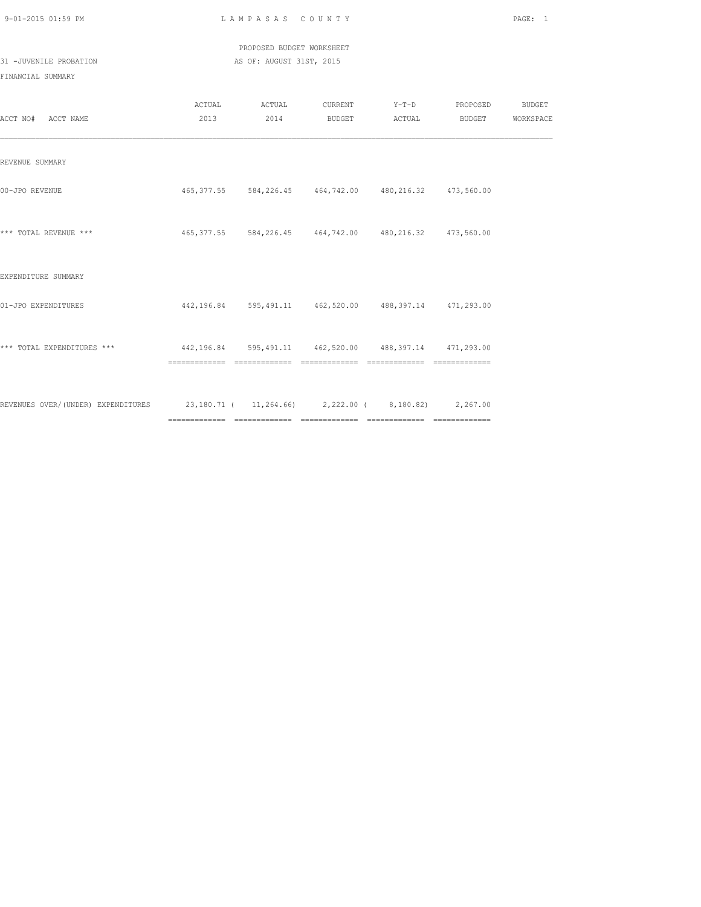LAMPASAS COUNTY

PROPOSED BUDGET WORKSHEET

31 -JUVENILE PROBATION

AS OF: AUGUST 31ST, 2015

FINANCIAL SUMMARY

| ACCT NO# ACCT NAME | ACTUAL 2013 | ACTUAL 2014 | CURRENT BUDGET | Y-T-D ACTUAL | PROPOSED BUDGET | BUDGET WORKSPACE |
|---|---|---|---|---|---|---|
| REVENUE SUMMARY | | | | | | |
| 00-JPO REVENUE | 465,377.55 | 584,226.45 | 464,742.00 | 480,216.32 | 473,560.00 | |
| *** TOTAL REVENUE *** | 465,377.55 | 584,226.45 | 464,742.00 | 480,216.32 | 473,560.00 | |
| EXPENDITURE SUMMARY | | | | | | |
| 01-JPO EXPENDITURES | 442,196.84 | 595,491.11 | 462,520.00 | 488,397.14 | 471,293.00 | |
| *** TOTAL EXPENDITURES *** | 442,196.84 | 595,491.11 | 462,520.00 | 488,397.14 | 471,293.00 | |
| REVENUES OVER/(UNDER) EXPENDITURES | 23,180.71 | ( 11,264.66) | 2,222.00 | ( 8,180.82) | 2,267.00 | |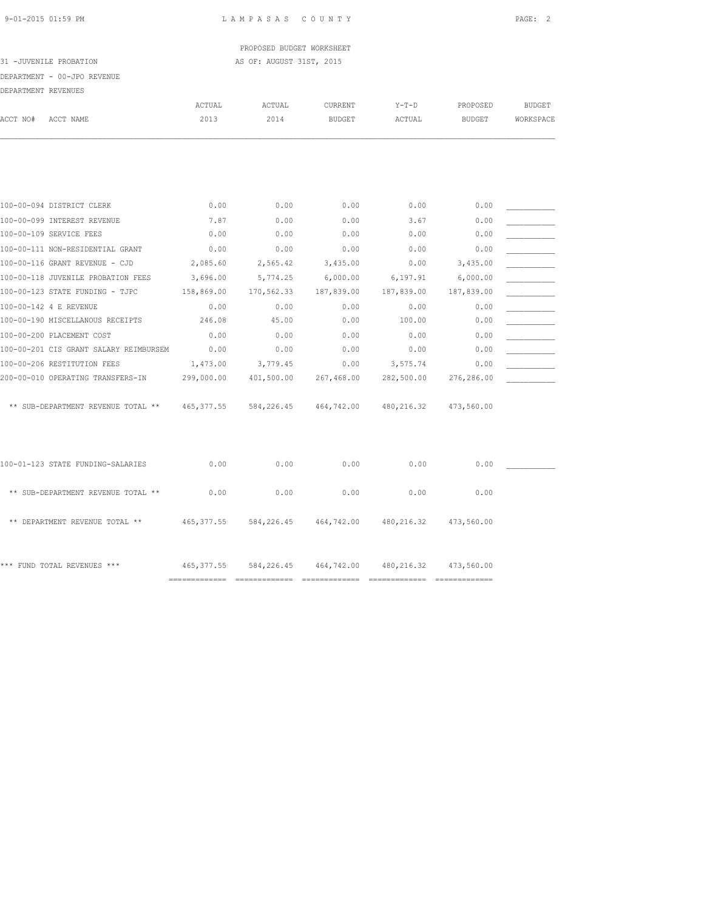LAMPASAS COUNTY

PROPOSED BUDGET WORKSHEET

31 -JUVENILE PROBATION

AS OF: AUGUST 31ST, 2015

DEPARTMENT - 00-JPO REVENUE

DEPARTMENT REVENUES

| ACCT NO# ACCT NAME | ACTUAL 2013 | ACTUAL 2014 | CURRENT BUDGET | Y-T-D ACTUAL | PROPOSED BUDGET | BUDGET WORKSPACE |
|---|---|---|---|---|---|---|
| 100-00-094 DISTRICT CLERK | 0.00 | 0.00 | 0.00 | 0.00 | 0.00 | ___________ |
| 100-00-099 INTEREST REVENUE | 7.87 | 0.00 | 0.00 | 3.67 | 0.00 | ___________ |
| 100-00-109 SERVICE FEES | 0.00 | 0.00 | 0.00 | 0.00 | 0.00 | ___________ |
| 100-00-111 NON-RESIDENTIAL GRANT | 0.00 | 0.00 | 0.00 | 0.00 | 0.00 | ___________ |
| 100-00-116 GRANT REVENUE - CJD | 2,085.60 | 2,565.42 | 3,435.00 | 0.00 | 3,435.00 | ___________ |
| 100-00-118 JUVENILE PROBATION FEES | 3,696.00 | 5,774.25 | 6,000.00 | 6,197.91 | 6,000.00 | ___________ |
| 100-00-123 STATE FUNDING - TJPC | 158,869.00 | 170,562.33 | 187,839.00 | 187,839.00 | 187,839.00 | ___________ |
| 100-00-142 4 E REVENUE | 0.00 | 0.00 | 0.00 | 0.00 | 0.00 | ___________ |
| 100-00-190 MISCELLANOUS RECEIPTS | 246.08 | 45.00 | 0.00 | 100.00 | 0.00 | ___________ |
| 100-00-200 PLACEMENT COST | 0.00 | 0.00 | 0.00 | 0.00 | 0.00 | ___________ |
| 100-00-201 CIS GRANT SALARY REIMBURSEM | 0.00 | 0.00 | 0.00 | 0.00 | 0.00 | ___________ |
| 100-00-206 RESTITUTION FEES | 1,473.00 | 3,779.45 | 0.00 | 3,575.74 | 0.00 | ___________ |
| 200-00-010 OPERATING TRANSFERS-IN | 299,000.00 | 401,500.00 | 267,468.00 | 282,500.00 | 276,286.00 | ___________ |
| ** SUB-DEPARTMENT REVENUE TOTAL ** | 465,377.55 | 584,226.45 | 464,742.00 | 480,216.32 | 473,560.00 | |
| 100-01-123 STATE FUNDING-SALARIES | 0.00 | 0.00 | 0.00 | 0.00 | 0.00 | ___________ |
| ** SUB-DEPARTMENT REVENUE TOTAL ** | 0.00 | 0.00 | 0.00 | 0.00 | 0.00 | |
| ** DEPARTMENT REVENUE TOTAL ** | 465,377.55 | 584,226.45 | 464,742.00 | 480,216.32 | 473,560.00 | |
| *** FUND TOTAL REVENUES *** | 465,377.55 | 584,226.45 | 464,742.00 | 480,216.32 | 473,560.00 | |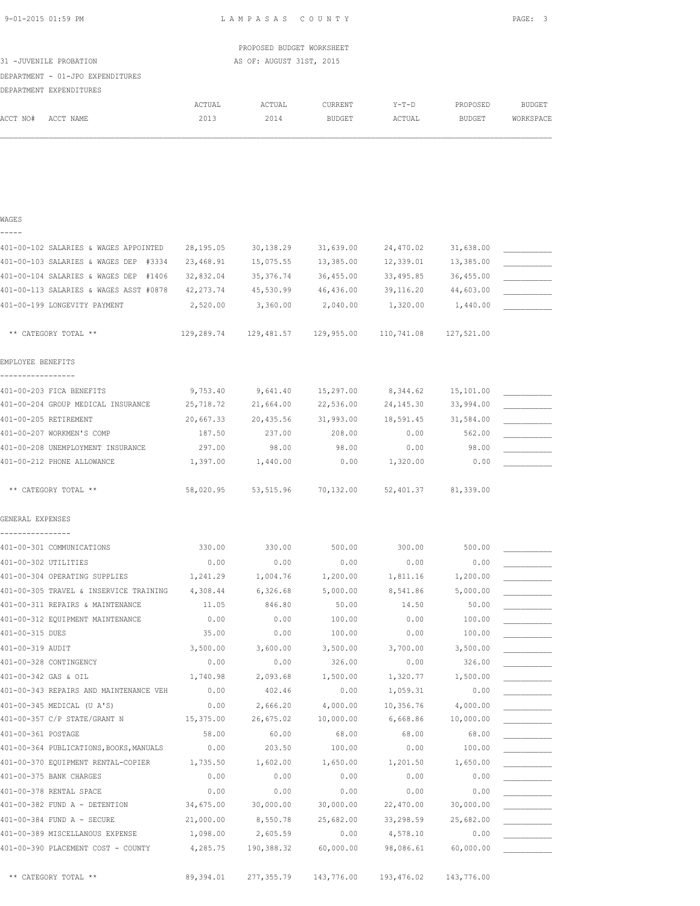PROPOSED BUDGET WORKSHEET

31 -JUVENILE PROBATION AS OF: AUGUST 31ST, 2015

DEPARTMENT - 01-JPO EXPENDITURES

DEPARTMENT EXPENDITURES

| ACCT NO# ACCT NAME | ACTUAL 2013 | ACTUAL 2014 | CURRENT BUDGET | Y-T-D ACTUAL | PROPOSED BUDGET | BUDGET WORKSPACE |
|---|---|---|---|---|---|---|
| **WAGES** | | | | | | |
| 401-00-102 SALARIES & WAGES APPOINTED | 28,195.05 | 30,138.29 | 31,639.00 | 24,470.02 | 31,638.00 | ___________ |
| 401-00-103 SALARIES & WAGES DEP #3334 | 23,468.91 | 15,075.55 | 13,385.00 | 12,339.01 | 13,385.00 | ___________ |
| 401-00-104 SALARIES & WAGES DEP #1406 | 32,832.04 | 35,376.74 | 36,455.00 | 33,495.85 | 36,455.00 | ___________ |
| 401-00-113 SALARIES & WAGES ASST #0878 | 42,273.74 | 45,530.99 | 46,436.00 | 39,116.20 | 44,603.00 | ___________ |
| 401-00-199 LONGEVITY PAYMENT | 2,520.00 | 3,360.00 | 2,040.00 | 1,320.00 | 1,440.00 | ___________ |
| ** CATEGORY TOTAL ** | 129,289.74 | 129,481.57 | 129,955.00 | 110,741.08 | 127,521.00 | |
| **EMPLOYEE BENEFITS** | | | | | | |
| 401-00-203 FICA BENEFITS | 9,753.40 | 9,641.40 | 15,297.00 | 8,344.62 | 15,101.00 | ___________ |
| 401-00-204 GROUP MEDICAL INSURANCE | 25,718.72 | 21,664.00 | 22,536.00 | 24,145.30 | 33,994.00 | ___________ |
| 401-00-205 RETIREMENT | 20,667.33 | 20,435.56 | 31,993.00 | 18,591.45 | 31,584.00 | ___________ |
| 401-00-207 WORKMEN'S COMP | 187.50 | 237.00 | 208.00 | 0.00 | 562.00 | ___________ |
| 401-00-208 UNEMPLOYMENT INSURANCE | 297.00 | 98.00 | 98.00 | 0.00 | 98.00 | ___________ |
| 401-00-212 PHONE ALLOWANCE | 1,397.00 | 1,440.00 | 0.00 | 1,320.00 | 0.00 | ___________ |
| ** CATEGORY TOTAL ** | 58,020.95 | 53,515.96 | 70,132.00 | 52,401.37 | 81,339.00 | |
| **GENERAL EXPENSES** | | | | | | |
| 401-00-301 COMMUNICATIONS | 330.00 | 330.00 | 500.00 | 300.00 | 500.00 | ___________ |
| 401-00-302 UTILITIES | 0.00 | 0.00 | 0.00 | 0.00 | 0.00 | ___________ |
| 401-00-304 OPERATING SUPPLIES | 1,241.29 | 1,004.76 | 1,200.00 | 1,811.16 | 1,200.00 | ___________ |
| 401-00-305 TRAVEL & INSERVICE TRAINING | 4,308.44 | 6,326.68 | 5,000.00 | 8,541.86 | 5,000.00 | ___________ |
| 401-00-311 REPAIRS & MAINTENANCE | 11.05 | 846.80 | 50.00 | 14.50 | 50.00 | ___________ |
| 401-00-312 EQUIPMENT MAINTENANCE | 0.00 | 0.00 | 100.00 | 0.00 | 100.00 | ___________ |
| 401-00-315 DUES | 35.00 | 0.00 | 100.00 | 0.00 | 100.00 | ___________ |
| 401-00-319 AUDIT | 3,500.00 | 3,600.00 | 3,500.00 | 3,700.00 | 3,500.00 | ___________ |
| 401-00-328 CONTINGENCY | 0.00 | 0.00 | 326.00 | 0.00 | 326.00 | ___________ |
| 401-00-342 GAS & OIL | 1,740.98 | 2,093.68 | 1,500.00 | 1,320.77 | 1,500.00 | ___________ |
| 401-00-343 REPAIRS AND MAINTENANCE VEH | 0.00 | 402.46 | 0.00 | 1,059.31 | 0.00 | ___________ |
| 401-00-345 MEDICAL (U A'S) | 0.00 | 2,666.20 | 4,000.00 | 10,356.76 | 4,000.00 | ___________ |
| 401-00-357 C/P STATE/GRANT N | 15,375.00 | 26,675.02 | 10,000.00 | 6,668.86 | 10,000.00 | ___________ |
| 401-00-361 POSTAGE | 58.00 | 60.00 | 68.00 | 68.00 | 68.00 | ___________ |
| 401-00-364 PUBLICATIONS,BOOKS,MANUALS | 0.00 | 203.50 | 100.00 | 0.00 | 100.00 | ___________ |
| 401-00-370 EQUIPMENT RENTAL-COPIER | 1,735.50 | 1,602.00 | 1,650.00 | 1,201.50 | 1,650.00 | ___________ |
| 401-00-375 BANK CHARGES | 0.00 | 0.00 | 0.00 | 0.00 | 0.00 | ___________ |
| 401-00-378 RENTAL SPACE | 0.00 | 0.00 | 0.00 | 0.00 | 0.00 | ___________ |
| 401-00-382 FUND A - DETENTION | 34,675.00 | 30,000.00 | 30,000.00 | 22,470.00 | 30,000.00 | ___________ |
| 401-00-384 FUND A - SECURE | 21,000.00 | 8,550.78 | 25,682.00 | 33,298.59 | 25,682.00 | ___________ |
| 401-00-389 MISCELLANOUS EXPENSE | 1,098.00 | 2,605.59 | 0.00 | 4,578.10 | 0.00 | ___________ |
| 401-00-390 PLACEMENT COST - COUNTY | 4,285.75 | 190,388.32 | 60,000.00 | 98,086.61 | 60,000.00 | ___________ |
| ** CATEGORY TOTAL ** | 89,394.01 | 277,355.79 | 143,776.00 | 193,476.02 | 143,776.00 | |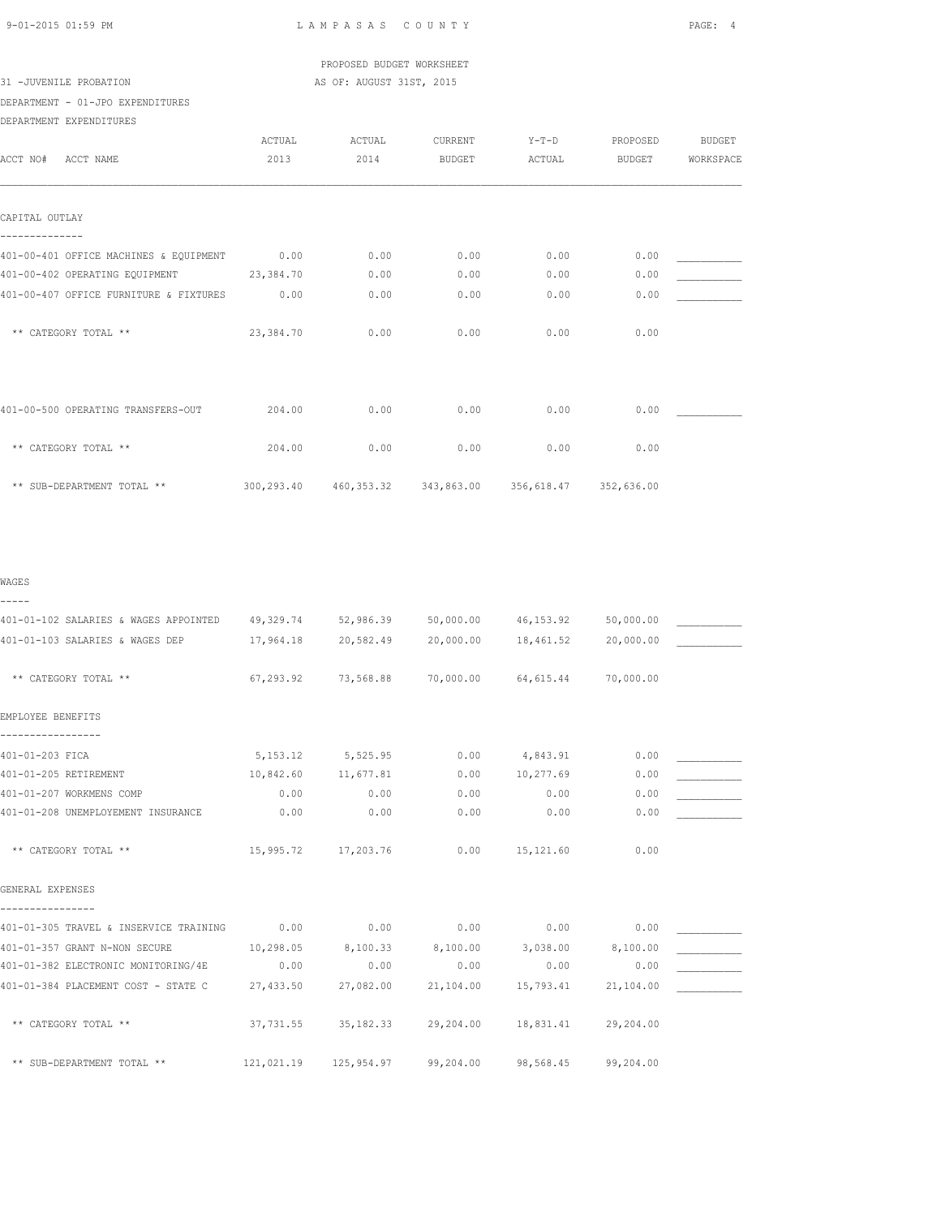PROPOSED BUDGET WORKSHEET

31 -JUVENILE PROBATION — AS OF: AUGUST 31ST, 2015

DEPARTMENT - 01-JPO EXPENDITURES

DEPARTMENT EXPENDITURES

| ACCT NO# ACCT NAME | ACTUAL 2013 | ACTUAL 2014 | CURRENT BUDGET | Y-T-D ACTUAL | PROPOSED BUDGET | BUDGET WORKSPACE |
|---|---|---|---|---|---|---|
| **CAPITAL OUTLAY** | | | | | | |
| 401-00-401 OFFICE MACHINES & EQUIPMENT | 0.00 | 0.00 | 0.00 | 0.00 | 0.00 | ___________ |
| 401-00-402 OPERATING EQUIPMENT | 23,384.70 | 0.00 | 0.00 | 0.00 | 0.00 | ___________ |
| 401-00-407 OFFICE FURNITURE & FIXTURES | 0.00 | 0.00 | 0.00 | 0.00 | 0.00 | ___________ |
| ** CATEGORY TOTAL ** | 23,384.70 | 0.00 | 0.00 | 0.00 | 0.00 | |
| 401-00-500 OPERATING TRANSFERS-OUT | 204.00 | 0.00 | 0.00 | 0.00 | 0.00 | ___________ |
| ** CATEGORY TOTAL ** | 204.00 | 0.00 | 0.00 | 0.00 | 0.00 | |
| ** SUB-DEPARTMENT TOTAL ** | 300,293.40 | 460,353.32 | 343,863.00 | 356,618.47 | 352,636.00 | |
| **WAGES** | | | | | | |
| 401-01-102 SALARIES & WAGES APPOINTED | 49,329.74 | 52,986.39 | 50,000.00 | 46,153.92 | 50,000.00 | ___________ |
| 401-01-103 SALARIES & WAGES DEP | 17,964.18 | 20,582.49 | 20,000.00 | 18,461.52 | 20,000.00 | ___________ |
| ** CATEGORY TOTAL ** | 67,293.92 | 73,568.88 | 70,000.00 | 64,615.44 | 70,000.00 | |
| **EMPLOYEE BENEFITS** | | | | | | |
| 401-01-203 FICA | 5,153.12 | 5,525.95 | 0.00 | 4,843.91 | 0.00 | ___________ |
| 401-01-205 RETIREMENT | 10,842.60 | 11,677.81 | 0.00 | 10,277.69 | 0.00 | ___________ |
| 401-01-207 WORKMENS COMP | 0.00 | 0.00 | 0.00 | 0.00 | 0.00 | ___________ |
| 401-01-208 UNEMPLOYEMENT INSURANCE | 0.00 | 0.00 | 0.00 | 0.00 | 0.00 | ___________ |
| ** CATEGORY TOTAL ** | 15,995.72 | 17,203.76 | 0.00 | 15,121.60 | 0.00 | |
| **GENERAL EXPENSES** | | | | | | |
| 401-01-305 TRAVEL & INSERVICE TRAINING | 0.00 | 0.00 | 0.00 | 0.00 | 0.00 | ___________ |
| 401-01-357 GRANT N-NON SECURE | 10,298.05 | 8,100.33 | 8,100.00 | 3,038.00 | 8,100.00 | ___________ |
| 401-01-382 ELECTRONIC MONITORING/4E | 0.00 | 0.00 | 0.00 | 0.00 | 0.00 | ___________ |
| 401-01-384 PLACEMENT COST - STATE C | 27,433.50 | 27,082.00 | 21,104.00 | 15,793.41 | 21,104.00 | ___________ |
| ** CATEGORY TOTAL ** | 37,731.55 | 35,182.33 | 29,204.00 | 18,831.41 | 29,204.00 | |
| ** SUB-DEPARTMENT TOTAL ** | 121,021.19 | 125,954.97 | 99,204.00 | 98,568.45 | 99,204.00 | |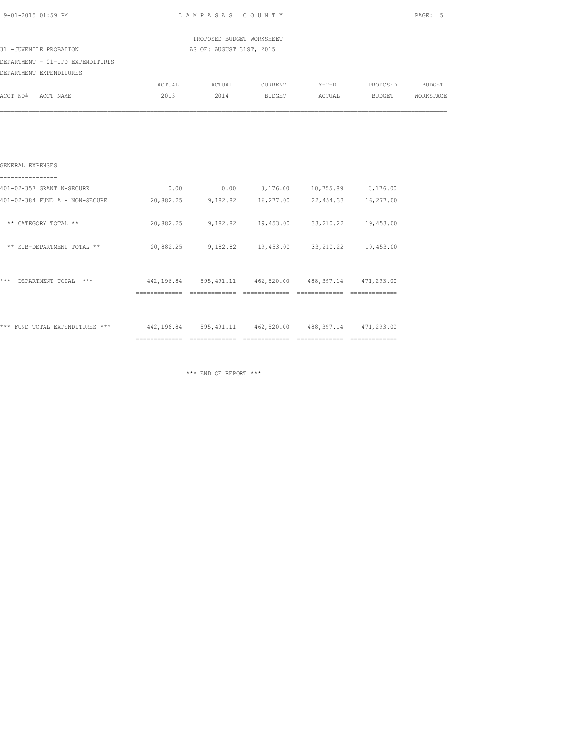PROPOSED BUDGET WORKSHEET

31 -JUVENILE PROBATION — AS OF: AUGUST 31ST, 2015

DEPARTMENT - 01-JPO EXPENDITURES

DEPARTMENT EXPENDITURES

| ACCT NO# ACCT NAME | ACTUAL 2013 | ACTUAL 2014 | CURRENT BUDGET | Y-T-D ACTUAL | PROPOSED BUDGET | BUDGET WORKSPACE |
|---|---|---|---|---|---|---|
| **GENERAL EXPENSES** | | | | | | |
| 401-02-357 GRANT N-SECURE | 0.00 | 0.00 | 3,176.00 | 10,755.89 | 3,176.00 | ___________ |
| 401-02-384 FUND A - NON-SECURE | 20,882.25 | 9,182.82 | 16,277.00 | 22,454.33 | 16,277.00 | ___________ |
| ** CATEGORY TOTAL ** | 20,882.25 | 9,182.82 | 19,453.00 | 33,210.22 | 19,453.00 | |
| ** SUB-DEPARTMENT TOTAL ** | 20,882.25 | 9,182.82 | 19,453.00 | 33,210.22 | 19,453.00 | |
| *** DEPARTMENT TOTAL *** | 442,196.84 | 595,491.11 | 462,520.00 | 488,397.14 | 471,293.00 | |
| *** FUND TOTAL EXPENDITURES *** | 442,196.84 | 595,491.11 | 462,520.00 | 488,397.14 | 471,293.00 | |

*** END OF REPORT ***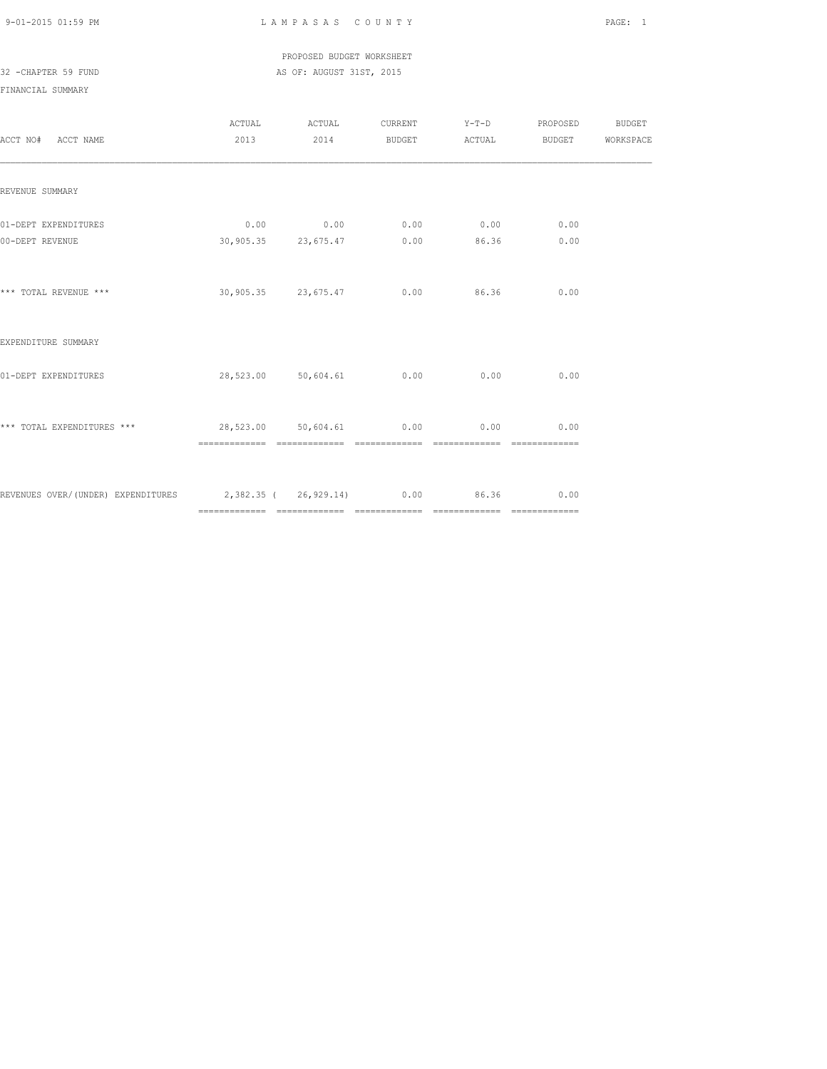LAMPASAS COUNTY

PROPOSED BUDGET WORKSHEET

32 -CHAPTER 59 FUND

AS OF: AUGUST 31ST, 2015

FINANCIAL SUMMARY

| ACCT NO# ACCT NAME | ACTUAL 2013 | ACTUAL 2014 | CURRENT BUDGET | Y-T-D ACTUAL | PROPOSED BUDGET | BUDGET WORKSPACE |
|---|---|---|---|---|---|---|
| REVENUE SUMMARY | | | | | | |
| 01-DEPT EXPENDITURES | 0.00 | 0.00 | 0.00 | 0.00 | 0.00 | |
| 00-DEPT REVENUE | 30,905.35 | 23,675.47 | 0.00 | 86.36 | 0.00 | |
| *** TOTAL REVENUE *** | 30,905.35 | 23,675.47 | 0.00 | 86.36 | 0.00 | |
| EXPENDITURE SUMMARY | | | | | | |
| 01-DEPT EXPENDITURES | 28,523.00 | 50,604.61 | 0.00 | 0.00 | 0.00 | |
| *** TOTAL EXPENDITURES *** | 28,523.00 | 50,604.61 | 0.00 | 0.00 | 0.00 | |
| REVENUES OVER/(UNDER) EXPENDITURES | 2,382.35 | ( 26,929.14) | 0.00 | 86.36 | 0.00 | |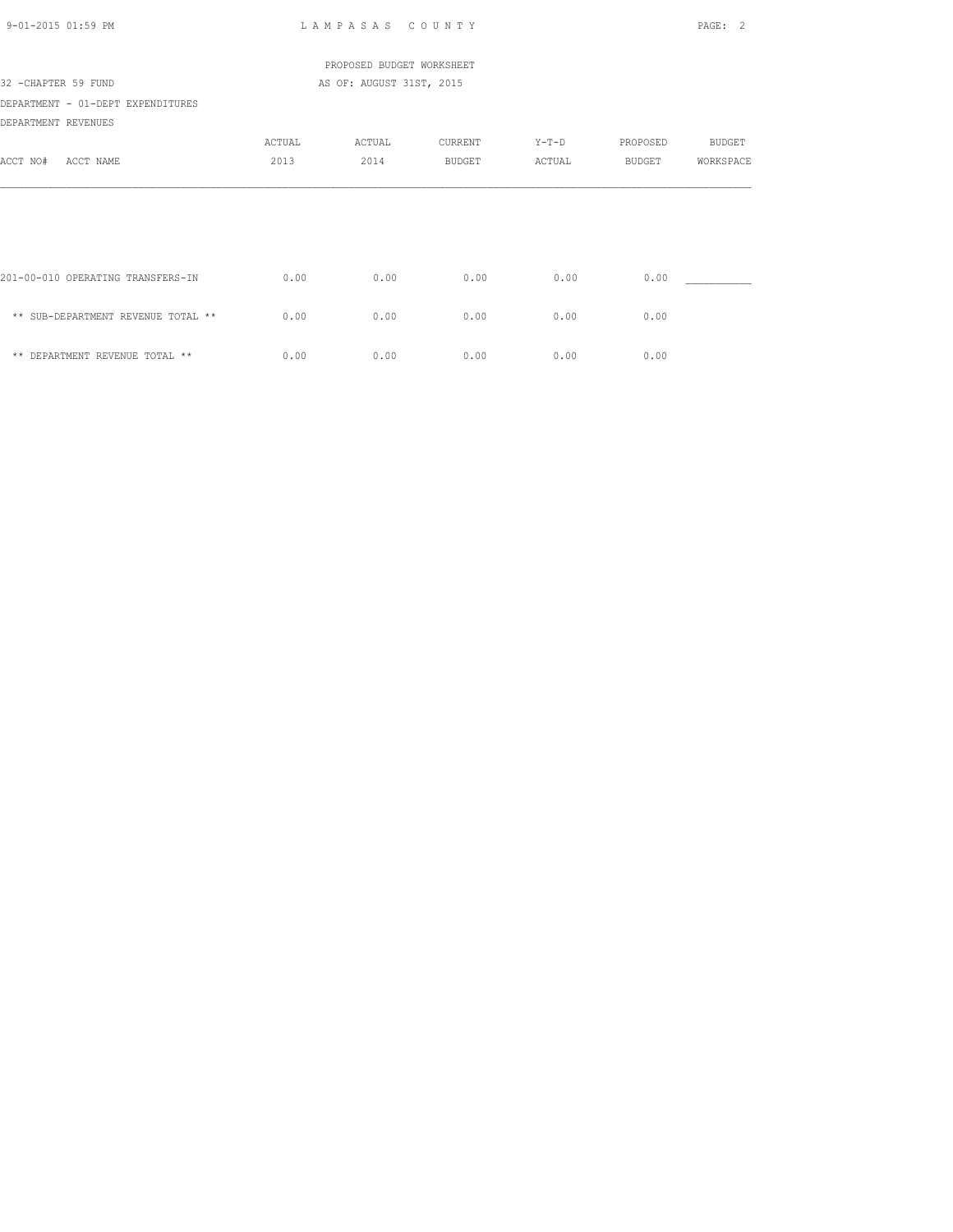PROPOSED BUDGET WORKSHEET

32 -CHAPTER 59 FUND

AS OF: AUGUST 31ST, 2015

DEPARTMENT - 01-DEPT EXPENDITURES

DEPARTMENT REVENUES

| ACCT NO# ACCT NAME | ACTUAL 2013 | ACTUAL 2014 | CURRENT BUDGET | Y-T-D ACTUAL | PROPOSED BUDGET | BUDGET WORKSPACE |
|---|---|---|---|---|---|---|
| 201-00-010 OPERATING TRANSFERS-IN | 0.00 | 0.00 | 0.00 | 0.00 | 0.00 | ___________ |
| ** SUB-DEPARTMENT REVENUE TOTAL ** | 0.00 | 0.00 | 0.00 | 0.00 | 0.00 | |
| ** DEPARTMENT REVENUE TOTAL ** | 0.00 | 0.00 | 0.00 | 0.00 | 0.00 | |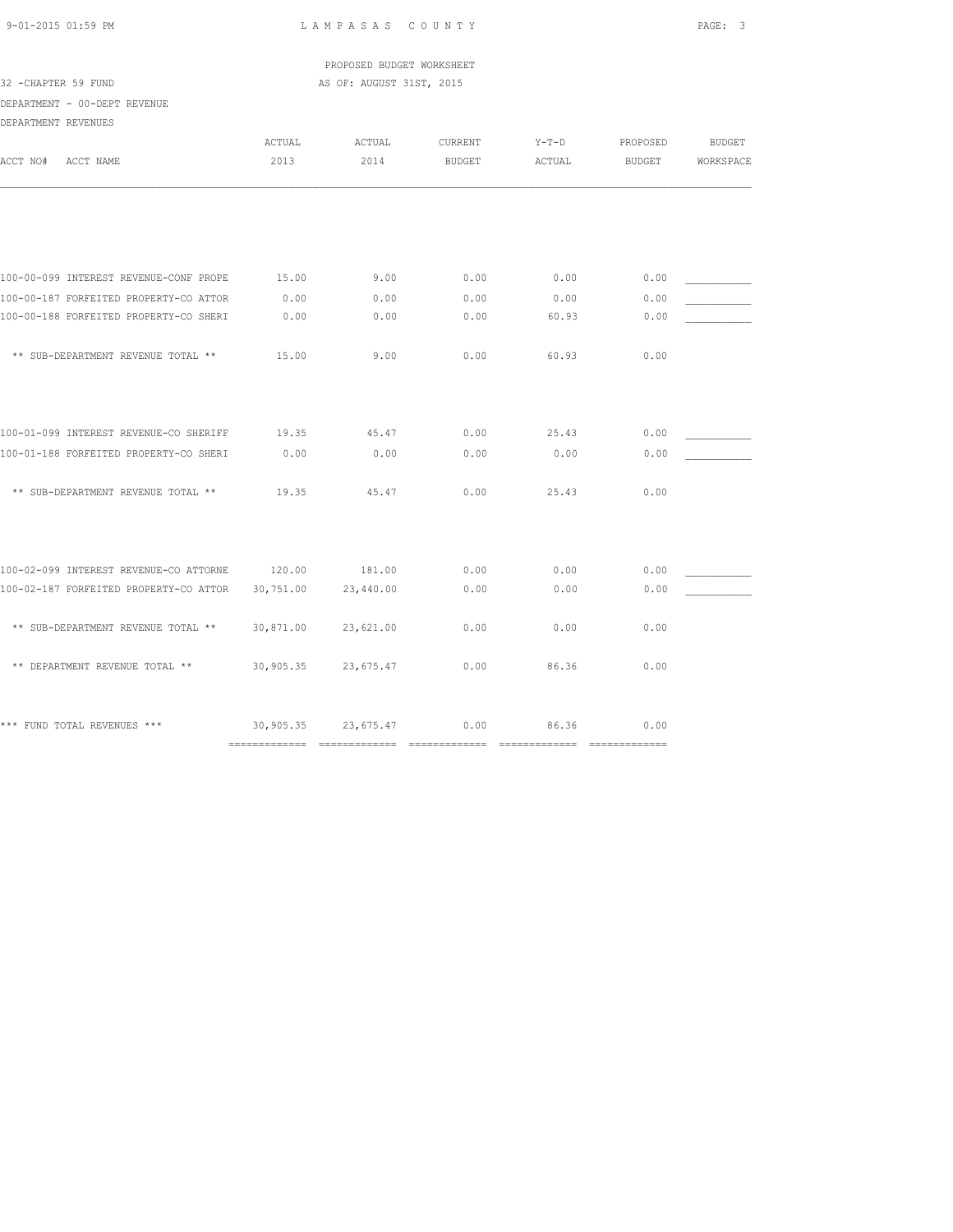LAMPASAS COUNTY

PROPOSED BUDGET WORKSHEET

32 -CHAPTER 59 FUND

AS OF: AUGUST 31ST, 2015

DEPARTMENT - 00-DEPT REVENUE

DEPARTMENT REVENUES

| ACCT NO# ACCT NAME | ACTUAL 2013 | ACTUAL 2014 | CURRENT BUDGET | Y-T-D ACTUAL | PROPOSED BUDGET | BUDGET WORKSPACE |
|---|---|---|---|---|---|---|
| 100-00-099 INTEREST REVENUE-CONF PROPE | 15.00 | 9.00 | 0.00 | 0.00 | 0.00 | ___________ |
| 100-00-187 FORFEITED PROPERTY-CO ATTOR | 0.00 | 0.00 | 0.00 | 0.00 | 0.00 | ___________ |
| 100-00-188 FORFEITED PROPERTY-CO SHERI | 0.00 | 0.00 | 0.00 | 60.93 | 0.00 | ___________ |
| ** SUB-DEPARTMENT REVENUE TOTAL ** | 15.00 | 9.00 | 0.00 | 60.93 | 0.00 | |
| 100-01-099 INTEREST REVENUE-CO SHERIFF | 19.35 | 45.47 | 0.00 | 25.43 | 0.00 | ___________ |
| 100-01-188 FORFEITED PROPERTY-CO SHERI | 0.00 | 0.00 | 0.00 | 0.00 | 0.00 | ___________ |
| ** SUB-DEPARTMENT REVENUE TOTAL ** | 19.35 | 45.47 | 0.00 | 25.43 | 0.00 | |
| 100-02-099 INTEREST REVENUE-CO ATTORNE | 120.00 | 181.00 | 0.00 | 0.00 | 0.00 | ___________ |
| 100-02-187 FORFEITED PROPERTY-CO ATTOR | 30,751.00 | 23,440.00 | 0.00 | 0.00 | 0.00 | ___________ |
| ** SUB-DEPARTMENT REVENUE TOTAL ** | 30,871.00 | 23,621.00 | 0.00 | 0.00 | 0.00 | |
| ** DEPARTMENT REVENUE TOTAL ** | 30,905.35 | 23,675.47 | 0.00 | 86.36 | 0.00 | |
| *** FUND TOTAL REVENUES *** | 30,905.35 | 23,675.47 | 0.00 | 86.36 | 0.00 | |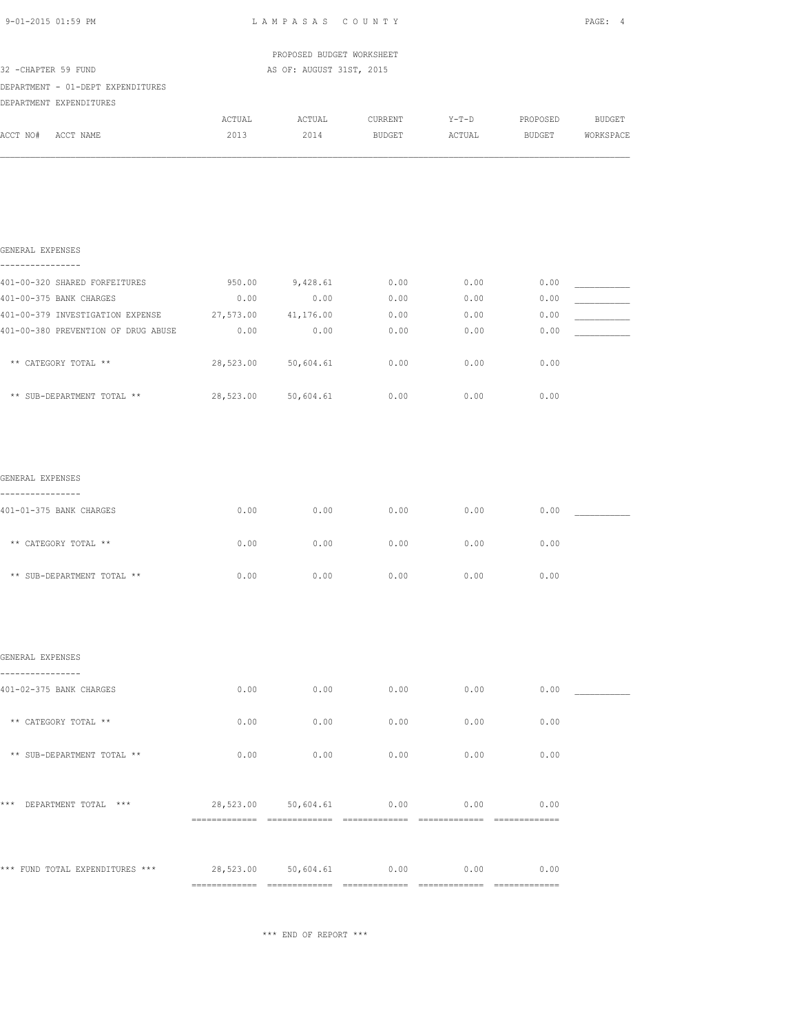LAMPASAS COUNTY

PROPOSED BUDGET WORKSHEET

32 -CHAPTER 59 FUND

AS OF: AUGUST 31ST, 2015

DEPARTMENT - 01-DEPT EXPENDITURES

DEPARTMENT EXPENDITURES

| ACCT NO# ACCT NAME | ACTUAL 2013 | ACTUAL 2014 | CURRENT BUDGET | Y-T-D ACTUAL | PROPOSED BUDGET | BUDGET WORKSPACE |
|---|---|---|---|---|---|---|
| **GENERAL EXPENSES** | | | | | | |
| 401-00-320 SHARED FORFEITURES | 950.00 | 9,428.61 | 0.00 | 0.00 | 0.00 | ___________ |
| 401-00-375 BANK CHARGES | 0.00 | 0.00 | 0.00 | 0.00 | 0.00 | ___________ |
| 401-00-379 INVESTIGATION EXPENSE | 27,573.00 | 41,176.00 | 0.00 | 0.00 | 0.00 | ___________ |
| 401-00-380 PREVENTION OF DRUG ABUSE | 0.00 | 0.00 | 0.00 | 0.00 | 0.00 | ___________ |
| ** CATEGORY TOTAL ** | 28,523.00 | 50,604.61 | 0.00 | 0.00 | 0.00 | |
| ** SUB-DEPARTMENT TOTAL ** | 28,523.00 | 50,604.61 | 0.00 | 0.00 | 0.00 | |
| **GENERAL EXPENSES** | | | | | | |
| 401-01-375 BANK CHARGES | 0.00 | 0.00 | 0.00 | 0.00 | 0.00 | ___________ |
| ** CATEGORY TOTAL ** | 0.00 | 0.00 | 0.00 | 0.00 | 0.00 | |
| ** SUB-DEPARTMENT TOTAL ** | 0.00 | 0.00 | 0.00 | 0.00 | 0.00 | |
| **GENERAL EXPENSES** | | | | | | |
| 401-02-375 BANK CHARGES | 0.00 | 0.00 | 0.00 | 0.00 | 0.00 | ___________ |
| ** CATEGORY TOTAL ** | 0.00 | 0.00 | 0.00 | 0.00 | 0.00 | |
| ** SUB-DEPARTMENT TOTAL ** | 0.00 | 0.00 | 0.00 | 0.00 | 0.00 | |
| *** DEPARTMENT TOTAL *** | 28,523.00 | 50,604.61 | 0.00 | 0.00 | 0.00 | |
| *** FUND TOTAL EXPENDITURES *** | 28,523.00 | 50,604.61 | 0.00 | 0.00 | 0.00 | |

*** END OF REPORT ***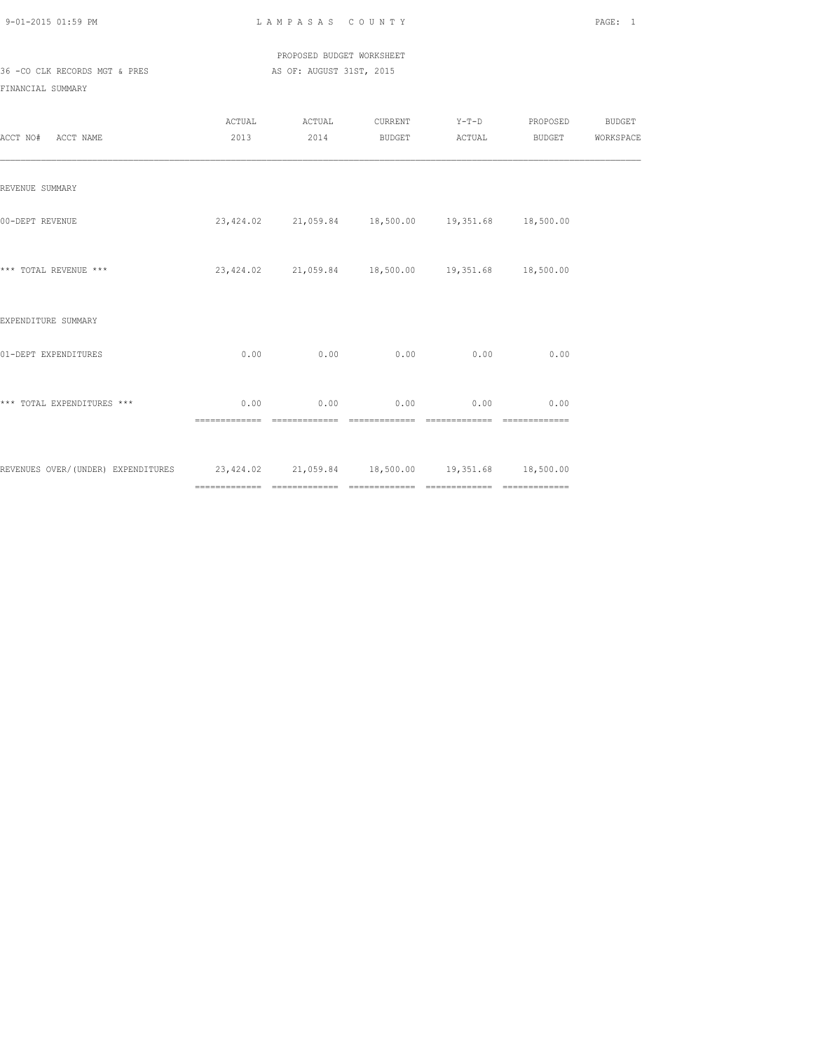PROPOSED BUDGET WORKSHEET

36 -CO CLK RECORDS MGT & PRES — AS OF: AUGUST 31ST, 2015

FINANCIAL SUMMARY

| ACCT NO# ACCT NAME | ACTUAL 2013 | ACTUAL 2014 | CURRENT BUDGET | Y-T-D ACTUAL | PROPOSED BUDGET | BUDGET WORKSPACE |
|---|---|---|---|---|---|---|
| REVENUE SUMMARY | | | | | | |
| 00-DEPT REVENUE | 23,424.02 | 21,059.84 | 18,500.00 | 19,351.68 | 18,500.00 | |
| *** TOTAL REVENUE *** | 23,424.02 | 21,059.84 | 18,500.00 | 19,351.68 | 18,500.00 | |
| EXPENDITURE SUMMARY | | | | | | |
| 01-DEPT EXPENDITURES | 0.00 | 0.00 | 0.00 | 0.00 | 0.00 | |
| *** TOTAL EXPENDITURES *** | 0.00 | 0.00 | 0.00 | 0.00 | 0.00 | |
| REVENUES OVER/(UNDER) EXPENDITURES | 23,424.02 | 21,059.84 | 18,500.00 | 19,351.68 | 18,500.00 | |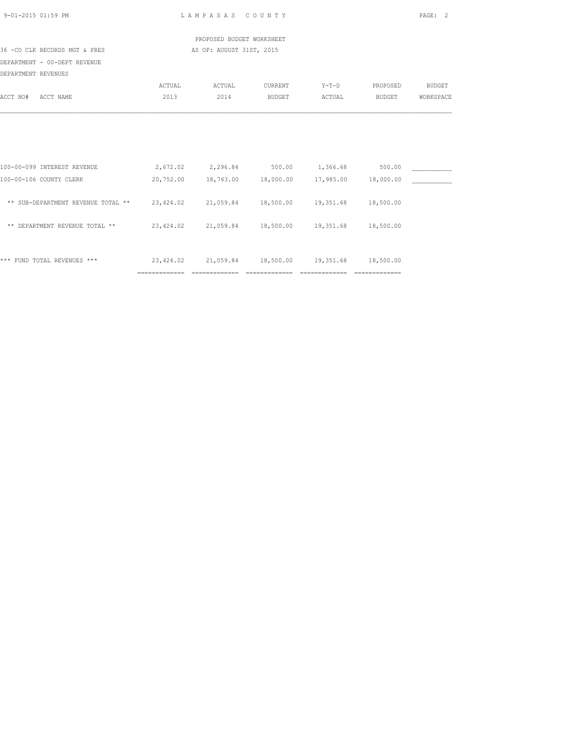LAMPASAS COUNTY

PROPOSED BUDGET WORKSHEET

36 -CO CLK RECORDS MGT & PRES — AS OF: AUGUST 31ST, 2015

DEPARTMENT - 00-DEPT REVENUE

DEPARTMENT REVENUES

| ACCT NO# ACCT NAME | ACTUAL 2013 | ACTUAL 2014 | CURRENT BUDGET | Y-T-D ACTUAL | PROPOSED BUDGET | BUDGET WORKSPACE |
|---|---|---|---|---|---|---|
| 100-00-099 INTEREST REVENUE | 2,672.02 | 2,296.84 | 500.00 | 1,366.68 | 500.00 | ___________ |
| 100-00-106 COUNTY CLERK | 20,752.00 | 18,763.00 | 18,000.00 | 17,985.00 | 18,000.00 | ___________ |
| ** SUB-DEPARTMENT REVENUE TOTAL ** | 23,424.02 | 21,059.84 | 18,500.00 | 19,351.68 | 18,500.00 | |
| ** DEPARTMENT REVENUE TOTAL ** | 23,424.02 | 21,059.84 | 18,500.00 | 19,351.68 | 18,500.00 | |
| *** FUND TOTAL REVENUES *** | 23,424.02 | 21,059.84 | 18,500.00 | 19,351.68 | 18,500.00 | |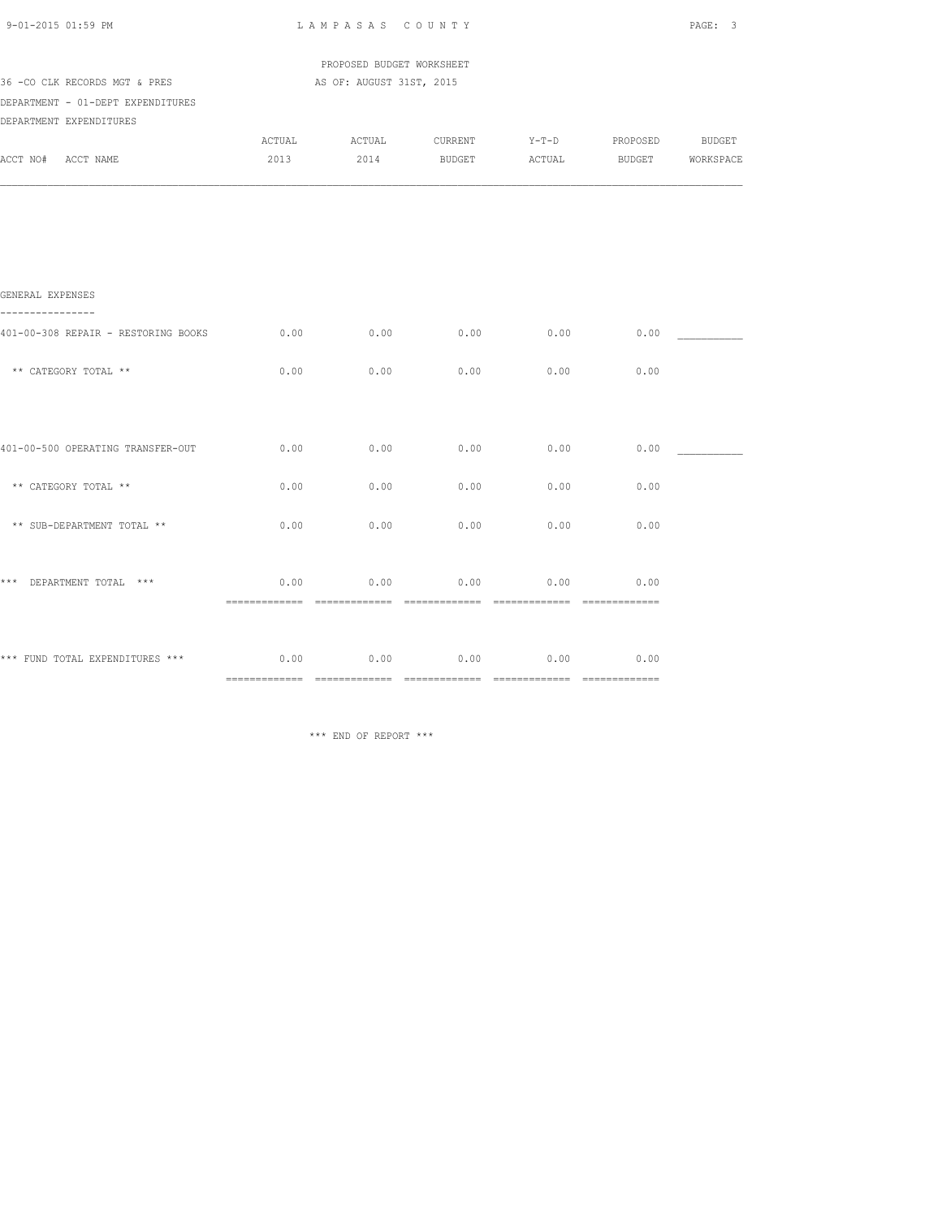PROPOSED BUDGET WORKSHEET

36 -CO CLK RECORDS MGT & PRES — AS OF: AUGUST 31ST, 2015

DEPARTMENT - 01-DEPT EXPENDITURES

DEPARTMENT EXPENDITURES

| ACCT NO# ACCT NAME | ACTUAL 2013 | ACTUAL 2014 | CURRENT BUDGET | Y-T-D ACTUAL | PROPOSED BUDGET | BUDGET WORKSPACE |
|---|---|---|---|---|---|---|
| **GENERAL EXPENSES** | | | | | | |
| 401-00-308 REPAIR - RESTORING BOOKS | 0.00 | 0.00 | 0.00 | 0.00 | 0.00 | ___________ |
| ** CATEGORY TOTAL ** | 0.00 | 0.00 | 0.00 | 0.00 | 0.00 | |
| 401-00-500 OPERATING TRANSFER-OUT | 0.00 | 0.00 | 0.00 | 0.00 | 0.00 | ___________ |
| ** CATEGORY TOTAL ** | 0.00 | 0.00 | 0.00 | 0.00 | 0.00 | |
| ** SUB-DEPARTMENT TOTAL ** | 0.00 | 0.00 | 0.00 | 0.00 | 0.00 | |
| *** DEPARTMENT TOTAL *** | 0.00 | 0.00 | 0.00 | 0.00 | 0.00 | |
| *** FUND TOTAL EXPENDITURES *** | 0.00 | 0.00 | 0.00 | 0.00 | 0.00 | |

*** END OF REPORT ***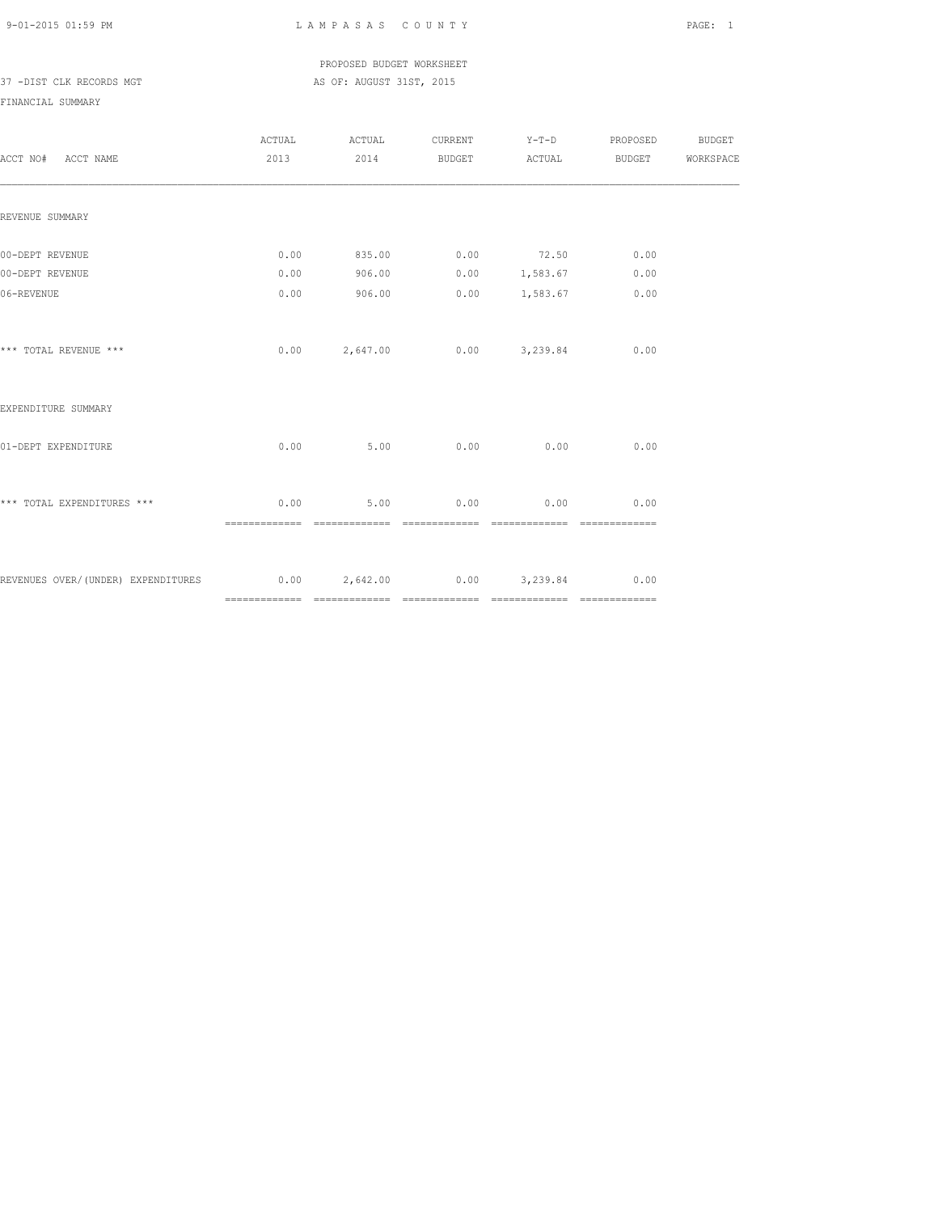LAMPASAS COUNTY

PROPOSED BUDGET WORKSHEET

37 -DIST CLK RECORDS MGT AS OF: AUGUST 31ST, 2015

FINANCIAL SUMMARY

| ACCT NO# ACCT NAME | ACTUAL 2013 | ACTUAL 2014 | CURRENT BUDGET | Y-T-D ACTUAL | PROPOSED BUDGET | BUDGET WORKSPACE |
|---|---|---|---|---|---|---|
| REVENUE SUMMARY | | | | | | |
| 00-DEPT REVENUE | 0.00 | 835.00 | 0.00 | 72.50 | 0.00 | |
| 00-DEPT REVENUE | 0.00 | 906.00 | 0.00 | 1,583.67 | 0.00 | |
| 06-REVENUE | 0.00 | 906.00 | 0.00 | 1,583.67 | 0.00 | |
| *** TOTAL REVENUE *** | 0.00 | 2,647.00 | 0.00 | 3,239.84 | 0.00 | |
| EXPENDITURE SUMMARY | | | | | | |
| 01-DEPT EXPENDITURE | 0.00 | 5.00 | 0.00 | 0.00 | 0.00 | |
| *** TOTAL EXPENDITURES *** | 0.00 | 5.00 | 0.00 | 0.00 | 0.00 | |
| REVENUES OVER/(UNDER) EXPENDITURES | 0.00 | 2,642.00 | 0.00 | 3,239.84 | 0.00 | |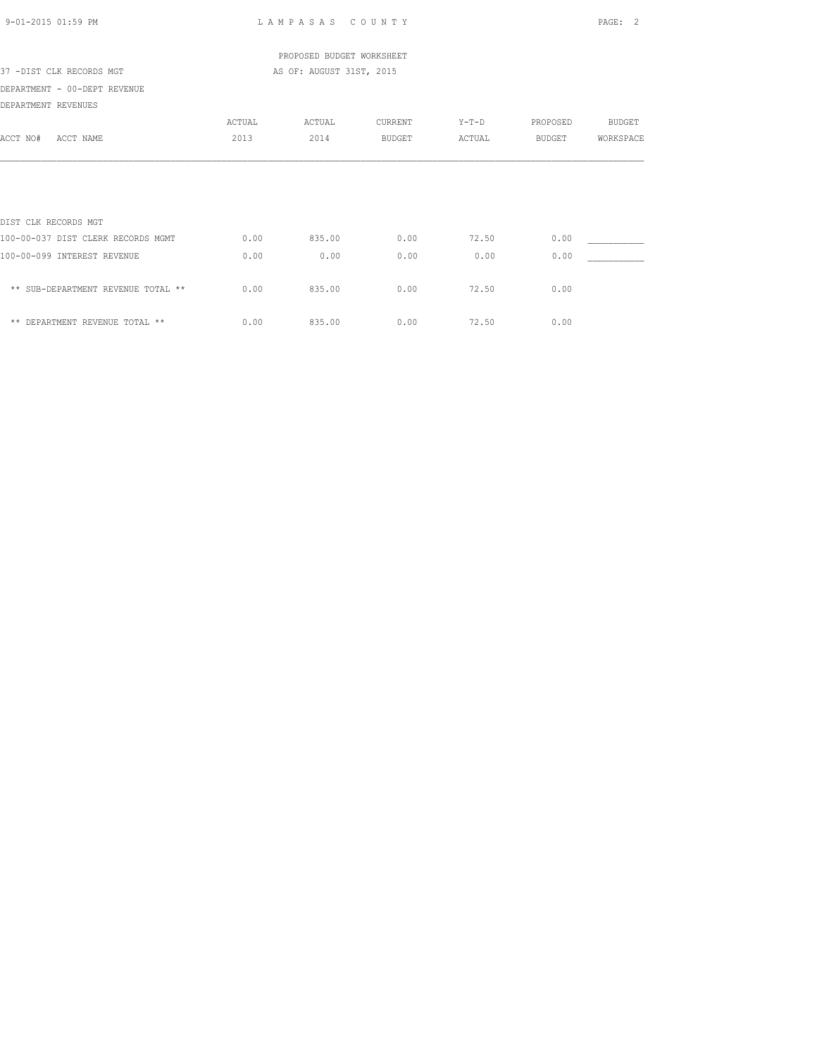PROPOSED BUDGET WORKSHEET

37 -DIST CLK RECORDS MGT

AS OF: AUGUST 31ST, 2015

DEPARTMENT - 00-DEPT REVENUE

DEPARTMENT REVENUES

| ACCT NO# ACCT NAME | ACTUAL 2013 | ACTUAL 2014 | CURRENT BUDGET | Y-T-D ACTUAL | PROPOSED BUDGET | BUDGET WORKSPACE |
|---|---|---|---|---|---|---|
| DIST CLK RECORDS MGT | | | | | | |
| 100-00-037 DIST CLERK RECORDS MGMT | 0.00 | 835.00 | 0.00 | 72.50 | 0.00 | ___________ |
| 100-00-099 INTEREST REVENUE | 0.00 | 0.00 | 0.00 | 0.00 | 0.00 | ___________ |
| ** SUB-DEPARTMENT REVENUE TOTAL ** | 0.00 | 835.00 | 0.00 | 72.50 | 0.00 | |
| ** DEPARTMENT REVENUE TOTAL ** | 0.00 | 835.00 | 0.00 | 72.50 | 0.00 | |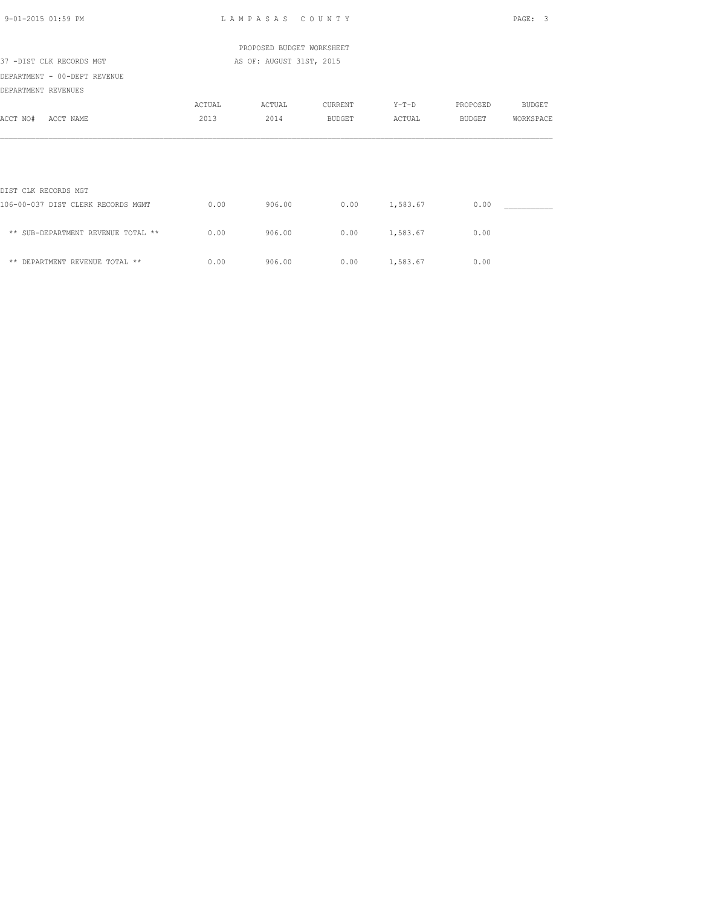LAMPASAS COUNTY

PROPOSED BUDGET WORKSHEET

37 -DIST CLK RECORDS MGT — AS OF: AUGUST 31ST, 2015

DEPARTMENT - 00-DEPT REVENUE

DEPARTMENT REVENUES

| ACCT NO# ACCT NAME | ACTUAL 2013 | ACTUAL 2014 | CURRENT BUDGET | Y-T-D ACTUAL | PROPOSED BUDGET | BUDGET WORKSPACE |
|---|---|---|---|---|---|---|
| DIST CLK RECORDS MGT | | | | | | |
| 106-00-037 DIST CLERK RECORDS MGMT | 0.00 | 906.00 | 0.00 | 1,583.67 | 0.00 | ___________ |
| ** SUB-DEPARTMENT REVENUE TOTAL ** | 0.00 | 906.00 | 0.00 | 1,583.67 | 0.00 | |
| ** DEPARTMENT REVENUE TOTAL ** | 0.00 | 906.00 | 0.00 | 1,583.67 | 0.00 | |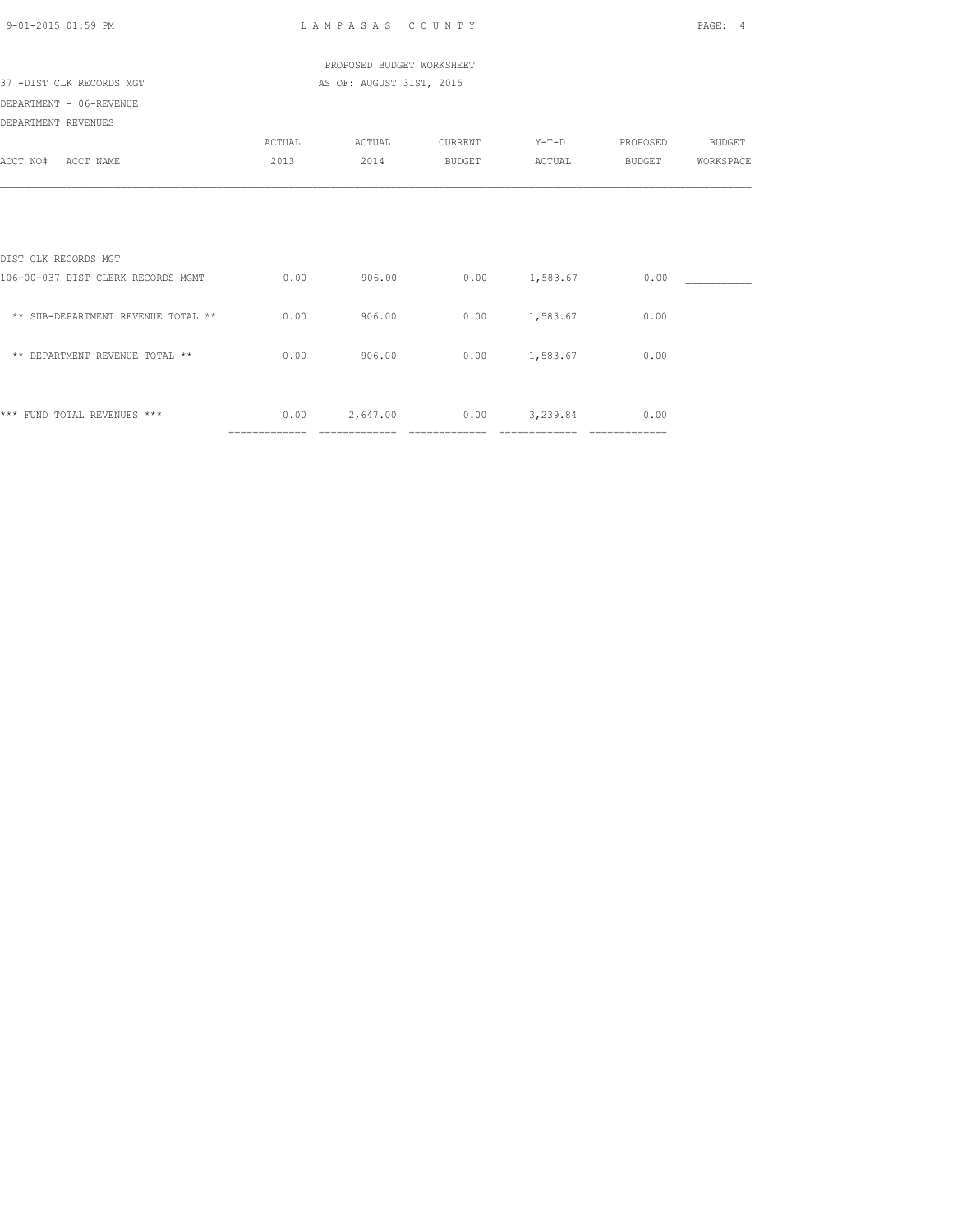LAMPASAS COUNTY

PROPOSED BUDGET WORKSHEET

37 -DIST CLK RECORDS MGT — AS OF: AUGUST 31ST, 2015

DEPARTMENT - 06-REVENUE

DEPARTMENT REVENUES

| ACCT NO# ACCT NAME | ACTUAL 2013 | ACTUAL 2014 | CURRENT BUDGET | Y-T-D ACTUAL | PROPOSED BUDGET | BUDGET WORKSPACE |
|---|---|---|---|---|---|---|
| DIST CLK RECORDS MGT | | | | | | |
| 106-00-037 DIST CLERK RECORDS MGMT | 0.00 | 906.00 | 0.00 | 1,583.67 | 0.00 | ___________ |
| ** SUB-DEPARTMENT REVENUE TOTAL ** | 0.00 | 906.00 | 0.00 | 1,583.67 | 0.00 | |
| ** DEPARTMENT REVENUE TOTAL ** | 0.00 | 906.00 | 0.00 | 1,583.67 | 0.00 | |
| *** FUND TOTAL REVENUES *** | 0.00 | 2,647.00 | 0.00 | 3,239.84 | 0.00 | |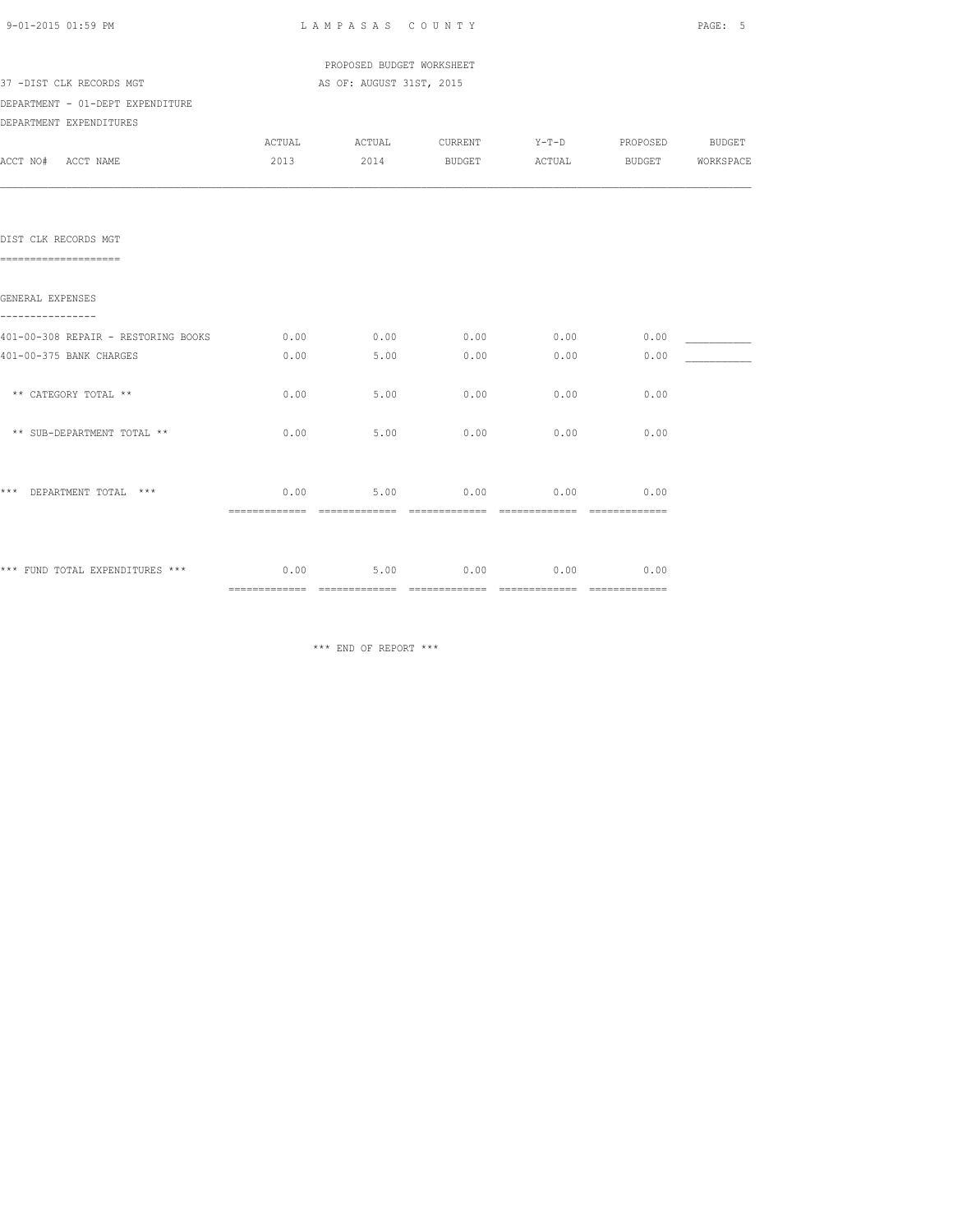PROPOSED BUDGET WORKSHEET

37 -DIST CLK RECORDS MGT — AS OF: AUGUST 31ST, 2015

DEPARTMENT - 01-DEPT EXPENDITURE

DEPARTMENT EXPENDITURES

| ACCT NO# ACCT NAME | ACTUAL 2013 | ACTUAL 2014 | CURRENT BUDGET | Y-T-D ACTUAL | PROPOSED BUDGET | BUDGET WORKSPACE |
|---|---|---|---|---|---|---|
| **DIST CLK RECORDS MGT** | | | | | | |
| **GENERAL EXPENSES** | | | | | | |
| 401-00-308 REPAIR - RESTORING BOOKS | 0.00 | 0.00 | 0.00 | 0.00 | 0.00 | ___________ |
| 401-00-375 BANK CHARGES | 0.00 | 5.00 | 0.00 | 0.00 | 0.00 | ___________ |
| ** CATEGORY TOTAL ** | 0.00 | 5.00 | 0.00 | 0.00 | 0.00 | |
| ** SUB-DEPARTMENT TOTAL ** | 0.00 | 5.00 | 0.00 | 0.00 | 0.00 | |
| *** DEPARTMENT TOTAL *** | 0.00 | 5.00 | 0.00 | 0.00 | 0.00 | |
| *** FUND TOTAL EXPENDITURES *** | 0.00 | 5.00 | 0.00 | 0.00 | 0.00 | |

*** END OF REPORT ***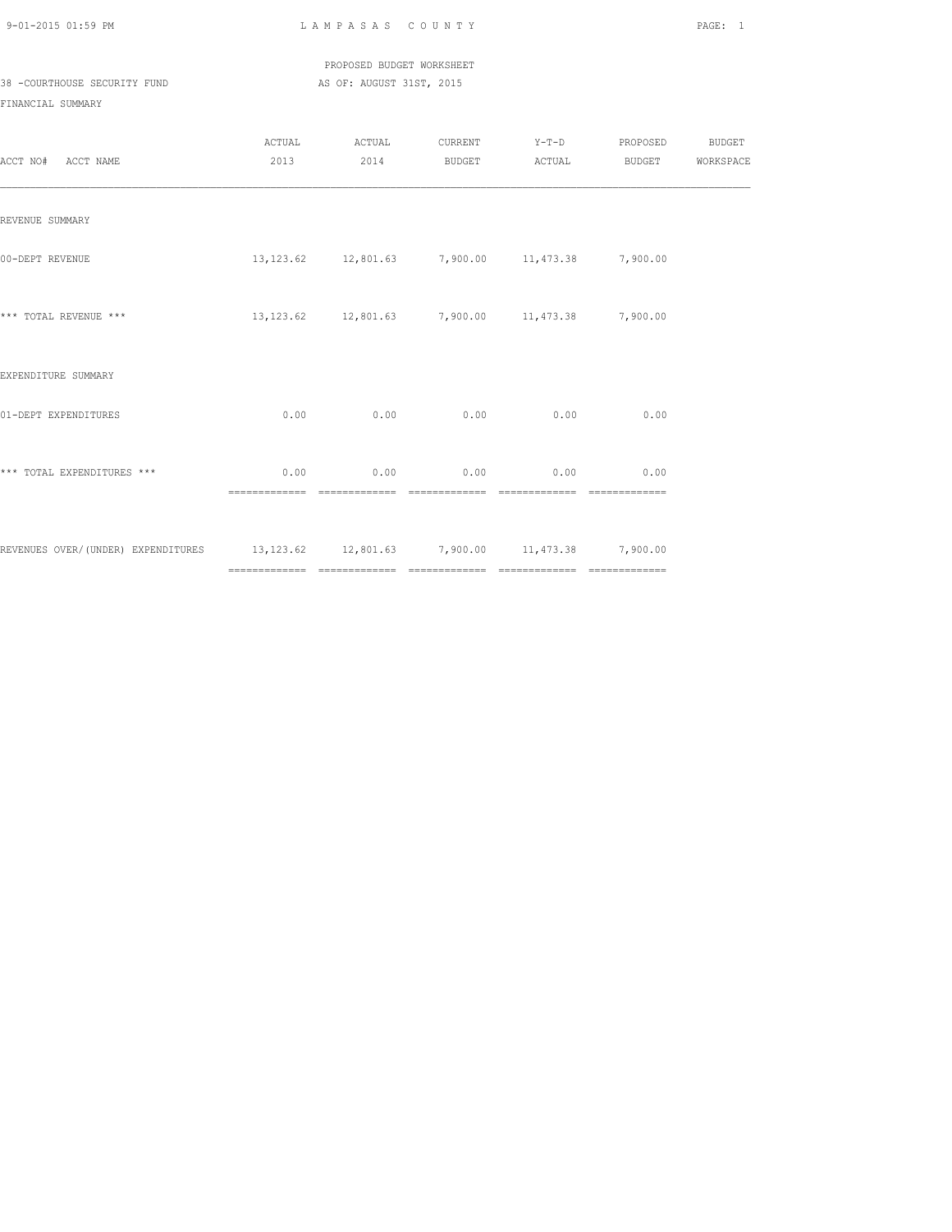PROPOSED BUDGET WORKSHEET

38 -COURTHOUSE SECURITY FUND AS OF: AUGUST 31ST, 2015

FINANCIAL SUMMARY

| ACCT NO# ACCT NAME | ACTUAL 2013 | ACTUAL 2014 | CURRENT BUDGET | Y-T-D ACTUAL | PROPOSED BUDGET | BUDGET WORKSPACE |
|---|---|---|---|---|---|---|
| REVENUE SUMMARY | | | | | | |
| 00-DEPT REVENUE | 13,123.62 | 12,801.63 | 7,900.00 | 11,473.38 | 7,900.00 | |
| *** TOTAL REVENUE *** | 13,123.62 | 12,801.63 | 7,900.00 | 11,473.38 | 7,900.00 | |
| EXPENDITURE SUMMARY | | | | | | |
| 01-DEPT EXPENDITURES | 0.00 | 0.00 | 0.00 | 0.00 | 0.00 | |
| *** TOTAL EXPENDITURES *** | 0.00 | 0.00 | 0.00 | 0.00 | 0.00 | |
| REVENUES OVER/(UNDER) EXPENDITURES | 13,123.62 | 12,801.63 | 7,900.00 | 11,473.38 | 7,900.00 | |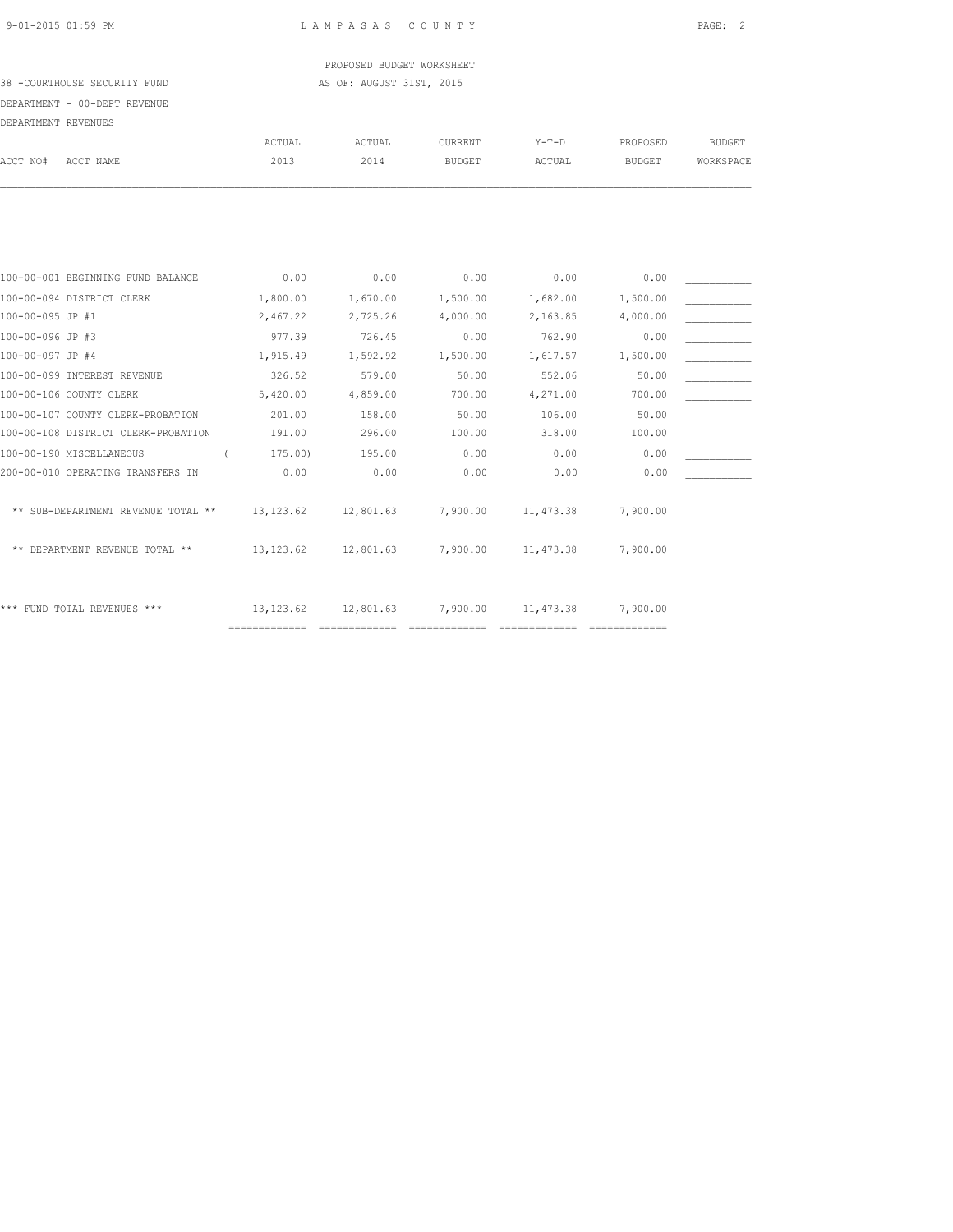PROPOSED BUDGET WORKSHEET

38 -COURTHOUSE SECURITY FUND — AS OF: AUGUST 31ST, 2015

DEPARTMENT - 00-DEPT REVENUE

DEPARTMENT REVENUES

| ACCT NO# | ACCT NAME | ACTUAL 2013 | ACTUAL 2014 | CURRENT BUDGET | Y-T-D ACTUAL | PROPOSED BUDGET | BUDGET WORKSPACE |
|---|---|---|---|---|---|---|---|
| 100-00-001 | BEGINNING FUND BALANCE | 0.00 | 0.00 | 0.00 | 0.00 | 0.00 | ___________ |
| 100-00-094 | DISTRICT CLERK | 1,800.00 | 1,670.00 | 1,500.00 | 1,682.00 | 1,500.00 | ___________ |
| 100-00-095 | JP #1 | 2,467.22 | 2,725.26 | 4,000.00 | 2,163.85 | 4,000.00 | ___________ |
| 100-00-096 | JP #3 | 977.39 | 726.45 | 0.00 | 762.90 | 0.00 | ___________ |
| 100-00-097 | JP #4 | 1,915.49 | 1,592.92 | 1,500.00 | 1,617.57 | 1,500.00 | ___________ |
| 100-00-099 | INTEREST REVENUE | 326.52 | 579.00 | 50.00 | 552.06 | 50.00 | ___________ |
| 100-00-106 | COUNTY CLERK | 5,420.00 | 4,859.00 | 700.00 | 4,271.00 | 700.00 | ___________ |
| 100-00-107 | COUNTY CLERK-PROBATION | 201.00 | 158.00 | 50.00 | 106.00 | 50.00 | ___________ |
| 100-00-108 | DISTRICT CLERK-PROBATION | 191.00 | 296.00 | 100.00 | 318.00 | 100.00 | ___________ |
| 100-00-190 | MISCELLANEOUS | ( 175.00) | 195.00 | 0.00 | 0.00 | 0.00 | ___________ |
| 200-00-010 | OPERATING TRANSFERS IN | 0.00 | 0.00 | 0.00 | 0.00 | 0.00 | ___________ |
| | ** SUB-DEPARTMENT REVENUE TOTAL ** | 13,123.62 | 12,801.63 | 7,900.00 | 11,473.38 | 7,900.00 | |
| | ** DEPARTMENT REVENUE TOTAL ** | 13,123.62 | 12,801.63 | 7,900.00 | 11,473.38 | 7,900.00 | |
| | *** FUND TOTAL REVENUES *** | 13,123.62 | 12,801.63 | 7,900.00 | 11,473.38 | 7,900.00 | |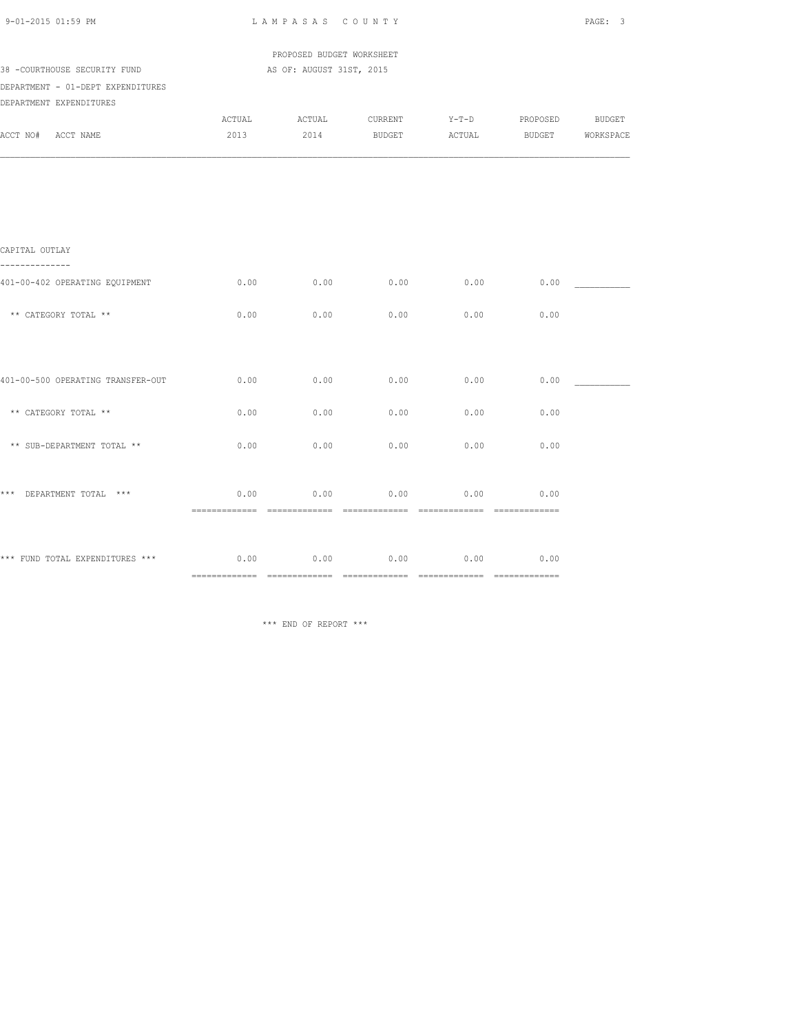PROPOSED BUDGET WORKSHEET

38 -COURTHOUSE SECURITY FUND AS OF: AUGUST 31ST, 2015

DEPARTMENT - 01-DEPT EXPENDITURES

DEPARTMENT EXPENDITURES

| ACCT NO# ACCT NAME | ACTUAL 2013 | ACTUAL 2014 | CURRENT BUDGET | Y-T-D ACTUAL | PROPOSED BUDGET | BUDGET WORKSPACE |
|---|---|---|---|---|---|---|
| **CAPITAL OUTLAY** | | | | | | |
| 401-00-402 OPERATING EQUIPMENT | 0.00 | 0.00 | 0.00 | 0.00 | 0.00 | ___________ |
| ** CATEGORY TOTAL ** | 0.00 | 0.00 | 0.00 | 0.00 | 0.00 | |
| 401-00-500 OPERATING TRANSFER-OUT | 0.00 | 0.00 | 0.00 | 0.00 | 0.00 | ___________ |
| ** CATEGORY TOTAL ** | 0.00 | 0.00 | 0.00 | 0.00 | 0.00 | |
| ** SUB-DEPARTMENT TOTAL ** | 0.00 | 0.00 | 0.00 | 0.00 | 0.00 | |
| *** DEPARTMENT TOTAL *** | 0.00 | 0.00 | 0.00 | 0.00 | 0.00 | |
| *** FUND TOTAL EXPENDITURES *** | 0.00 | 0.00 | 0.00 | 0.00 | 0.00 | |

*** END OF REPORT ***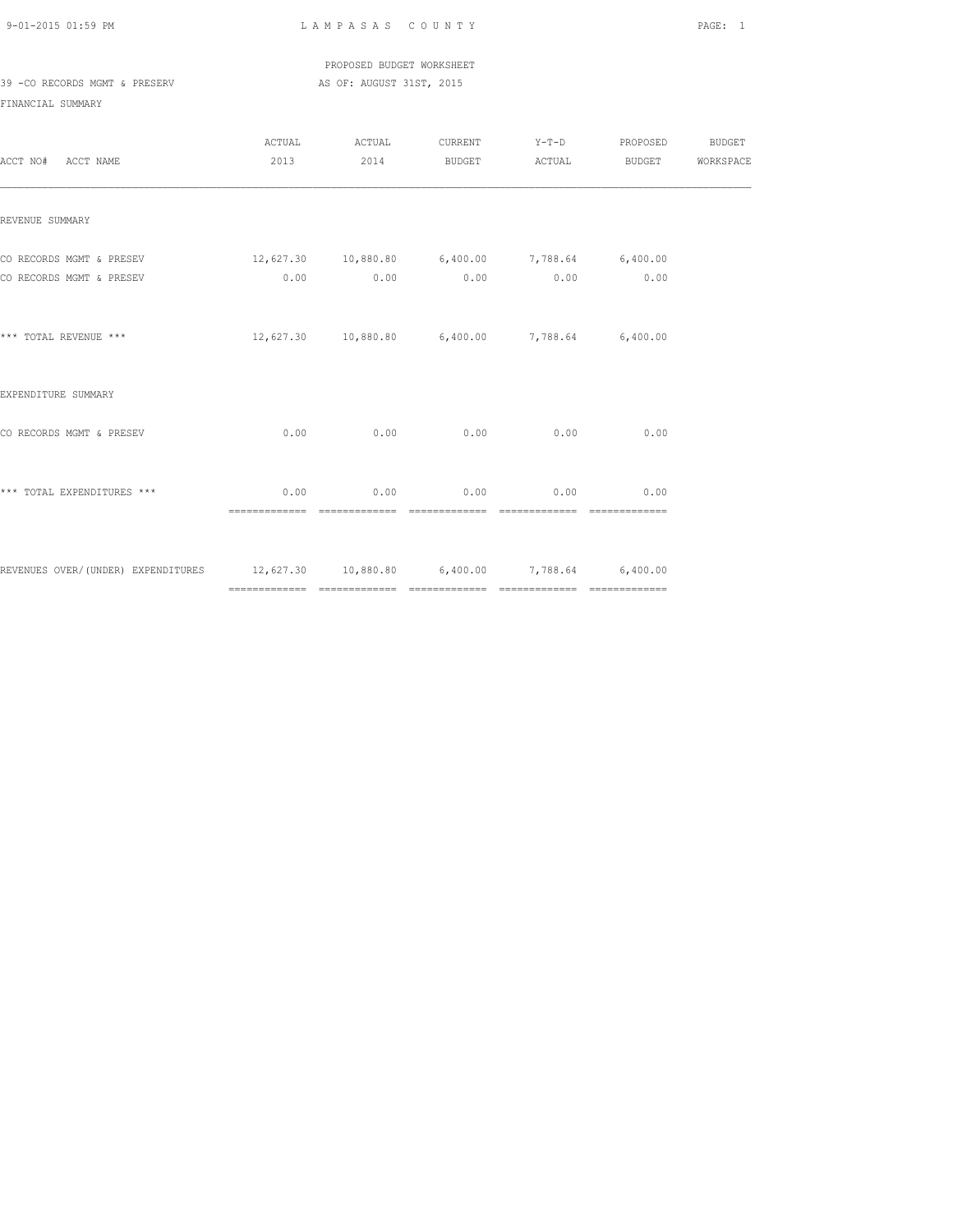PROPOSED BUDGET WORKSHEET

39 -CO RECORDS MGMT & PRESERV AS OF: AUGUST 31ST, 2015

FINANCIAL SUMMARY

| ACCT NO# ACCT NAME | ACTUAL 2013 | ACTUAL 2014 | CURRENT BUDGET | Y-T-D ACTUAL | PROPOSED BUDGET | BUDGET WORKSPACE |
|---|---|---|---|---|---|---|
| REVENUE SUMMARY | | | | | | |
| CO RECORDS MGMT & PRESEV | 12,627.30 | 10,880.80 | 6,400.00 | 7,788.64 | 6,400.00 | |
| CO RECORDS MGMT & PRESEV | 0.00 | 0.00 | 0.00 | 0.00 | 0.00 | |
| *** TOTAL REVENUE *** | 12,627.30 | 10,880.80 | 6,400.00 | 7,788.64 | 6,400.00 | |
| EXPENDITURE SUMMARY | | | | | | |
| CO RECORDS MGMT & PRESEV | 0.00 | 0.00 | 0.00 | 0.00 | 0.00 | |
| *** TOTAL EXPENDITURES *** | 0.00 | 0.00 | 0.00 | 0.00 | 0.00 | |
| REVENUES OVER/(UNDER) EXPENDITURES | 12,627.30 | 10,880.80 | 6,400.00 | 7,788.64 | 6,400.00 | |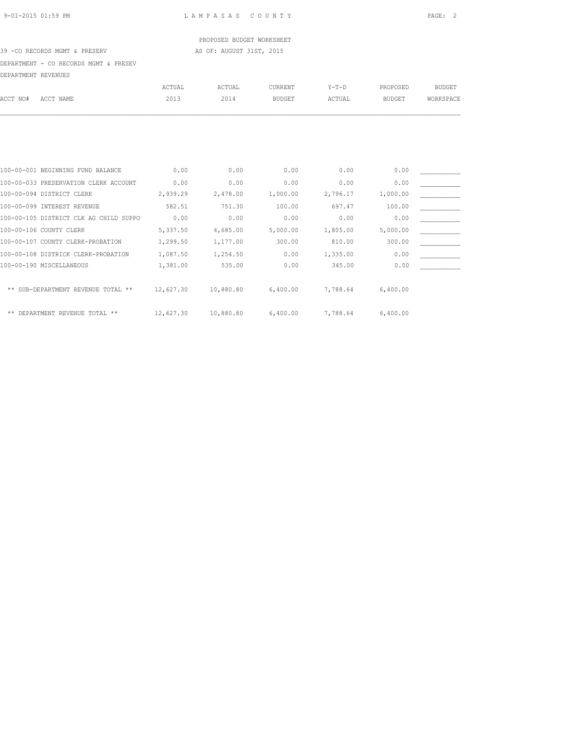LAMPASAS COUNTY

PROPOSED BUDGET WORKSHEET

39 -CO RECORDS MGMT & PRESERV

AS OF: AUGUST 31ST, 2015

DEPARTMENT - CO RECORDS MGMT & PRESEV

DEPARTMENT REVENUES

| ACCT NO# ACCT NAME | ACTUAL 2013 | ACTUAL 2014 | CURRENT BUDGET | Y-T-D ACTUAL | PROPOSED BUDGET | BUDGET WORKSPACE |
|---|---|---|---|---|---|---|
| 100-00-001 BEGINNING FUND BALANCE | 0.00 | 0.00 | 0.00 | 0.00 | 0.00 | ___________ |
| 100-00-033 PRESERVATION CLERK ACCOUNT | 0.00 | 0.00 | 0.00 | 0.00 | 0.00 | ___________ |
| 100-00-094 DISTRICT CLERK | 2,939.29 | 2,478.00 | 1,000.00 | 2,796.17 | 1,000.00 | ___________ |
| 100-00-099 INTEREST REVENUE | 582.51 | 751.30 | 100.00 | 697.47 | 100.00 | ___________ |
| 100-00-105 DISTRICT CLK AG CHILD SUPPO | 0.00 | 0.00 | 0.00 | 0.00 | 0.00 | ___________ |
| 100-00-106 COUNTY CLERK | 5,337.50 | 4,685.00 | 5,000.00 | 1,805.00 | 5,000.00 | ___________ |
| 100-00-107 COUNTY CLERK-PROBATION | 1,299.50 | 1,177.00 | 300.00 | 810.00 | 300.00 | ___________ |
| 100-00-108 DISTRICK CLERK-PROBATION | 1,087.50 | 1,254.50 | 0.00 | 1,335.00 | 0.00 | ___________ |
| 100-00-190 MISCELLANEOUS | 1,381.00 | 535.00 | 0.00 | 345.00 | 0.00 | ___________ |
| ** SUB-DEPARTMENT REVENUE TOTAL ** | 12,627.30 | 10,880.80 | 6,400.00 | 7,788.64 | 6,400.00 | |
| ** DEPARTMENT REVENUE TOTAL ** | 12,627.30 | 10,880.80 | 6,400.00 | 7,788.64 | 6,400.00 | |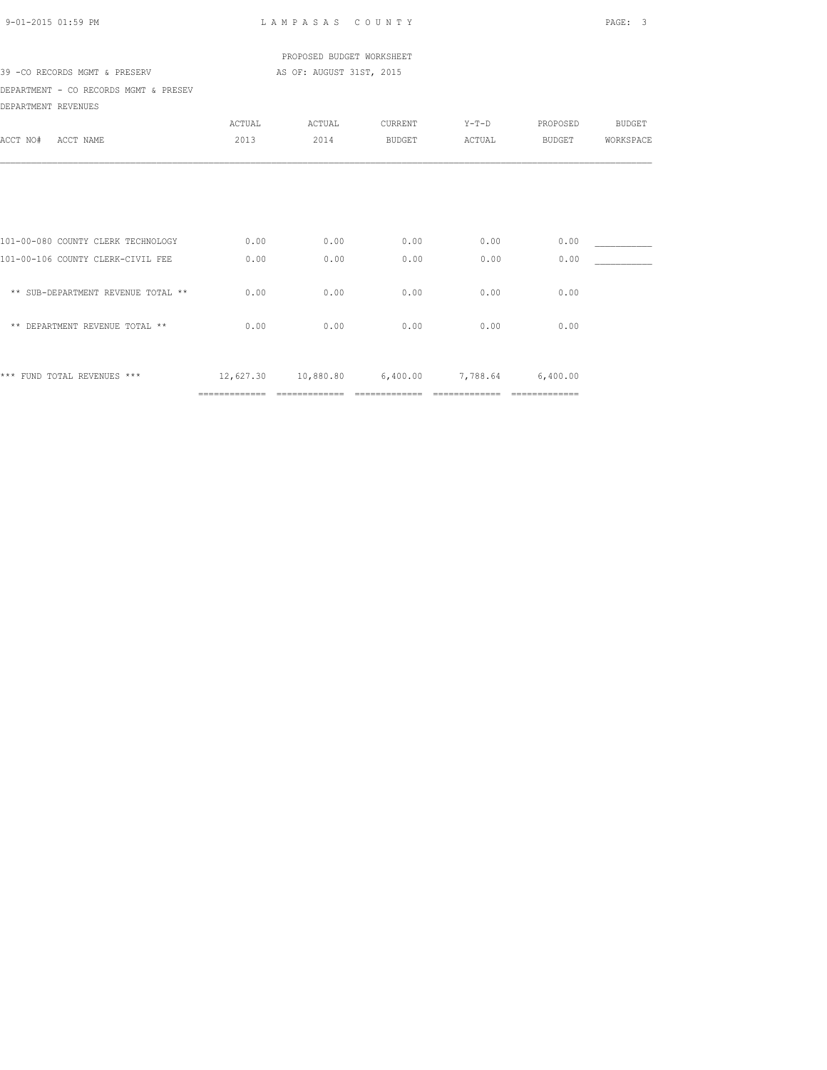LAMPASAS COUNTY

PROPOSED BUDGET WORKSHEET

39 -CO RECORDS MGMT & PRESERV — AS OF: AUGUST 31ST, 2015

DEPARTMENT - CO RECORDS MGMT & PRESEV

DEPARTMENT REVENUES

| ACCT NO# ACCT NAME | ACTUAL 2013 | ACTUAL 2014 | CURRENT BUDGET | Y-T-D ACTUAL | PROPOSED BUDGET | BUDGET WORKSPACE |
|---|---|---|---|---|---|---|
| 101-00-080 COUNTY CLERK TECHNOLOGY | 0.00 | 0.00 | 0.00 | 0.00 | 0.00 | __________ |
| 101-00-106 COUNTY CLERK-CIVIL FEE | 0.00 | 0.00 | 0.00 | 0.00 | 0.00 | __________ |
| ** SUB-DEPARTMENT REVENUE TOTAL ** | 0.00 | 0.00 | 0.00 | 0.00 | 0.00 | |
| ** DEPARTMENT REVENUE TOTAL ** | 0.00 | 0.00 | 0.00 | 0.00 | 0.00 | |
| *** FUND TOTAL REVENUES *** | 12,627.30 | 10,880.80 | 6,400.00 | 7,788.64 | 6,400.00 | |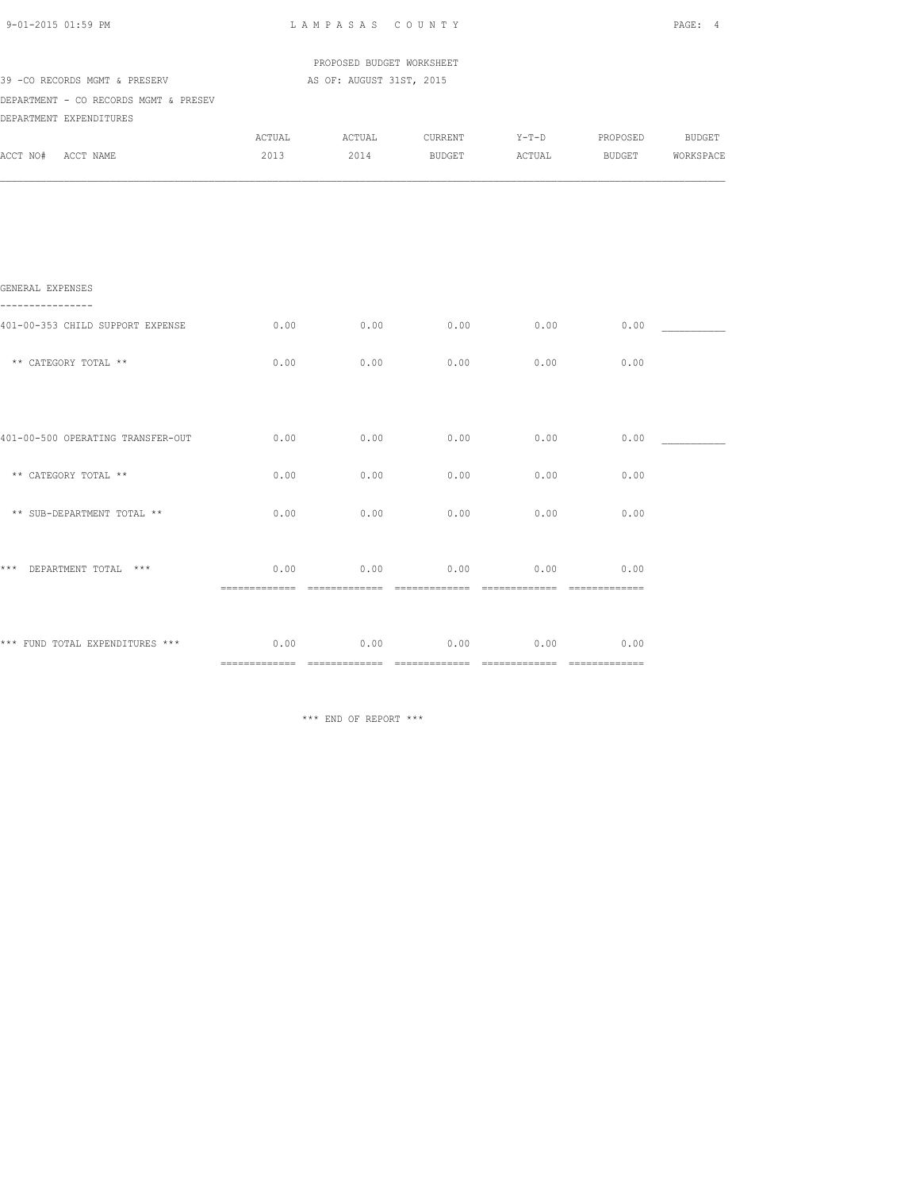LAMPASAS COUNTY

PROPOSED BUDGET WORKSHEET

39 -CO RECORDS MGMT & PRESERV — AS OF: AUGUST 31ST, 2015

DEPARTMENT - CO RECORDS MGMT & PRESEV

DEPARTMENT EXPENDITURES

| ACCT NO# ACCT NAME | ACTUAL 2013 | ACTUAL 2014 | CURRENT BUDGET | Y-T-D ACTUAL | PROPOSED BUDGET | BUDGET WORKSPACE |
|---|---|---|---|---|---|---|
| **GENERAL EXPENSES** | | | | | | |
| 401-00-353 CHILD SUPPORT EXPENSE | 0.00 | 0.00 | 0.00 | 0.00 | 0.00 | ___________ |
| ** CATEGORY TOTAL ** | 0.00 | 0.00 | 0.00 | 0.00 | 0.00 | |
| 401-00-500 OPERATING TRANSFER-OUT | 0.00 | 0.00 | 0.00 | 0.00 | 0.00 | ___________ |
| ** CATEGORY TOTAL ** | 0.00 | 0.00 | 0.00 | 0.00 | 0.00 | |
| ** SUB-DEPARTMENT TOTAL ** | 0.00 | 0.00 | 0.00 | 0.00 | 0.00 | |
| *** DEPARTMENT TOTAL *** | 0.00 | 0.00 | 0.00 | 0.00 | 0.00 | |
| *** FUND TOTAL EXPENDITURES *** | 0.00 | 0.00 | 0.00 | 0.00 | 0.00 | |

*** END OF REPORT ***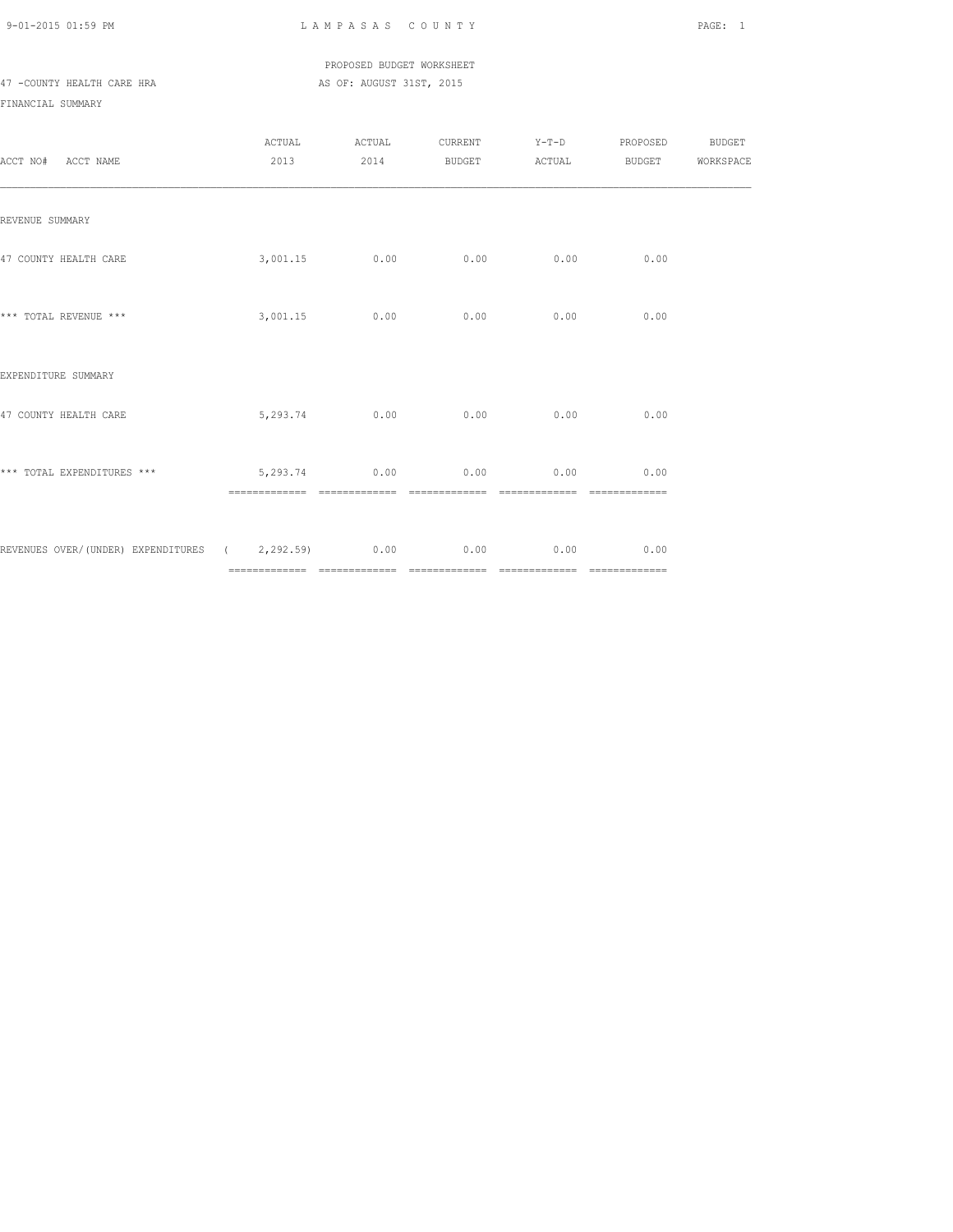LAMPASAS COUNTY

PROPOSED BUDGET WORKSHEET

47 -COUNTY HEALTH CARE HRA

AS OF: AUGUST 31ST, 2015

FINANCIAL SUMMARY

| ACCT NO# ACCT NAME | ACTUAL 2013 | ACTUAL 2014 | CURRENT BUDGET | Y-T-D ACTUAL | PROPOSED BUDGET | BUDGET WORKSPACE |
|---|---|---|---|---|---|---|
| REVENUE SUMMARY | | | | | | |
| 47 COUNTY HEALTH CARE | 3,001.15 | 0.00 | 0.00 | 0.00 | 0.00 | |
| *** TOTAL REVENUE *** | 3,001.15 | 0.00 | 0.00 | 0.00 | 0.00 | |
| EXPENDITURE SUMMARY | | | | | | |
| 47 COUNTY HEALTH CARE | 5,293.74 | 0.00 | 0.00 | 0.00 | 0.00 | |
| *** TOTAL EXPENDITURES *** | 5,293.74 | 0.00 | 0.00 | 0.00 | 0.00 | |
| REVENUES OVER/(UNDER) EXPENDITURES | ( 2,292.59) | 0.00 | 0.00 | 0.00 | 0.00 | |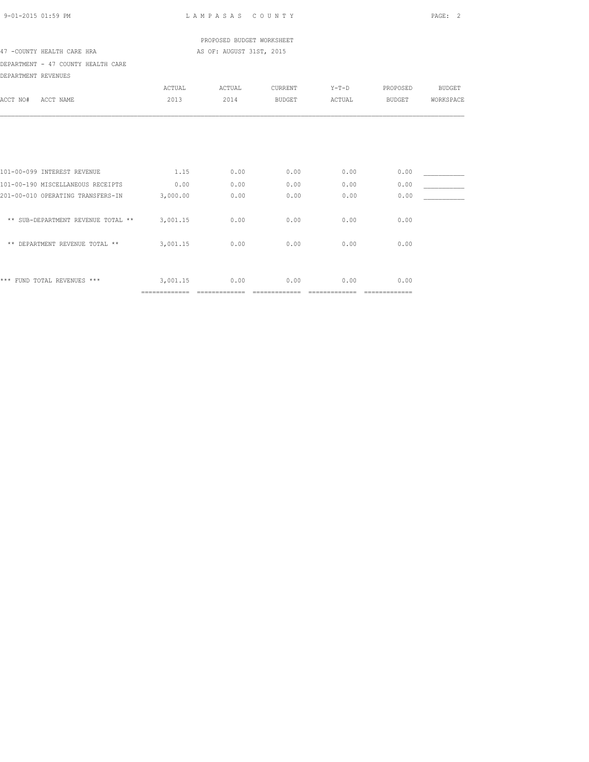LAMPASAS COUNTY

PROPOSED BUDGET WORKSHEET

47 -COUNTY HEALTH CARE HRA

AS OF: AUGUST 31ST, 2015

DEPARTMENT - 47 COUNTY HEALTH CARE

DEPARTMENT REVENUES

| ACCT NO# ACCT NAME | ACTUAL 2013 | ACTUAL 2014 | CURRENT BUDGET | Y-T-D ACTUAL | PROPOSED BUDGET | BUDGET WORKSPACE |
|---|---|---|---|---|---|---|
| 101-00-099 INTEREST REVENUE | 1.15 | 0.00 | 0.00 | 0.00 | 0.00 | ___________ |
| 101-00-190 MISCELLANEOUS RECEIPTS | 0.00 | 0.00 | 0.00 | 0.00 | 0.00 | ___________ |
| 201-00-010 OPERATING TRANSFERS-IN | 3,000.00 | 0.00 | 0.00 | 0.00 | 0.00 | ___________ |
| ** SUB-DEPARTMENT REVENUE TOTAL ** | 3,001.15 | 0.00 | 0.00 | 0.00 | 0.00 | |
| ** DEPARTMENT REVENUE TOTAL ** | 3,001.15 | 0.00 | 0.00 | 0.00 | 0.00 | |
| *** FUND TOTAL REVENUES *** | 3,001.15 | 0.00 | 0.00 | 0.00 | 0.00 | |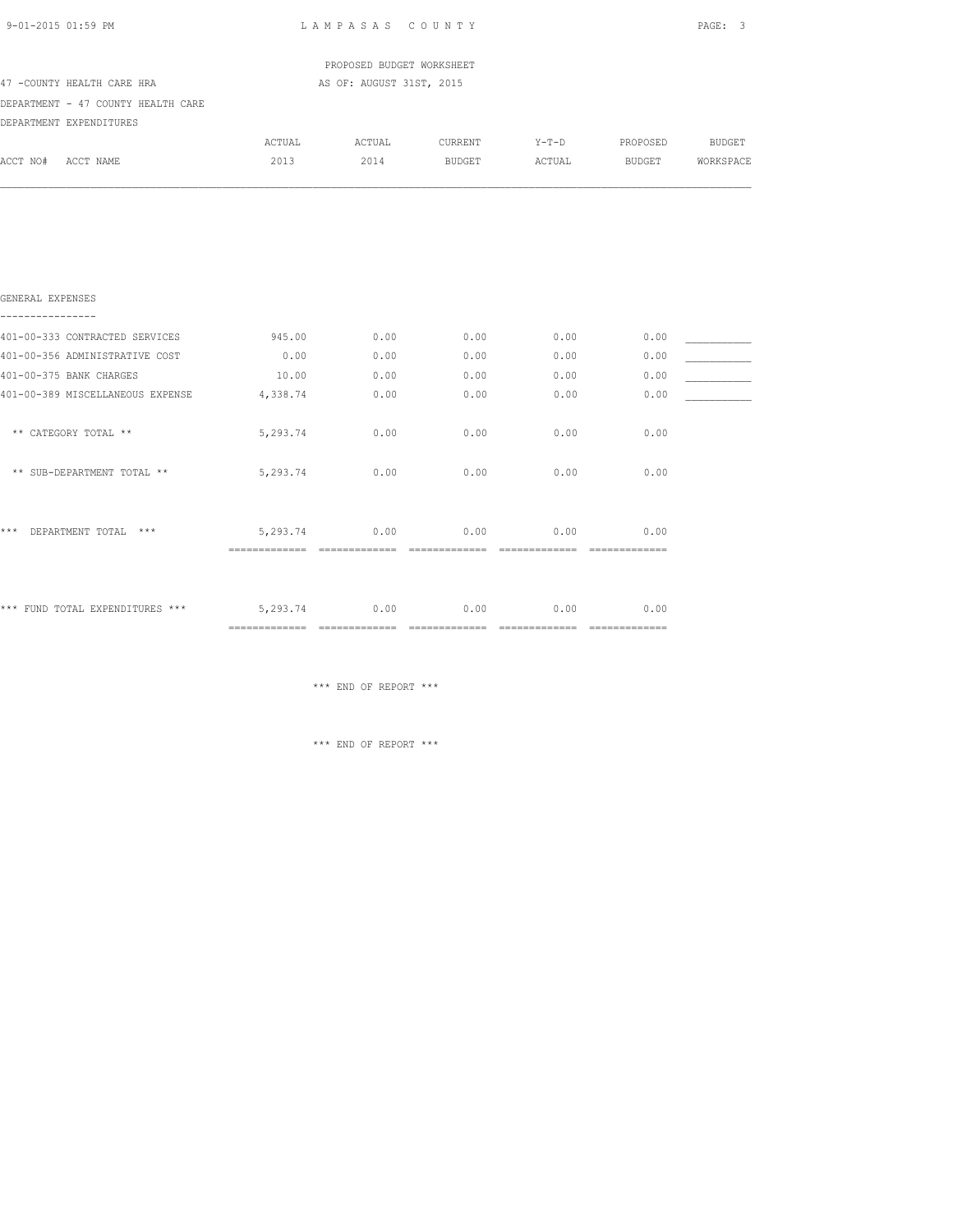PROPOSED BUDGET WORKSHEET

47 -COUNTY HEALTH CARE HRA — AS OF: AUGUST 31ST, 2015

DEPARTMENT - 47 COUNTY HEALTH CARE

DEPARTMENT EXPENDITURES

| ACCT NO# ACCT NAME | ACTUAL 2013 | ACTUAL 2014 | CURRENT BUDGET | Y-T-D ACTUAL | PROPOSED BUDGET | BUDGET WORKSPACE |
|---|---|---|---|---|---|---|
| **GENERAL EXPENSES** | | | | | | |
| 401-00-333 CONTRACTED SERVICES | 945.00 | 0.00 | 0.00 | 0.00 | 0.00 | ___________ |
| 401-00-356 ADMINISTRATIVE COST | 0.00 | 0.00 | 0.00 | 0.00 | 0.00 | ___________ |
| 401-00-375 BANK CHARGES | 10.00 | 0.00 | 0.00 | 0.00 | 0.00 | ___________ |
| 401-00-389 MISCELLANEOUS EXPENSE | 4,338.74 | 0.00 | 0.00 | 0.00 | 0.00 | ___________ |
| ** CATEGORY TOTAL ** | 5,293.74 | 0.00 | 0.00 | 0.00 | 0.00 | |
| ** SUB-DEPARTMENT TOTAL ** | 5,293.74 | 0.00 | 0.00 | 0.00 | 0.00 | |
| *** DEPARTMENT TOTAL *** | 5,293.74 | 0.00 | 0.00 | 0.00 | 0.00 | |
| *** FUND TOTAL EXPENDITURES *** | 5,293.74 | 0.00 | 0.00 | 0.00 | 0.00 | |

*** END OF REPORT ***

*** END OF REPORT ***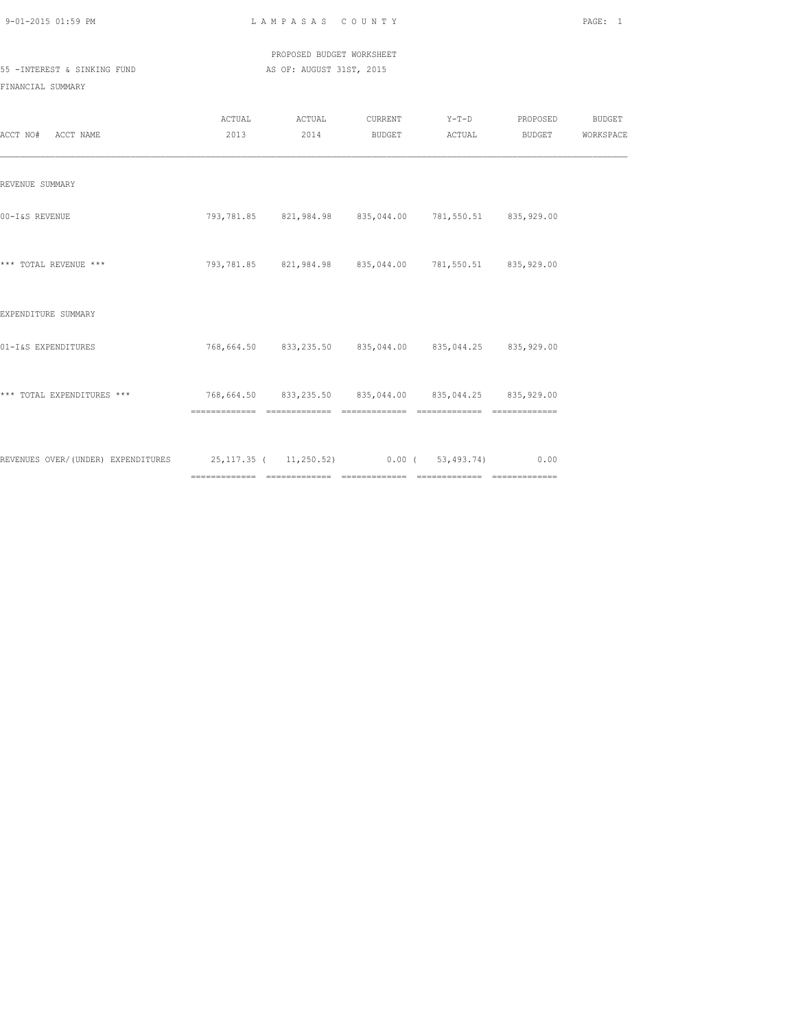LAMPASAS COUNTY

PROPOSED BUDGET WORKSHEET

55 -INTEREST & SINKING FUND AS OF: AUGUST 31ST, 2015

FINANCIAL SUMMARY

| ACCT NO# ACCT NAME | ACTUAL 2013 | ACTUAL 2014 | CURRENT BUDGET | Y-T-D ACTUAL | PROPOSED BUDGET | BUDGET WORKSPACE |
|---|---|---|---|---|---|---|
| REVENUE SUMMARY | | | | | | |
| 00-I&S REVENUE | 793,781.85 | 821,984.98 | 835,044.00 | 781,550.51 | 835,929.00 | |
| *** TOTAL REVENUE *** | 793,781.85 | 821,984.98 | 835,044.00 | 781,550.51 | 835,929.00 | |
| EXPENDITURE SUMMARY | | | | | | |
| 01-I&S EXPENDITURES | 768,664.50 | 833,235.50 | 835,044.00 | 835,044.25 | 835,929.00 | |
| *** TOTAL EXPENDITURES *** | 768,664.50 | 833,235.50 | 835,044.00 | 835,044.25 | 835,929.00 | |
| REVENUES OVER/(UNDER) EXPENDITURES | 25,117.35 | ( 11,250.52) | 0.00 | ( 53,493.74) | 0.00 | |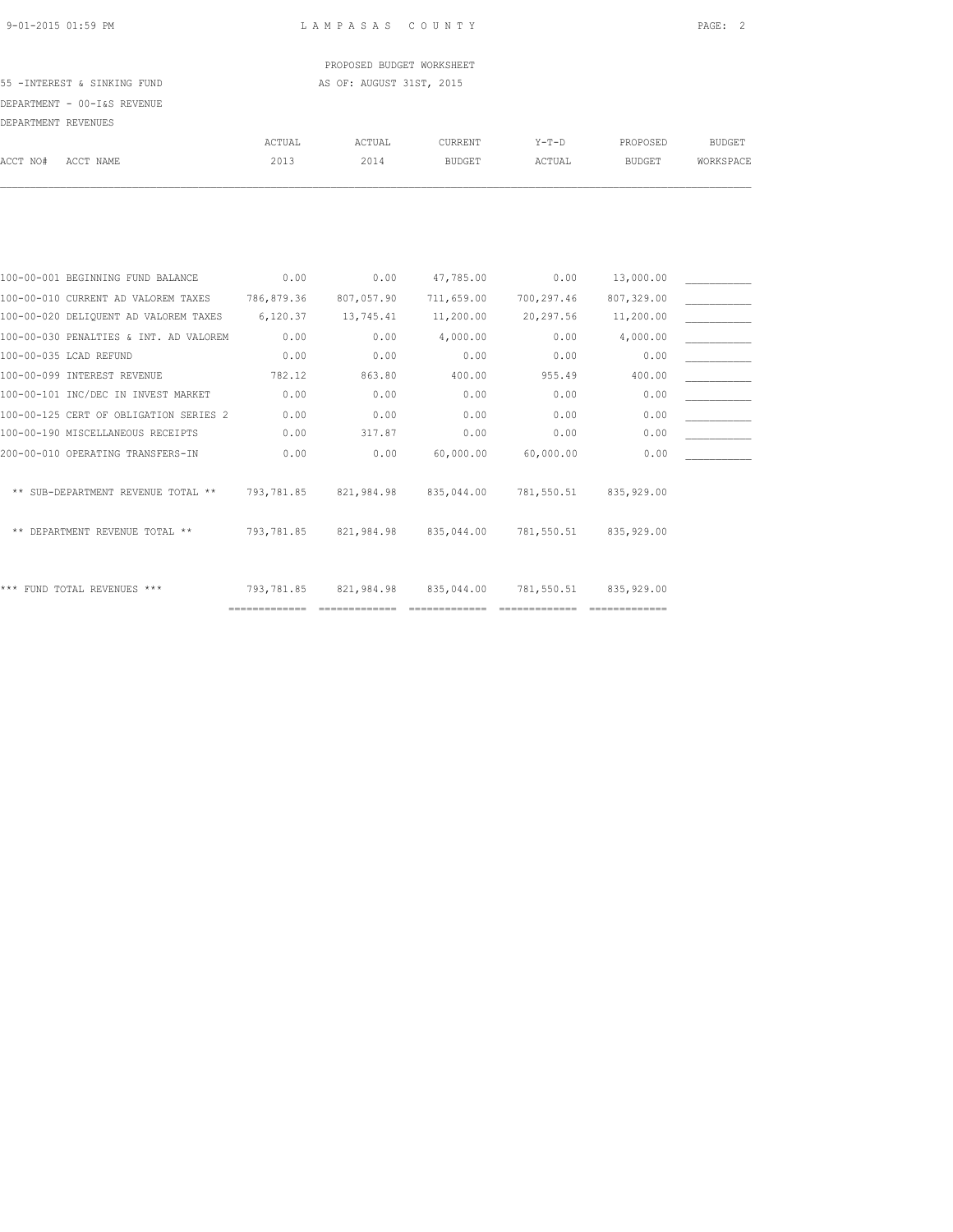LAMPASAS COUNTY

PROPOSED BUDGET WORKSHEET

AS OF: AUGUST 31ST, 2015

55 -INTEREST & SINKING FUND

DEPARTMENT - 00-I&S REVENUE

DEPARTMENT REVENUES

| ACCT NO# ACCT NAME | ACTUAL 2013 | ACTUAL 2014 | CURRENT BUDGET | Y-T-D ACTUAL | PROPOSED BUDGET | BUDGET WORKSPACE |
|---|---|---|---|---|---|---|
| 100-00-001 BEGINNING FUND BALANCE | 0.00 | 0.00 | 47,785.00 | 0.00 | 13,000.00 | __________ |
| 100-00-010 CURRENT AD VALOREM TAXES | 786,879.36 | 807,057.90 | 711,659.00 | 700,297.46 | 807,329.00 | __________ |
| 100-00-020 DELIQUENT AD VALOREM TAXES | 6,120.37 | 13,745.41 | 11,200.00 | 20,297.56 | 11,200.00 | __________ |
| 100-00-030 PENALTIES & INT. AD VALOREM | 0.00 | 0.00 | 4,000.00 | 0.00 | 4,000.00 | __________ |
| 100-00-035 LCAD REFUND | 0.00 | 0.00 | 0.00 | 0.00 | 0.00 | __________ |
| 100-00-099 INTEREST REVENUE | 782.12 | 863.80 | 400.00 | 955.49 | 400.00 | __________ |
| 100-00-101 INC/DEC IN INVEST MARKET | 0.00 | 0.00 | 0.00 | 0.00 | 0.00 | __________ |
| 100-00-125 CERT OF OBLIGATION SERIES 2 | 0.00 | 0.00 | 0.00 | 0.00 | 0.00 | __________ |
| 100-00-190 MISCELLANEOUS RECEIPTS | 0.00 | 317.87 | 0.00 | 0.00 | 0.00 | __________ |
| 200-00-010 OPERATING TRANSFERS-IN | 0.00 | 0.00 | 60,000.00 | 60,000.00 | 0.00 | __________ |
| ** SUB-DEPARTMENT REVENUE TOTAL ** | 793,781.85 | 821,984.98 | 835,044.00 | 781,550.51 | 835,929.00 | |
| ** DEPARTMENT REVENUE TOTAL ** | 793,781.85 | 821,984.98 | 835,044.00 | 781,550.51 | 835,929.00 | |
| *** FUND TOTAL REVENUES *** | 793,781.85 | 821,984.98 | 835,044.00 | 781,550.51 | 835,929.00 | |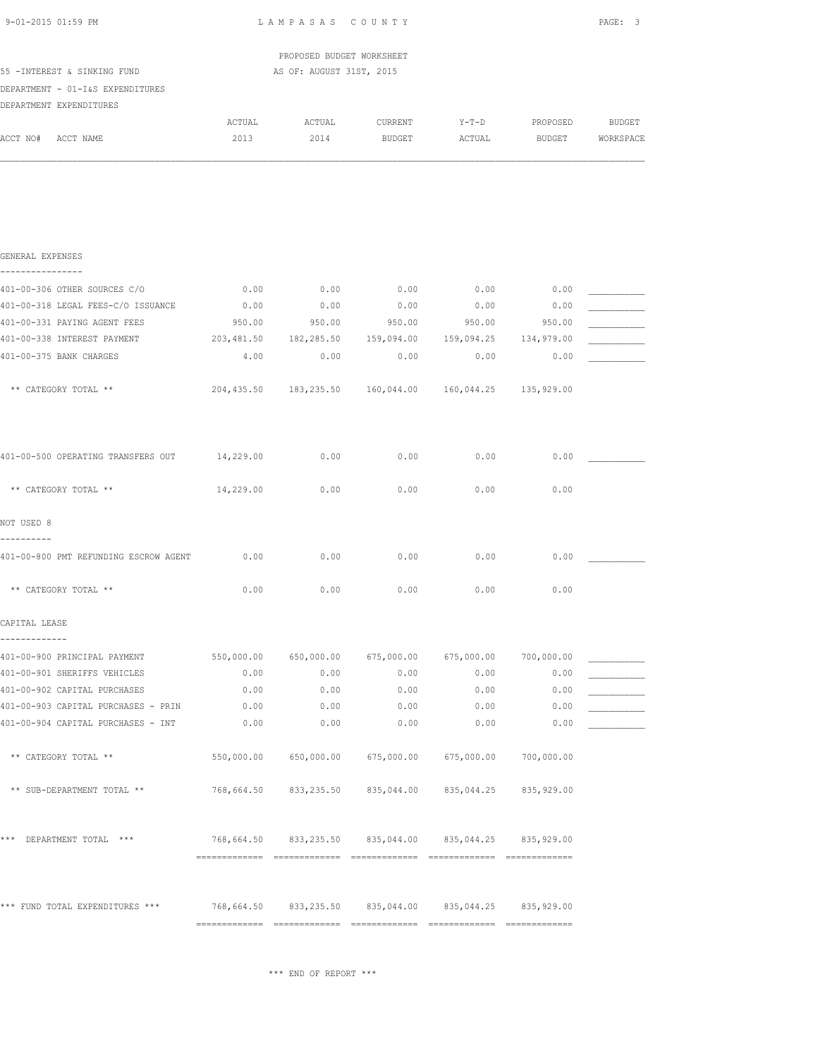LAMPASAS COUNTY

PROPOSED BUDGET WORKSHEET

AS OF: AUGUST 31ST, 2015

55 -INTEREST & SINKING FUND

DEPARTMENT - 01-I&S EXPENDITURES

DEPARTMENT EXPENDITURES

| ACCT NO# ACCT NAME | ACTUAL 2013 | ACTUAL 2014 | CURRENT BUDGET | Y-T-D ACTUAL | PROPOSED BUDGET | BUDGET WORKSPACE |
|---|---|---|---|---|---|---|
| **GENERAL EXPENSES** | | | | | | |
| 401-00-306 OTHER SOURCES C/O | 0.00 | 0.00 | 0.00 | 0.00 | 0.00 | ___________ |
| 401-00-318 LEGAL FEES-C/O ISSUANCE | 0.00 | 0.00 | 0.00 | 0.00 | 0.00 | ___________ |
| 401-00-331 PAYING AGENT FEES | 950.00 | 950.00 | 950.00 | 950.00 | 950.00 | ___________ |
| 401-00-338 INTEREST PAYMENT | 203,481.50 | 182,285.50 | 159,094.00 | 159,094.25 | 134,979.00 | ___________ |
| 401-00-375 BANK CHARGES | 4.00 | 0.00 | 0.00 | 0.00 | 0.00 | ___________ |
| ** CATEGORY TOTAL ** | 204,435.50 | 183,235.50 | 160,044.00 | 160,044.25 | 135,929.00 | |
| 401-00-500 OPERATING TRANSFERS OUT | 14,229.00 | 0.00 | 0.00 | 0.00 | 0.00 | ___________ |
| ** CATEGORY TOTAL ** | 14,229.00 | 0.00 | 0.00 | 0.00 | 0.00 | |
| **NOT USED 8** | | | | | | |
| 401-00-800 PMT REFUNDING ESCROW AGENT | 0.00 | 0.00 | 0.00 | 0.00 | 0.00 | ___________ |
| ** CATEGORY TOTAL ** | 0.00 | 0.00 | 0.00 | 0.00 | 0.00 | |
| **CAPITAL LEASE** | | | | | | |
| 401-00-900 PRINCIPAL PAYMENT | 550,000.00 | 650,000.00 | 675,000.00 | 675,000.00 | 700,000.00 | ___________ |
| 401-00-901 SHERIFFS VEHICLES | 0.00 | 0.00 | 0.00 | 0.00 | 0.00 | ___________ |
| 401-00-902 CAPITAL PURCHASES | 0.00 | 0.00 | 0.00 | 0.00 | 0.00 | ___________ |
| 401-00-903 CAPITAL PURCHASES - PRIN | 0.00 | 0.00 | 0.00 | 0.00 | 0.00 | ___________ |
| 401-00-904 CAPITAL PURCHASES - INT | 0.00 | 0.00 | 0.00 | 0.00 | 0.00 | ___________ |
| ** CATEGORY TOTAL ** | 550,000.00 | 650,000.00 | 675,000.00 | 675,000.00 | 700,000.00 | |
| ** SUB-DEPARTMENT TOTAL ** | 768,664.50 | 833,235.50 | 835,044.00 | 835,044.25 | 835,929.00 | |
| *** DEPARTMENT TOTAL *** | 768,664.50 | 833,235.50 | 835,044.00 | 835,044.25 | 835,929.00 | |
| *** FUND TOTAL EXPENDITURES *** | 768,664.50 | 833,235.50 | 835,044.00 | 835,044.25 | 835,929.00 | |

*** END OF REPORT ***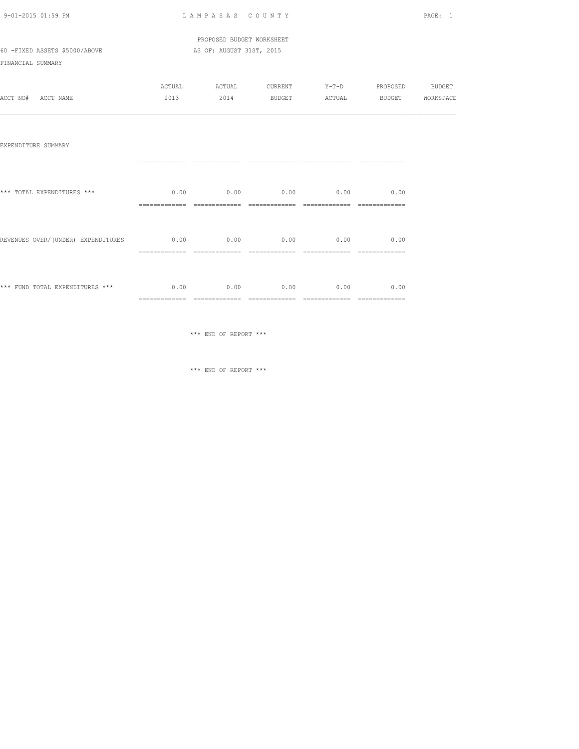LAMPASAS COUNTY

PROPOSED BUDGET WORKSHEET

60 -FIXED ASSETS $5000/ABOVE

AS OF: AUGUST 31ST, 2015

FINANCIAL SUMMARY

| ACCT NO# ACCT NAME | ACTUAL 2013 | ACTUAL 2014 | CURRENT BUDGET | Y-T-D ACTUAL | PROPOSED BUDGET | BUDGET WORKSPACE |
|---|---|---|---|---|---|---|
| EXPENDITURE SUMMARY | | | | | | |
| *** TOTAL EXPENDITURES *** | 0.00 | 0.00 | 0.00 | 0.00 | 0.00 | |
| REVENUES OVER/(UNDER) EXPENDITURES | 0.00 | 0.00 | 0.00 | 0.00 | 0.00 | |
| *** FUND TOTAL EXPENDITURES *** | 0.00 | 0.00 | 0.00 | 0.00 | 0.00 | |

*** END OF REPORT ***

*** END OF REPORT ***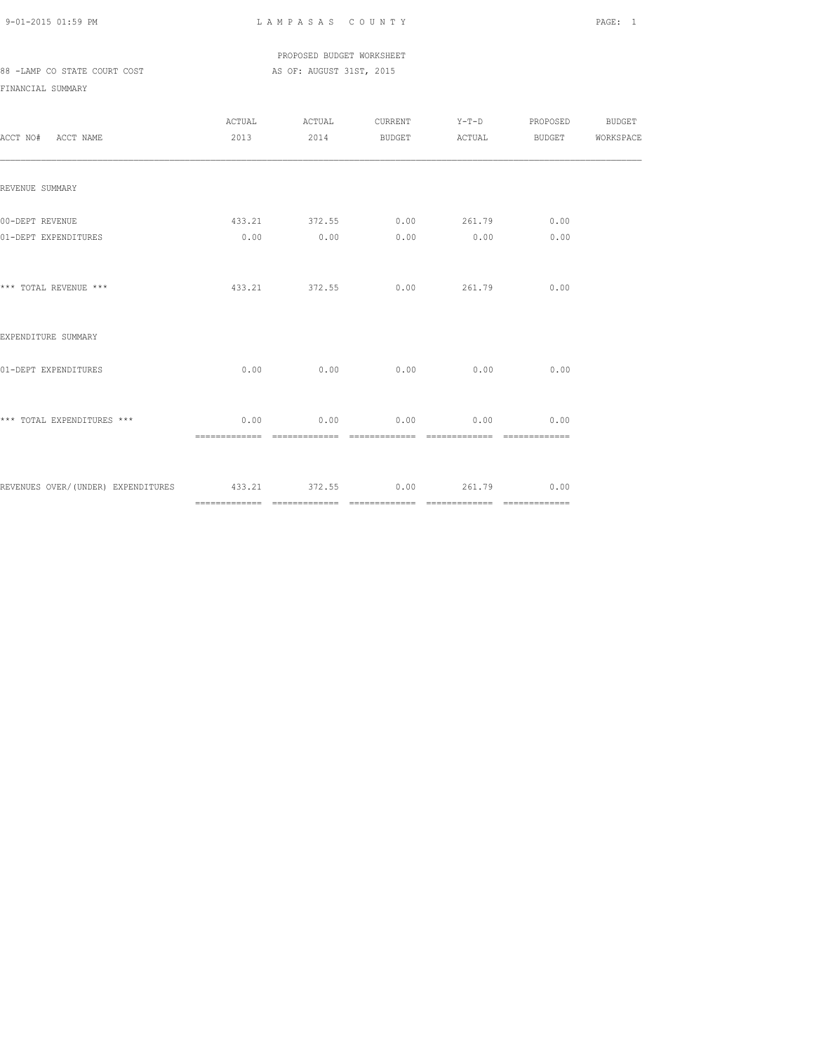PROPOSED BUDGET WORKSHEET

88 -LAMP CO STATE COURT COST AS OF: AUGUST 31ST, 2015

FINANCIAL SUMMARY

| ACCT NO# ACCT NAME | ACTUAL 2013 | ACTUAL 2014 | CURRENT BUDGET | Y-T-D ACTUAL | PROPOSED BUDGET | BUDGET WORKSPACE |
|---|---|---|---|---|---|---|
| REVENUE SUMMARY | | | | | | |
| 00-DEPT REVENUE | 433.21 | 372.55 | 0.00 | 261.79 | 0.00 | |
| 01-DEPT EXPENDITURES | 0.00 | 0.00 | 0.00 | 0.00 | 0.00 | |
| *** TOTAL REVENUE *** | 433.21 | 372.55 | 0.00 | 261.79 | 0.00 | |
| EXPENDITURE SUMMARY | | | | | | |
| 01-DEPT EXPENDITURES | 0.00 | 0.00 | 0.00 | 0.00 | 0.00 | |
| *** TOTAL EXPENDITURES *** | 0.00 | 0.00 | 0.00 | 0.00 | 0.00 | |
| REVENUES OVER/(UNDER) EXPENDITURES | 433.21 | 372.55 | 0.00 | 261.79 | 0.00 | |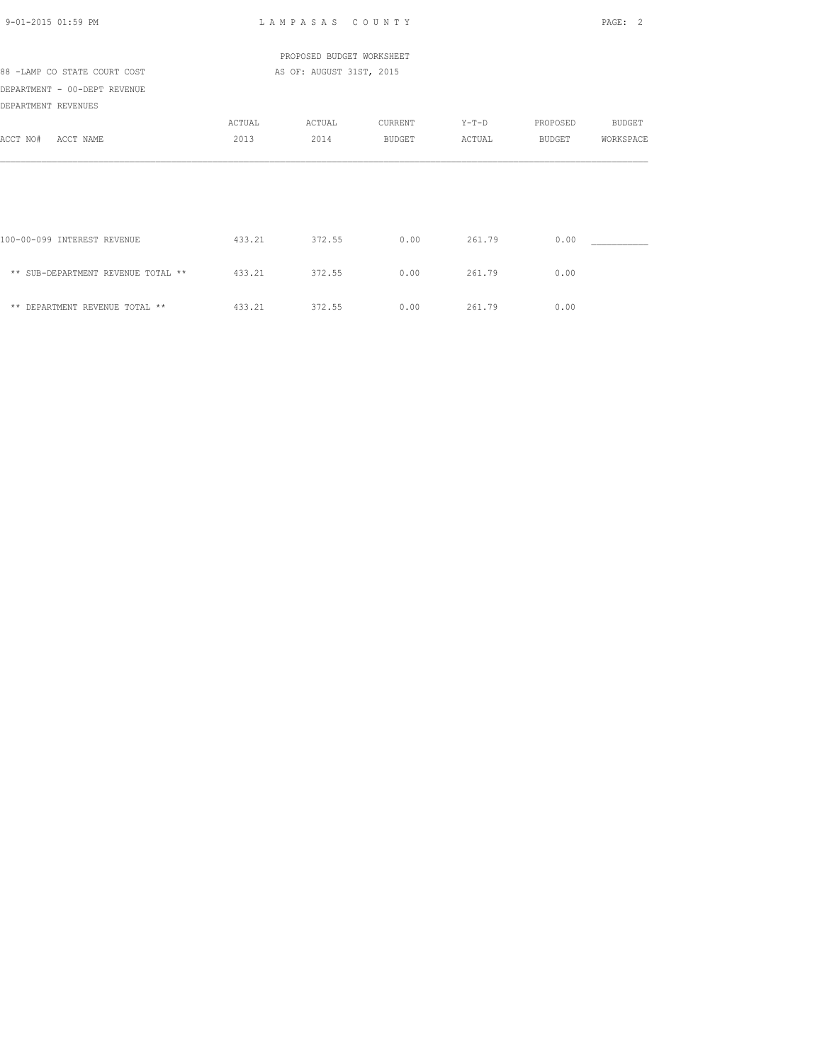PROPOSED BUDGET WORKSHEET

88 -LAMP CO STATE COURT COST AS OF: AUGUST 31ST, 2015

DEPARTMENT - 00-DEPT REVENUE

DEPARTMENT REVENUES

| ACCT NO# ACCT NAME | ACTUAL 2013 | ACTUAL 2014 | CURRENT BUDGET | Y-T-D ACTUAL | PROPOSED BUDGET | BUDGET WORKSPACE |
|---|---|---|---|---|---|---|
| 100-00-099 INTEREST REVENUE | 433.21 | 372.55 | 0.00 | 261.79 | 0.00 | ___________ |
| ** SUB-DEPARTMENT REVENUE TOTAL ** | 433.21 | 372.55 | 0.00 | 261.79 | 0.00 | |
| ** DEPARTMENT REVENUE TOTAL ** | 433.21 | 372.55 | 0.00 | 261.79 | 0.00 | |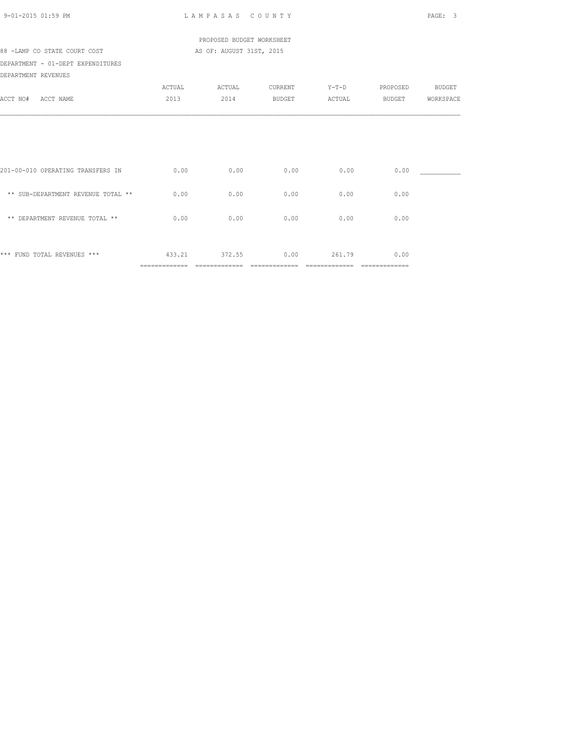PROPOSED BUDGET WORKSHEET

88 -LAMP CO STATE COURT COST AS OF: AUGUST 31ST, 2015

DEPARTMENT - 01-DEPT EXPENDITURES

DEPARTMENT REVENUES

| ACCT NO# ACCT NAME | ACTUAL 2013 | ACTUAL 2014 | CURRENT BUDGET | Y-T-D ACTUAL | PROPOSED BUDGET | BUDGET WORKSPACE |
|---|---|---|---|---|---|---|
| 201-00-010 OPERATING TRANSFERS IN | 0.00 | 0.00 | 0.00 | 0.00 | 0.00 | ___________ |
| ** SUB-DEPARTMENT REVENUE TOTAL ** | 0.00 | 0.00 | 0.00 | 0.00 | 0.00 | |
| ** DEPARTMENT REVENUE TOTAL ** | 0.00 | 0.00 | 0.00 | 0.00 | 0.00 | |
| *** FUND TOTAL REVENUES *** | 433.21 | 372.55 | 0.00 | 261.79 | 0.00 | |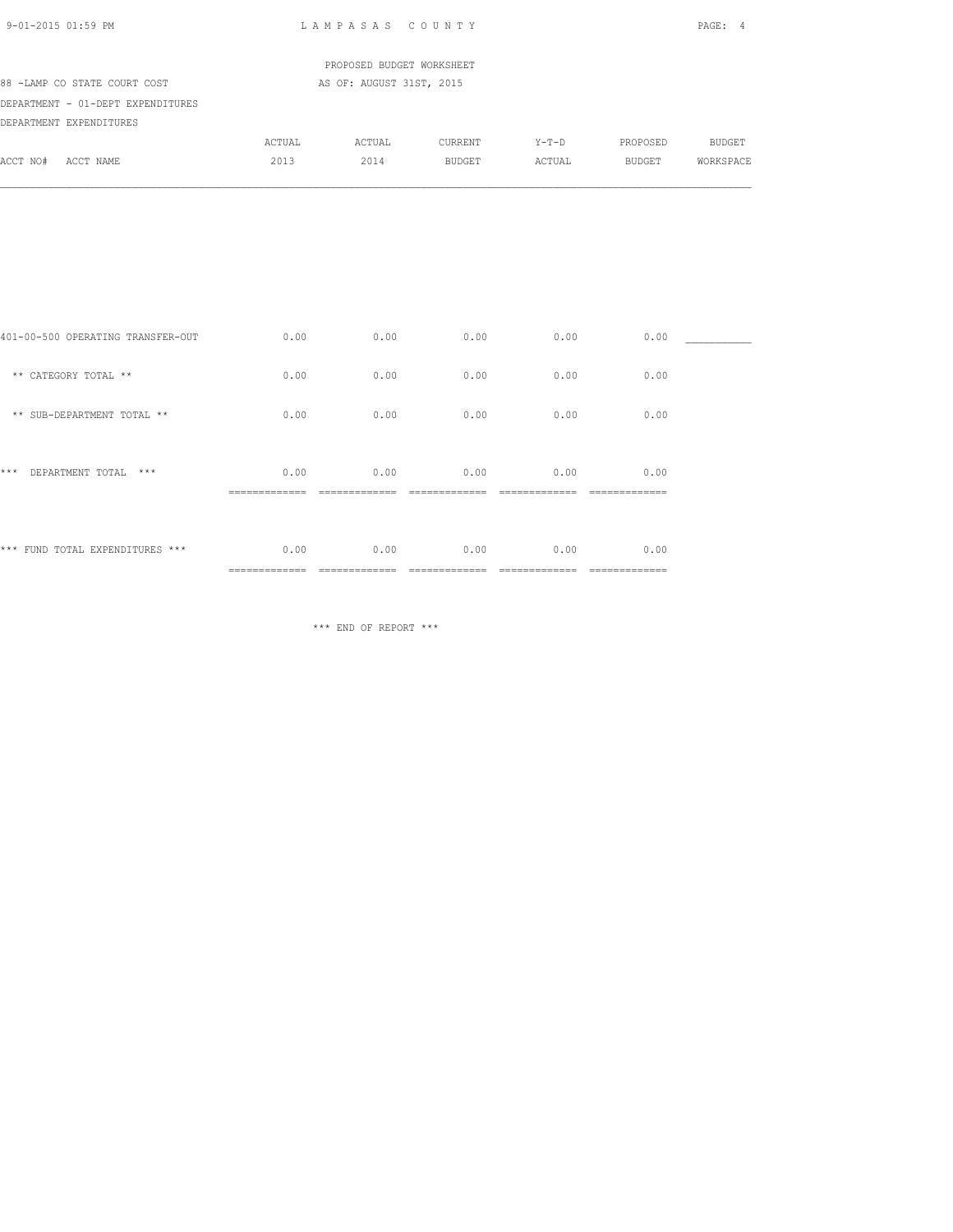PROPOSED BUDGET WORKSHEET

88 -LAMP CO STATE COURT COST AS OF: AUGUST 31ST, 2015

DEPARTMENT - 01-DEPT EXPENDITURES

DEPARTMENT EXPENDITURES

| ACCT NO# ACCT NAME | ACTUAL 2013 | ACTUAL 2014 | CURRENT BUDGET | Y-T-D ACTUAL | PROPOSED BUDGET | BUDGET WORKSPACE |
|---|---|---|---|---|---|---|
| 401-00-500 OPERATING TRANSFER-OUT | 0.00 | 0.00 | 0.00 | 0.00 | 0.00 | ___________ |
| ** CATEGORY TOTAL ** | 0.00 | 0.00 | 0.00 | 0.00 | 0.00 | |
| ** SUB-DEPARTMENT TOTAL ** | 0.00 | 0.00 | 0.00 | 0.00 | 0.00 | |
| *** DEPARTMENT TOTAL *** | 0.00 | 0.00 | 0.00 | 0.00 | 0.00 | |
| *** FUND TOTAL EXPENDITURES *** | 0.00 | 0.00 | 0.00 | 0.00 | 0.00 | |

*** END OF REPORT ***